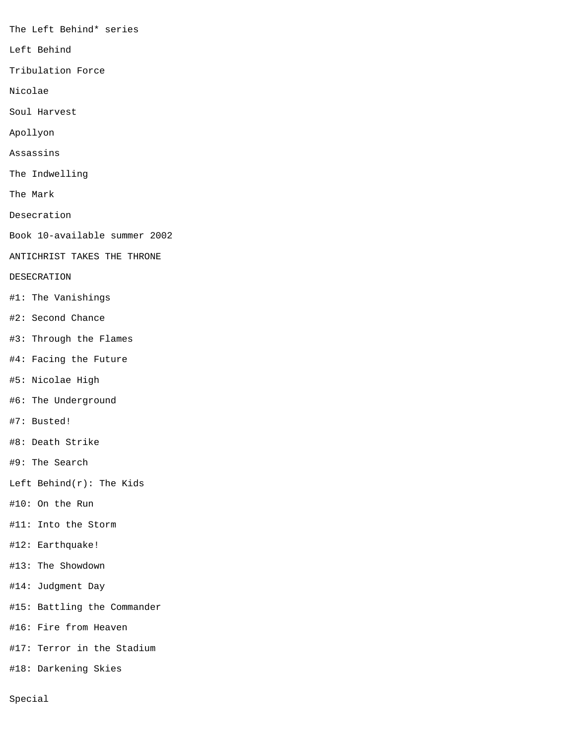The Left Behind* series

Left Behind

Tribulation Force

Nicolae

Soul Harvest

Apollyon

Assassins

The Indwelling

The Mark

Desecration

Book 10-available summer 2002

ANTICHRIST TAKES THE THRONE

DESECRATION

#1: The Vanishings

#2: Second Chance

#3: Through the Flames

#4: Facing the Future

#5: Nicolae High

#6: The Underground

#7: Busted!

#8: Death Strike

#9: The Search

Left Behind(r): The Kids

#10: On the Run

#11: Into the Storm

#12: Earthquake!

#13: The Showdown

#14: Judgment Day

#15: Battling the Commander

#16: Fire from Heaven

#17: Terror in the Stadium

#18: Darkening Skies

Special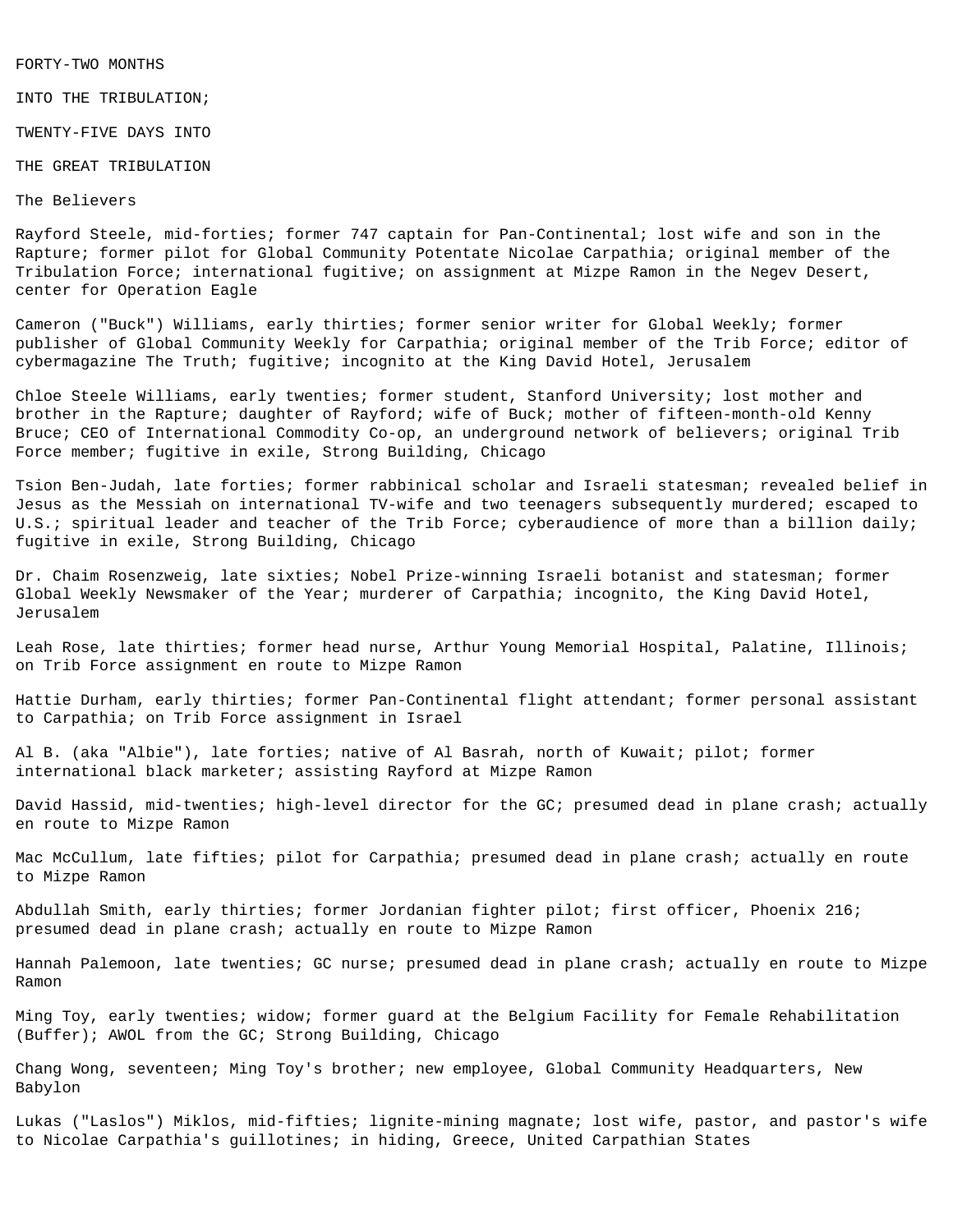FORTY-TWO MONTHS

INTO THE TRIBULATION;

TWENTY-FIVE DAYS INTO

THE GREAT TRIBULATION

The Believers

Rayford Steele, mid-forties; former 747 captain for Pan-Continental; lost wife and son in the Rapture; former pilot for Global Community Potentate Nicolae Carpathia; original member of the Tribulation Force; international fugitive; on assignment at Mizpe Ramon in the Negev Desert, center for Operation Eagle

Cameron ("Buck") Williams, early thirties; former senior writer for Global Weekly; former publisher of Global Community Weekly for Carpathia; original member of the Trib Force; editor of cybermagazine The Truth; fugitive; incognito at the King David Hotel, Jerusalem

Chloe Steele Williams, early twenties; former student, Stanford University; lost mother and brother in the Rapture; daughter of Rayford; wife of Buck; mother of fifteen-month-old Kenny Bruce; CEO of International Commodity Co-op, an underground network of believers; original Trib Force member; fugitive in exile, Strong Building, Chicago

Tsion Ben-Judah, late forties; former rabbinical scholar and Israeli statesman; revealed belief in Jesus as the Messiah on international TV-wife and two teenagers subsequently murdered; escaped to U.S.; spiritual leader and teacher of the Trib Force; cyberaudience of more than a billion daily; fugitive in exile, Strong Building, Chicago

Dr. Chaim Rosenzweig, late sixties; Nobel Prize-winning Israeli botanist and statesman; former Global Weekly Newsmaker of the Year; murderer of Carpathia; incognito, the King David Hotel, Jerusalem

Leah Rose, late thirties; former head nurse, Arthur Young Memorial Hospital, Palatine, Illinois; on Trib Force assignment en route to Mizpe Ramon

Hattie Durham, early thirties; former Pan-Continental flight attendant; former personal assistant to Carpathia; on Trib Force assignment in Israel

Al B. (aka "Albie"), late forties; native of Al Basrah, north of Kuwait; pilot; former international black marketer; assisting Rayford at Mizpe Ramon

David Hassid, mid-twenties; high-level director for the GC; presumed dead in plane crash; actually en route to Mizpe Ramon

Mac McCullum, late fifties; pilot for Carpathia; presumed dead in plane crash; actually en route to Mizpe Ramon

Abdullah Smith, early thirties; former Jordanian fighter pilot; first officer, Phoenix 216; presumed dead in plane crash; actually en route to Mizpe Ramon

Hannah Palemoon, late twenties; GC nurse; presumed dead in plane crash; actually en route to Mizpe Ramon

Ming Toy, early twenties; widow; former guard at the Belgium Facility for Female Rehabilitation (Buffer); AWOL from the GC; Strong Building, Chicago

Chang Wong, seventeen; Ming Toy's brother; new employee, Global Community Headquarters, New Babylon

Lukas ("Laslos") Miklos, mid-fifties; lignite-mining magnate; lost wife, pastor, and pastor's wife to Nicolae Carpathia's guillotines; in hiding, Greece, United Carpathian States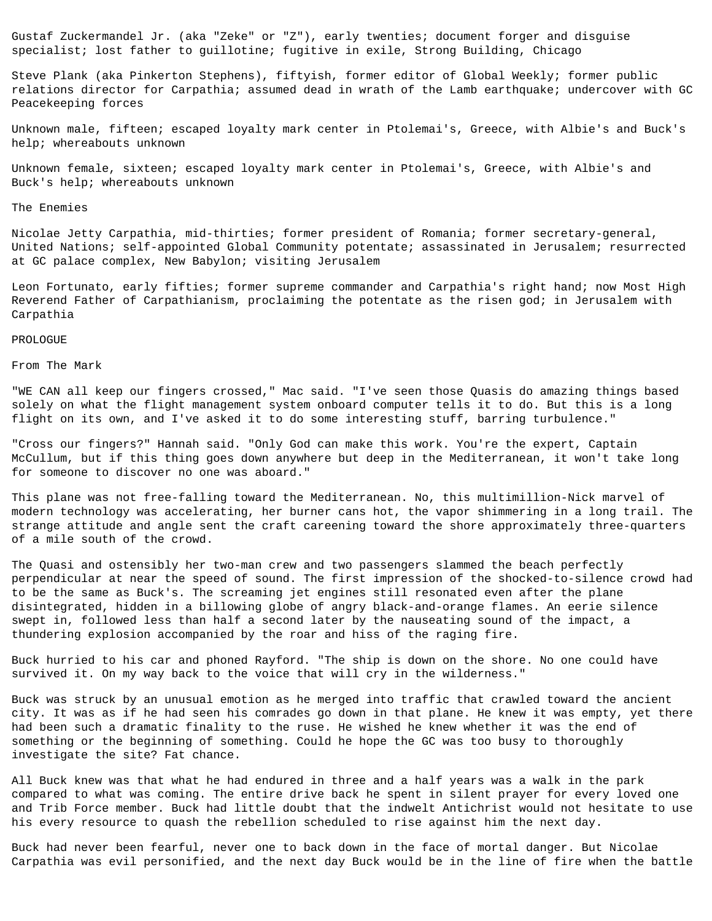Gustaf Zuckermandel Jr. (aka "Zeke" or "Z"), early twenties; document forger and disguise specialist; lost father to guillotine; fugitive in exile, Strong Building, Chicago

Steve Plank (aka Pinkerton Stephens), fiftyish, former editor of Global Weekly; former public relations director for Carpathia; assumed dead in wrath of the Lamb earthquake; undercover with GC Peacekeeping forces

Unknown male, fifteen; escaped loyalty mark center in Ptolemai's, Greece, with Albie's and Buck's help; whereabouts unknown

Unknown female, sixteen; escaped loyalty mark center in Ptolemai's, Greece, with Albie's and Buck's help; whereabouts unknown

## The Enemies

Nicolae Jetty Carpathia, mid-thirties; former president of Romania; former secretary-general, United Nations; self-appointed Global Community potentate; assassinated in Jerusalem; resurrected at GC palace complex, New Babylon; visiting Jerusalem

Leon Fortunato, early fifties; former supreme commander and Carpathia's right hand; now Most High Reverend Father of Carpathianism, proclaiming the potentate as the risen god; in Jerusalem with Carpathia

# PROLOGUE

From The Mark

"WE CAN all keep our fingers crossed," Mac said. "I've seen those Quasis do amazing things based solely on what the flight management system onboard computer tells it to do. But this is a long flight on its own, and I've asked it to do some interesting stuff, barring turbulence."

"Cross our fingers?" Hannah said. "Only God can make this work. You're the expert, Captain McCullum, but if this thing goes down anywhere but deep in the Mediterranean, it won't take long for someone to discover no one was aboard."

This plane was not free-falling toward the Mediterranean. No, this multimillion-Nick marvel of modern technology was accelerating, her burner cans hot, the vapor shimmering in a long trail. The strange attitude and angle sent the craft careening toward the shore approximately three-quarters of a mile south of the crowd.

The Quasi and ostensibly her two-man crew and two passengers slammed the beach perfectly perpendicular at near the speed of sound. The first impression of the shocked-to-silence crowd had to be the same as Buck's. The screaming jet engines still resonated even after the plane disintegrated, hidden in a billowing globe of angry black-and-orange flames. An eerie silence swept in, followed less than half a second later by the nauseating sound of the impact, a thundering explosion accompanied by the roar and hiss of the raging fire.

Buck hurried to his car and phoned Rayford. "The ship is down on the shore. No one could have survived it. On my way back to the voice that will cry in the wilderness."

Buck was struck by an unusual emotion as he merged into traffic that crawled toward the ancient city. It was as if he had seen his comrades go down in that plane. He knew it was empty, yet there had been such a dramatic finality to the ruse. He wished he knew whether it was the end of something or the beginning of something. Could he hope the GC was too busy to thoroughly investigate the site? Fat chance.

All Buck knew was that what he had endured in three and a half years was a walk in the park compared to what was coming. The entire drive back he spent in silent prayer for every loved one and Trib Force member. Buck had little doubt that the indwelt Antichrist would not hesitate to use his every resource to quash the rebellion scheduled to rise against him the next day.

Buck had never been fearful, never one to back down in the face of mortal danger. But Nicolae Carpathia was evil personified, and the next day Buck would be in the line of fire when the battle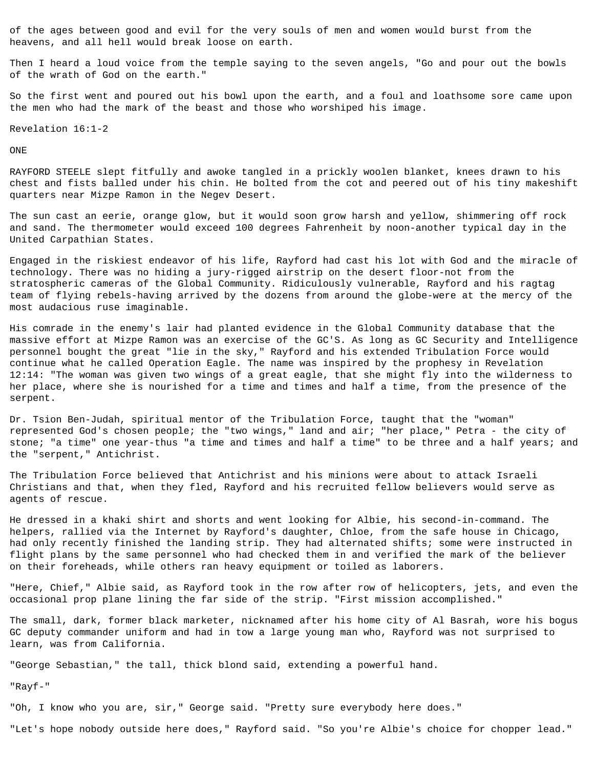of the ages between good and evil for the very souls of men and women would burst from the heavens, and all hell would break loose on earth.

Then I heard a loud voice from the temple saying to the seven angels, "Go and pour out the bowls of the wrath of God on the earth."

So the first went and poured out his bowl upon the earth, and a foul and loathsome sore came upon the men who had the mark of the beast and those who worshiped his image.

Revelation 16:1-2

ONE

RAYFORD STEELE slept fitfully and awoke tangled in a prickly woolen blanket, knees drawn to his chest and fists balled under his chin. He bolted from the cot and peered out of his tiny makeshift quarters near Mizpe Ramon in the Negev Desert.

The sun cast an eerie, orange glow, but it would soon grow harsh and yellow, shimmering off rock and sand. The thermometer would exceed 100 degrees Fahrenheit by noon-another typical day in the United Carpathian States.

Engaged in the riskiest endeavor of his life, Rayford had cast his lot with God and the miracle of technology. There was no hiding a jury-rigged airstrip on the desert floor-not from the stratospheric cameras of the Global Community. Ridiculously vulnerable, Rayford and his ragtag team of flying rebels-having arrived by the dozens from around the globe-were at the mercy of the most audacious ruse imaginable.

His comrade in the enemy's lair had planted evidence in the Global Community database that the massive effort at Mizpe Ramon was an exercise of the GC'S. As long as GC Security and Intelligence personnel bought the great "lie in the sky," Rayford and his extended Tribulation Force would continue what he called Operation Eagle. The name was inspired by the prophesy in Revelation 12:14: "The woman was given two wings of a great eagle, that she might fly into the wilderness to her place, where she is nourished for a time and times and half a time, from the presence of the serpent.

Dr. Tsion Ben-Judah, spiritual mentor of the Tribulation Force, taught that the "woman" represented God's chosen people; the "two wings," land and air; "her place," Petra - the city of stone; "a time" one year-thus "a time and times and half a time" to be three and a half years; and the "serpent," Antichrist.

The Tribulation Force believed that Antichrist and his minions were about to attack Israeli Christians and that, when they fled, Rayford and his recruited fellow believers would serve as agents of rescue.

He dressed in a khaki shirt and shorts and went looking for Albie, his second-in-command. The helpers, rallied via the Internet by Rayford's daughter, Chloe, from the safe house in Chicago, had only recently finished the landing strip. They had alternated shifts; some were instructed in flight plans by the same personnel who had checked them in and verified the mark of the believer on their foreheads, while others ran heavy equipment or toiled as laborers.

"Here, Chief," Albie said, as Rayford took in the row after row of helicopters, jets, and even the occasional prop plane lining the far side of the strip. "First mission accomplished."

The small, dark, former black marketer, nicknamed after his home city of Al Basrah, wore his bogus GC deputy commander uniform and had in tow a large young man who, Rayford was not surprised to learn, was from California.

"George Sebastian," the tall, thick blond said, extending a powerful hand.

"Rayf-"

"Oh, I know who you are, sir," George said. "Pretty sure everybody here does."

"Let's hope nobody outside here does," Rayford said. "So you're Albie's choice for chopper lead."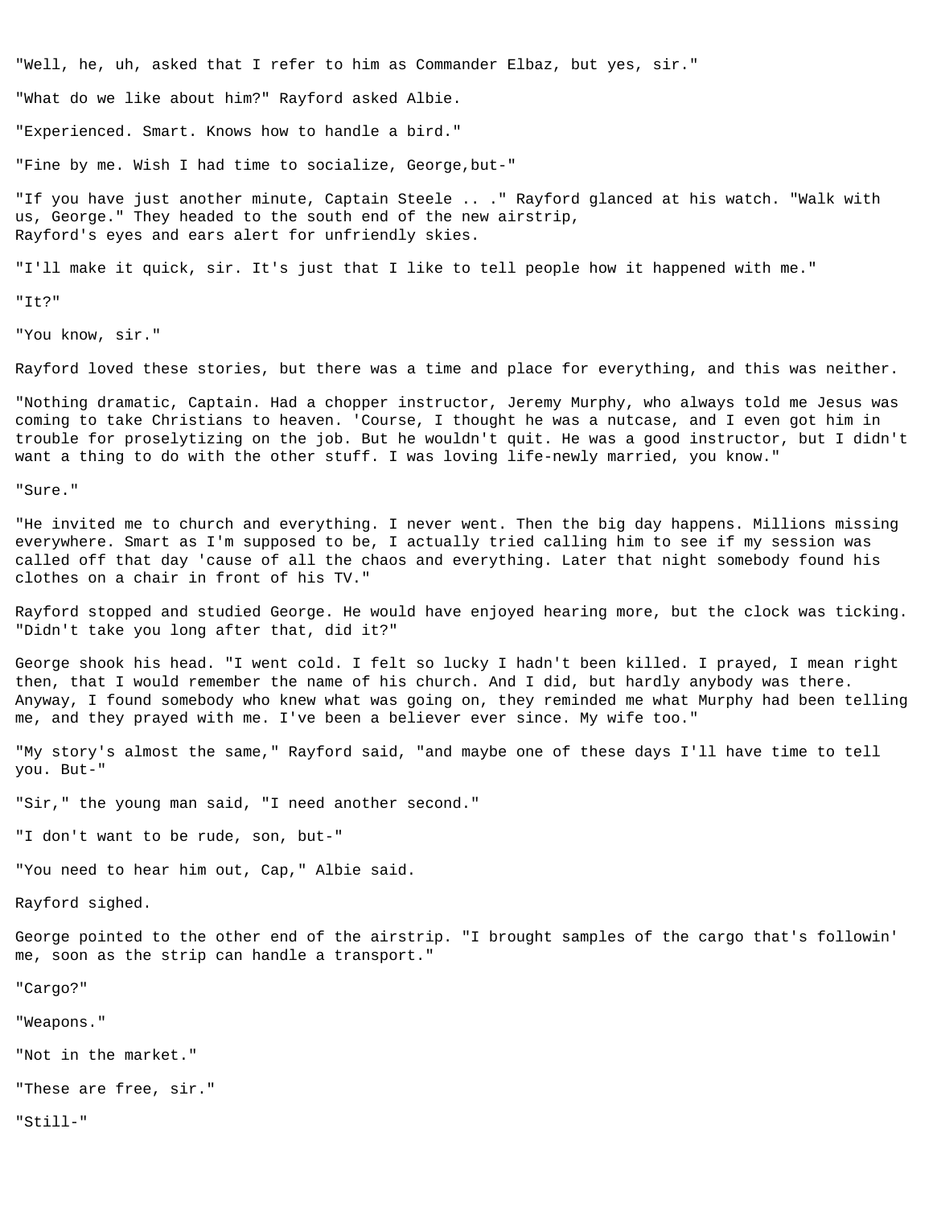"Well, he, uh, asked that I refer to him as Commander Elbaz, but yes, sir."

"What do we like about him?" Rayford asked Albie.

"Experienced. Smart. Knows how to handle a bird."

"Fine by me. Wish I had time to socialize, George,but-"

"If you have just another minute, Captain Steele .. ." Rayford glanced at his watch. "Walk with us, George." They headed to the south end of the new airstrip, Rayford's eyes and ears alert for unfriendly skies.

"I'll make it quick, sir. It's just that I like to tell people how it happened with me."

"It?"

"You know, sir."

Rayford loved these stories, but there was a time and place for everything, and this was neither.

"Nothing dramatic, Captain. Had a chopper instructor, Jeremy Murphy, who always told me Jesus was coming to take Christians to heaven. 'Course, I thought he was a nutcase, and I even got him in trouble for proselytizing on the job. But he wouldn't quit. He was a good instructor, but I didn't want a thing to do with the other stuff. I was loving life-newly married, you know."

"Sure."

"He invited me to church and everything. I never went. Then the big day happens. Millions missing everywhere. Smart as I'm supposed to be, I actually tried calling him to see if my session was called off that day 'cause of all the chaos and everything. Later that night somebody found his clothes on a chair in front of his TV."

Rayford stopped and studied George. He would have enjoyed hearing more, but the clock was ticking. "Didn't take you long after that, did it?"

George shook his head. "I went cold. I felt so lucky I hadn't been killed. I prayed, I mean right then, that I would remember the name of his church. And I did, but hardly anybody was there. Anyway, I found somebody who knew what was going on, they reminded me what Murphy had been telling me, and they prayed with me. I've been a believer ever since. My wife too."

"My story's almost the same," Rayford said, "and maybe one of these days I'll have time to tell you. But-"

"Sir," the young man said, "I need another second."

"I don't want to be rude, son, but-"

"You need to hear him out, Cap," Albie said.

Rayford sighed.

George pointed to the other end of the airstrip. "I brought samples of the cargo that's followin' me, soon as the strip can handle a transport."

"Cargo?"

"Weapons."

"Not in the market."

"These are free, sir."

"Still-"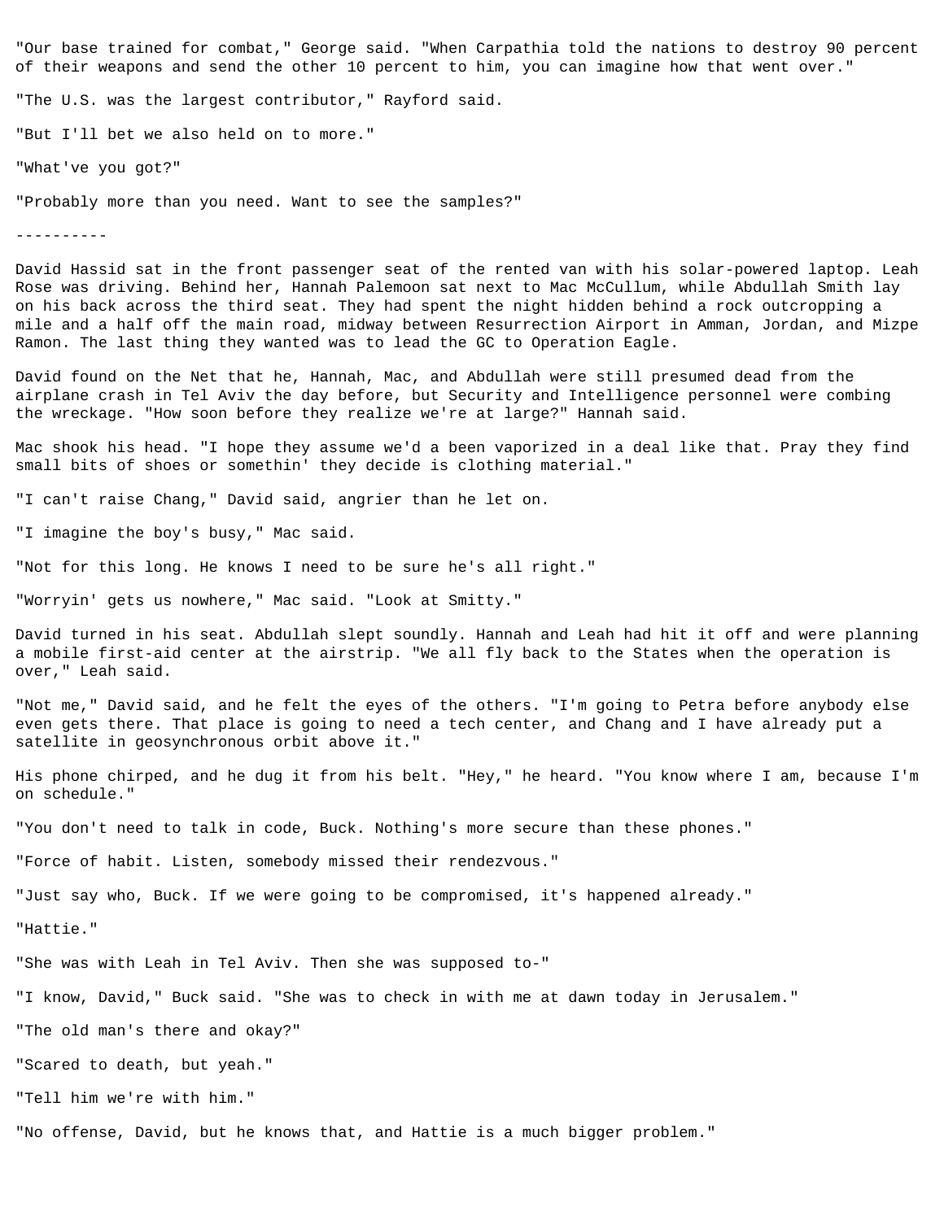"Our base trained for combat," George said. "When Carpathia told the nations to destroy 90 percent of their weapons and send the other 10 percent to him, you can imagine how that went over."

"The U.S. was the largest contributor," Rayford said.

"But I'll bet we also held on to more."

"What've you got?"

"Probably more than you need. Want to see the samples?"

----------

David Hassid sat in the front passenger seat of the rented van with his solar-powered laptop. Leah Rose was driving. Behind her, Hannah Palemoon sat next to Mac McCullum, while Abdullah Smith lay on his back across the third seat. They had spent the night hidden behind a rock outcropping a mile and a half off the main road, midway between Resurrection Airport in Amman, Jordan, and Mizpe Ramon. The last thing they wanted was to lead the GC to Operation Eagle.

David found on the Net that he, Hannah, Mac, and Abdullah were still presumed dead from the airplane crash in Tel Aviv the day before, but Security and Intelligence personnel were combing the wreckage. "How soon before they realize we're at large?" Hannah said.

Mac shook his head. "I hope they assume we'd a been vaporized in a deal like that. Pray they find small bits of shoes or somethin' they decide is clothing material."

"I can't raise Chang," David said, angrier than he let on.

"I imagine the boy's busy," Mac said.

"Not for this long. He knows I need to be sure he's all right."

"Worryin' gets us nowhere," Mac said. "Look at Smitty."

David turned in his seat. Abdullah slept soundly. Hannah and Leah had hit it off and were planning a mobile first-aid center at the airstrip. "We all fly back to the States when the operation is over," Leah said.

"Not me," David said, and he felt the eyes of the others. "I'm going to Petra before anybody else even gets there. That place is going to need a tech center, and Chang and I have already put a satellite in geosynchronous orbit above it."

His phone chirped, and he dug it from his belt. "Hey," he heard. "You know where I am, because I'm on schedule."

"You don't need to talk in code, Buck. Nothing's more secure than these phones."

"Force of habit. Listen, somebody missed their rendezvous."

"Just say who, Buck. If we were going to be compromised, it's happened already."

"Hattie."

"She was with Leah in Tel Aviv. Then she was supposed to-"

"I know, David," Buck said. "She was to check in with me at dawn today in Jerusalem."

"The old man's there and okay?"

"Scared to death, but yeah."

"Tell him we're with him."

"No offense, David, but he knows that, and Hattie is a much bigger problem."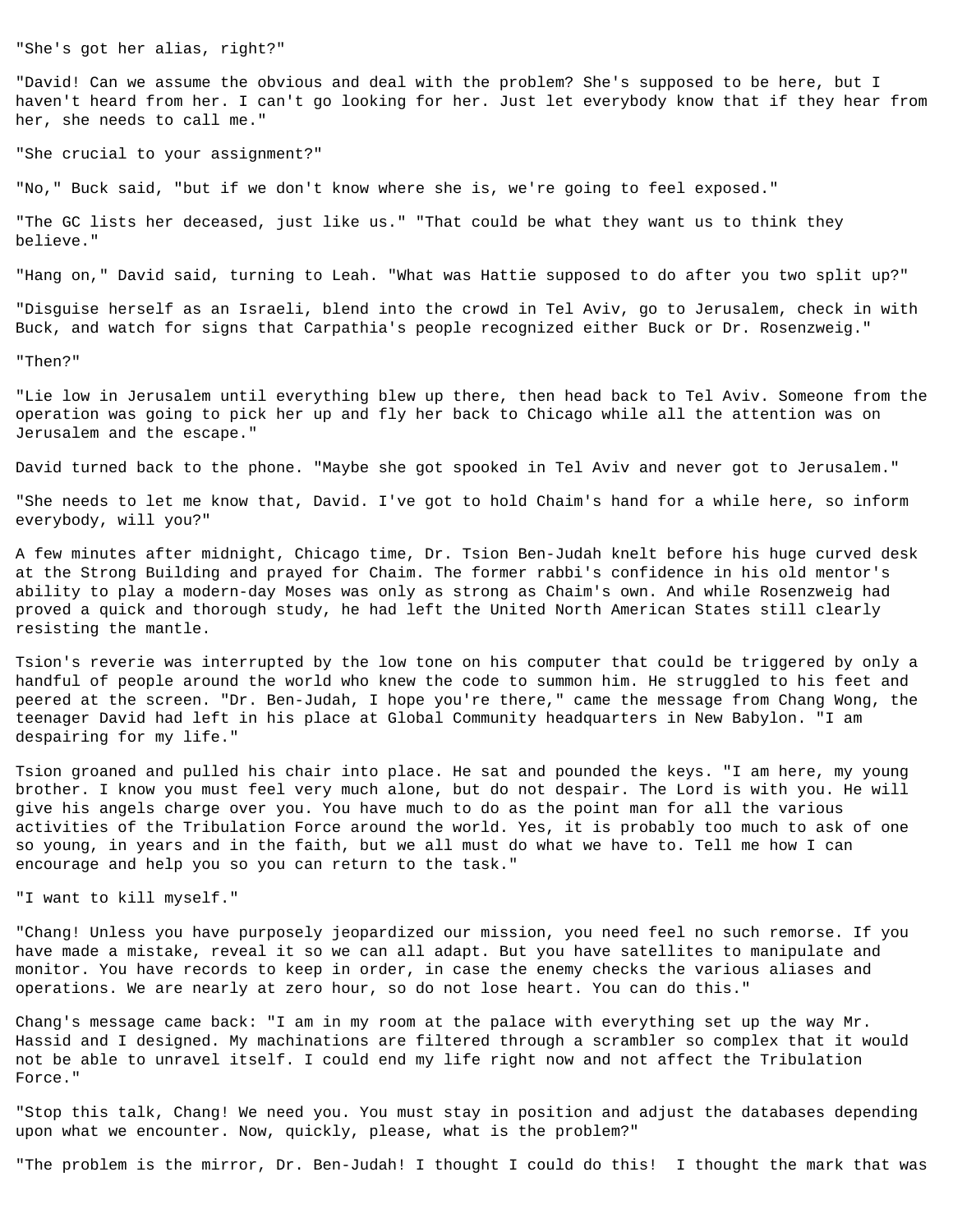"She's got her alias, right?"

"David! Can we assume the obvious and deal with the problem? She's supposed to be here, but I haven't heard from her. I can't go looking for her. Just let everybody know that if they hear from her, she needs to call me."

"She crucial to your assignment?"

"No," Buck said, "but if we don't know where she is, we're going to feel exposed."

"The GC lists her deceased, just like us." "That could be what they want us to think they believe."

"Hang on," David said, turning to Leah. "What was Hattie supposed to do after you two split up?"

"Disguise herself as an Israeli, blend into the crowd in Tel Aviv, go to Jerusalem, check in with Buck, and watch for signs that Carpathia's people recognized either Buck or Dr. Rosenzweig."

"Then?"

"Lie low in Jerusalem until everything blew up there, then head back to Tel Aviv. Someone from the operation was going to pick her up and fly her back to Chicago while all the attention was on Jerusalem and the escape."

David turned back to the phone. "Maybe she got spooked in Tel Aviv and never got to Jerusalem."

"She needs to let me know that, David. I've got to hold Chaim's hand for a while here, so inform everybody, will you?"

A few minutes after midnight, Chicago time, Dr. Tsion Ben-Judah knelt before his huge curved desk at the Strong Building and prayed for Chaim. The former rabbi's confidence in his old mentor's ability to play a modern-day Moses was only as strong as Chaim's own. And while Rosenzweig had proved a quick and thorough study, he had left the United North American States still clearly resisting the mantle.

Tsion's reverie was interrupted by the low tone on his computer that could be triggered by only a handful of people around the world who knew the code to summon him. He struggled to his feet and peered at the screen. "Dr. Ben-Judah, I hope you're there," came the message from Chang Wong, the teenager David had left in his place at Global Community headquarters in New Babylon. "I am despairing for my life."

Tsion groaned and pulled his chair into place. He sat and pounded the keys. "I am here, my young brother. I know you must feel very much alone, but do not despair. The Lord is with you. He will give his angels charge over you. You have much to do as the point man for all the various activities of the Tribulation Force around the world. Yes, it is probably too much to ask of one so young, in years and in the faith, but we all must do what we have to. Tell me how I can encourage and help you so you can return to the task."

"I want to kill myself."

"Chang! Unless you have purposely jeopardized our mission, you need feel no such remorse. If you have made a mistake, reveal it so we can all adapt. But you have satellites to manipulate and monitor. You have records to keep in order, in case the enemy checks the various aliases and operations. We are nearly at zero hour, so do not lose heart. You can do this."

Chang's message came back: "I am in my room at the palace with everything set up the way Mr. Hassid and I designed. My machinations are filtered through a scrambler so complex that it would not be able to unravel itself. I could end my life right now and not affect the Tribulation Force."

"Stop this talk, Chang! We need you. You must stay in position and adjust the databases depending upon what we encounter. Now, quickly, please, what is the problem?"

"The problem is the mirror, Dr. Ben-Judah! I thought I could do this! I thought the mark that was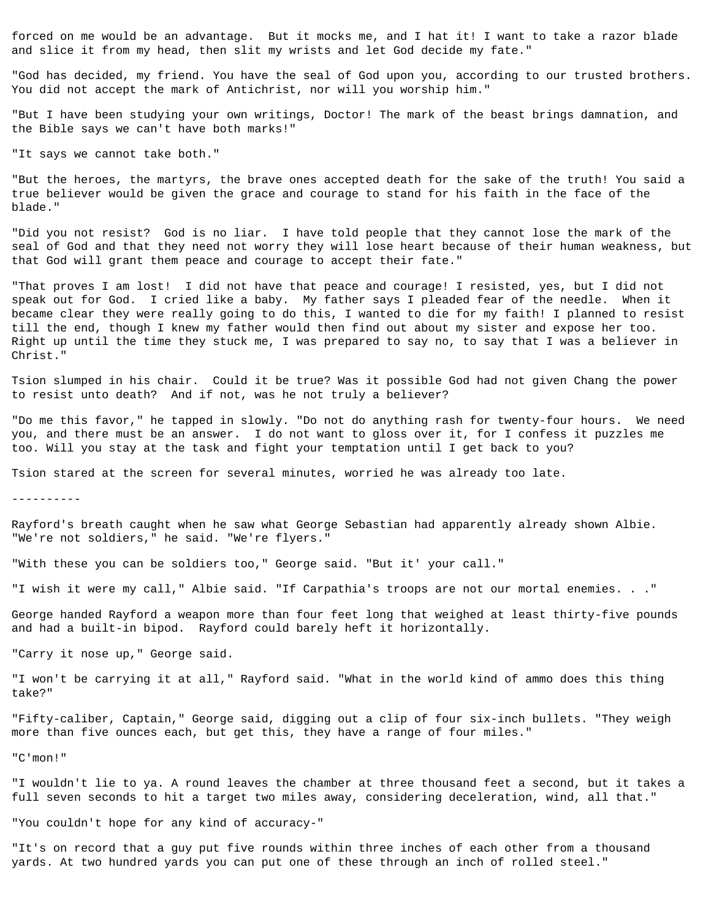forced on me would be an advantage. But it mocks me, and I hat it! I want to take a razor blade and slice it from my head, then slit my wrists and let God decide my fate."

"God has decided, my friend. You have the seal of God upon you, according to our trusted brothers. You did not accept the mark of Antichrist, nor will you worship him."

"But I have been studying your own writings, Doctor! The mark of the beast brings damnation, and the Bible says we can't have both marks!"

"It says we cannot take both."

"But the heroes, the martyrs, the brave ones accepted death for the sake of the truth! You said a true believer would be given the grace and courage to stand for his faith in the face of the blade."

"Did you not resist? God is no liar. I have told people that they cannot lose the mark of the seal of God and that they need not worry they will lose heart because of their human weakness, but that God will grant them peace and courage to accept their fate."

"That proves I am lost! I did not have that peace and courage! I resisted, yes, but I did not speak out for God. I cried like a baby. My father says I pleaded fear of the needle. When it became clear they were really going to do this, I wanted to die for my faith! I planned to resist till the end, though I knew my father would then find out about my sister and expose her too. Right up until the time they stuck me, I was prepared to say no, to say that I was a believer in Christ."

Tsion slumped in his chair. Could it be true? Was it possible God had not given Chang the power to resist unto death? And if not, was he not truly a believer?

"Do me this favor," he tapped in slowly. "Do not do anything rash for twenty-four hours. We need you, and there must be an answer. I do not want to gloss over it, for I confess it puzzles me too. Will you stay at the task and fight your temptation until I get back to you?

Tsion stared at the screen for several minutes, worried he was already too late.

----------

Rayford's breath caught when he saw what George Sebastian had apparently already shown Albie. "We're not soldiers," he said. "We're flyers."

"With these you can be soldiers too," George said. "But it' your call."

"I wish it were my call," Albie said. "If Carpathia's troops are not our mortal enemies. . ."

George handed Rayford a weapon more than four feet long that weighed at least thirty-five pounds and had a built-in bipod. Rayford could barely heft it horizontally.

"Carry it nose up," George said.

"I won't be carrying it at all," Rayford said. "What in the world kind of ammo does this thing take?"

"Fifty-caliber, Captain," George said, digging out a clip of four six-inch bullets. "They weigh more than five ounces each, but get this, they have a range of four miles."

"C'mon!"

"I wouldn't lie to ya. A round leaves the chamber at three thousand feet a second, but it takes a full seven seconds to hit a target two miles away, considering deceleration, wind, all that."

"You couldn't hope for any kind of accuracy-"

"It's on record that a guy put five rounds within three inches of each other from a thousand yards. At two hundred yards you can put one of these through an inch of rolled steel."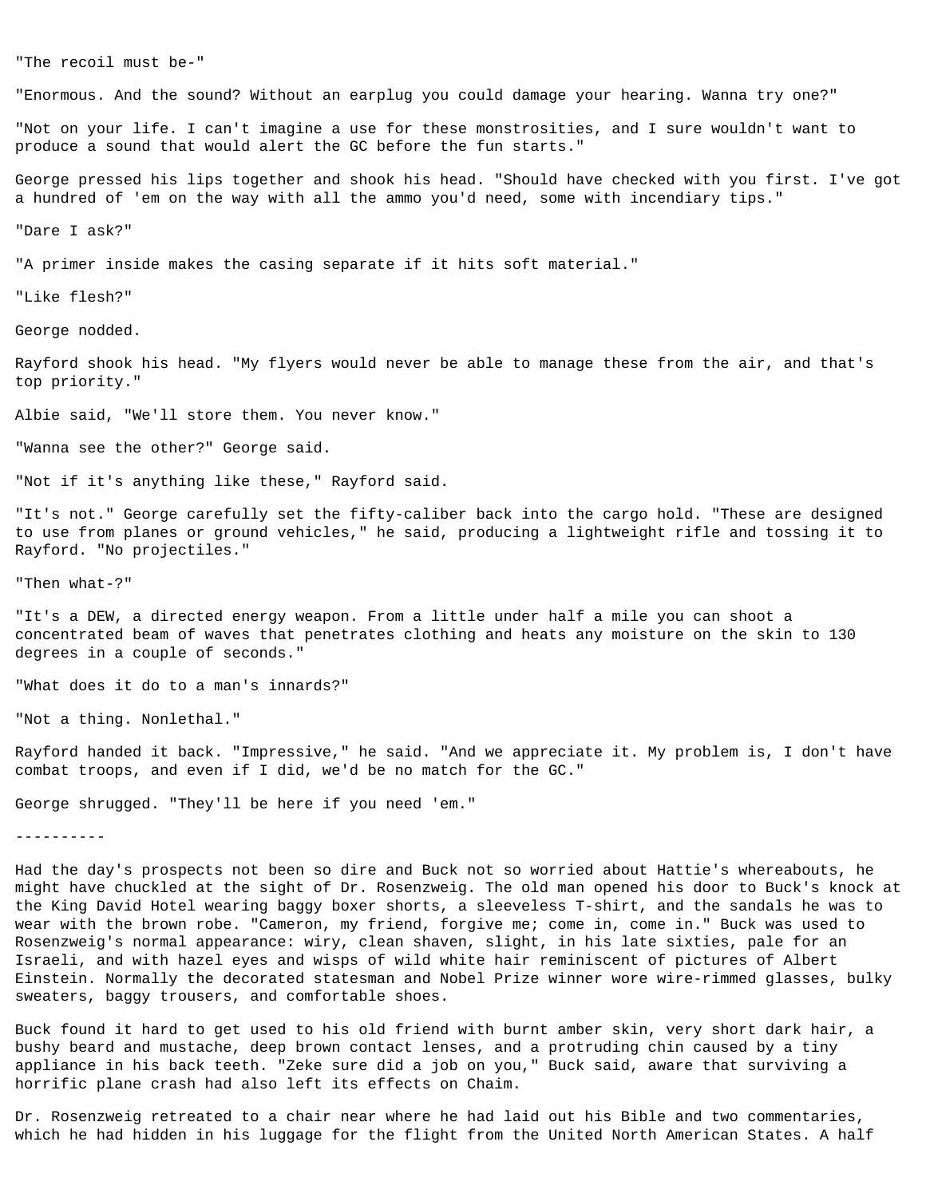"The recoil must be-"

"Enormous. And the sound? Without an earplug you could damage your hearing. Wanna try one?"

"Not on your life. I can't imagine a use for these monstrosities, and I sure wouldn't want to produce a sound that would alert the GC before the fun starts."

George pressed his lips together and shook his head. "Should have checked with you first. I've got a hundred of 'em on the way with all the ammo you'd need, some with incendiary tips."

"Dare I ask?"

"A primer inside makes the casing separate if it hits soft material."

"Like flesh?"

George nodded.

Rayford shook his head. "My flyers would never be able to manage these from the air, and that's top priority."

Albie said, "We'll store them. You never know."

"Wanna see the other?" George said.

"Not if it's anything like these," Rayford said.

"It's not." George carefully set the fifty-caliber back into the cargo hold. "These are designed to use from planes or ground vehicles," he said, producing a lightweight rifle and tossing it to Rayford. "No projectiles."

"Then what-?"

"It's a DEW, a directed energy weapon. From a little under half a mile you can shoot a concentrated beam of waves that penetrates clothing and heats any moisture on the skin to 130 degrees in a couple of seconds."

"What does it do to a man's innards?"

"Not a thing. Nonlethal."

Rayford handed it back. "Impressive," he said. "And we appreciate it. My problem is, I don't have combat troops, and even if I did, we'd be no match for the GC."

George shrugged. "They'll be here if you need 'em."

----------

Had the day's prospects not been so dire and Buck not so worried about Hattie's whereabouts, he might have chuckled at the sight of Dr. Rosenzweig. The old man opened his door to Buck's knock at the King David Hotel wearing baggy boxer shorts, a sleeveless T-shirt, and the sandals he was to wear with the brown robe. "Cameron, my friend, forgive me; come in, come in." Buck was used to Rosenzweig's normal appearance: wiry, clean shaven, slight, in his late sixties, pale for an Israeli, and with hazel eyes and wisps of wild white hair reminiscent of pictures of Albert Einstein. Normally the decorated statesman and Nobel Prize winner wore wire-rimmed glasses, bulky sweaters, baggy trousers, and comfortable shoes.

Buck found it hard to get used to his old friend with burnt amber skin, very short dark hair, a bushy beard and mustache, deep brown contact lenses, and a protruding chin caused by a tiny appliance in his back teeth. "Zeke sure did a job on you," Buck said, aware that surviving a horrific plane crash had also left its effects on Chaim.

Dr. Rosenzweig retreated to a chair near where he had laid out his Bible and two commentaries, which he had hidden in his luggage for the flight from the United North American States. A half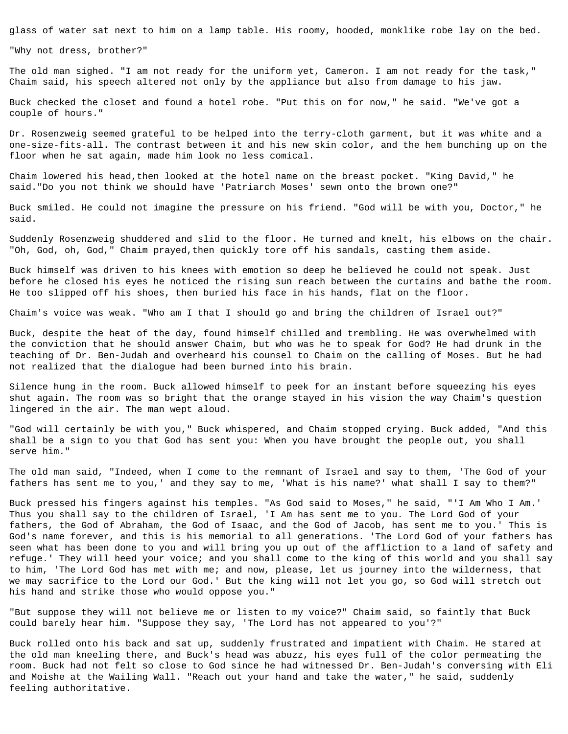glass of water sat next to him on a lamp table. His roomy, hooded, monklike robe lay on the bed.

"Why not dress, brother?"

The old man sighed. "I am not ready for the uniform yet, Cameron. I am not ready for the task," Chaim said, his speech altered not only by the appliance but also from damage to his jaw.

Buck checked the closet and found a hotel robe. "Put this on for now," he said. "We've got a couple of hours."

Dr. Rosenzweig seemed grateful to be helped into the terry-cloth garment, but it was white and a one-size-fits-all. The contrast between it and his new skin color, and the hem bunching up on the floor when he sat again, made him look no less comical.

Chaim lowered his head,then looked at the hotel name on the breast pocket. "King David," he said."Do you not think we should have 'Patriarch Moses' sewn onto the brown one?"

Buck smiled. He could not imagine the pressure on his friend. "God will be with you, Doctor," he said.

Suddenly Rosenzweig shuddered and slid to the floor. He turned and knelt, his elbows on the chair. "Oh, God, oh, God," Chaim prayed,then quickly tore off his sandals, casting them aside.

Buck himself was driven to his knees with emotion so deep he believed he could not speak. Just before he closed his eyes he noticed the rising sun reach between the curtains and bathe the room. He too slipped off his shoes, then buried his face in his hands, flat on the floor.

Chaim's voice was weak. "Who am I that I should go and bring the children of Israel out?"

Buck, despite the heat of the day, found himself chilled and trembling. He was overwhelmed with the conviction that he should answer Chaim, but who was he to speak for God? He had drunk in the teaching of Dr. Ben-Judah and overheard his counsel to Chaim on the calling of Moses. But he had not realized that the dialogue had been burned into his brain.

Silence hung in the room. Buck allowed himself to peek for an instant before squeezing his eyes shut again. The room was so bright that the orange stayed in his vision the way Chaim's question lingered in the air. The man wept aloud.

"God will certainly be with you," Buck whispered, and Chaim stopped crying. Buck added, "And this shall be a sign to you that God has sent you: When you have brought the people out, you shall serve him."

The old man said, "Indeed, when I come to the remnant of Israel and say to them, 'The God of your fathers has sent me to you,' and they say to me, 'What is his name?' what shall I say to them?"

Buck pressed his fingers against his temples. "As God said to Moses," he said, "'I Am Who I Am.' Thus you shall say to the children of Israel, 'I Am has sent me to you. The Lord God of your fathers, the God of Abraham, the God of Isaac, and the God of Jacob, has sent me to you.' This is God's name forever, and this is his memorial to all generations. 'The Lord God of your fathers has seen what has been done to you and will bring you up out of the affliction to a land of safety and refuge.' They will heed your voice; and you shall come to the king of this world and you shall say to him, 'The Lord God has met with me; and now, please, let us journey into the wilderness, that we may sacrifice to the Lord our God.' But the king will not let you go, so God will stretch out his hand and strike those who would oppose you."

"But suppose they will not believe me or listen to my voice?" Chaim said, so faintly that Buck could barely hear him. "Suppose they say, 'The Lord has not appeared to you'?"

Buck rolled onto his back and sat up, suddenly frustrated and impatient with Chaim. He stared at the old man kneeling there, and Buck's head was abuzz, his eyes full of the color permeating the room. Buck had not felt so close to God since he had witnessed Dr. Ben-Judah's conversing with Eli and Moishe at the Wailing Wall. "Reach out your hand and take the water," he said, suddenly feeling authoritative.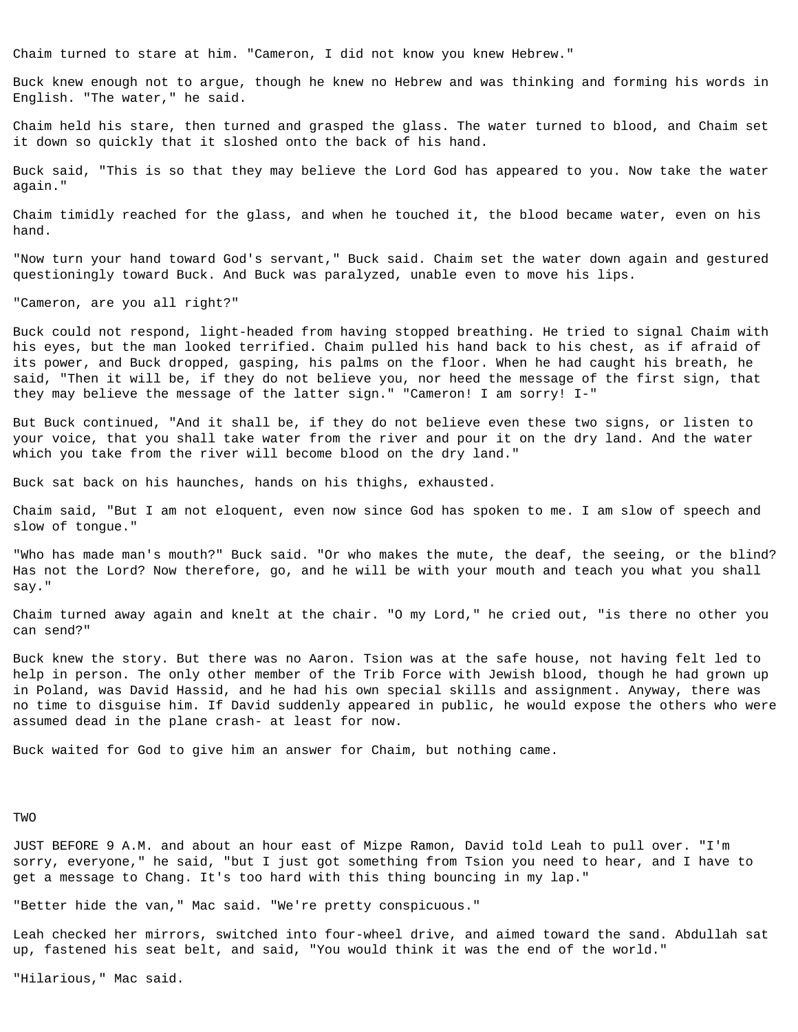Chaim turned to stare at him. "Cameron, I did not know you knew Hebrew."

Buck knew enough not to argue, though he knew no Hebrew and was thinking and forming his words in English. "The water," he said.

Chaim held his stare, then turned and grasped the glass. The water turned to blood, and Chaim set it down so quickly that it sloshed onto the back of his hand.

Buck said, "This is so that they may believe the Lord God has appeared to you. Now take the water again."

Chaim timidly reached for the glass, and when he touched it, the blood became water, even on his hand.

"Now turn your hand toward God's servant," Buck said. Chaim set the water down again and gestured questioningly toward Buck. And Buck was paralyzed, unable even to move his lips.

"Cameron, are you all right?"

Buck could not respond, light-headed from having stopped breathing. He tried to signal Chaim with his eyes, but the man looked terrified. Chaim pulled his hand back to his chest, as if afraid of its power, and Buck dropped, gasping, his palms on the floor. When he had caught his breath, he said, "Then it will be, if they do not believe you, nor heed the message of the first sign, that they may believe the message of the latter sign." "Cameron! I am sorry! I-"

But Buck continued, "And it shall be, if they do not believe even these two signs, or listen to your voice, that you shall take water from the river and pour it on the dry land. And the water which you take from the river will become blood on the dry land."

Buck sat back on his haunches, hands on his thighs, exhausted.

Chaim said, "But I am not eloquent, even now since God has spoken to me. I am slow of speech and slow of tongue."

"Who has made man's mouth?" Buck said. "Or who makes the mute, the deaf, the seeing, or the blind? Has not the Lord? Now therefore, go, and he will be with your mouth and teach you what you shall say."

Chaim turned away again and knelt at the chair. "O my Lord," he cried out, "is there no other you can send?"

Buck knew the story. But there was no Aaron. Tsion was at the safe house, not having felt led to help in person. The only other member of the Trib Force with Jewish blood, though he had grown up in Poland, was David Hassid, and he had his own special skills and assignment. Anyway, there was no time to disguise him. If David suddenly appeared in public, he would expose the others who were assumed dead in the plane crash- at least for now.

Buck waited for God to give him an answer for Chaim, but nothing came.

# TWO

JUST BEFORE 9 A.M. and about an hour east of Mizpe Ramon, David told Leah to pull over. "I'm sorry, everyone," he said, "but I just got something from Tsion you need to hear, and I have to get a message to Chang. It's too hard with this thing bouncing in my lap."

"Better hide the van," Mac said. "We're pretty conspicuous."

Leah checked her mirrors, switched into four-wheel drive, and aimed toward the sand. Abdullah sat up, fastened his seat belt, and said, "You would think it was the end of the world."

"Hilarious," Mac said.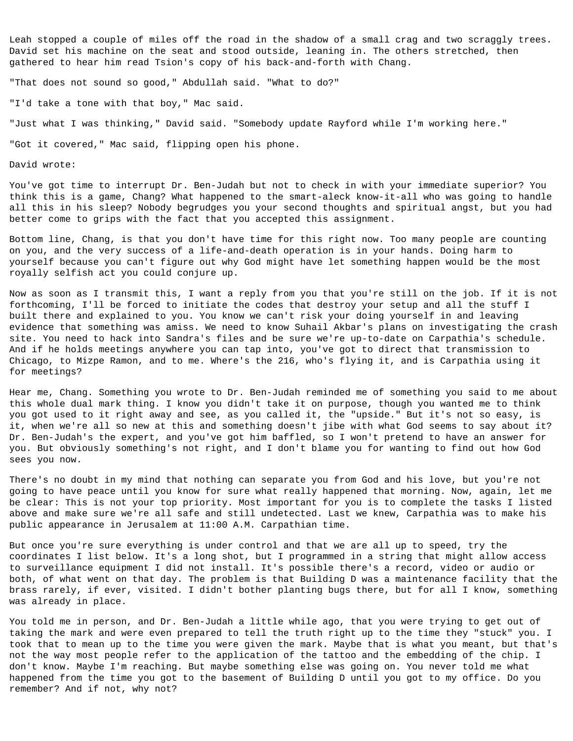Leah stopped a couple of miles off the road in the shadow of a small crag and two scraggly trees. David set his machine on the seat and stood outside, leaning in. The others stretched, then gathered to hear him read Tsion's copy of his back-and-forth with Chang.

"That does not sound so good," Abdullah said. "What to do?"

"I'd take a tone with that boy," Mac said.

"Just what I was thinking," David said. "Somebody update Rayford while I'm working here."

"Got it covered," Mac said, flipping open his phone.

David wrote:

You've got time to interrupt Dr. Ben-Judah but not to check in with your immediate superior? You think this is a game, Chang? What happened to the smart-aleck know-it-all who was going to handle all this in his sleep? Nobody begrudges you your second thoughts and spiritual angst, but you had better come to grips with the fact that you accepted this assignment.

Bottom line, Chang, is that you don't have time for this right now. Too many people are counting on you, and the very success of a life-and-death operation is in your hands. Doing harm to yourself because you can't figure out why God might have let something happen would be the most royally selfish act you could conjure up.

Now as soon as I transmit this, I want a reply from you that you're still on the job. If it is not forthcoming, I'll be forced to initiate the codes that destroy your setup and all the stuff I built there and explained to you. You know we can't risk your doing yourself in and leaving evidence that something was amiss. We need to know Suhail Akbar's plans on investigating the crash site. You need to hack into Sandra's files and be sure we're up-to-date on Carpathia's schedule. And if he holds meetings anywhere you can tap into, you've got to direct that transmission to Chicago, to Mizpe Ramon, and to me. Where's the 216, who's flying it, and is Carpathia using it for meetings?

Hear me, Chang. Something you wrote to Dr. Ben-Judah reminded me of something you said to me about this whole dual mark thing. I know you didn't take it on purpose, though you wanted me to think you got used to it right away and see, as you called it, the "upside." But it's not so easy, is it, when we're all so new at this and something doesn't jibe with what God seems to say about it? Dr. Ben-Judah's the expert, and you've got him baffled, so I won't pretend to have an answer for you. But obviously something's not right, and I don't blame you for wanting to find out how God sees you now.

There's no doubt in my mind that nothing can separate you from God and his love, but you're not going to have peace until you know for sure what really happened that morning. Now, again, let me be clear: This is not your top priority. Most important for you is to complete the tasks I listed above and make sure we're all safe and still undetected. Last we knew, Carpathia was to make his public appearance in Jerusalem at 11:00 A.M. Carpathian time.

But once you're sure everything is under control and that we are all up to speed, try the coordinates I list below. It's a long shot, but I programmed in a string that might allow access to surveillance equipment I did not install. It's possible there's a record, video or audio or both, of what went on that day. The problem is that Building D was a maintenance facility that the brass rarely, if ever, visited. I didn't bother planting bugs there, but for all I know, something was already in place.

You told me in person, and Dr. Ben-Judah a little while ago, that you were trying to get out of taking the mark and were even prepared to tell the truth right up to the time they "stuck" you. I took that to mean up to the time you were given the mark. Maybe that is what you meant, but that's not the way most people refer to the application of the tattoo and the embedding of the chip. I don't know. Maybe I'm reaching. But maybe something else was going on. You never told me what happened from the time you got to the basement of Building D until you got to my office. Do you remember? And if not, why not?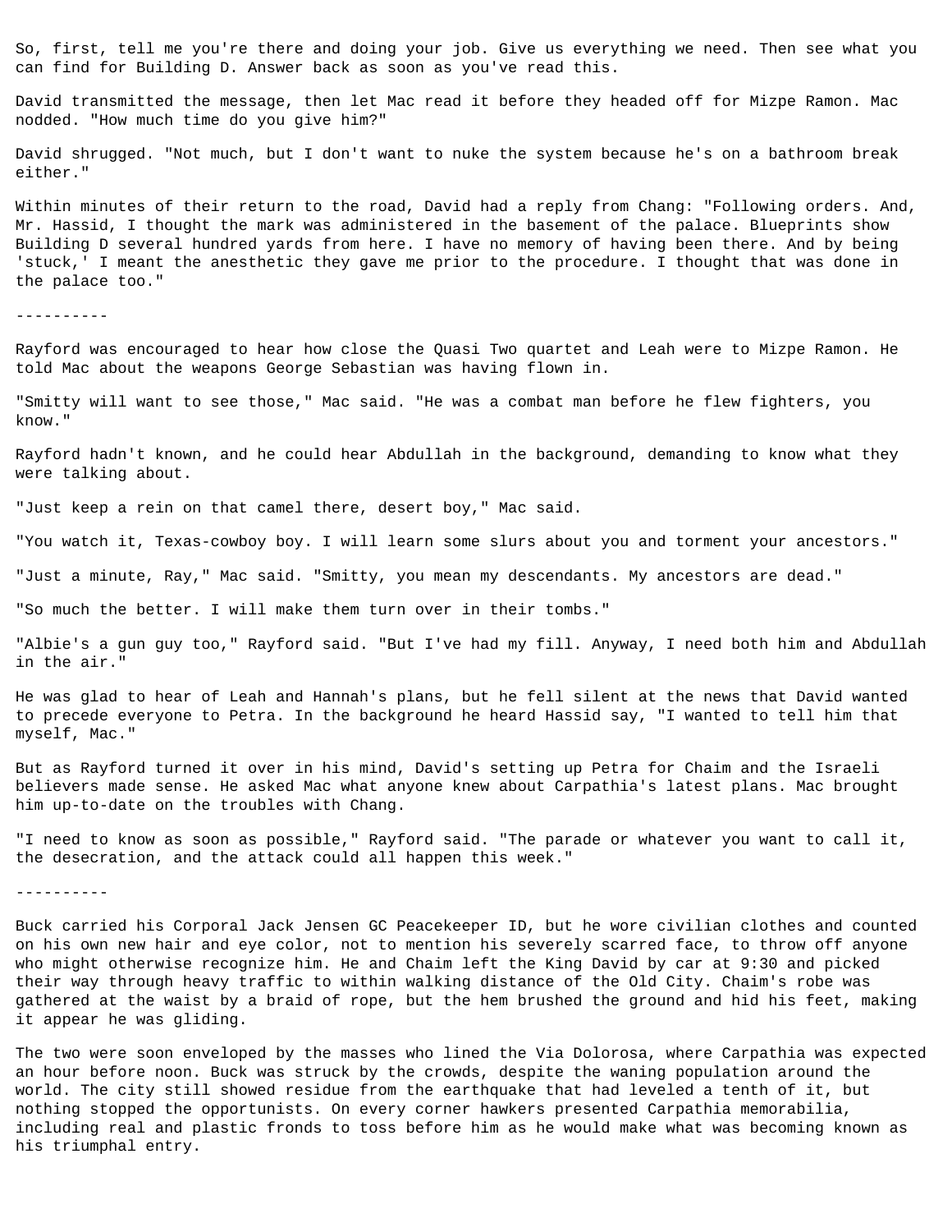So, first, tell me you're there and doing your job. Give us everything we need. Then see what you can find for Building D. Answer back as soon as you've read this.

David transmitted the message, then let Mac read it before they headed off for Mizpe Ramon. Mac nodded. "How much time do you give him?"

David shrugged. "Not much, but I don't want to nuke the system because he's on a bathroom break either."

Within minutes of their return to the road, David had a reply from Chang: "Following orders. And, Mr. Hassid, I thought the mark was administered in the basement of the palace. Blueprints show Building D several hundred yards from here. I have no memory of having been there. And by being 'stuck,' I meant the anesthetic they gave me prior to the procedure. I thought that was done in the palace too."

----------

Rayford was encouraged to hear how close the Quasi Two quartet and Leah were to Mizpe Ramon. He told Mac about the weapons George Sebastian was having flown in.

"Smitty will want to see those," Mac said. "He was a combat man before he flew fighters, you know."

Rayford hadn't known, and he could hear Abdullah in the background, demanding to know what they were talking about.

"Just keep a rein on that camel there, desert boy," Mac said.

"You watch it, Texas-cowboy boy. I will learn some slurs about you and torment your ancestors."

"Just a minute, Ray," Mac said. "Smitty, you mean my descendants. My ancestors are dead."

"So much the better. I will make them turn over in their tombs."

"Albie's a gun guy too," Rayford said. "But I've had my fill. Anyway, I need both him and Abdullah in the air."

He was glad to hear of Leah and Hannah's plans, but he fell silent at the news that David wanted to precede everyone to Petra. In the background he heard Hassid say, "I wanted to tell him that myself, Mac."

But as Rayford turned it over in his mind, David's setting up Petra for Chaim and the Israeli believers made sense. He asked Mac what anyone knew about Carpathia's latest plans. Mac brought him up-to-date on the troubles with Chang.

"I need to know as soon as possible," Rayford said. "The parade or whatever you want to call it, the desecration, and the attack could all happen this week."

----------

Buck carried his Corporal Jack Jensen GC Peacekeeper ID, but he wore civilian clothes and counted on his own new hair and eye color, not to mention his severely scarred face, to throw off anyone who might otherwise recognize him. He and Chaim left the King David by car at 9:30 and picked their way through heavy traffic to within walking distance of the Old City. Chaim's robe was gathered at the waist by a braid of rope, but the hem brushed the ground and hid his feet, making it appear he was gliding.

The two were soon enveloped by the masses who lined the Via Dolorosa, where Carpathia was expected an hour before noon. Buck was struck by the crowds, despite the waning population around the world. The city still showed residue from the earthquake that had leveled a tenth of it, but nothing stopped the opportunists. On every corner hawkers presented Carpathia memorabilia, including real and plastic fronds to toss before him as he would make what was becoming known as his triumphal entry.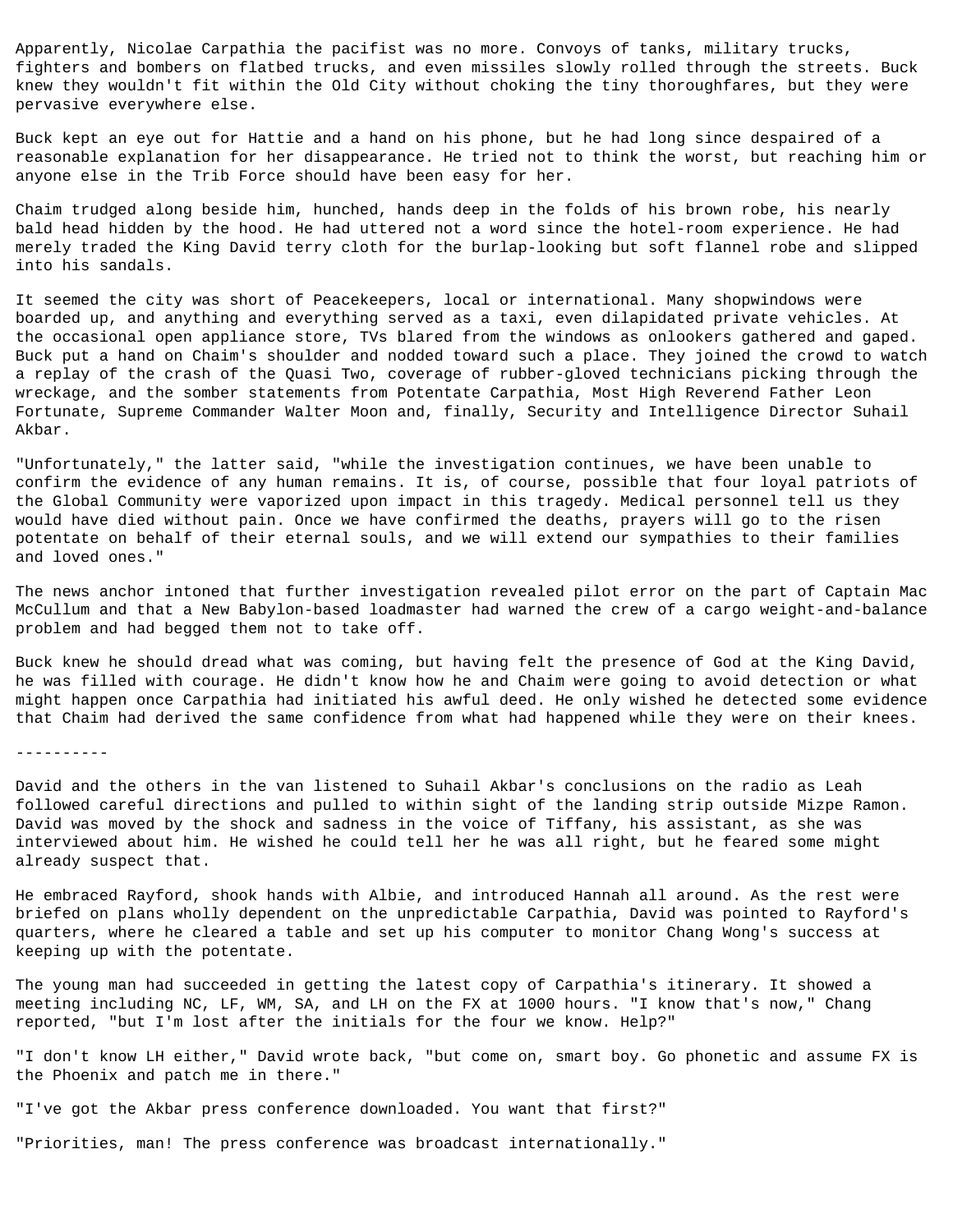Apparently, Nicolae Carpathia the pacifist was no more. Convoys of tanks, military trucks, fighters and bombers on flatbed trucks, and even missiles slowly rolled through the streets. Buck knew they wouldn't fit within the Old City without choking the tiny thoroughfares, but they were pervasive everywhere else.

Buck kept an eye out for Hattie and a hand on his phone, but he had long since despaired of a reasonable explanation for her disappearance. He tried not to think the worst, but reaching him or anyone else in the Trib Force should have been easy for her.

Chaim trudged along beside him, hunched, hands deep in the folds of his brown robe, his nearly bald head hidden by the hood. He had uttered not a word since the hotel-room experience. He had merely traded the King David terry cloth for the burlap-looking but soft flannel robe and slipped into his sandals.

It seemed the city was short of Peacekeepers, local or international. Many shopwindows were boarded up, and anything and everything served as a taxi, even dilapidated private vehicles. At the occasional open appliance store, TVs blared from the windows as onlookers gathered and gaped. Buck put a hand on Chaim's shoulder and nodded toward such a place. They joined the crowd to watch a replay of the crash of the Quasi Two, coverage of rubber-gloved technicians picking through the wreckage, and the somber statements from Potentate Carpathia, Most High Reverend Father Leon Fortunate, Supreme Commander Walter Moon and, finally, Security and Intelligence Director Suhail Akbar.

"Unfortunately," the latter said, "while the investigation continues, we have been unable to confirm the evidence of any human remains. It is, of course, possible that four loyal patriots of the Global Community were vaporized upon impact in this tragedy. Medical personnel tell us they would have died without pain. Once we have confirmed the deaths, prayers will go to the risen potentate on behalf of their eternal souls, and we will extend our sympathies to their families and loved ones."

The news anchor intoned that further investigation revealed pilot error on the part of Captain Mac McCullum and that a New Babylon-based loadmaster had warned the crew of a cargo weight-and-balance problem and had begged them not to take off.

Buck knew he should dread what was coming, but having felt the presence of God at the King David, he was filled with courage. He didn't know how he and Chaim were going to avoid detection or what might happen once Carpathia had initiated his awful deed. He only wished he detected some evidence that Chaim had derived the same confidence from what had happened while they were on their knees.

----------

David and the others in the van listened to Suhail Akbar's conclusions on the radio as Leah followed careful directions and pulled to within sight of the landing strip outside Mizpe Ramon. David was moved by the shock and sadness in the voice of Tiffany, his assistant, as she was interviewed about him. He wished he could tell her he was all right, but he feared some might already suspect that.

He embraced Rayford, shook hands with Albie, and introduced Hannah all around. As the rest were briefed on plans wholly dependent on the unpredictable Carpathia, David was pointed to Rayford's quarters, where he cleared a table and set up his computer to monitor Chang Wong's success at keeping up with the potentate.

The young man had succeeded in getting the latest copy of Carpathia's itinerary. It showed a meeting including NC, LF, WM, SA, and LH on the FX at 1000 hours. "I know that's now," Chang reported, "but I'm lost after the initials for the four we know. Help?"

"I don't know LH either," David wrote back, "but come on, smart boy. Go phonetic and assume FX is the Phoenix and patch me in there."

"I've got the Akbar press conference downloaded. You want that first?"

"Priorities, man! The press conference was broadcast internationally."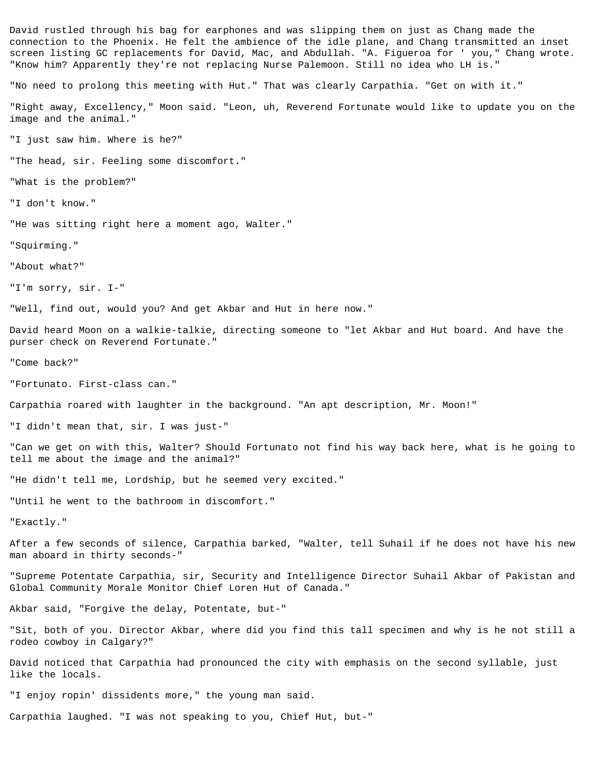David rustled through his bag for earphones and was slipping them on just as Chang made the connection to the Phoenix. He felt the ambience of the idle plane, and Chang transmitted an inset screen listing GC replacements for David, Mac, and Abdullah. "A. Figueroa for ' you," Chang wrote. "Know him? Apparently they're not replacing Nurse Palemoon. Still no idea who LH is."

"No need to prolong this meeting with Hut." That was clearly Carpathia. "Get on with it."

"Right away, Excellency," Moon said. "Leon, uh, Reverend Fortunate would like to update you on the image and the animal."

"I just saw him. Where is he?"

"The head, sir. Feeling some discomfort."

"What is the problem?"

"I don't know."

"He was sitting right here a moment ago, Walter."

"Squirming."

"About what?"

"I'm sorry, sir. I-"

"Well, find out, would you? And get Akbar and Hut in here now."

David heard Moon on a walkie-talkie, directing someone to "let Akbar and Hut board. And have the purser check on Reverend Fortunate."

"Come back?"

"Fortunato. First-class can."

Carpathia roared with laughter in the background. "An apt description, Mr. Moon!"

"I didn't mean that, sir. I was just-"

"Can we get on with this, Walter? Should Fortunato not find his way back here, what is he going to tell me about the image and the animal?"

"He didn't tell me, Lordship, but he seemed very excited."

"Until he went to the bathroom in discomfort."

"Exactly."

After a few seconds of silence, Carpathia barked, "Walter, tell Suhail if he does not have his new man aboard in thirty seconds-"

"Supreme Potentate Carpathia, sir, Security and Intelligence Director Suhail Akbar of Pakistan and Global Community Morale Monitor Chief Loren Hut of Canada."

Akbar said, "Forgive the delay, Potentate, but-"

"Sit, both of you. Director Akbar, where did you find this tall specimen and why is he not still a rodeo cowboy in Calgary?"

David noticed that Carpathia had pronounced the city with emphasis on the second syllable, just like the locals.

"I enjoy ropin' dissidents more," the young man said.

Carpathia laughed. "I was not speaking to you, Chief Hut, but-"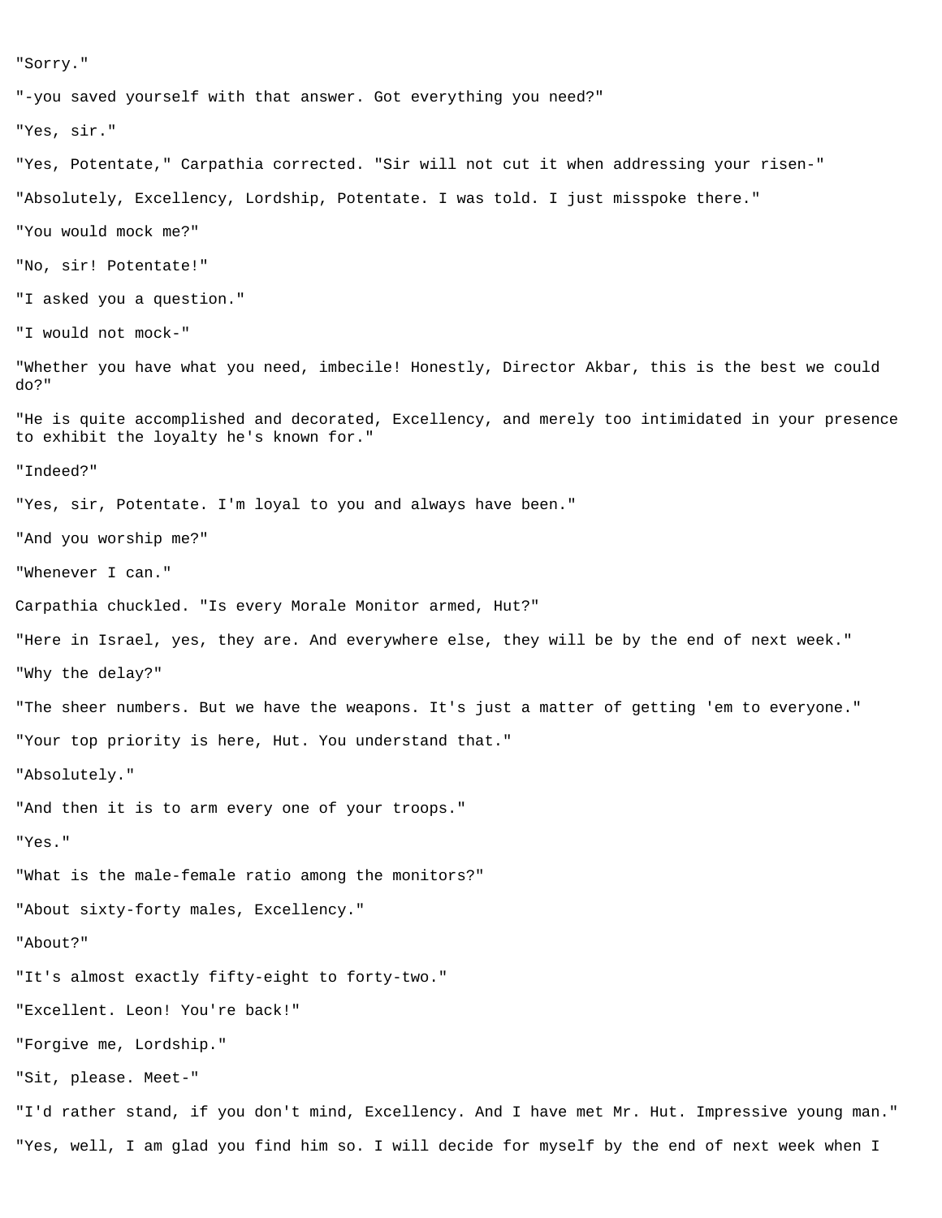"Sorry."

"-you saved yourself with that answer. Got everything you need?"

"Yes, sir."

"Yes, Potentate," Carpathia corrected. "Sir will not cut it when addressing your risen-"

"Absolutely, Excellency, Lordship, Potentate. I was told. I just misspoke there."

"You would mock me?"

"No, sir! Potentate!"

"I asked you a question."

"I would not mock-"

"Whether you have what you need, imbecile! Honestly, Director Akbar, this is the best we could do?"

"He is quite accomplished and decorated, Excellency, and merely too intimidated in your presence to exhibit the loyalty he's known for."

"Indeed?"

"Yes, sir, Potentate. I'm loyal to you and always have been."

"And you worship me?"

"Whenever I can."

Carpathia chuckled. "Is every Morale Monitor armed, Hut?"

"Here in Israel, yes, they are. And everywhere else, they will be by the end of next week."

"Why the delay?"

"The sheer numbers. But we have the weapons. It's just a matter of getting 'em to everyone."

"Your top priority is here, Hut. You understand that."

"Absolutely."

"And then it is to arm every one of your troops."

"Yes."

"What is the male-female ratio among the monitors?"

"About sixty-forty males, Excellency."

"About?"

"It's almost exactly fifty-eight to forty-two."

"Excellent. Leon! You're back!"

"Forgive me, Lordship."

"Sit, please. Meet-"

"I'd rather stand, if you don't mind, Excellency. And I have met Mr. Hut. Impressive young man."

"Yes, well, I am glad you find him so. I will decide for myself by the end of next week when I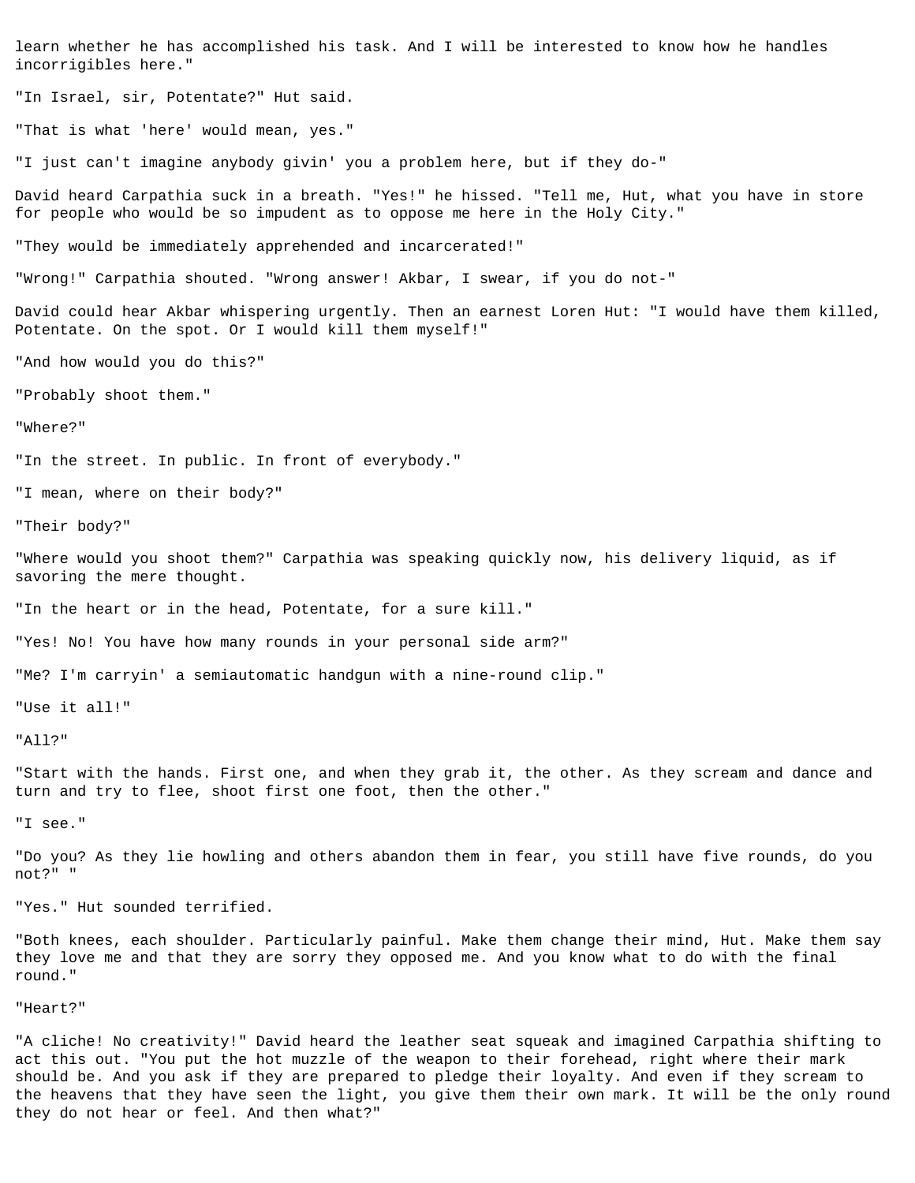learn whether he has accomplished his task. And I will be interested to know how he handles incorrigibles here."

"In Israel, sir, Potentate?" Hut said.

"That is what 'here' would mean, yes."

"I just can't imagine anybody givin' you a problem here, but if they do-"

David heard Carpathia suck in a breath. "Yes!" he hissed. "Tell me, Hut, what you have in store for people who would be so impudent as to oppose me here in the Holy City."

"They would be immediately apprehended and incarcerated!"

"Wrong!" Carpathia shouted. "Wrong answer! Akbar, I swear, if you do not-"

David could hear Akbar whispering urgently. Then an earnest Loren Hut: "I would have them killed, Potentate. On the spot. Or I would kill them myself!"

"And how would you do this?"

"Probably shoot them."

"Where?"

"In the street. In public. In front of everybody."

"I mean, where on their body?"

"Their body?"

"Where would you shoot them?" Carpathia was speaking quickly now, his delivery liquid, as if savoring the mere thought.

"In the heart or in the head, Potentate, for a sure kill."

"Yes! No! You have how many rounds in your personal side arm?"

"Me? I'm carryin' a semiautomatic handgun with a nine-round clip."

"Use it all!"

"All?"

"Start with the hands. First one, and when they grab it, the other. As they scream and dance and turn and try to flee, shoot first one foot, then the other."

"I see."

"Do you? As they lie howling and others abandon them in fear, you still have five rounds, do you not?" "

"Yes." Hut sounded terrified.

"Both knees, each shoulder. Particularly painful. Make them change their mind, Hut. Make them say they love me and that they are sorry they opposed me. And you know what to do with the final round."

"Heart?"

"A cliche! No creativity!" David heard the leather seat squeak and imagined Carpathia shifting to act this out. "You put the hot muzzle of the weapon to their forehead, right where their mark should be. And you ask if they are prepared to pledge their loyalty. And even if they scream to the heavens that they have seen the light, you give them their own mark. It will be the only round they do not hear or feel. And then what?"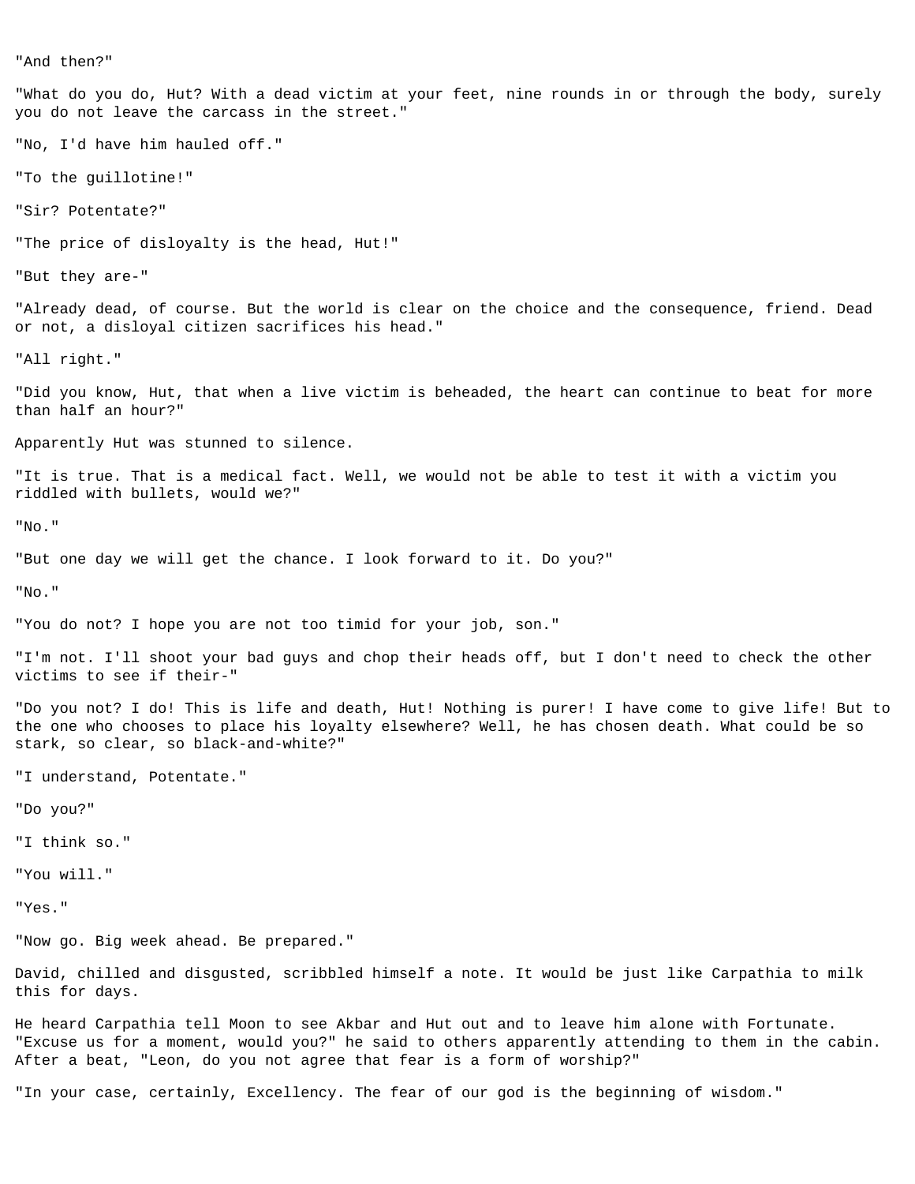"And then?"

"What do you do, Hut? With a dead victim at your feet, nine rounds in or through the body, surely you do not leave the carcass in the street."

"No, I'd have him hauled off."

"To the guillotine!"

"Sir? Potentate?"

"The price of disloyalty is the head, Hut!"

"But they are-"

"Already dead, of course. But the world is clear on the choice and the consequence, friend. Dead or not, a disloyal citizen sacrifices his head."

"All right."

"Did you know, Hut, that when a live victim is beheaded, the heart can continue to beat for more than half an hour?"

Apparently Hut was stunned to silence.

"It is true. That is a medical fact. Well, we would not be able to test it with a victim you riddled with bullets, would we?"

"No."

"But one day we will get the chance. I look forward to it. Do you?"

"No."

"You do not? I hope you are not too timid for your job, son."

"I'm not. I'll shoot your bad guys and chop their heads off, but I don't need to check the other victims to see if their-"

"Do you not? I do! This is life and death, Hut! Nothing is purer! I have come to give life! But to the one who chooses to place his loyalty elsewhere? Well, he has chosen death. What could be so stark, so clear, so black-and-white?"

"I understand, Potentate."

"Do you?"

"I think so."

"You will."

"Yes."

"Now go. Big week ahead. Be prepared."

David, chilled and disgusted, scribbled himself a note. It would be just like Carpathia to milk this for days.

He heard Carpathia tell Moon to see Akbar and Hut out and to leave him alone with Fortunate. "Excuse us for a moment, would you?" he said to others apparently attending to them in the cabin. After a beat, "Leon, do you not agree that fear is a form of worship?"

"In your case, certainly, Excellency. The fear of our god is the beginning of wisdom."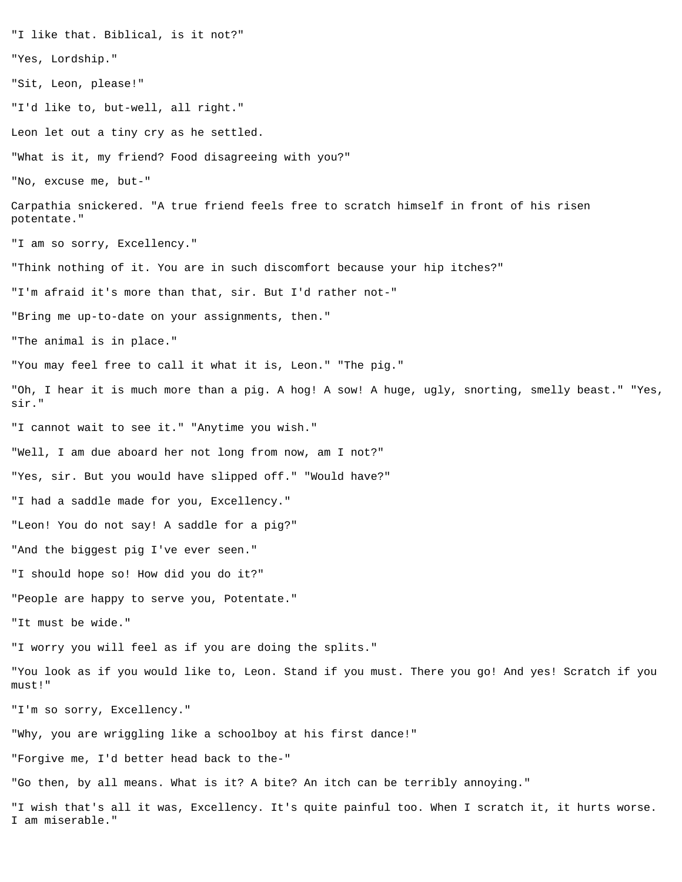"I like that. Biblical, is it not?"

"Yes, Lordship."

"Sit, Leon, please!"

"I'd like to, but-well, all right."

Leon let out a tiny cry as he settled.

"What is it, my friend? Food disagreeing with you?"

"No, excuse me, but-"

Carpathia snickered. "A true friend feels free to scratch himself in front of his risen potentate."

"I am so sorry, Excellency."

"Think nothing of it. You are in such discomfort because your hip itches?"

"I'm afraid it's more than that, sir. But I'd rather not-"

"Bring me up-to-date on your assignments, then."

"The animal is in place."

"You may feel free to call it what it is, Leon." "The pig."

"Oh, I hear it is much more than a pig. A hog! A sow! A huge, ugly, snorting, smelly beast." "Yes, sir."

"I cannot wait to see it." "Anytime you wish."

"Well, I am due aboard her not long from now, am I not?"

"Yes, sir. But you would have slipped off." "Would have?"

"I had a saddle made for you, Excellency."

"Leon! You do not say! A saddle for a pig?"

"And the biggest pig I've ever seen."

"I should hope so! How did you do it?"

"People are happy to serve you, Potentate."

"It must be wide."

"I worry you will feel as if you are doing the splits."

"You look as if you would like to, Leon. Stand if you must. There you go! And yes! Scratch if you must!"

"I'm so sorry, Excellency."

"Why, you are wriggling like a schoolboy at his first dance!"

"Forgive me, I'd better head back to the-"

"Go then, by all means. What is it? A bite? An itch can be terribly annoying."

"I wish that's all it was, Excellency. It's quite painful too. When I scratch it, it hurts worse. I am miserable."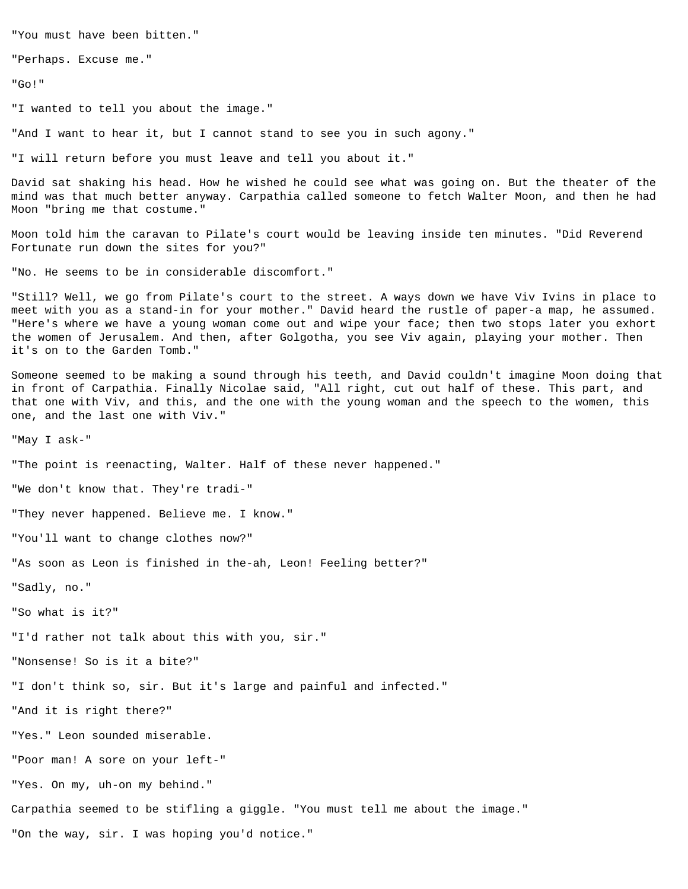"You must have been bitten."

"Perhaps. Excuse me."

"Go!"

"I wanted to tell you about the image."

"And I want to hear it, but I cannot stand to see you in such agony."

"I will return before you must leave and tell you about it."

David sat shaking his head. How he wished he could see what was going on. But the theater of the mind was that much better anyway. Carpathia called someone to fetch Walter Moon, and then he had Moon "bring me that costume."

Moon told him the caravan to Pilate's court would be leaving inside ten minutes. "Did Reverend Fortunate run down the sites for you?"

"No. He seems to be in considerable discomfort."

"Still? Well, we go from Pilate's court to the street. A ways down we have Viv Ivins in place to meet with you as a stand-in for your mother." David heard the rustle of paper-a map, he assumed. "Here's where we have a young woman come out and wipe your face; then two stops later you exhort the women of Jerusalem. And then, after Golgotha, you see Viv again, playing your mother. Then it's on to the Garden Tomb."

Someone seemed to be making a sound through his teeth, and David couldn't imagine Moon doing that in front of Carpathia. Finally Nicolae said, "All right, cut out half of these. This part, and that one with Viv, and this, and the one with the young woman and the speech to the women, this one, and the last one with Viv."

"May I ask-"

"The point is reenacting, Walter. Half of these never happened."

"We don't know that. They're tradi-"

"They never happened. Believe me. I know."

"You'll want to change clothes now?"

"As soon as Leon is finished in the-ah, Leon! Feeling better?"

"Sadly, no."

"So what is it?"

"I'd rather not talk about this with you, sir."

"Nonsense! So is it a bite?"

"I don't think so, sir. But it's large and painful and infected."

"And it is right there?"

"Yes." Leon sounded miserable.

"Poor man! A sore on your left-"

"Yes. On my, uh-on my behind."

Carpathia seemed to be stifling a giggle. "You must tell me about the image."

"On the way, sir. I was hoping you'd notice."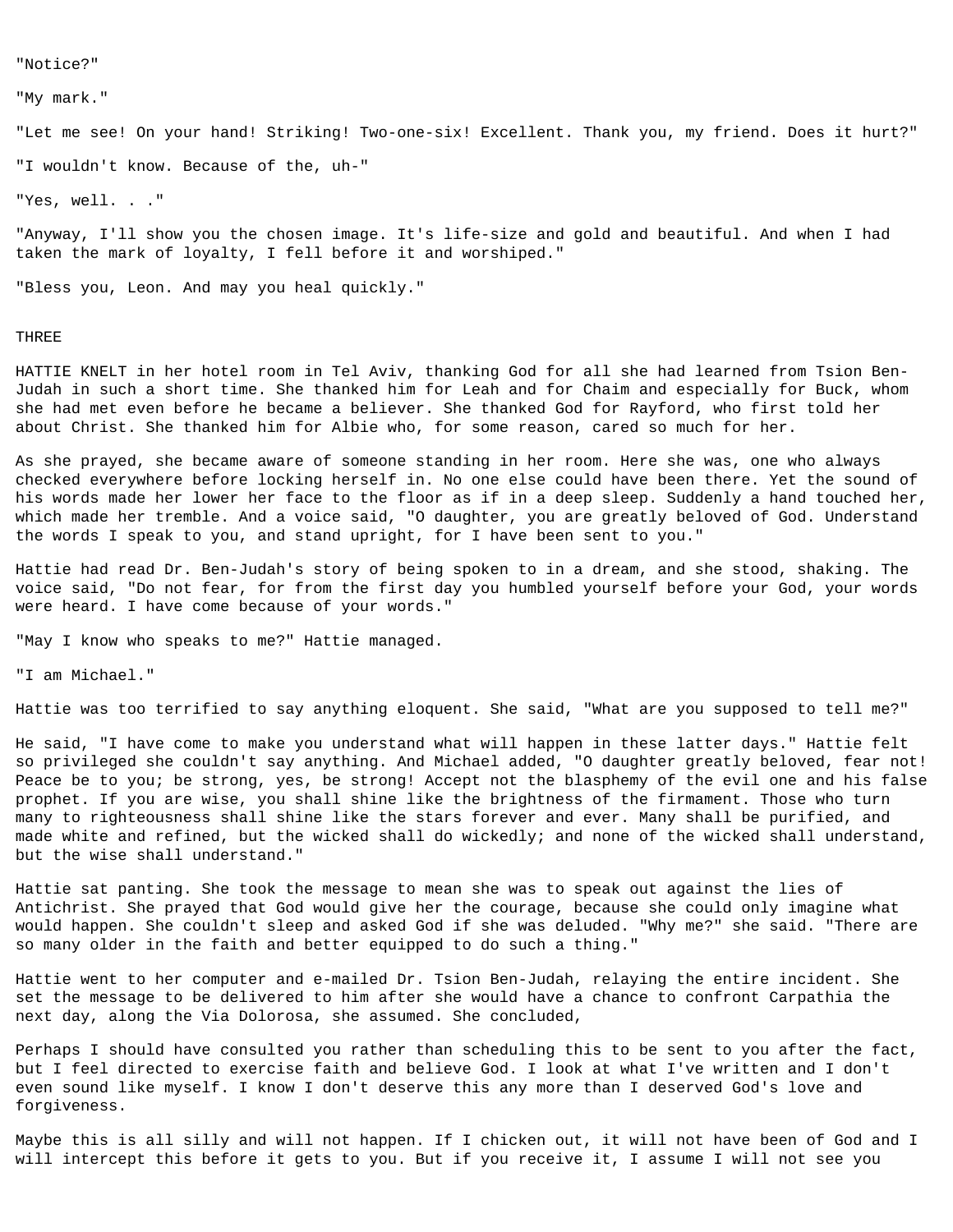"Notice?"

"My mark."

"Let me see! On your hand! Striking! Two-one-six! Excellent. Thank you, my friend. Does it hurt?"

"I wouldn't know. Because of the, uh-"

"Yes, well. . ."

"Anyway, I'll show you the chosen image. It's life-size and gold and beautiful. And when I had taken the mark of loyalty, I fell before it and worshiped."

"Bless you, Leon. And may you heal quickly."

## THREE

HATTIE KNELT in her hotel room in Tel Aviv, thanking God for all she had learned from Tsion Ben-Judah in such a short time. She thanked him for Leah and for Chaim and especially for Buck, whom she had met even before he became a believer. She thanked God for Rayford, who first told her about Christ. She thanked him for Albie who, for some reason, cared so much for her.

As she prayed, she became aware of someone standing in her room. Here she was, one who always checked everywhere before locking herself in. No one else could have been there. Yet the sound of his words made her lower her face to the floor as if in a deep sleep. Suddenly a hand touched her, which made her tremble. And a voice said, "O daughter, you are greatly beloved of God. Understand the words I speak to you, and stand upright, for I have been sent to you."

Hattie had read Dr. Ben-Judah's story of being spoken to in a dream, and she stood, shaking. The voice said, "Do not fear, for from the first day you humbled yourself before your God, your words were heard. I have come because of your words."

"May I know who speaks to me?" Hattie managed.

"I am Michael."

Hattie was too terrified to say anything eloquent. She said, "What are you supposed to tell me?"

He said, "I have come to make you understand what will happen in these latter days." Hattie felt so privileged she couldn't say anything. And Michael added, "O daughter greatly beloved, fear not! Peace be to you; be strong, yes, be strong! Accept not the blasphemy of the evil one and his false prophet. If you are wise, you shall shine like the brightness of the firmament. Those who turn many to righteousness shall shine like the stars forever and ever. Many shall be purified, and made white and refined, but the wicked shall do wickedly; and none of the wicked shall understand, but the wise shall understand."

Hattie sat panting. She took the message to mean she was to speak out against the lies of Antichrist. She prayed that God would give her the courage, because she could only imagine what would happen. She couldn't sleep and asked God if she was deluded. "Why me?" she said. "There are so many older in the faith and better equipped to do such a thing."

Hattie went to her computer and e-mailed Dr. Tsion Ben-Judah, relaying the entire incident. She set the message to be delivered to him after she would have a chance to confront Carpathia the next day, along the Via Dolorosa, she assumed. She concluded,

Perhaps I should have consulted you rather than scheduling this to be sent to you after the fact, but I feel directed to exercise faith and believe God. I look at what I've written and I don't even sound like myself. I know I don't deserve this any more than I deserved God's love and forgiveness.

Maybe this is all silly and will not happen. If I chicken out, it will not have been of God and I will intercept this before it gets to you. But if you receive it, I assume I will not see you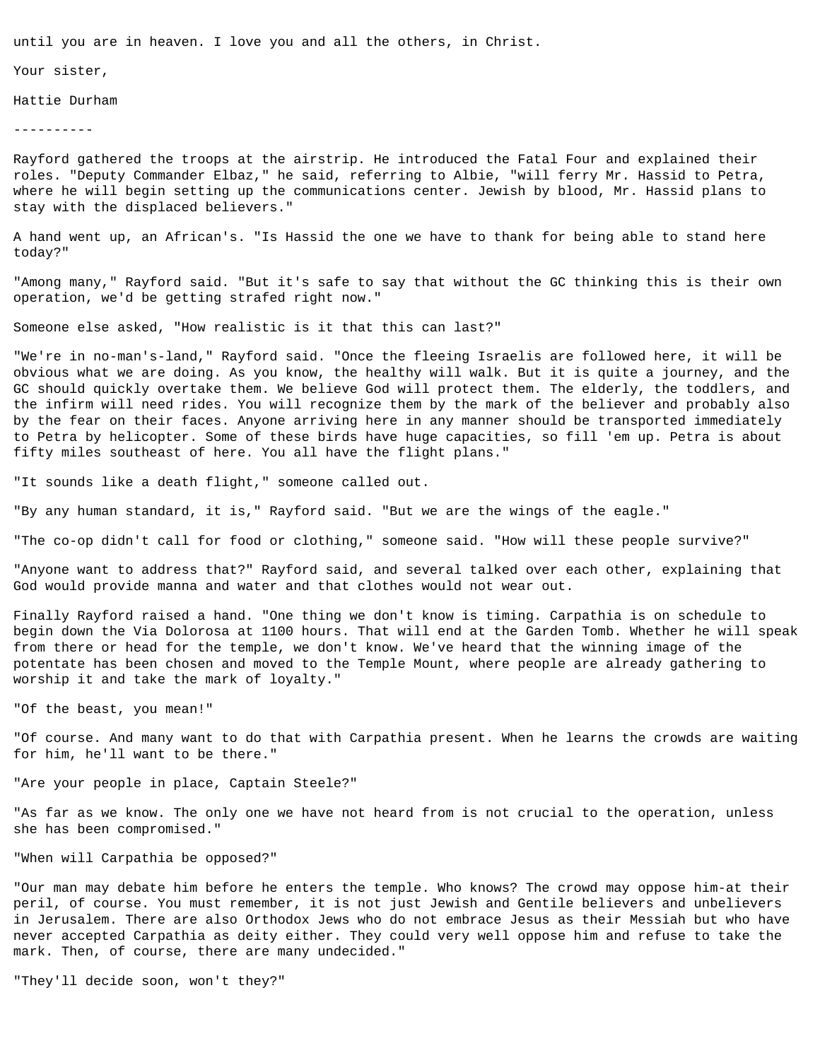until you are in heaven. I love you and all the others, in Christ.

Your sister,

Hattie Durham

----------

Rayford gathered the troops at the airstrip. He introduced the Fatal Four and explained their roles. "Deputy Commander Elbaz," he said, referring to Albie, "will ferry Mr. Hassid to Petra, where he will begin setting up the communications center. Jewish by blood, Mr. Hassid plans to stay with the displaced believers."

A hand went up, an African's. "Is Hassid the one we have to thank for being able to stand here today?"

"Among many," Rayford said. "But it's safe to say that without the GC thinking this is their own operation, we'd be getting strafed right now."

Someone else asked, "How realistic is it that this can last?"

"We're in no-man's-land," Rayford said. "Once the fleeing Israelis are followed here, it will be obvious what we are doing. As you know, the healthy will walk. But it is quite a journey, and the GC should quickly overtake them. We believe God will protect them. The elderly, the toddlers, and the infirm will need rides. You will recognize them by the mark of the believer and probably also by the fear on their faces. Anyone arriving here in any manner should be transported immediately to Petra by helicopter. Some of these birds have huge capacities, so fill 'em up. Petra is about fifty miles southeast of here. You all have the flight plans."

"It sounds like a death flight," someone called out.

"By any human standard, it is," Rayford said. "But we are the wings of the eagle."

"The co-op didn't call for food or clothing," someone said. "How will these people survive?"

"Anyone want to address that?" Rayford said, and several talked over each other, explaining that God would provide manna and water and that clothes would not wear out.

Finally Rayford raised a hand. "One thing we don't know is timing. Carpathia is on schedule to begin down the Via Dolorosa at 1100 hours. That will end at the Garden Tomb. Whether he will speak from there or head for the temple, we don't know. We've heard that the winning image of the potentate has been chosen and moved to the Temple Mount, where people are already gathering to worship it and take the mark of loyalty."

"Of the beast, you mean!"

"Of course. And many want to do that with Carpathia present. When he learns the crowds are waiting for him, he'll want to be there."

"Are your people in place, Captain Steele?"

"As far as we know. The only one we have not heard from is not crucial to the operation, unless she has been compromised."

"When will Carpathia be opposed?"

"Our man may debate him before he enters the temple. Who knows? The crowd may oppose him-at their peril, of course. You must remember, it is not just Jewish and Gentile believers and unbelievers in Jerusalem. There are also Orthodox Jews who do not embrace Jesus as their Messiah but who have never accepted Carpathia as deity either. They could very well oppose him and refuse to take the mark. Then, of course, there are many undecided."

"They'll decide soon, won't they?"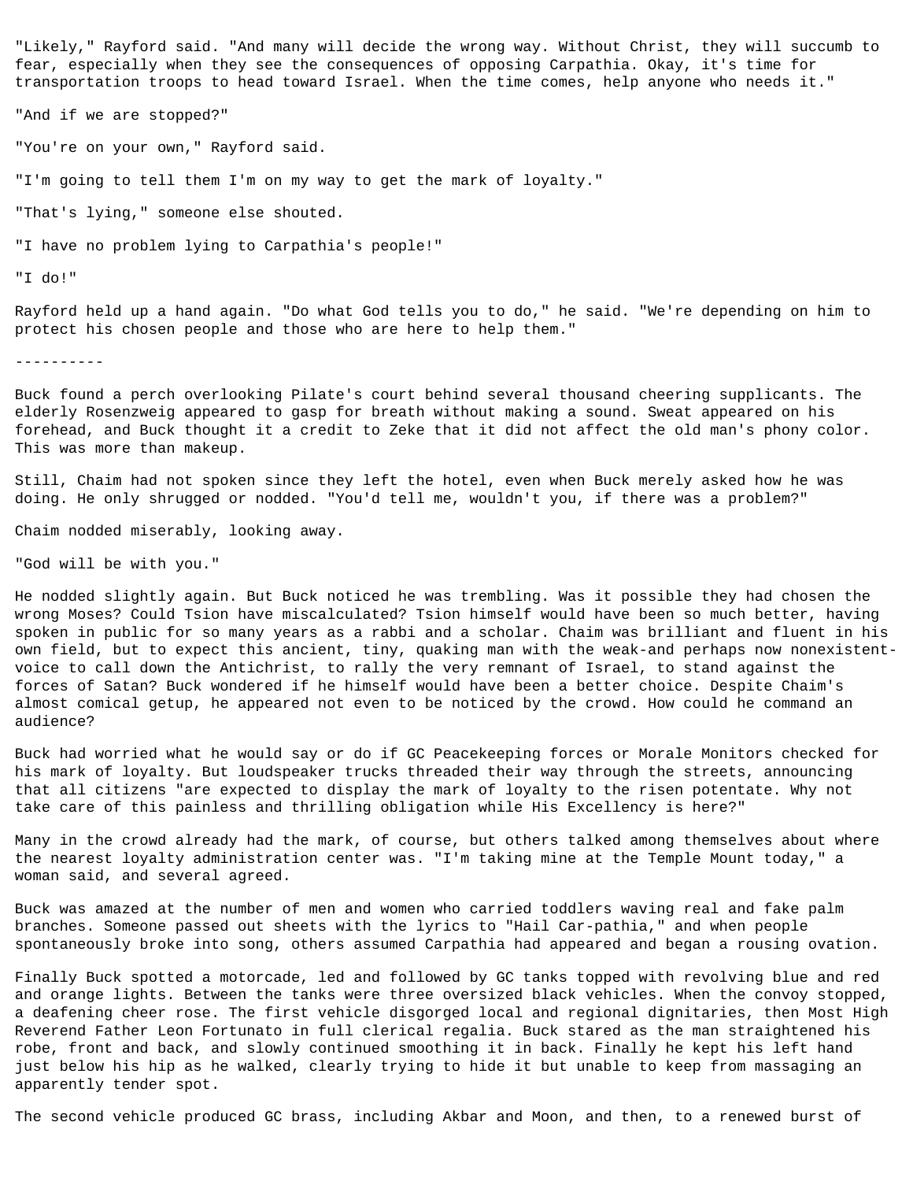"Likely," Rayford said. "And many will decide the wrong way. Without Christ, they will succumb to fear, especially when they see the consequences of opposing Carpathia. Okay, it's time for transportation troops to head toward Israel. When the time comes, help anyone who needs it."

"And if we are stopped?"

"You're on your own," Rayford said.

"I'm going to tell them I'm on my way to get the mark of loyalty."

"That's lying," someone else shouted.

"I have no problem lying to Carpathia's people!"

"I do!"

Rayford held up a hand again. "Do what God tells you to do," he said. "We're depending on him to protect his chosen people and those who are here to help them."

----------

Buck found a perch overlooking Pilate's court behind several thousand cheering supplicants. The elderly Rosenzweig appeared to gasp for breath without making a sound. Sweat appeared on his forehead, and Buck thought it a credit to Zeke that it did not affect the old man's phony color. This was more than makeup.

Still, Chaim had not spoken since they left the hotel, even when Buck merely asked how he was doing. He only shrugged or nodded. "You'd tell me, wouldn't you, if there was a problem?"

Chaim nodded miserably, looking away.

"God will be with you."

He nodded slightly again. But Buck noticed he was trembling. Was it possible they had chosen the wrong Moses? Could Tsion have miscalculated? Tsion himself would have been so much better, having spoken in public for so many years as a rabbi and a scholar. Chaim was brilliant and fluent in his own field, but to expect this ancient, tiny, quaking man with the weak-and perhaps now nonexistent-voice to call down the Antichrist, to rally the very remnant of Israel, to stand against the forces of Satan? Buck wondered if he himself would have been a better choice. Despite Chaim's almost comical getup, he appeared not even to be noticed by the crowd. How could he command an audience?

Buck had worried what he would say or do if GC Peacekeeping forces or Morale Monitors checked for his mark of loyalty. But loudspeaker trucks threaded their way through the streets, announcing that all citizens "are expected to display the mark of loyalty to the risen potentate. Why not take care of this painless and thrilling obligation while His Excellency is here?"

Many in the crowd already had the mark, of course, but others talked among themselves about where the nearest loyalty administration center was. "I'm taking mine at the Temple Mount today," a woman said, and several agreed.

Buck was amazed at the number of men and women who carried toddlers waving real and fake palm branches. Someone passed out sheets with the lyrics to "Hail Car-pathia," and when people spontaneously broke into song, others assumed Carpathia had appeared and began a rousing ovation.

Finally Buck spotted a motorcade, led and followed by GC tanks topped with revolving blue and red and orange lights. Between the tanks were three oversized black vehicles. When the convoy stopped, a deafening cheer rose. The first vehicle disgorged local and regional dignitaries, then Most High Reverend Father Leon Fortunato in full clerical regalia. Buck stared as the man straightened his robe, front and back, and slowly continued smoothing it in back. Finally he kept his left hand just below his hip as he walked, clearly trying to hide it but unable to keep from massaging an apparently tender spot.

The second vehicle produced GC brass, including Akbar and Moon, and then, to a renewed burst of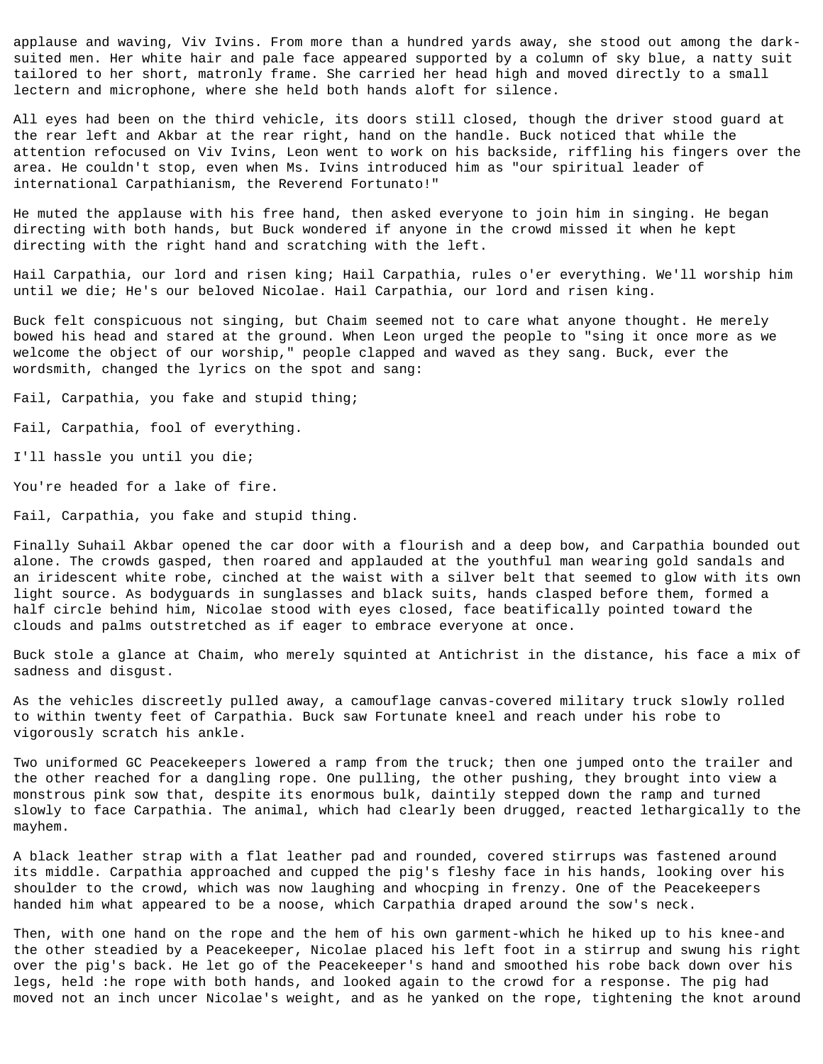applause and waving, Viv Ivins. From more than a hundred yards away, she stood out among the dark-suited men. Her white hair and pale face appeared supported by a column of sky blue, a natty suit tailored to her short, matronly frame. She carried her head high and moved directly to a small lectern and microphone, where she held both hands aloft for silence.

All eyes had been on the third vehicle, its doors still closed, though the driver stood guard at the rear left and Akbar at the rear right, hand on the handle. Buck noticed that while the attention refocused on Viv Ivins, Leon went to work on his backside, riffling his fingers over the area. He couldn't stop, even when Ms. Ivins introduced him as "our spiritual leader of international Carpathianism, the Reverend Fortunato!"

He muted the applause with his free hand, then asked everyone to join him in singing. He began directing with both hands, but Buck wondered if anyone in the crowd missed it when he kept directing with the right hand and scratching with the left.

Hail Carpathia, our lord and risen king; Hail Carpathia, rules o'er everything. We'll worship him until we die; He's our beloved Nicolae. Hail Carpathia, our lord and risen king.

Buck felt conspicuous not singing, but Chaim seemed not to care what anyone thought. He merely bowed his head and stared at the ground. When Leon urged the people to "sing it once more as we welcome the object of our worship," people clapped and waved as they sang. Buck, ever the wordsmith, changed the lyrics on the spot and sang:

Fail, Carpathia, you fake and stupid thing;

Fail, Carpathia, fool of everything.

I'll hassle you until you die;

You're headed for a lake of fire.

Fail, Carpathia, you fake and stupid thing.

Finally Suhail Akbar opened the car door with a flourish and a deep bow, and Carpathia bounded out alone. The crowds gasped, then roared and applauded at the youthful man wearing gold sandals and an iridescent white robe, cinched at the waist with a silver belt that seemed to glow with its own light source. As bodyguards in sunglasses and black suits, hands clasped before them, formed a half circle behind him, Nicolae stood with eyes closed, face beatifically pointed toward the clouds and palms outstretched as if eager to embrace everyone at once.

Buck stole a glance at Chaim, who merely squinted at Antichrist in the distance, his face a mix of sadness and disgust.

As the vehicles discreetly pulled away, a camouflage canvas-covered military truck slowly rolled to within twenty feet of Carpathia. Buck saw Fortunate kneel and reach under his robe to vigorously scratch his ankle.

Two uniformed GC Peacekeepers lowered a ramp from the truck; then one jumped onto the trailer and the other reached for a dangling rope. One pulling, the other pushing, they brought into view a monstrous pink sow that, despite its enormous bulk, daintily stepped down the ramp and turned slowly to face Carpathia. The animal, which had clearly been drugged, reacted lethargically to the mayhem.

A black leather strap with a flat leather pad and rounded, covered stirrups was fastened around its middle. Carpathia approached and cupped the pig's fleshy face in his hands, looking over his shoulder to the crowd, which was now laughing and whocping in frenzy. One of the Peacekeepers handed him what appeared to be a noose, which Carpathia draped around the sow's neck.

Then, with one hand on the rope and the hem of his own garment-which he hiked up to his knee-and the other steadied by a Peacekeeper, Nicolae placed his left foot in a stirrup and swung his right over the pig's back. He let go of the Peacekeeper's hand and smoothed his robe back down over his legs, held :he rope with both hands, and looked again to the crowd for a response. The pig had moved not an inch uncer Nicolae's weight, and as he yanked on the rope, tightening the knot around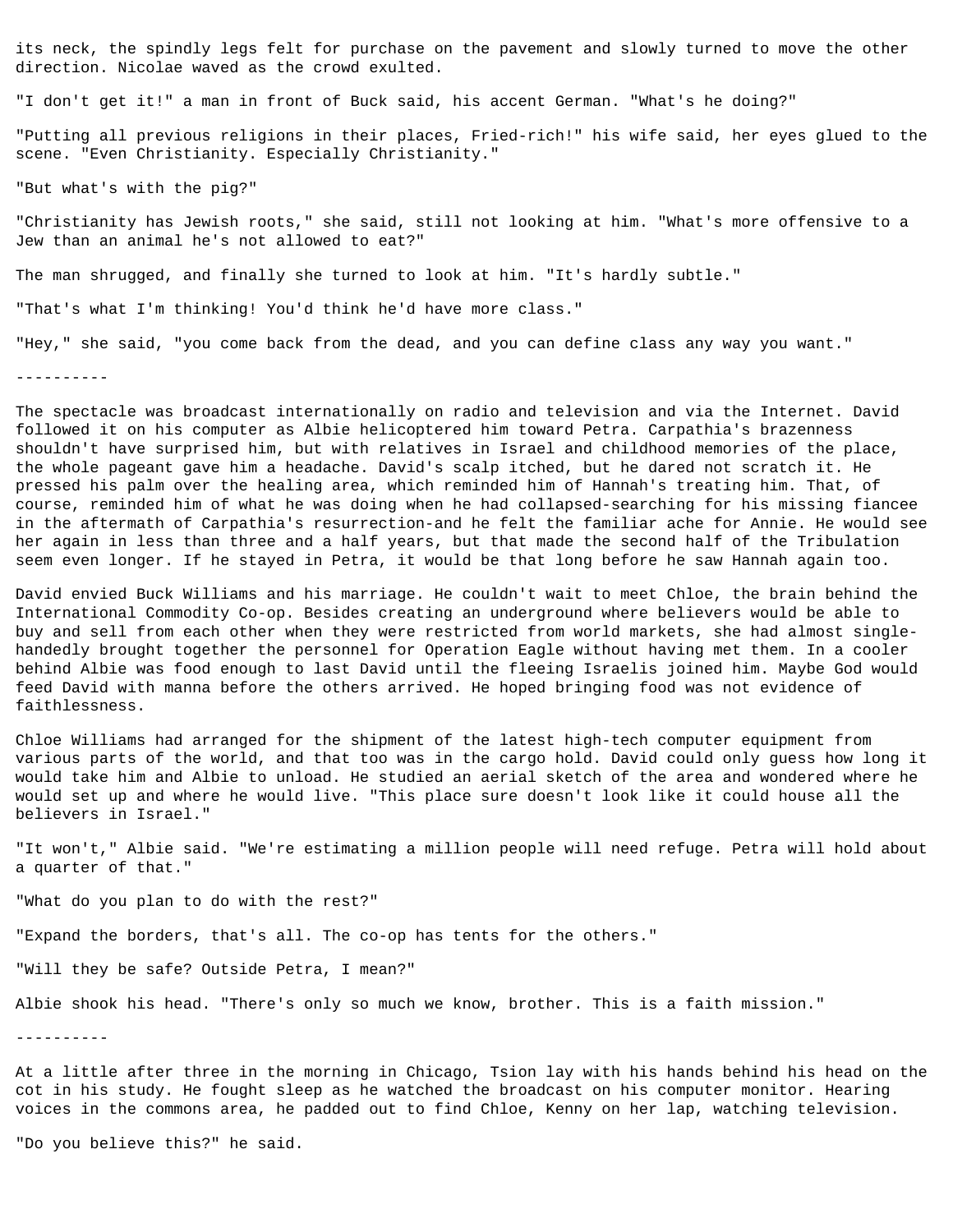its neck, the spindly legs felt for purchase on the pavement and slowly turned to move the other direction. Nicolae waved as the crowd exulted.

"I don't get it!" a man in front of Buck said, his accent German. "What's he doing?"

"Putting all previous religions in their places, Fried-rich!" his wife said, her eyes glued to the scene. "Even Christianity. Especially Christianity."

"But what's with the pig?"

"Christianity has Jewish roots," she said, still not looking at him. "What's more offensive to a Jew than an animal he's not allowed to eat?"

The man shrugged, and finally she turned to look at him. "It's hardly subtle."

"That's what I'm thinking! You'd think he'd have more class."

"Hey," she said, "you come back from the dead, and you can define class any way you want."

----------

The spectacle was broadcast internationally on radio and television and via the Internet. David followed it on his computer as Albie helicoptered him toward Petra. Carpathia's brazenness shouldn't have surprised him, but with relatives in Israel and childhood memories of the place, the whole pageant gave him a headache. David's scalp itched, but he dared not scratch it. He pressed his palm over the healing area, which reminded him of Hannah's treating him. That, of course, reminded him of what he was doing when he had collapsed-searching for his missing fiancee in the aftermath of Carpathia's resurrection-and he felt the familiar ache for Annie. He would see her again in less than three and a half years, but that made the second half of the Tribulation seem even longer. If he stayed in Petra, it would be that long before he saw Hannah again too.

David envied Buck Williams and his marriage. He couldn't wait to meet Chloe, the brain behind the International Commodity Co-op. Besides creating an underground where believers would be able to buy and sell from each other when they were restricted from world markets, she had almost single-handedly brought together the personnel for Operation Eagle without having met them. In a cooler behind Albie was food enough to last David until the fleeing Israelis joined him. Maybe God would feed David with manna before the others arrived. He hoped bringing food was not evidence of faithlessness.

Chloe Williams had arranged for the shipment of the latest high-tech computer equipment from various parts of the world, and that too was in the cargo hold. David could only guess how long it would take him and Albie to unload. He studied an aerial sketch of the area and wondered where he would set up and where he would live. "This place sure doesn't look like it could house all the believers in Israel."

"It won't," Albie said. "We're estimating a million people will need refuge. Petra will hold about a quarter of that."

"What do you plan to do with the rest?"

"Expand the borders, that's all. The co-op has tents for the others."

"Will they be safe? Outside Petra, I mean?"

Albie shook his head. "There's only so much we know, brother. This is a faith mission."

----------

At a little after three in the morning in Chicago, Tsion lay with his hands behind his head on the cot in his study. He fought sleep as he watched the broadcast on his computer monitor. Hearing voices in the commons area, he padded out to find Chloe, Kenny on her lap, watching television.

"Do you believe this?" he said.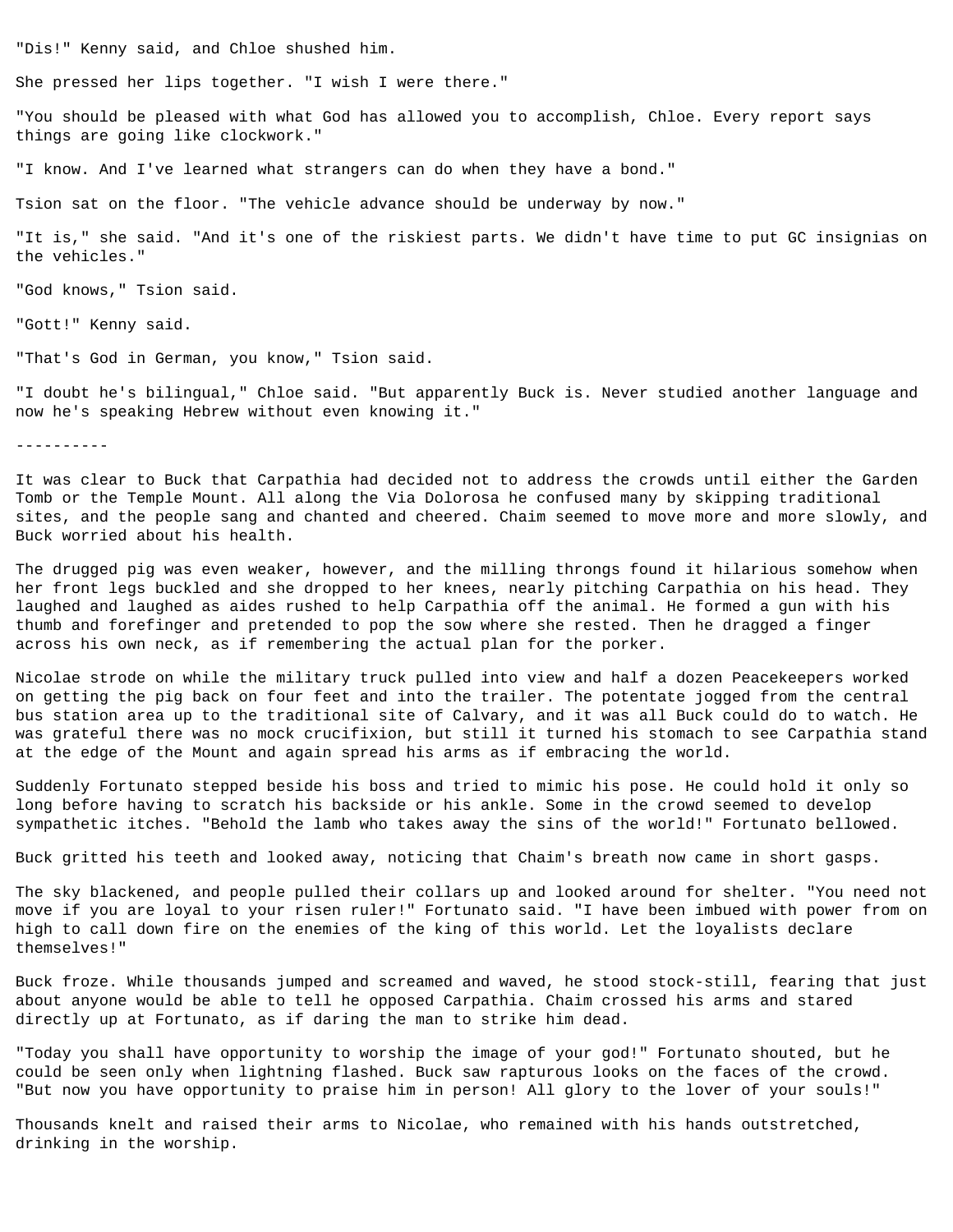"Dis!" Kenny said, and Chloe shushed him.

She pressed her lips together. "I wish I were there."

"You should be pleased with what God has allowed you to accomplish, Chloe. Every report says things are going like clockwork."

"I know. And I've learned what strangers can do when they have a bond."

Tsion sat on the floor. "The vehicle advance should be underway by now."

"It is," she said. "And it's one of the riskiest parts. We didn't have time to put GC insignias on the vehicles."

"God knows," Tsion said.

"Gott!" Kenny said.

"That's God in German, you know," Tsion said.

"I doubt he's bilingual," Chloe said. "But apparently Buck is. Never studied another language and now he's speaking Hebrew without even knowing it."

----------

It was clear to Buck that Carpathia had decided not to address the crowds until either the Garden Tomb or the Temple Mount. All along the Via Dolorosa he confused many by skipping traditional sites, and the people sang and chanted and cheered. Chaim seemed to move more and more slowly, and Buck worried about his health.

The drugged pig was even weaker, however, and the milling throngs found it hilarious somehow when her front legs buckled and she dropped to her knees, nearly pitching Carpathia on his head. They laughed and laughed as aides rushed to help Carpathia off the animal. He formed a gun with his thumb and forefinger and pretended to pop the sow where she rested. Then he dragged a finger across his own neck, as if remembering the actual plan for the porker.

Nicolae strode on while the military truck pulled into view and half a dozen Peacekeepers worked on getting the pig back on four feet and into the trailer. The potentate jogged from the central bus station area up to the traditional site of Calvary, and it was all Buck could do to watch. He was grateful there was no mock crucifixion, but still it turned his stomach to see Carpathia stand at the edge of the Mount and again spread his arms as if embracing the world.

Suddenly Fortunato stepped beside his boss and tried to mimic his pose. He could hold it only so long before having to scratch his backside or his ankle. Some in the crowd seemed to develop sympathetic itches. "Behold the lamb who takes away the sins of the world!" Fortunato bellowed.

Buck gritted his teeth and looked away, noticing that Chaim's breath now came in short gasps.

The sky blackened, and people pulled their collars up and looked around for shelter. "You need not move if you are loyal to your risen ruler!" Fortunato said. "I have been imbued with power from on high to call down fire on the enemies of the king of this world. Let the loyalists declare themselves!"

Buck froze. While thousands jumped and screamed and waved, he stood stock-still, fearing that just about anyone would be able to tell he opposed Carpathia. Chaim crossed his arms and stared directly up at Fortunato, as if daring the man to strike him dead.

"Today you shall have opportunity to worship the image of your god!" Fortunato shouted, but he could be seen only when lightning flashed. Buck saw rapturous looks on the faces of the crowd. "But now you have opportunity to praise him in person! All glory to the lover of your souls!"

Thousands knelt and raised their arms to Nicolae, who remained with his hands outstretched, drinking in the worship.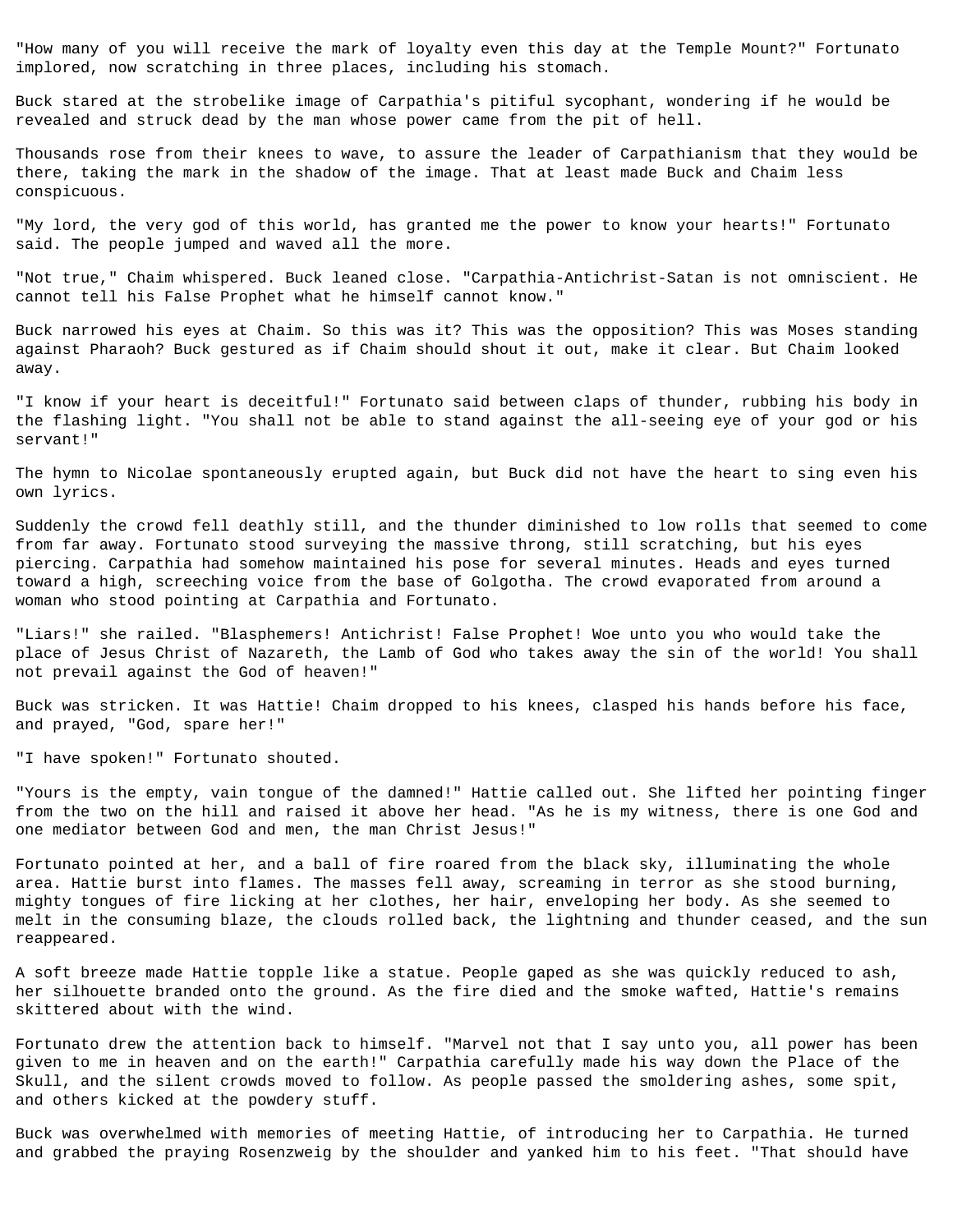"How many of you will receive the mark of loyalty even this day at the Temple Mount?" Fortunato implored, now scratching in three places, including his stomach.

Buck stared at the strobelike image of Carpathia's pitiful sycophant, wondering if he would be revealed and struck dead by the man whose power came from the pit of hell.

Thousands rose from their knees to wave, to assure the leader of Carpathianism that they would be there, taking the mark in the shadow of the image. That at least made Buck and Chaim less conspicuous.

"My lord, the very god of this world, has granted me the power to know your hearts!" Fortunato said. The people jumped and waved all the more.

"Not true," Chaim whispered. Buck leaned close. "Carpathia-Antichrist-Satan is not omniscient. He cannot tell his False Prophet what he himself cannot know."

Buck narrowed his eyes at Chaim. So this was it? This was the opposition? This was Moses standing against Pharaoh? Buck gestured as if Chaim should shout it out, make it clear. But Chaim looked away.

"I know if your heart is deceitful!" Fortunato said between claps of thunder, rubbing his body in the flashing light. "You shall not be able to stand against the all-seeing eye of your god or his servant!"

The hymn to Nicolae spontaneously erupted again, but Buck did not have the heart to sing even his own lyrics.

Suddenly the crowd fell deathly still, and the thunder diminished to low rolls that seemed to come from far away. Fortunato stood surveying the massive throng, still scratching, but his eyes piercing. Carpathia had somehow maintained his pose for several minutes. Heads and eyes turned toward a high, screeching voice from the base of Golgotha. The crowd evaporated from around a woman who stood pointing at Carpathia and Fortunato.

"Liars!" she railed. "Blasphemers! Antichrist! False Prophet! Woe unto you who would take the place of Jesus Christ of Nazareth, the Lamb of God who takes away the sin of the world! You shall not prevail against the God of heaven!"

Buck was stricken. It was Hattie! Chaim dropped to his knees, clasped his hands before his face, and prayed, "God, spare her!"

"I have spoken!" Fortunato shouted.

"Yours is the empty, vain tongue of the damned!" Hattie called out. She lifted her pointing finger from the two on the hill and raised it above her head. "As he is my witness, there is one God and one mediator between God and men, the man Christ Jesus!"

Fortunato pointed at her, and a ball of fire roared from the black sky, illuminating the whole area. Hattie burst into flames. The masses fell away, screaming in terror as she stood burning, mighty tongues of fire licking at her clothes, her hair, enveloping her body. As she seemed to melt in the consuming blaze, the clouds rolled back, the lightning and thunder ceased, and the sun reappeared.

A soft breeze made Hattie topple like a statue. People gaped as she was quickly reduced to ash, her silhouette branded onto the ground. As the fire died and the smoke wafted, Hattie's remains skittered about with the wind.

Fortunato drew the attention back to himself. "Marvel not that I say unto you, all power has been given to me in heaven and on the earth!" Carpathia carefully made his way down the Place of the Skull, and the silent crowds moved to follow. As people passed the smoldering ashes, some spit, and others kicked at the powdery stuff.

Buck was overwhelmed with memories of meeting Hattie, of introducing her to Carpathia. He turned and grabbed the praying Rosenzweig by the shoulder and yanked him to his feet. "That should have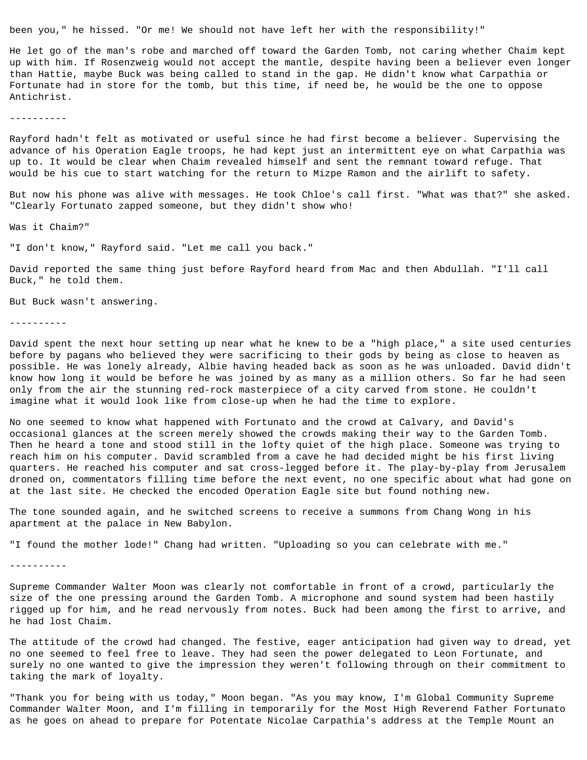been you," he hissed. "Or me! We should not have left her with the responsibility!"

He let go of the man's robe and marched off toward the Garden Tomb, not caring whether Chaim kept up with him. If Rosenzweig would not accept the mantle, despite having been a believer even longer than Hattie, maybe Buck was being called to stand in the gap. He didn't know what Carpathia or Fortunate had in store for the tomb, but this time, if need be, he would be the one to oppose Antichrist.

----------

Rayford hadn't felt as motivated or useful since he had first become a believer. Supervising the advance of his Operation Eagle troops, he had kept just an intermittent eye on what Carpathia was up to. It would be clear when Chaim revealed himself and sent the remnant toward refuge. That would be his cue to start watching for the return to Mizpe Ramon and the airlift to safety.

But now his phone was alive with messages. He took Chloe's call first. "What was that?" she asked. "Clearly Fortunato zapped someone, but they didn't show who!

Was it Chaim?"

"I don't know," Rayford said. "Let me call you back."

David reported the same thing just before Rayford heard from Mac and then Abdullah. "I'll call Buck," he told them.

But Buck wasn't answering.

----------

David spent the next hour setting up near what he knew to be a "high place," a site used centuries before by pagans who believed they were sacrificing to their gods by being as close to heaven as possible. He was lonely already, Albie having headed back as soon as he was unloaded. David didn't know how long it would be before he was joined by as many as a million others. So far he had seen only from the air the stunning red-rock masterpiece of a city carved from stone. He couldn't imagine what it would look like from close-up when he had the time to explore.

No one seemed to know what happened with Fortunato and the crowd at Calvary, and David's occasional glances at the screen merely showed the crowds making their way to the Garden Tomb. Then he heard a tone and stood still in the lofty quiet of the high place. Someone was trying to reach him on his computer. David scrambled from a cave he had decided might be his first living quarters. He reached his computer and sat cross-legged before it. The play-by-play from Jerusalem droned on, commentators filling time before the next event, no one specific about what had gone on at the last site. He checked the encoded Operation Eagle site but found nothing new.

The tone sounded again, and he switched screens to receive a summons from Chang Wong in his apartment at the palace in New Babylon.

"I found the mother lode!" Chang had written. "Uploading so you can celebrate with me."

----------

Supreme Commander Walter Moon was clearly not comfortable in front of a crowd, particularly the size of the one pressing around the Garden Tomb. A microphone and sound system had been hastily rigged up for him, and he read nervously from notes. Buck had been among the first to arrive, and he had lost Chaim.

The attitude of the crowd had changed. The festive, eager anticipation had given way to dread, yet no one seemed to feel free to leave. They had seen the power delegated to Leon Fortunate, and surely no one wanted to give the impression they weren't following through on their commitment to taking the mark of loyalty.

"Thank you for being with us today," Moon began. "As you may know, I'm Global Community Supreme Commander Walter Moon, and I'm filling in temporarily for the Most High Reverend Father Fortunato as he goes on ahead to prepare for Potentate Nicolae Carpathia's address at the Temple Mount an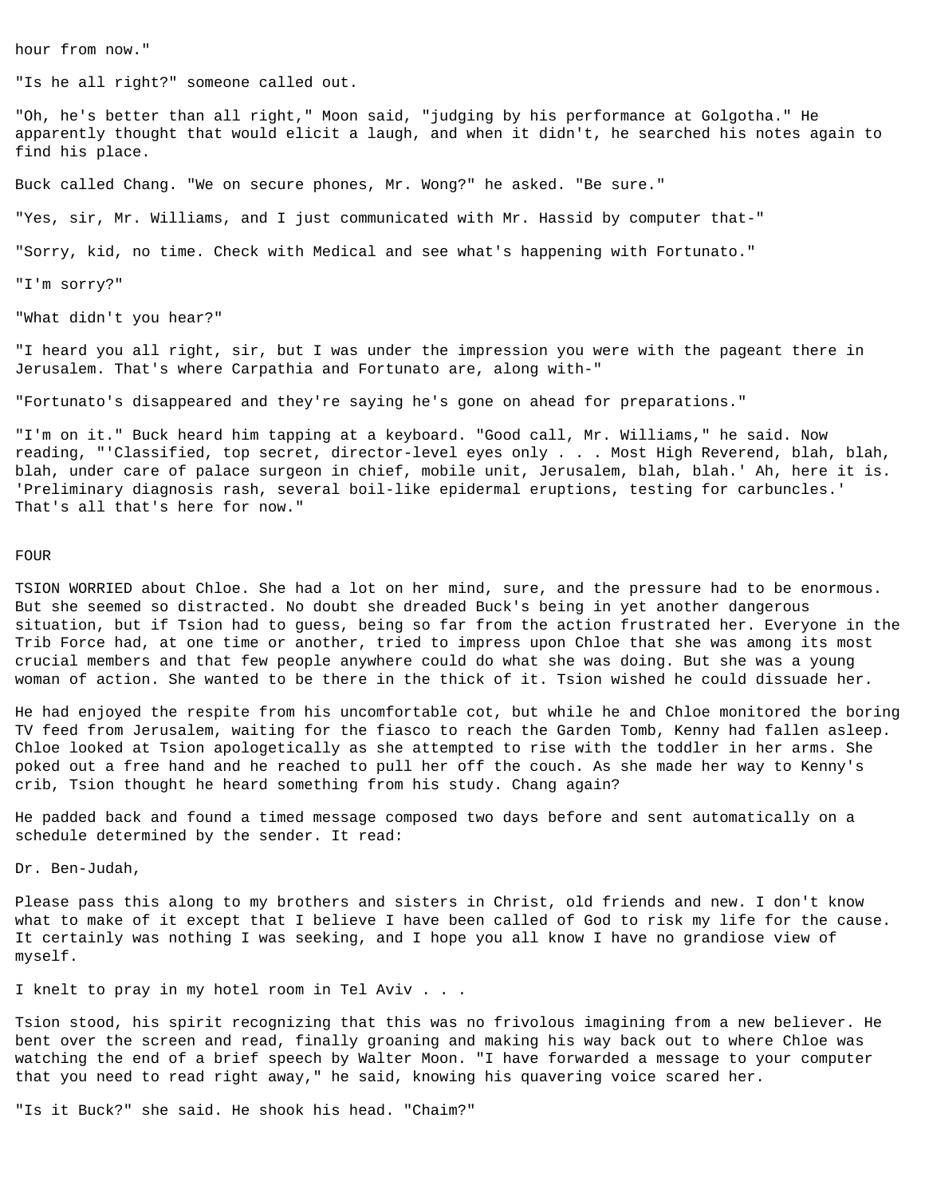hour from now."

"Is he all right?" someone called out.

"Oh, he's better than all right," Moon said, "judging by his performance at Golgotha." He apparently thought that would elicit a laugh, and when it didn't, he searched his notes again to find his place.

Buck called Chang. "We on secure phones, Mr. Wong?" he asked. "Be sure."

"Yes, sir, Mr. Williams, and I just communicated with Mr. Hassid by computer that-"

"Sorry, kid, no time. Check with Medical and see what's happening with Fortunato."

"I'm sorry?"

"What didn't you hear?"

"I heard you all right, sir, but I was under the impression you were with the pageant there in Jerusalem. That's where Carpathia and Fortunato are, along with-"

"Fortunato's disappeared and they're saying he's gone on ahead for preparations."

"I'm on it." Buck heard him tapping at a keyboard. "Good call, Mr. Williams," he said. Now reading, "'Classified, top secret, director-level eyes only . . . Most High Reverend, blah, blah, blah, under care of palace surgeon in chief, mobile unit, Jerusalem, blah, blah.' Ah, here it is. 'Preliminary diagnosis rash, several boil-like epidermal eruptions, testing for carbuncles.' That's all that's here for now."

# FOUR

TSION WORRIED about Chloe. She had a lot on her mind, sure, and the pressure had to be enormous. But she seemed so distracted. No doubt she dreaded Buck's being in yet another dangerous situation, but if Tsion had to guess, being so far from the action frustrated her. Everyone in the Trib Force had, at one time or another, tried to impress upon Chloe that she was among its most crucial members and that few people anywhere could do what she was doing. But she was a young woman of action. She wanted to be there in the thick of it. Tsion wished he could dissuade her.

He had enjoyed the respite from his uncomfortable cot, but while he and Chloe monitored the boring TV feed from Jerusalem, waiting for the fiasco to reach the Garden Tomb, Kenny had fallen asleep. Chloe looked at Tsion apologetically as she attempted to rise with the toddler in her arms. She poked out a free hand and he reached to pull her off the couch. As she made her way to Kenny's crib, Tsion thought he heard something from his study. Chang again?

He padded back and found a timed message composed two days before and sent automatically on a schedule determined by the sender. It read:

Dr. Ben-Judah,

Please pass this along to my brothers and sisters in Christ, old friends and new. I don't know what to make of it except that I believe I have been called of God to risk my life for the cause. It certainly was nothing I was seeking, and I hope you all know I have no grandiose view of myself.

I knelt to pray in my hotel room in Tel Aviv . . .

Tsion stood, his spirit recognizing that this was no frivolous imagining from a new believer. He bent over the screen and read, finally groaning and making his way back out to where Chloe was watching the end of a brief speech by Walter Moon. "I have forwarded a message to your computer that you need to read right away," he said, knowing his quavering voice scared her.

"Is it Buck?" she said. He shook his head. "Chaim?"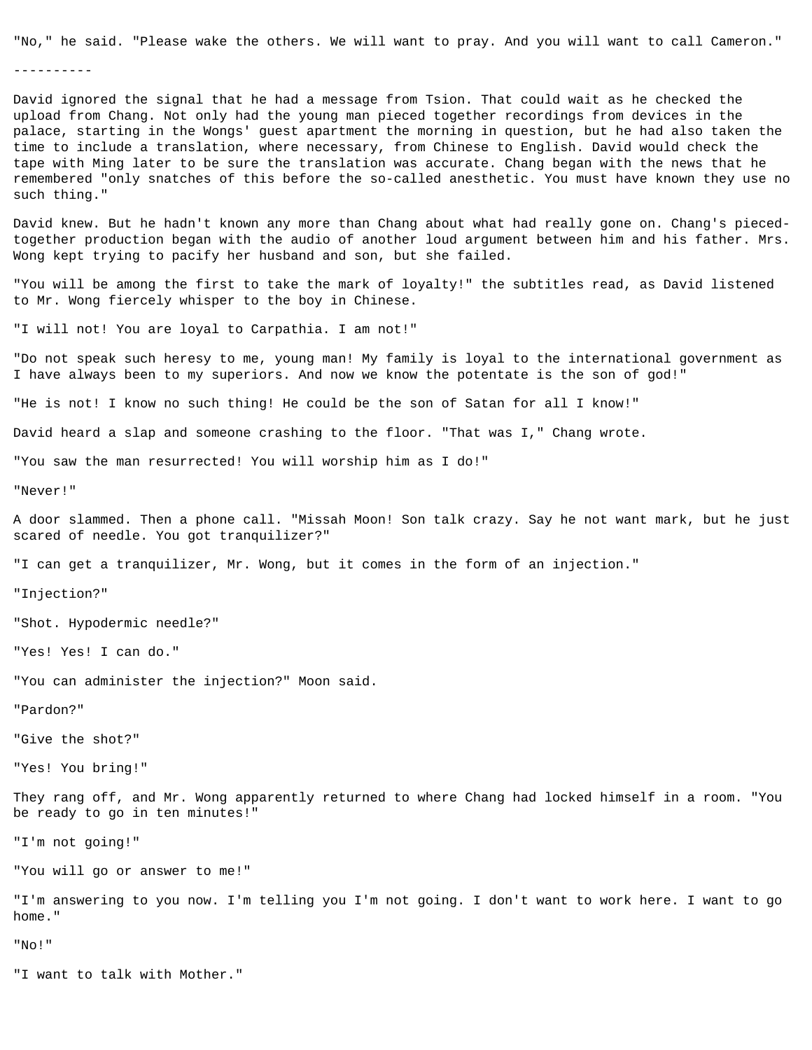"No," he said. "Please wake the others. We will want to pray. And you will want to call Cameron."

----------

David ignored the signal that he had a message from Tsion. That could wait as he checked the upload from Chang. Not only had the young man pieced together recordings from devices in the palace, starting in the Wongs' guest apartment the morning in question, but he had also taken the time to include a translation, where necessary, from Chinese to English. David would check the tape with Ming later to be sure the translation was accurate. Chang began with the news that he remembered "only snatches of this before the so-called anesthetic. You must have known they use no such thing."

David knew. But he hadn't known any more than Chang about what had really gone on. Chang's pieced-together production began with the audio of another loud argument between him and his father. Mrs. Wong kept trying to pacify her husband and son, but she failed.

"You will be among the first to take the mark of loyalty!" the subtitles read, as David listened to Mr. Wong fiercely whisper to the boy in Chinese.

"I will not! You are loyal to Carpathia. I am not!"

"Do not speak such heresy to me, young man! My family is loyal to the international government as I have always been to my superiors. And now we know the potentate is the son of god!"

"He is not! I know no such thing! He could be the son of Satan for all I know!"

David heard a slap and someone crashing to the floor. "That was I," Chang wrote.

"You saw the man resurrected! You will worship him as I do!"

"Never!"

A door slammed. Then a phone call. "Missah Moon! Son talk crazy. Say he not want mark, but he just scared of needle. You got tranquilizer?"

"I can get a tranquilizer, Mr. Wong, but it comes in the form of an injection."

"Injection?"

"Shot. Hypodermic needle?"

"Yes! Yes! I can do."

"You can administer the injection?" Moon said.

"Pardon?"

"Give the shot?"

"Yes! You bring!"

They rang off, and Mr. Wong apparently returned to where Chang had locked himself in a room. "You be ready to go in ten minutes!"

"I'm not going!"

"You will go or answer to me!"

"I'm answering to you now. I'm telling you I'm not going. I don't want to work here. I want to go home."

"No!"

"I want to talk with Mother."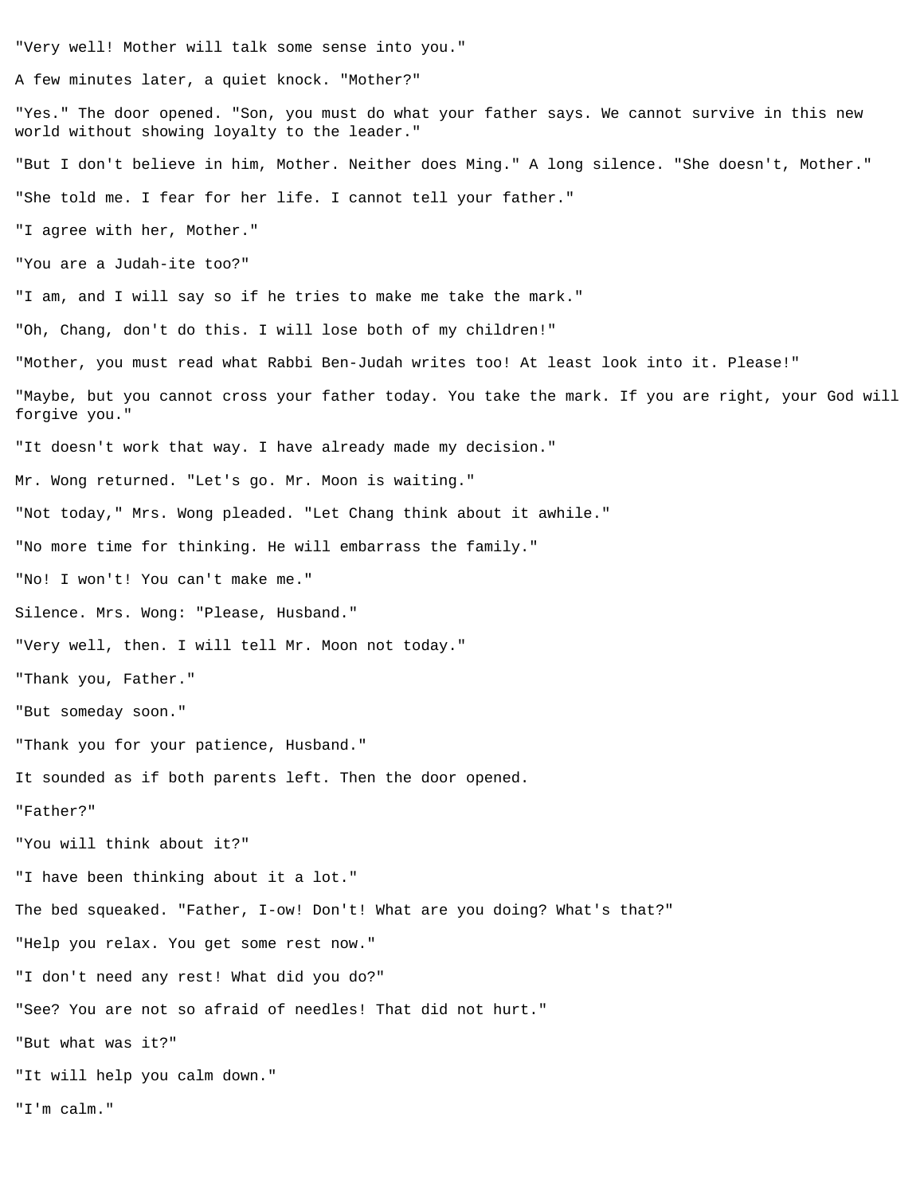"Very well! Mother will talk some sense into you."

A few minutes later, a quiet knock. "Mother?"

"Yes." The door opened. "Son, you must do what your father says. We cannot survive in this new world without showing loyalty to the leader."

"But I don't believe in him, Mother. Neither does Ming." A long silence. "She doesn't, Mother."

"She told me. I fear for her life. I cannot tell your father."

"I agree with her, Mother."

"You are a Judah-ite too?"

"I am, and I will say so if he tries to make me take the mark."

"Oh, Chang, don't do this. I will lose both of my children!"

"Mother, you must read what Rabbi Ben-Judah writes too! At least look into it. Please!"

"Maybe, but you cannot cross your father today. You take the mark. If you are right, your God will forgive you."

"It doesn't work that way. I have already made my decision."

Mr. Wong returned. "Let's go. Mr. Moon is waiting."

"Not today," Mrs. Wong pleaded. "Let Chang think about it awhile."

"No more time for thinking. He will embarrass the family."

"No! I won't! You can't make me."

Silence. Mrs. Wong: "Please, Husband."

"Very well, then. I will tell Mr. Moon not today."

"Thank you, Father."

"But someday soon."

"Thank you for your patience, Husband."

It sounded as if both parents left. Then the door opened.

"Father?"

"You will think about it?"

"I have been thinking about it a lot."

The bed squeaked. "Father, I-ow! Don't! What are you doing? What's that?"

"Help you relax. You get some rest now."

"I don't need any rest! What did you do?"

"See? You are not so afraid of needles! That did not hurt."

"But what was it?"

"It will help you calm down."

"I'm calm."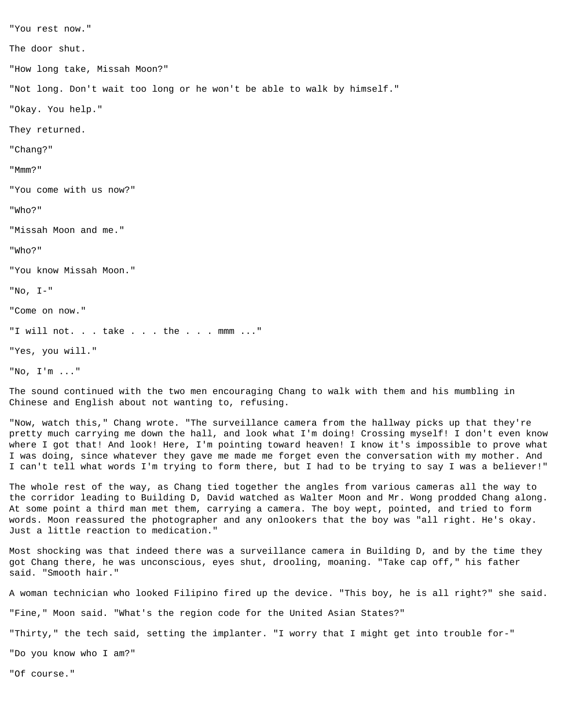"You rest now."

The door shut.

"How long take, Missah Moon?"

"Not long. Don't wait too long or he won't be able to walk by himself."

"Okay. You help."

They returned.

"Chang?"

"Mmm?"

"You come with us now?"

"Who?"

"Missah Moon and me."

"Who?"

"You know Missah Moon."

"No, I-"

"Come on now."

"I will not. . . take . . . the . . . mmm ..."

"Yes, you will."

"No, I'm ..."

The sound continued with the two men encouraging Chang to walk with them and his mumbling in Chinese and English about not wanting to, refusing.

"Now, watch this," Chang wrote. "The surveillance camera from the hallway picks up that they're pretty much carrying me down the hall, and look what I'm doing! Crossing myself! I don't even know where I got that! And look! Here, I'm pointing toward heaven! I know it's impossible to prove what I was doing, since whatever they gave me made me forget even the conversation with my mother. And I can't tell what words I'm trying to form there, but I had to be trying to say I was a believer!"

The whole rest of the way, as Chang tied together the angles from various cameras all the way to the corridor leading to Building D, David watched as Walter Moon and Mr. Wong prodded Chang along. At some point a third man met them, carrying a camera. The boy wept, pointed, and tried to form words. Moon reassured the photographer and any onlookers that the boy was "all right. He's okay. Just a little reaction to medication."

Most shocking was that indeed there was a surveillance camera in Building D, and by the time they got Chang there, he was unconscious, eyes shut, drooling, moaning. "Take cap off," his father said. "Smooth hair."

A woman technician who looked Filipino fired up the device. "This boy, he is all right?" she said.

"Fine," Moon said. "What's the region code for the United Asian States?"

"Thirty," the tech said, setting the implanter. "I worry that I might get into trouble for-"

"Do you know who I am?"

"Of course."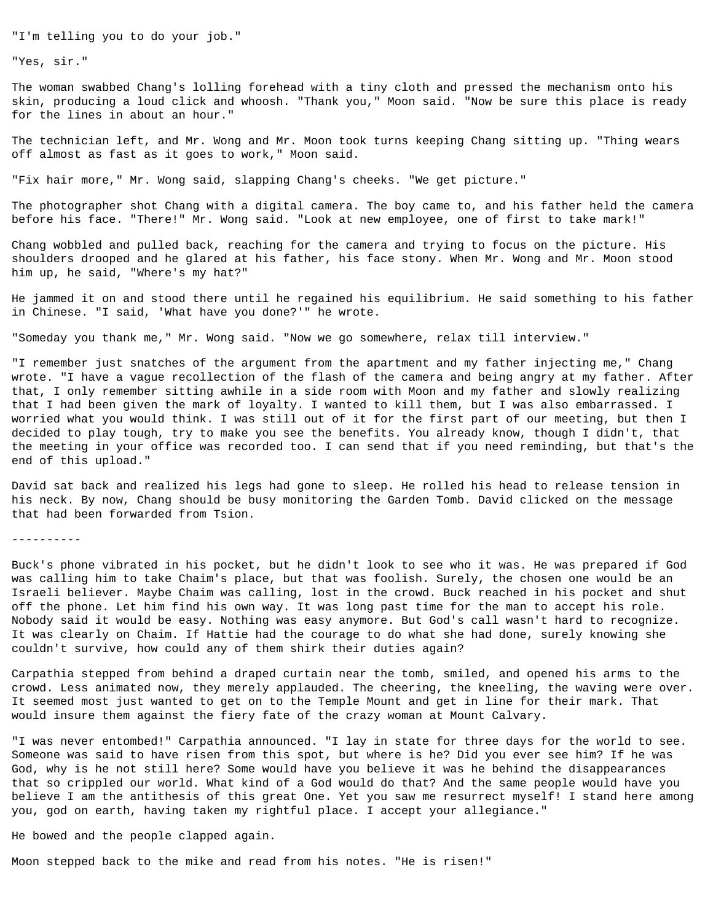"I'm telling you to do your job."

"Yes, sir."

The woman swabbed Chang's lolling forehead with a tiny cloth and pressed the mechanism onto his skin, producing a loud click and whoosh. "Thank you," Moon said. "Now be sure this place is ready for the lines in about an hour."

The technician left, and Mr. Wong and Mr. Moon took turns keeping Chang sitting up. "Thing wears off almost as fast as it goes to work," Moon said.

"Fix hair more," Mr. Wong said, slapping Chang's cheeks. "We get picture."

The photographer shot Chang with a digital camera. The boy came to, and his father held the camera before his face. "There!" Mr. Wong said. "Look at new employee, one of first to take mark!"

Chang wobbled and pulled back, reaching for the camera and trying to focus on the picture. His shoulders drooped and he glared at his father, his face stony. When Mr. Wong and Mr. Moon stood him up, he said, "Where's my hat?"

He jammed it on and stood there until he regained his equilibrium. He said something to his father in Chinese. "I said, 'What have you done?'" he wrote.

"Someday you thank me," Mr. Wong said. "Now we go somewhere, relax till interview."

"I remember just snatches of the argument from the apartment and my father injecting me," Chang wrote. "I have a vague recollection of the flash of the camera and being angry at my father. After that, I only remember sitting awhile in a side room with Moon and my father and slowly realizing that I had been given the mark of loyalty. I wanted to kill them, but I was also embarrassed. I worried what you would think. I was still out of it for the first part of our meeting, but then I decided to play tough, try to make you see the benefits. You already know, though I didn't, that the meeting in your office was recorded too. I can send that if you need reminding, but that's the end of this upload."

David sat back and realized his legs had gone to sleep. He rolled his head to release tension in his neck. By now, Chang should be busy monitoring the Garden Tomb. David clicked on the message that had been forwarded from Tsion.

----------

Buck's phone vibrated in his pocket, but he didn't look to see who it was. He was prepared if God was calling him to take Chaim's place, but that was foolish. Surely, the chosen one would be an Israeli believer. Maybe Chaim was calling, lost in the crowd. Buck reached in his pocket and shut off the phone. Let him find his own way. It was long past time for the man to accept his role. Nobody said it would be easy. Nothing was easy anymore. But God's call wasn't hard to recognize. It was clearly on Chaim. If Hattie had the courage to do what she had done, surely knowing she couldn't survive, how could any of them shirk their duties again?

Carpathia stepped from behind a draped curtain near the tomb, smiled, and opened his arms to the crowd. Less animated now, they merely applauded. The cheering, the kneeling, the waving were over. It seemed most just wanted to get on to the Temple Mount and get in line for their mark. That would insure them against the fiery fate of the crazy woman at Mount Calvary.

"I was never entombed!" Carpathia announced. "I lay in state for three days for the world to see. Someone was said to have risen from this spot, but where is he? Did you ever see him? If he was God, why is he not still here? Some would have you believe it was he behind the disappearances that so crippled our world. What kind of a God would do that? And the same people would have you believe I am the antithesis of this great One. Yet you saw me resurrect myself! I stand here among you, god on earth, having taken my rightful place. I accept your allegiance."

He bowed and the people clapped again.

Moon stepped back to the mike and read from his notes. "He is risen!"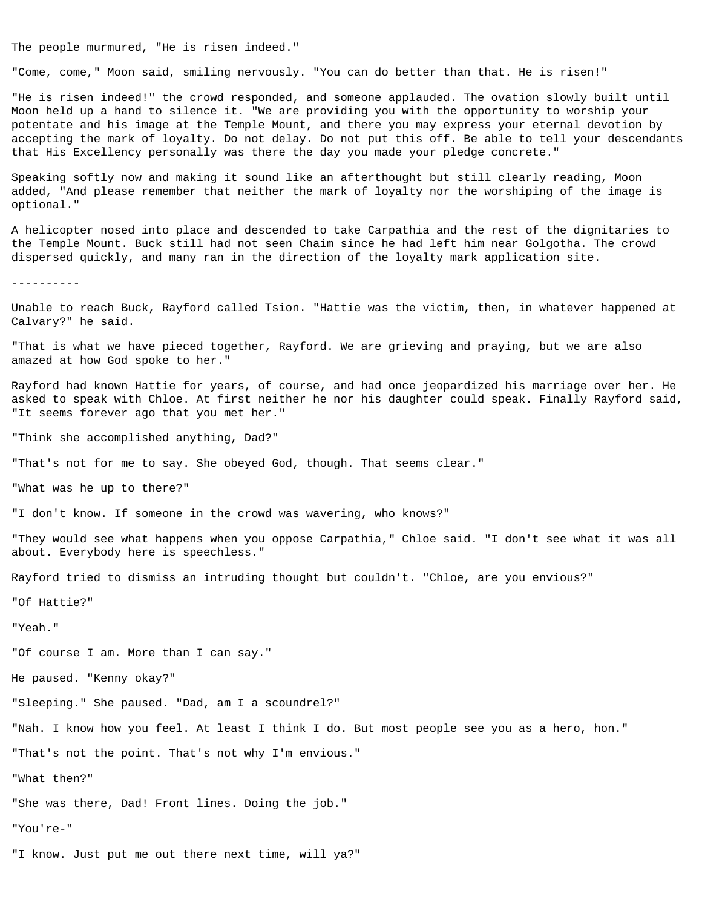The people murmured, "He is risen indeed."

"Come, come," Moon said, smiling nervously. "You can do better than that. He is risen!"

"He is risen indeed!" the crowd responded, and someone applauded. The ovation slowly built until Moon held up a hand to silence it. "We are providing you with the opportunity to worship your potentate and his image at the Temple Mount, and there you may express your eternal devotion by accepting the mark of loyalty. Do not delay. Do not put this off. Be able to tell your descendants that His Excellency personally was there the day you made your pledge concrete."

Speaking softly now and making it sound like an afterthought but still clearly reading, Moon added, "And please remember that neither the mark of loyalty nor the worshiping of the image is optional."

A helicopter nosed into place and descended to take Carpathia and the rest of the dignitaries to the Temple Mount. Buck still had not seen Chaim since he had left him near Golgotha. The crowd dispersed quickly, and many ran in the direction of the loyalty mark application site.

----------

Unable to reach Buck, Rayford called Tsion. "Hattie was the victim, then, in whatever happened at Calvary?" he said.

"That is what we have pieced together, Rayford. We are grieving and praying, but we are also amazed at how God spoke to her."

Rayford had known Hattie for years, of course, and had once jeopardized his marriage over her. He asked to speak with Chloe. At first neither he nor his daughter could speak. Finally Rayford said, "It seems forever ago that you met her."

"Think she accomplished anything, Dad?"

"That's not for me to say. She obeyed God, though. That seems clear."

"What was he up to there?"

"I don't know. If someone in the crowd was wavering, who knows?"

"They would see what happens when you oppose Carpathia," Chloe said. "I don't see what it was all about. Everybody here is speechless."

Rayford tried to dismiss an intruding thought but couldn't. "Chloe, are you envious?"

"Of Hattie?"

"Yeah."

"Of course I am. More than I can say."

He paused. "Kenny okay?"

"Sleeping." She paused. "Dad, am I a scoundrel?"

"Nah. I know how you feel. At least I think I do. But most people see you as a hero, hon."

"That's not the point. That's not why I'm envious."

"What then?"

"She was there, Dad! Front lines. Doing the job."

"You're-"

"I know. Just put me out there next time, will ya?"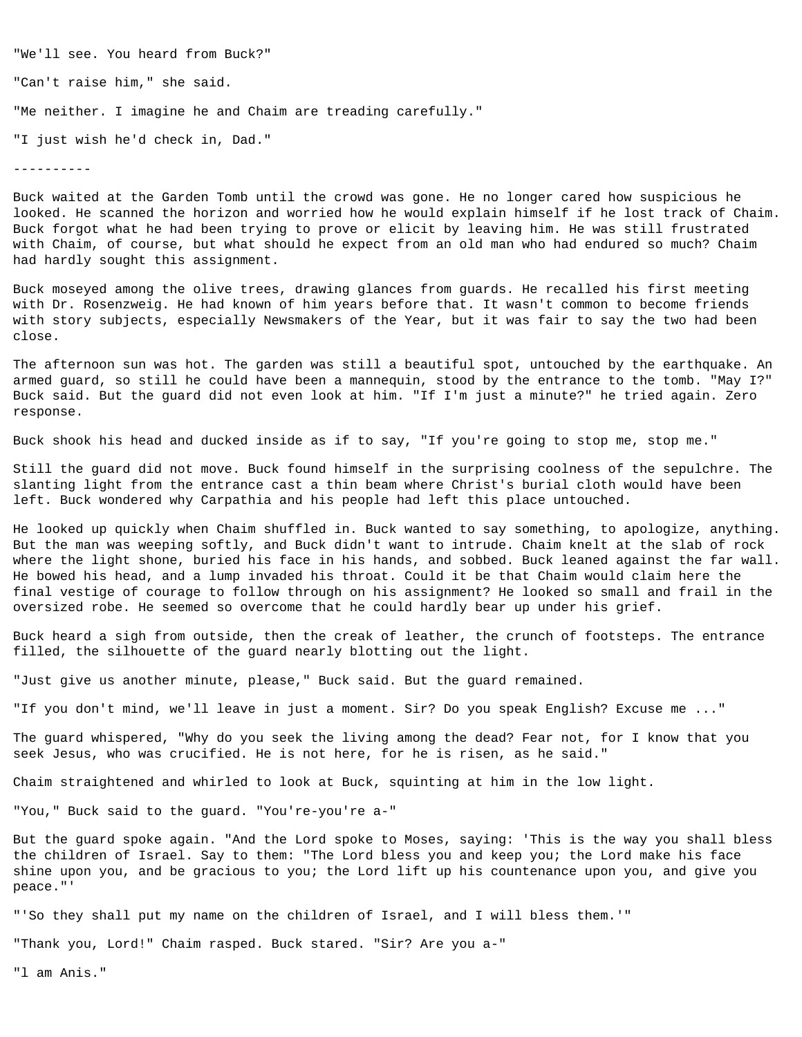"We'll see. You heard from Buck?"

"Can't raise him," she said.

"Me neither. I imagine he and Chaim are treading carefully."

"I just wish he'd check in, Dad."

----------

Buck waited at the Garden Tomb until the crowd was gone. He no longer cared how suspicious he looked. He scanned the horizon and worried how he would explain himself if he lost track of Chaim. Buck forgot what he had been trying to prove or elicit by leaving him. He was still frustrated with Chaim, of course, but what should he expect from an old man who had endured so much? Chaim had hardly sought this assignment.

Buck moseyed among the olive trees, drawing glances from guards. He recalled his first meeting with Dr. Rosenzweig. He had known of him years before that. It wasn't common to become friends with story subjects, especially Newsmakers of the Year, but it was fair to say the two had been close.

The afternoon sun was hot. The garden was still a beautiful spot, untouched by the earthquake. An armed guard, so still he could have been a mannequin, stood by the entrance to the tomb. "May I?" Buck said. But the guard did not even look at him. "If I'm just a minute?" he tried again. Zero response.

Buck shook his head and ducked inside as if to say, "If you're going to stop me, stop me."

Still the guard did not move. Buck found himself in the surprising coolness of the sepulchre. The slanting light from the entrance cast a thin beam where Christ's burial cloth would have been left. Buck wondered why Carpathia and his people had left this place untouched.

He looked up quickly when Chaim shuffled in. Buck wanted to say something, to apologize, anything. But the man was weeping softly, and Buck didn't want to intrude. Chaim knelt at the slab of rock where the light shone, buried his face in his hands, and sobbed. Buck leaned against the far wall. He bowed his head, and a lump invaded his throat. Could it be that Chaim would claim here the final vestige of courage to follow through on his assignment? He looked so small and frail in the oversized robe. He seemed so overcome that he could hardly bear up under his grief.

Buck heard a sigh from outside, then the creak of leather, the crunch of footsteps. The entrance filled, the silhouette of the guard nearly blotting out the light.

"Just give us another minute, please," Buck said. But the guard remained.

"If you don't mind, we'll leave in just a moment. Sir? Do you speak English? Excuse me ..."

The guard whispered, "Why do you seek the living among the dead? Fear not, for I know that you seek Jesus, who was crucified. He is not here, for he is risen, as he said."

Chaim straightened and whirled to look at Buck, squinting at him in the low light.

"You," Buck said to the guard. "You're-you're a-"

But the guard spoke again. "And the Lord spoke to Moses, saying: 'This is the way you shall bless the children of Israel. Say to them: "The Lord bless you and keep you; the Lord make his face shine upon you, and be gracious to you; the Lord lift up his countenance upon you, and give you peace."'

"'So they shall put my name on the children of Israel, and I will bless them.'"

"Thank you, Lord!" Chaim rasped. Buck stared. "Sir? Are you a-"

"I am Anis."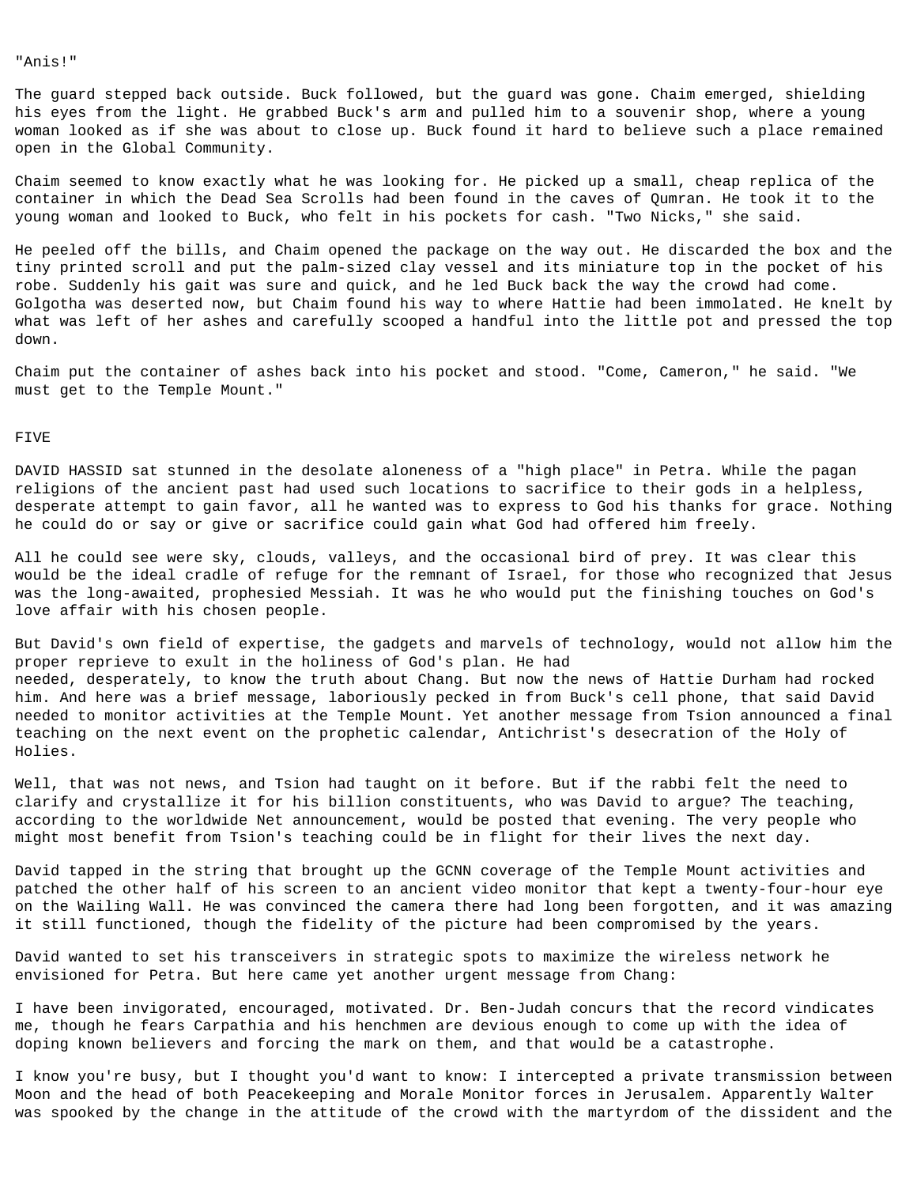"Anis!"

The guard stepped back outside. Buck followed, but the guard was gone. Chaim emerged, shielding his eyes from the light. He grabbed Buck's arm and pulled him to a souvenir shop, where a young woman looked as if she was about to close up. Buck found it hard to believe such a place remained open in the Global Community.

Chaim seemed to know exactly what he was looking for. He picked up a small, cheap replica of the container in which the Dead Sea Scrolls had been found in the caves of Qumran. He took it to the young woman and looked to Buck, who felt in his pockets for cash. "Two Nicks," she said.

He peeled off the bills, and Chaim opened the package on the way out. He discarded the box and the tiny printed scroll and put the palm-sized clay vessel and its miniature top in the pocket of his robe. Suddenly his gait was sure and quick, and he led Buck back the way the crowd had come. Golgotha was deserted now, but Chaim found his way to where Hattie had been immolated. He knelt by what was left of her ashes and carefully scooped a handful into the little pot and pressed the top down.

Chaim put the container of ashes back into his pocket and stood. "Come, Cameron," he said. "We must get to the Temple Mount."

## FIVE

DAVID HASSID sat stunned in the desolate aloneness of a "high place" in Petra. While the pagan religions of the ancient past had used such locations to sacrifice to their gods in a helpless, desperate attempt to gain favor, all he wanted was to express to God his thanks for grace. Nothing he could do or say or give or sacrifice could gain what God had offered him freely.

All he could see were sky, clouds, valleys, and the occasional bird of prey. It was clear this would be the ideal cradle of refuge for the remnant of Israel, for those who recognized that Jesus was the long-awaited, prophesied Messiah. It was he who would put the finishing touches on God's love affair with his chosen people.

But David's own field of expertise, the gadgets and marvels of technology, would not allow him the proper reprieve to exult in the holiness of God's plan. He had needed, desperately, to know the truth about Chang. But now the news of Hattie Durham had rocked him. And here was a brief message, laboriously pecked in from Buck's cell phone, that said David needed to monitor activities at the Temple Mount. Yet another message from Tsion announced a final teaching on the next event on the prophetic calendar, Antichrist's desecration of the Holy of Holies.

Well, that was not news, and Tsion had taught on it before. But if the rabbi felt the need to clarify and crystallize it for his billion constituents, who was David to argue? The teaching, according to the worldwide Net announcement, would be posted that evening. The very people who might most benefit from Tsion's teaching could be in flight for their lives the next day.

David tapped in the string that brought up the GCNN coverage of the Temple Mount activities and patched the other half of his screen to an ancient video monitor that kept a twenty-four-hour eye on the Wailing Wall. He was convinced the camera there had long been forgotten, and it was amazing it still functioned, though the fidelity of the picture had been compromised by the years.

David wanted to set his transceivers in strategic spots to maximize the wireless network he envisioned for Petra. But here came yet another urgent message from Chang:

I have been invigorated, encouraged, motivated. Dr. Ben-Judah concurs that the record vindicates me, though he fears Carpathia and his henchmen are devious enough to come up with the idea of doping known believers and forcing the mark on them, and that would be a catastrophe.

I know you're busy, but I thought you'd want to know: I intercepted a private transmission between Moon and the head of both Peacekeeping and Morale Monitor forces in Jerusalem. Apparently Walter was spooked by the change in the attitude of the crowd with the martyrdom of the dissident and the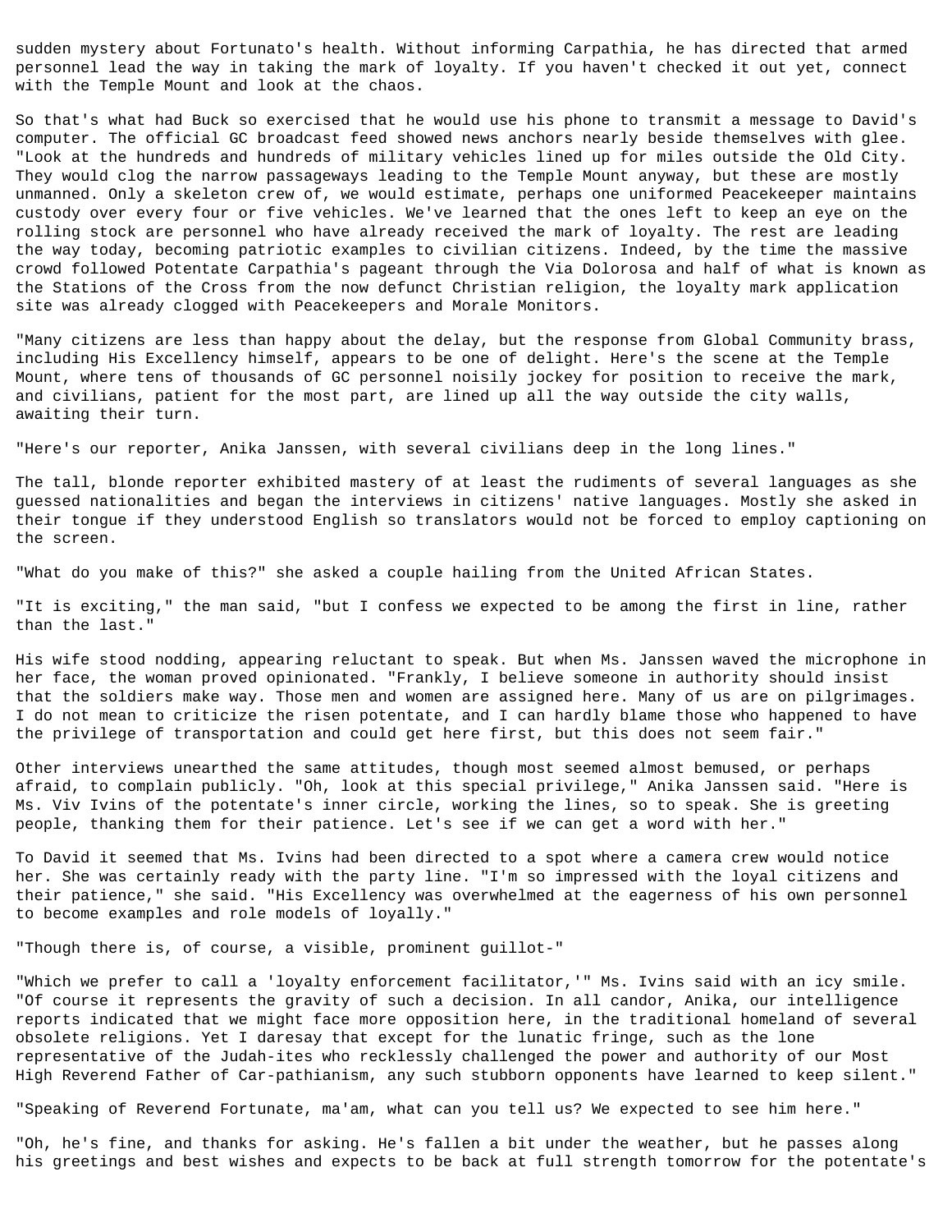sudden mystery about Fortunato's health. Without informing Carpathia, he has directed that armed personnel lead the way in taking the mark of loyalty. If you haven't checked it out yet, connect with the Temple Mount and look at the chaos.

So that's what had Buck so exercised that he would use his phone to transmit a message to David's computer. The official GC broadcast feed showed news anchors nearly beside themselves with glee. "Look at the hundreds and hundreds of military vehicles lined up for miles outside the Old City. They would clog the narrow passageways leading to the Temple Mount anyway, but these are mostly unmanned. Only a skeleton crew of, we would estimate, perhaps one uniformed Peacekeeper maintains custody over every four or five vehicles. We've learned that the ones left to keep an eye on the rolling stock are personnel who have already received the mark of loyalty. The rest are leading the way today, becoming patriotic examples to civilian citizens. Indeed, by the time the massive crowd followed Potentate Carpathia's pageant through the Via Dolorosa and half of what is known as the Stations of the Cross from the now defunct Christian religion, the loyalty mark application site was already clogged with Peacekeepers and Morale Monitors.

"Many citizens are less than happy about the delay, but the response from Global Community brass, including His Excellency himself, appears to be one of delight. Here's the scene at the Temple Mount, where tens of thousands of GC personnel noisily jockey for position to receive the mark, and civilians, patient for the most part, are lined up all the way outside the city walls, awaiting their turn.

"Here's our reporter, Anika Janssen, with several civilians deep in the long lines."

The tall, blonde reporter exhibited mastery of at least the rudiments of several languages as she guessed nationalities and began the interviews in citizens' native languages. Mostly she asked in their tongue if they understood English so translators would not be forced to employ captioning on the screen.

"What do you make of this?" she asked a couple hailing from the United African States.

"It is exciting," the man said, "but I confess we expected to be among the first in line, rather than the last."

His wife stood nodding, appearing reluctant to speak. But when Ms. Janssen waved the microphone in her face, the woman proved opinionated. "Frankly, I believe someone in authority should insist that the soldiers make way. Those men and women are assigned here. Many of us are on pilgrimages. I do not mean to criticize the risen potentate, and I can hardly blame those who happened to have the privilege of transportation and could get here first, but this does not seem fair."

Other interviews unearthed the same attitudes, though most seemed almost bemused, or perhaps afraid, to complain publicly. "Oh, look at this special privilege," Anika Janssen said. "Here is Ms. Viv Ivins of the potentate's inner circle, working the lines, so to speak. She is greeting people, thanking them for their patience. Let's see if we can get a word with her."

To David it seemed that Ms. Ivins had been directed to a spot where a camera crew would notice her. She was certainly ready with the party line. "I'm so impressed with the loyal citizens and their patience," she said. "His Excellency was overwhelmed at the eagerness of his own personnel to become examples and role models of loyally."

"Though there is, of course, a visible, prominent guillot-"

"Which we prefer to call a 'loyalty enforcement facilitator,'" Ms. Ivins said with an icy smile. "Of course it represents the gravity of such a decision. In all candor, Anika, our intelligence reports indicated that we might face more opposition here, in the traditional homeland of several obsolete religions. Yet I daresay that except for the lunatic fringe, such as the lone representative of the Judah-ites who recklessly challenged the power and authority of our Most High Reverend Father of Car-pathianism, any such stubborn opponents have learned to keep silent."

"Speaking of Reverend Fortunate, ma'am, what can you tell us? We expected to see him here."

"Oh, he's fine, and thanks for asking. He's fallen a bit under the weather, but he passes along his greetings and best wishes and expects to be back at full strength tomorrow for the potentate's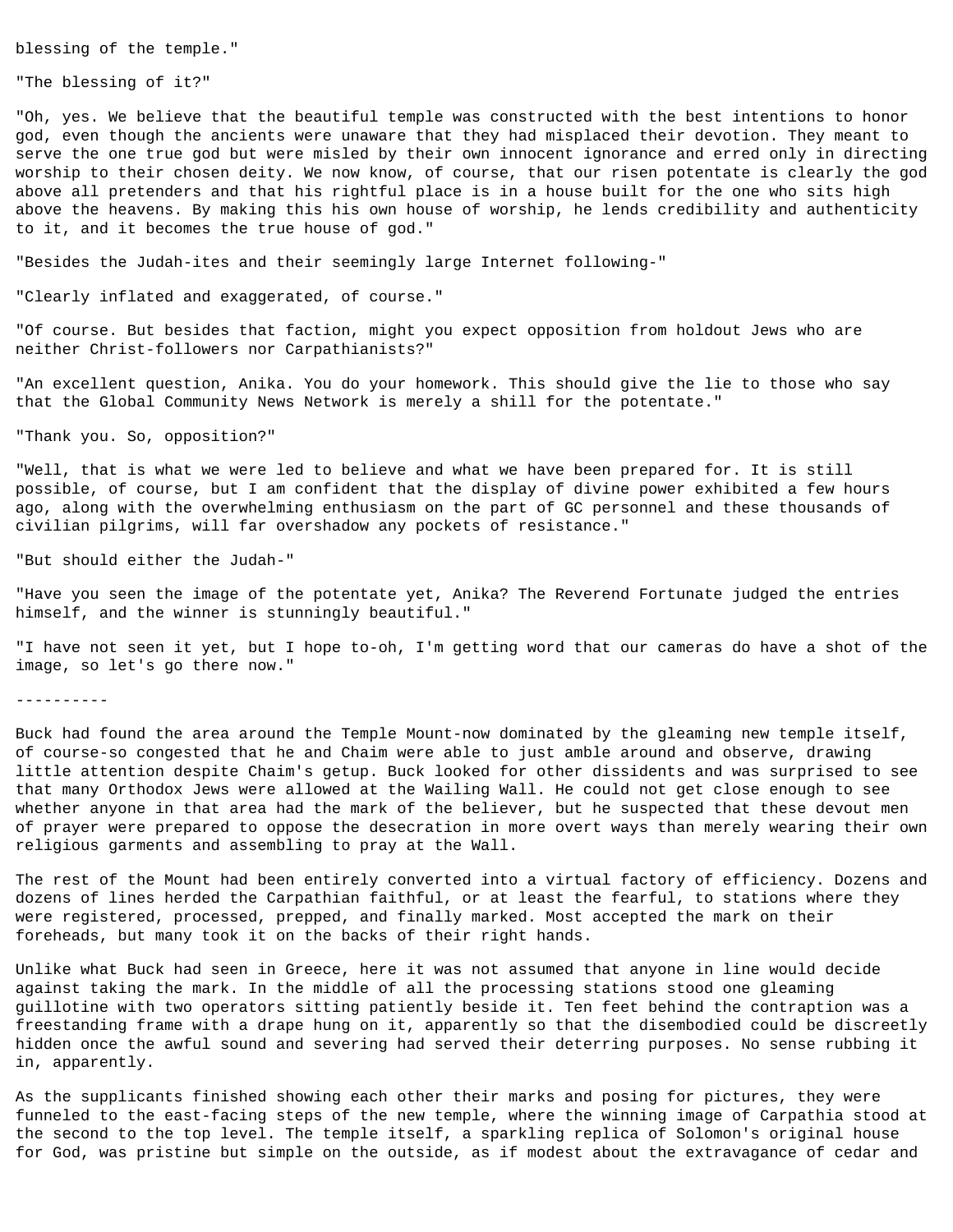blessing of the temple."

"The blessing of it?"

"Oh, yes. We believe that the beautiful temple was constructed with the best intentions to honor god, even though the ancients were unaware that they had misplaced their devotion. They meant to serve the one true god but were misled by their own innocent ignorance and erred only in directing worship to their chosen deity. We now know, of course, that our risen potentate is clearly the god above all pretenders and that his rightful place is in a house built for the one who sits high above the heavens. By making this his own house of worship, he lends credibility and authenticity to it, and it becomes the true house of god."

"Besides the Judah-ites and their seemingly large Internet following-"

"Clearly inflated and exaggerated, of course."

"Of course. But besides that faction, might you expect opposition from holdout Jews who are neither Christ-followers nor Carpathianists?"

"An excellent question, Anika. You do your homework. This should give the lie to those who say that the Global Community News Network is merely a shill for the potentate."

"Thank you. So, opposition?"

"Well, that is what we were led to believe and what we have been prepared for. It is still possible, of course, but I am confident that the display of divine power exhibited a few hours ago, along with the overwhelming enthusiasm on the part of GC personnel and these thousands of civilian pilgrims, will far overshadow any pockets of resistance."

"But should either the Judah-"

"Have you seen the image of the potentate yet, Anika? The Reverend Fortunate judged the entries himself, and the winner is stunningly beautiful."

"I have not seen it yet, but I hope to-oh, I'm getting word that our cameras do have a shot of the image, so let's go there now."

----------

Buck had found the area around the Temple Mount-now dominated by the gleaming new temple itself, of course-so congested that he and Chaim were able to just amble around and observe, drawing little attention despite Chaim's getup. Buck looked for other dissidents and was surprised to see that many Orthodox Jews were allowed at the Wailing Wall. He could not get close enough to see whether anyone in that area had the mark of the believer, but he suspected that these devout men of prayer were prepared to oppose the desecration in more overt ways than merely wearing their own religious garments and assembling to pray at the Wall.

The rest of the Mount had been entirely converted into a virtual factory of efficiency. Dozens and dozens of lines herded the Carpathian faithful, or at least the fearful, to stations where they were registered, processed, prepped, and finally marked. Most accepted the mark on their foreheads, but many took it on the backs of their right hands.

Unlike what Buck had seen in Greece, here it was not assumed that anyone in line would decide against taking the mark. In the middle of all the processing stations stood one gleaming guillotine with two operators sitting patiently beside it. Ten feet behind the contraption was a freestanding frame with a drape hung on it, apparently so that the disembodied could be discreetly hidden once the awful sound and severing had served their deterring purposes. No sense rubbing it in, apparently.

As the supplicants finished showing each other their marks and posing for pictures, they were funneled to the east-facing steps of the new temple, where the winning image of Carpathia stood at the second to the top level. The temple itself, a sparkling replica of Solomon's original house for God, was pristine but simple on the outside, as if modest about the extravagance of cedar and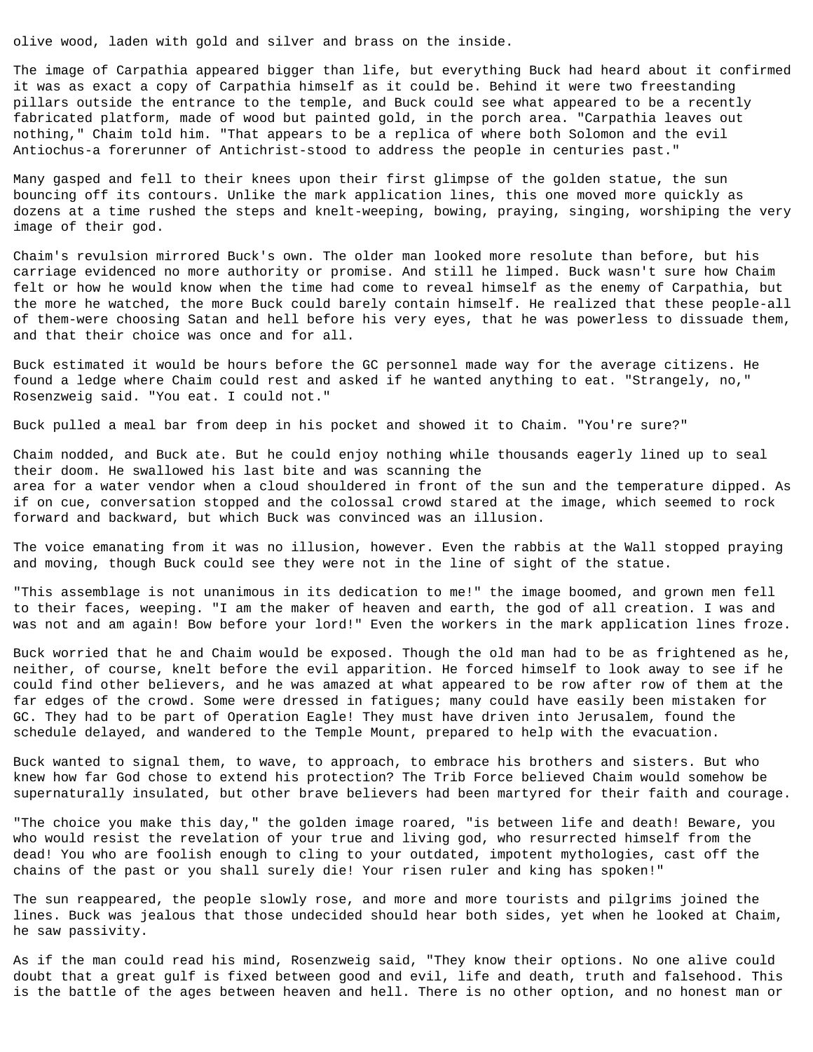olive wood, laden with gold and silver and brass on the inside.

The image of Carpathia appeared bigger than life, but everything Buck had heard about it confirmed it was as exact a copy of Carpathia himself as it could be. Behind it were two freestanding pillars outside the entrance to the temple, and Buck could see what appeared to be a recently fabricated platform, made of wood but painted gold, in the porch area. "Carpathia leaves out nothing," Chaim told him. "That appears to be a replica of where both Solomon and the evil Antiochus-a forerunner of Antichrist-stood to address the people in centuries past."

Many gasped and fell to their knees upon their first glimpse of the golden statue, the sun bouncing off its contours. Unlike the mark application lines, this one moved more quickly as dozens at a time rushed the steps and knelt-weeping, bowing, praying, singing, worshiping the very image of their god.

Chaim's revulsion mirrored Buck's own. The older man looked more resolute than before, but his carriage evidenced no more authority or promise. And still he limped. Buck wasn't sure how Chaim felt or how he would know when the time had come to reveal himself as the enemy of Carpathia, but the more he watched, the more Buck could barely contain himself. He realized that these people-all of them-were choosing Satan and hell before his very eyes, that he was powerless to dissuade them, and that their choice was once and for all.

Buck estimated it would be hours before the GC personnel made way for the average citizens. He found a ledge where Chaim could rest and asked if he wanted anything to eat. "Strangely, no," Rosenzweig said. "You eat. I could not."

Buck pulled a meal bar from deep in his pocket and showed it to Chaim. "You're sure?"

Chaim nodded, and Buck ate. But he could enjoy nothing while thousands eagerly lined up to seal their doom. He swallowed his last bite and was scanning the area for a water vendor when a cloud shouldered in front of the sun and the temperature dipped. As if on cue, conversation stopped and the colossal crowd stared at the image, which seemed to rock forward and backward, but which Buck was convinced was an illusion.

The voice emanating from it was no illusion, however. Even the rabbis at the Wall stopped praying and moving, though Buck could see they were not in the line of sight of the statue.

"This assemblage is not unanimous in its dedication to me!" the image boomed, and grown men fell to their faces, weeping. "I am the maker of heaven and earth, the god of all creation. I was and was not and am again! Bow before your lord!" Even the workers in the mark application lines froze.

Buck worried that he and Chaim would be exposed. Though the old man had to be as frightened as he, neither, of course, knelt before the evil apparition. He forced himself to look away to see if he could find other believers, and he was amazed at what appeared to be row after row of them at the far edges of the crowd. Some were dressed in fatigues; many could have easily been mistaken for GC. They had to be part of Operation Eagle! They must have driven into Jerusalem, found the schedule delayed, and wandered to the Temple Mount, prepared to help with the evacuation.

Buck wanted to signal them, to wave, to approach, to embrace his brothers and sisters. But who knew how far God chose to extend his protection? The Trib Force believed Chaim would somehow be supernaturally insulated, but other brave believers had been martyred for their faith and courage.

"The choice you make this day," the golden image roared, "is between life and death! Beware, you who would resist the revelation of your true and living god, who resurrected himself from the dead! You who are foolish enough to cling to your outdated, impotent mythologies, cast off the chains of the past or you shall surely die! Your risen ruler and king has spoken!"

The sun reappeared, the people slowly rose, and more and more tourists and pilgrims joined the lines. Buck was jealous that those undecided should hear both sides, yet when he looked at Chaim, he saw passivity.

As if the man could read his mind, Rosenzweig said, "They know their options. No one alive could doubt that a great gulf is fixed between good and evil, life and death, truth and falsehood. This is the battle of the ages between heaven and hell. There is no other option, and no honest man or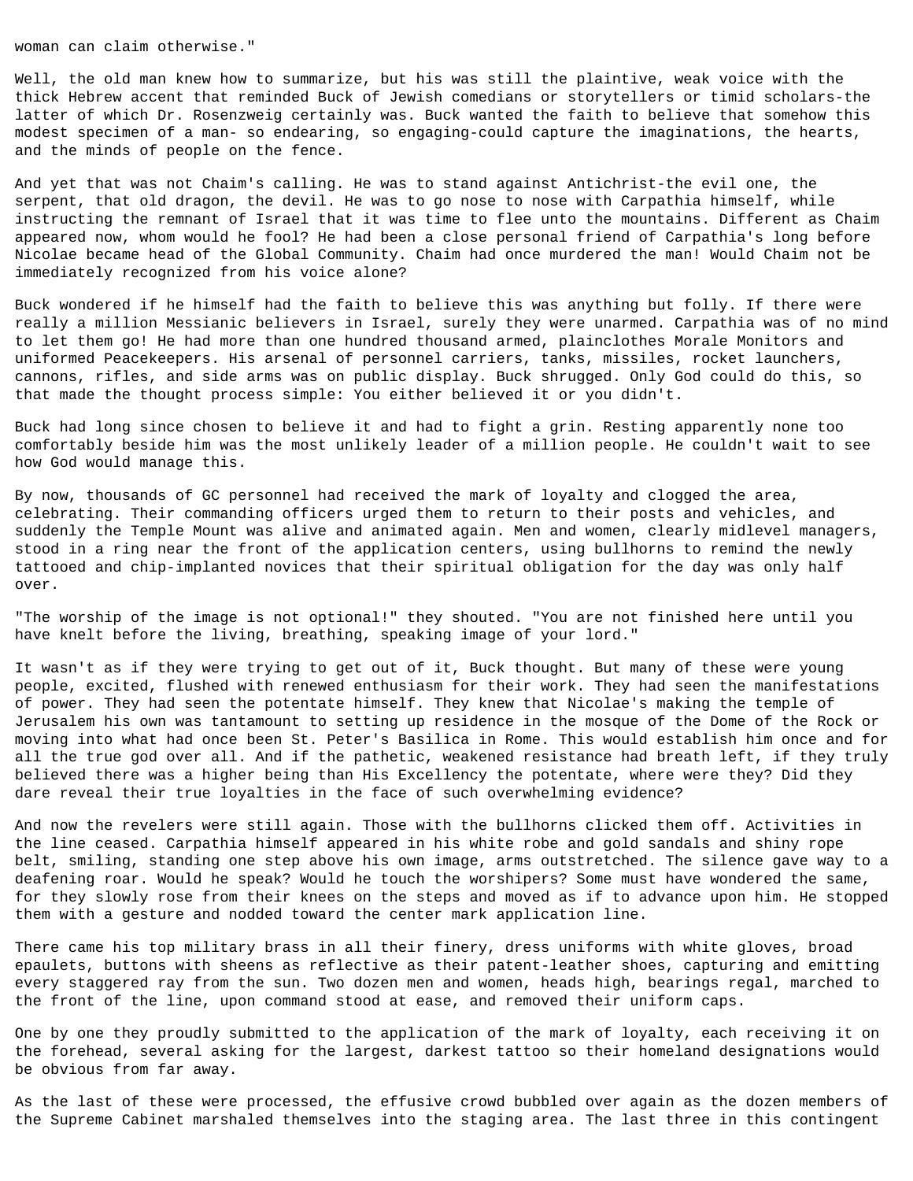woman can claim otherwise."

Well, the old man knew how to summarize, but his was still the plaintive, weak voice with the thick Hebrew accent that reminded Buck of Jewish comedians or storytellers or timid scholars-the latter of which Dr. Rosenzweig certainly was. Buck wanted the faith to believe that somehow this modest specimen of a man- so endearing, so engaging-could capture the imaginations, the hearts, and the minds of people on the fence.

And yet that was not Chaim's calling. He was to stand against Antichrist-the evil one, the serpent, that old dragon, the devil. He was to go nose to nose with Carpathia himself, while instructing the remnant of Israel that it was time to flee unto the mountains. Different as Chaim appeared now, whom would he fool? He had been a close personal friend of Carpathia's long before Nicolae became head of the Global Community. Chaim had once murdered the man! Would Chaim not be immediately recognized from his voice alone?

Buck wondered if he himself had the faith to believe this was anything but folly. If there were really a million Messianic believers in Israel, surely they were unarmed. Carpathia was of no mind to let them go! He had more than one hundred thousand armed, plainclothes Morale Monitors and uniformed Peacekeepers. His arsenal of personnel carriers, tanks, missiles, rocket launchers, cannons, rifles, and side arms was on public display. Buck shrugged. Only God could do this, so that made the thought process simple: You either believed it or you didn't.

Buck had long since chosen to believe it and had to fight a grin. Resting apparently none too comfortably beside him was the most unlikely leader of a million people. He couldn't wait to see how God would manage this.

By now, thousands of GC personnel had received the mark of loyalty and clogged the area, celebrating. Their commanding officers urged them to return to their posts and vehicles, and suddenly the Temple Mount was alive and animated again. Men and women, clearly midlevel managers, stood in a ring near the front of the application centers, using bullhorns to remind the newly tattooed and chip-implanted novices that their spiritual obligation for the day was only half over.

"The worship of the image is not optional!" they shouted. "You are not finished here until you have knelt before the living, breathing, speaking image of your lord."

It wasn't as if they were trying to get out of it, Buck thought. But many of these were young people, excited, flushed with renewed enthusiasm for their work. They had seen the manifestations of power. They had seen the potentate himself. They knew that Nicolae's making the temple of Jerusalem his own was tantamount to setting up residence in the mosque of the Dome of the Rock or moving into what had once been St. Peter's Basilica in Rome. This would establish him once and for all the true god over all. And if the pathetic, weakened resistance had breath left, if they truly believed there was a higher being than His Excellency the potentate, where were they? Did they dare reveal their true loyalties in the face of such overwhelming evidence?

And now the revelers were still again. Those with the bullhorns clicked them off. Activities in the line ceased. Carpathia himself appeared in his white robe and gold sandals and shiny rope belt, smiling, standing one step above his own image, arms outstretched. The silence gave way to a deafening roar. Would he speak? Would he touch the worshipers? Some must have wondered the same, for they slowly rose from their knees on the steps and moved as if to advance upon him. He stopped them with a gesture and nodded toward the center mark application line.

There came his top military brass in all their finery, dress uniforms with white gloves, broad epaulets, buttons with sheens as reflective as their patent-leather shoes, capturing and emitting every staggered ray from the sun. Two dozen men and women, heads high, bearings regal, marched to the front of the line, upon command stood at ease, and removed their uniform caps.

One by one they proudly submitted to the application of the mark of loyalty, each receiving it on the forehead, several asking for the largest, darkest tattoo so their homeland designations would be obvious from far away.

As the last of these were processed, the effusive crowd bubbled over again as the dozen members of the Supreme Cabinet marshaled themselves into the staging area. The last three in this contingent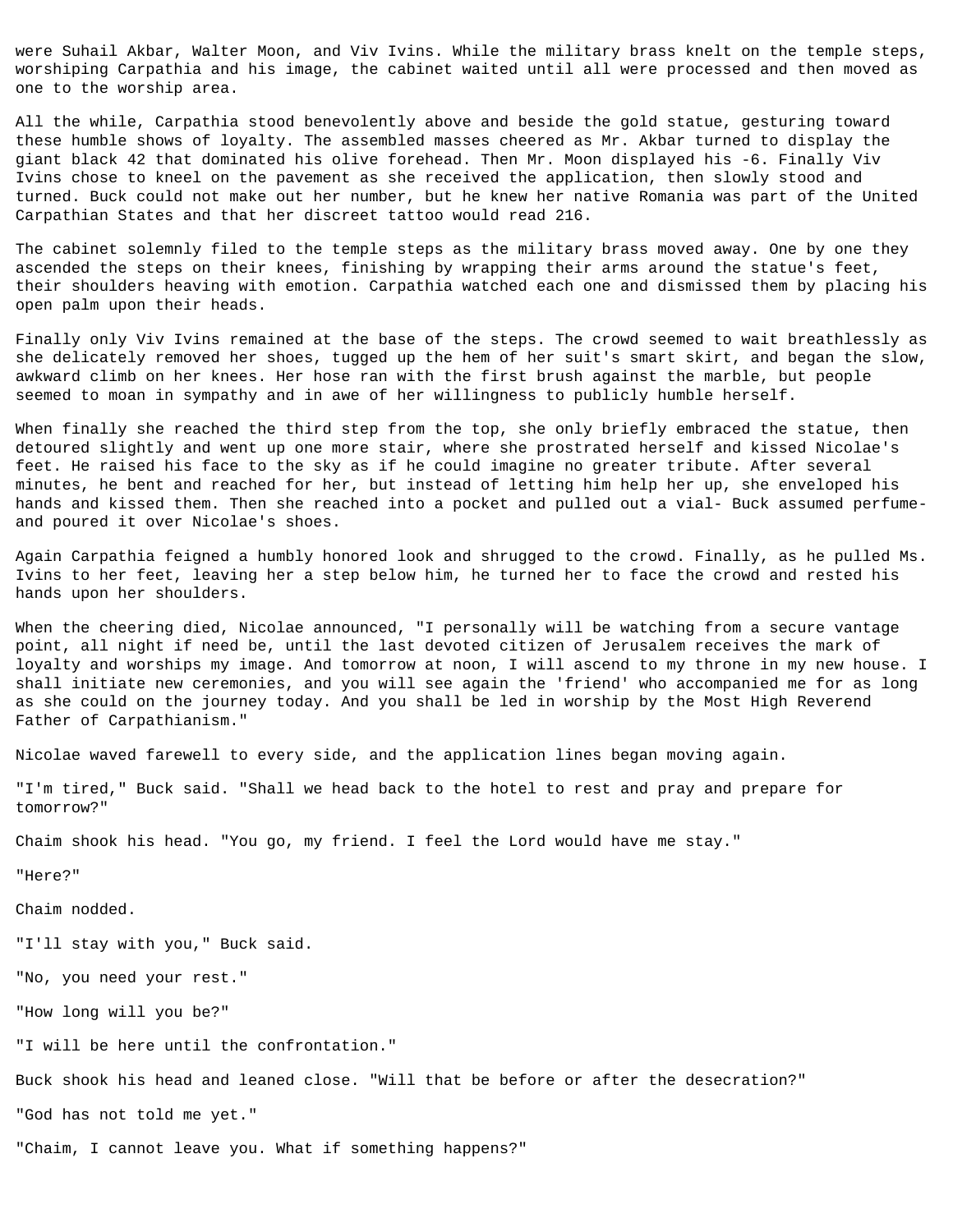were Suhail Akbar, Walter Moon, and Viv Ivins. While the military brass knelt on the temple steps, worshiping Carpathia and his image, the cabinet waited until all were processed and then moved as one to the worship area.

All the while, Carpathia stood benevolently above and beside the gold statue, gesturing toward these humble shows of loyalty. The assembled masses cheered as Mr. Akbar turned to display the giant black 42 that dominated his olive forehead. Then Mr. Moon displayed his -6. Finally Viv Ivins chose to kneel on the pavement as she received the application, then slowly stood and turned. Buck could not make out her number, but he knew her native Romania was part of the United Carpathian States and that her discreet tattoo would read 216.

The cabinet solemnly filed to the temple steps as the military brass moved away. One by one they ascended the steps on their knees, finishing by wrapping their arms around the statue's feet, their shoulders heaving with emotion. Carpathia watched each one and dismissed them by placing his open palm upon their heads.

Finally only Viv Ivins remained at the base of the steps. The crowd seemed to wait breathlessly as she delicately removed her shoes, tugged up the hem of her suit's smart skirt, and began the slow, awkward climb on her knees. Her hose ran with the first brush against the marble, but people seemed to moan in sympathy and in awe of her willingness to publicly humble herself.

When finally she reached the third step from the top, she only briefly embraced the statue, then detoured slightly and went up one more stair, where she prostrated herself and kissed Nicolae's feet. He raised his face to the sky as if he could imagine no greater tribute. After several minutes, he bent and reached for her, but instead of letting him help her up, she enveloped his hands and kissed them. Then she reached into a pocket and pulled out a vial- Buck assumed perfume- and poured it over Nicolae's shoes.

Again Carpathia feigned a humbly honored look and shrugged to the crowd. Finally, as he pulled Ms. Ivins to her feet, leaving her a step below him, he turned her to face the crowd and rested his hands upon her shoulders.

When the cheering died, Nicolae announced, "I personally will be watching from a secure vantage point, all night if need be, until the last devoted citizen of Jerusalem receives the mark of loyalty and worships my image. And tomorrow at noon, I will ascend to my throne in my new house. I shall initiate new ceremonies, and you will see again the 'friend' who accompanied me for as long as she could on the journey today. And you shall be led in worship by the Most High Reverend Father of Carpathianism."

Nicolae waved farewell to every side, and the application lines began moving again.

"I'm tired," Buck said. "Shall we head back to the hotel to rest and pray and prepare for tomorrow?"

Chaim shook his head. "You go, my friend. I feel the Lord would have me stay."

"Here?"

Chaim nodded.

"I'll stay with you," Buck said.

"No, you need your rest."

"How long will you be?"

"I will be here until the confrontation."

Buck shook his head and leaned close. "Will that be before or after the desecration?"

"God has not told me yet."

"Chaim, I cannot leave you. What if something happens?"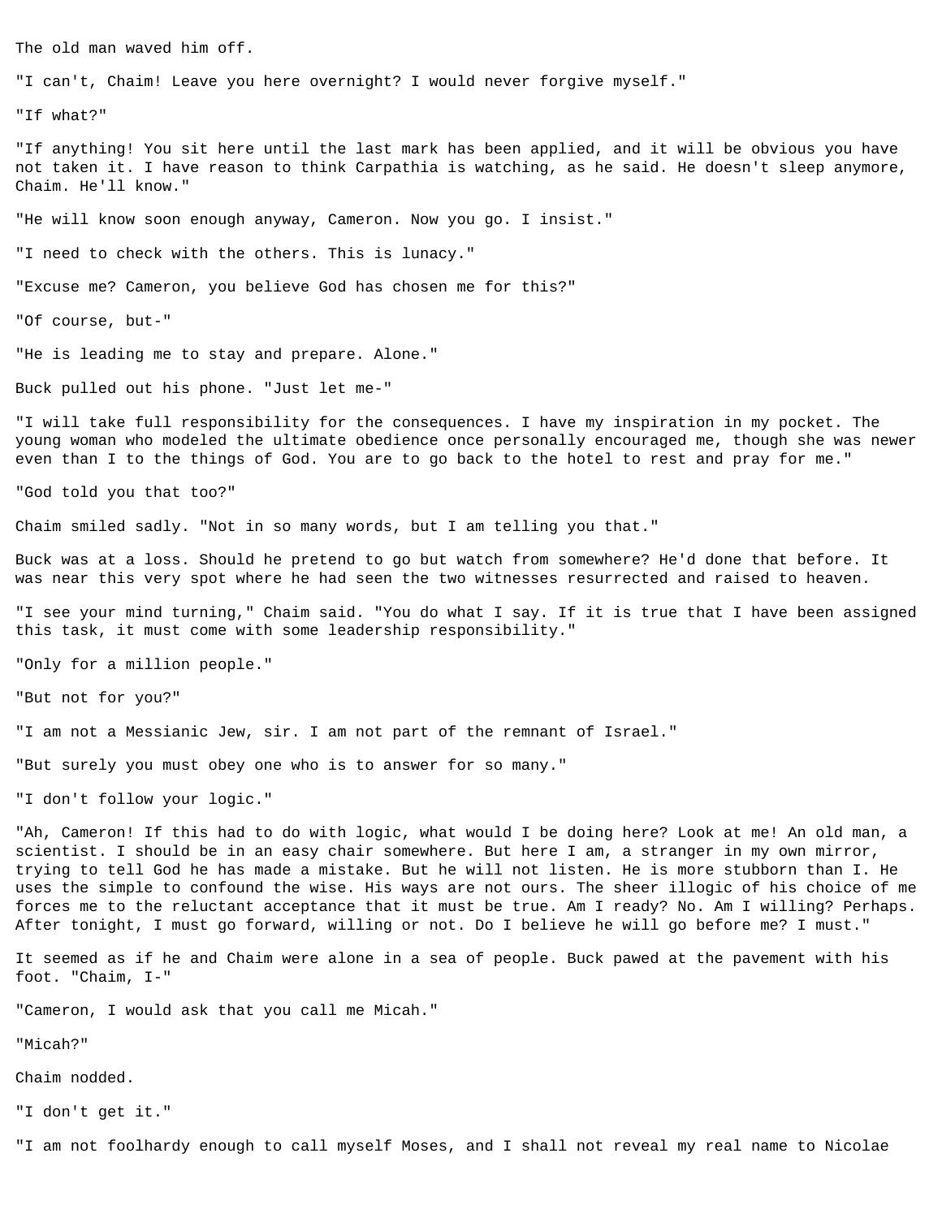The old man waved him off.

"I can't, Chaim! Leave you here overnight? I would never forgive myself."

"If what?"

"If anything! You sit here until the last mark has been applied, and it will be obvious you have not taken it. I have reason to think Carpathia is watching, as he said. He doesn't sleep anymore, Chaim. He'll know."

"He will know soon enough anyway, Cameron. Now you go. I insist."

"I need to check with the others. This is lunacy."

"Excuse me? Cameron, you believe God has chosen me for this?"

"Of course, but-"

"He is leading me to stay and prepare. Alone."

Buck pulled out his phone. "Just let me-"

"I will take full responsibility for the consequences. I have my inspiration in my pocket. The young woman who modeled the ultimate obedience once personally encouraged me, though she was newer even than I to the things of God. You are to go back to the hotel to rest and pray for me."

"God told you that too?"

Chaim smiled sadly. "Not in so many words, but I am telling you that."

Buck was at a loss. Should he pretend to go but watch from somewhere? He'd done that before. It was near this very spot where he had seen the two witnesses resurrected and raised to heaven.

"I see your mind turning," Chaim said. "You do what I say. If it is true that I have been assigned this task, it must come with some leadership responsibility."

"Only for a million people."

"But not for you?"

"I am not a Messianic Jew, sir. I am not part of the remnant of Israel."

"But surely you must obey one who is to answer for so many."

"I don't follow your logic."

"Ah, Cameron! If this had to do with logic, what would I be doing here? Look at me! An old man, a scientist. I should be in an easy chair somewhere. But here I am, a stranger in my own mirror, trying to tell God he has made a mistake. But he will not listen. He is more stubborn than I. He uses the simple to confound the wise. His ways are not ours. The sheer illogic of his choice of me forces me to the reluctant acceptance that it must be true. Am I ready? No. Am I willing? Perhaps. After tonight, I must go forward, willing or not. Do I believe he will go before me? I must."

It seemed as if he and Chaim were alone in a sea of people. Buck pawed at the pavement with his foot. "Chaim, I-"

"Cameron, I would ask that you call me Micah."

"Micah?"

Chaim nodded.

"I don't get it."

"I am not foolhardy enough to call myself Moses, and I shall not reveal my real name to Nicolae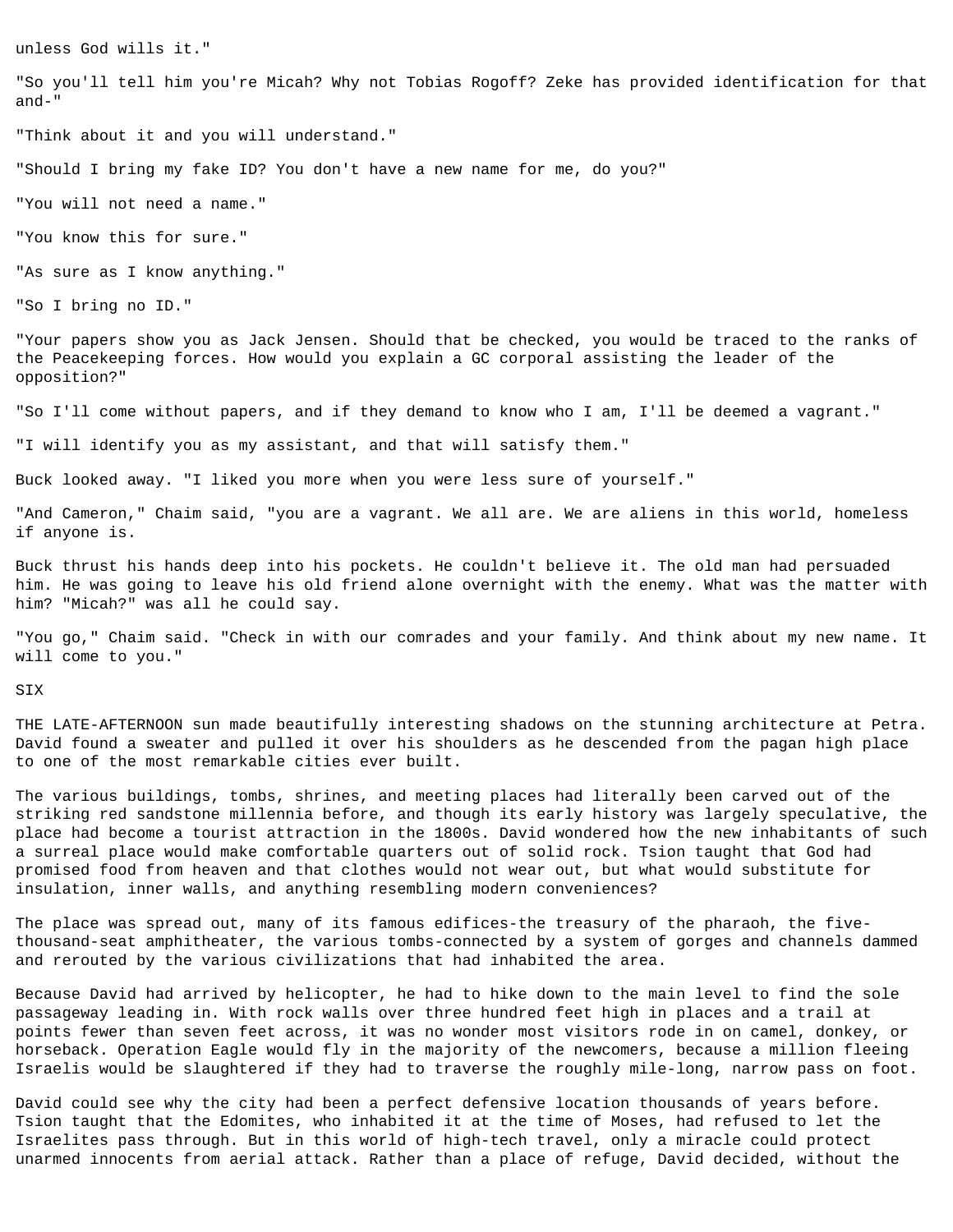unless God wills it."

"So you'll tell him you're Micah? Why not Tobias Rogoff? Zeke has provided identification for that and-"

"Think about it and you will understand."

"Should I bring my fake ID? You don't have a new name for me, do you?"

"You will not need a name."

"You know this for sure."

"As sure as I know anything."

"So I bring no ID."

"Your papers show you as Jack Jensen. Should that be checked, you would be traced to the ranks of the Peacekeeping forces. How would you explain a GC corporal assisting the leader of the opposition?"

"So I'll come without papers, and if they demand to know who I am, I'll be deemed a vagrant."

"I will identify you as my assistant, and that will satisfy them."

Buck looked away. "I liked you more when you were less sure of yourself."

"And Cameron," Chaim said, "you are a vagrant. We all are. We are aliens in this world, homeless if anyone is.

Buck thrust his hands deep into his pockets. He couldn't believe it. The old man had persuaded him. He was going to leave his old friend alone overnight with the enemy. What was the matter with him? "Micah?" was all he could say.

"You go," Chaim said. "Check in with our comrades and your family. And think about my new name. It will come to you."

# SIX

THE LATE-AFTERNOON sun made beautifully interesting shadows on the stunning architecture at Petra. David found a sweater and pulled it over his shoulders as he descended from the pagan high place to one of the most remarkable cities ever built.

The various buildings, tombs, shrines, and meeting places had literally been carved out of the striking red sandstone millennia before, and though its early history was largely speculative, the place had become a tourist attraction in the 1800s. David wondered how the new inhabitants of such a surreal place would make comfortable quarters out of solid rock. Tsion taught that God had promised food from heaven and that clothes would not wear out, but what would substitute for insulation, inner walls, and anything resembling modern conveniences?

The place was spread out, many of its famous edifices-the treasury of the pharaoh, the five-thousand-seat amphitheater, the various tombs-connected by a system of gorges and channels dammed and rerouted by the various civilizations that had inhabited the area.

Because David had arrived by helicopter, he had to hike down to the main level to find the sole passageway leading in. With rock walls over three hundred feet high in places and a trail at points fewer than seven feet across, it was no wonder most visitors rode in on camel, donkey, or horseback. Operation Eagle would fly in the majority of the newcomers, because a million fleeing Israelis would be slaughtered if they had to traverse the roughly mile-long, narrow pass on foot.

David could see why the city had been a perfect defensive location thousands of years before. Tsion taught that the Edomites, who inhabited it at the time of Moses, had refused to let the Israelites pass through. But in this world of high-tech travel, only a miracle could protect unarmed innocents from aerial attack. Rather than a place of refuge, David decided, without the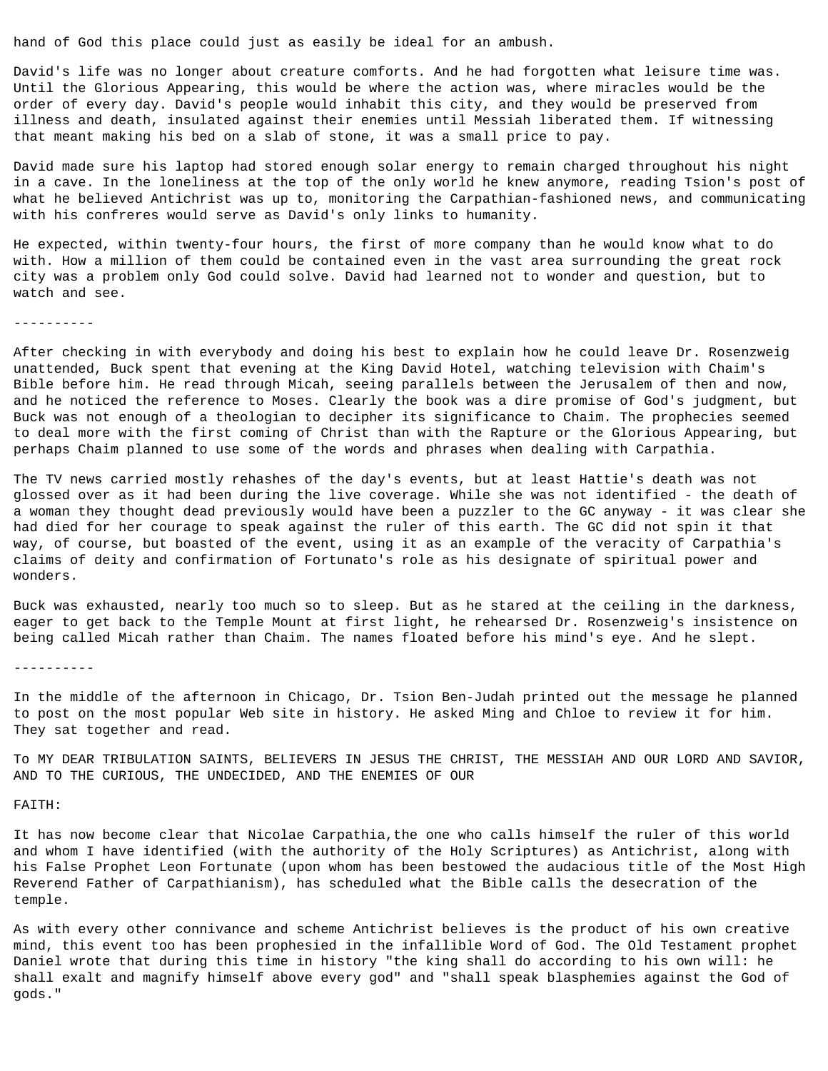hand of God this place could just as easily be ideal for an ambush.

David's life was no longer about creature comforts. And he had forgotten what leisure time was. Until the Glorious Appearing, this would be where the action was, where miracles would be the order of every day. David's people would inhabit this city, and they would be preserved from illness and death, insulated against their enemies until Messiah liberated them. If witnessing that meant making his bed on a slab of stone, it was a small price to pay.

David made sure his laptop had stored enough solar energy to remain charged throughout his night in a cave. In the loneliness at the top of the only world he knew anymore, reading Tsion's post of what he believed Antichrist was up to, monitoring the Carpathian-fashioned news, and communicating with his confreres would serve as David's only links to humanity.

He expected, within twenty-four hours, the first of more company than he would know what to do with. How a million of them could be contained even in the vast area surrounding the great rock city was a problem only God could solve. David had learned not to wonder and question, but to watch and see.

----------

After checking in with everybody and doing his best to explain how he could leave Dr. Rosenzweig unattended, Buck spent that evening at the King David Hotel, watching television with Chaim's Bible before him. He read through Micah, seeing parallels between the Jerusalem of then and now, and he noticed the reference to Moses. Clearly the book was a dire promise of God's judgment, but Buck was not enough of a theologian to decipher its significance to Chaim. The prophecies seemed to deal more with the first coming of Christ than with the Rapture or the Glorious Appearing, but perhaps Chaim planned to use some of the words and phrases when dealing with Carpathia.

The TV news carried mostly rehashes of the day's events, but at least Hattie's death was not glossed over as it had been during the live coverage. While she was not identified - the death of a woman they thought dead previously would have been a puzzler to the GC anyway - it was clear she had died for her courage to speak against the ruler of this earth. The GC did not spin it that way, of course, but boasted of the event, using it as an example of the veracity of Carpathia's claims of deity and confirmation of Fortunato's role as his designate of spiritual power and wonders.

Buck was exhausted, nearly too much so to sleep. But as he stared at the ceiling in the darkness, eager to get back to the Temple Mount at first light, he rehearsed Dr. Rosenzweig's insistence on being called Micah rather than Chaim. The names floated before his mind's eye. And he slept.

----------

In the middle of the afternoon in Chicago, Dr. Tsion Ben-Judah printed out the message he planned to post on the most popular Web site in history. He asked Ming and Chloe to review it for him. They sat together and read.

To MY DEAR TRIBULATION SAINTS, BELIEVERS IN JESUS THE CHRIST, THE MESSIAH AND OUR LORD AND SAVIOR, AND TO THE CURIOUS, THE UNDECIDED, AND THE ENEMIES OF OUR

FAITH:

It has now become clear that Nicolae Carpathia,the one who calls himself the ruler of this world and whom I have identified (with the authority of the Holy Scriptures) as Antichrist, along with his False Prophet Leon Fortunate (upon whom has been bestowed the audacious title of the Most High Reverend Father of Carpathianism), has scheduled what the Bible calls the desecration of the temple.

As with every other connivance and scheme Antichrist believes is the product of his own creative mind, this event too has been prophesied in the infallible Word of God. The Old Testament prophet Daniel wrote that during this time in history "the king shall do according to his own will: he shall exalt and magnify himself above every god" and "shall speak blasphemies against the God of gods."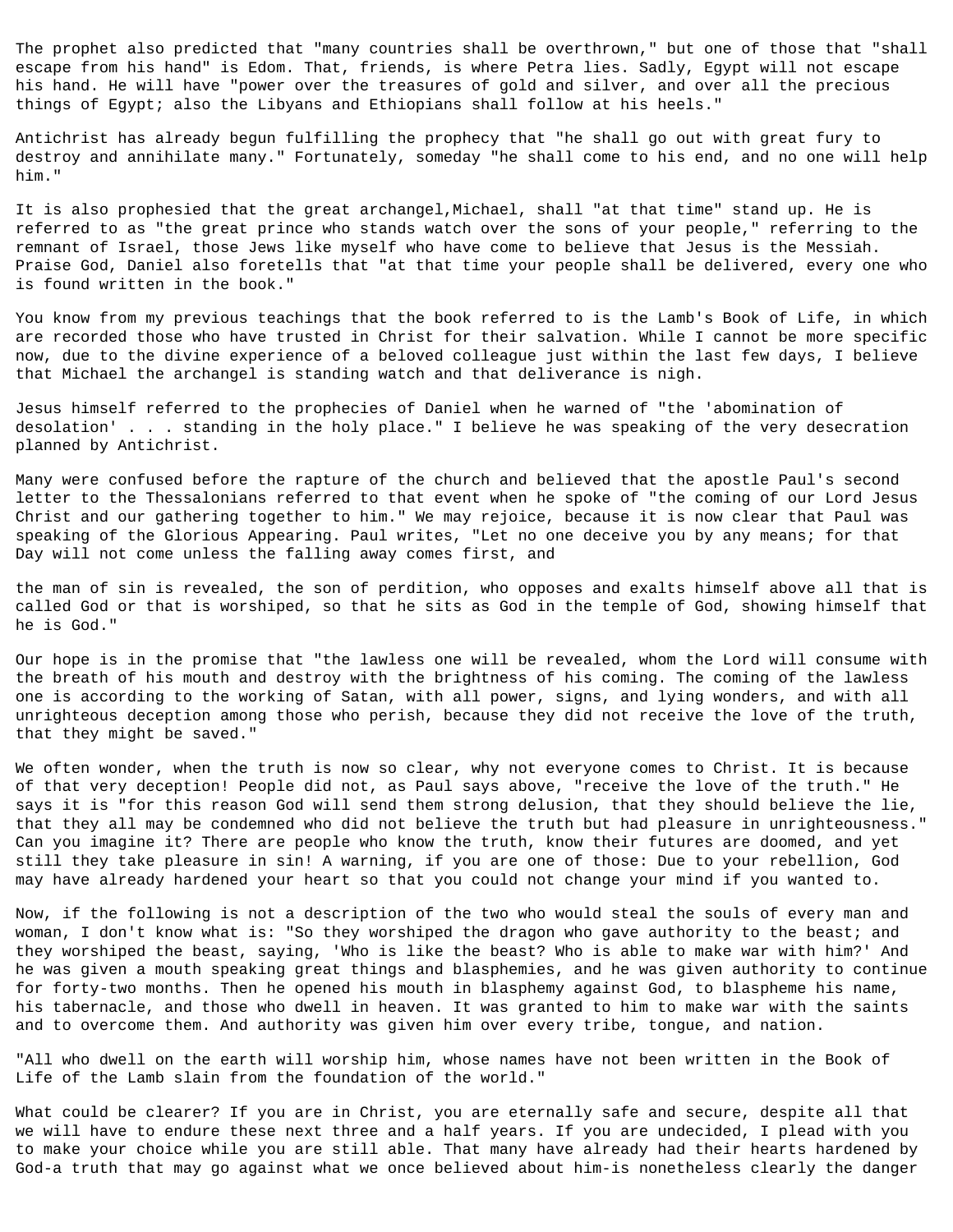The prophet also predicted that "many countries shall be overthrown," but one of those that "shall escape from his hand" is Edom. That, friends, is where Petra lies. Sadly, Egypt will not escape his hand. He will have "power over the treasures of gold and silver, and over all the precious things of Egypt; also the Libyans and Ethiopians shall follow at his heels."

Antichrist has already begun fulfilling the prophecy that "he shall go out with great fury to destroy and annihilate many." Fortunately, someday "he shall come to his end, and no one will help him."

It is also prophesied that the great archangel,Michael, shall "at that time" stand up. He is referred to as "the great prince who stands watch over the sons of your people," referring to the remnant of Israel, those Jews like myself who have come to believe that Jesus is the Messiah. Praise God, Daniel also foretells that "at that time your people shall be delivered, every one who is found written in the book."

You know from my previous teachings that the book referred to is the Lamb's Book of Life, in which are recorded those who have trusted in Christ for their salvation. While I cannot be more specific now, due to the divine experience of a beloved colleague just within the last few days, I believe that Michael the archangel is standing watch and that deliverance is nigh.

Jesus himself referred to the prophecies of Daniel when he warned of "the 'abomination of desolation' . . . standing in the holy place." I believe he was speaking of the very desecration planned by Antichrist.

Many were confused before the rapture of the church and believed that the apostle Paul's second letter to the Thessalonians referred to that event when he spoke of "the coming of our Lord Jesus Christ and our gathering together to him." We may rejoice, because it is now clear that Paul was speaking of the Glorious Appearing. Paul writes, "Let no one deceive you by any means; for that Day will not come unless the falling away comes first, and

the man of sin is revealed, the son of perdition, who opposes and exalts himself above all that is called God or that is worshiped, so that he sits as God in the temple of God, showing himself that he is God."

Our hope is in the promise that "the lawless one will be revealed, whom the Lord will consume with the breath of his mouth and destroy with the brightness of his coming. The coming of the lawless one is according to the working of Satan, with all power, signs, and lying wonders, and with all unrighteous deception among those who perish, because they did not receive the love of the truth, that they might be saved."

We often wonder, when the truth is now so clear, why not everyone comes to Christ. It is because of that very deception! People did not, as Paul says above, "receive the love of the truth." He says it is "for this reason God will send them strong delusion, that they should believe the lie, that they all may be condemned who did not believe the truth but had pleasure in unrighteousness." Can you imagine it? There are people who know the truth, know their futures are doomed, and yet still they take pleasure in sin! A warning, if you are one of those: Due to your rebellion, God may have already hardened your heart so that you could not change your mind if you wanted to.

Now, if the following is not a description of the two who would steal the souls of every man and woman, I don't know what is: "So they worshiped the dragon who gave authority to the beast; and they worshiped the beast, saying, 'Who is like the beast? Who is able to make war with him?' And he was given a mouth speaking great things and blasphemies, and he was given authority to continue for forty-two months. Then he opened his mouth in blasphemy against God, to blaspheme his name, his tabernacle, and those who dwell in heaven. It was granted to him to make war with the saints and to overcome them. And authority was given him over every tribe, tongue, and nation.

"All who dwell on the earth will worship him, whose names have not been written in the Book of Life of the Lamb slain from the foundation of the world."

What could be clearer? If you are in Christ, you are eternally safe and secure, despite all that we will have to endure these next three and a half years. If you are undecided, I plead with you to make your choice while you are still able. That many have already had their hearts hardened by God-a truth that may go against what we once believed about him-is nonetheless clearly the danger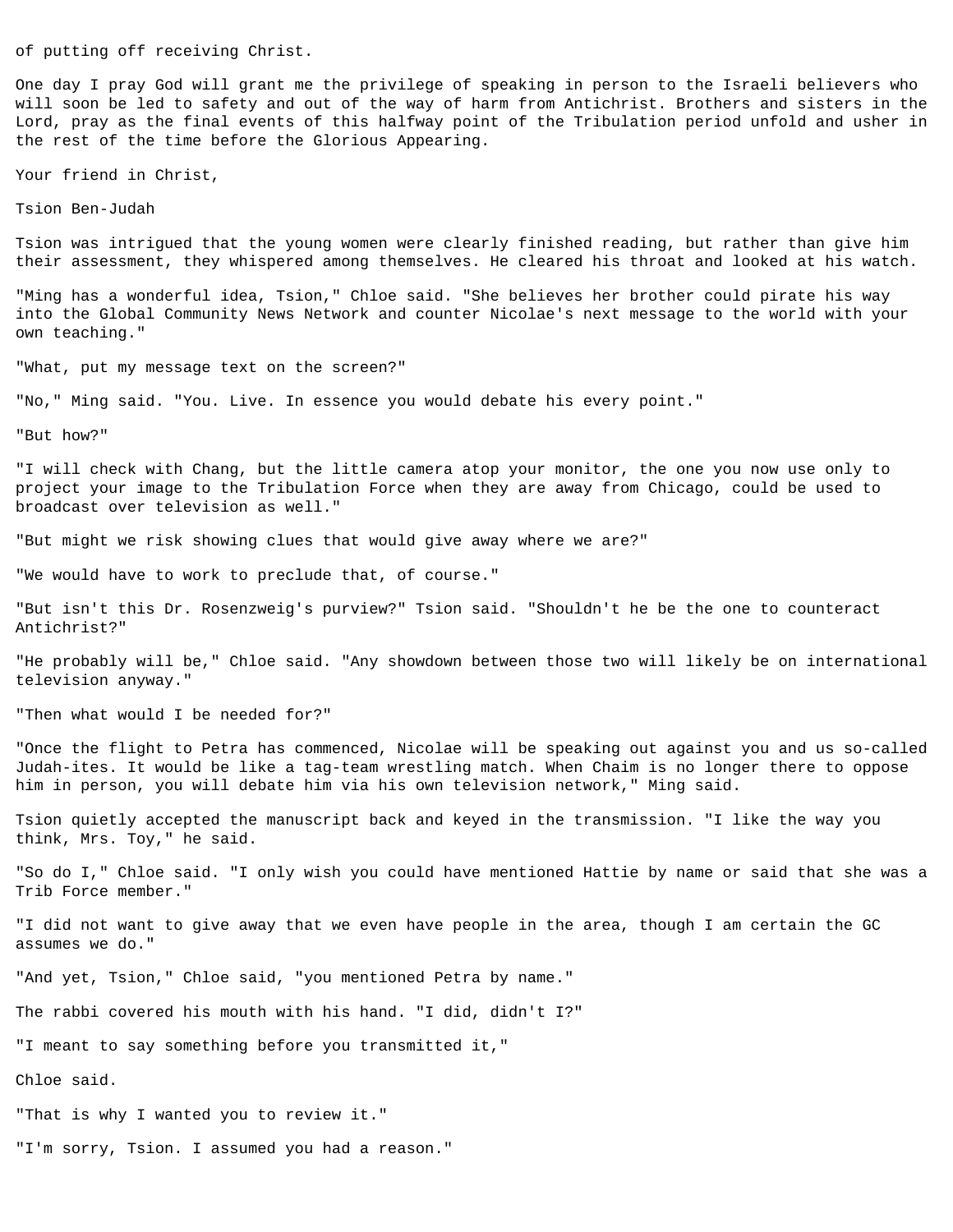of putting off receiving Christ.

One day I pray God will grant me the privilege of speaking in person to the Israeli believers who will soon be led to safety and out of the way of harm from Antichrist. Brothers and sisters in the Lord, pray as the final events of this halfway point of the Tribulation period unfold and usher in the rest of the time before the Glorious Appearing.

Your friend in Christ,

Tsion Ben-Judah

Tsion was intrigued that the young women were clearly finished reading, but rather than give him their assessment, they whispered among themselves. He cleared his throat and looked at his watch.

"Ming has a wonderful idea, Tsion," Chloe said. "She believes her brother could pirate his way into the Global Community News Network and counter Nicolae's next message to the world with your own teaching."

"What, put my message text on the screen?"

"No," Ming said. "You. Live. In essence you would debate his every point."

"But how?"

"I will check with Chang, but the little camera atop your monitor, the one you now use only to project your image to the Tribulation Force when they are away from Chicago, could be used to broadcast over television as well."

"But might we risk showing clues that would give away where we are?"

"We would have to work to preclude that, of course."

"But isn't this Dr. Rosenzweig's purview?" Tsion said. "Shouldn't he be the one to counteract Antichrist?"

"He probably will be," Chloe said. "Any showdown between those two will likely be on international television anyway."

"Then what would I be needed for?"

"Once the flight to Petra has commenced, Nicolae will be speaking out against you and us so-called Judah-ites. It would be like a tag-team wrestling match. When Chaim is no longer there to oppose him in person, you will debate him via his own television network," Ming said.

Tsion quietly accepted the manuscript back and keyed in the transmission. "I like the way you think, Mrs. Toy," he said.

"So do I," Chloe said. "I only wish you could have mentioned Hattie by name or said that she was a Trib Force member."

"I did not want to give away that we even have people in the area, though I am certain the GC assumes we do."

"And yet, Tsion," Chloe said, "you mentioned Petra by name."

The rabbi covered his mouth with his hand. "I did, didn't I?"

"I meant to say something before you transmitted it,"

Chloe said.

"That is why I wanted you to review it."

"I'm sorry, Tsion. I assumed you had a reason."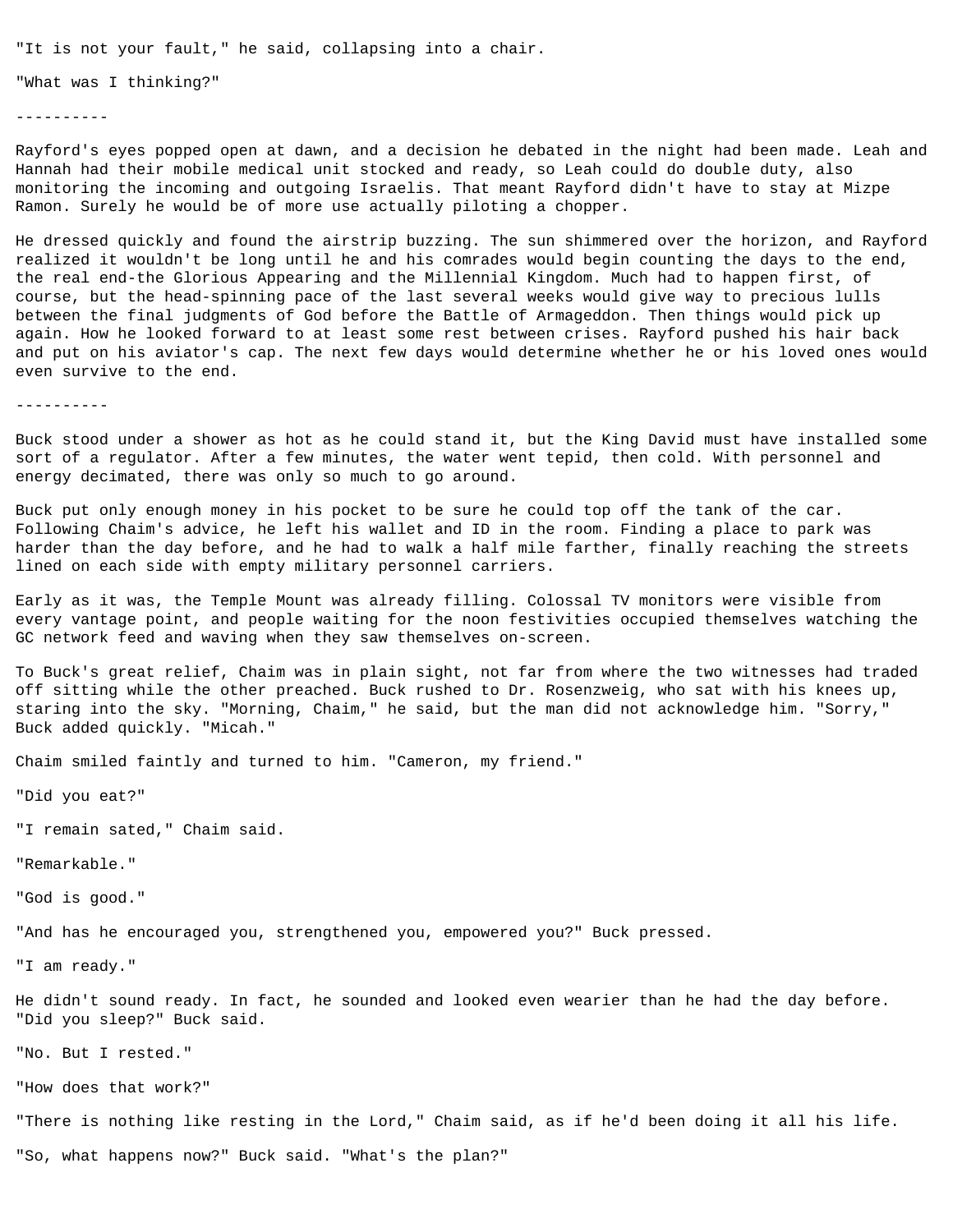"It is not your fault," he said, collapsing into a chair.

"What was I thinking?"

----------

Rayford's eyes popped open at dawn, and a decision he debated in the night had been made. Leah and Hannah had their mobile medical unit stocked and ready, so Leah could do double duty, also monitoring the incoming and outgoing Israelis. That meant Rayford didn't have to stay at Mizpe Ramon. Surely he would be of more use actually piloting a chopper.

He dressed quickly and found the airstrip buzzing. The sun shimmered over the horizon, and Rayford realized it wouldn't be long until he and his comrades would begin counting the days to the end, the real end-the Glorious Appearing and the Millennial Kingdom. Much had to happen first, of course, but the head-spinning pace of the last several weeks would give way to precious lulls between the final judgments of God before the Battle of Armageddon. Then things would pick up again. How he looked forward to at least some rest between crises. Rayford pushed his hair back and put on his aviator's cap. The next few days would determine whether he or his loved ones would even survive to the end.

----------

Buck stood under a shower as hot as he could stand it, but the King David must have installed some sort of a regulator. After a few minutes, the water went tepid, then cold. With personnel and energy decimated, there was only so much to go around.

Buck put only enough money in his pocket to be sure he could top off the tank of the car. Following Chaim's advice, he left his wallet and ID in the room. Finding a place to park was harder than the day before, and he had to walk a half mile farther, finally reaching the streets lined on each side with empty military personnel carriers.

Early as it was, the Temple Mount was already filling. Colossal TV monitors were visible from every vantage point, and people waiting for the noon festivities occupied themselves watching the GC network feed and waving when they saw themselves on-screen.

To Buck's great relief, Chaim was in plain sight, not far from where the two witnesses had traded off sitting while the other preached. Buck rushed to Dr. Rosenzweig, who sat with his knees up, staring into the sky. "Morning, Chaim," he said, but the man did not acknowledge him. "Sorry," Buck added quickly. "Micah."

Chaim smiled faintly and turned to him. "Cameron, my friend."

"Did you eat?"

"I remain sated," Chaim said.

"Remarkable."

"God is good."

"And has he encouraged you, strengthened you, empowered you?" Buck pressed.

"I am ready."

He didn't sound ready. In fact, he sounded and looked even wearier than he had the day before. "Did you sleep?" Buck said.

"No. But I rested."

"How does that work?"

"There is nothing like resting in the Lord," Chaim said, as if he'd been doing it all his life.

"So, what happens now?" Buck said. "What's the plan?"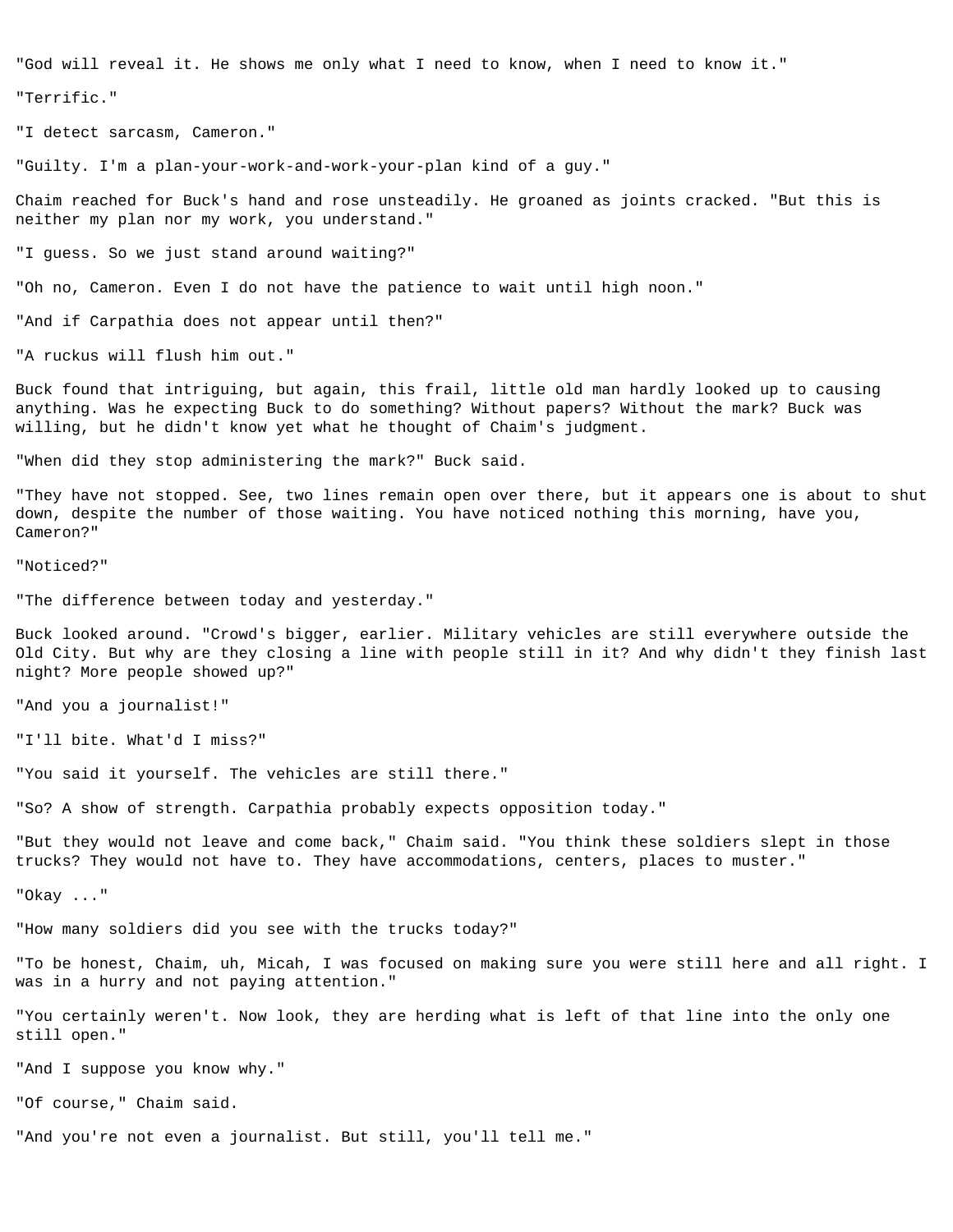"God will reveal it. He shows me only what I need to know, when I need to know it."

"Terrific."

"I detect sarcasm, Cameron."

"Guilty. I'm a plan-your-work-and-work-your-plan kind of a guy."

Chaim reached for Buck's hand and rose unsteadily. He groaned as joints cracked. "But this is neither my plan nor my work, you understand."

"I guess. So we just stand around waiting?"

"Oh no, Cameron. Even I do not have the patience to wait until high noon."

"And if Carpathia does not appear until then?"

"A ruckus will flush him out."

Buck found that intriguing, but again, this frail, little old man hardly looked up to causing anything. Was he expecting Buck to do something? Without papers? Without the mark? Buck was willing, but he didn't know yet what he thought of Chaim's judgment.

"When did they stop administering the mark?" Buck said.

"They have not stopped. See, two lines remain open over there, but it appears one is about to shut down, despite the number of those waiting. You have noticed nothing this morning, have you, Cameron?"

"Noticed?"

"The difference between today and yesterday."

Buck looked around. "Crowd's bigger, earlier. Military vehicles are still everywhere outside the Old City. But why are they closing a line with people still in it? And why didn't they finish last night? More people showed up?"

"And you a journalist!"

"I'll bite. What'd I miss?"

"You said it yourself. The vehicles are still there."

"So? A show of strength. Carpathia probably expects opposition today."

"But they would not leave and come back," Chaim said. "You think these soldiers slept in those trucks? They would not have to. They have accommodations, centers, places to muster."

"Okay ..."

"How many soldiers did you see with the trucks today?"

"To be honest, Chaim, uh, Micah, I was focused on making sure you were still here and all right. I was in a hurry and not paying attention."

"You certainly weren't. Now look, they are herding what is left of that line into the only one still open."

"And I suppose you know why."

"Of course," Chaim said.

"And you're not even a journalist. But still, you'll tell me."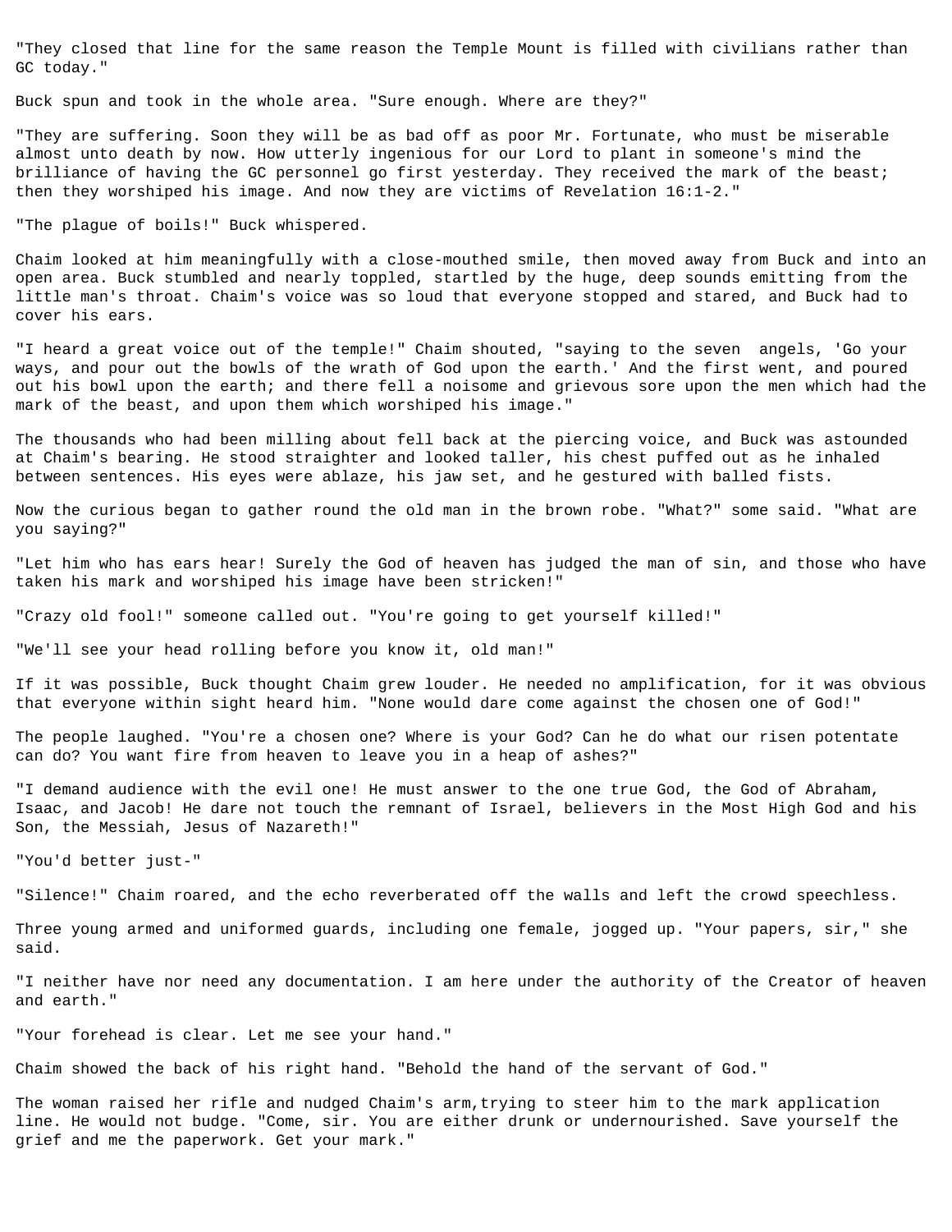"They closed that line for the same reason the Temple Mount is filled with civilians rather than GC today."

Buck spun and took in the whole area. "Sure enough. Where are they?"

"They are suffering. Soon they will be as bad off as poor Mr. Fortunate, who must be miserable almost unto death by now. How utterly ingenious for our Lord to plant in someone's mind the brilliance of having the GC personnel go first yesterday. They received the mark of the beast; then they worshiped his image. And now they are victims of Revelation 16:1-2."

"The plague of boils!" Buck whispered.

Chaim looked at him meaningfully with a close-mouthed smile, then moved away from Buck and into an open area. Buck stumbled and nearly toppled, startled by the huge, deep sounds emitting from the little man's throat. Chaim's voice was so loud that everyone stopped and stared, and Buck had to cover his ears.

"I heard a great voice out of the temple!" Chaim shouted, "saying to the seven angels, 'Go your ways, and pour out the bowls of the wrath of God upon the earth.' And the first went, and poured out his bowl upon the earth; and there fell a noisome and grievous sore upon the men which had the mark of the beast, and upon them which worshiped his image."

The thousands who had been milling about fell back at the piercing voice, and Buck was astounded at Chaim's bearing. He stood straighter and looked taller, his chest puffed out as he inhaled between sentences. His eyes were ablaze, his jaw set, and he gestured with balled fists.

Now the curious began to gather round the old man in the brown robe. "What?" some said. "What are you saying?"

"Let him who has ears hear! Surely the God of heaven has judged the man of sin, and those who have taken his mark and worshiped his image have been stricken!"

"Crazy old fool!" someone called out. "You're going to get yourself killed!"

"We'll see your head rolling before you know it, old man!"

If it was possible, Buck thought Chaim grew louder. He needed no amplification, for it was obvious that everyone within sight heard him. "None would dare come against the chosen one of God!"

The people laughed. "You're a chosen one? Where is your God? Can he do what our risen potentate can do? You want fire from heaven to leave you in a heap of ashes?"

"I demand audience with the evil one! He must answer to the one true God, the God of Abraham, Isaac, and Jacob! He dare not touch the remnant of Israel, believers in the Most High God and his Son, the Messiah, Jesus of Nazareth!"

"You'd better just-"

"Silence!" Chaim roared, and the echo reverberated off the walls and left the crowd speechless.

Three young armed and uniformed guards, including one female, jogged up. "Your papers, sir," she said.

"I neither have nor need any documentation. I am here under the authority of the Creator of heaven and earth."

"Your forehead is clear. Let me see your hand."

Chaim showed the back of his right hand. "Behold the hand of the servant of God."

The woman raised her rifle and nudged Chaim's arm,trying to steer him to the mark application line. He would not budge. "Come, sir. You are either drunk or undernourished. Save yourself the grief and me the paperwork. Get your mark."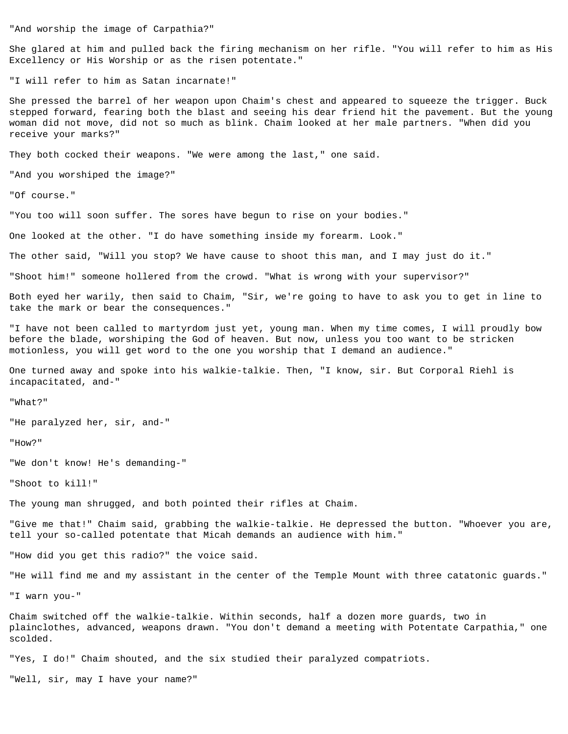"And worship the image of Carpathia?"

She glared at him and pulled back the firing mechanism on her rifle. "You will refer to him as His Excellency or His Worship or as the risen potentate."

"I will refer to him as Satan incarnate!"

She pressed the barrel of her weapon upon Chaim's chest and appeared to squeeze the trigger. Buck stepped forward, fearing both the blast and seeing his dear friend hit the pavement. But the young woman did not move, did not so much as blink. Chaim looked at her male partners. "When did you receive your marks?"

They both cocked their weapons. "We were among the last," one said.

"And you worshiped the image?"

"Of course."

"You too will soon suffer. The sores have begun to rise on your bodies."

One looked at the other. "I do have something inside my forearm. Look."

The other said, "Will you stop? We have cause to shoot this man, and I may just do it."

"Shoot him!" someone hollered from the crowd. "What is wrong with your supervisor?"

Both eyed her warily, then said to Chaim, "Sir, we're going to have to ask you to get in line to take the mark or bear the consequences."

"I have not been called to martyrdom just yet, young man. When my time comes, I will proudly bow before the blade, worshiping the God of heaven. But now, unless you too want to be stricken motionless, you will get word to the one you worship that I demand an audience."

One turned away and spoke into his walkie-talkie. Then, "I know, sir. But Corporal Riehl is incapacitated, and-"

"What?"

"He paralyzed her, sir, and-"

"How?"

"We don't know! He's demanding-"

"Shoot to kill!"

The young man shrugged, and both pointed their rifles at Chaim.

"Give me that!" Chaim said, grabbing the walkie-talkie. He depressed the button. "Whoever you are, tell your so-called potentate that Micah demands an audience with him."

"How did you get this radio?" the voice said.

"He will find me and my assistant in the center of the Temple Mount with three catatonic guards."

"I warn you-"

Chaim switched off the walkie-talkie. Within seconds, half a dozen more guards, two in plainclothes, advanced, weapons drawn. "You don't demand a meeting with Potentate Carpathia," one scolded.

"Yes, I do!" Chaim shouted, and the six studied their paralyzed compatriots.

"Well, sir, may I have your name?"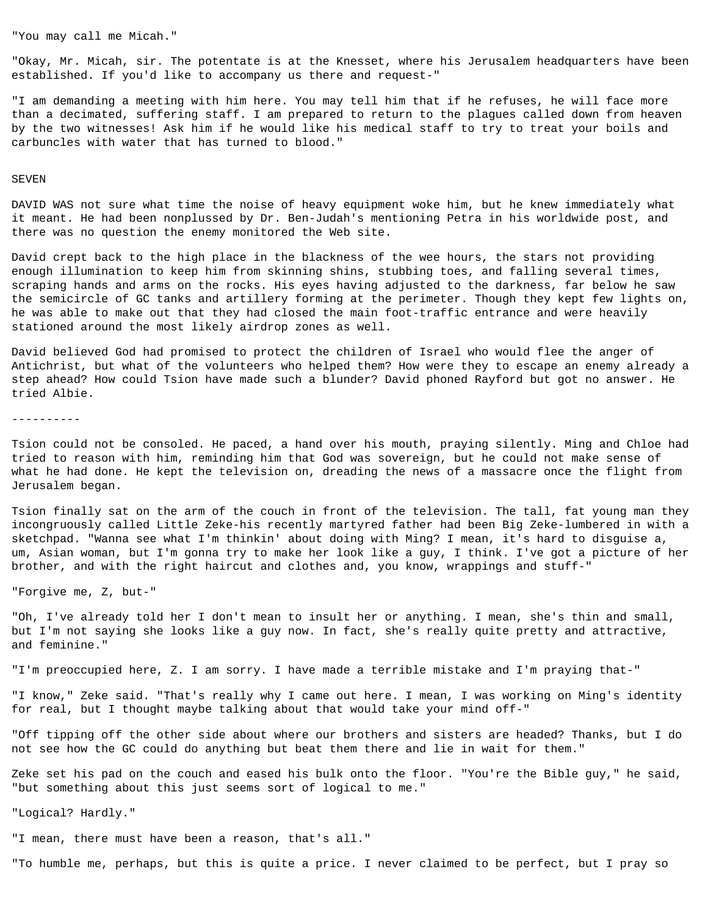"You may call me Micah."

"Okay, Mr. Micah, sir. The potentate is at the Knesset, where his Jerusalem headquarters have been established. If you'd like to accompany us there and request-"

"I am demanding a meeting with him here. You may tell him that if he refuses, he will face more than a decimated, suffering staff. I am prepared to return to the plagues called down from heaven by the two witnesses! Ask him if he would like his medical staff to try to treat your boils and carbuncles with water that has turned to blood."

## SEVEN

DAVID WAS not sure what time the noise of heavy equipment woke him, but he knew immediately what it meant. He had been nonplussed by Dr. Ben-Judah's mentioning Petra in his worldwide post, and there was no question the enemy monitored the Web site.

David crept back to the high place in the blackness of the wee hours, the stars not providing enough illumination to keep him from skinning shins, stubbing toes, and falling several times, scraping hands and arms on the rocks. His eyes having adjusted to the darkness, far below he saw the semicircle of GC tanks and artillery forming at the perimeter. Though they kept few lights on, he was able to make out that they had closed the main foot-traffic entrance and were heavily stationed around the most likely airdrop zones as well.

David believed God had promised to protect the children of Israel who would flee the anger of Antichrist, but what of the volunteers who helped them? How were they to escape an enemy already a step ahead? How could Tsion have made such a blunder? David phoned Rayford but got no answer. He tried Albie.

----------

Tsion could not be consoled. He paced, a hand over his mouth, praying silently. Ming and Chloe had tried to reason with him, reminding him that God was sovereign, but he could not make sense of what he had done. He kept the television on, dreading the news of a massacre once the flight from Jerusalem began.

Tsion finally sat on the arm of the couch in front of the television. The tall, fat young man they incongruously called Little Zeke-his recently martyred father had been Big Zeke-lumbered in with a sketchpad. "Wanna see what I'm thinkin' about doing with Ming? I mean, it's hard to disguise a, um, Asian woman, but I'm gonna try to make her look like a guy, I think. I've got a picture of her brother, and with the right haircut and clothes and, you know, wrappings and stuff-"

"Forgive me, Z, but-"

"Oh, I've already told her I don't mean to insult her or anything. I mean, she's thin and small, but I'm not saying she looks like a guy now. In fact, she's really quite pretty and attractive, and feminine."

"I'm preoccupied here, Z. I am sorry. I have made a terrible mistake and I'm praying that-"

"I know," Zeke said. "That's really why I came out here. I mean, I was working on Ming's identity for real, but I thought maybe talking about that would take your mind off-"

"Off tipping off the other side about where our brothers and sisters are headed? Thanks, but I do not see how the GC could do anything but beat them there and lie in wait for them."

Zeke set his pad on the couch and eased his bulk onto the floor. "You're the Bible guy," he said, "but something about this just seems sort of logical to me."

"Logical? Hardly."

"I mean, there must have been a reason, that's all."

"To humble me, perhaps, but this is quite a price. I never claimed to be perfect, but I pray so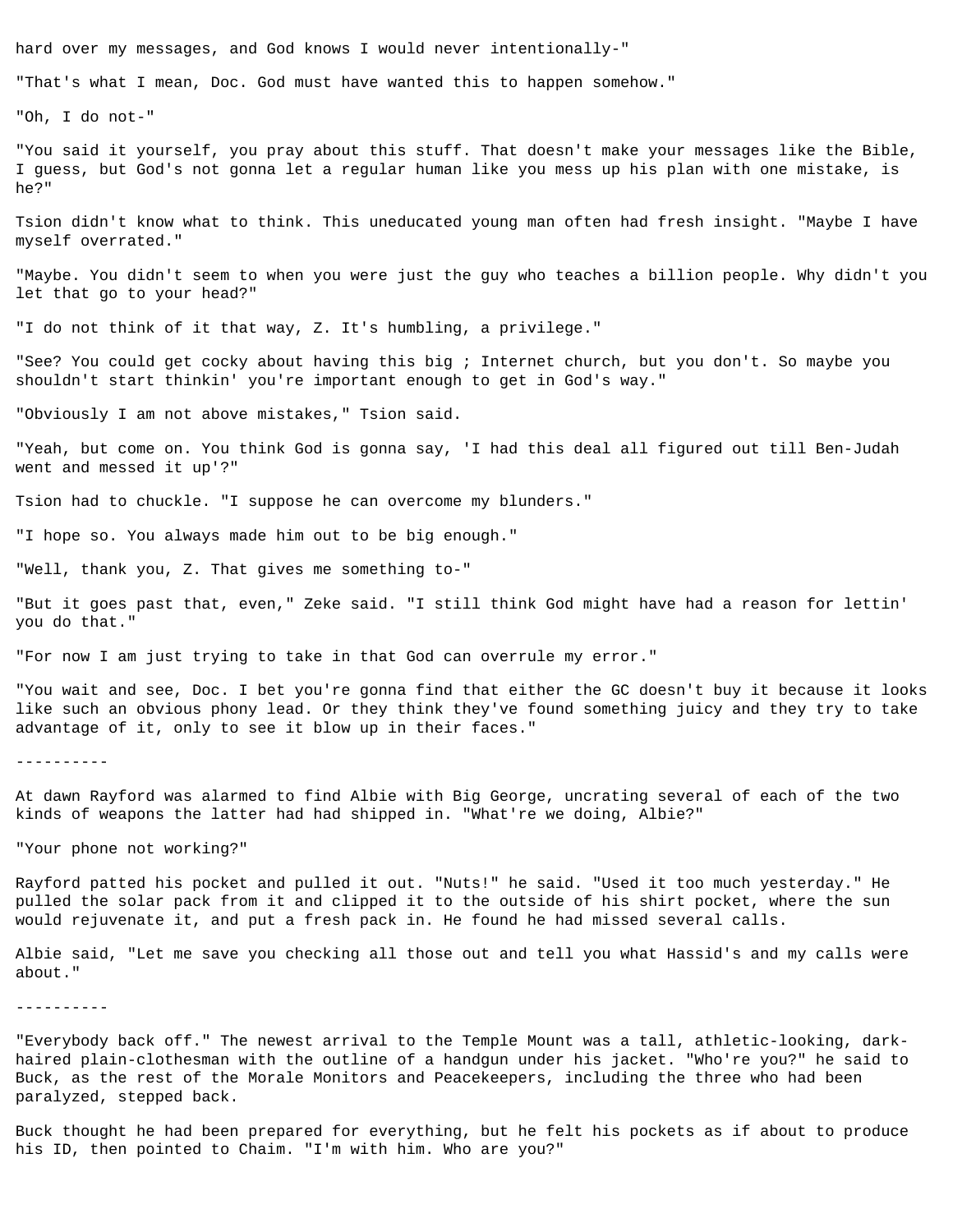hard over my messages, and God knows I would never intentionally-"

"That's what I mean, Doc. God must have wanted this to happen somehow."

"Oh, I do not-"

"You said it yourself, you pray about this stuff. That doesn't make your messages like the Bible, I guess, but God's not gonna let a regular human like you mess up his plan with one mistake, is he?"

Tsion didn't know what to think. This uneducated young man often had fresh insight. "Maybe I have myself overrated."

"Maybe. You didn't seem to when you were just the guy who teaches a billion people. Why didn't you let that go to your head?"

"I do not think of it that way, Z. It's humbling, a privilege."

"See? You could get cocky about having this big ; Internet church, but you don't. So maybe you shouldn't start thinkin' you're important enough to get in God's way."

"Obviously I am not above mistakes," Tsion said.

"Yeah, but come on. You think God is gonna say, 'I had this deal all figured out till Ben-Judah went and messed it up'?"

Tsion had to chuckle. "I suppose he can overcome my blunders."

"I hope so. You always made him out to be big enough."

"Well, thank you, Z. That gives me something to-"

"But it goes past that, even," Zeke said. "I still think God might have had a reason for lettin' you do that."

"For now I am just trying to take in that God can overrule my error."

"You wait and see, Doc. I bet you're gonna find that either the GC doesn't buy it because it looks like such an obvious phony lead. Or they think they've found something juicy and they try to take advantage of it, only to see it blow up in their faces."

----------

At dawn Rayford was alarmed to find Albie with Big George, uncrating several of each of the two kinds of weapons the latter had had shipped in. "What're we doing, Albie?"

"Your phone not working?"

Rayford patted his pocket and pulled it out. "Nuts!" he said. "Used it too much yesterday." He pulled the solar pack from it and clipped it to the outside of his shirt pocket, where the sun would rejuvenate it, and put a fresh pack in. He found he had missed several calls.

Albie said, "Let me save you checking all those out and tell you what Hassid's and my calls were about."

----------

"Everybody back off." The newest arrival to the Temple Mount was a tall, athletic-looking, dark-haired plain-clothesman with the outline of a handgun under his jacket. "Who're you?" he said to Buck, as the rest of the Morale Monitors and Peacekeepers, including the three who had been paralyzed, stepped back.

Buck thought he had been prepared for everything, but he felt his pockets as if about to produce his ID, then pointed to Chaim. "I'm with him. Who are you?"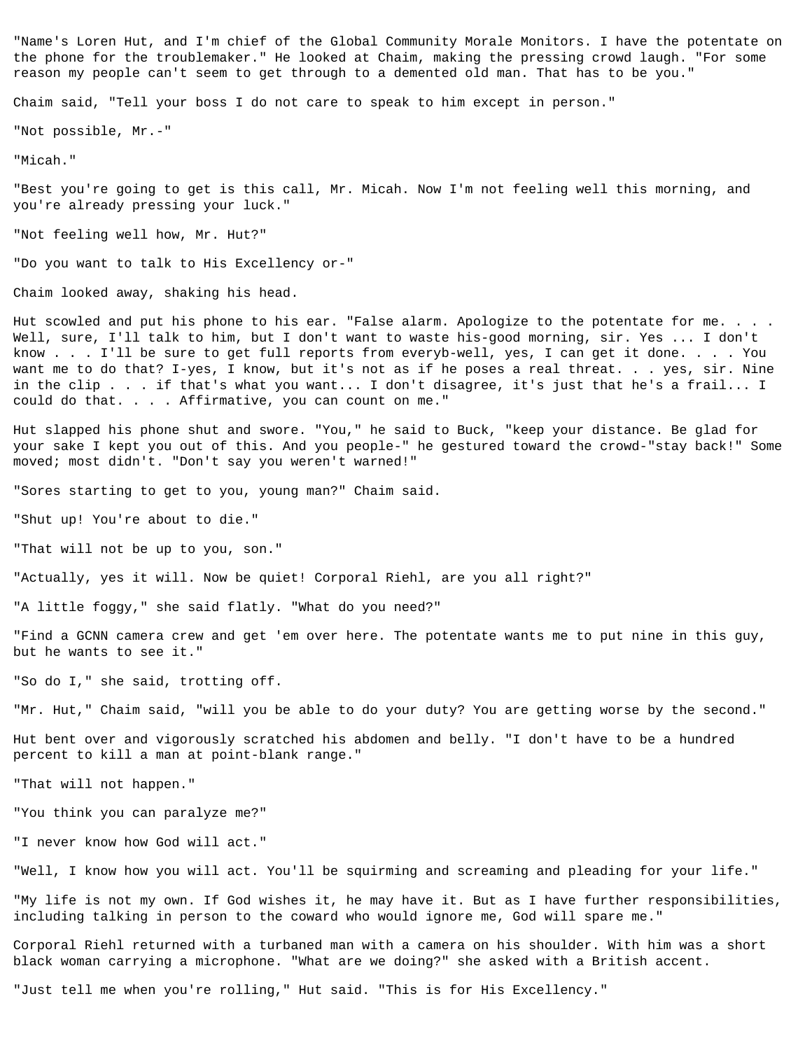"Name's Loren Hut, and I'm chief of the Global Community Morale Monitors. I have the potentate on the phone for the troublemaker." He looked at Chaim, making the pressing crowd laugh. "For some reason my people can't seem to get through to a demented old man. That has to be you."

Chaim said, "Tell your boss I do not care to speak to him except in person."

"Not possible, Mr.-"

"Micah."

"Best you're going to get is this call, Mr. Micah. Now I'm not feeling well this morning, and you're already pressing your luck."

"Not feeling well how, Mr. Hut?"

"Do you want to talk to His Excellency or-"

Chaim looked away, shaking his head.

Hut scowled and put his phone to his ear. "False alarm. Apologize to the potentate for me. . . . Well, sure, I'll talk to him, but I don't want to waste his-good morning, sir. Yes ... I don't know . . . I'll be sure to get full reports from everyb-well, yes, I can get it done. . . . You want me to do that? I-yes, I know, but it's not as if he poses a real threat. . . yes, sir. Nine in the clip . . . if that's what you want... I don't disagree, it's just that he's a frail... I could do that. . . . Affirmative, you can count on me."

Hut slapped his phone shut and swore. "You," he said to Buck, "keep your distance. Be glad for your sake I kept you out of this. And you people-" he gestured toward the crowd-"stay back!" Some moved; most didn't. "Don't say you weren't warned!"

"Sores starting to get to you, young man?" Chaim said.

"Shut up! You're about to die."

"That will not be up to you, son."

"Actually, yes it will. Now be quiet! Corporal Riehl, are you all right?"

"A little foggy," she said flatly. "What do you need?"

"Find a GCNN camera crew and get 'em over here. The potentate wants me to put nine in this guy, but he wants to see it."

"So do I," she said, trotting off.

"Mr. Hut," Chaim said, "will you be able to do your duty? You are getting worse by the second."

Hut bent over and vigorously scratched his abdomen and belly. "I don't have to be a hundred percent to kill a man at point-blank range."

"That will not happen."

"You think you can paralyze me?"

"I never know how God will act."

"Well, I know how you will act. You'll be squirming and screaming and pleading for your life."

"My life is not my own. If God wishes it, he may have it. But as I have further responsibilities, including talking in person to the coward who would ignore me, God will spare me."

Corporal Riehl returned with a turbaned man with a camera on his shoulder. With him was a short black woman carrying a microphone. "What are we doing?" she asked with a British accent.

"Just tell me when you're rolling," Hut said. "This is for His Excellency."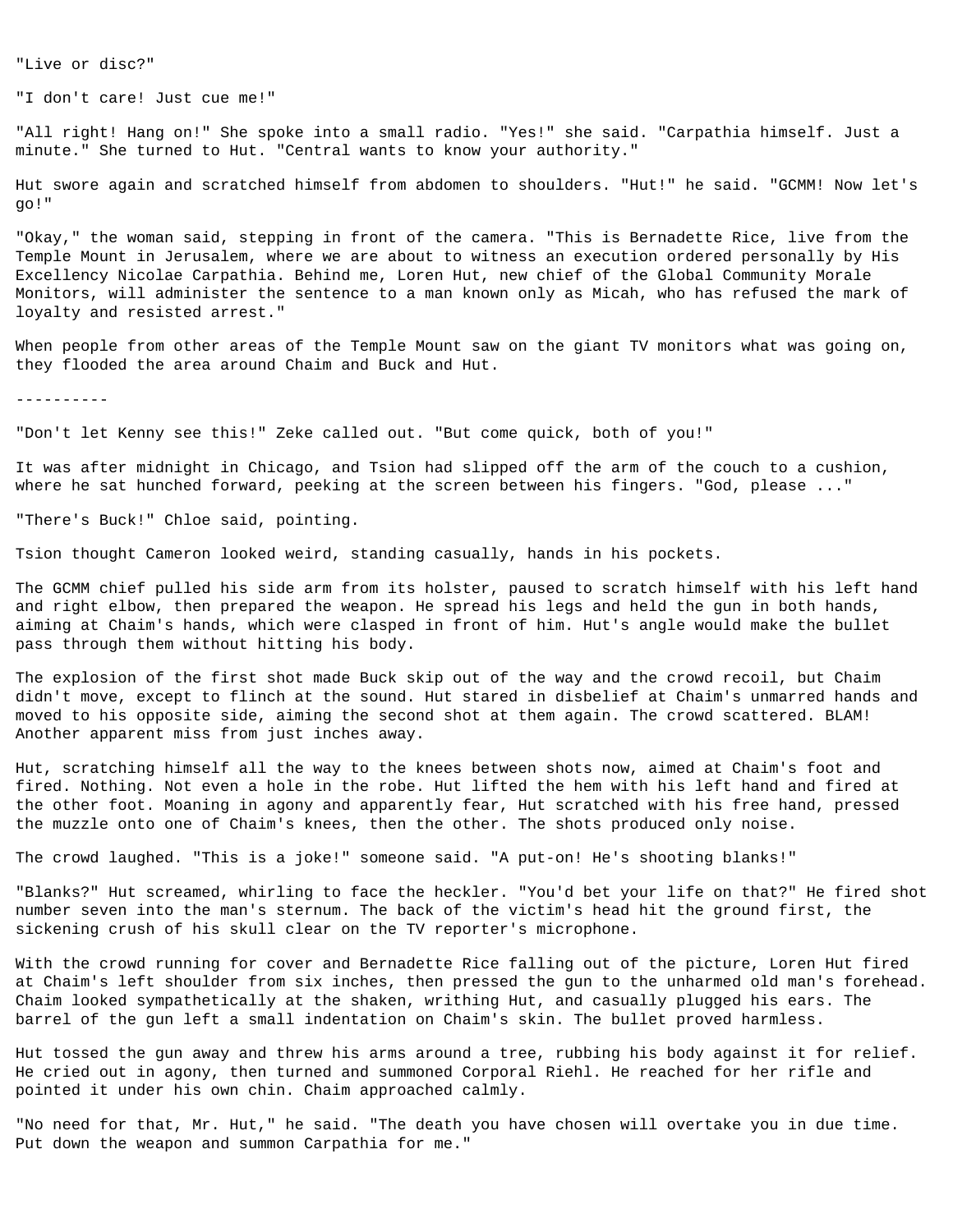"Live or disc?"

"I don't care! Just cue me!"

"All right! Hang on!" She spoke into a small radio. "Yes!" she said. "Carpathia himself. Just a minute." She turned to Hut. "Central wants to know your authority."

Hut swore again and scratched himself from abdomen to shoulders. "Hut!" he said. "GCMM! Now let's go!"

"Okay," the woman said, stepping in front of the camera. "This is Bernadette Rice, live from the Temple Mount in Jerusalem, where we are about to witness an execution ordered personally by His Excellency Nicolae Carpathia. Behind me, Loren Hut, new chief of the Global Community Morale Monitors, will administer the sentence to a man known only as Micah, who has refused the mark of loyalty and resisted arrest."

When people from other areas of the Temple Mount saw on the giant TV monitors what was going on, they flooded the area around Chaim and Buck and Hut.

----------

"Don't let Kenny see this!" Zeke called out. "But come quick, both of you!"

It was after midnight in Chicago, and Tsion had slipped off the arm of the couch to a cushion, where he sat hunched forward, peeking at the screen between his fingers. "God, please ..."

"There's Buck!" Chloe said, pointing.

Tsion thought Cameron looked weird, standing casually, hands in his pockets.

The GCMM chief pulled his side arm from its holster, paused to scratch himself with his left hand and right elbow, then prepared the weapon. He spread his legs and held the gun in both hands, aiming at Chaim's hands, which were clasped in front of him. Hut's angle would make the bullet pass through them without hitting his body.

The explosion of the first shot made Buck skip out of the way and the crowd recoil, but Chaim didn't move, except to flinch at the sound. Hut stared in disbelief at Chaim's unmarred hands and moved to his opposite side, aiming the second shot at them again. The crowd scattered. BLAM! Another apparent miss from just inches away.

Hut, scratching himself all the way to the knees between shots now, aimed at Chaim's foot and fired. Nothing. Not even a hole in the robe. Hut lifted the hem with his left hand and fired at the other foot. Moaning in agony and apparently fear, Hut scratched with his free hand, pressed the muzzle onto one of Chaim's knees, then the other. The shots produced only noise.

The crowd laughed. "This is a joke!" someone said. "A put-on! He's shooting blanks!"

"Blanks?" Hut screamed, whirling to face the heckler. "You'd bet your life on that?" He fired shot number seven into the man's sternum. The back of the victim's head hit the ground first, the sickening crush of his skull clear on the TV reporter's microphone.

With the crowd running for cover and Bernadette Rice falling out of the picture, Loren Hut fired at Chaim's left shoulder from six inches, then pressed the gun to the unharmed old man's forehead. Chaim looked sympathetically at the shaken, writhing Hut, and casually plugged his ears. The barrel of the gun left a small indentation on Chaim's skin. The bullet proved harmless.

Hut tossed the gun away and threw his arms around a tree, rubbing his body against it for relief. He cried out in agony, then turned and summoned Corporal Riehl. He reached for her rifle and pointed it under his own chin. Chaim approached calmly.

"No need for that, Mr. Hut," he said. "The death you have chosen will overtake you in due time. Put down the weapon and summon Carpathia for me."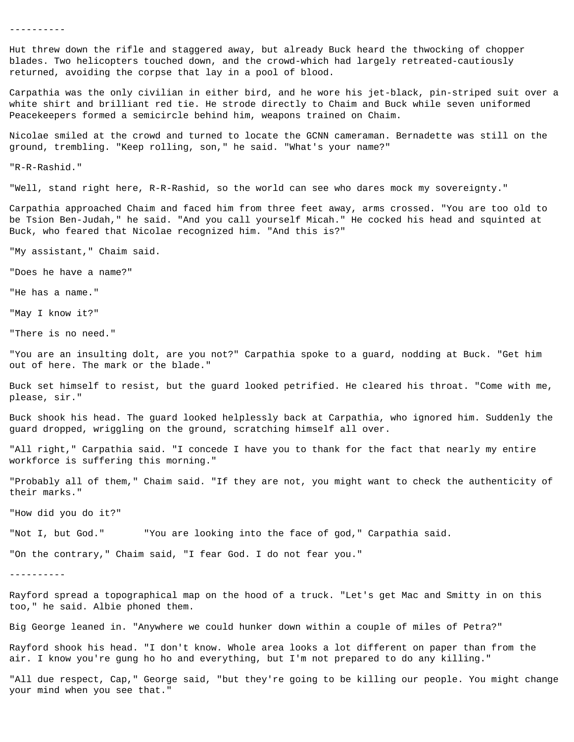----------

Hut threw down the rifle and staggered away, but already Buck heard the thwocking of chopper blades. Two helicopters touched down, and the crowd-which had largely retreated-cautiously returned, avoiding the corpse that lay in a pool of blood.

Carpathia was the only civilian in either bird, and he wore his jet-black, pin-striped suit over a white shirt and brilliant red tie. He strode directly to Chaim and Buck while seven uniformed Peacekeepers formed a semicircle behind him, weapons trained on Chaim.

Nicolae smiled at the crowd and turned to locate the GCNN cameraman. Bernadette was still on the ground, trembling. "Keep rolling, son," he said. "What's your name?"

"R-R-Rashid."

"Well, stand right here, R-R-Rashid, so the world can see who dares mock my sovereignty."

Carpathia approached Chaim and faced him from three feet away, arms crossed. "You are too old to be Tsion Ben-Judah," he said. "And you call yourself Micah." He cocked his head and squinted at Buck, who feared that Nicolae recognized him. "And this is?"

"My assistant," Chaim said.

"Does he have a name?"

"He has a name."

"May I know it?"

"There is no need."

"You are an insulting dolt, are you not?" Carpathia spoke to a guard, nodding at Buck. "Get him out of here. The mark or the blade."

Buck set himself to resist, but the guard looked petrified. He cleared his throat. "Come with me, please, sir."

Buck shook his head. The guard looked helplessly back at Carpathia, who ignored him. Suddenly the guard dropped, wriggling on the ground, scratching himself all over.

"All right," Carpathia said. "I concede I have you to thank for the fact that nearly my entire workforce is suffering this morning."

"Probably all of them," Chaim said. "If they are not, you might want to check the authenticity of their marks."

"How did you do it?"

"Not I, but God."       "You are looking into the face of god," Carpathia said.

"On the contrary," Chaim said, "I fear God. I do not fear you."

----------

Rayford spread a topographical map on the hood of a truck. "Let's get Mac and Smitty in on this too," he said. Albie phoned them.

Big George leaned in. "Anywhere we could hunker down within a couple of miles of Petra?"

Rayford shook his head. "I don't know. Whole area looks a lot different on paper than from the air. I know you're gung ho ho and everything, but I'm not prepared to do any killing."

"All due respect, Cap," George said, "but they're going to be killing our people. You might change your mind when you see that."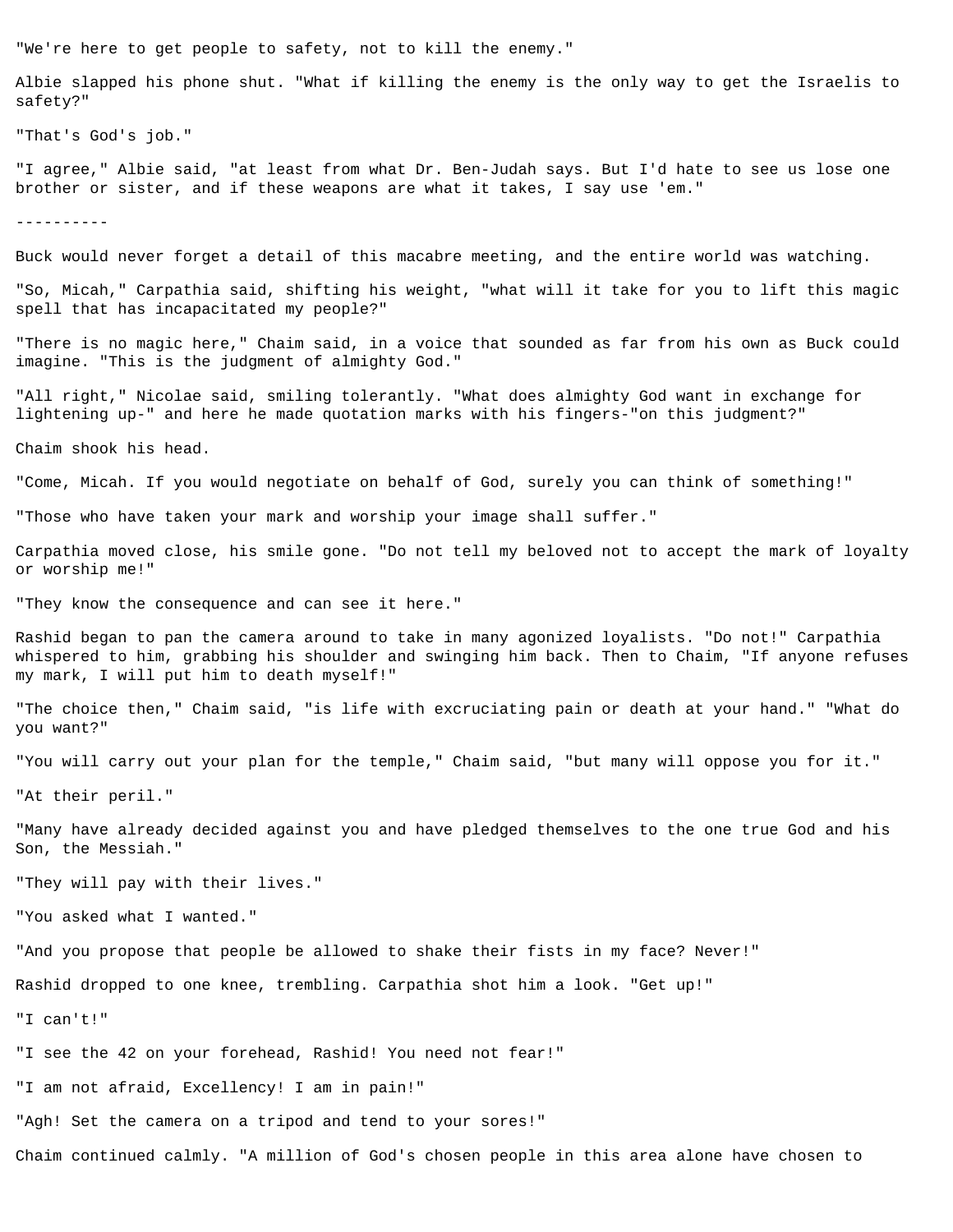"We're here to get people to safety, not to kill the enemy."

Albie slapped his phone shut. "What if killing the enemy is the only way to get the Israelis to safety?"

"That's God's job."

"I agree," Albie said, "at least from what Dr. Ben-Judah says. But I'd hate to see us lose one brother or sister, and if these weapons are what it takes, I say use 'em."

----------

Buck would never forget a detail of this macabre meeting, and the entire world was watching.

"So, Micah," Carpathia said, shifting his weight, "what will it take for you to lift this magic spell that has incapacitated my people?"

"There is no magic here," Chaim said, in a voice that sounded as far from his own as Buck could imagine. "This is the judgment of almighty God."

"All right," Nicolae said, smiling tolerantly. "What does almighty God want in exchange for lightening up-" and here he made quotation marks with his fingers-"on this judgment?"

Chaim shook his head.

"Come, Micah. If you would negotiate on behalf of God, surely you can think of something!"

"Those who have taken your mark and worship your image shall suffer."

Carpathia moved close, his smile gone. "Do not tell my beloved not to accept the mark of loyalty or worship me!"

"They know the consequence and can see it here."

Rashid began to pan the camera around to take in many agonized loyalists. "Do not!" Carpathia whispered to him, grabbing his shoulder and swinging him back. Then to Chaim, "If anyone refuses my mark, I will put him to death myself!"

"The choice then," Chaim said, "is life with excruciating pain or death at your hand." "What do you want?"

"You will carry out your plan for the temple," Chaim said, "but many will oppose you for it."

"At their peril."

"Many have already decided against you and have pledged themselves to the one true God and his Son, the Messiah."

"They will pay with their lives."

"You asked what I wanted."

"And you propose that people be allowed to shake their fists in my face? Never!"

Rashid dropped to one knee, trembling. Carpathia shot him a look. "Get up!"

"I can't!"

"I see the 42 on your forehead, Rashid! You need not fear!"

"I am not afraid, Excellency! I am in pain!"

"Agh! Set the camera on a tripod and tend to your sores!"

Chaim continued calmly. "A million of God's chosen people in this area alone have chosen to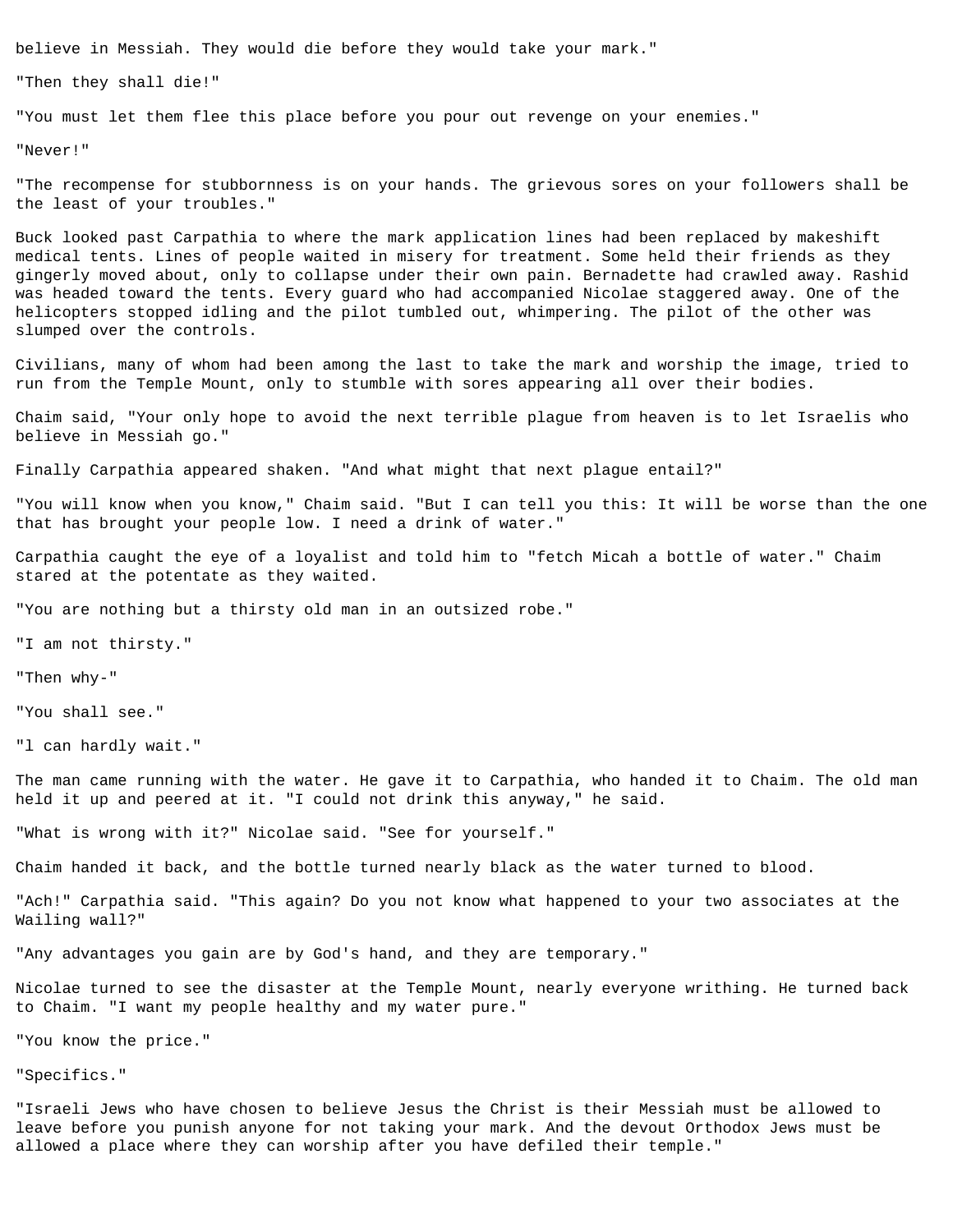believe in Messiah. They would die before they would take your mark."

"Then they shall die!"

"You must let them flee this place before you pour out revenge on your enemies."

"Never!"

"The recompense for stubbornness is on your hands. The grievous sores on your followers shall be the least of your troubles."

Buck looked past Carpathia to where the mark application lines had been replaced by makeshift medical tents. Lines of people waited in misery for treatment. Some held their friends as they gingerly moved about, only to collapse under their own pain. Bernadette had crawled away. Rashid was headed toward the tents. Every guard who had accompanied Nicolae staggered away. One of the helicopters stopped idling and the pilot tumbled out, whimpering. The pilot of the other was slumped over the controls.

Civilians, many of whom had been among the last to take the mark and worship the image, tried to run from the Temple Mount, only to stumble with sores appearing all over their bodies.

Chaim said, "Your only hope to avoid the next terrible plague from heaven is to let Israelis who believe in Messiah go."

Finally Carpathia appeared shaken. "And what might that next plague entail?"

"You will know when you know," Chaim said. "But I can tell you this: It will be worse than the one that has brought your people low. I need a drink of water."

Carpathia caught the eye of a loyalist and told him to "fetch Micah a bottle of water." Chaim stared at the potentate as they waited.

"You are nothing but a thirsty old man in an outsized robe."

"I am not thirsty."

"Then why-"

"You shall see."

"l can hardly wait."

The man came running with the water. He gave it to Carpathia, who handed it to Chaim. The old man held it up and peered at it. "I could not drink this anyway," he said.

"What is wrong with it?" Nicolae said. "See for yourself."

Chaim handed it back, and the bottle turned nearly black as the water turned to blood.

"Ach!" Carpathia said. "This again? Do you not know what happened to your two associates at the Wailing wall?"

"Any advantages you gain are by God's hand, and they are temporary."

Nicolae turned to see the disaster at the Temple Mount, nearly everyone writhing. He turned back to Chaim. "I want my people healthy and my water pure."

"You know the price."

"Specifics."

"Israeli Jews who have chosen to believe Jesus the Christ is their Messiah must be allowed to leave before you punish anyone for not taking your mark. And the devout Orthodox Jews must be allowed a place where they can worship after you have defiled their temple."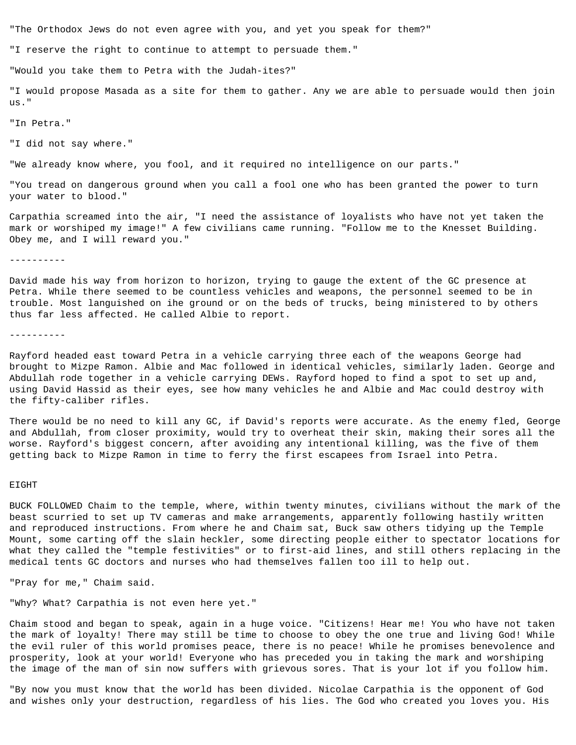"The Orthodox Jews do not even agree with you, and yet you speak for them?"

"I reserve the right to continue to attempt to persuade them."

"Would you take them to Petra with the Judah-ites?"

"I would propose Masada as a site for them to gather. Any we are able to persuade would then join us."

"In Petra."

"I did not say where."

"We already know where, you fool, and it required no intelligence on our parts."

"You tread on dangerous ground when you call a fool one who has been granted the power to turn your water to blood."

Carpathia screamed into the air, "I need the assistance of loyalists who have not yet taken the mark or worshiped my image!" A few civilians came running. "Follow me to the Knesset Building. Obey me, and I will reward you."

----------

David made his way from horizon to horizon, trying to gauge the extent of the GC presence at Petra. While there seemed to be countless vehicles and weapons, the personnel seemed to be in trouble. Most languished on ihe ground or on the beds of trucks, being ministered to by others thus far less affected. He called Albie to report.

----------

Rayford headed east toward Petra in a vehicle carrying three each of the weapons George had brought to Mizpe Ramon. Albie and Mac followed in identical vehicles, similarly laden. George and Abdullah rode together in a vehicle carrying DEWs. Rayford hoped to find a spot to set up and, using David Hassid as their eyes, see how many vehicles he and Albie and Mac could destroy with the fifty-caliber rifles.

There would be no need to kill any GC, if David's reports were accurate. As the enemy fled, George and Abdullah, from closer proximity, would try to overheat their skin, making their sores all the worse. Rayford's biggest concern, after avoiding any intentional killing, was the five of them getting back to Mizpe Ramon in time to ferry the first escapees from Israel into Petra.

## EIGHT

BUCK FOLLOWED Chaim to the temple, where, within twenty minutes, civilians without the mark of the beast scurried to set up TV cameras and make arrangements, apparently following hastily written and reproduced instructions. From where he and Chaim sat, Buck saw others tidying up the Temple Mount, some carting off the slain heckler, some directing people either to spectator locations for what they called the "temple festivities" or to first-aid lines, and still others replacing in the medical tents GC doctors and nurses who had themselves fallen too ill to help out.

"Pray for me," Chaim said.

"Why? What? Carpathia is not even here yet."

Chaim stood and began to speak, again in a huge voice. "Citizens! Hear me! You who have not taken the mark of loyalty! There may still be time to choose to obey the one true and living God! While the evil ruler of this world promises peace, there is no peace! While he promises benevolence and prosperity, look at your world! Everyone who has preceded you in taking the mark and worshiping the image of the man of sin now suffers with grievous sores. That is your lot if you follow him.

"By now you must know that the world has been divided. Nicolae Carpathia is the opponent of God and wishes only your destruction, regardless of his lies. The God who created you loves you. His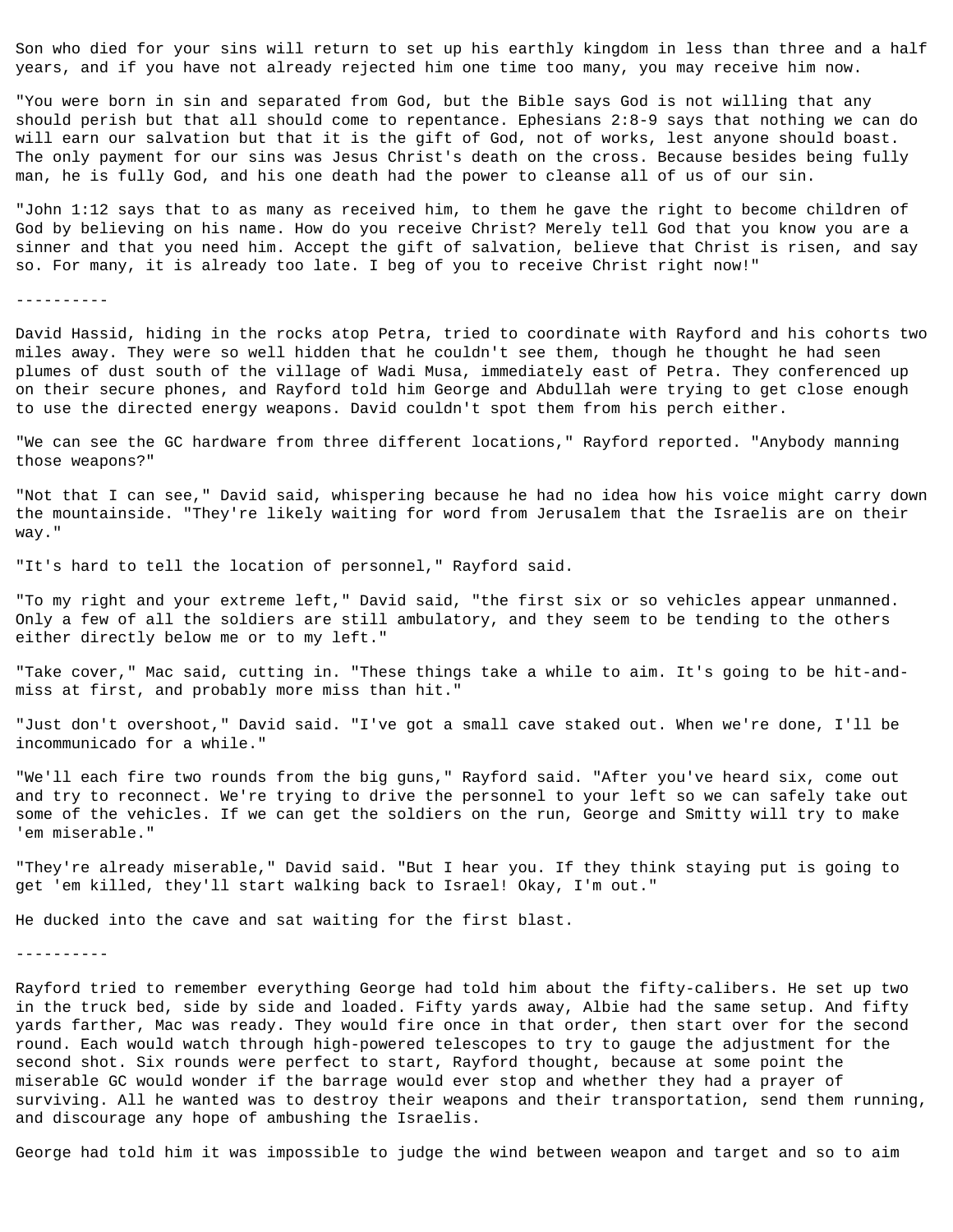Son who died for your sins will return to set up his earthly kingdom in less than three and a half years, and if you have not already rejected him one time too many, you may receive him now.

"You were born in sin and separated from God, but the Bible says God is not willing that any should perish but that all should come to repentance. Ephesians 2:8-9 says that nothing we can do will earn our salvation but that it is the gift of God, not of works, lest anyone should boast. The only payment for our sins was Jesus Christ's death on the cross. Because besides being fully man, he is fully God, and his one death had the power to cleanse all of us of our sin.

"John 1:12 says that to as many as received him, to them he gave the right to become children of God by believing on his name. How do you receive Christ? Merely tell God that you know you are a sinner and that you need him. Accept the gift of salvation, believe that Christ is risen, and say so. For many, it is already too late. I beg of you to receive Christ right now!"

----------

David Hassid, hiding in the rocks atop Petra, tried to coordinate with Rayford and his cohorts two miles away. They were so well hidden that he couldn't see them, though he thought he had seen plumes of dust south of the village of Wadi Musa, immediately east of Petra. They conferenced up on their secure phones, and Rayford told him George and Abdullah were trying to get close enough to use the directed energy weapons. David couldn't spot them from his perch either.

"We can see the GC hardware from three different locations," Rayford reported. "Anybody manning those weapons?"

"Not that I can see," David said, whispering because he had no idea how his voice might carry down the mountainside. "They're likely waiting for word from Jerusalem that the Israelis are on their way."

"It's hard to tell the location of personnel," Rayford said.

"To my right and your extreme left," David said, "the first six or so vehicles appear unmanned. Only a few of all the soldiers are still ambulatory, and they seem to be tending to the others either directly below me or to my left."

"Take cover," Mac said, cutting in. "These things take a while to aim. It's going to be hit-and-miss at first, and probably more miss than hit."

"Just don't overshoot," David said. "I've got a small cave staked out. When we're done, I'll be incommunicado for a while."

"We'll each fire two rounds from the big guns," Rayford said. "After you've heard six, come out and try to reconnect. We're trying to drive the personnel to your left so we can safely take out some of the vehicles. If we can get the soldiers on the run, George and Smitty will try to make 'em miserable."

"They're already miserable," David said. "But I hear you. If they think staying put is going to get 'em killed, they'll start walking back to Israel! Okay, I'm out."

He ducked into the cave and sat waiting for the first blast.

----------

Rayford tried to remember everything George had told him about the fifty-calibers. He set up two in the truck bed, side by side and loaded. Fifty yards away, Albie had the same setup. And fifty yards farther, Mac was ready. They would fire once in that order, then start over for the second round. Each would watch through high-powered telescopes to try to gauge the adjustment for the second shot. Six rounds were perfect to start, Rayford thought, because at some point the miserable GC would wonder if the barrage would ever stop and whether they had a prayer of surviving. All he wanted was to destroy their weapons and their transportation, send them running, and discourage any hope of ambushing the Israelis.

George had told him it was impossible to judge the wind between weapon and target and so to aim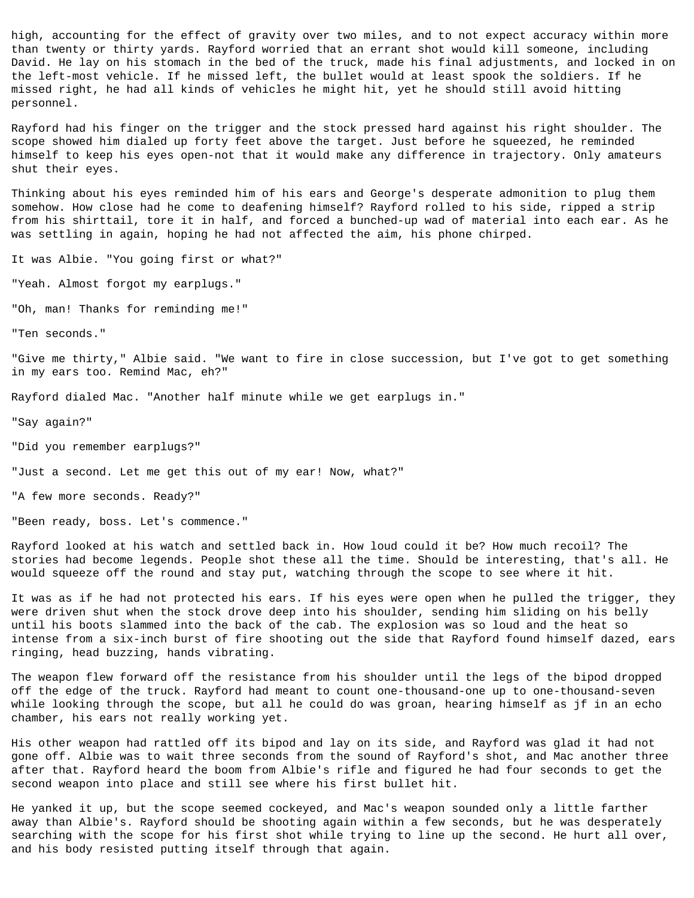high, accounting for the effect of gravity over two miles, and to not expect accuracy within more than twenty or thirty yards. Rayford worried that an errant shot would kill someone, including David. He lay on his stomach in the bed of the truck, made his final adjustments, and locked in on the left-most vehicle. If he missed left, the bullet would at least spook the soldiers. If he missed right, he had all kinds of vehicles he might hit, yet he should still avoid hitting personnel.

Rayford had his finger on the trigger and the stock pressed hard against his right shoulder. The scope showed him dialed up forty feet above the target. Just before he squeezed, he reminded himself to keep his eyes open-not that it would make any difference in trajectory. Only amateurs shut their eyes.

Thinking about his eyes reminded him of his ears and George's desperate admonition to plug them somehow. How close had he come to deafening himself? Rayford rolled to his side, ripped a strip from his shirttail, tore it in half, and forced a bunched-up wad of material into each ear. As he was settling in again, hoping he had not affected the aim, his phone chirped.

It was Albie. "You going first or what?"

"Yeah. Almost forgot my earplugs."

"Oh, man! Thanks for reminding me!"

"Ten seconds."

"Give me thirty," Albie said. "We want to fire in close succession, but I've got to get something in my ears too. Remind Mac, eh?"

Rayford dialed Mac. "Another half minute while we get earplugs in."

"Say again?"

"Did you remember earplugs?"

"Just a second. Let me get this out of my ear! Now, what?"

"A few more seconds. Ready?"

"Been ready, boss. Let's commence."

Rayford looked at his watch and settled back in. How loud could it be? How much recoil? The stories had become legends. People shot these all the time. Should be interesting, that's all. He would squeeze off the round and stay put, watching through the scope to see where it hit.

It was as if he had not protected his ears. If his eyes were open when he pulled the trigger, they were driven shut when the stock drove deep into his shoulder, sending him sliding on his belly until his boots slammed into the back of the cab. The explosion was so loud and the heat so intense from a six-inch burst of fire shooting out the side that Rayford found himself dazed, ears ringing, head buzzing, hands vibrating.

The weapon flew forward off the resistance from his shoulder until the legs of the bipod dropped off the edge of the truck. Rayford had meant to count one-thousand-one up to one-thousand-seven while looking through the scope, but all he could do was groan, hearing himself as jf in an echo chamber, his ears not really working yet.

His other weapon had rattled off its bipod and lay on its side, and Rayford was glad it had not gone off. Albie was to wait three seconds from the sound of Rayford's shot, and Mac another three after that. Rayford heard the boom from Albie's rifle and figured he had four seconds to get the second weapon into place and still see where his first bullet hit.

He yanked it up, but the scope seemed cockeyed, and Mac's weapon sounded only a little farther away than Albie's. Rayford should be shooting again within a few seconds, but he was desperately searching with the scope for his first shot while trying to line up the second. He hurt all over, and his body resisted putting itself through that again.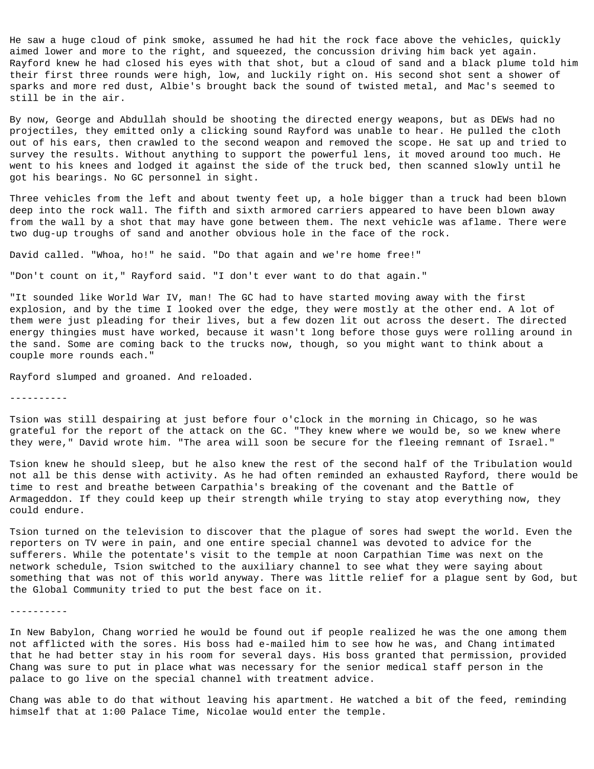He saw a huge cloud of pink smoke, assumed he had hit the rock face above the vehicles, quickly aimed lower and more to the right, and squeezed, the concussion driving him back yet again. Rayford knew he had closed his eyes with that shot, but a cloud of sand and a black plume told him their first three rounds were high, low, and luckily right on. His second shot sent a shower of sparks and more red dust, Albie's brought back the sound of twisted metal, and Mac's seemed to still be in the air.

By now, George and Abdullah should be shooting the directed energy weapons, but as DEWs had no projectiles, they emitted only a clicking sound Rayford was unable to hear. He pulled the cloth out of his ears, then crawled to the second weapon and removed the scope. He sat up and tried to survey the results. Without anything to support the powerful lens, it moved around too much. He went to his knees and lodged it against the side of the truck bed, then scanned slowly until he got his bearings. No GC personnel in sight.

Three vehicles from the left and about twenty feet up, a hole bigger than a truck had been blown deep into the rock wall. The fifth and sixth armored carriers appeared to have been blown away from the wall by a shot that may have gone between them. The next vehicle was aflame. There were two dug-up troughs of sand and another obvious hole in the face of the rock.

David called. "Whoa, ho!" he said. "Do that again and we're home free!"

"Don't count on it," Rayford said. "I don't ever want to do that again."

"It sounded like World War IV, man! The GC had to have started moving away with the first explosion, and by the time I looked over the edge, they were mostly at the other end. A lot of them were just pleading for their lives, but a few dozen lit out across the desert. The directed energy thingies must have worked, because it wasn't long before those guys were rolling around in the sand. Some are coming back to the trucks now, though, so you might want to think about a couple more rounds each."

Rayford slumped and groaned. And reloaded.

----------

Tsion was still despairing at just before four o'clock in the morning in Chicago, so he was grateful for the report of the attack on the GC. "They knew where we would be, so we knew where they were," David wrote him. "The area will soon be secure for the fleeing remnant of Israel."

Tsion knew he should sleep, but he also knew the rest of the second half of the Tribulation would not all be this dense with activity. As he had often reminded an exhausted Rayford, there would be time to rest and breathe between Carpathia's breaking of the covenant and the Battle of Armageddon. If they could keep up their strength while trying to stay atop everything now, they could endure.

Tsion turned on the television to discover that the plague of sores had swept the world. Even the reporters on TV were in pain, and one entire special channel was devoted to advice for the sufferers. While the potentate's visit to the temple at noon Carpathian Time was next on the network schedule, Tsion switched to the auxiliary channel to see what they were saying about something that was not of this world anyway. There was little relief for a plague sent by God, but the Global Community tried to put the best face on it.

----------

In New Babylon, Chang worried he would be found out if people realized he was the one among them not afflicted with the sores. His boss had e-mailed him to see how he was, and Chang intimated that he had better stay in his room for several days. His boss granted that permission, provided Chang was sure to put in place what was necessary for the senior medical staff person in the palace to go live on the special channel with treatment advice.

Chang was able to do that without leaving his apartment. He watched a bit of the feed, reminding himself that at 1:00 Palace Time, Nicolae would enter the temple.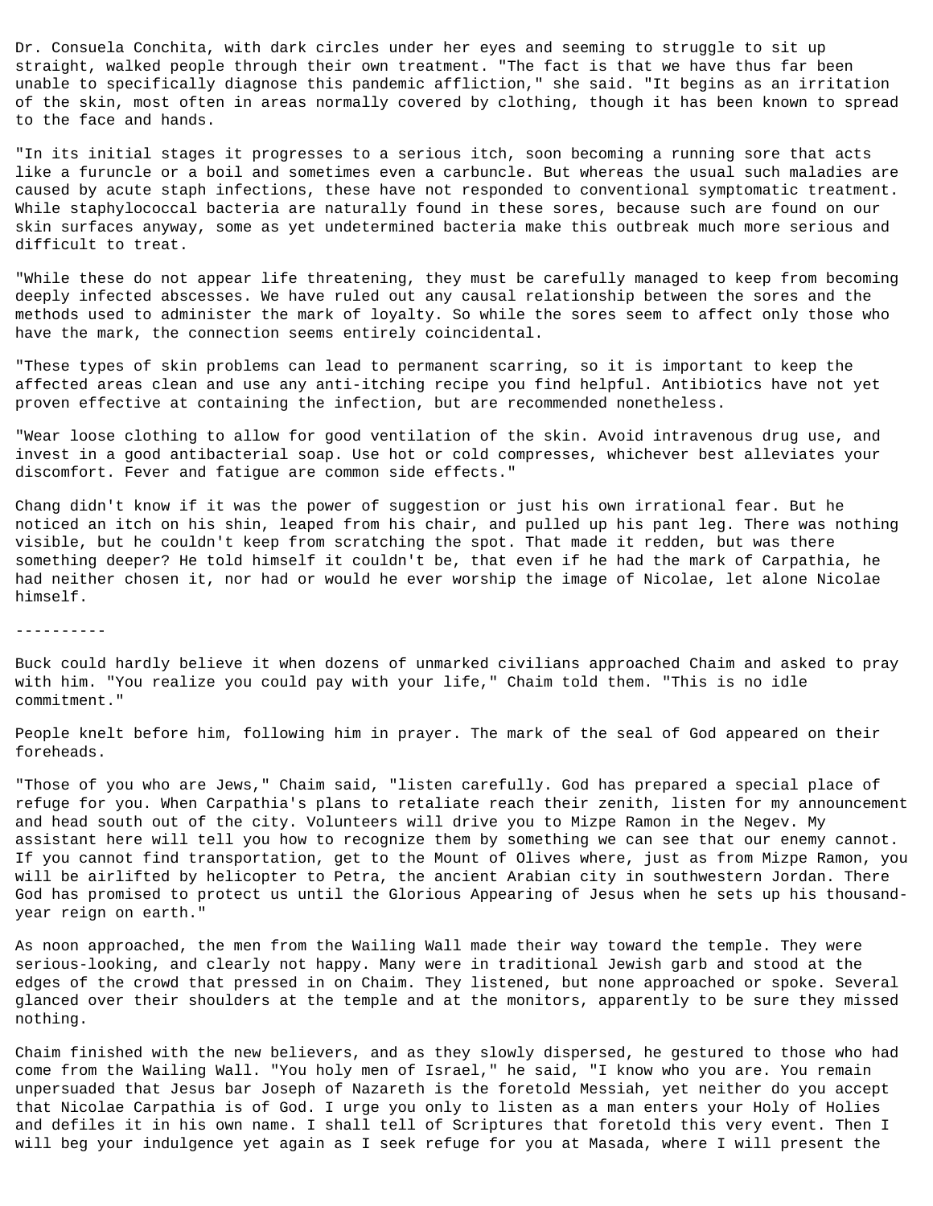Dr. Consuela Conchita, with dark circles under her eyes and seeming to struggle to sit up straight, walked people through their own treatment. "The fact is that we have thus far been unable to specifically diagnose this pandemic affliction," she said. "It begins as an irritation of the skin, most often in areas normally covered by clothing, though it has been known to spread to the face and hands.

"In its initial stages it progresses to a serious itch, soon becoming a running sore that acts like a furuncle or a boil and sometimes even a carbuncle. But whereas the usual such maladies are caused by acute staph infections, these have not responded to conventional symptomatic treatment. While staphylococcal bacteria are naturally found in these sores, because such are found on our skin surfaces anyway, some as yet undetermined bacteria make this outbreak much more serious and difficult to treat.

"While these do not appear life threatening, they must be carefully managed to keep from becoming deeply infected abscesses. We have ruled out any causal relationship between the sores and the methods used to administer the mark of loyalty. So while the sores seem to affect only those who have the mark, the connection seems entirely coincidental.

"These types of skin problems can lead to permanent scarring, so it is important to keep the affected areas clean and use any anti-itching recipe you find helpful. Antibiotics have not yet proven effective at containing the infection, but are recommended nonetheless.

"Wear loose clothing to allow for good ventilation of the skin. Avoid intravenous drug use, and invest in a good antibacterial soap. Use hot or cold compresses, whichever best alleviates your discomfort. Fever and fatigue are common side effects."

Chang didn't know if it was the power of suggestion or just his own irrational fear. But he noticed an itch on his shin, leaped from his chair, and pulled up his pant leg. There was nothing visible, but he couldn't keep from scratching the spot. That made it redden, but was there something deeper? He told himself it couldn't be, that even if he had the mark of Carpathia, he had neither chosen it, nor had or would he ever worship the image of Nicolae, let alone Nicolae himself.

----------

Buck could hardly believe it when dozens of unmarked civilians approached Chaim and asked to pray with him. "You realize you could pay with your life," Chaim told them. "This is no idle commitment."

People knelt before him, following him in prayer. The mark of the seal of God appeared on their foreheads.

"Those of you who are Jews," Chaim said, "listen carefully. God has prepared a special place of refuge for you. When Carpathia's plans to retaliate reach their zenith, listen for my announcement and head south out of the city. Volunteers will drive you to Mizpe Ramon in the Negev. My assistant here will tell you how to recognize them by something we can see that our enemy cannot. If you cannot find transportation, get to the Mount of Olives where, just as from Mizpe Ramon, you will be airlifted by helicopter to Petra, the ancient Arabian city in southwestern Jordan. There God has promised to protect us until the Glorious Appearing of Jesus when he sets up his thousand-year reign on earth."

As noon approached, the men from the Wailing Wall made their way toward the temple. They were serious-looking, and clearly not happy. Many were in traditional Jewish garb and stood at the edges of the crowd that pressed in on Chaim. They listened, but none approached or spoke. Several glanced over their shoulders at the temple and at the monitors, apparently to be sure they missed nothing.

Chaim finished with the new believers, and as they slowly dispersed, he gestured to those who had come from the Wailing Wall. "You holy men of Israel," he said, "I know who you are. You remain unpersuaded that Jesus bar Joseph of Nazareth is the foretold Messiah, yet neither do you accept that Nicolae Carpathia is of God. I urge you only to listen as a man enters your Holy of Holies and defiles it in his own name. I shall tell of Scriptures that foretold this very event. Then I will beg your indulgence yet again as I seek refuge for you at Masada, where I will present the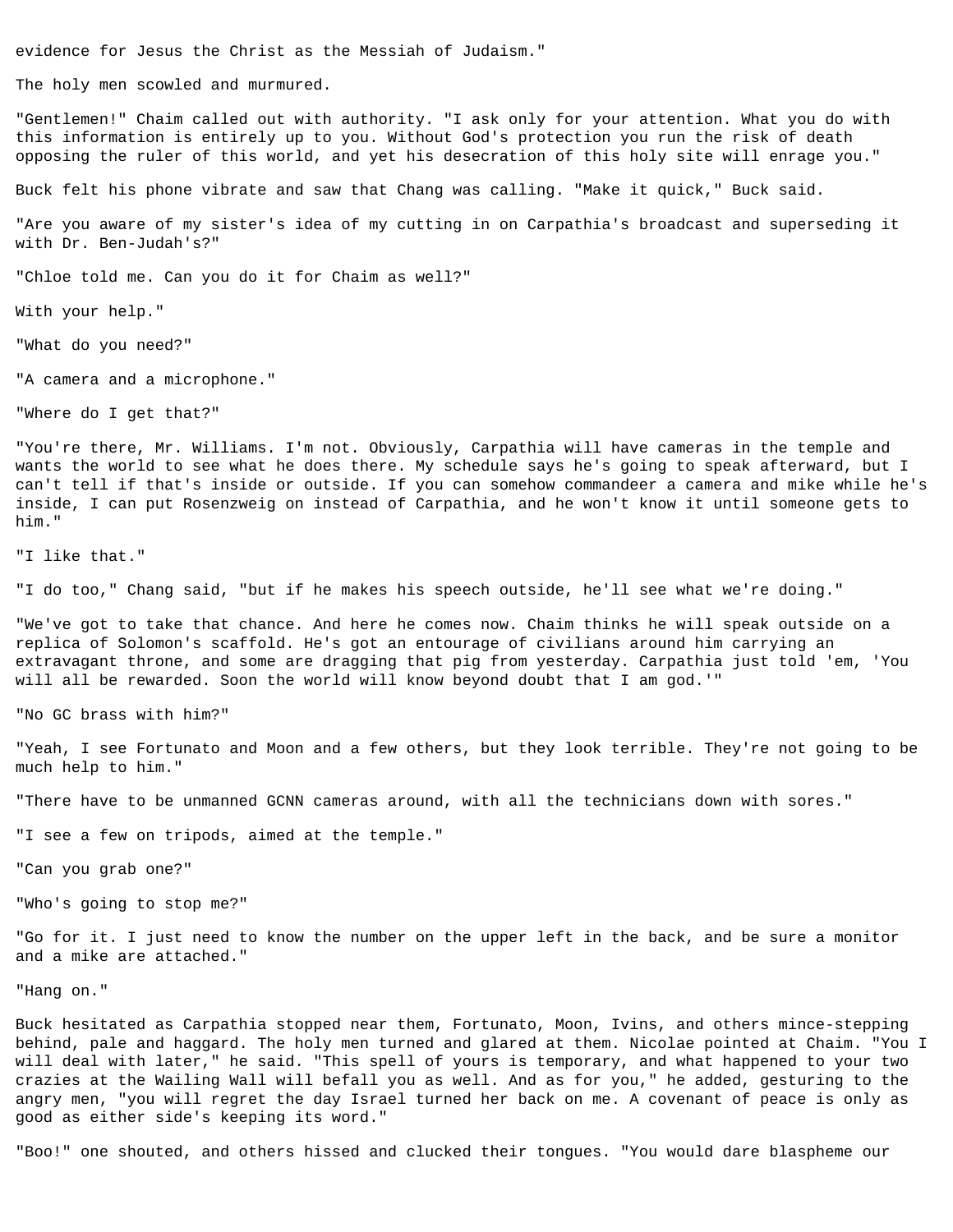evidence for Jesus the Christ as the Messiah of Judaism."

The holy men scowled and murmured.

"Gentlemen!" Chaim called out with authority. "I ask only for your attention. What you do with this information is entirely up to you. Without God's protection you run the risk of death opposing the ruler of this world, and yet his desecration of this holy site will enrage you."

Buck felt his phone vibrate and saw that Chang was calling. "Make it quick," Buck said.

"Are you aware of my sister's idea of my cutting in on Carpathia's broadcast and superseding it with Dr. Ben-Judah's?"

"Chloe told me. Can you do it for Chaim as well?"

With your help."

"What do you need?"

"A camera and a microphone."

"Where do I get that?"

"You're there, Mr. Williams. I'm not. Obviously, Carpathia will have cameras in the temple and wants the world to see what he does there. My schedule says he's going to speak afterward, but I can't tell if that's inside or outside. If you can somehow commandeer a camera and mike while he's inside, I can put Rosenzweig on instead of Carpathia, and he won't know it until someone gets to him."

"I like that."

"I do too," Chang said, "but if he makes his speech outside, he'll see what we're doing."

"We've got to take that chance. And here he comes now. Chaim thinks he will speak outside on a replica of Solomon's scaffold. He's got an entourage of civilians around him carrying an extravagant throne, and some are dragging that pig from yesterday. Carpathia just told 'em, 'You will all be rewarded. Soon the world will know beyond doubt that I am god.'"

"No GC brass with him?"

"Yeah, I see Fortunato and Moon and a few others, but they look terrible. They're not going to be much help to him."

"There have to be unmanned GCNN cameras around, with all the technicians down with sores."

"I see a few on tripods, aimed at the temple."

"Can you grab one?"

"Who's going to stop me?"

"Go for it. I just need to know the number on the upper left in the back, and be sure a monitor and a mike are attached."

"Hang on."

Buck hesitated as Carpathia stopped near them, Fortunato, Moon, Ivins, and others mince-stepping behind, pale and haggard. The holy men turned and glared at them. Nicolae pointed at Chaim. "You I will deal with later," he said. "This spell of yours is temporary, and what happened to your two crazies at the Wailing Wall will befall you as well. And as for you," he added, gesturing to the angry men, "you will regret the day Israel turned her back on me. A covenant of peace is only as good as either side's keeping its word."

"Boo!" one shouted, and others hissed and clucked their tongues. "You would dare blaspheme our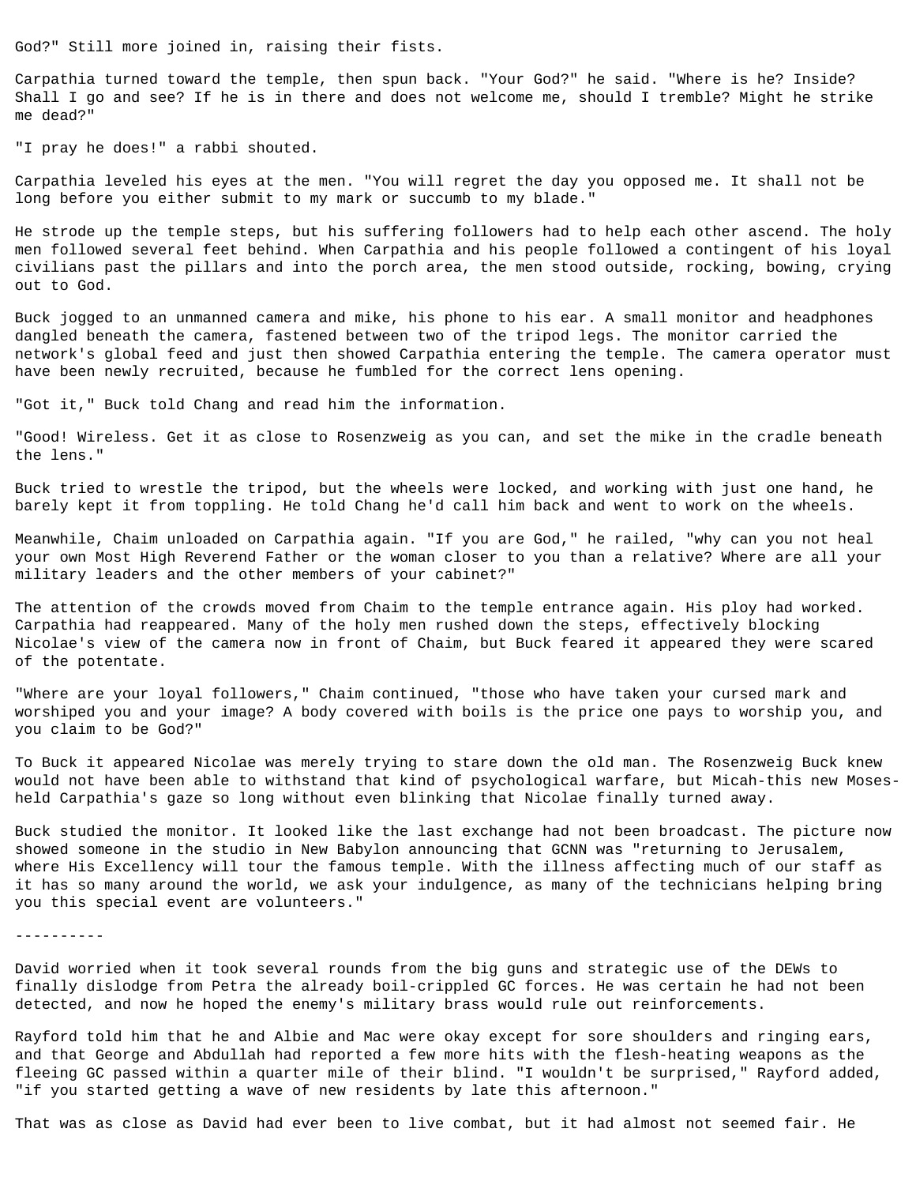God?" Still more joined in, raising their fists.

Carpathia turned toward the temple, then spun back. "Your God?" he said. "Where is he? Inside? Shall I go and see? If he is in there and does not welcome me, should I tremble? Might he strike me dead?"

"I pray he does!" a rabbi shouted.

Carpathia leveled his eyes at the men. "You will regret the day you opposed me. It shall not be long before you either submit to my mark or succumb to my blade."

He strode up the temple steps, but his suffering followers had to help each other ascend. The holy men followed several feet behind. When Carpathia and his people followed a contingent of his loyal civilians past the pillars and into the porch area, the men stood outside, rocking, bowing, crying out to God.

Buck jogged to an unmanned camera and mike, his phone to his ear. A small monitor and headphones dangled beneath the camera, fastened between two of the tripod legs. The monitor carried the network's global feed and just then showed Carpathia entering the temple. The camera operator must have been newly recruited, because he fumbled for the correct lens opening.

"Got it," Buck told Chang and read him the information.

"Good! Wireless. Get it as close to Rosenzweig as you can, and set the mike in the cradle beneath the lens."

Buck tried to wrestle the tripod, but the wheels were locked, and working with just one hand, he barely kept it from toppling. He told Chang he'd call him back and went to work on the wheels.

Meanwhile, Chaim unloaded on Carpathia again. "If you are God," he railed, "why can you not heal your own Most High Reverend Father or the woman closer to you than a relative? Where are all your military leaders and the other members of your cabinet?"

The attention of the crowds moved from Chaim to the temple entrance again. His ploy had worked. Carpathia had reappeared. Many of the holy men rushed down the steps, effectively blocking Nicolae's view of the camera now in front of Chaim, but Buck feared it appeared they were scared of the potentate.

"Where are your loyal followers," Chaim continued, "those who have taken your cursed mark and worshiped you and your image? A body covered with boils is the price one pays to worship you, and you claim to be God?"

To Buck it appeared Nicolae was merely trying to stare down the old man. The Rosenzweig Buck knew would not have been able to withstand that kind of psychological warfare, but Micah-this new Moses-held Carpathia's gaze so long without even blinking that Nicolae finally turned away.

Buck studied the monitor. It looked like the last exchange had not been broadcast. The picture now showed someone in the studio in New Babylon announcing that GCNN was "returning to Jerusalem, where His Excellency will tour the famous temple. With the illness affecting much of our staff as it has so many around the world, we ask your indulgence, as many of the technicians helping bring you this special event are volunteers."

----------

David worried when it took several rounds from the big guns and strategic use of the DEWs to finally dislodge from Petra the already boil-crippled GC forces. He was certain he had not been detected, and now he hoped the enemy's military brass would rule out reinforcements.

Rayford told him that he and Albie and Mac were okay except for sore shoulders and ringing ears, and that George and Abdullah had reported a few more hits with the flesh-heating weapons as the fleeing GC passed within a quarter mile of their blind. "I wouldn't be surprised," Rayford added, "if you started getting a wave of new residents by late this afternoon."

That was as close as David had ever been to live combat, but it had almost not seemed fair. He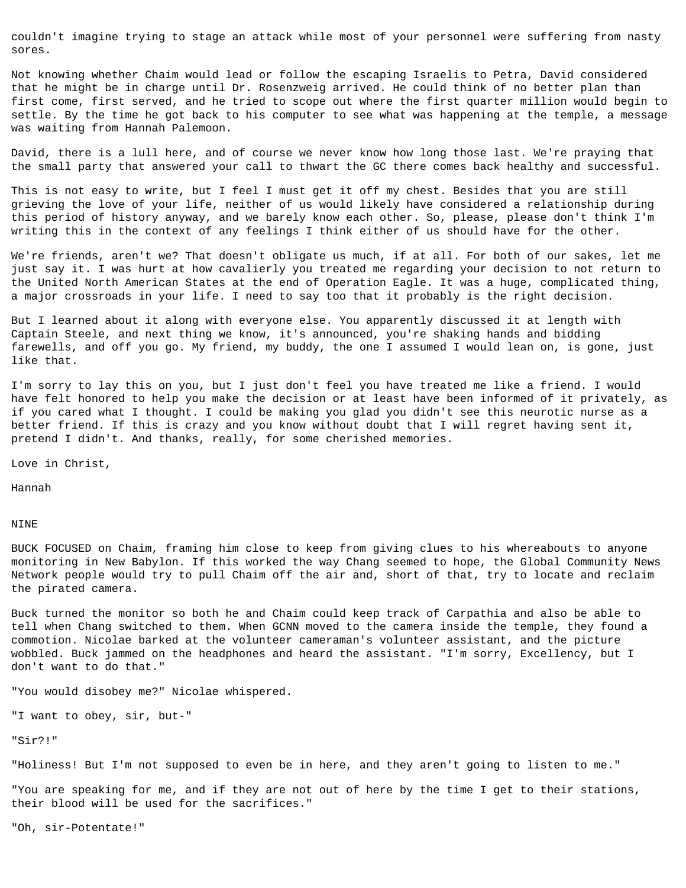couldn't imagine trying to stage an attack while most of your personnel were suffering from nasty sores.

Not knowing whether Chaim would lead or follow the escaping Israelis to Petra, David considered that he might be in charge until Dr. Rosenzweig arrived. He could think of no better plan than first come, first served, and he tried to scope out where the first quarter million would begin to settle. By the time he got back to his computer to see what was happening at the temple, a message was waiting from Hannah Palemoon.

David, there is a lull here, and of course we never know how long those last. We're praying that the small party that answered your call to thwart the GC there comes back healthy and successful.

This is not easy to write, but I feel I must get it off my chest. Besides that you are still grieving the love of your life, neither of us would likely have considered a relationship during this period of history anyway, and we barely know each other. So, please, please don't think I'm writing this in the context of any feelings I think either of us should have for the other.

We're friends, aren't we? That doesn't obligate us much, if at all. For both of our sakes, let me just say it. I was hurt at how cavalierly you treated me regarding your decision to not return to the United North American States at the end of Operation Eagle. It was a huge, complicated thing, a major crossroads in your life. I need to say too that it probably is the right decision.

But I learned about it along with everyone else. You apparently discussed it at length with Captain Steele, and next thing we know, it's announced, you're shaking hands and bidding farewells, and off you go. My friend, my buddy, the one I assumed I would lean on, is gone, just like that.

I'm sorry to lay this on you, but I just don't feel you have treated me like a friend. I would have felt honored to help you make the decision or at least have been informed of it privately, as if you cared what I thought. I could be making you glad you didn't see this neurotic nurse as a better friend. If this is crazy and you know without doubt that I will regret having sent it, pretend I didn't. And thanks, really, for some cherished memories.

Love in Christ,

Hannah

## NINE

BUCK FOCUSED on Chaim, framing him close to keep from giving clues to his whereabouts to anyone monitoring in New Babylon. If this worked the way Chang seemed to hope, the Global Community News Network people would try to pull Chaim off the air and, short of that, try to locate and reclaim the pirated camera.

Buck turned the monitor so both he and Chaim could keep track of Carpathia and also be able to tell when Chang switched to them. When GCNN moved to the camera inside the temple, they found a commotion. Nicolae barked at the volunteer cameraman's volunteer assistant, and the picture wobbled. Buck jammed on the headphones and heard the assistant. "I'm sorry, Excellency, but I don't want to do that."

"You would disobey me?" Nicolae whispered.

"I want to obey, sir, but-"

"Sir?!"

"Holiness! But I'm not supposed to even be in here, and they aren't going to listen to me."

"You are speaking for me, and if they are not out of here by the time I get to their stations, their blood will be used for the sacrifices."

"Oh, sir-Potentate!"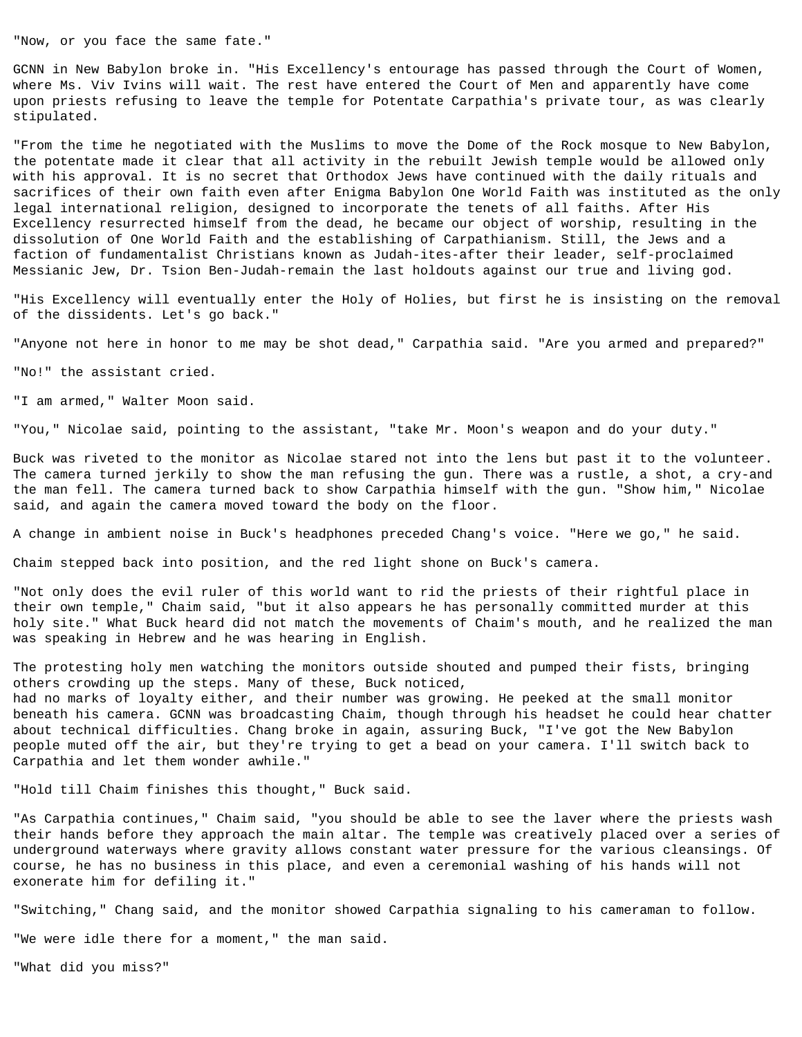"Now, or you face the same fate."

GCNN in New Babylon broke in. "His Excellency's entourage has passed through the Court of Women, where Ms. Viv Ivins will wait. The rest have entered the Court of Men and apparently have come upon priests refusing to leave the temple for Potentate Carpathia's private tour, as was clearly stipulated.

"From the time he negotiated with the Muslims to move the Dome of the Rock mosque to New Babylon, the potentate made it clear that all activity in the rebuilt Jewish temple would be allowed only with his approval. It is no secret that Orthodox Jews have continued with the daily rituals and sacrifices of their own faith even after Enigma Babylon One World Faith was instituted as the only legal international religion, designed to incorporate the tenets of all faiths. After His Excellency resurrected himself from the dead, he became our object of worship, resulting in the dissolution of One World Faith and the establishing of Carpathianism. Still, the Jews and a faction of fundamentalist Christians known as Judah-ites-after their leader, self-proclaimed Messianic Jew, Dr. Tsion Ben-Judah-remain the last holdouts against our true and living god.

"His Excellency will eventually enter the Holy of Holies, but first he is insisting on the removal of the dissidents. Let's go back."

"Anyone not here in honor to me may be shot dead," Carpathia said. "Are you armed and prepared?"

"No!" the assistant cried.

"I am armed," Walter Moon said.

"You," Nicolae said, pointing to the assistant, "take Mr. Moon's weapon and do your duty."

Buck was riveted to the monitor as Nicolae stared not into the lens but past it to the volunteer. The camera turned jerkily to show the man refusing the gun. There was a rustle, a shot, a cry-and the man fell. The camera turned back to show Carpathia himself with the gun. "Show him," Nicolae said, and again the camera moved toward the body on the floor.

A change in ambient noise in Buck's headphones preceded Chang's voice. "Here we go," he said.

Chaim stepped back into position, and the red light shone on Buck's camera.

"Not only does the evil ruler of this world want to rid the priests of their rightful place in their own temple," Chaim said, "but it also appears he has personally committed murder at this holy site." What Buck heard did not match the movements of Chaim's mouth, and he realized the man was speaking in Hebrew and he was hearing in English.

The protesting holy men watching the monitors outside shouted and pumped their fists, bringing others crowding up the steps. Many of these, Buck noticed, had no marks of loyalty either, and their number was growing. He peeked at the small monitor beneath his camera. GCNN was broadcasting Chaim, though through his headset he could hear chatter about technical difficulties. Chang broke in again, assuring Buck, "I've got the New Babylon people muted off the air, but they're trying to get a bead on your camera. I'll switch back to Carpathia and let them wonder awhile."

"Hold till Chaim finishes this thought," Buck said.

"As Carpathia continues," Chaim said, "you should be able to see the laver where the priests wash their hands before they approach the main altar. The temple was creatively placed over a series of underground waterways where gravity allows constant water pressure for the various cleansings. Of course, he has no business in this place, and even a ceremonial washing of his hands will not exonerate him for defiling it."

"Switching," Chang said, and the monitor showed Carpathia signaling to his cameraman to follow.

"We were idle there for a moment," the man said.

"What did you miss?"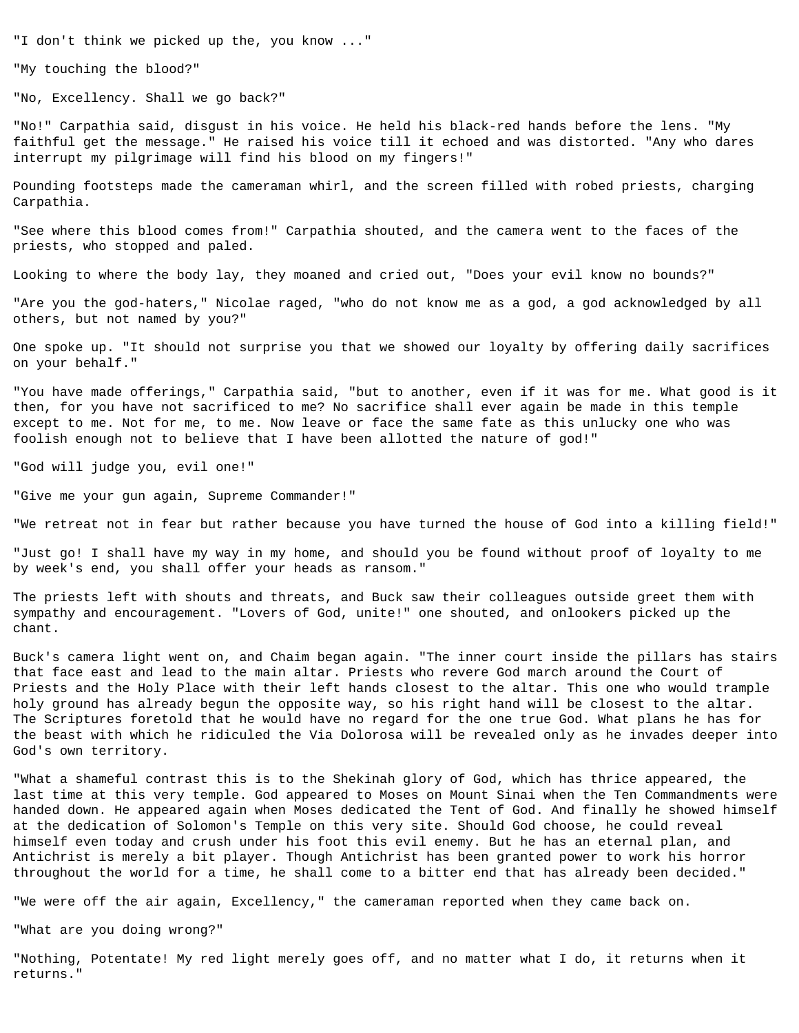"I don't think we picked up the, you know ..."

"My touching the blood?"

"No, Excellency. Shall we go back?"

"No!" Carpathia said, disgust in his voice. He held his black-red hands before the lens. "My faithful get the message." He raised his voice till it echoed and was distorted. "Any who dares interrupt my pilgrimage will find his blood on my fingers!"

Pounding footsteps made the cameraman whirl, and the screen filled with robed priests, charging Carpathia.

"See where this blood comes from!" Carpathia shouted, and the camera went to the faces of the priests, who stopped and paled.

Looking to where the body lay, they moaned and cried out, "Does your evil know no bounds?"

"Are you the god-haters," Nicolae raged, "who do not know me as a god, a god acknowledged by all others, but not named by you?"

One spoke up. "It should not surprise you that we showed our loyalty by offering daily sacrifices on your behalf."

"You have made offerings," Carpathia said, "but to another, even if it was for me. What good is it then, for you have not sacrificed to me? No sacrifice shall ever again be made in this temple except to me. Not for me, to me. Now leave or face the same fate as this unlucky one who was foolish enough not to believe that I have been allotted the nature of god!"

"God will judge you, evil one!"

"Give me your gun again, Supreme Commander!"

"We retreat not in fear but rather because you have turned the house of God into a killing field!"

"Just go! I shall have my way in my home, and should you be found without proof of loyalty to me by week's end, you shall offer your heads as ransom."

The priests left with shouts and threats, and Buck saw their colleagues outside greet them with sympathy and encouragement. "Lovers of God, unite!" one shouted, and onlookers picked up the chant.

Buck's camera light went on, and Chaim began again. "The inner court inside the pillars has stairs that face east and lead to the main altar. Priests who revere God march around the Court of Priests and the Holy Place with their left hands closest to the altar. This one who would trample holy ground has already begun the opposite way, so his right hand will be closest to the altar. The Scriptures foretold that he would have no regard for the one true God. What plans he has for the beast with which he ridiculed the Via Dolorosa will be revealed only as he invades deeper into God's own territory.

"What a shameful contrast this is to the Shekinah glory of God, which has thrice appeared, the last time at this very temple. God appeared to Moses on Mount Sinai when the Ten Commandments were handed down. He appeared again when Moses dedicated the Tent of God. And finally he showed himself at the dedication of Solomon's Temple on this very site. Should God choose, he could reveal himself even today and crush under his foot this evil enemy. But he has an eternal plan, and Antichrist is merely a bit player. Though Antichrist has been granted power to work his horror throughout the world for a time, he shall come to a bitter end that has already been decided."

"We were off the air again, Excellency," the cameraman reported when they came back on.

"What are you doing wrong?"

"Nothing, Potentate! My red light merely goes off, and no matter what I do, it returns when it returns."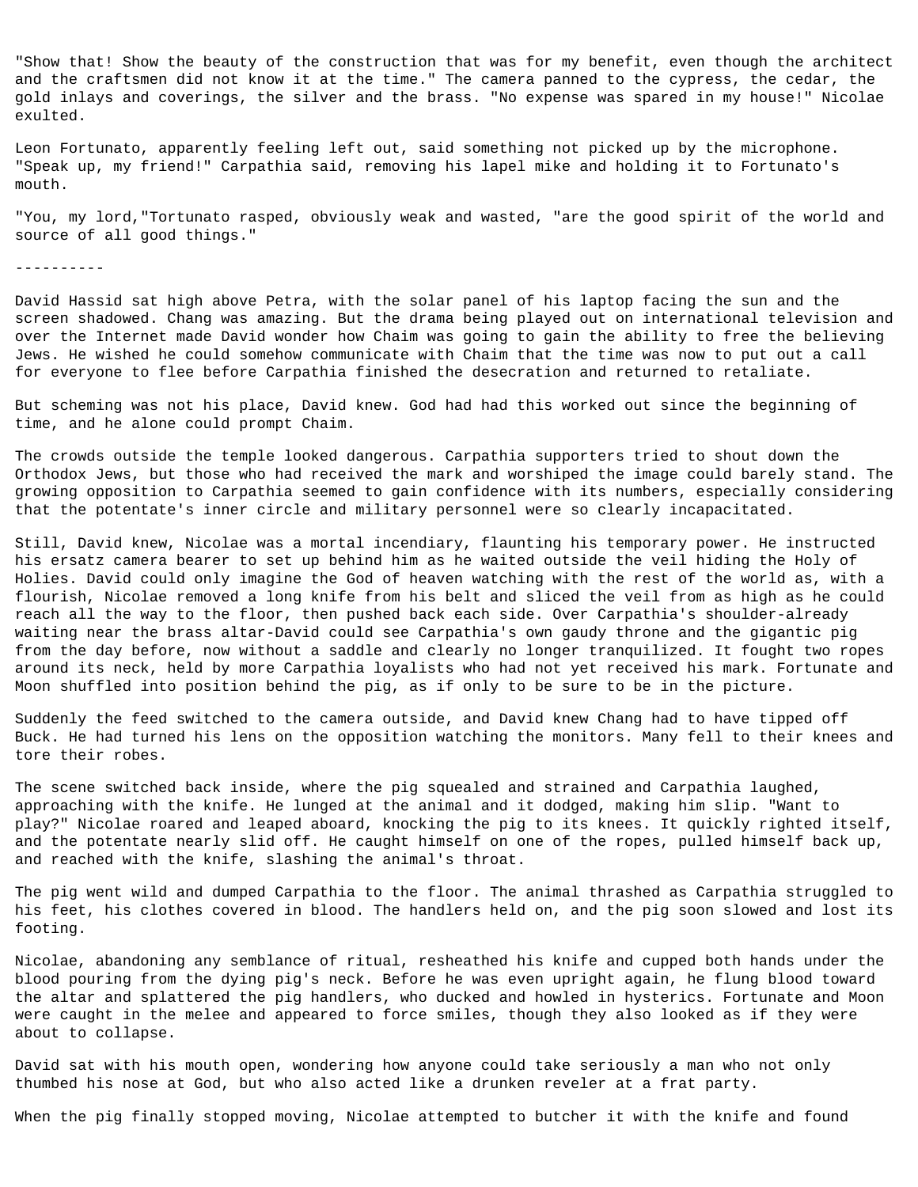"Show that! Show the beauty of the construction that was for my benefit, even though the architect and the craftsmen did not know it at the time." The camera panned to the cypress, the cedar, the gold inlays and coverings, the silver and the brass. "No expense was spared in my house!" Nicolae exulted.

Leon Fortunato, apparently feeling left out, said something not picked up by the microphone. "Speak up, my friend!" Carpathia said, removing his lapel mike and holding it to Fortunato's mouth.

"You, my lord,"Tortunato rasped, obviously weak and wasted, "are the good spirit of the world and source of all good things."

----------

David Hassid sat high above Petra, with the solar panel of his laptop facing the sun and the screen shadowed. Chang was amazing. But the drama being played out on international television and over the Internet made David wonder how Chaim was going to gain the ability to free the believing Jews. He wished he could somehow communicate with Chaim that the time was now to put out a call for everyone to flee before Carpathia finished the desecration and returned to retaliate.

But scheming was not his place, David knew. God had had this worked out since the beginning of time, and he alone could prompt Chaim.

The crowds outside the temple looked dangerous. Carpathia supporters tried to shout down the Orthodox Jews, but those who had received the mark and worshiped the image could barely stand. The growing opposition to Carpathia seemed to gain confidence with its numbers, especially considering that the potentate's inner circle and military personnel were so clearly incapacitated.

Still, David knew, Nicolae was a mortal incendiary, flaunting his temporary power. He instructed his ersatz camera bearer to set up behind him as he waited outside the veil hiding the Holy of Holies. David could only imagine the God of heaven watching with the rest of the world as, with a flourish, Nicolae removed a long knife from his belt and sliced the veil from as high as he could reach all the way to the floor, then pushed back each side. Over Carpathia's shoulder-already waiting near the brass altar-David could see Carpathia's own gaudy throne and the gigantic pig from the day before, now without a saddle and clearly no longer tranquilized. It fought two ropes around its neck, held by more Carpathia loyalists who had not yet received his mark. Fortunate and Moon shuffled into position behind the pig, as if only to be sure to be in the picture.

Suddenly the feed switched to the camera outside, and David knew Chang had to have tipped off Buck. He had turned his lens on the opposition watching the monitors. Many fell to their knees and tore their robes.

The scene switched back inside, where the pig squealed and strained and Carpathia laughed, approaching with the knife. He lunged at the animal and it dodged, making him slip. "Want to play?" Nicolae roared and leaped aboard, knocking the pig to its knees. It quickly righted itself, and the potentate nearly slid off. He caught himself on one of the ropes, pulled himself back up, and reached with the knife, slashing the animal's throat.

The pig went wild and dumped Carpathia to the floor. The animal thrashed as Carpathia struggled to his feet, his clothes covered in blood. The handlers held on, and the pig soon slowed and lost its footing.

Nicolae, abandoning any semblance of ritual, resheathed his knife and cupped both hands under the blood pouring from the dying pig's neck. Before he was even upright again, he flung blood toward the altar and splattered the pig handlers, who ducked and howled in hysterics. Fortunate and Moon were caught in the melee and appeared to force smiles, though they also looked as if they were about to collapse.

David sat with his mouth open, wondering how anyone could take seriously a man who not only thumbed his nose at God, but who also acted like a drunken reveler at a frat party.

When the pig finally stopped moving, Nicolae attempted to butcher it with the knife and found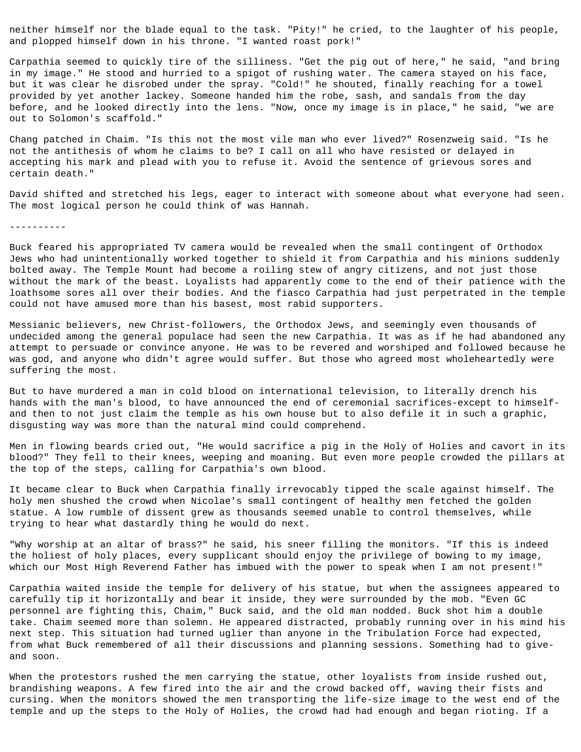neither himself nor the blade equal to the task. "Pity!" he cried, to the laughter of his people, and plopped himself down in his throne. "I wanted roast pork!"

Carpathia seemed to quickly tire of the silliness. "Get the pig out of here," he said, "and bring in my image." He stood and hurried to a spigot of rushing water. The camera stayed on his face, but it was clear he disrobed under the spray. "Cold!" he shouted, finally reaching for a towel provided by yet another lackey. Someone handed him the robe, sash, and sandals from the day before, and he looked directly into the lens. "Now, once my image is in place," he said, "we are out to Solomon's scaffold."

Chang patched in Chaim. "Is this not the most vile man who ever lived?" Rosenzweig said. "Is he not the antithesis of whom he claims to be? I call on all who have resisted or delayed in accepting his mark and plead with you to refuse it. Avoid the sentence of grievous sores and certain death."

David shifted and stretched his legs, eager to interact with someone about what everyone had seen. The most logical person he could think of was Hannah.

----------

Buck feared his appropriated TV camera would be revealed when the small contingent of Orthodox Jews who had unintentionally worked together to shield it from Carpathia and his minions suddenly bolted away. The Temple Mount had become a roiling stew of angry citizens, and not just those without the mark of the beast. Loyalists had apparently come to the end of their patience with the loathsome sores all over their bodies. And the fiasco Carpathia had just perpetrated in the temple could not have amused more than his basest, most rabid supporters.

Messianic believers, new Christ-followers, the Orthodox Jews, and seemingly even thousands of undecided among the general populace had seen the new Carpathia. It was as if he had abandoned any attempt to persuade or convince anyone. He was to be revered and worshiped and followed because he was god, and anyone who didn't agree would suffer. But those who agreed most wholeheartedly were suffering the most.

But to have murdered a man in cold blood on international television, to literally drench his hands with the man's blood, to have announced the end of ceremonial sacrifices-except to himself-and then to not just claim the temple as his own house but to also defile it in such a graphic, disgusting way was more than the natural mind could comprehend.

Men in flowing beards cried out, "He would sacrifice a pig in the Holy of Holies and cavort in its blood?" They fell to their knees, weeping and moaning. But even more people crowded the pillars at the top of the steps, calling for Carpathia's own blood.

It became clear to Buck when Carpathia finally irrevocably tipped the scale against himself. The holy men shushed the crowd when Nicolae's small contingent of healthy men fetched the golden statue. A low rumble of dissent grew as thousands seemed unable to control themselves, while trying to hear what dastardly thing he would do next.

"Why worship at an altar of brass?" he said, his sneer filling the monitors. "If this is indeed the holiest of holy places, every supplicant should enjoy the privilege of bowing to my image, which our Most High Reverend Father has imbued with the power to speak when I am not present!"

Carpathia waited inside the temple for delivery of his statue, but when the assignees appeared to carefully tip it horizontally and bear it inside, they were surrounded by the mob. "Even GC personnel are fighting this, Chaim," Buck said, and the old man nodded. Buck shot him a double take. Chaim seemed more than solemn. He appeared distracted, probably running over in his mind his next step. This situation had turned uglier than anyone in the Tribulation Force had expected, from what Buck remembered of all their discussions and planning sessions. Something had to give-and soon.

When the protestors rushed the men carrying the statue, other loyalists from inside rushed out, brandishing weapons. A few fired into the air and the crowd backed off, waving their fists and cursing. When the monitors showed the men transporting the life-size image to the west end of the temple and up the steps to the Holy of Holies, the crowd had had enough and began rioting. If a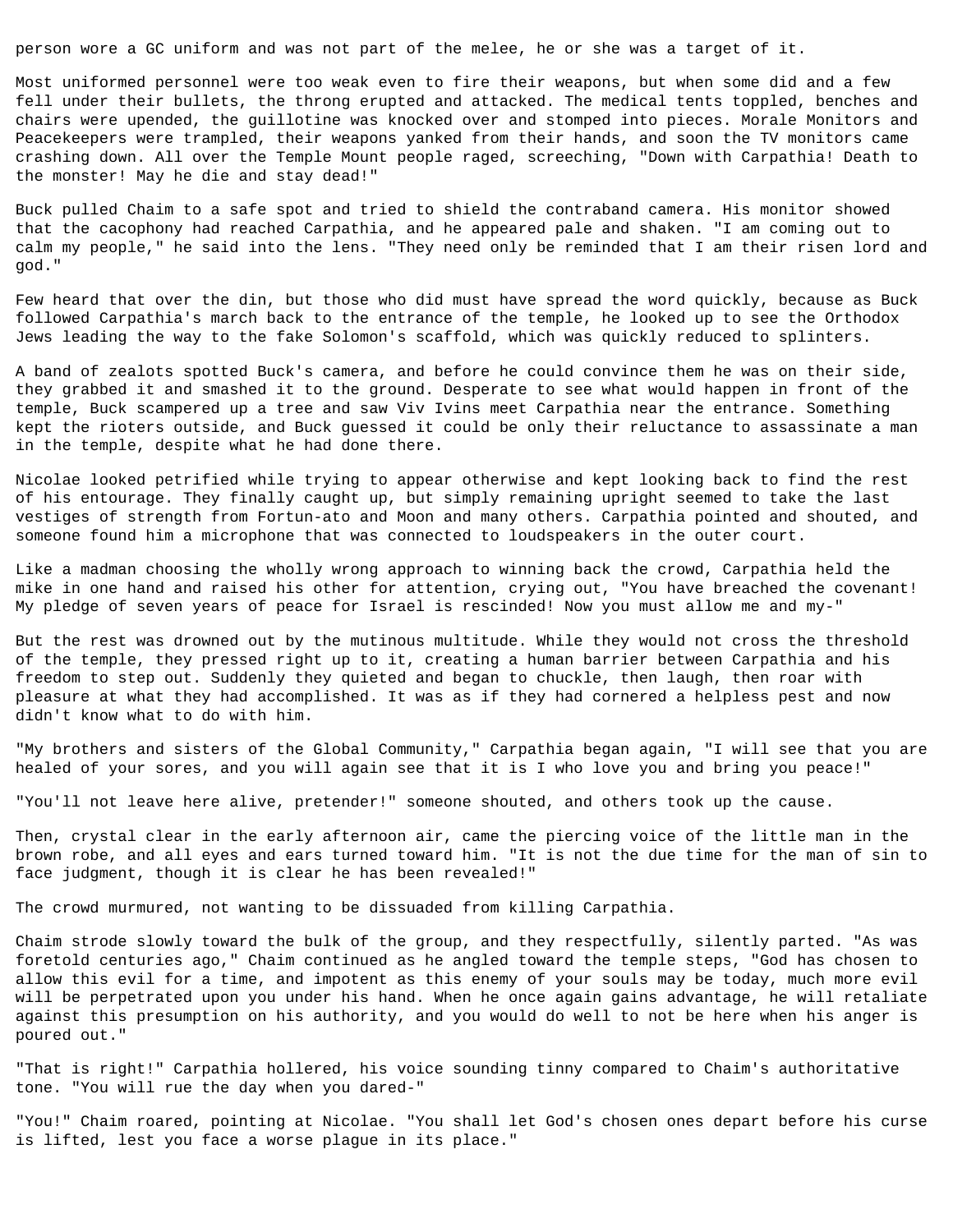person wore a GC uniform and was not part of the melee, he or she was a target of it.

Most uniformed personnel were too weak even to fire their weapons, but when some did and a few fell under their bullets, the throng erupted and attacked. The medical tents toppled, benches and chairs were upended, the guillotine was knocked over and stomped into pieces. Morale Monitors and Peacekeepers were trampled, their weapons yanked from their hands, and soon the TV monitors came crashing down. All over the Temple Mount people raged, screeching, "Down with Carpathia! Death to the monster! May he die and stay dead!"

Buck pulled Chaim to a safe spot and tried to shield the contraband camera. His monitor showed that the cacophony had reached Carpathia, and he appeared pale and shaken. "I am coming out to calm my people," he said into the lens. "They need only be reminded that I am their risen lord and god."

Few heard that over the din, but those who did must have spread the word quickly, because as Buck followed Carpathia's march back to the entrance of the temple, he looked up to see the Orthodox Jews leading the way to the fake Solomon's scaffold, which was quickly reduced to splinters.

A band of zealots spotted Buck's camera, and before he could convince them he was on their side, they grabbed it and smashed it to the ground. Desperate to see what would happen in front of the temple, Buck scampered up a tree and saw Viv Ivins meet Carpathia near the entrance. Something kept the rioters outside, and Buck guessed it could be only their reluctance to assassinate a man in the temple, despite what he had done there.

Nicolae looked petrified while trying to appear otherwise and kept looking back to find the rest of his entourage. They finally caught up, but simply remaining upright seemed to take the last vestiges of strength from Fortun-ato and Moon and many others. Carpathia pointed and shouted, and someone found him a microphone that was connected to loudspeakers in the outer court.

Like a madman choosing the wholly wrong approach to winning back the crowd, Carpathia held the mike in one hand and raised his other for attention, crying out, "You have breached the covenant! My pledge of seven years of peace for Israel is rescinded! Now you must allow me and my-"

But the rest was drowned out by the mutinous multitude. While they would not cross the threshold of the temple, they pressed right up to it, creating a human barrier between Carpathia and his freedom to step out. Suddenly they quieted and began to chuckle, then laugh, then roar with pleasure at what they had accomplished. It was as if they had cornered a helpless pest and now didn't know what to do with him.

"My brothers and sisters of the Global Community," Carpathia began again, "I will see that you are healed of your sores, and you will again see that it is I who love you and bring you peace!"

"You'll not leave here alive, pretender!" someone shouted, and others took up the cause.

Then, crystal clear in the early afternoon air, came the piercing voice of the little man in the brown robe, and all eyes and ears turned toward him. "It is not the due time for the man of sin to face judgment, though it is clear he has been revealed!"

The crowd murmured, not wanting to be dissuaded from killing Carpathia.

Chaim strode slowly toward the bulk of the group, and they respectfully, silently parted. "As was foretold centuries ago," Chaim continued as he angled toward the temple steps, "God has chosen to allow this evil for a time, and impotent as this enemy of your souls may be today, much more evil will be perpetrated upon you under his hand. When he once again gains advantage, he will retaliate against this presumption on his authority, and you would do well to not be here when his anger is poured out."

"That is right!" Carpathia hollered, his voice sounding tinny compared to Chaim's authoritative tone. "You will rue the day when you dared-"

"You!" Chaim roared, pointing at Nicolae. "You shall let God's chosen ones depart before his curse is lifted, lest you face a worse plague in its place."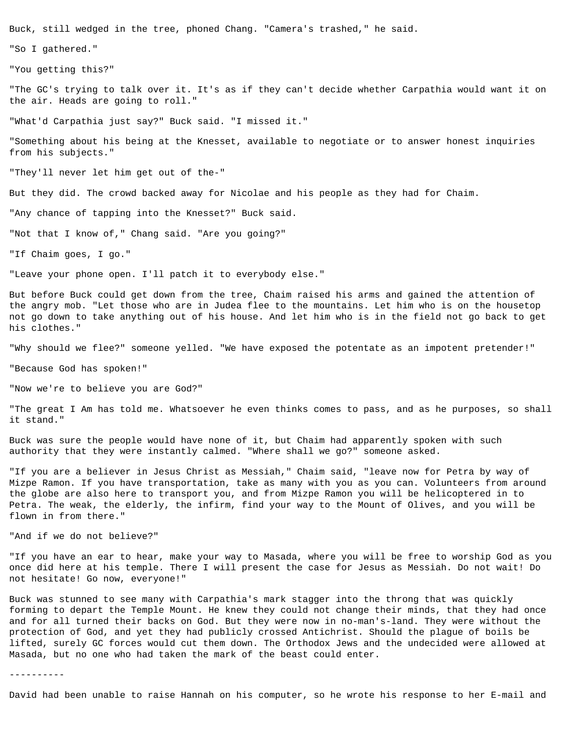Buck, still wedged in the tree, phoned Chang. "Camera's trashed," he said.

"So I gathered."

"You getting this?"

"The GC's trying to talk over it. It's as if they can't decide whether Carpathia would want it on the air. Heads are going to roll."

"What'd Carpathia just say?" Buck said. "I missed it."

"Something about his being at the Knesset, available to negotiate or to answer honest inquiries from his subjects."

"They'll never let him get out of the-"

But they did. The crowd backed away for Nicolae and his people as they had for Chaim.

"Any chance of tapping into the Knesset?" Buck said.

"Not that I know of," Chang said. "Are you going?"

"If Chaim goes, I go."

"Leave your phone open. I'll patch it to everybody else."

But before Buck could get down from the tree, Chaim raised his arms and gained the attention of the angry mob. "Let those who are in Judea flee to the mountains. Let him who is on the housetop not go down to take anything out of his house. And let him who is in the field not go back to get his clothes."

"Why should we flee?" someone yelled. "We have exposed the potentate as an impotent pretender!"

"Because God has spoken!"

"Now we're to believe you are God?"

"The great I Am has told me. Whatsoever he even thinks comes to pass, and as he purposes, so shall it stand."

Buck was sure the people would have none of it, but Chaim had apparently spoken with such authority that they were instantly calmed. "Where shall we go?" someone asked.

"If you are a believer in Jesus Christ as Messiah," Chaim said, "leave now for Petra by way of Mizpe Ramon. If you have transportation, take as many with you as you can. Volunteers from around the globe are also here to transport you, and from Mizpe Ramon you will be helicoptered in to Petra. The weak, the elderly, the infirm, find your way to the Mount of Olives, and you will be flown in from there."

"And if we do not believe?"

"If you have an ear to hear, make your way to Masada, where you will be free to worship God as you once did here at his temple. There I will present the case for Jesus as Messiah. Do not wait! Do not hesitate! Go now, everyone!"

Buck was stunned to see many with Carpathia's mark stagger into the throng that was quickly forming to depart the Temple Mount. He knew they could not change their minds, that they had once and for all turned their backs on God. But they were now in no-man's-land. They were without the protection of God, and yet they had publicly crossed Antichrist. Should the plague of boils be lifted, surely GC forces would cut them down. The Orthodox Jews and the undecided were allowed at Masada, but no one who had taken the mark of the beast could enter.

----------

David had been unable to raise Hannah on his computer, so he wrote his response to her E-mail and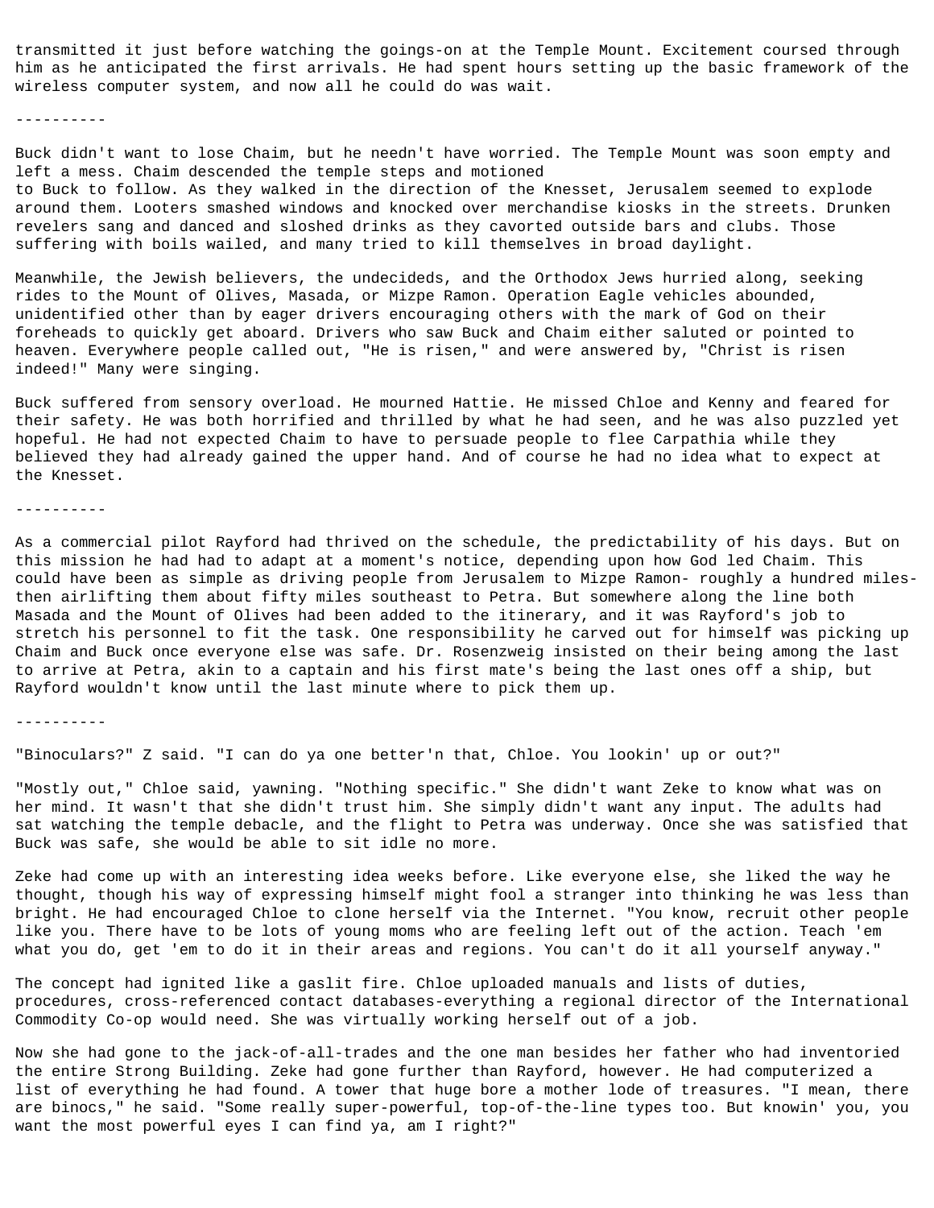transmitted it just before watching the goings-on at the Temple Mount. Excitement coursed through him as he anticipated the first arrivals. He had spent hours setting up the basic framework of the wireless computer system, and now all he could do was wait.

----------

Buck didn't want to lose Chaim, but he needn't have worried. The Temple Mount was soon empty and left a mess. Chaim descended the temple steps and motioned to Buck to follow. As they walked in the direction of the Knesset, Jerusalem seemed to explode around them. Looters smashed windows and knocked over merchandise kiosks in the streets. Drunken revelers sang and danced and sloshed drinks as they cavorted outside bars and clubs. Those suffering with boils wailed, and many tried to kill themselves in broad daylight.

Meanwhile, the Jewish believers, the undecideds, and the Orthodox Jews hurried along, seeking rides to the Mount of Olives, Masada, or Mizpe Ramon. Operation Eagle vehicles abounded, unidentified other than by eager drivers encouraging others with the mark of God on their foreheads to quickly get aboard. Drivers who saw Buck and Chaim either saluted or pointed to heaven. Everywhere people called out, "He is risen," and were answered by, "Christ is risen indeed!" Many were singing.

Buck suffered from sensory overload. He mourned Hattie. He missed Chloe and Kenny and feared for their safety. He was both horrified and thrilled by what he had seen, and he was also puzzled yet hopeful. He had not expected Chaim to have to persuade people to flee Carpathia while they believed they had already gained the upper hand. And of course he had no idea what to expect at the Knesset.

----------

As a commercial pilot Rayford had thrived on the schedule, the predictability of his days. But on this mission he had had to adapt at a moment's notice, depending upon how God led Chaim. This could have been as simple as driving people from Jerusalem to Mizpe Ramon- roughly a hundred miles- then airlifting them about fifty miles southeast to Petra. But somewhere along the line both Masada and the Mount of Olives had been added to the itinerary, and it was Rayford's job to stretch his personnel to fit the task. One responsibility he carved out for himself was picking up Chaim and Buck once everyone else was safe. Dr. Rosenzweig insisted on their being among the last to arrive at Petra, akin to a captain and his first mate's being the last ones off a ship, but Rayford wouldn't know until the last minute where to pick them up.

----------

"Binoculars?" Z said. "I can do ya one better'n that, Chloe. You lookin' up or out?"

"Mostly out," Chloe said, yawning. "Nothing specific." She didn't want Zeke to know what was on her mind. It wasn't that she didn't trust him. She simply didn't want any input. The adults had sat watching the temple debacle, and the flight to Petra was underway. Once she was satisfied that Buck was safe, she would be able to sit idle no more.

Zeke had come up with an interesting idea weeks before. Like everyone else, she liked the way he thought, though his way of expressing himself might fool a stranger into thinking he was less than bright. He had encouraged Chloe to clone herself via the Internet. "You know, recruit other people like you. There have to be lots of young moms who are feeling left out of the action. Teach 'em what you do, get 'em to do it in their areas and regions. You can't do it all yourself anyway."

The concept had ignited like a gaslit fire. Chloe uploaded manuals and lists of duties, procedures, cross-referenced contact databases-everything a regional director of the International Commodity Co-op would need. She was virtually working herself out of a job.

Now she had gone to the jack-of-all-trades and the one man besides her father who had inventoried the entire Strong Building. Zeke had gone further than Rayford, however. He had computerized a list of everything he had found. A tower that huge bore a mother lode of treasures. "I mean, there are binocs," he said. "Some really super-powerful, top-of-the-line types too. But knowin' you, you want the most powerful eyes I can find ya, am I right?"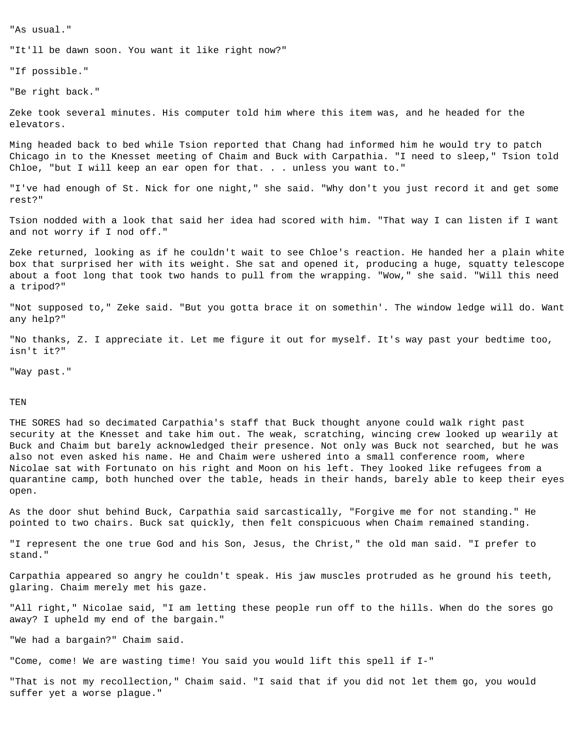"As usual."

"It'll be dawn soon. You want it like right now?"

"If possible."

"Be right back."

Zeke took several minutes. His computer told him where this item was, and he headed for the elevators.

Ming headed back to bed while Tsion reported that Chang had informed him he would try to patch Chicago in to the Knesset meeting of Chaim and Buck with Carpathia. "I need to sleep," Tsion told Chloe, "but I will keep an ear open for that. . . unless you want to."

"I've had enough of St. Nick for one night," she said. "Why don't you just record it and get some rest?"

Tsion nodded with a look that said her idea had scored with him. "That way I can listen if I want and not worry if I nod off."

Zeke returned, looking as if he couldn't wait to see Chloe's reaction. He handed her a plain white box that surprised her with its weight. She sat and opened it, producing a huge, squatty telescope about a foot long that took two hands to pull from the wrapping. "Wow," she said. "Will this need a tripod?"

"Not supposed to," Zeke said. "But you gotta brace it on somethin'. The window ledge will do. Want any help?"

"No thanks, Z. I appreciate it. Let me figure it out for myself. It's way past your bedtime too, isn't it?"

"Way past."

## TEN

THE SORES had so decimated Carpathia's staff that Buck thought anyone could walk right past security at the Knesset and take him out. The weak, scratching, wincing crew looked up wearily at Buck and Chaim but barely acknowledged their presence. Not only was Buck not searched, but he was also not even asked his name. He and Chaim were ushered into a small conference room, where Nicolae sat with Fortunato on his right and Moon on his left. They looked like refugees from a quarantine camp, both hunched over the table, heads in their hands, barely able to keep their eyes open.

As the door shut behind Buck, Carpathia said sarcastically, "Forgive me for not standing." He pointed to two chairs. Buck sat quickly, then felt conspicuous when Chaim remained standing.

"I represent the one true God and his Son, Jesus, the Christ," the old man said. "I prefer to stand."

Carpathia appeared so angry he couldn't speak. His jaw muscles protruded as he ground his teeth, glaring. Chaim merely met his gaze.

"All right," Nicolae said, "I am letting these people run off to the hills. When do the sores go away? I upheld my end of the bargain."

"We had a bargain?" Chaim said.

"Come, come! We are wasting time! You said you would lift this spell if I-"

"That is not my recollection," Chaim said. "I said that if you did not let them go, you would suffer yet a worse plague."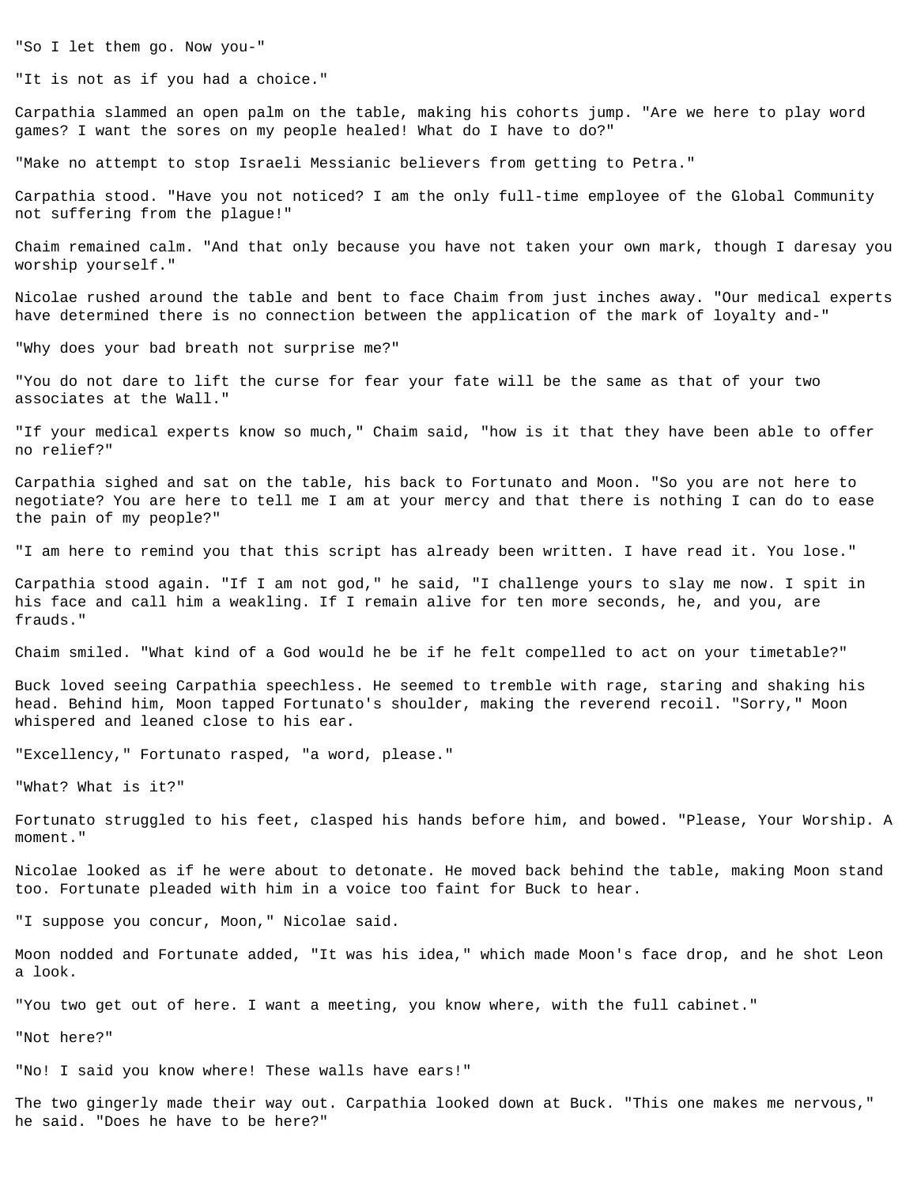"So I let them go. Now you-"

"It is not as if you had a choice."

Carpathia slammed an open palm on the table, making his cohorts jump. "Are we here to play word games? I want the sores on my people healed! What do I have to do?"

"Make no attempt to stop Israeli Messianic believers from getting to Petra."

Carpathia stood. "Have you not noticed? I am the only full-time employee of the Global Community not suffering from the plague!"

Chaim remained calm. "And that only because you have not taken your own mark, though I daresay you worship yourself."

Nicolae rushed around the table and bent to face Chaim from just inches away. "Our medical experts have determined there is no connection between the application of the mark of loyalty and-"

"Why does your bad breath not surprise me?"

"You do not dare to lift the curse for fear your fate will be the same as that of your two associates at the Wall."

"If your medical experts know so much," Chaim said, "how is it that they have been able to offer no relief?"

Carpathia sighed and sat on the table, his back to Fortunato and Moon. "So you are not here to negotiate? You are here to tell me I am at your mercy and that there is nothing I can do to ease the pain of my people?"

"I am here to remind you that this script has already been written. I have read it. You lose."

Carpathia stood again. "If I am not god," he said, "I challenge yours to slay me now. I spit in his face and call him a weakling. If I remain alive for ten more seconds, he, and you, are frauds."

Chaim smiled. "What kind of a God would he be if he felt compelled to act on your timetable?"

Buck loved seeing Carpathia speechless. He seemed to tremble with rage, staring and shaking his head. Behind him, Moon tapped Fortunato's shoulder, making the reverend recoil. "Sorry," Moon whispered and leaned close to his ear.

"Excellency," Fortunato rasped, "a word, please."

"What? What is it?"

Fortunato struggled to his feet, clasped his hands before him, and bowed. "Please, Your Worship. A moment."

Nicolae looked as if he were about to detonate. He moved back behind the table, making Moon stand too. Fortunate pleaded with him in a voice too faint for Buck to hear.

"I suppose you concur, Moon," Nicolae said.

Moon nodded and Fortunate added, "It was his idea," which made Moon's face drop, and he shot Leon a look.

"You two get out of here. I want a meeting, you know where, with the full cabinet."

"Not here?"

"No! I said you know where! These walls have ears!"

The two gingerly made their way out. Carpathia looked down at Buck. "This one makes me nervous," he said. "Does he have to be here?"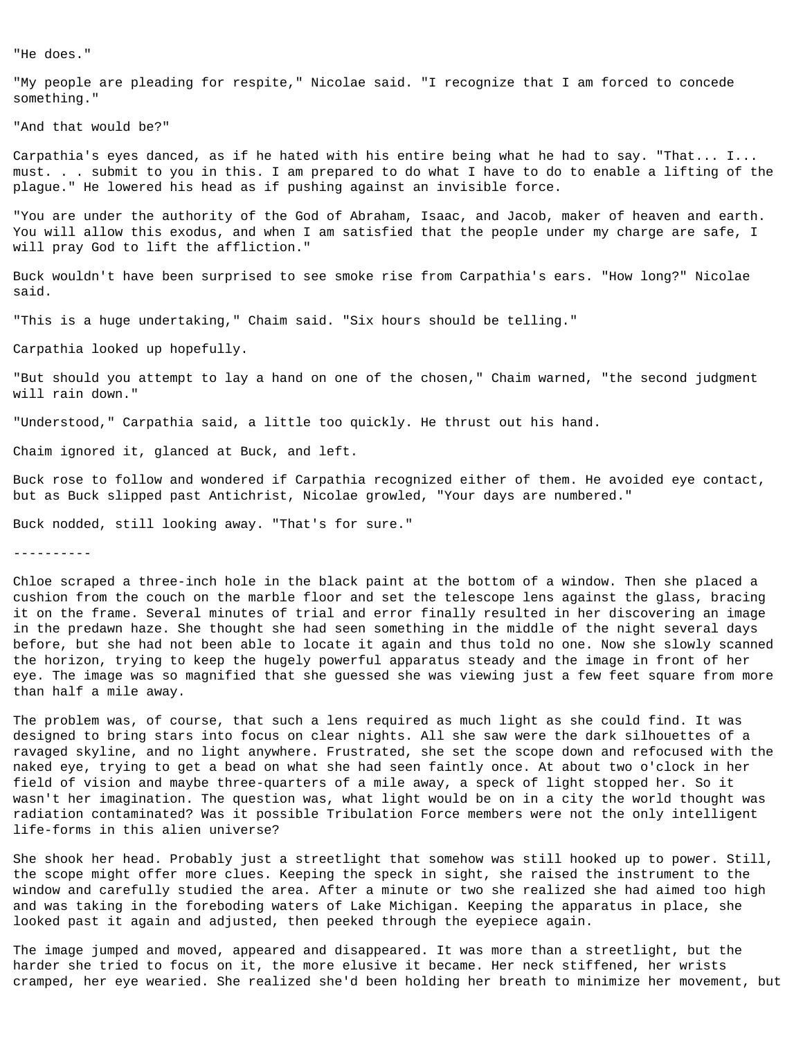"He does."

"My people are pleading for respite," Nicolae said. "I recognize that I am forced to concede something."

"And that would be?"

Carpathia's eyes danced, as if he hated with his entire being what he had to say. "That... I... must. . . submit to you in this. I am prepared to do what I have to do to enable a lifting of the plague." He lowered his head as if pushing against an invisible force.

"You are under the authority of the God of Abraham, Isaac, and Jacob, maker of heaven and earth. You will allow this exodus, and when I am satisfied that the people under my charge are safe, I will pray God to lift the affliction."

Buck wouldn't have been surprised to see smoke rise from Carpathia's ears. "How long?" Nicolae said.

"This is a huge undertaking," Chaim said. "Six hours should be telling."

Carpathia looked up hopefully.

"But should you attempt to lay a hand on one of the chosen," Chaim warned, "the second judgment will rain down."

"Understood," Carpathia said, a little too quickly. He thrust out his hand.

Chaim ignored it, glanced at Buck, and left.

Buck rose to follow and wondered if Carpathia recognized either of them. He avoided eye contact, but as Buck slipped past Antichrist, Nicolae growled, "Your days are numbered."

Buck nodded, still looking away. "That's for sure."

----------

Chloe scraped a three-inch hole in the black paint at the bottom of a window. Then she placed a cushion from the couch on the marble floor and set the telescope lens against the glass, bracing it on the frame. Several minutes of trial and error finally resulted in her discovering an image in the predawn haze. She thought she had seen something in the middle of the night several days before, but she had not been able to locate it again and thus told no one. Now she slowly scanned the horizon, trying to keep the hugely powerful apparatus steady and the image in front of her eye. The image was so magnified that she guessed she was viewing just a few feet square from more than half a mile away.

The problem was, of course, that such a lens required as much light as she could find. It was designed to bring stars into focus on clear nights. All she saw were the dark silhouettes of a ravaged skyline, and no light anywhere. Frustrated, she set the scope down and refocused with the naked eye, trying to get a bead on what she had seen faintly once. At about two o'clock in her field of vision and maybe three-quarters of a mile away, a speck of light stopped her. So it wasn't her imagination. The question was, what light would be on in a city the world thought was radiation contaminated? Was it possible Tribulation Force members were not the only intelligent life-forms in this alien universe?

She shook her head. Probably just a streetlight that somehow was still hooked up to power. Still, the scope might offer more clues. Keeping the speck in sight, she raised the instrument to the window and carefully studied the area. After a minute or two she realized she had aimed too high and was taking in the foreboding waters of Lake Michigan. Keeping the apparatus in place, she looked past it again and adjusted, then peeked through the eyepiece again.

The image jumped and moved, appeared and disappeared. It was more than a streetlight, but the harder she tried to focus on it, the more elusive it became. Her neck stiffened, her wrists cramped, her eye wearied. She realized she'd been holding her breath to minimize her movement, but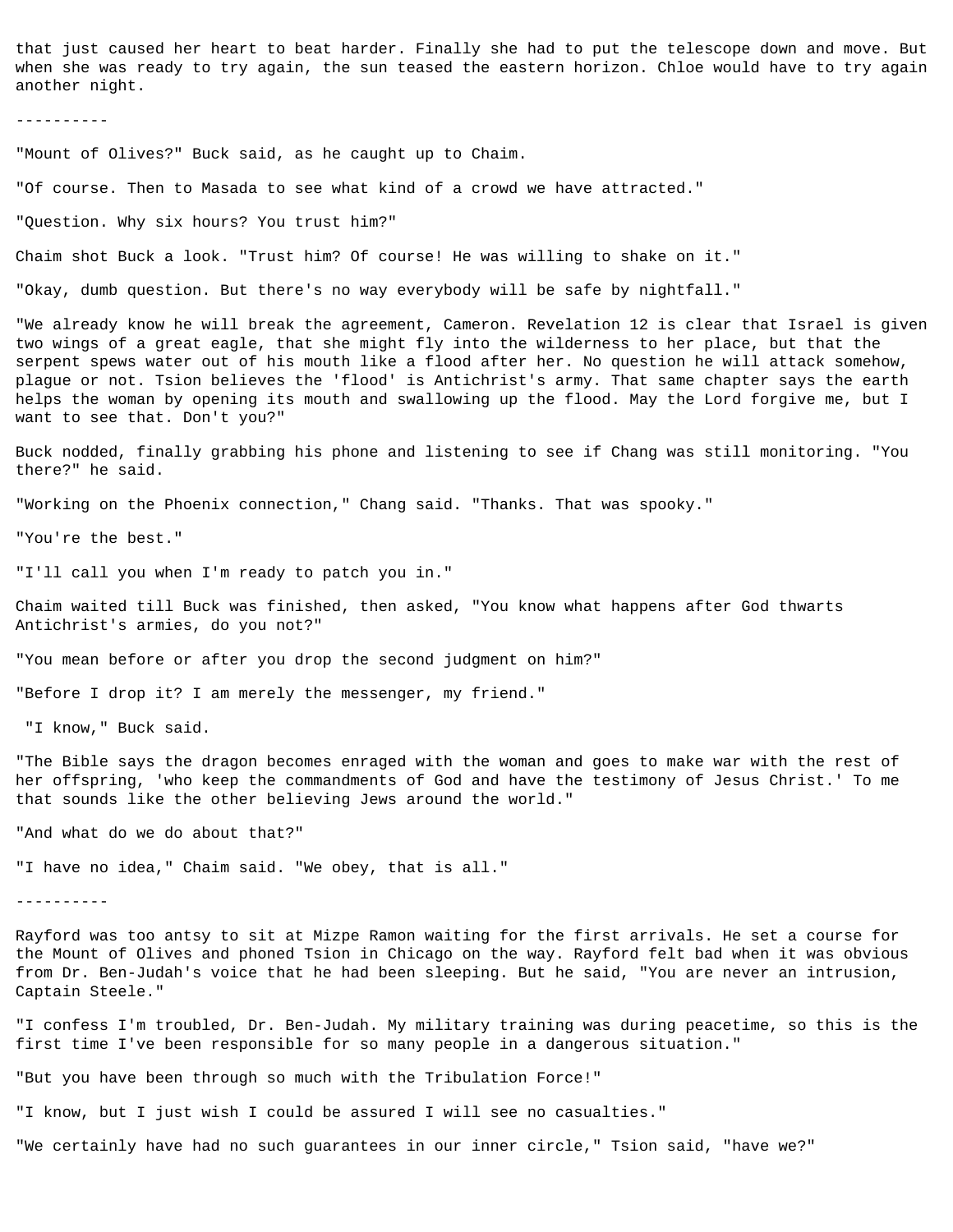that just caused her heart to beat harder. Finally she had to put the telescope down and move. But when she was ready to try again, the sun teased the eastern horizon. Chloe would have to try again another night.

----------

"Mount of Olives?" Buck said, as he caught up to Chaim.

"Of course. Then to Masada to see what kind of a crowd we have attracted."

"Question. Why six hours? You trust him?"

Chaim shot Buck a look. "Trust him? Of course! He was willing to shake on it."

"Okay, dumb question. But there's no way everybody will be safe by nightfall."

"We already know he will break the agreement, Cameron. Revelation 12 is clear that Israel is given two wings of a great eagle, that she might fly into the wilderness to her place, but that the serpent spews water out of his mouth like a flood after her. No question he will attack somehow, plague or not. Tsion believes the 'flood' is Antichrist's army. That same chapter says the earth helps the woman by opening its mouth and swallowing up the flood. May the Lord forgive me, but I want to see that. Don't you?"

Buck nodded, finally grabbing his phone and listening to see if Chang was still monitoring. "You there?" he said.

"Working on the Phoenix connection," Chang said. "Thanks. That was spooky."

"You're the best."

"I'll call you when I'm ready to patch you in."

Chaim waited till Buck was finished, then asked, "You know what happens after God thwarts Antichrist's armies, do you not?"

"You mean before or after you drop the second judgment on him?"

"Before I drop it? I am merely the messenger, my friend."

"I know," Buck said.

"The Bible says the dragon becomes enraged with the woman and goes to make war with the rest of her offspring, 'who keep the commandments of God and have the testimony of Jesus Christ.' To me that sounds like the other believing Jews around the world."

"And what do we do about that?"

"I have no idea," Chaim said. "We obey, that is all."

----------

Rayford was too antsy to sit at Mizpe Ramon waiting for the first arrivals. He set a course for the Mount of Olives and phoned Tsion in Chicago on the way. Rayford felt bad when it was obvious from Dr. Ben-Judah's voice that he had been sleeping. But he said, "You are never an intrusion, Captain Steele."

"I confess I'm troubled, Dr. Ben-Judah. My military training was during peacetime, so this is the first time I've been responsible for so many people in a dangerous situation."

"But you have been through so much with the Tribulation Force!"

"I know, but I just wish I could be assured I will see no casualties."

"We certainly have had no such guarantees in our inner circle," Tsion said, "have we?"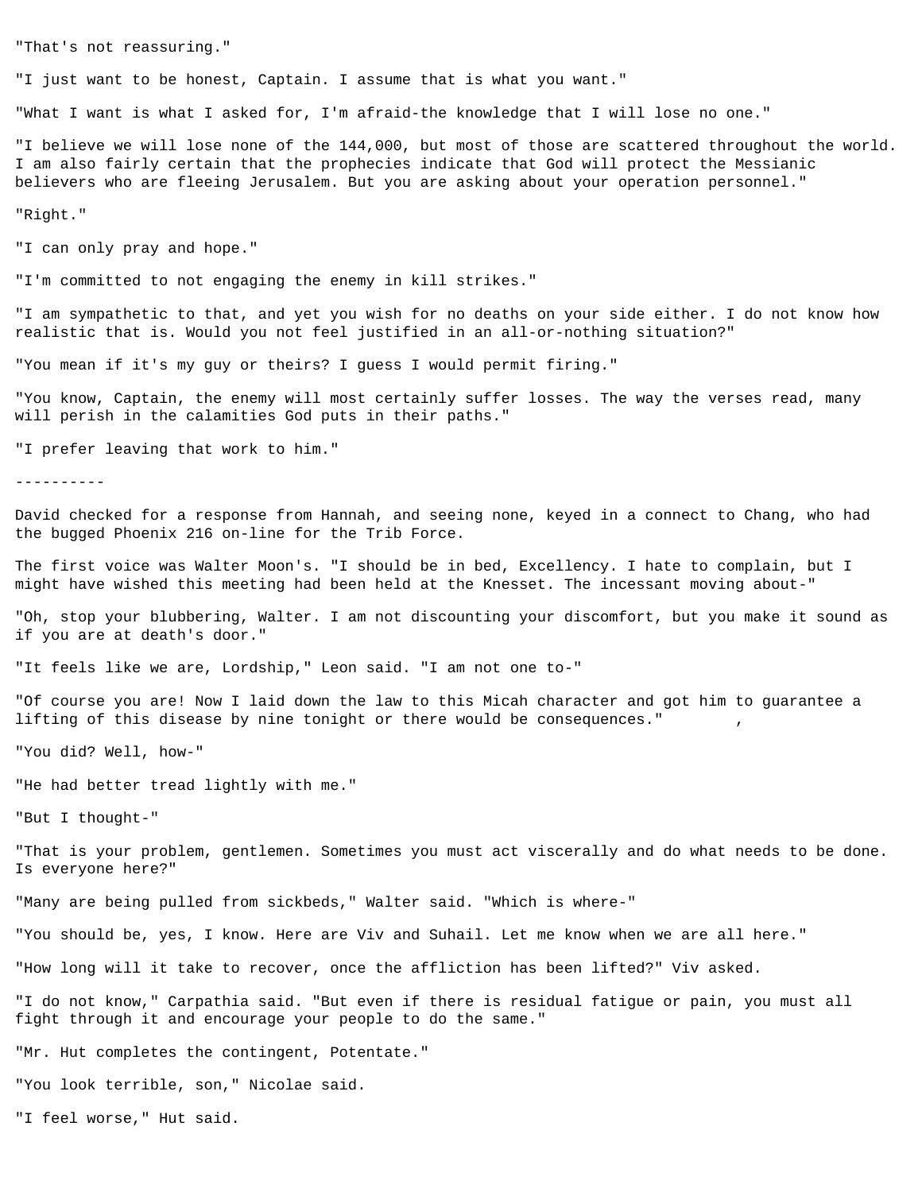"That's not reassuring."

"I just want to be honest, Captain. I assume that is what you want."

"What I want is what I asked for, I'm afraid-the knowledge that I will lose no one."

"I believe we will lose none of the 144,000, but most of those are scattered throughout the world. I am also fairly certain that the prophecies indicate that God will protect the Messianic believers who are fleeing Jerusalem. But you are asking about your operation personnel."

"Right."

"I can only pray and hope."

"I'm committed to not engaging the enemy in kill strikes."

"I am sympathetic to that, and yet you wish for no deaths on your side either. I do not know how realistic that is. Would you not feel justified in an all-or-nothing situation?"

"You mean if it's my guy or theirs? I guess I would permit firing."

"You know, Captain, the enemy will most certainly suffer losses. The way the verses read, many will perish in the calamities God puts in their paths."

"I prefer leaving that work to him."

----------

David checked for a response from Hannah, and seeing none, keyed in a connect to Chang, who had the bugged Phoenix 216 on-line for the Trib Force.

The first voice was Walter Moon's. "I should be in bed, Excellency. I hate to complain, but I might have wished this meeting had been held at the Knesset. The incessant moving about-"

"Oh, stop your blubbering, Walter. I am not discounting your discomfort, but you make it sound as if you are at death's door."

"It feels like we are, Lordship," Leon said. "I am not one to-"

"Of course you are! Now I laid down the law to this Micah character and got him to guarantee a lifting of this disease by nine tonight or there would be consequences."

"You did? Well, how-"

"He had better tread lightly with me."

"But I thought-"

"That is your problem, gentlemen. Sometimes you must act viscerally and do what needs to be done. Is everyone here?"

"Many are being pulled from sickbeds," Walter said. "Which is where-"

"You should be, yes, I know. Here are Viv and Suhail. Let me know when we are all here."

"How long will it take to recover, once the affliction has been lifted?" Viv asked.

"I do not know," Carpathia said. "But even if there is residual fatigue or pain, you must all fight through it and encourage your people to do the same."

"Mr. Hut completes the contingent, Potentate."

"You look terrible, son," Nicolae said.

"I feel worse," Hut said.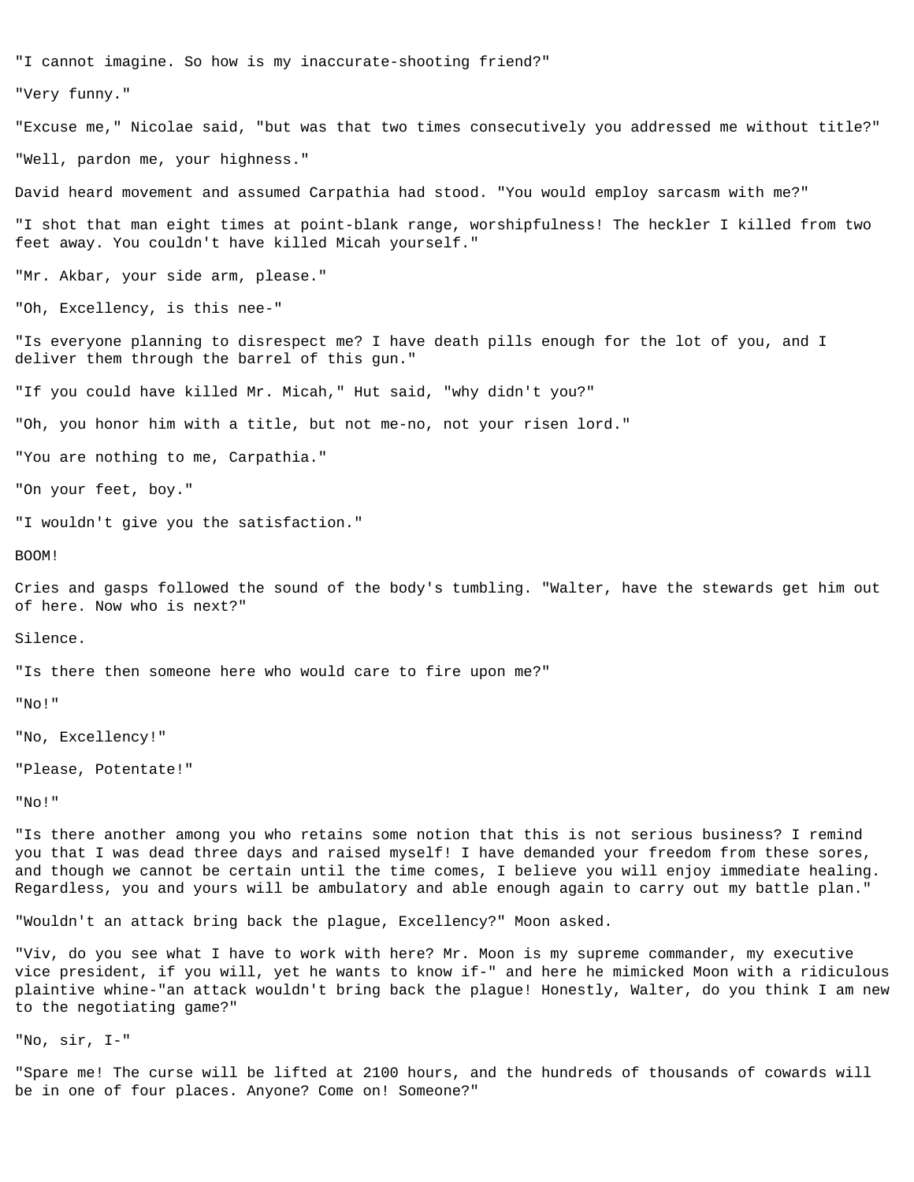"I cannot imagine. So how is my inaccurate-shooting friend?"

"Very funny."

"Excuse me," Nicolae said, "but was that two times consecutively you addressed me without title?"

"Well, pardon me, your highness."

David heard movement and assumed Carpathia had stood. "You would employ sarcasm with me?"

"I shot that man eight times at point-blank range, worshipfulness! The heckler I killed from two feet away. You couldn't have killed Micah yourself."

"Mr. Akbar, your side arm, please."

"Oh, Excellency, is this nee-"

"Is everyone planning to disrespect me? I have death pills enough for the lot of you, and I deliver them through the barrel of this gun."

"If you could have killed Mr. Micah," Hut said, "why didn't you?"

"Oh, you honor him with a title, but not me-no, not your risen lord."

"You are nothing to me, Carpathia."

"On your feet, boy."

"I wouldn't give you the satisfaction."

BOOM!

Cries and gasps followed the sound of the body's tumbling. "Walter, have the stewards get him out of here. Now who is next?"

Silence.

"Is there then someone here who would care to fire upon me?"

"No!"

"No, Excellency!"

"Please, Potentate!"

"No!"

"Is there another among you who retains some notion that this is not serious business? I remind you that I was dead three days and raised myself! I have demanded your freedom from these sores, and though we cannot be certain until the time comes, I believe you will enjoy immediate healing. Regardless, you and yours will be ambulatory and able enough again to carry out my battle plan."

"Wouldn't an attack bring back the plague, Excellency?" Moon asked.

"Viv, do you see what I have to work with here? Mr. Moon is my supreme commander, my executive vice president, if you will, yet he wants to know if-" and here he mimicked Moon with a ridiculous plaintive whine-"an attack wouldn't bring back the plague! Honestly, Walter, do you think I am new to the negotiating game?"

"No, sir, I-"

"Spare me! The curse will be lifted at 2100 hours, and the hundreds of thousands of cowards will be in one of four places. Anyone? Come on! Someone?"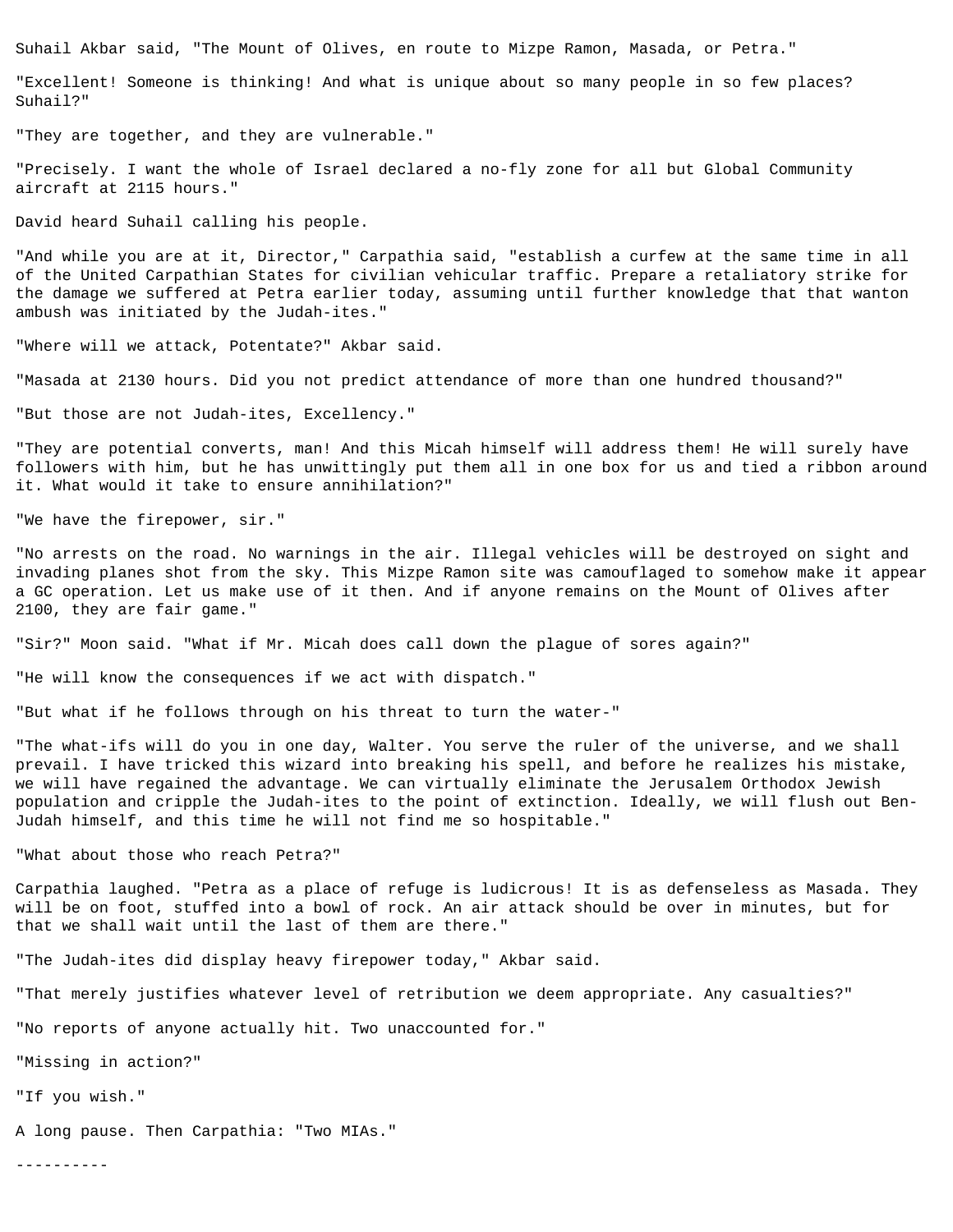Suhail Akbar said, "The Mount of Olives, en route to Mizpe Ramon, Masada, or Petra."

"Excellent! Someone is thinking! And what is unique about so many people in so few places? Suhail?"

"They are together, and they are vulnerable."

"Precisely. I want the whole of Israel declared a no-fly zone for all but Global Community aircraft at 2115 hours."

David heard Suhail calling his people.

"And while you are at it, Director," Carpathia said, "establish a curfew at the same time in all of the United Carpathian States for civilian vehicular traffic. Prepare a retaliatory strike for the damage we suffered at Petra earlier today, assuming until further knowledge that that wanton ambush was initiated by the Judah-ites."

"Where will we attack, Potentate?" Akbar said.

"Masada at 2130 hours. Did you not predict attendance of more than one hundred thousand?"

"But those are not Judah-ites, Excellency."

"They are potential converts, man! And this Micah himself will address them! He will surely have followers with him, but he has unwittingly put them all in one box for us and tied a ribbon around it. What would it take to ensure annihilation?"

"We have the firepower, sir."

"No arrests on the road. No warnings in the air. Illegal vehicles will be destroyed on sight and invading planes shot from the sky. This Mizpe Ramon site was camouflaged to somehow make it appear a GC operation. Let us make use of it then. And if anyone remains on the Mount of Olives after 2100, they are fair game."

"Sir?" Moon said. "What if Mr. Micah does call down the plague of sores again?"

"He will know the consequences if we act with dispatch."

"But what if he follows through on his threat to turn the water-"

"The what-ifs will do you in one day, Walter. You serve the ruler of the universe, and we shall prevail. I have tricked this wizard into breaking his spell, and before he realizes his mistake, we will have regained the advantage. We can virtually eliminate the Jerusalem Orthodox Jewish population and cripple the Judah-ites to the point of extinction. Ideally, we will flush out Ben-Judah himself, and this time he will not find me so hospitable."

"What about those who reach Petra?"

Carpathia laughed. "Petra as a place of refuge is ludicrous! It is as defenseless as Masada. They will be on foot, stuffed into a bowl of rock. An air attack should be over in minutes, but for that we shall wait until the last of them are there."

"The Judah-ites did display heavy firepower today," Akbar said.

"That merely justifies whatever level of retribution we deem appropriate. Any casualties?"

"No reports of anyone actually hit. Two unaccounted for."

"Missing in action?"

"If you wish."

A long pause. Then Carpathia: "Two MIAs."

----------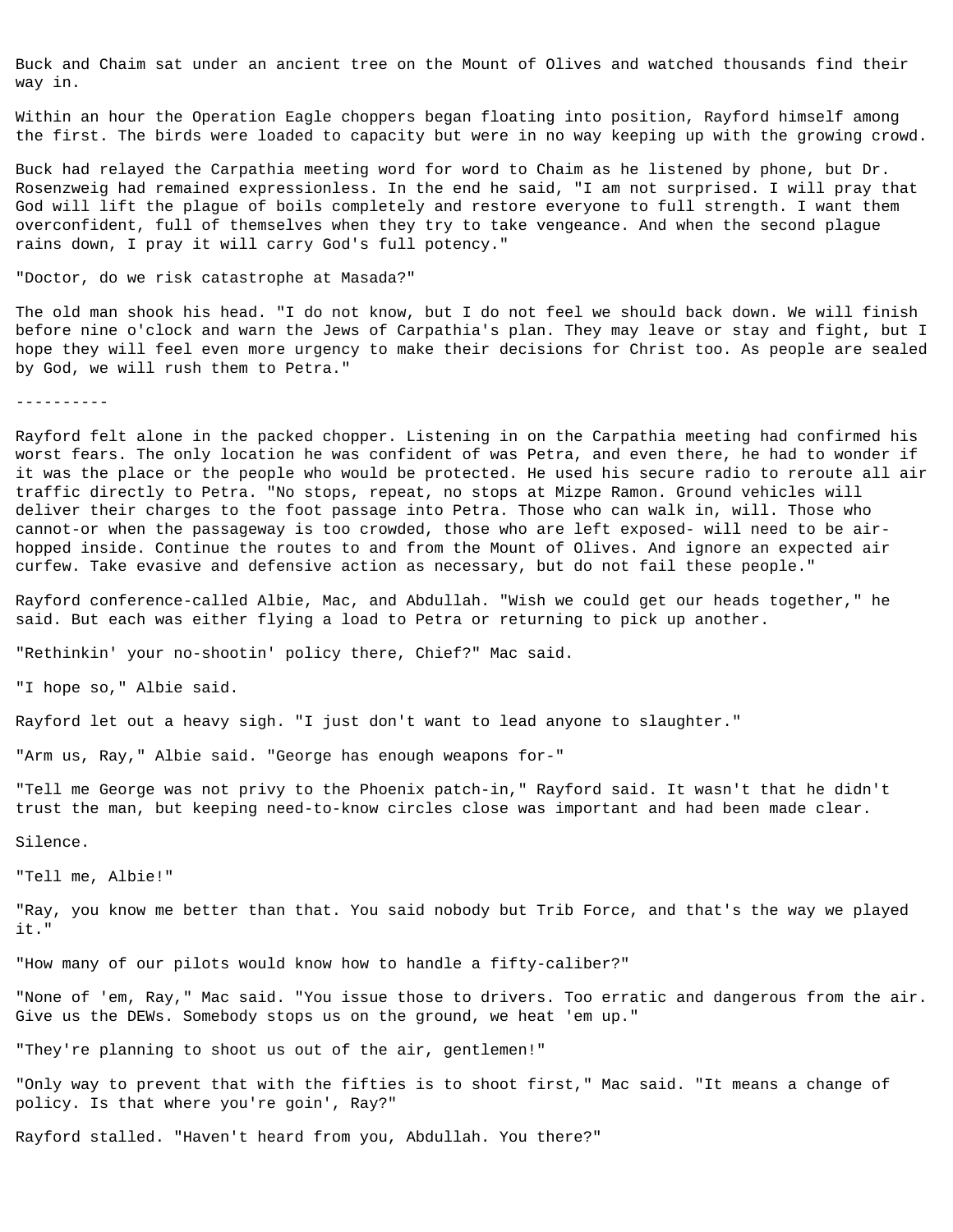Buck and Chaim sat under an ancient tree on the Mount of Olives and watched thousands find their way in.

Within an hour the Operation Eagle choppers began floating into position, Rayford himself among the first. The birds were loaded to capacity but were in no way keeping up with the growing crowd.

Buck had relayed the Carpathia meeting word for word to Chaim as he listened by phone, but Dr. Rosenzweig had remained expressionless. In the end he said, "I am not surprised. I will pray that God will lift the plague of boils completely and restore everyone to full strength. I want them overconfident, full of themselves when they try to take vengeance. And when the second plague rains down, I pray it will carry God's full potency."

"Doctor, do we risk catastrophe at Masada?"

The old man shook his head. "I do not know, but I do not feel we should back down. We will finish before nine o'clock and warn the Jews of Carpathia's plan. They may leave or stay and fight, but I hope they will feel even more urgency to make their decisions for Christ too. As people are sealed by God, we will rush them to Petra."

----------

Rayford felt alone in the packed chopper. Listening in on the Carpathia meeting had confirmed his worst fears. The only location he was confident of was Petra, and even there, he had to wonder if it was the place or the people who would be protected. He used his secure radio to reroute all air traffic directly to Petra. "No stops, repeat, no stops at Mizpe Ramon. Ground vehicles will deliver their charges to the foot passage into Petra. Those who can walk in, will. Those who cannot-or when the passageway is too crowded, those who are left exposed- will need to be air-hopped inside. Continue the routes to and from the Mount of Olives. And ignore an expected air curfew. Take evasive and defensive action as necessary, but do not fail these people."

Rayford conference-called Albie, Mac, and Abdullah. "Wish we could get our heads together," he said. But each was either flying a load to Petra or returning to pick up another.

"Rethinkin' your no-shootin' policy there, Chief?" Mac said.

"I hope so," Albie said.

Rayford let out a heavy sigh. "I just don't want to lead anyone to slaughter."

"Arm us, Ray," Albie said. "George has enough weapons for-"

"Tell me George was not privy to the Phoenix patch-in," Rayford said. It wasn't that he didn't trust the man, but keeping need-to-know circles close was important and had been made clear.

Silence.

"Tell me, Albie!"

"Ray, you know me better than that. You said nobody but Trib Force, and that's the way we played it."

"How many of our pilots would know how to handle a fifty-caliber?"

"None of 'em, Ray," Mac said. "You issue those to drivers. Too erratic and dangerous from the air. Give us the DEWs. Somebody stops us on the ground, we heat 'em up."

"They're planning to shoot us out of the air, gentlemen!"

"Only way to prevent that with the fifties is to shoot first," Mac said. "It means a change of policy. Is that where you're goin', Ray?"

Rayford stalled. "Haven't heard from you, Abdullah. You there?"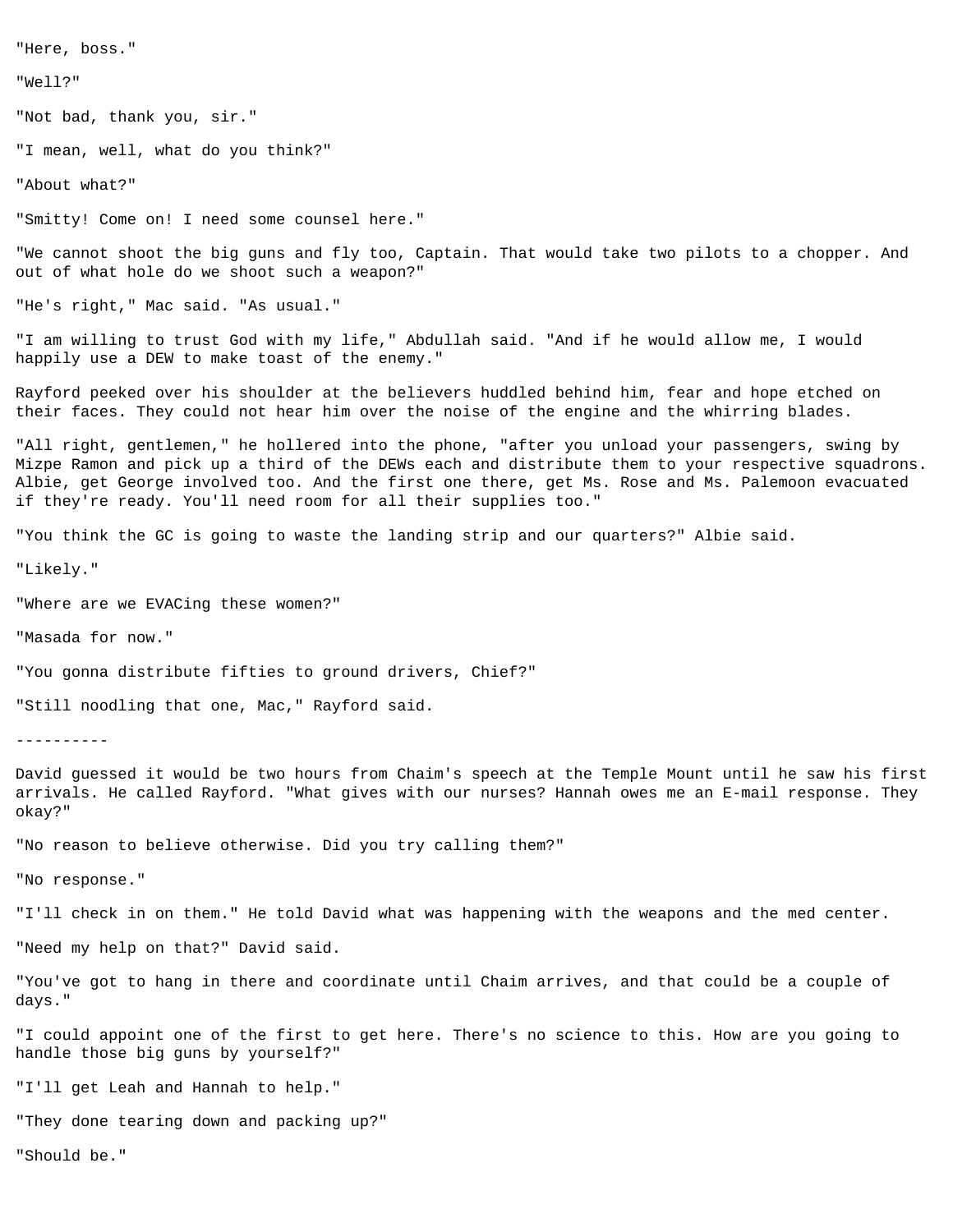"Here, boss."

"Well?"

"Not bad, thank you, sir."

"I mean, well, what do you think?"

"About what?"

"Smitty! Come on! I need some counsel here."

"We cannot shoot the big guns and fly too, Captain. That would take two pilots to a chopper. And out of what hole do we shoot such a weapon?"

"He's right," Mac said. "As usual."

"I am willing to trust God with my life," Abdullah said. "And if he would allow me, I would happily use a DEW to make toast of the enemy."

Rayford peeked over his shoulder at the believers huddled behind him, fear and hope etched on their faces. They could not hear him over the noise of the engine and the whirring blades.

"All right, gentlemen," he hollered into the phone, "after you unload your passengers, swing by Mizpe Ramon and pick up a third of the DEWs each and distribute them to your respective squadrons. Albie, get George involved too. And the first one there, get Ms. Rose and Ms. Palemoon evacuated if they're ready. You'll need room for all their supplies too."

"You think the GC is going to waste the landing strip and our quarters?" Albie said.

"Likely."

"Where are we EVACing these women?"

"Masada for now."

"You gonna distribute fifties to ground drivers, Chief?"

"Still noodling that one, Mac," Rayford said.

----------

David guessed it would be two hours from Chaim's speech at the Temple Mount until he saw his first arrivals. He called Rayford. "What gives with our nurses? Hannah owes me an E-mail response. They okay?"

"No reason to believe otherwise. Did you try calling them?"

"No response."

"I'll check in on them." He told David what was happening with the weapons and the med center.

"Need my help on that?" David said.

"You've got to hang in there and coordinate until Chaim arrives, and that could be a couple of days."

"I could appoint one of the first to get here. There's no science to this. How are you going to handle those big guns by yourself?"

"I'll get Leah and Hannah to help."

"They done tearing down and packing up?"

"Should be."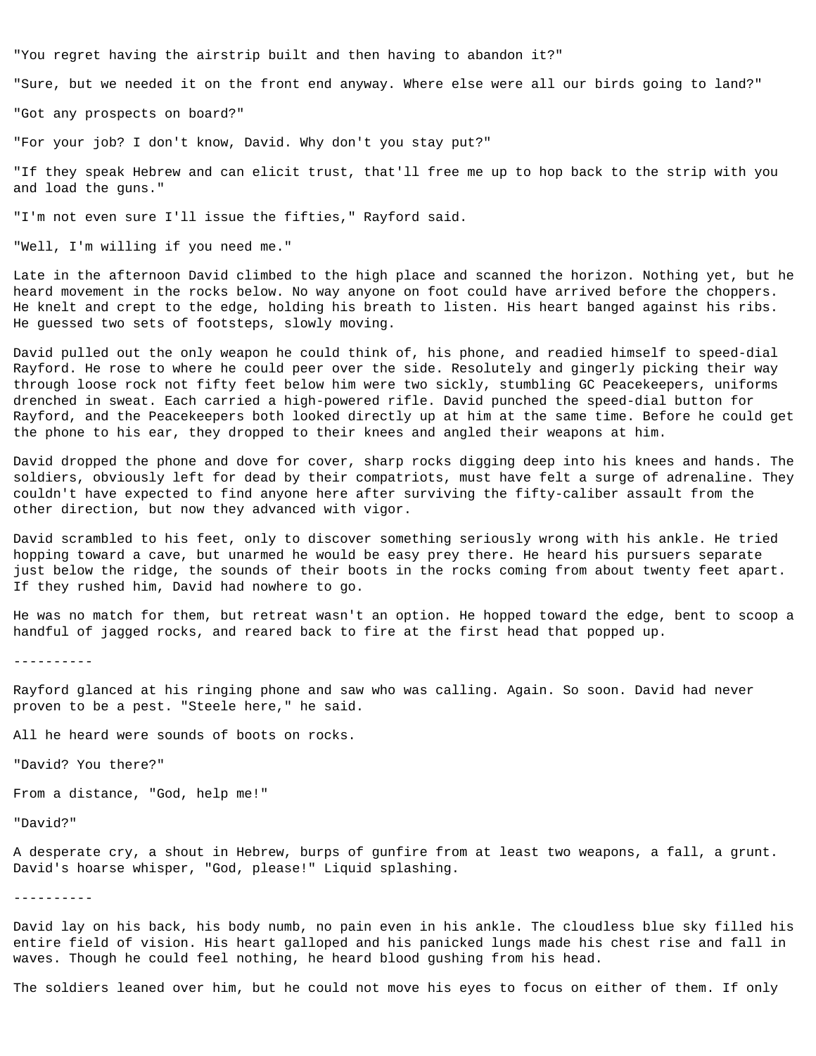"You regret having the airstrip built and then having to abandon it?"

"Sure, but we needed it on the front end anyway. Where else were all our birds going to land?"

"Got any prospects on board?"

"For your job? I don't know, David. Why don't you stay put?"

"If they speak Hebrew and can elicit trust, that'll free me up to hop back to the strip with you and load the guns."

"I'm not even sure I'll issue the fifties," Rayford said.

"Well, I'm willing if you need me."

Late in the afternoon David climbed to the high place and scanned the horizon. Nothing yet, but he heard movement in the rocks below. No way anyone on foot could have arrived before the choppers. He knelt and crept to the edge, holding his breath to listen. His heart banged against his ribs. He guessed two sets of footsteps, slowly moving.

David pulled out the only weapon he could think of, his phone, and readied himself to speed-dial Rayford. He rose to where he could peer over the side. Resolutely and gingerly picking their way through loose rock not fifty feet below him were two sickly, stumbling GC Peacekeepers, uniforms drenched in sweat. Each carried a high-powered rifle. David punched the speed-dial button for Rayford, and the Peacekeepers both looked directly up at him at the same time. Before he could get the phone to his ear, they dropped to their knees and angled their weapons at him.

David dropped the phone and dove for cover, sharp rocks digging deep into his knees and hands. The soldiers, obviously left for dead by their compatriots, must have felt a surge of adrenaline. They couldn't have expected to find anyone here after surviving the fifty-caliber assault from the other direction, but now they advanced with vigor.

David scrambled to his feet, only to discover something seriously wrong with his ankle. He tried hopping toward a cave, but unarmed he would be easy prey there. He heard his pursuers separate just below the ridge, the sounds of their boots in the rocks coming from about twenty feet apart. If they rushed him, David had nowhere to go.

He was no match for them, but retreat wasn't an option. He hopped toward the edge, bent to scoop a handful of jagged rocks, and reared back to fire at the first head that popped up.

----------

Rayford glanced at his ringing phone and saw who was calling. Again. So soon. David had never proven to be a pest. "Steele here," he said.

All he heard were sounds of boots on rocks.

"David? You there?"

From a distance, "God, help me!"

"David?"

A desperate cry, a shout in Hebrew, burps of gunfire from at least two weapons, a fall, a grunt. David's hoarse whisper, "God, please!" Liquid splashing.

----------

David lay on his back, his body numb, no pain even in his ankle. The cloudless blue sky filled his entire field of vision. His heart galloped and his panicked lungs made his chest rise and fall in waves. Though he could feel nothing, he heard blood gushing from his head.

The soldiers leaned over him, but he could not move his eyes to focus on either of them. If only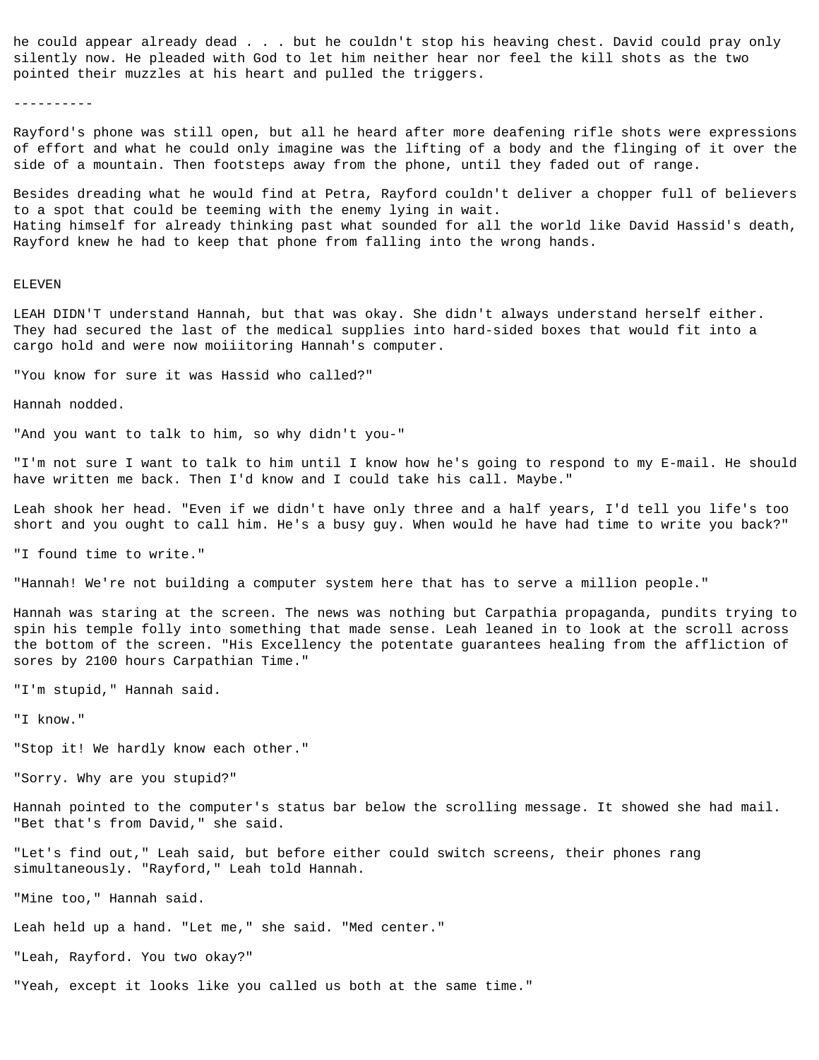he could appear already dead . . . but he couldn't stop his heaving chest. David could pray only silently now. He pleaded with God to let him neither hear nor feel the kill shots as the two pointed their muzzles at his heart and pulled the triggers.

----------

Rayford's phone was still open, but all he heard after more deafening rifle shots were expressions of effort and what he could only imagine was the lifting of a body and the flinging of it over the side of a mountain. Then footsteps away from the phone, until they faded out of range.

Besides dreading what he would find at Petra, Rayford couldn't deliver a chopper full of believers to a spot that could be teeming with the enemy lying in wait.
Hating himself for already thinking past what sounded for all the world like David Hassid's death, Rayford knew he had to keep that phone from falling into the wrong hands.

## ELEVEN

LEAH DIDN'T understand Hannah, but that was okay. She didn't always understand herself either. They had secured the last of the medical supplies into hard-sided boxes that would fit into a cargo hold and were now moiiitoring Hannah's computer.

"You know for sure it was Hassid who called?"

Hannah nodded.

"And you want to talk to him, so why didn't you-"

"I'm not sure I want to talk to him until I know how he's going to respond to my E-mail. He should have written me back. Then I'd know and I could take his call. Maybe."

Leah shook her head. "Even if we didn't have only three and a half years, I'd tell you life's too short and you ought to call him. He's a busy guy. When would he have had time to write you back?"

"I found time to write."

"Hannah! We're not building a computer system here that has to serve a million people."

Hannah was staring at the screen. The news was nothing but Carpathia propaganda, pundits trying to spin his temple folly into something that made sense. Leah leaned in to look at the scroll across the bottom of the screen. "His Excellency the potentate guarantees healing from the affliction of sores by 2100 hours Carpathian Time."

"I'm stupid," Hannah said.

"I know."

"Stop it! We hardly know each other."

"Sorry. Why are you stupid?"

Hannah pointed to the computer's status bar below the scrolling message. It showed she had mail. "Bet that's from David," she said.

"Let's find out," Leah said, but before either could switch screens, their phones rang simultaneously. "Rayford," Leah told Hannah.

"Mine too," Hannah said.

Leah held up a hand. "Let me," she said. "Med center."

"Leah, Rayford. You two okay?"

"Yeah, except it looks like you called us both at the same time."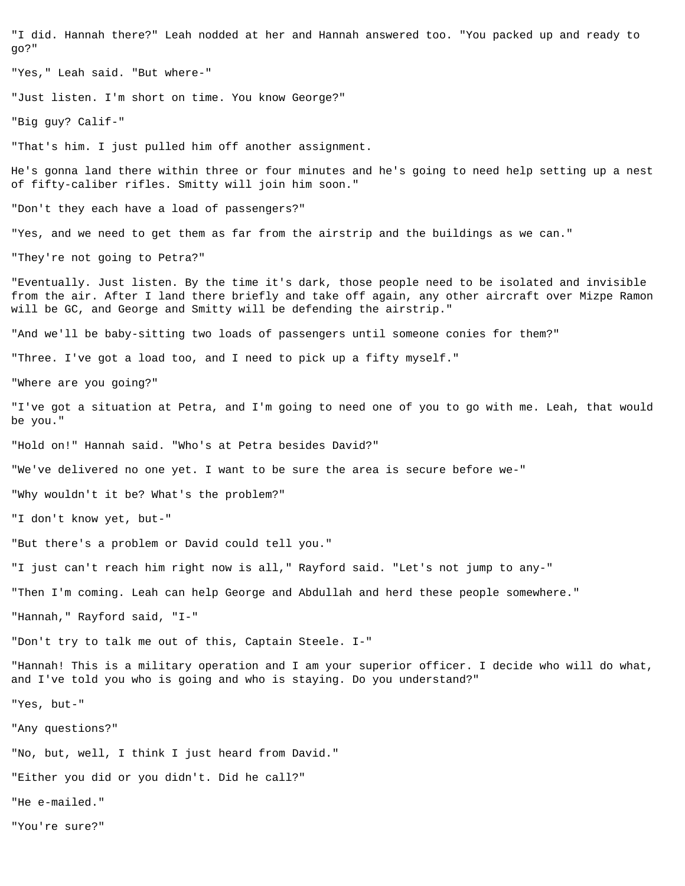"I did. Hannah there?" Leah nodded at her and Hannah answered too. "You packed up and ready to go?"

"Yes," Leah said. "But where-"

"Just listen. I'm short on time. You know George?"

"Big guy? Calif-"

"That's him. I just pulled him off another assignment.

He's gonna land there within three or four minutes and he's going to need help setting up a nest of fifty-caliber rifles. Smitty will join him soon."

"Don't they each have a load of passengers?"

"Yes, and we need to get them as far from the airstrip and the buildings as we can."

"They're not going to Petra?"

"Eventually. Just listen. By the time it's dark, those people need to be isolated and invisible from the air. After I land there briefly and take off again, any other aircraft over Mizpe Ramon will be GC, and George and Smitty will be defending the airstrip."

"And we'll be baby-sitting two loads of passengers until someone conies for them?"

"Three. I've got a load too, and I need to pick up a fifty myself."

"Where are you going?"

"I've got a situation at Petra, and I'm going to need one of you to go with me. Leah, that would be you."

"Hold on!" Hannah said. "Who's at Petra besides David?"

"We've delivered no one yet. I want to be sure the area is secure before we-"

"Why wouldn't it be? What's the problem?"

"I don't know yet, but-"

"But there's a problem or David could tell you."

"I just can't reach him right now is all," Rayford said. "Let's not jump to any-"

"Then I'm coming. Leah can help George and Abdullah and herd these people somewhere."

"Hannah," Rayford said, "I-"

"Don't try to talk me out of this, Captain Steele. I-"

"Hannah! This is a military operation and I am your superior officer. I decide who will do what, and I've told you who is going and who is staying. Do you understand?"

"Yes, but-"

"Any questions?"

"No, but, well, I think I just heard from David."

"Either you did or you didn't. Did he call?"

"He e-mailed."

"You're sure?"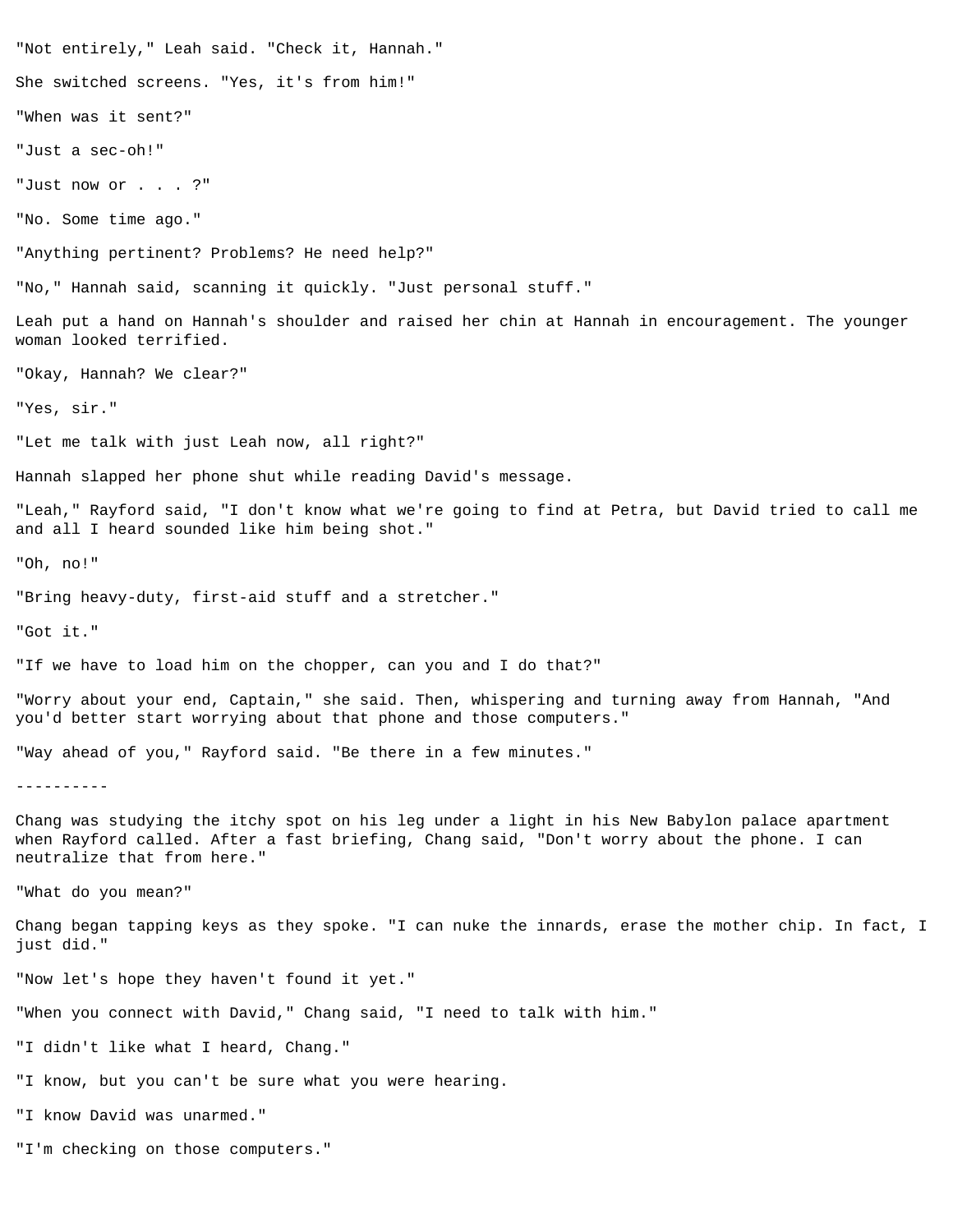"Not entirely," Leah said. "Check it, Hannah."

She switched screens. "Yes, it's from him!"

"When was it sent?"

"Just a sec-oh!"

"Just now or . . . ?"

"No. Some time ago."

"Anything pertinent? Problems? He need help?"

"No," Hannah said, scanning it quickly. "Just personal stuff."

Leah put a hand on Hannah's shoulder and raised her chin at Hannah in encouragement. The younger woman looked terrified.

"Okay, Hannah? We clear?"

"Yes, sir."

"Let me talk with just Leah now, all right?"

Hannah slapped her phone shut while reading David's message.

"Leah," Rayford said, "I don't know what we're going to find at Petra, but David tried to call me and all I heard sounded like him being shot."

"Oh, no!"

"Bring heavy-duty, first-aid stuff and a stretcher."

"Got it."

"If we have to load him on the chopper, can you and I do that?"

"Worry about your end, Captain," she said. Then, whispering and turning away from Hannah, "And you'd better start worrying about that phone and those computers."

"Way ahead of you," Rayford said. "Be there in a few minutes."

----------

Chang was studying the itchy spot on his leg under a light in his New Babylon palace apartment when Rayford called. After a fast briefing, Chang said, "Don't worry about the phone. I can neutralize that from here."

"What do you mean?"

Chang began tapping keys as they spoke. "I can nuke the innards, erase the mother chip. In fact, I just did."

"Now let's hope they haven't found it yet."

"When you connect with David," Chang said, "I need to talk with him."

"I didn't like what I heard, Chang."

"I know, but you can't be sure what you were hearing.

"I know David was unarmed."

"I'm checking on those computers."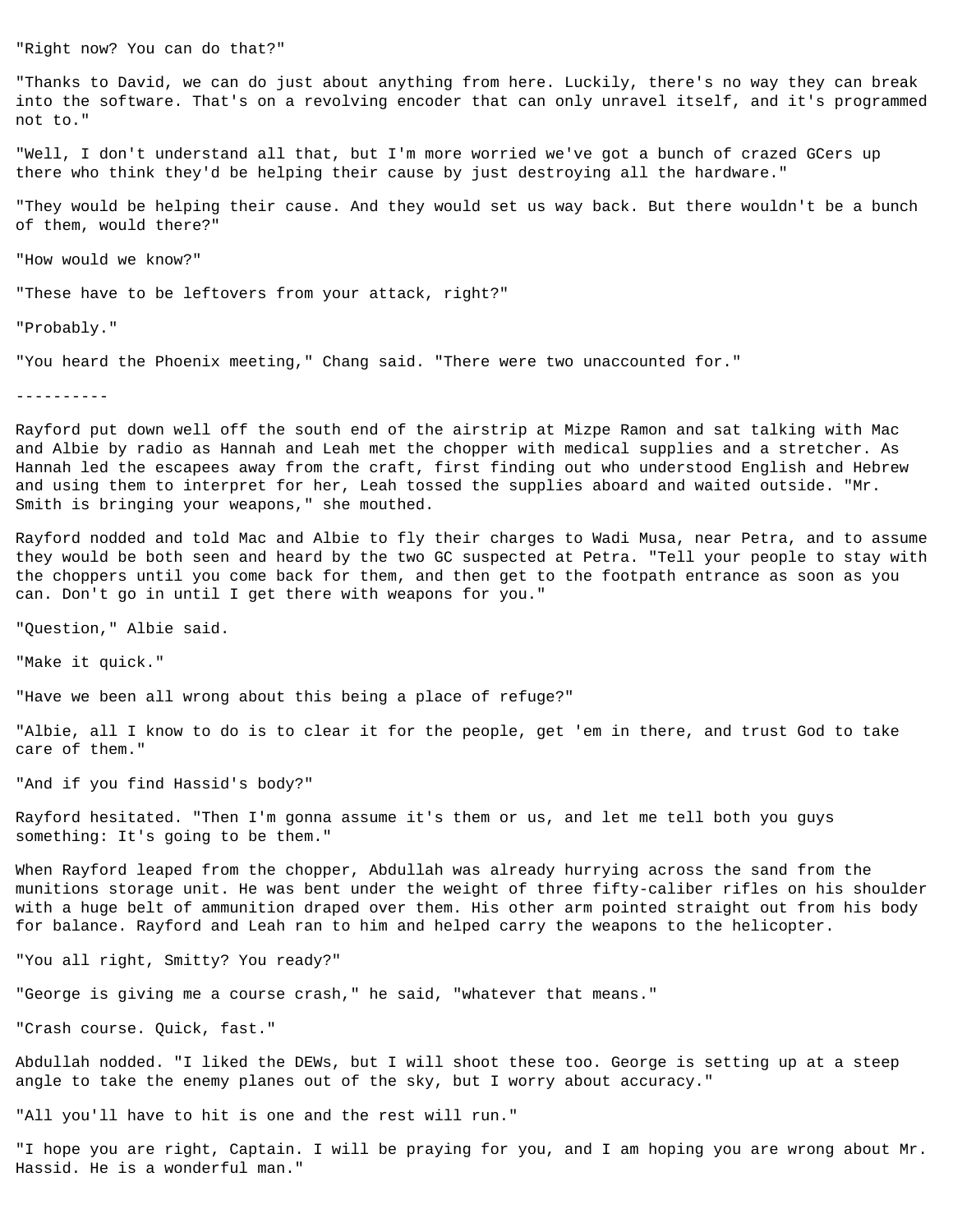"Right now? You can do that?"

"Thanks to David, we can do just about anything from here. Luckily, there's no way they can break into the software. That's on a revolving encoder that can only unravel itself, and it's programmed not to."

"Well, I don't understand all that, but I'm more worried we've got a bunch of crazed GCers up there who think they'd be helping their cause by just destroying all the hardware."

"They would be helping their cause. And they would set us way back. But there wouldn't be a bunch of them, would there?"

"How would we know?"

"These have to be leftovers from your attack, right?"

"Probably."

"You heard the Phoenix meeting," Chang said. "There were two unaccounted for."

----------

Rayford put down well off the south end of the airstrip at Mizpe Ramon and sat talking with Mac and Albie by radio as Hannah and Leah met the chopper with medical supplies and a stretcher. As Hannah led the escapees away from the craft, first finding out who understood English and Hebrew and using them to interpret for her, Leah tossed the supplies aboard and waited outside. "Mr. Smith is bringing your weapons," she mouthed.

Rayford nodded and told Mac and Albie to fly their charges to Wadi Musa, near Petra, and to assume they would be both seen and heard by the two GC suspected at Petra. "Tell your people to stay with the choppers until you come back for them, and then get to the footpath entrance as soon as you can. Don't go in until I get there with weapons for you."

"Question," Albie said.

"Make it quick."

"Have we been all wrong about this being a place of refuge?"

"Albie, all I know to do is to clear it for the people, get 'em in there, and trust God to take care of them."

"And if you find Hassid's body?"

Rayford hesitated. "Then I'm gonna assume it's them or us, and let me tell both you guys something: It's going to be them."

When Rayford leaped from the chopper, Abdullah was already hurrying across the sand from the munitions storage unit. He was bent under the weight of three fifty-caliber rifles on his shoulder with a huge belt of ammunition draped over them. His other arm pointed straight out from his body for balance. Rayford and Leah ran to him and helped carry the weapons to the helicopter.

"You all right, Smitty? You ready?"

"George is giving me a course crash," he said, "whatever that means."

"Crash course. Quick, fast."

Abdullah nodded. "I liked the DEWs, but I will shoot these too. George is setting up at a steep angle to take the enemy planes out of the sky, but I worry about accuracy."

"All you'll have to hit is one and the rest will run."

"I hope you are right, Captain. I will be praying for you, and I am hoping you are wrong about Mr. Hassid. He is a wonderful man."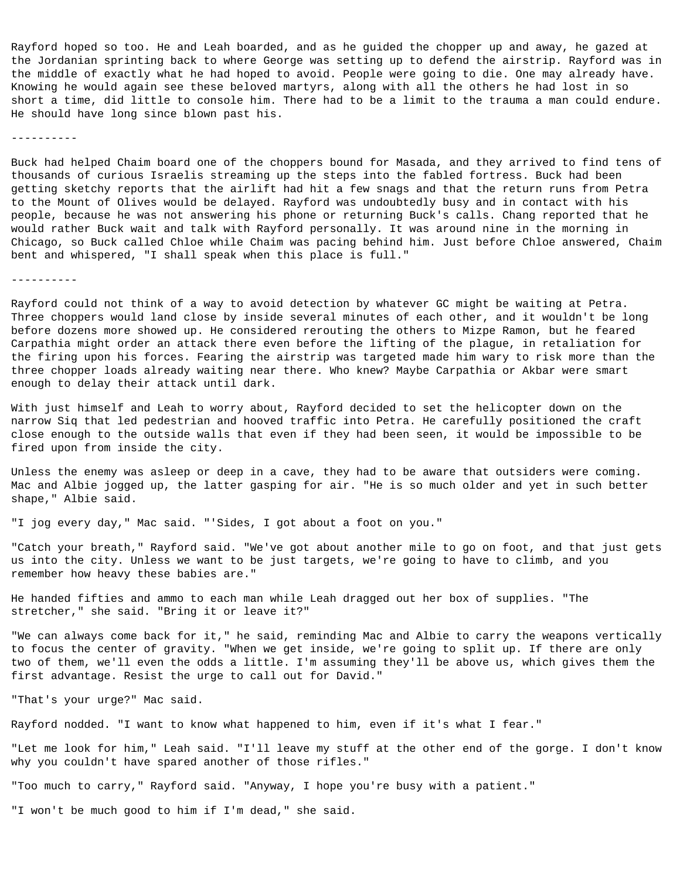Rayford hoped so too. He and Leah boarded, and as he guided the chopper up and away, he gazed at the Jordanian sprinting back to where George was setting up to defend the airstrip. Rayford was in the middle of exactly what he had hoped to avoid. People were going to die. One may already have. Knowing he would again see these beloved martyrs, along with all the others he had lost in so short a time, did little to console him. There had to be a limit to the trauma a man could endure. He should have long since blown past his.

----------

Buck had helped Chaim board one of the choppers bound for Masada, and they arrived to find tens of thousands of curious Israelis streaming up the steps into the fabled fortress. Buck had been getting sketchy reports that the airlift had hit a few snags and that the return runs from Petra to the Mount of Olives would be delayed. Rayford was undoubtedly busy and in contact with his people, because he was not answering his phone or returning Buck's calls. Chang reported that he would rather Buck wait and talk with Rayford personally. It was around nine in the morning in Chicago, so Buck called Chloe while Chaim was pacing behind him. Just before Chloe answered, Chaim bent and whispered, "I shall speak when this place is full."

----------

Rayford could not think of a way to avoid detection by whatever GC might be waiting at Petra. Three choppers would land close by inside several minutes of each other, and it wouldn't be long before dozens more showed up. He considered rerouting the others to Mizpe Ramon, but he feared Carpathia might order an attack there even before the lifting of the plague, in retaliation for the firing upon his forces. Fearing the airstrip was targeted made him wary to risk more than the three chopper loads already waiting near there. Who knew? Maybe Carpathia or Akbar were smart enough to delay their attack until dark.

With just himself and Leah to worry about, Rayford decided to set the helicopter down on the narrow Siq that led pedestrian and hooved traffic into Petra. He carefully positioned the craft close enough to the outside walls that even if they had been seen, it would be impossible to be fired upon from inside the city.

Unless the enemy was asleep or deep in a cave, they had to be aware that outsiders were coming. Mac and Albie jogged up, the latter gasping for air. "He is so much older and yet in such better shape," Albie said.

"I jog every day," Mac said. "'Sides, I got about a foot on you."

"Catch your breath," Rayford said. "We've got about another mile to go on foot, and that just gets us into the city. Unless we want to be just targets, we're going to have to climb, and you remember how heavy these babies are."

He handed fifties and ammo to each man while Leah dragged out her box of supplies. "The stretcher," she said. "Bring it or leave it?"

"We can always come back for it," he said, reminding Mac and Albie to carry the weapons vertically to focus the center of gravity. "When we get inside, we're going to split up. If there are only two of them, we'll even the odds a little. I'm assuming they'll be above us, which gives them the first advantage. Resist the urge to call out for David."

"That's your urge?" Mac said.

Rayford nodded. "I want to know what happened to him, even if it's what I fear."

"Let me look for him," Leah said. "I'll leave my stuff at the other end of the gorge. I don't know why you couldn't have spared another of those rifles."

"Too much to carry," Rayford said. "Anyway, I hope you're busy with a patient."

"I won't be much good to him if I'm dead," she said.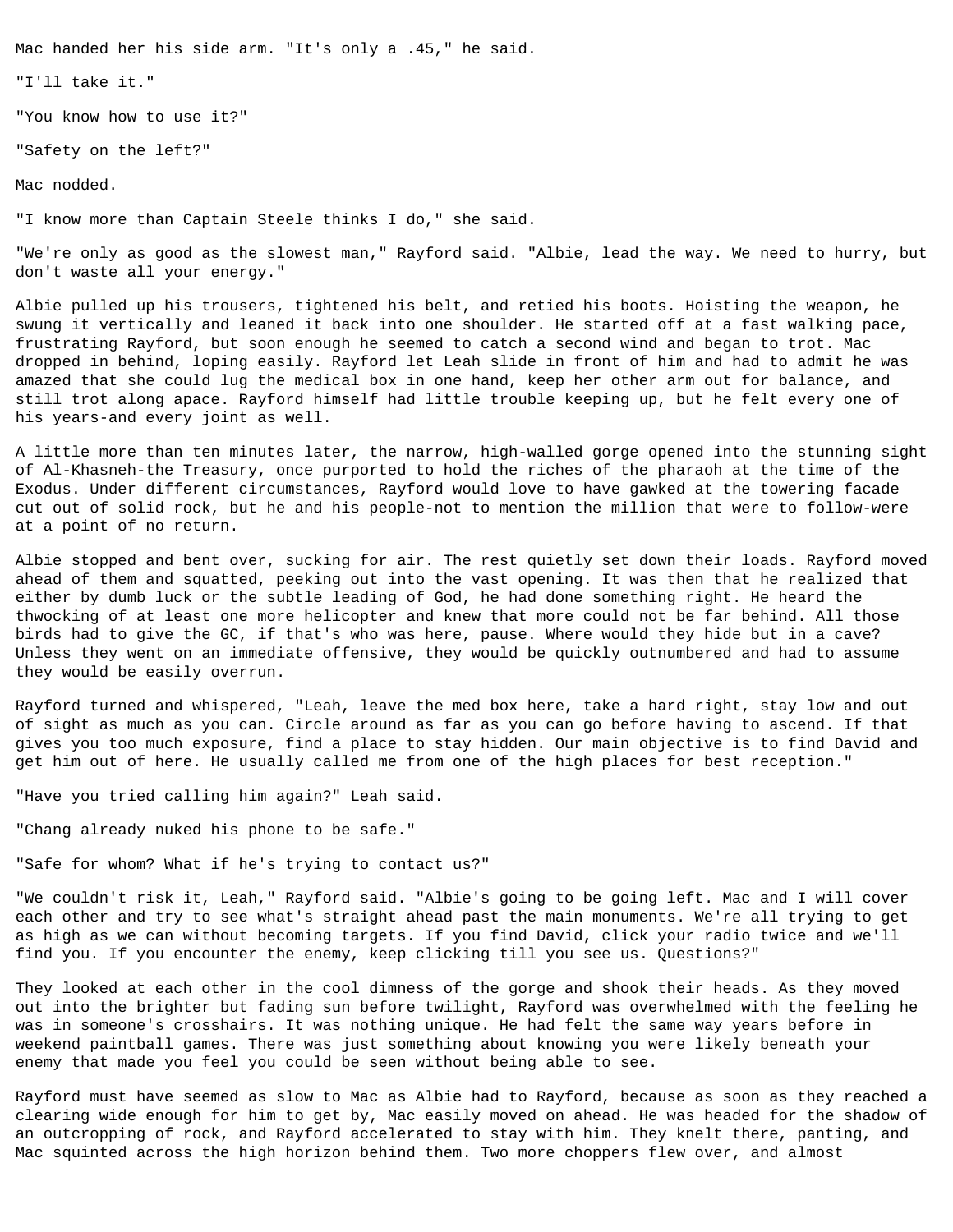Mac handed her his side arm. "It's only a .45," he said.

"I'll take it."

"You know how to use it?"

"Safety on the left?"

Mac nodded.

"I know more than Captain Steele thinks I do," she said.

"We're only as good as the slowest man," Rayford said. "Albie, lead the way. We need to hurry, but don't waste all your energy."

Albie pulled up his trousers, tightened his belt, and retied his boots. Hoisting the weapon, he swung it vertically and leaned it back into one shoulder. He started off at a fast walking pace, frustrating Rayford, but soon enough he seemed to catch a second wind and began to trot. Mac dropped in behind, loping easily. Rayford let Leah slide in front of him and had to admit he was amazed that she could lug the medical box in one hand, keep her other arm out for balance, and still trot along apace. Rayford himself had little trouble keeping up, but he felt every one of his years-and every joint as well.

A little more than ten minutes later, the narrow, high-walled gorge opened into the stunning sight of Al-Khasneh-the Treasury, once purported to hold the riches of the pharaoh at the time of the Exodus. Under different circumstances, Rayford would love to have gawked at the towering facade cut out of solid rock, but he and his people-not to mention the million that were to follow-were at a point of no return.

Albie stopped and bent over, sucking for air. The rest quietly set down their loads. Rayford moved ahead of them and squatted, peeking out into the vast opening. It was then that he realized that either by dumb luck or the subtle leading of God, he had done something right. He heard the thwocking of at least one more helicopter and knew that more could not be far behind. All those birds had to give the GC, if that's who was here, pause. Where would they hide but in a cave? Unless they went on an immediate offensive, they would be quickly outnumbered and had to assume they would be easily overrun.

Rayford turned and whispered, "Leah, leave the med box here, take a hard right, stay low and out of sight as much as you can. Circle around as far as you can go before having to ascend. If that gives you too much exposure, find a place to stay hidden. Our main objective is to find David and get him out of here. He usually called me from one of the high places for best reception."

"Have you tried calling him again?" Leah said.

"Chang already nuked his phone to be safe."

"Safe for whom? What if he's trying to contact us?"

"We couldn't risk it, Leah," Rayford said. "Albie's going to be going left. Mac and I will cover each other and try to see what's straight ahead past the main monuments. We're all trying to get as high as we can without becoming targets. If you find David, click your radio twice and we'll find you. If you encounter the enemy, keep clicking till you see us. Questions?"

They looked at each other in the cool dimness of the gorge and shook their heads. As they moved out into the brighter but fading sun before twilight, Rayford was overwhelmed with the feeling he was in someone's crosshairs. It was nothing unique. He had felt the same way years before in weekend paintball games. There was just something about knowing you were likely beneath your enemy that made you feel you could be seen without being able to see.

Rayford must have seemed as slow to Mac as Albie had to Rayford, because as soon as they reached a clearing wide enough for him to get by, Mac easily moved on ahead. He was headed for the shadow of an outcropping of rock, and Rayford accelerated to stay with him. They knelt there, panting, and Mac squinted across the high horizon behind them. Two more choppers flew over, and almost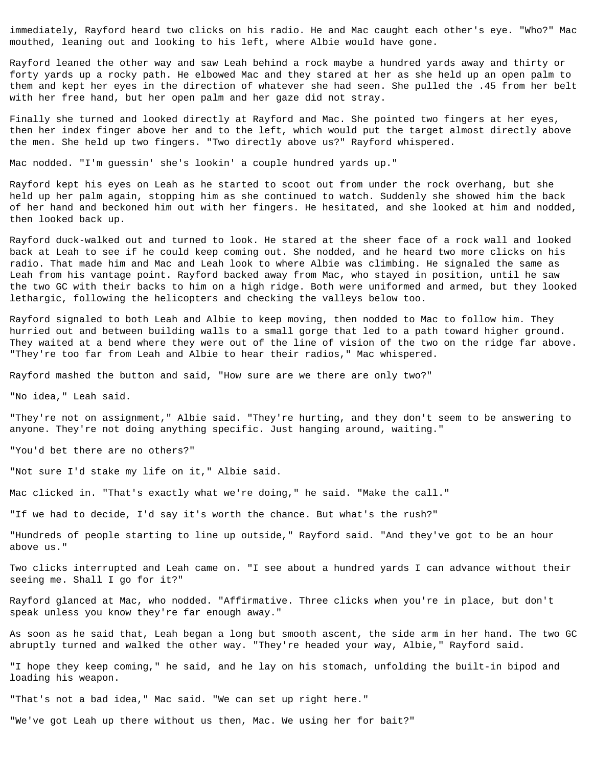immediately, Rayford heard two clicks on his radio. He and Mac caught each other's eye. "Who?" Mac mouthed, leaning out and looking to his left, where Albie would have gone.

Rayford leaned the other way and saw Leah behind a rock maybe a hundred yards away and thirty or forty yards up a rocky path. He elbowed Mac and they stared at her as she held up an open palm to them and kept her eyes in the direction of whatever she had seen. She pulled the .45 from her belt with her free hand, but her open palm and her gaze did not stray.

Finally she turned and looked directly at Rayford and Mac. She pointed two fingers at her eyes, then her index finger above her and to the left, which would put the target almost directly above the men. She held up two fingers. "Two directly above us?" Rayford whispered.

Mac nodded. "I'm guessin' she's lookin' a couple hundred yards up."

Rayford kept his eyes on Leah as he started to scoot out from under the rock overhang, but she held up her palm again, stopping him as she continued to watch. Suddenly she showed him the back of her hand and beckoned him out with her fingers. He hesitated, and she looked at him and nodded, then looked back up.

Rayford duck-walked out and turned to look. He stared at the sheer face of a rock wall and looked back at Leah to see if he could keep coming out. She nodded, and he heard two more clicks on his radio. That made him and Mac and Leah look to where Albie was climbing. He signaled the same as Leah from his vantage point. Rayford backed away from Mac, who stayed in position, until he saw the two GC with their backs to him on a high ridge. Both were uniformed and armed, but they looked lethargic, following the helicopters and checking the valleys below too.

Rayford signaled to both Leah and Albie to keep moving, then nodded to Mac to follow him. They hurried out and between building walls to a small gorge that led to a path toward higher ground. They waited at a bend where they were out of the line of vision of the two on the ridge far above. "They're too far from Leah and Albie to hear their radios," Mac whispered.

Rayford mashed the button and said, "How sure are we there are only two?"

"No idea," Leah said.

"They're not on assignment," Albie said. "They're hurting, and they don't seem to be answering to anyone. They're not doing anything specific. Just hanging around, waiting."

"You'd bet there are no others?"

"Not sure I'd stake my life on it," Albie said.

Mac clicked in. "That's exactly what we're doing," he said. "Make the call."

"If we had to decide, I'd say it's worth the chance. But what's the rush?"

"Hundreds of people starting to line up outside," Rayford said. "And they've got to be an hour above us."

Two clicks interrupted and Leah came on. "I see about a hundred yards I can advance without their seeing me. Shall I go for it?"

Rayford glanced at Mac, who nodded. "Affirmative. Three clicks when you're in place, but don't speak unless you know they're far enough away."

As soon as he said that, Leah began a long but smooth ascent, the side arm in her hand. The two GC abruptly turned and walked the other way. "They're headed your way, Albie," Rayford said.

"I hope they keep coming," he said, and he lay on his stomach, unfolding the built-in bipod and loading his weapon.

"That's not a bad idea," Mac said. "We can set up right here."

"We've got Leah up there without us then, Mac. We using her for bait?"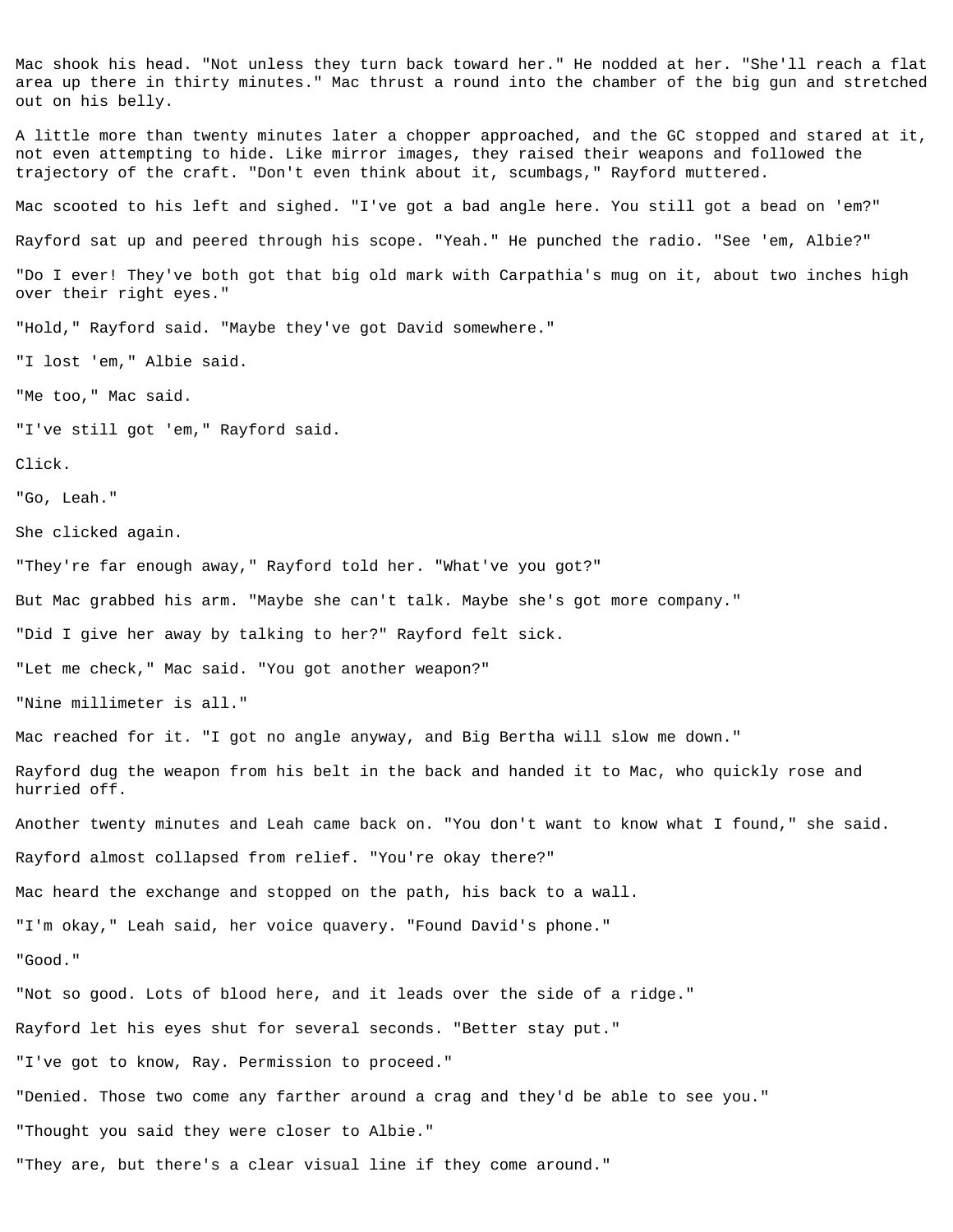Mac shook his head. "Not unless they turn back toward her." He nodded at her. "She'll reach a flat area up there in thirty minutes." Mac thrust a round into the chamber of the big gun and stretched out on his belly.

A little more than twenty minutes later a chopper approached, and the GC stopped and stared at it, not even attempting to hide. Like mirror images, they raised their weapons and followed the trajectory of the craft. "Don't even think about it, scumbags," Rayford muttered.

Mac scooted to his left and sighed. "I've got a bad angle here. You still got a bead on 'em?"

Rayford sat up and peered through his scope. "Yeah." He punched the radio. "See 'em, Albie?"

"Do I ever! They've both got that big old mark with Carpathia's mug on it, about two inches high over their right eyes."

"Hold," Rayford said. "Maybe they've got David somewhere."

"I lost 'em," Albie said.

"Me too," Mac said.

"I've still got 'em," Rayford said.

Click.

"Go, Leah."

She clicked again.

"They're far enough away," Rayford told her. "What've you got?"

But Mac grabbed his arm. "Maybe she can't talk. Maybe she's got more company."

"Did I give her away by talking to her?" Rayford felt sick.

"Let me check," Mac said. "You got another weapon?"

"Nine millimeter is all."

Mac reached for it. "I got no angle anyway, and Big Bertha will slow me down."

Rayford dug the weapon from his belt in the back and handed it to Mac, who quickly rose and hurried off.

Another twenty minutes and Leah came back on. "You don't want to know what I found," she said.

Rayford almost collapsed from relief. "You're okay there?"

Mac heard the exchange and stopped on the path, his back to a wall.

"I'm okay," Leah said, her voice quavery. "Found David's phone."

"Good."

"Not so good. Lots of blood here, and it leads over the side of a ridge."

Rayford let his eyes shut for several seconds. "Better stay put."

"I've got to know, Ray. Permission to proceed."

"Denied. Those two come any farther around a crag and they'd be able to see you."

"Thought you said they were closer to Albie."

"They are, but there's a clear visual line if they come around."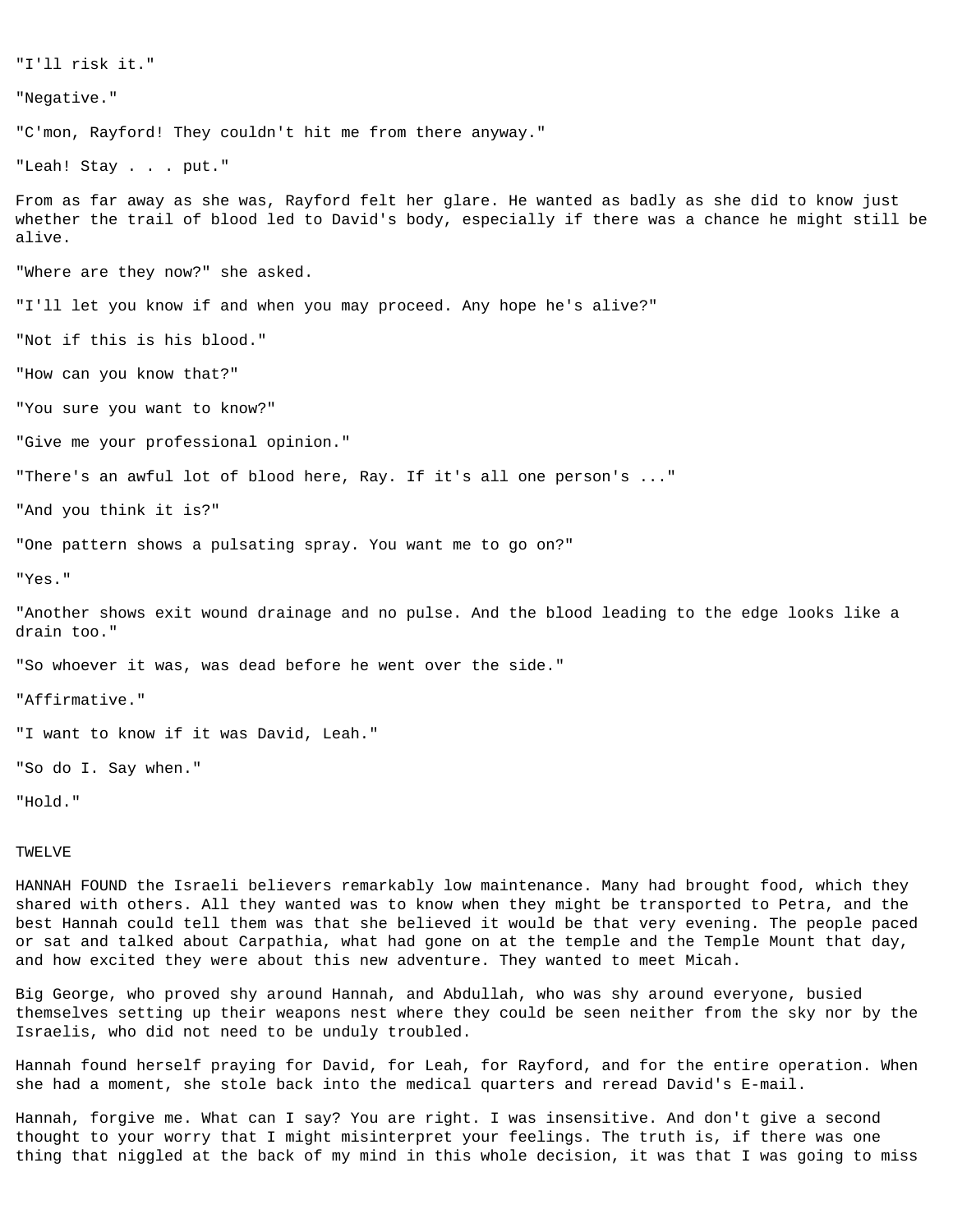"I'll risk it."

"Negative."

"C'mon, Rayford! They couldn't hit me from there anyway."

"Leah! Stay . . . put."

From as far away as she was, Rayford felt her glare. He wanted as badly as she did to know just whether the trail of blood led to David's body, especially if there was a chance he might still be alive.

"Where are they now?" she asked.

"I'll let you know if and when you may proceed. Any hope he's alive?"

"Not if this is his blood."

"How can you know that?"

"You sure you want to know?"

"Give me your professional opinion."

"There's an awful lot of blood here, Ray. If it's all one person's ..."

"And you think it is?"

"One pattern shows a pulsating spray. You want me to go on?"

"Yes."

"Another shows exit wound drainage and no pulse. And the blood leading to the edge looks like a drain too."

"So whoever it was, was dead before he went over the side."

"Affirmative."

"I want to know if it was David, Leah."

"So do I. Say when."

"Hold."

## TWELVE

HANNAH FOUND the Israeli believers remarkably low maintenance. Many had brought food, which they shared with others. All they wanted was to know when they might be transported to Petra, and the best Hannah could tell them was that she believed it would be that very evening. The people paced or sat and talked about Carpathia, what had gone on at the temple and the Temple Mount that day, and how excited they were about this new adventure. They wanted to meet Micah.

Big George, who proved shy around Hannah, and Abdullah, who was shy around everyone, busied themselves setting up their weapons nest where they could be seen neither from the sky nor by the Israelis, who did not need to be unduly troubled.

Hannah found herself praying for David, for Leah, for Rayford, and for the entire operation. When she had a moment, she stole back into the medical quarters and reread David's E-mail.

Hannah, forgive me. What can I say? You are right. I was insensitive. And don't give a second thought to your worry that I might misinterpret your feelings. The truth is, if there was one thing that niggled at the back of my mind in this whole decision, it was that I was going to miss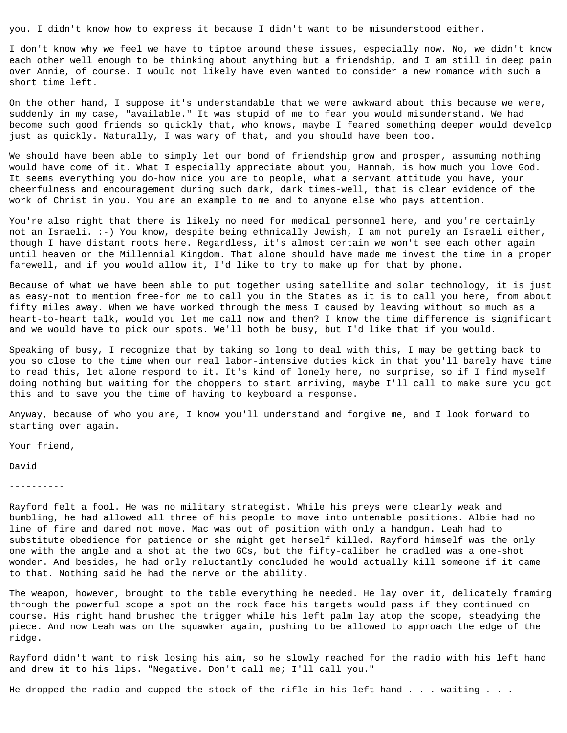you. I didn't know how to express it because I didn't want to be misunderstood either.

I don't know why we feel we have to tiptoe around these issues, especially now. No, we didn't know each other well enough to be thinking about anything but a friendship, and I am still in deep pain over Annie, of course. I would not likely have even wanted to consider a new romance with such a short time left.

On the other hand, I suppose it's understandable that we were awkward about this because we were, suddenly in my case, "available." It was stupid of me to fear you would misunderstand. We had become such good friends so quickly that, who knows, maybe I feared something deeper would develop just as quickly. Naturally, I was wary of that, and you should have been too.

We should have been able to simply let our bond of friendship grow and prosper, assuming nothing would have come of it. What I especially appreciate about you, Hannah, is how much you love God. It seems everything you do-how nice you are to people, what a servant attitude you have, your cheerfulness and encouragement during such dark, dark times-well, that is clear evidence of the work of Christ in you. You are an example to me and to anyone else who pays attention.

You're also right that there is likely no need for medical personnel here, and you're certainly not an Israeli. :-) You know, despite being ethnically Jewish, I am not purely an Israeli either, though I have distant roots here. Regardless, it's almost certain we won't see each other again until heaven or the Millennial Kingdom. That alone should have made me invest the time in a proper farewell, and if you would allow it, I'd like to try to make up for that by phone.

Because of what we have been able to put together using satellite and solar technology, it is just as easy-not to mention free-for me to call you in the States as it is to call you here, from about fifty miles away. When we have worked through the mess I caused by leaving without so much as a heart-to-heart talk, would you let me call now and then? I know the time difference is significant and we would have to pick our spots. We'll both be busy, but I'd like that if you would.

Speaking of busy, I recognize that by taking so long to deal with this, I may be getting back to you so close to the time when our real labor-intensive duties kick in that you'll barely have time to read this, let alone respond to it. It's kind of lonely here, no surprise, so if I find myself doing nothing but waiting for the choppers to start arriving, maybe I'll call to make sure you got this and to save you the time of having to keyboard a response.

Anyway, because of who you are, I know you'll understand and forgive me, and I look forward to starting over again.

Your friend,

David

----------

Rayford felt a fool. He was no military strategist. While his preys were clearly weak and bumbling, he had allowed all three of his people to move into untenable positions. Albie had no line of fire and dared not move. Mac was out of position with only a handgun. Leah had to substitute obedience for patience or she might get herself killed. Rayford himself was the only one with the angle and a shot at the two GCs, but the fifty-caliber he cradled was a one-shot wonder. And besides, he had only reluctantly concluded he would actually kill someone if it came to that. Nothing said he had the nerve or the ability.

The weapon, however, brought to the table everything he needed. He lay over it, delicately framing through the powerful scope a spot on the rock face his targets would pass if they continued on course. His right hand brushed the trigger while his left palm lay atop the scope, steadying the piece. And now Leah was on the squawker again, pushing to be allowed to approach the edge of the ridge.

Rayford didn't want to risk losing his aim, so he slowly reached for the radio with his left hand and drew it to his lips. "Negative. Don't call me; I'll call you."

He dropped the radio and cupped the stock of the rifle in his left hand . . . waiting . . .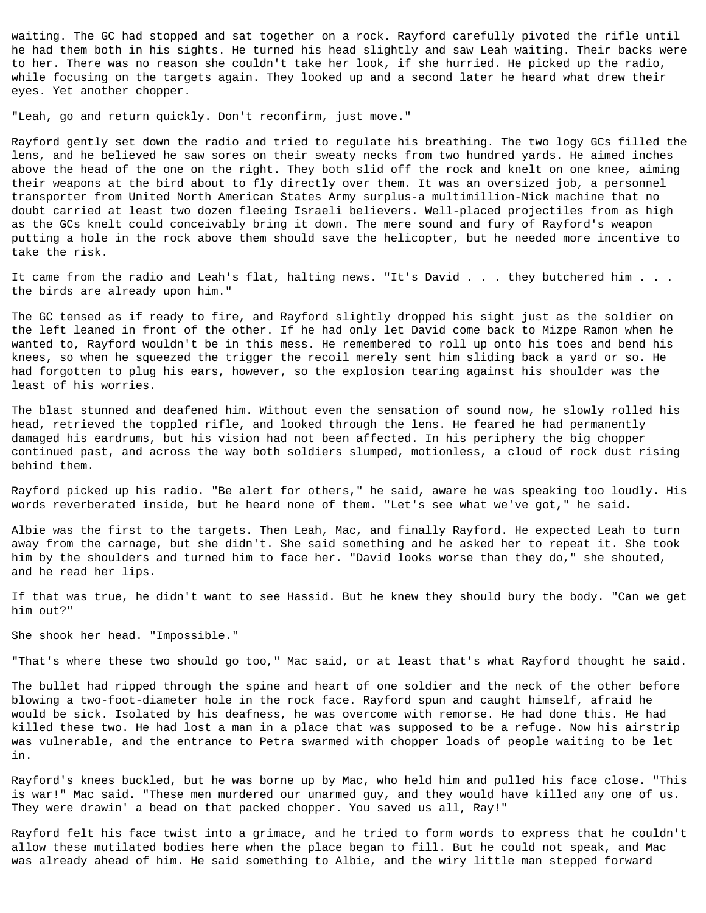waiting. The GC had stopped and sat together on a rock. Rayford carefully pivoted the rifle until he had them both in his sights. He turned his head slightly and saw Leah waiting. Their backs were to her. There was no reason she couldn't take her look, if she hurried. He picked up the radio, while focusing on the targets again. They looked up and a second later he heard what drew their eyes. Yet another chopper.

"Leah, go and return quickly. Don't reconfirm, just move."

Rayford gently set down the radio and tried to regulate his breathing. The two logy GCs filled the lens, and he believed he saw sores on their sweaty necks from two hundred yards. He aimed inches above the head of the one on the right. They both slid off the rock and knelt on one knee, aiming their weapons at the bird about to fly directly over them. It was an oversized job, a personnel transporter from United North American States Army surplus-a multimillion-Nick machine that no doubt carried at least two dozen fleeing Israeli believers. Well-placed projectiles from as high as the GCs knelt could conceivably bring it down. The mere sound and fury of Rayford's weapon putting a hole in the rock above them should save the helicopter, but he needed more incentive to take the risk.

It came from the radio and Leah's flat, halting news. "It's David . . . they butchered him . . . the birds are already upon him."

The GC tensed as if ready to fire, and Rayford slightly dropped his sight just as the soldier on the left leaned in front of the other. If he had only let David come back to Mizpe Ramon when he wanted to, Rayford wouldn't be in this mess. He remembered to roll up onto his toes and bend his knees, so when he squeezed the trigger the recoil merely sent him sliding back a yard or so. He had forgotten to plug his ears, however, so the explosion tearing against his shoulder was the least of his worries.

The blast stunned and deafened him. Without even the sensation of sound now, he slowly rolled his head, retrieved the toppled rifle, and looked through the lens. He feared he had permanently damaged his eardrums, but his vision had not been affected. In his periphery the big chopper continued past, and across the way both soldiers slumped, motionless, a cloud of rock dust rising behind them.

Rayford picked up his radio. "Be alert for others," he said, aware he was speaking too loudly. His words reverberated inside, but he heard none of them. "Let's see what we've got," he said.

Albie was the first to the targets. Then Leah, Mac, and finally Rayford. He expected Leah to turn away from the carnage, but she didn't. She said something and he asked her to repeat it. She took him by the shoulders and turned him to face her. "David looks worse than they do," she shouted, and he read her lips.

If that was true, he didn't want to see Hassid. But he knew they should bury the body. "Can we get him out?"

She shook her head. "Impossible."

"That's where these two should go too," Mac said, or at least that's what Rayford thought he said.

The bullet had ripped through the spine and heart of one soldier and the neck of the other before blowing a two-foot-diameter hole in the rock face. Rayford spun and caught himself, afraid he would be sick. Isolated by his deafness, he was overcome with remorse. He had done this. He had killed these two. He had lost a man in a place that was supposed to be a refuge. Now his airstrip was vulnerable, and the entrance to Petra swarmed with chopper loads of people waiting to be let in.

Rayford's knees buckled, but he was borne up by Mac, who held him and pulled his face close. "This is war!" Mac said. "These men murdered our unarmed guy, and they would have killed any one of us. They were drawin' a bead on that packed chopper. You saved us all, Ray!"

Rayford felt his face twist into a grimace, and he tried to form words to express that he couldn't allow these mutilated bodies here when the place began to fill. But he could not speak, and Mac was already ahead of him. He said something to Albie, and the wiry little man stepped forward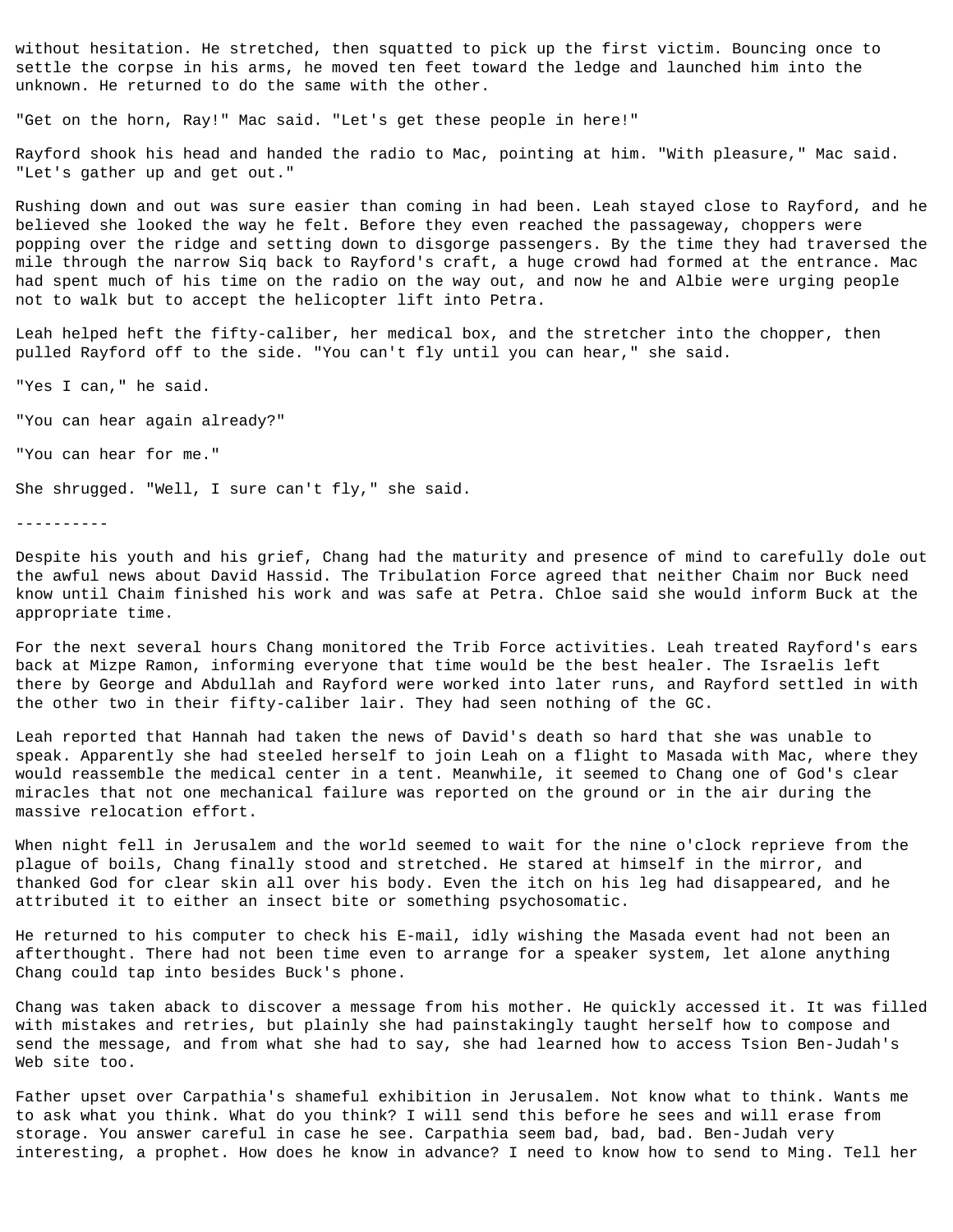without hesitation. He stretched, then squatted to pick up the first victim. Bouncing once to settle the corpse in his arms, he moved ten feet toward the ledge and launched him into the unknown. He returned to do the same with the other.

"Get on the horn, Ray!" Mac said. "Let's get these people in here!"

Rayford shook his head and handed the radio to Mac, pointing at him. "With pleasure," Mac said. "Let's gather up and get out."

Rushing down and out was sure easier than coming in had been. Leah stayed close to Rayford, and he believed she looked the way he felt. Before they even reached the passageway, choppers were popping over the ridge and setting down to disgorge passengers. By the time they had traversed the mile through the narrow Siq back to Rayford's craft, a huge crowd had formed at the entrance. Mac had spent much of his time on the radio on the way out, and now he and Albie were urging people not to walk but to accept the helicopter lift into Petra.

Leah helped heft the fifty-caliber, her medical box, and the stretcher into the chopper, then pulled Rayford off to the side. "You can't fly until you can hear," she said.

"Yes I can," he said.

"You can hear again already?"

"You can hear for me."

She shrugged. "Well, I sure can't fly," she said.

----------

Despite his youth and his grief, Chang had the maturity and presence of mind to carefully dole out the awful news about David Hassid. The Tribulation Force agreed that neither Chaim nor Buck need know until Chaim finished his work and was safe at Petra. Chloe said she would inform Buck at the appropriate time.

For the next several hours Chang monitored the Trib Force activities. Leah treated Rayford's ears back at Mizpe Ramon, informing everyone that time would be the best healer. The Israelis left there by George and Abdullah and Rayford were worked into later runs, and Rayford settled in with the other two in their fifty-caliber lair. They had seen nothing of the GC.

Leah reported that Hannah had taken the news of David's death so hard that she was unable to speak. Apparently she had steeled herself to join Leah on a flight to Masada with Mac, where they would reassemble the medical center in a tent. Meanwhile, it seemed to Chang one of God's clear miracles that not one mechanical failure was reported on the ground or in the air during the massive relocation effort.

When night fell in Jerusalem and the world seemed to wait for the nine o'clock reprieve from the plague of boils, Chang finally stood and stretched. He stared at himself in the mirror, and thanked God for clear skin all over his body. Even the itch on his leg had disappeared, and he attributed it to either an insect bite or something psychosomatic.

He returned to his computer to check his E-mail, idly wishing the Masada event had not been an afterthought. There had not been time even to arrange for a speaker system, let alone anything Chang could tap into besides Buck's phone.

Chang was taken aback to discover a message from his mother. He quickly accessed it. It was filled with mistakes and retries, but plainly she had painstakingly taught herself how to compose and send the message, and from what she had to say, she had learned how to access Tsion Ben-Judah's Web site too.

Father upset over Carpathia's shameful exhibition in Jerusalem. Not know what to think. Wants me to ask what you think. What do you think? I will send this before he sees and will erase from storage. You answer careful in case he see. Carpathia seem bad, bad, bad. Ben-Judah very interesting, a prophet. How does he know in advance? I need to know how to send to Ming. Tell her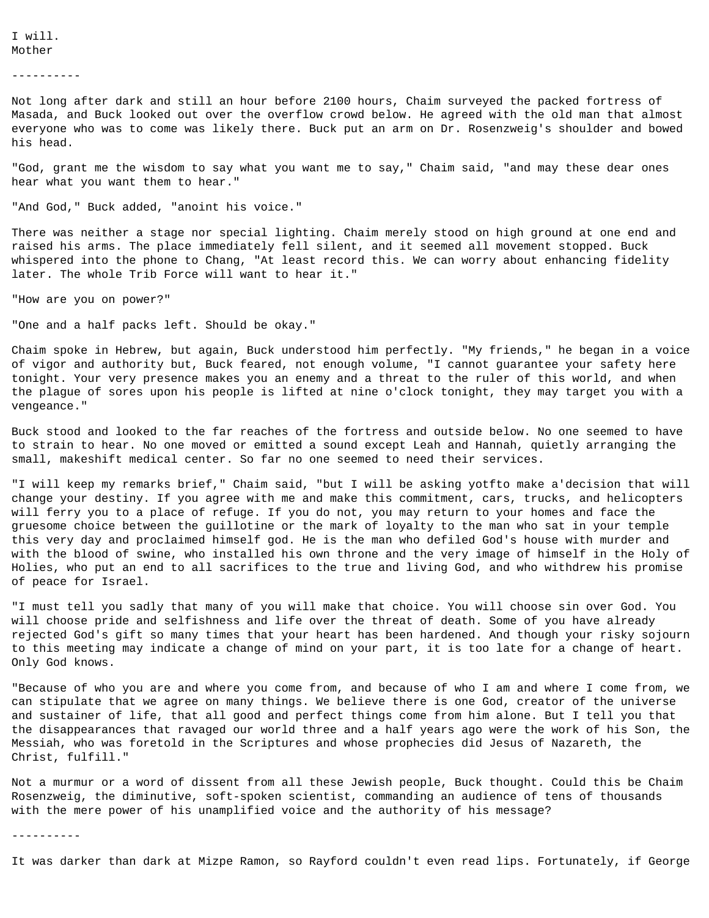I will.
Mother

----------

Not long after dark and still an hour before 2100 hours, Chaim surveyed the packed fortress of Masada, and Buck looked out over the overflow crowd below. He agreed with the old man that almost everyone who was to come was likely there. Buck put an arm on Dr. Rosenzweig's shoulder and bowed his head.

"God, grant me the wisdom to say what you want me to say," Chaim said, "and may these dear ones hear what you want them to hear."

"And God," Buck added, "anoint his voice."

There was neither a stage nor special lighting. Chaim merely stood on high ground at one end and raised his arms. The place immediately fell silent, and it seemed all movement stopped. Buck whispered into the phone to Chang, "At least record this. We can worry about enhancing fidelity later. The whole Trib Force will want to hear it."

"How are you on power?"

"One and a half packs left. Should be okay."

Chaim spoke in Hebrew, but again, Buck understood him perfectly. "My friends," he began in a voice of vigor and authority but, Buck feared, not enough volume, "I cannot guarantee your safety here tonight. Your very presence makes you an enemy and a threat to the ruler of this world, and when the plague of sores upon his people is lifted at nine o'clock tonight, they may target you with a vengeance."

Buck stood and looked to the far reaches of the fortress and outside below. No one seemed to have to strain to hear. No one moved or emitted a sound except Leah and Hannah, quietly arranging the small, makeshift medical center. So far no one seemed to need their services.

"I will keep my remarks brief," Chaim said, "but I will be asking yotfto make a'decision that will change your destiny. If you agree with me and make this commitment, cars, trucks, and helicopters will ferry you to a place of refuge. If you do not, you may return to your homes and face the gruesome choice between the guillotine or the mark of loyalty to the man who sat in your temple this very day and proclaimed himself god. He is the man who defiled God's house with murder and with the blood of swine, who installed his own throne and the very image of himself in the Holy of Holies, who put an end to all sacrifices to the true and living God, and who withdrew his promise of peace for Israel.

"I must tell you sadly that many of you will make that choice. You will choose sin over God. You will choose pride and selfishness and life over the threat of death. Some of you have already rejected God's gift so many times that your heart has been hardened. And though your risky sojourn to this meeting may indicate a change of mind on your part, it is too late for a change of heart. Only God knows.

"Because of who you are and where you come from, and because of who I am and where I come from, we can stipulate that we agree on many things. We believe there is one God, creator of the universe and sustainer of life, that all good and perfect things come from him alone. But I tell you that the disappearances that ravaged our world three and a half years ago were the work of his Son, the Messiah, who was foretold in the Scriptures and whose prophecies did Jesus of Nazareth, the Christ, fulfill."

Not a murmur or a word of dissent from all these Jewish people, Buck thought. Could this be Chaim Rosenzweig, the diminutive, soft-spoken scientist, commanding an audience of tens of thousands with the mere power of his unamplified voice and the authority of his message?

----------

It was darker than dark at Mizpe Ramon, so Rayford couldn't even read lips. Fortunately, if George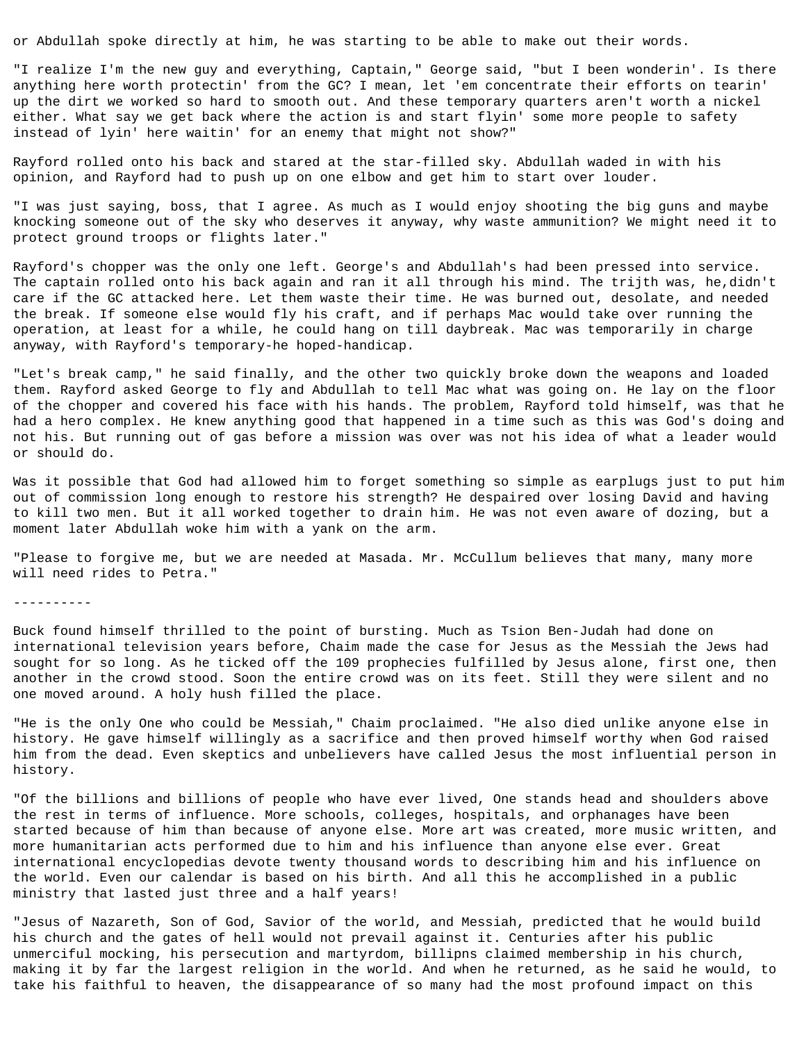or Abdullah spoke directly at him, he was starting to be able to make out their words.

"I realize I'm the new guy and everything, Captain," George said, "but I been wonderin'. Is there anything here worth protectin' from the GC? I mean, let 'em concentrate their efforts on tearin' up the dirt we worked so hard to smooth out. And these temporary quarters aren't worth a nickel either. What say we get back where the action is and start flyin' some more people to safety instead of lyin' here waitin' for an enemy that might not show?"

Rayford rolled onto his back and stared at the star-filled sky. Abdullah waded in with his opinion, and Rayford had to push up on one elbow and get him to start over louder.

"I was just saying, boss, that I agree. As much as I would enjoy shooting the big guns and maybe knocking someone out of the sky who deserves it anyway, why waste ammunition? We might need it to protect ground troops or flights later."

Rayford's chopper was the only one left. George's and Abdullah's had been pressed into service. The captain rolled onto his back again and ran it all through his mind. The trijth was, he,didn't care if the GC attacked here. Let them waste their time. He was burned out, desolate, and needed the break. If someone else would fly his craft, and if perhaps Mac would take over running the operation, at least for a while, he could hang on till daybreak. Mac was temporarily in charge anyway, with Rayford's temporary-he hoped-handicap.

"Let's break camp," he said finally, and the other two quickly broke down the weapons and loaded them. Rayford asked George to fly and Abdullah to tell Mac what was going on. He lay on the floor of the chopper and covered his face with his hands. The problem, Rayford told himself, was that he had a hero complex. He knew anything good that happened in a time such as this was God's doing and not his. But running out of gas before a mission was over was not his idea of what a leader would or should do.

Was it possible that God had allowed him to forget something so simple as earplugs just to put him out of commission long enough to restore his strength? He despaired over losing David and having to kill two men. But it all worked together to drain him. He was not even aware of dozing, but a moment later Abdullah woke him with a yank on the arm.

"Please to forgive me, but we are needed at Masada. Mr. McCullum believes that many, many more will need rides to Petra."

----------

Buck found himself thrilled to the point of bursting. Much as Tsion Ben-Judah had done on international television years before, Chaim made the case for Jesus as the Messiah the Jews had sought for so long. As he ticked off the 109 prophecies fulfilled by Jesus alone, first one, then another in the crowd stood. Soon the entire crowd was on its feet. Still they were silent and no one moved around. A holy hush filled the place.

"He is the only One who could be Messiah," Chaim proclaimed. "He also died unlike anyone else in history. He gave himself willingly as a sacrifice and then proved himself worthy when God raised him from the dead. Even skeptics and unbelievers have called Jesus the most influential person in history.

"Of the billions and billions of people who have ever lived, One stands head and shoulders above the rest in terms of influence. More schools, colleges, hospitals, and orphanages have been started because of him than because of anyone else. More art was created, more music written, and more humanitarian acts performed due to him and his influence than anyone else ever. Great international encyclopedias devote twenty thousand words to describing him and his influence on the world. Even our calendar is based on his birth. And all this he accomplished in a public ministry that lasted just three and a half years!

"Jesus of Nazareth, Son of God, Savior of the world, and Messiah, predicted that he would build his church and the gates of hell would not prevail against it. Centuries after his public unmerciful mocking, his persecution and martyrdom, billipns claimed membership in his church, making it by far the largest religion in the world. And when he returned, as he said he would, to take his faithful to heaven, the disappearance of so many had the most profound impact on this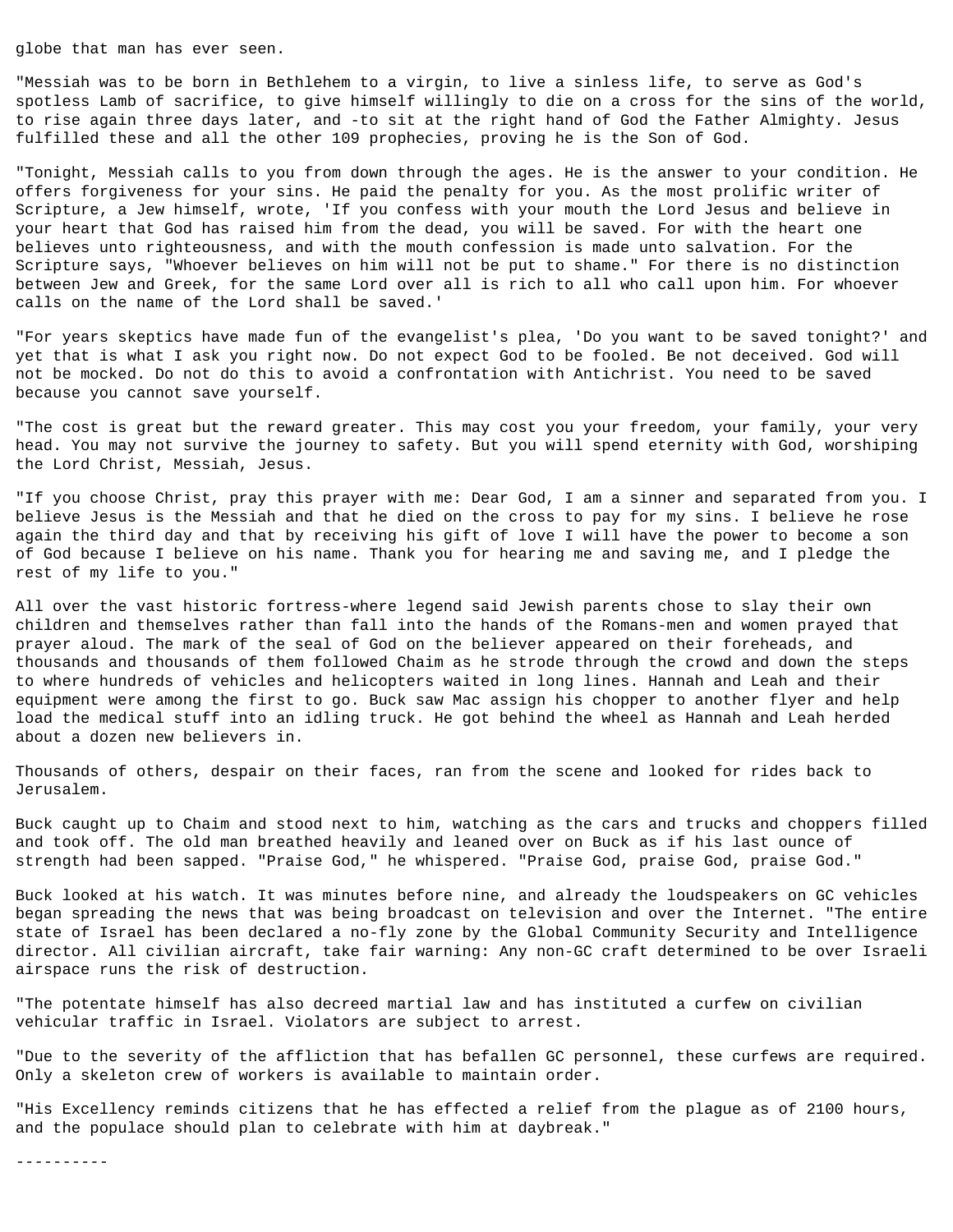globe that man has ever seen.

"Messiah was to be born in Bethlehem to a virgin, to live a sinless life, to serve as God's spotless Lamb of sacrifice, to give himself willingly to die on a cross for the sins of the world, to rise again three days later, and -to sit at the right hand of God the Father Almighty. Jesus fulfilled these and all the other 109 prophecies, proving he is the Son of God.

"Tonight, Messiah calls to you from down through the ages. He is the answer to your condition. He offers forgiveness for your sins. He paid the penalty for you. As the most prolific writer of Scripture, a Jew himself, wrote, 'If you confess with your mouth the Lord Jesus and believe in your heart that God has raised him from the dead, you will be saved. For with the heart one believes unto righteousness, and with the mouth confession is made unto salvation. For the Scripture says, "Whoever believes on him will not be put to shame." For there is no distinction between Jew and Greek, for the same Lord over all is rich to all who call upon him. For whoever calls on the name of the Lord shall be saved.'

"For years skeptics have made fun of the evangelist's plea, 'Do you want to be saved tonight?' and yet that is what I ask you right now. Do not expect God to be fooled. Be not deceived. God will not be mocked. Do not do this to avoid a confrontation with Antichrist. You need to be saved because you cannot save yourself.

"The cost is great but the reward greater. This may cost you your freedom, your family, your very head. You may not survive the journey to safety. But you will spend eternity with God, worshiping the Lord Christ, Messiah, Jesus.

"If you choose Christ, pray this prayer with me: Dear God, I am a sinner and separated from you. I believe Jesus is the Messiah and that he died on the cross to pay for my sins. I believe he rose again the third day and that by receiving his gift of love I will have the power to become a son of God because I believe on his name. Thank you for hearing me and saving me, and I pledge the rest of my life to you."

All over the vast historic fortress-where legend said Jewish parents chose to slay their own children and themselves rather than fall into the hands of the Romans-men and women prayed that prayer aloud. The mark of the seal of God on the believer appeared on their foreheads, and thousands and thousands of them followed Chaim as he strode through the crowd and down the steps to where hundreds of vehicles and helicopters waited in long lines. Hannah and Leah and their equipment were among the first to go. Buck saw Mac assign his chopper to another flyer and help load the medical stuff into an idling truck. He got behind the wheel as Hannah and Leah herded about a dozen new believers in.

Thousands of others, despair on their faces, ran from the scene and looked for rides back to Jerusalem.

Buck caught up to Chaim and stood next to him, watching as the cars and trucks and choppers filled and took off. The old man breathed heavily and leaned over on Buck as if his last ounce of strength had been sapped. "Praise God," he whispered. "Praise God, praise God, praise God."

Buck looked at his watch. It was minutes before nine, and already the loudspeakers on GC vehicles began spreading the news that was being broadcast on television and over the Internet. "The entire state of Israel has been declared a no-fly zone by the Global Community Security and Intelligence director. All civilian aircraft, take fair warning: Any non-GC craft determined to be over Israeli airspace runs the risk of destruction.

"The potentate himself has also decreed martial law and has instituted a curfew on civilian vehicular traffic in Israel. Violators are subject to arrest.

"Due to the severity of the affliction that has befallen GC personnel, these curfews are required. Only a skeleton crew of workers is available to maintain order.

"His Excellency reminds citizens that he has effected a relief from the plague as of 2100 hours, and the populace should plan to celebrate with him at daybreak."

----------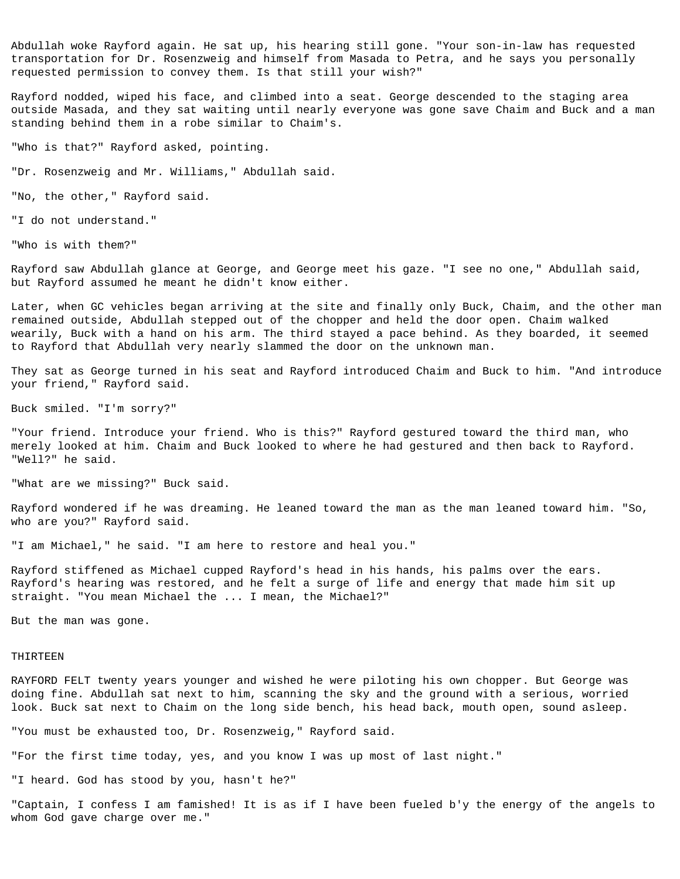Abdullah woke Rayford again. He sat up, his hearing still gone. "Your son-in-law has requested transportation for Dr. Rosenzweig and himself from Masada to Petra, and he says you personally requested permission to convey them. Is that still your wish?"

Rayford nodded, wiped his face, and climbed into a seat. George descended to the staging area outside Masada, and they sat waiting until nearly everyone was gone save Chaim and Buck and a man standing behind them in a robe similar to Chaim's.

"Who is that?" Rayford asked, pointing.

"Dr. Rosenzweig and Mr. Williams," Abdullah said.

"No, the other," Rayford said.

"I do not understand."

"Who is with them?"

Rayford saw Abdullah glance at George, and George meet his gaze. "I see no one," Abdullah said, but Rayford assumed he meant he didn't know either.

Later, when GC vehicles began arriving at the site and finally only Buck, Chaim, and the other man remained outside, Abdullah stepped out of the chopper and held the door open. Chaim walked wearily, Buck with a hand on his arm. The third stayed a pace behind. As they boarded, it seemed to Rayford that Abdullah very nearly slammed the door on the unknown man.

They sat as George turned in his seat and Rayford introduced Chaim and Buck to him. "And introduce your friend," Rayford said.

Buck smiled. "I'm sorry?"

"Your friend. Introduce your friend. Who is this?" Rayford gestured toward the third man, who merely looked at him. Chaim and Buck looked to where he had gestured and then back to Rayford. "Well?" he said.

"What are we missing?" Buck said.

Rayford wondered if he was dreaming. He leaned toward the man as the man leaned toward him. "So, who are you?" Rayford said.

"I am Michael," he said. "I am here to restore and heal you."

Rayford stiffened as Michael cupped Rayford's head in his hands, his palms over the ears. Rayford's hearing was restored, and he felt a surge of life and energy that made him sit up straight. "You mean Michael the ... I mean, the Michael?"

But the man was gone.

## THIRTEEN

RAYFORD FELT twenty years younger and wished he were piloting his own chopper. But George was doing fine. Abdullah sat next to him, scanning the sky and the ground with a serious, worried look. Buck sat next to Chaim on the long side bench, his head back, mouth open, sound asleep.

"You must be exhausted too, Dr. Rosenzweig," Rayford said.

"For the first time today, yes, and you know I was up most of last night."

"I heard. God has stood by you, hasn't he?"

"Captain, I confess I am famished! It is as if I have been fueled b'y the energy of the angels to whom God gave charge over me."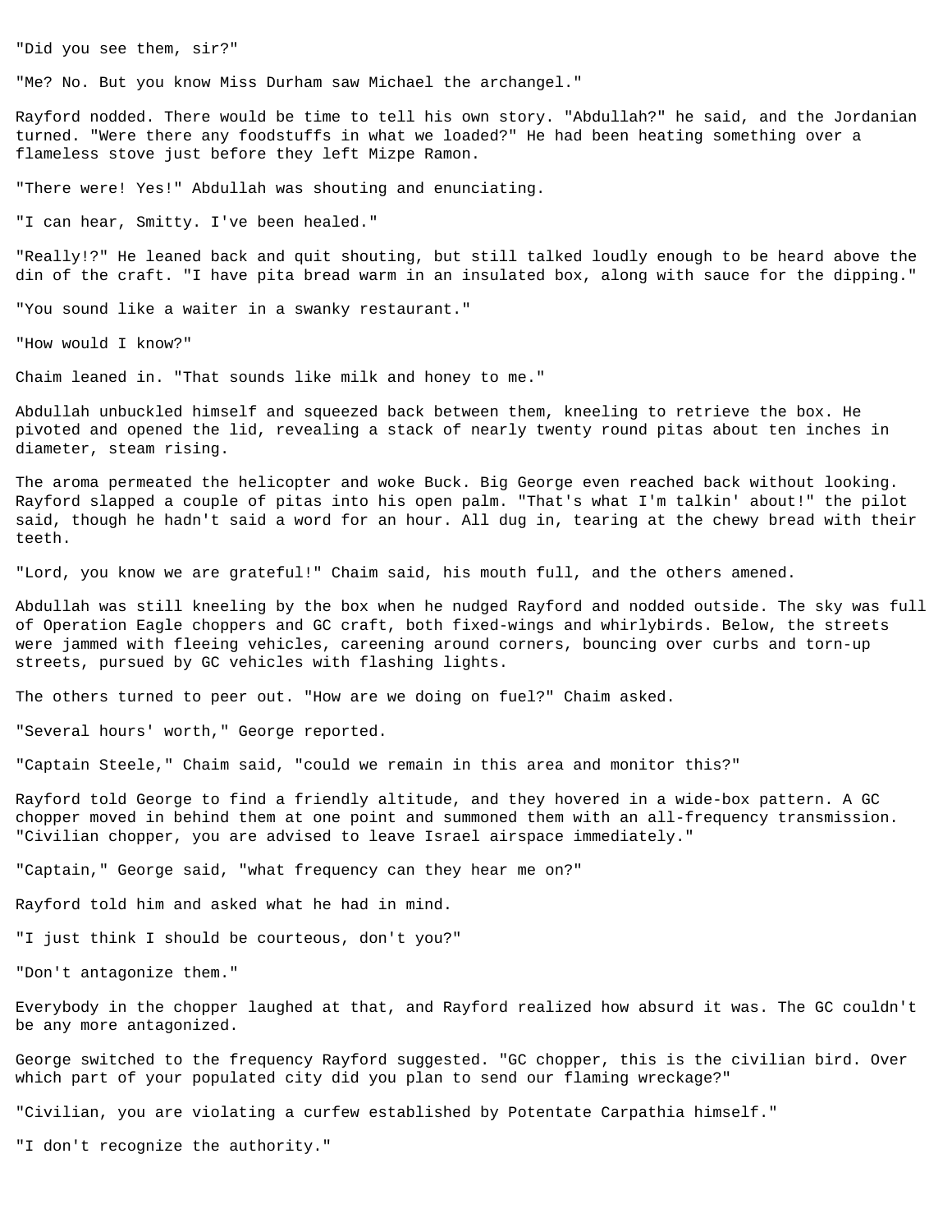"Did you see them, sir?"

"Me? No. But you know Miss Durham saw Michael the archangel."

Rayford nodded. There would be time to tell his own story. "Abdullah?" he said, and the Jordanian turned. "Were there any foodstuffs in what we loaded?" He had been heating something over a flameless stove just before they left Mizpe Ramon.

"There were! Yes!" Abdullah was shouting and enunciating.

"I can hear, Smitty. I've been healed."

"Really!?" He leaned back and quit shouting, but still talked loudly enough to be heard above the din of the craft. "I have pita bread warm in an insulated box, along with sauce for the dipping."

"You sound like a waiter in a swanky restaurant."

"How would I know?"

Chaim leaned in. "That sounds like milk and honey to me."

Abdullah unbuckled himself and squeezed back between them, kneeling to retrieve the box. He pivoted and opened the lid, revealing a stack of nearly twenty round pitas about ten inches in diameter, steam rising.

The aroma permeated the helicopter and woke Buck. Big George even reached back without looking. Rayford slapped a couple of pitas into his open palm. "That's what I'm talkin' about!" the pilot said, though he hadn't said a word for an hour. All dug in, tearing at the chewy bread with their teeth.

"Lord, you know we are grateful!" Chaim said, his mouth full, and the others amened.

Abdullah was still kneeling by the box when he nudged Rayford and nodded outside. The sky was full of Operation Eagle choppers and GC craft, both fixed-wings and whirlybirds. Below, the streets were jammed with fleeing vehicles, careening around corners, bouncing over curbs and torn-up streets, pursued by GC vehicles with flashing lights.

The others turned to peer out. "How are we doing on fuel?" Chaim asked.

"Several hours' worth," George reported.

"Captain Steele," Chaim said, "could we remain in this area and monitor this?"

Rayford told George to find a friendly altitude, and they hovered in a wide-box pattern. A GC chopper moved in behind them at one point and summoned them with an all-frequency transmission. "Civilian chopper, you are advised to leave Israel airspace immediately."

"Captain," George said, "what frequency can they hear me on?"

Rayford told him and asked what he had in mind.

"I just think I should be courteous, don't you?"

"Don't antagonize them."

Everybody in the chopper laughed at that, and Rayford realized how absurd it was. The GC couldn't be any more antagonized.

George switched to the frequency Rayford suggested. "GC chopper, this is the civilian bird. Over which part of your populated city did you plan to send our flaming wreckage?"

"Civilian, you are violating a curfew established by Potentate Carpathia himself."

"I don't recognize the authority."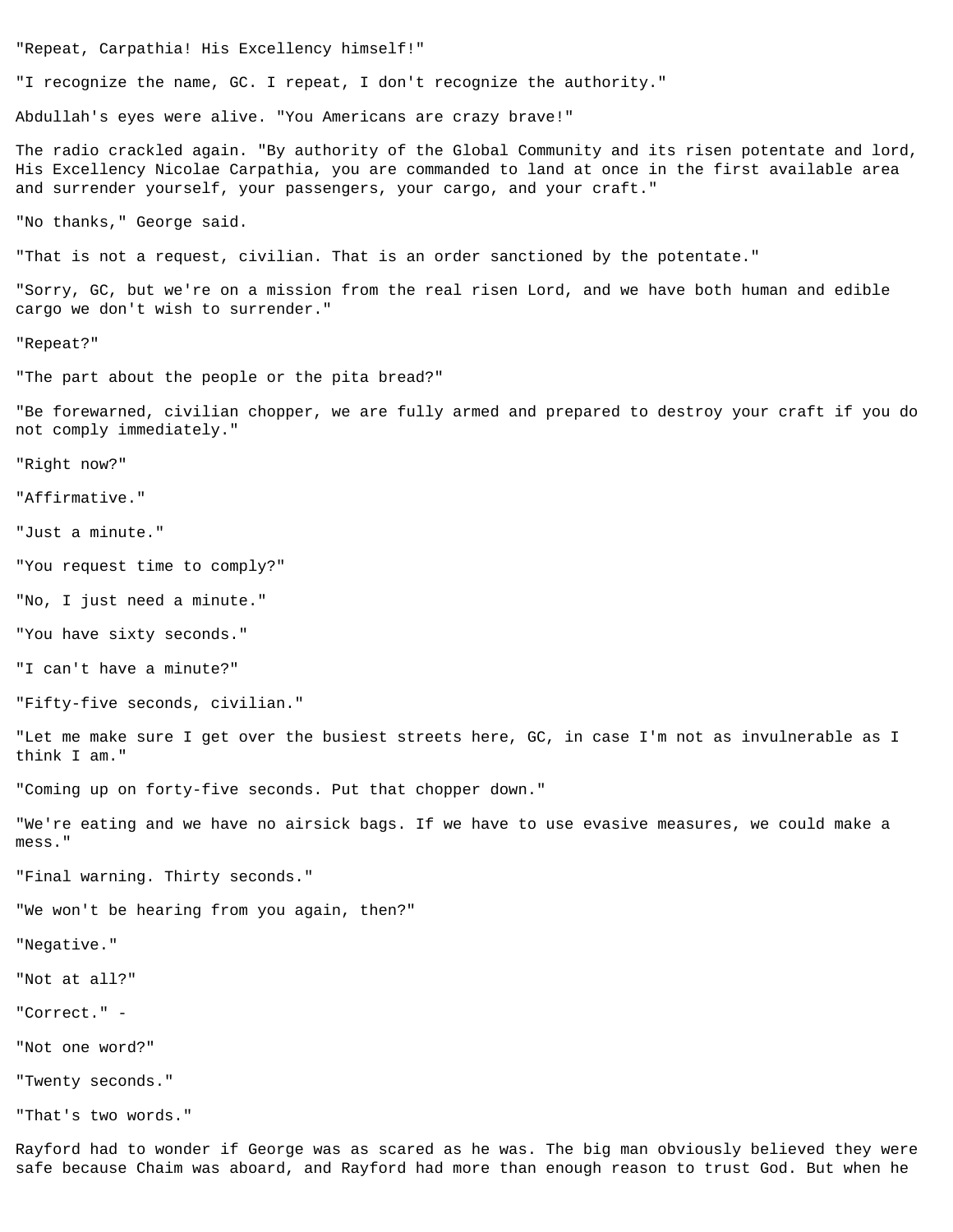"Repeat, Carpathia! His Excellency himself!"

"I recognize the name, GC. I repeat, I don't recognize the authority."

Abdullah's eyes were alive. "You Americans are crazy brave!"

The radio crackled again. "By authority of the Global Community and its risen potentate and lord, His Excellency Nicolae Carpathia, you are commanded to land at once in the first available area and surrender yourself, your passengers, your cargo, and your craft."

"No thanks," George said.

"That is not a request, civilian. That is an order sanctioned by the potentate."

"Sorry, GC, but we're on a mission from the real risen Lord, and we have both human and edible cargo we don't wish to surrender."

"Repeat?"

"The part about the people or the pita bread?"

"Be forewarned, civilian chopper, we are fully armed and prepared to destroy your craft if you do not comply immediately."

"Right now?"

"Affirmative."

"Just a minute."

"You request time to comply?"

"No, I just need a minute."

"You have sixty seconds."

"I can't have a minute?"

"Fifty-five seconds, civilian."

"Let me make sure I get over the busiest streets here, GC, in case I'm not as invulnerable as I think I am."

"Coming up on forty-five seconds. Put that chopper down."

"We're eating and we have no airsick bags. If we have to use evasive measures, we could make a mess."

"Final warning. Thirty seconds."

"We won't be hearing from you again, then?"

"Negative."

"Not at all?"

"Correct." -

"Not one word?"

"Twenty seconds."

"That's two words."

Rayford had to wonder if George was as scared as he was. The big man obviously believed they were safe because Chaim was aboard, and Rayford had more than enough reason to trust God. But when he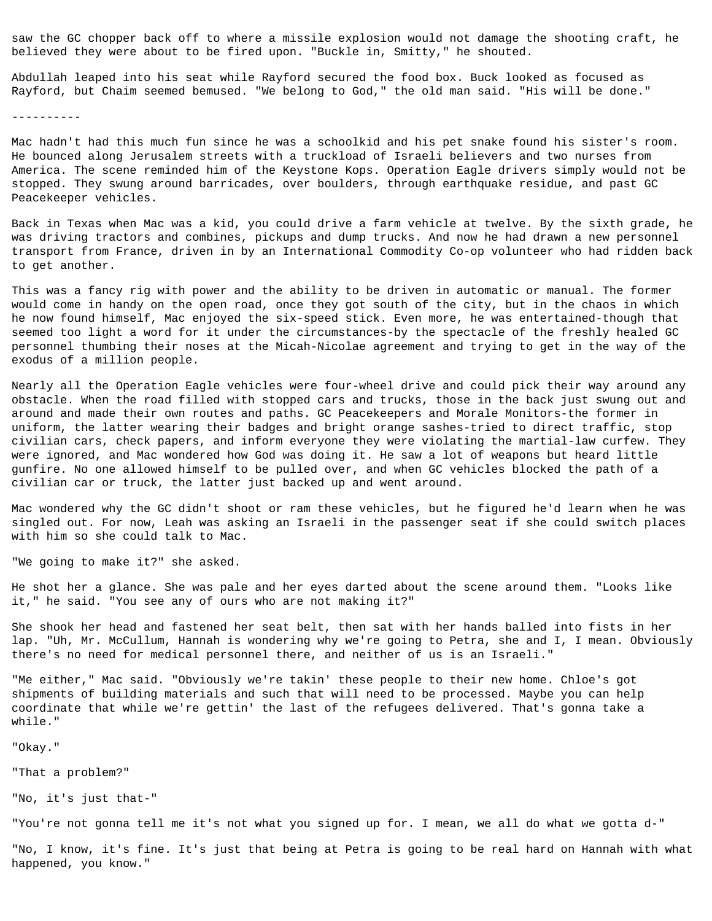saw the GC chopper back off to where a missile explosion would not damage the shooting craft, he believed they were about to be fired upon. "Buckle in, Smitty," he shouted.

Abdullah leaped into his seat while Rayford secured the food box. Buck looked as focused as Rayford, but Chaim seemed bemused. "We belong to God," the old man said. "His will be done."

----------

Mac hadn't had this much fun since he was a schoolkid and his pet snake found his sister's room. He bounced along Jerusalem streets with a truckload of Israeli believers and two nurses from America. The scene reminded him of the Keystone Kops. Operation Eagle drivers simply would not be stopped. They swung around barricades, over boulders, through earthquake residue, and past GC Peacekeeper vehicles.

Back in Texas when Mac was a kid, you could drive a farm vehicle at twelve. By the sixth grade, he was driving tractors and combines, pickups and dump trucks. And now he had drawn a new personnel transport from France, driven in by an International Commodity Co-op volunteer who had ridden back to get another.

This was a fancy rig with power and the ability to be driven in automatic or manual. The former would come in handy on the open road, once they got south of the city, but in the chaos in which he now found himself, Mac enjoyed the six-speed stick. Even more, he was entertained-though that seemed too light a word for it under the circumstances-by the spectacle of the freshly healed GC personnel thumbing their noses at the Micah-Nicolae agreement and trying to get in the way of the exodus of a million people.

Nearly all the Operation Eagle vehicles were four-wheel drive and could pick their way around any obstacle. When the road filled with stopped cars and trucks, those in the back just swung out and around and made their own routes and paths. GC Peacekeepers and Morale Monitors-the former in uniform, the latter wearing their badges and bright orange sashes-tried to direct traffic, stop civilian cars, check papers, and inform everyone they were violating the martial-law curfew. They were ignored, and Mac wondered how God was doing it. He saw a lot of weapons but heard little gunfire. No one allowed himself to be pulled over, and when GC vehicles blocked the path of a civilian car or truck, the latter just backed up and went around.

Mac wondered why the GC didn't shoot or ram these vehicles, but he figured he'd learn when he was singled out. For now, Leah was asking an Israeli in the passenger seat if she could switch places with him so she could talk to Mac.

"We going to make it?" she asked.

He shot her a glance. She was pale and her eyes darted about the scene around them. "Looks like it," he said. "You see any of ours who are not making it?"

She shook her head and fastened her seat belt, then sat with her hands balled into fists in her lap. "Uh, Mr. McCullum, Hannah is wondering why we're going to Petra, she and I, I mean. Obviously there's no need for medical personnel there, and neither of us is an Israeli."

"Me either," Mac said. "Obviously we're takin' these people to their new home. Chloe's got shipments of building materials and such that will need to be processed. Maybe you can help coordinate that while we're gettin' the last of the refugees delivered. That's gonna take a while."

"Okay."

"That a problem?"

"No, it's just that-"

"You're not gonna tell me it's not what you signed up for. I mean, we all do what we gotta d-"

"No, I know, it's fine. It's just that being at Petra is going to be real hard on Hannah with what happened, you know."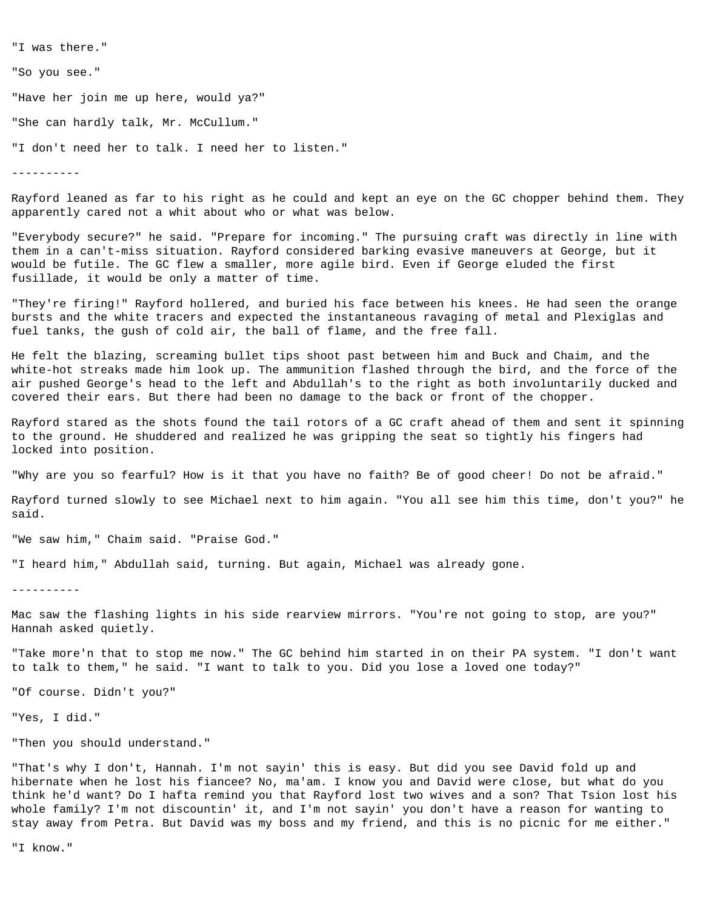"I was there."

"So you see."

"Have her join me up here, would ya?"

"She can hardly talk, Mr. McCullum."

"I don't need her to talk. I need her to listen."

----------

Rayford leaned as far to his right as he could and kept an eye on the GC chopper behind them. They apparently cared not a whit about who or what was below.

"Everybody secure?" he said. "Prepare for incoming." The pursuing craft was directly in line with them in a can't-miss situation. Rayford considered barking evasive maneuvers at George, but it would be futile. The GC flew a smaller, more agile bird. Even if George eluded the first fusillade, it would be only a matter of time.

"They're firing!" Rayford hollered, and buried his face between his knees. He had seen the orange bursts and the white tracers and expected the instantaneous ravaging of metal and Plexiglas and fuel tanks, the gush of cold air, the ball of flame, and the free fall.

He felt the blazing, screaming bullet tips shoot past between him and Buck and Chaim, and the white-hot streaks made him look up. The ammunition flashed through the bird, and the force of the air pushed George's head to the left and Abdullah's to the right as both involuntarily ducked and covered their ears. But there had been no damage to the back or front of the chopper.

Rayford stared as the shots found the tail rotors of a GC craft ahead of them and sent it spinning to the ground. He shuddered and realized he was gripping the seat so tightly his fingers had locked into position.

"Why are you so fearful? How is it that you have no faith? Be of good cheer! Do not be afraid."

Rayford turned slowly to see Michael next to him again. "You all see him this time, don't you?" he said.

"We saw him," Chaim said. "Praise God."

"I heard him," Abdullah said, turning. But again, Michael was already gone.

----------

Mac saw the flashing lights in his side rearview mirrors. "You're not going to stop, are you?" Hannah asked quietly.

"Take more'n that to stop me now." The GC behind him started in on their PA system. "I don't want to talk to them," he said. "I want to talk to you. Did you lose a loved one today?"

"Of course. Didn't you?"

"Yes, I did."

"Then you should understand."

"That's why I don't, Hannah. I'm not sayin' this is easy. But did you see David fold up and hibernate when he lost his fiancee? No, ma'am. I know you and David were close, but what do you think he'd want? Do I hafta remind you that Rayford lost two wives and a son? That Tsion lost his whole family? I'm not discountin' it, and I'm not sayin' you don't have a reason for wanting to stay away from Petra. But David was my boss and my friend, and this is no picnic for me either."

"I know."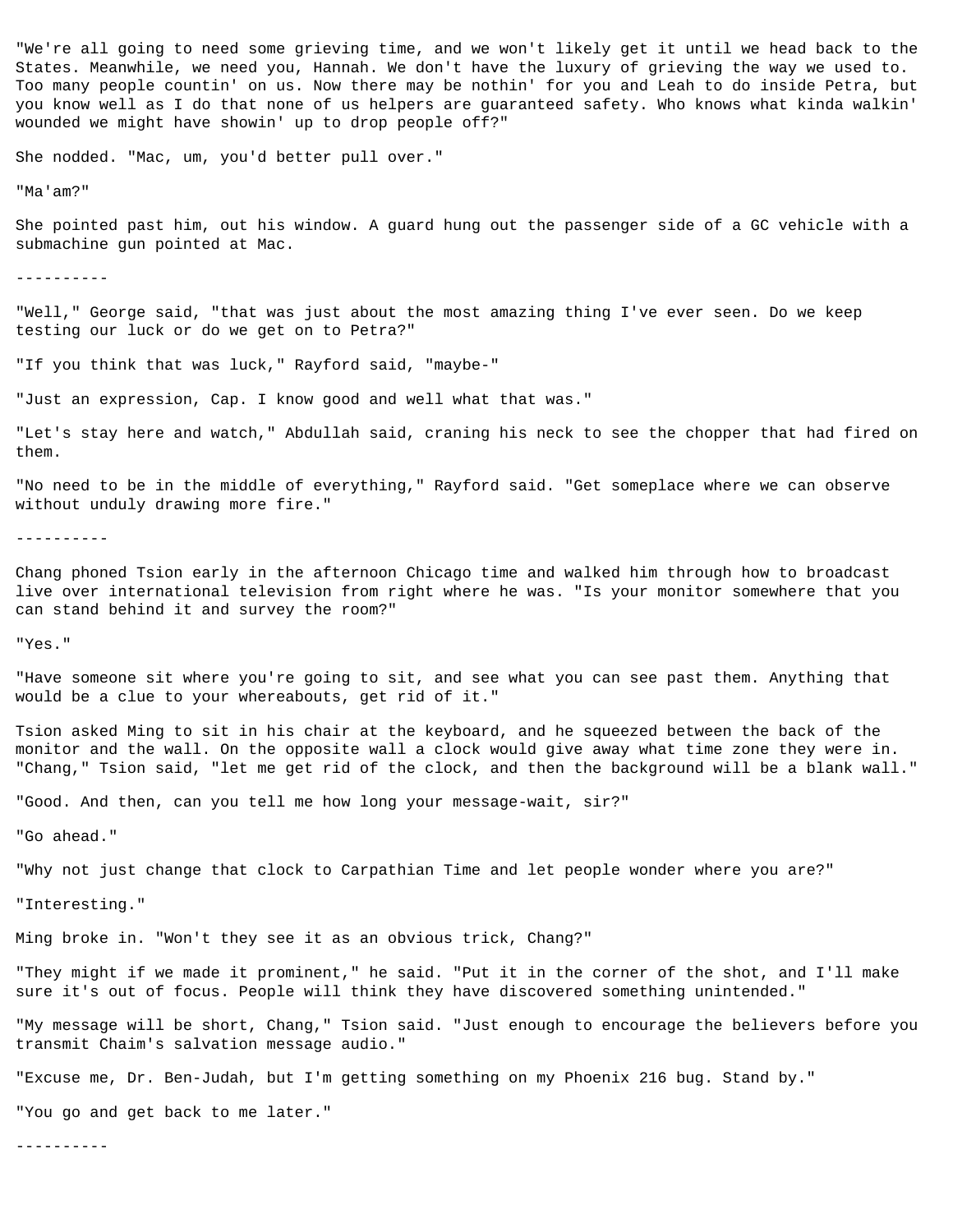"We're all going to need some grieving time, and we won't likely get it until we head back to the States. Meanwhile, we need you, Hannah. We don't have the luxury of grieving the way we used to. Too many people countin' on us. Now there may be nothin' for you and Leah to do inside Petra, but you know well as I do that none of us helpers are guaranteed safety. Who knows what kinda walkin' wounded we might have showin' up to drop people off?"

She nodded. "Mac, um, you'd better pull over."

"Ma'am?"

She pointed past him, out his window. A guard hung out the passenger side of a GC vehicle with a submachine gun pointed at Mac.

----------

"Well," George said, "that was just about the most amazing thing I've ever seen. Do we keep testing our luck or do we get on to Petra?"

"If you think that was luck," Rayford said, "maybe-"

"Just an expression, Cap. I know good and well what that was."

"Let's stay here and watch," Abdullah said, craning his neck to see the chopper that had fired on them.

"No need to be in the middle of everything," Rayford said. "Get someplace where we can observe without unduly drawing more fire."

----------

Chang phoned Tsion early in the afternoon Chicago time and walked him through how to broadcast live over international television from right where he was. "Is your monitor somewhere that you can stand behind it and survey the room?"

"Yes."

"Have someone sit where you're going to sit, and see what you can see past them. Anything that would be a clue to your whereabouts, get rid of it."

Tsion asked Ming to sit in his chair at the keyboard, and he squeezed between the back of the monitor and the wall. On the opposite wall a clock would give away what time zone they were in. "Chang," Tsion said, "let me get rid of the clock, and then the background will be a blank wall."

"Good. And then, can you tell me how long your message-wait, sir?"

"Go ahead."

"Why not just change that clock to Carpathian Time and let people wonder where you are?"

"Interesting."

Ming broke in. "Won't they see it as an obvious trick, Chang?"

"They might if we made it prominent," he said. "Put it in the corner of the shot, and I'll make sure it's out of focus. People will think they have discovered something unintended."

"My message will be short, Chang," Tsion said. "Just enough to encourage the believers before you transmit Chaim's salvation message audio."

"Excuse me, Dr. Ben-Judah, but I'm getting something on my Phoenix 216 bug. Stand by."

"You go and get back to me later."

----------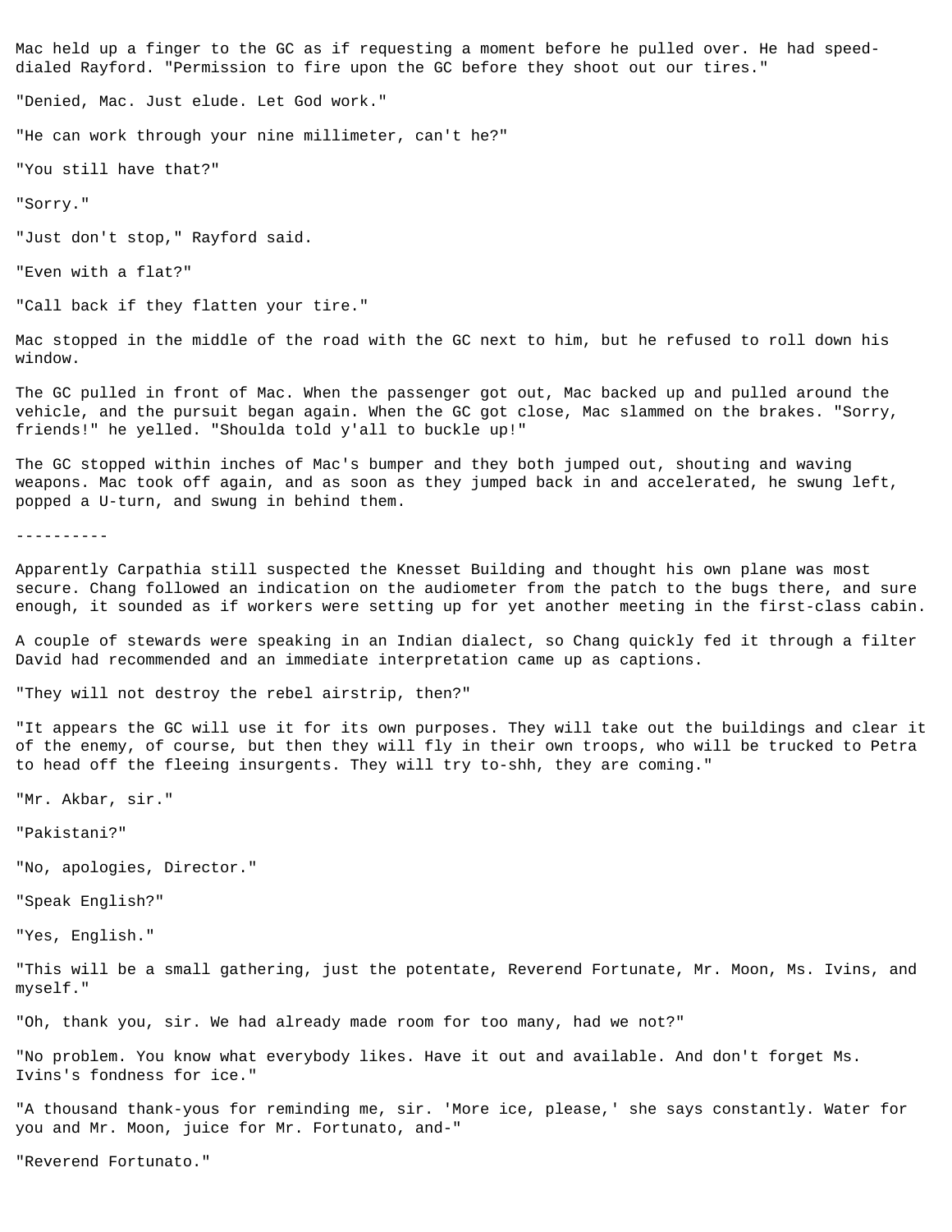Mac held up a finger to the GC as if requesting a moment before he pulled over. He had speed-dialed Rayford. "Permission to fire upon the GC before they shoot out our tires."

"Denied, Mac. Just elude. Let God work."

"He can work through your nine millimeter, can't he?"

"You still have that?"

"Sorry."

"Just don't stop," Rayford said.

"Even with a flat?"

"Call back if they flatten your tire."

Mac stopped in the middle of the road with the GC next to him, but he refused to roll down his window.

The GC pulled in front of Mac. When the passenger got out, Mac backed up and pulled around the vehicle, and the pursuit began again. When the GC got close, Mac slammed on the brakes. "Sorry, friends!" he yelled. "Shoulda told y'all to buckle up!"

The GC stopped within inches of Mac's bumper and they both jumped out, shouting and waving weapons. Mac took off again, and as soon as they jumped back in and accelerated, he swung left, popped a U-turn, and swung in behind them.

----------

Apparently Carpathia still suspected the Knesset Building and thought his own plane was most secure. Chang followed an indication on the audiometer from the patch to the bugs there, and sure enough, it sounded as if workers were setting up for yet another meeting in the first-class cabin.

A couple of stewards were speaking in an Indian dialect, so Chang quickly fed it through a filter David had recommended and an immediate interpretation came up as captions.

"They will not destroy the rebel airstrip, then?"

"It appears the GC will use it for its own purposes. They will take out the buildings and clear it of the enemy, of course, but then they will fly in their own troops, who will be trucked to Petra to head off the fleeing insurgents. They will try to-shh, they are coming."

"Mr. Akbar, sir."

"Pakistani?"

"No, apologies, Director."

"Speak English?"

"Yes, English."

"This will be a small gathering, just the potentate, Reverend Fortunate, Mr. Moon, Ms. Ivins, and myself."

"Oh, thank you, sir. We had already made room for too many, had we not?"

"No problem. You know what everybody likes. Have it out and available. And don't forget Ms. Ivins's fondness for ice."

"A thousand thank-yous for reminding me, sir. 'More ice, please,' she says constantly. Water for you and Mr. Moon, juice for Mr. Fortunato, and-"

"Reverend Fortunato."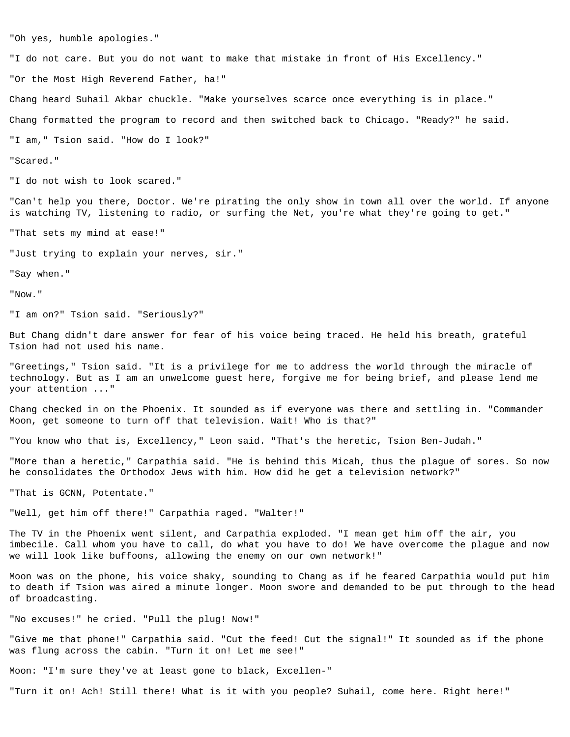"Oh yes, humble apologies."

"I do not care. But you do not want to make that mistake in front of His Excellency."

"Or the Most High Reverend Father, ha!"

Chang heard Suhail Akbar chuckle. "Make yourselves scarce once everything is in place."

Chang formatted the program to record and then switched back to Chicago. "Ready?" he said.

"I am," Tsion said. "How do I look?"

"Scared."

"I do not wish to look scared."

"Can't help you there, Doctor. We're pirating the only show in town all over the world. If anyone is watching TV, listening to radio, or surfing the Net, you're what they're going to get."

"That sets my mind at ease!"

"Just trying to explain your nerves, sir."

"Say when."

"Now."

"I am on?" Tsion said. "Seriously?"

But Chang didn't dare answer for fear of his voice being traced. He held his breath, grateful Tsion had not used his name.

"Greetings," Tsion said. "It is a privilege for me to address the world through the miracle of technology. But as I am an unwelcome guest here, forgive me for being brief, and please lend me your attention ..."

Chang checked in on the Phoenix. It sounded as if everyone was there and settling in. "Commander Moon, get someone to turn off that television. Wait! Who is that?"

"You know who that is, Excellency," Leon said. "That's the heretic, Tsion Ben-Judah."

"More than a heretic," Carpathia said. "He is behind this Micah, thus the plague of sores. So now he consolidates the Orthodox Jews with him. How did he get a television network?"

"That is GCNN, Potentate."

"Well, get him off there!" Carpathia raged. "Walter!"

The TV in the Phoenix went silent, and Carpathia exploded. "I mean get him off the air, you imbecile. Call whom you have to call, do what you have to do! We have overcome the plague and now we will look like buffoons, allowing the enemy on our own network!"

Moon was on the phone, his voice shaky, sounding to Chang as if he feared Carpathia would put him to death if Tsion was aired a minute longer. Moon swore and demanded to be put through to the head of broadcasting.

"No excuses!" he cried. "Pull the plug! Now!"

"Give me that phone!" Carpathia said. "Cut the feed! Cut the signal!" It sounded as if the phone was flung across the cabin. "Turn it on! Let me see!"

Moon: "I'm sure they've at least gone to black, Excellen-"

"Turn it on! Ach! Still there! What is it with you people? Suhail, come here. Right here!"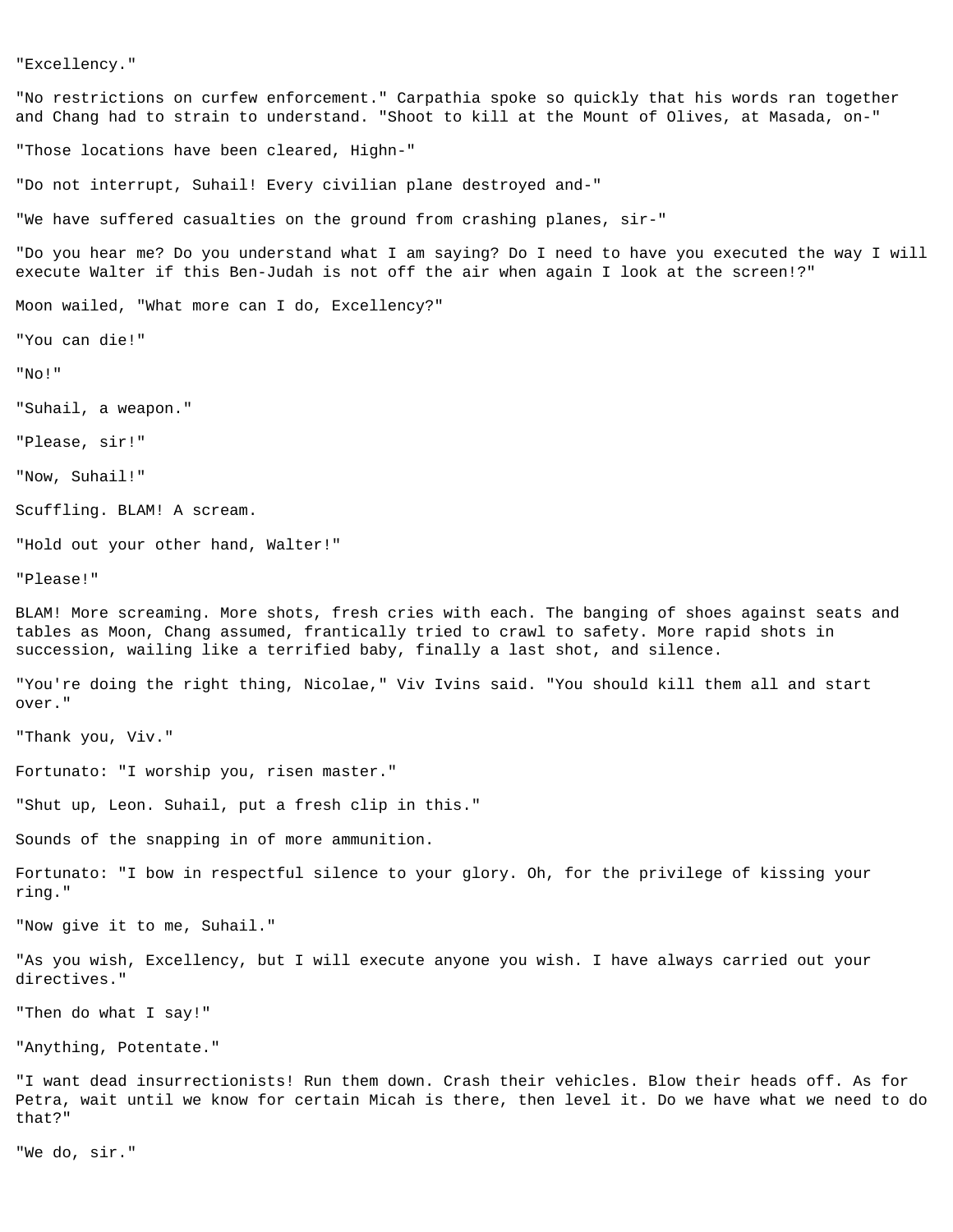"Excellency."

"No restrictions on curfew enforcement." Carpathia spoke so quickly that his words ran together and Chang had to strain to understand. "Shoot to kill at the Mount of Olives, at Masada, on-"

"Those locations have been cleared, Highn-"

"Do not interrupt, Suhail! Every civilian plane destroyed and-"

"We have suffered casualties on the ground from crashing planes, sir-"

"Do you hear me? Do you understand what I am saying? Do I need to have you executed the way I will execute Walter if this Ben-Judah is not off the air when again I look at the screen!?"

Moon wailed, "What more can I do, Excellency?"

"You can die!"

"No!"

"Suhail, a weapon."

"Please, sir!"

"Now, Suhail!"

Scuffling. BLAM! A scream.

"Hold out your other hand, Walter!"

"Please!"

BLAM! More screaming. More shots, fresh cries with each. The banging of shoes against seats and tables as Moon, Chang assumed, frantically tried to crawl to safety. More rapid shots in succession, wailing like a terrified baby, finally a last shot, and silence.

"You're doing the right thing, Nicolae," Viv Ivins said. "You should kill them all and start over."

"Thank you, Viv."

Fortunato: "I worship you, risen master."

"Shut up, Leon. Suhail, put a fresh clip in this."

Sounds of the snapping in of more ammunition.

Fortunato: "I bow in respectful silence to your glory. Oh, for the privilege of kissing your ring."

"Now give it to me, Suhail."

"As you wish, Excellency, but I will execute anyone you wish. I have always carried out your directives."

"Then do what I say!"

"Anything, Potentate."

"I want dead insurrectionists! Run them down. Crash their vehicles. Blow their heads off. As for Petra, wait until we know for certain Micah is there, then level it. Do we have what we need to do that?"

"We do, sir."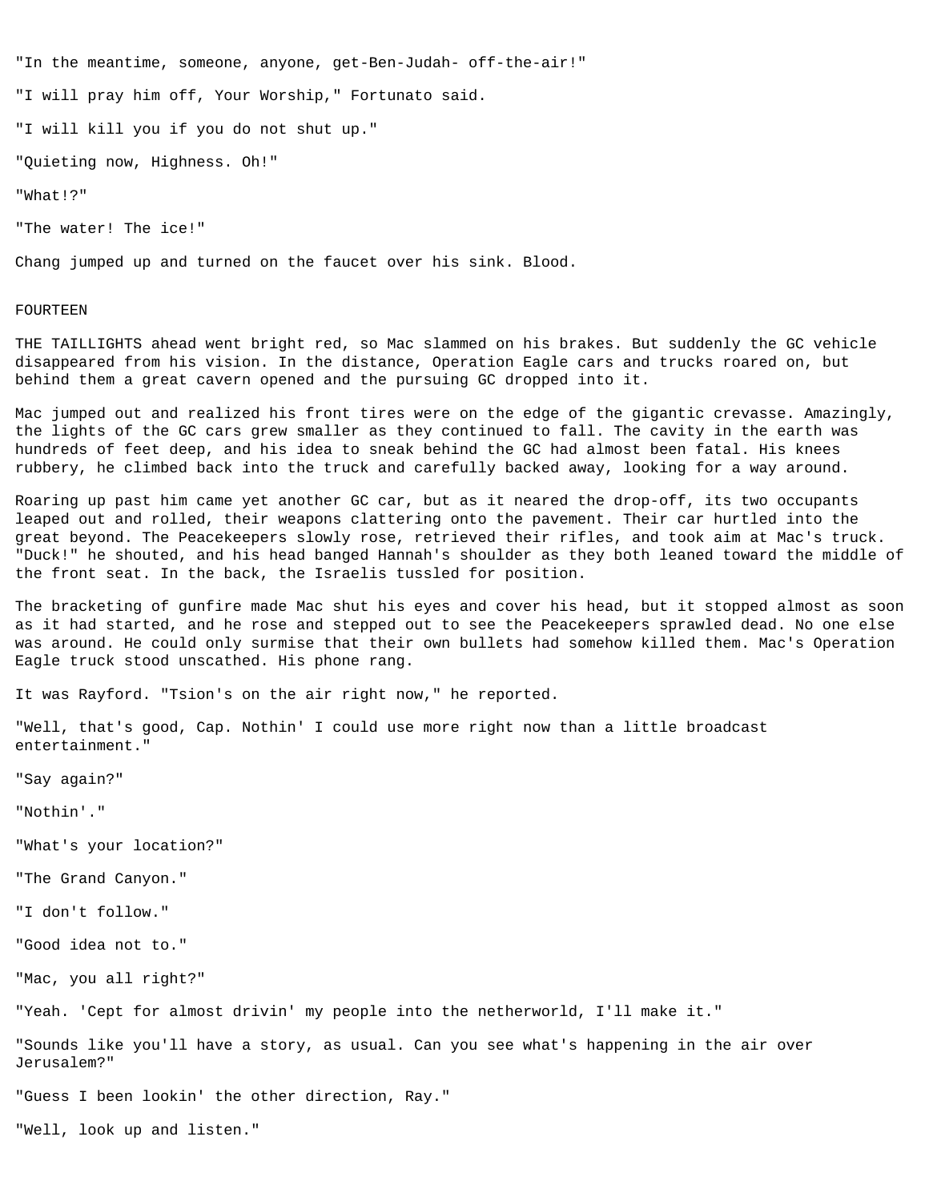"In the meantime, someone, anyone, get-Ben-Judah- off-the-air!"

"I will pray him off, Your Worship," Fortunato said.

"I will kill you if you do not shut up."

"Quieting now, Highness. Oh!"

"What!?"

"The water! The ice!"

Chang jumped up and turned on the faucet over his sink. Blood.

## FOURTEEN

THE TAILLIGHTS ahead went bright red, so Mac slammed on his brakes. But suddenly the GC vehicle disappeared from his vision. In the distance, Operation Eagle cars and trucks roared on, but behind them a great cavern opened and the pursuing GC dropped into it.

Mac jumped out and realized his front tires were on the edge of the gigantic crevasse. Amazingly, the lights of the GC cars grew smaller as they continued to fall. The cavity in the earth was hundreds of feet deep, and his idea to sneak behind the GC had almost been fatal. His knees rubbery, he climbed back into the truck and carefully backed away, looking for a way around.

Roaring up past him came yet another GC car, but as it neared the drop-off, its two occupants leaped out and rolled, their weapons clattering onto the pavement. Their car hurtled into the great beyond. The Peacekeepers slowly rose, retrieved their rifles, and took aim at Mac's truck. "Duck!" he shouted, and his head banged Hannah's shoulder as they both leaned toward the middle of the front seat. In the back, the Israelis tussled for position.

The bracketing of gunfire made Mac shut his eyes and cover his head, but it stopped almost as soon as it had started, and he rose and stepped out to see the Peacekeepers sprawled dead. No one else was around. He could only surmise that their own bullets had somehow killed them. Mac's Operation Eagle truck stood unscathed. His phone rang.

It was Rayford. "Tsion's on the air right now," he reported.

"Well, that's good, Cap. Nothin' I could use more right now than a little broadcast entertainment."

"Say again?"

"Nothin'."

"What's your location?"

"The Grand Canyon."

"I don't follow."

"Good idea not to."

"Mac, you all right?"

"Yeah. 'Cept for almost drivin' my people into the netherworld, I'll make it."

"Sounds like you'll have a story, as usual. Can you see what's happening in the air over Jerusalem?"

"Guess I been lookin' the other direction, Ray."

"Well, look up and listen."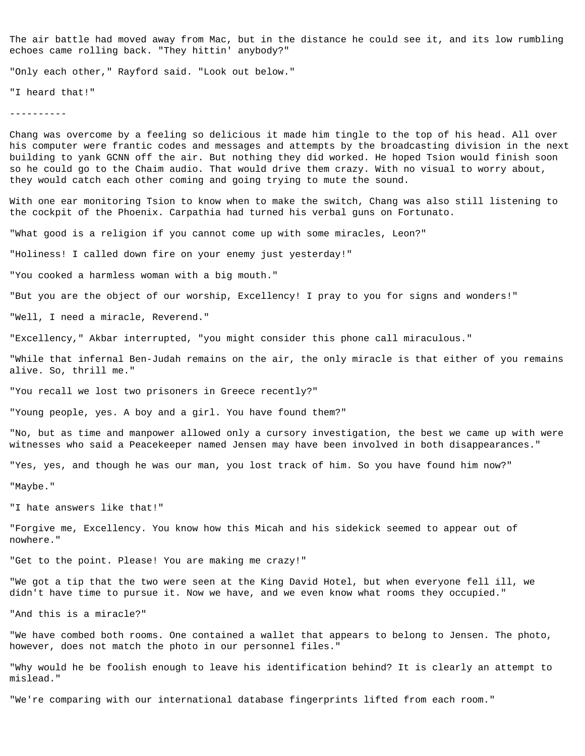The air battle had moved away from Mac, but in the distance he could see it, and its low rumbling echoes came rolling back. "They hittin' anybody?"

"Only each other," Rayford said. "Look out below."

"I heard that!"

----------

Chang was overcome by a feeling so delicious it made him tingle to the top of his head. All over his computer were frantic codes and messages and attempts by the broadcasting division in the next building to yank GCNN off the air. But nothing they did worked. He hoped Tsion would finish soon so he could go to the Chaim audio. That would drive them crazy. With no visual to worry about, they would catch each other coming and going trying to mute the sound.

With one ear monitoring Tsion to know when to make the switch, Chang was also still listening to the cockpit of the Phoenix. Carpathia had turned his verbal guns on Fortunato.

"What good is a religion if you cannot come up with some miracles, Leon?"

"Holiness! I called down fire on your enemy just yesterday!"

"You cooked a harmless woman with a big mouth."

"But you are the object of our worship, Excellency! I pray to you for signs and wonders!"

"Well, I need a miracle, Reverend."

"Excellency," Akbar interrupted, "you might consider this phone call miraculous."

"While that infernal Ben-Judah remains on the air, the only miracle is that either of you remains alive. So, thrill me."

"You recall we lost two prisoners in Greece recently?"

"Young people, yes. A boy and a girl. You have found them?"

"No, but as time and manpower allowed only a cursory investigation, the best we came up with were witnesses who said a Peacekeeper named Jensen may have been involved in both disappearances."

"Yes, yes, and though he was our man, you lost track of him. So you have found him now?"

"Maybe."

"I hate answers like that!"

"Forgive me, Excellency. You know how this Micah and his sidekick seemed to appear out of nowhere."

"Get to the point. Please! You are making me crazy!"

"We got a tip that the two were seen at the King David Hotel, but when everyone fell ill, we didn't have time to pursue it. Now we have, and we even know what rooms they occupied."

"And this is a miracle?"

"We have combed both rooms. One contained a wallet that appears to belong to Jensen. The photo, however, does not match the photo in our personnel files."

"Why would he be foolish enough to leave his identification behind? It is clearly an attempt to mislead."

"We're comparing with our international database fingerprints lifted from each room."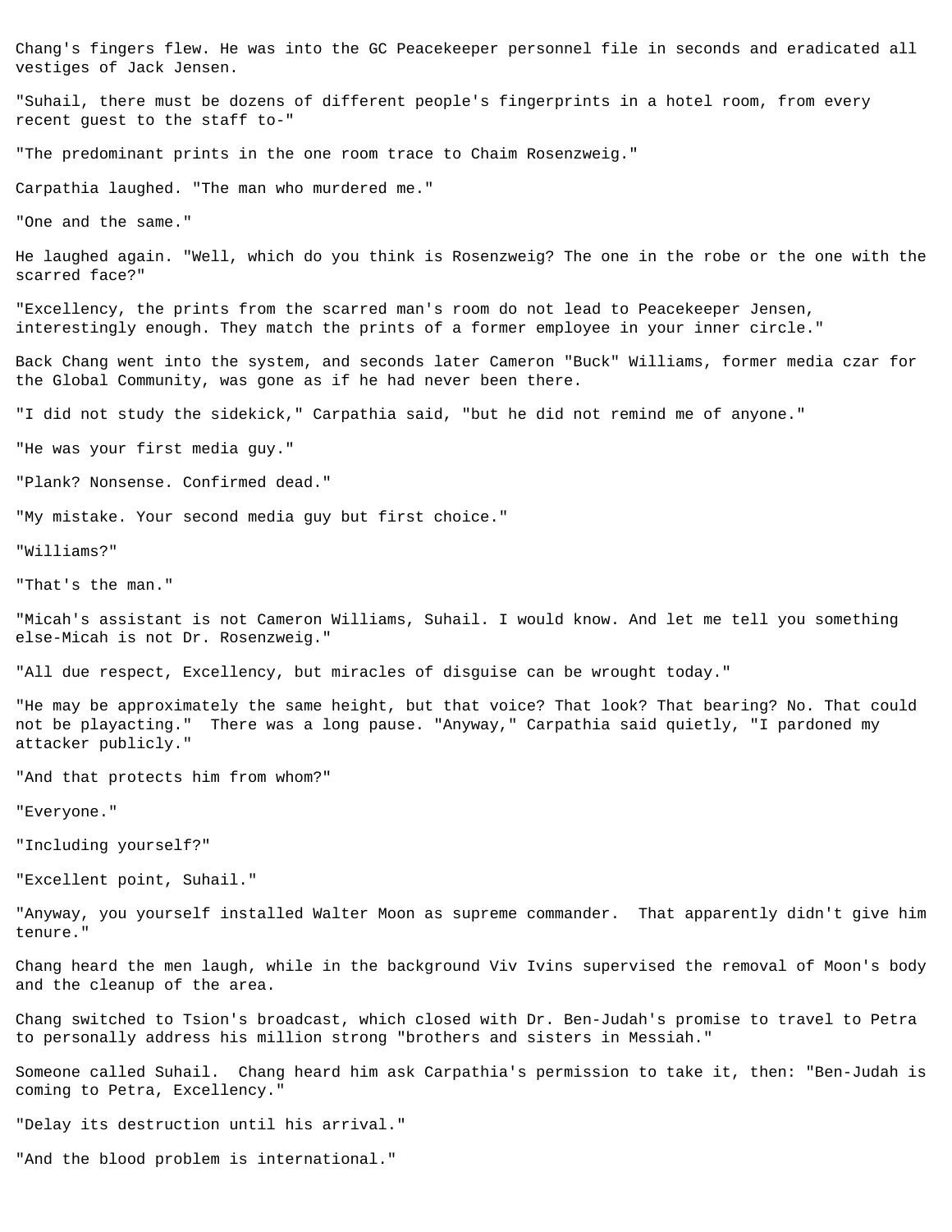Chang's fingers flew. He was into the GC Peacekeeper personnel file in seconds and eradicated all vestiges of Jack Jensen.

"Suhail, there must be dozens of different people's fingerprints in a hotel room, from every recent guest to the staff to-"

"The predominant prints in the one room trace to Chaim Rosenzweig."

Carpathia laughed. "The man who murdered me."

"One and the same."

He laughed again. "Well, which do you think is Rosenzweig? The one in the robe or the one with the scarred face?"

"Excellency, the prints from the scarred man's room do not lead to Peacekeeper Jensen, interestingly enough. They match the prints of a former employee in your inner circle."

Back Chang went into the system, and seconds later Cameron "Buck" Williams, former media czar for the Global Community, was gone as if he had never been there.

"I did not study the sidekick," Carpathia said, "but he did not remind me of anyone."

"He was your first media guy."

"Plank? Nonsense. Confirmed dead."

"My mistake. Your second media guy but first choice."

"Williams?"

"That's the man."

"Micah's assistant is not Cameron Williams, Suhail. I would know. And let me tell you something else-Micah is not Dr. Rosenzweig."

"All due respect, Excellency, but miracles of disguise can be wrought today."

"He may be approximately the same height, but that voice? That look? That bearing? No. That could not be playacting." There was a long pause. "Anyway," Carpathia said quietly, "I pardoned my attacker publicly."

"And that protects him from whom?"

"Everyone."

"Including yourself?"

"Excellent point, Suhail."

"Anyway, you yourself installed Walter Moon as supreme commander. That apparently didn't give him tenure."

Chang heard the men laugh, while in the background Viv Ivins supervised the removal of Moon's body and the cleanup of the area.

Chang switched to Tsion's broadcast, which closed with Dr. Ben-Judah's promise to travel to Petra to personally address his million strong "brothers and sisters in Messiah."

Someone called Suhail. Chang heard him ask Carpathia's permission to take it, then: "Ben-Judah is coming to Petra, Excellency."

"Delay its destruction until his arrival."

"And the blood problem is international."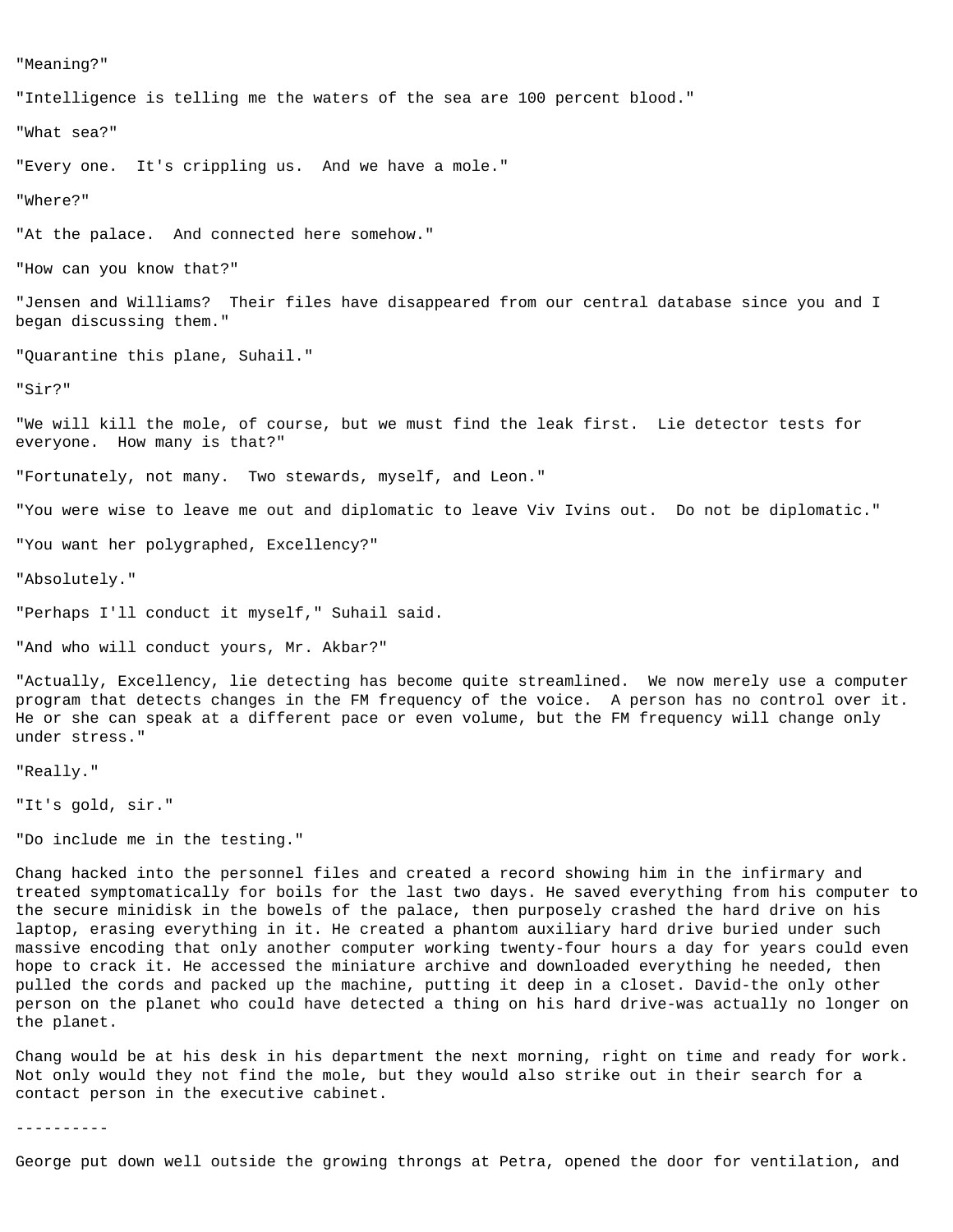"Meaning?"

"Intelligence is telling me the waters of the sea are 100 percent blood."

"What sea?"

"Every one.  It's crippling us.  And we have a mole."

"Where?"

"At the palace.  And connected here somehow."

"How can you know that?"

"Jensen and Williams?  Their files have disappeared from our central database since you and I began discussing them."

"Quarantine this plane, Suhail."

"Sir?"

"We will kill the mole, of course, but we must find the leak first.  Lie detector tests for everyone.  How many is that?"

"Fortunately, not many.  Two stewards, myself, and Leon."

"You were wise to leave me out and diplomatic to leave Viv Ivins out.  Do not be diplomatic."

"You want her polygraphed, Excellency?"

"Absolutely."

"Perhaps I'll conduct it myself," Suhail said.

"And who will conduct yours, Mr. Akbar?"

"Actually, Excellency, lie detecting has become quite streamlined.  We now merely use a computer program that detects changes in the FM frequency of the voice.  A person has no control over it.  He or she can speak at a different pace or even volume, but the FM frequency will change only under stress."

"Really."

"It's gold, sir."

"Do include me in the testing."

Chang hacked into the personnel files and created a record showing him in the infirmary and treated symptomatically for boils for the last two days. He saved everything from his computer to the secure minidisk in the bowels of the palace, then purposely crashed the hard drive on his laptop, erasing everything in it. He created a phantom auxiliary hard drive buried under such massive encoding that only another computer working twenty-four hours a day for years could even hope to crack it. He accessed the miniature archive and downloaded everything he needed, then pulled the cords and packed up the machine, putting it deep in a closet. David-the only other person on the planet who could have detected a thing on his hard drive-was actually no longer on the planet.

Chang would be at his desk in his department the next morning, right on time and ready for work. Not only would they not find the mole, but they would also strike out in their search for a contact person in the executive cabinet.

----------

George put down well outside the growing throngs at Petra, opened the door for ventilation, and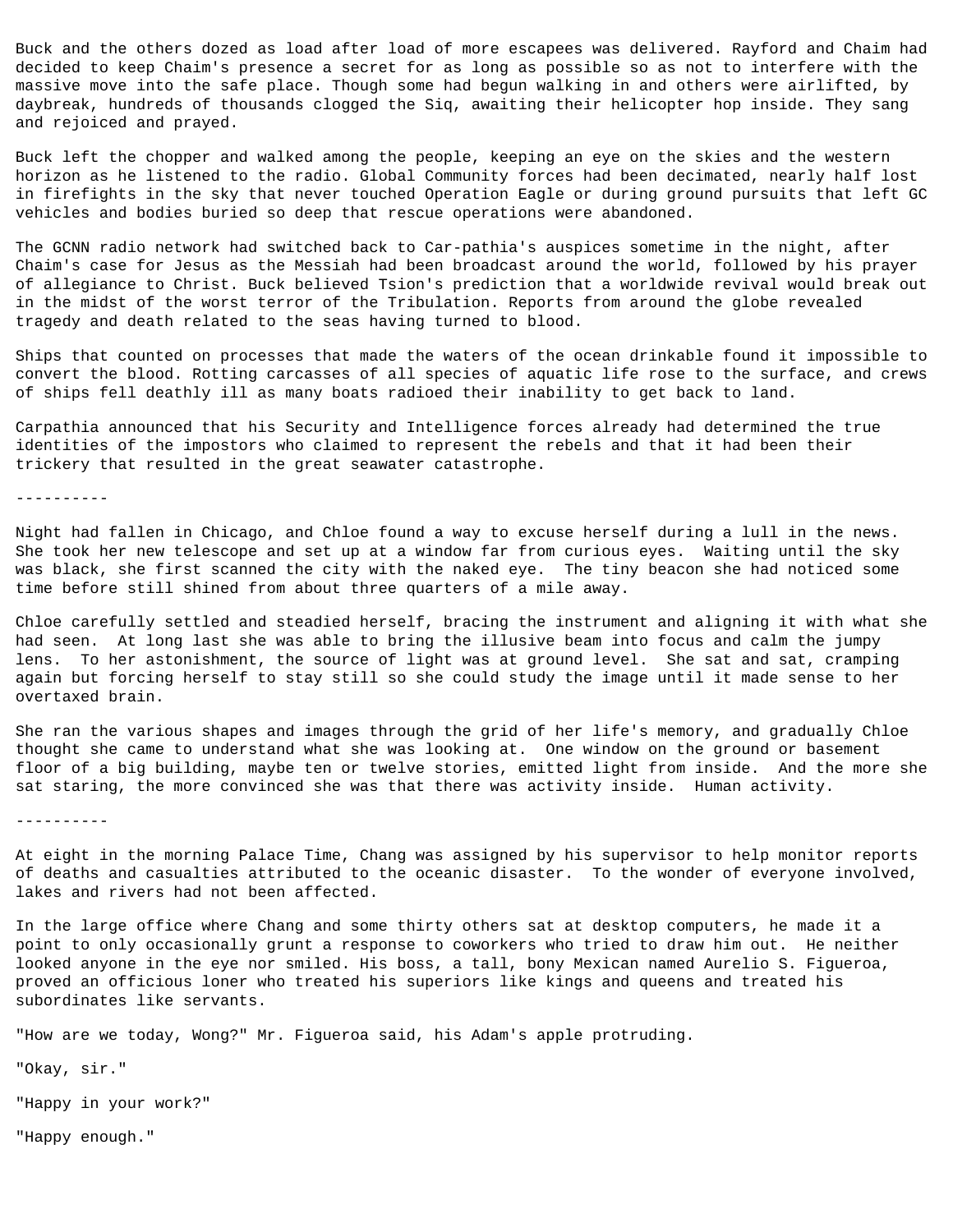Buck and the others dozed as load after load of more escapees was delivered. Rayford and Chaim had decided to keep Chaim's presence a secret for as long as possible so as not to interfere with the massive move into the safe place. Though some had begun walking in and others were airlifted, by daybreak, hundreds of thousands clogged the Siq, awaiting their helicopter hop inside. They sang and rejoiced and prayed.

Buck left the chopper and walked among the people, keeping an eye on the skies and the western horizon as he listened to the radio. Global Community forces had been decimated, nearly half lost in firefights in the sky that never touched Operation Eagle or during ground pursuits that left GC vehicles and bodies buried so deep that rescue operations were abandoned.

The GCNN radio network had switched back to Car-pathia's auspices sometime in the night, after Chaim's case for Jesus as the Messiah had been broadcast around the world, followed by his prayer of allegiance to Christ. Buck believed Tsion's prediction that a worldwide revival would break out in the midst of the worst terror of the Tribulation. Reports from around the globe revealed tragedy and death related to the seas having turned to blood.

Ships that counted on processes that made the waters of the ocean drinkable found it impossible to convert the blood. Rotting carcasses of all species of aquatic life rose to the surface, and crews of ships fell deathly ill as many boats radioed their inability to get back to land.

Carpathia announced that his Security and Intelligence forces already had determined the true identities of the impostors who claimed to represent the rebels and that it had been their trickery that resulted in the great seawater catastrophe.

----------

Night had fallen in Chicago, and Chloe found a way to excuse herself during a lull in the news. She took her new telescope and set up at a window far from curious eyes. Waiting until the sky was black, she first scanned the city with the naked eye. The tiny beacon she had noticed some time before still shined from about three quarters of a mile away.

Chloe carefully settled and steadied herself, bracing the instrument and aligning it with what she had seen. At long last she was able to bring the illusive beam into focus and calm the jumpy lens. To her astonishment, the source of light was at ground level. She sat and sat, cramping again but forcing herself to stay still so she could study the image until it made sense to her overtaxed brain.

She ran the various shapes and images through the grid of her life's memory, and gradually Chloe thought she came to understand what she was looking at. One window on the ground or basement floor of a big building, maybe ten or twelve stories, emitted light from inside. And the more she sat staring, the more convinced she was that there was activity inside. Human activity.

----------

At eight in the morning Palace Time, Chang was assigned by his supervisor to help monitor reports of deaths and casualties attributed to the oceanic disaster. To the wonder of everyone involved, lakes and rivers had not been affected.

In the large office where Chang and some thirty others sat at desktop computers, he made it a point to only occasionally grunt a response to coworkers who tried to draw him out. He neither looked anyone in the eye nor smiled. His boss, a tall, bony Mexican named Aurelio S. Figueroa, proved an officious loner who treated his superiors like kings and queens and treated his subordinates like servants.

"How are we today, Wong?" Mr. Figueroa said, his Adam's apple protruding.

"Okay, sir."

"Happy in your work?"

"Happy enough."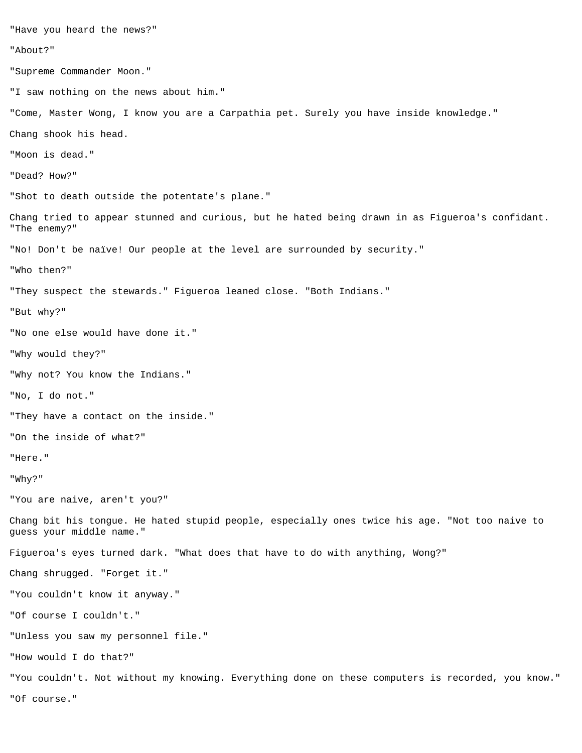"Have you heard the news?"

"About?"

"Supreme Commander Moon."

"I saw nothing on the news about him."

"Come, Master Wong, I know you are a Carpathia pet. Surely you have inside knowledge."

Chang shook his head.

"Moon is dead."

"Dead? How?"

"Shot to death outside the potentate's plane."

Chang tried to appear stunned and curious, but he hated being drawn in as Figueroa's confidant. "The enemy?"

"No! Don't be naïve! Our people at the level are surrounded by security."

"Who then?"

"They suspect the stewards." Figueroa leaned close. "Both Indians."

"But why?"

"No one else would have done it."

"Why would they?"

"Why not? You know the Indians."

"No, I do not."

"They have a contact on the inside."

"On the inside of what?"

"Here."

"Why?"

"You are naive, aren't you?"

Chang bit his tongue. He hated stupid people, especially ones twice his age. "Not too naive to guess your middle name."

Figueroa's eyes turned dark. "What does that have to do with anything, Wong?"

Chang shrugged. "Forget it."

"You couldn't know it anyway."

"Of course I couldn't."

"Unless you saw my personnel file."

"How would I do that?"

"You couldn't. Not without my knowing. Everything done on these computers is recorded, you know."

"Of course."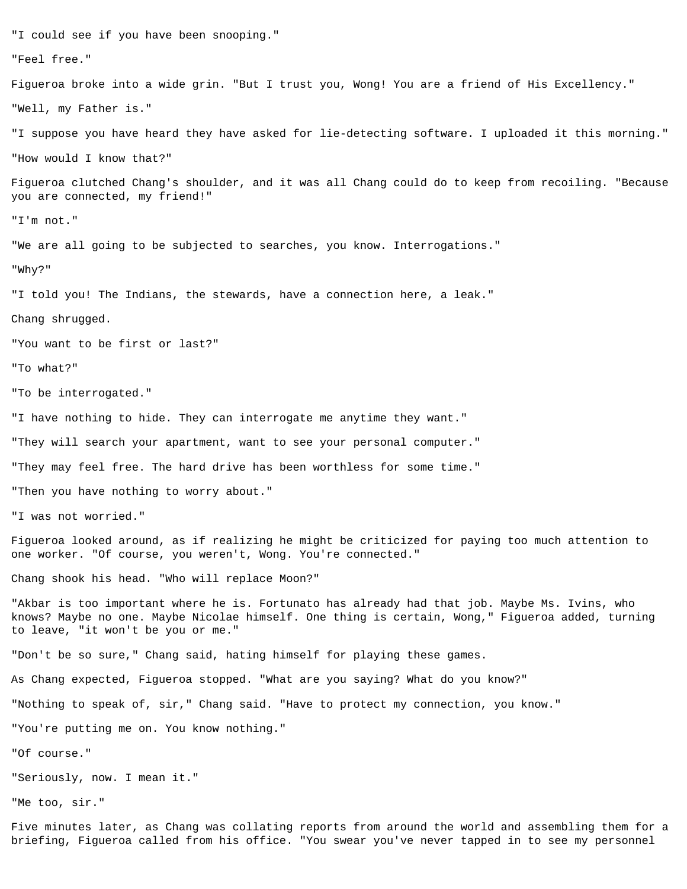"I could see if you have been snooping."

"Feel free."

Figueroa broke into a wide grin. "But I trust you, Wong! You are a friend of His Excellency."

"Well, my Father is."

"I suppose you have heard they have asked for lie-detecting software. I uploaded it this morning."

"How would I know that?"

Figueroa clutched Chang's shoulder, and it was all Chang could do to keep from recoiling. "Because you are connected, my friend!"

"I'm not."

"We are all going to be subjected to searches, you know. Interrogations."

"Why?"

"I told you! The Indians, the stewards, have a connection here, a leak."

Chang shrugged.

"You want to be first or last?"

"To what?"

"To be interrogated."

"I have nothing to hide. They can interrogate me anytime they want."

"They will search your apartment, want to see your personal computer."

"They may feel free. The hard drive has been worthless for some time."

"Then you have nothing to worry about."

"I was not worried."

Figueroa looked around, as if realizing he might be criticized for paying too much attention to one worker. "Of course, you weren't, Wong. You're connected."

Chang shook his head. "Who will replace Moon?"

"Akbar is too important where he is. Fortunato has already had that job. Maybe Ms. Ivins, who knows? Maybe no one. Maybe Nicolae himself. One thing is certain, Wong," Figueroa added, turning to leave, "it won't be you or me."

"Don't be so sure," Chang said, hating himself for playing these games.

As Chang expected, Figueroa stopped. "What are you saying? What do you know?"

"Nothing to speak of, sir," Chang said. "Have to protect my connection, you know."

"You're putting me on. You know nothing."

"Of course."

"Seriously, now. I mean it."

"Me too, sir."

Five minutes later, as Chang was collating reports from around the world and assembling them for a briefing, Figueroa called from his office. "You swear you've never tapped in to see my personnel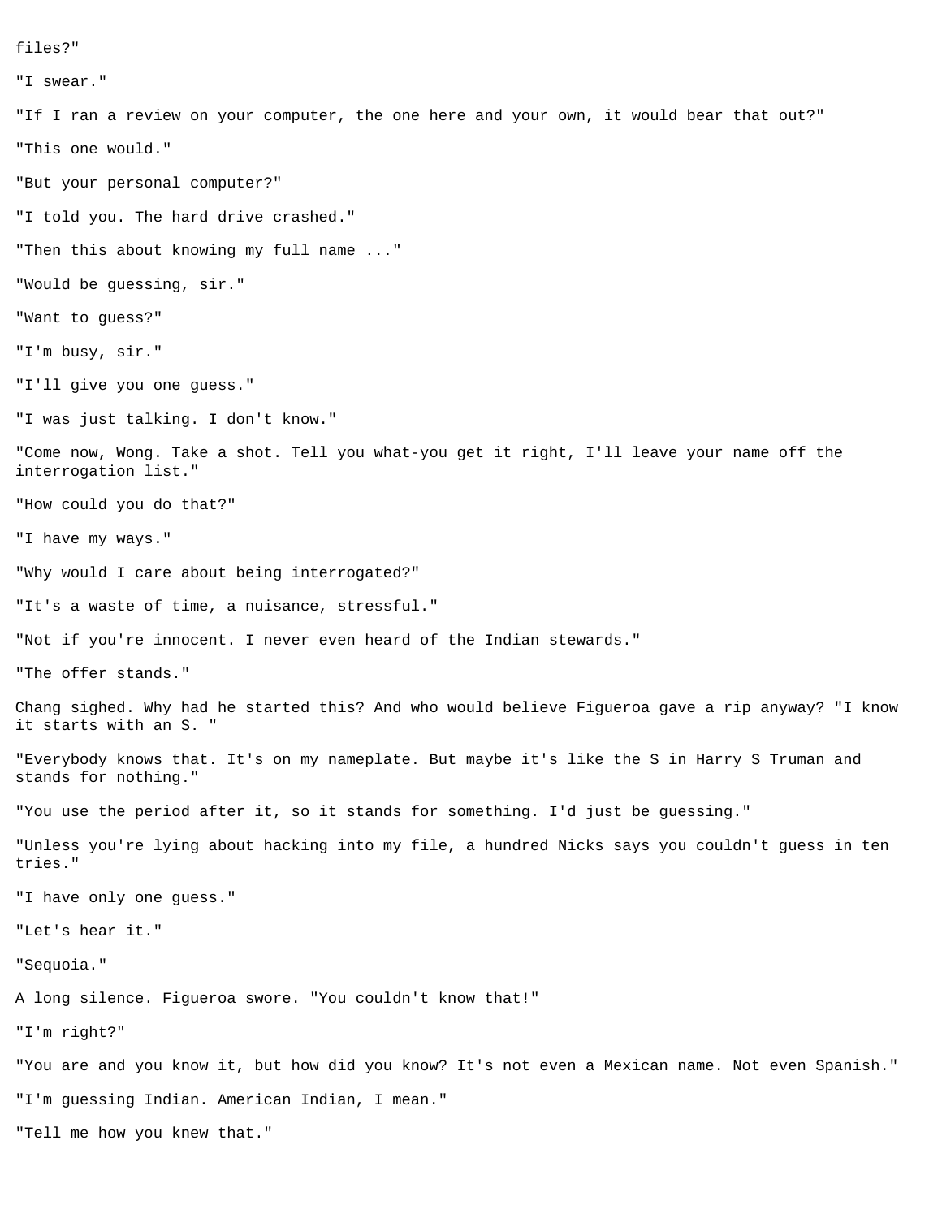files?"

"I swear."

"If I ran a review on your computer, the one here and your own, it would bear that out?"

"This one would."

"But your personal computer?"

"I told you. The hard drive crashed."

"Then this about knowing my full name ..."

"Would be guessing, sir."

"Want to guess?"

"I'm busy, sir."

"I'll give you one guess."

"I was just talking. I don't know."

"Come now, Wong. Take a shot. Tell you what-you get it right, I'll leave your name off the interrogation list."

"How could you do that?"

"I have my ways."

"Why would I care about being interrogated?"

"It's a waste of time, a nuisance, stressful."

"Not if you're innocent. I never even heard of the Indian stewards."

"The offer stands."

Chang sighed. Why had he started this? And who would believe Figueroa gave a rip anyway? "I know it starts with an S. "

"Everybody knows that. It's on my nameplate. But maybe it's like the S in Harry S Truman and stands for nothing."

"You use the period after it, so it stands for something. I'd just be guessing."

"Unless you're lying about hacking into my file, a hundred Nicks says you couldn't guess in ten tries."

"I have only one guess."

"Let's hear it."

"Sequoia."

A long silence. Figueroa swore. "You couldn't know that!"

"I'm right?"

"You are and you know it, but how did you know? It's not even a Mexican name. Not even Spanish."

"I'm guessing Indian. American Indian, I mean."

"Tell me how you knew that."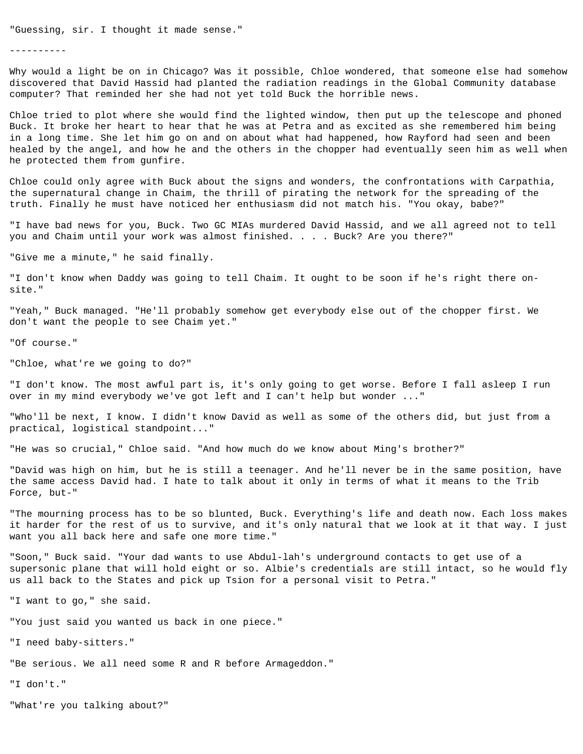"Guessing, sir. I thought it made sense."

----------

Why would a light be on in Chicago? Was it possible, Chloe wondered, that someone else had somehow discovered that David Hassid had planted the radiation readings in the Global Community database computer? That reminded her she had not yet told Buck the horrible news.

Chloe tried to plot where she would find the lighted window, then put up the telescope and phoned Buck. It broke her heart to hear that he was at Petra and as excited as she remembered him being in a long time. She let him go on and on about what had happened, how Rayford had seen and been healed by the angel, and how he and the others in the chopper had eventually seen him as well when he protected them from gunfire.

Chloe could only agree with Buck about the signs and wonders, the confrontations with Carpathia, the supernatural change in Chaim, the thrill of pirating the network for the spreading of the truth. Finally he must have noticed her enthusiasm did not match his. "You okay, babe?"

"I have bad news for you, Buck. Two GC MIAs murdered David Hassid, and we all agreed not to tell you and Chaim until your work was almost finished. . . . Buck? Are you there?"

"Give me a minute," he said finally.

"I don't know when Daddy was going to tell Chaim. It ought to be soon if he's right there on-site."

"Yeah," Buck managed. "He'll probably somehow get everybody else out of the chopper first. We don't want the people to see Chaim yet."

"Of course."

"Chloe, what're we going to do?"

"I don't know. The most awful part is, it's only going to get worse. Before I fall asleep I run over in my mind everybody we've got left and I can't help but wonder ..."

"Who'll be next, I know. I didn't know David as well as some of the others did, but just from a practical, logistical standpoint..."

"He was so crucial," Chloe said. "And how much do we know about Ming's brother?"

"David was high on him, but he is still a teenager. And he'll never be in the same position, have the same access David had. I hate to talk about it only in terms of what it means to the Trib Force, but-"

"The mourning process has to be so blunted, Buck. Everything's life and death now. Each loss makes it harder for the rest of us to survive, and it's only natural that we look at it that way. I just want you all back here and safe one more time."

"Soon," Buck said. "Your dad wants to use Abdul-lah's underground contacts to get use of a supersonic plane that will hold eight or so. Albie's credentials are still intact, so he would fly us all back to the States and pick up Tsion for a personal visit to Petra."

"I want to go," she said.

"You just said you wanted us back in one piece."

"I need baby-sitters."

"Be serious. We all need some R and R before Armageddon."

"I don't."

"What're you talking about?"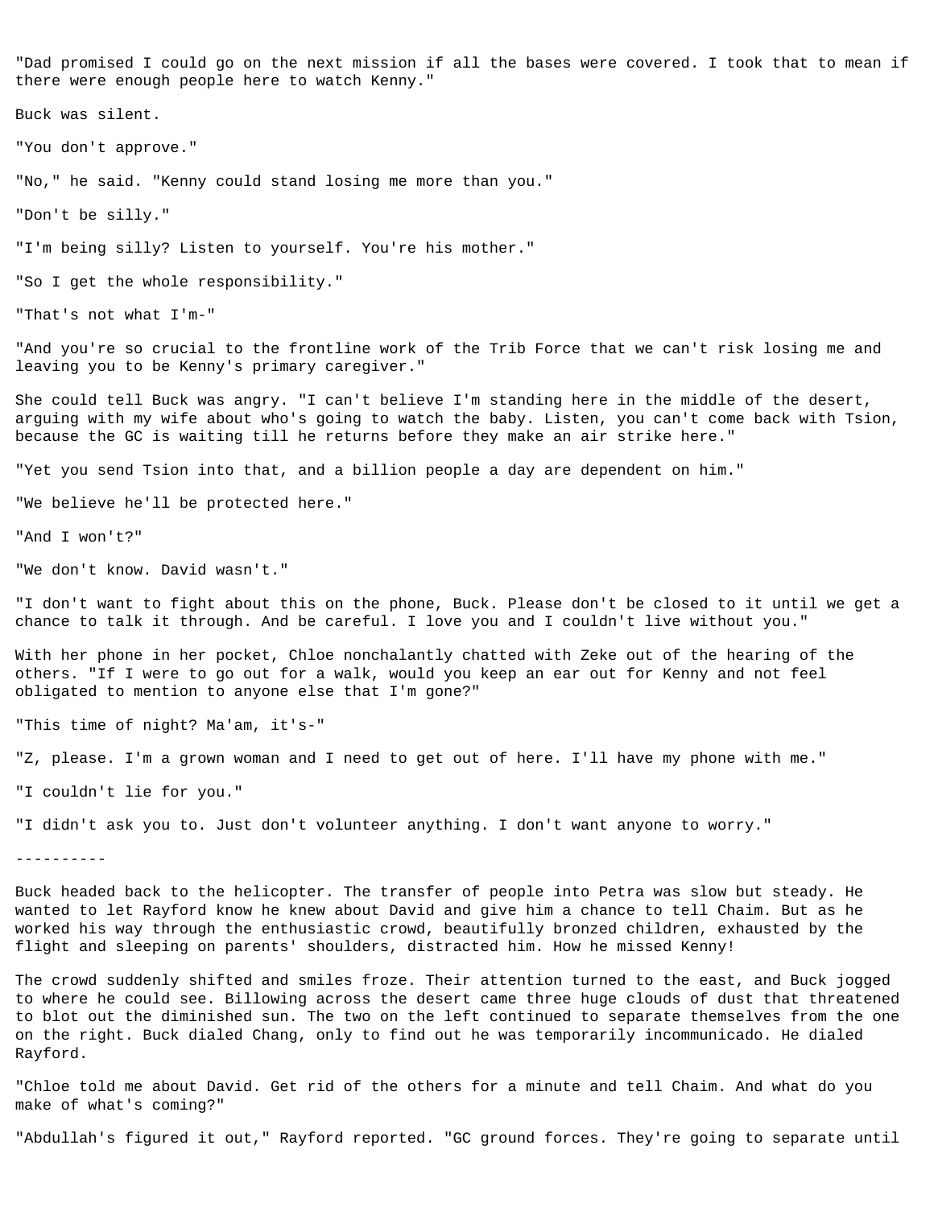"Dad promised I could go on the next mission if all the bases were covered. I took that to mean if there were enough people here to watch Kenny."

Buck was silent.

"You don't approve."

"No," he said. "Kenny could stand losing me more than you."

"Don't be silly."

"I'm being silly? Listen to yourself. You're his mother."

"So I get the whole responsibility."

"That's not what I'm-"

"And you're so crucial to the frontline work of the Trib Force that we can't risk losing me and leaving you to be Kenny's primary caregiver."

She could tell Buck was angry. "I can't believe I'm standing here in the middle of the desert, arguing with my wife about who's going to watch the baby. Listen, you can't come back with Tsion, because the GC is waiting till he returns before they make an air strike here."

"Yet you send Tsion into that, and a billion people a day are dependent on him."

"We believe he'll be protected here."

"And I won't?"

"We don't know. David wasn't."

"I don't want to fight about this on the phone, Buck. Please don't be closed to it until we get a chance to talk it through. And be careful. I love you and I couldn't live without you."

With her phone in her pocket, Chloe nonchalantly chatted with Zeke out of the hearing of the others. "If I were to go out for a walk, would you keep an ear out for Kenny and not feel obligated to mention to anyone else that I'm gone?"

"This time of night? Ma'am, it's-"

"Z, please. I'm a grown woman and I need to get out of here. I'll have my phone with me."

"I couldn't lie for you."

"I didn't ask you to. Just don't volunteer anything. I don't want anyone to worry."

----------

Buck headed back to the helicopter. The transfer of people into Petra was slow but steady. He wanted to let Rayford know he knew about David and give him a chance to tell Chaim. But as he worked his way through the enthusiastic crowd, beautifully bronzed children, exhausted by the flight and sleeping on parents' shoulders, distracted him. How he missed Kenny!

The crowd suddenly shifted and smiles froze. Their attention turned to the east, and Buck jogged to where he could see. Billowing across the desert came three huge clouds of dust that threatened to blot out the diminished sun. The two on the left continued to separate themselves from the one on the right. Buck dialed Chang, only to find out he was temporarily incommunicado. He dialed Rayford.

"Chloe told me about David. Get rid of the others for a minute and tell Chaim. And what do you make of what's coming?"

"Abdullah's figured it out," Rayford reported. "GC ground forces. They're going to separate until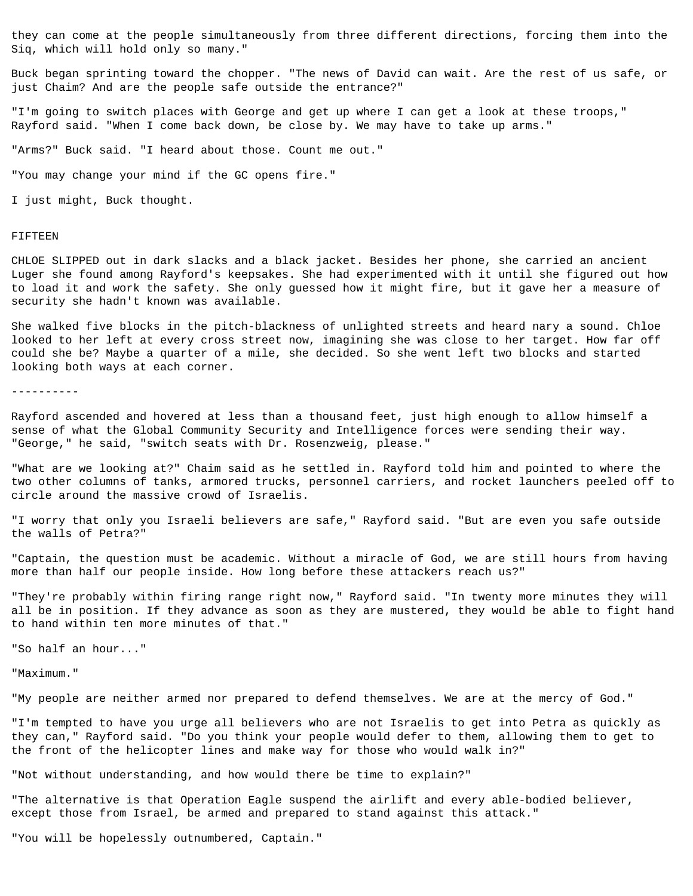they can come at the people simultaneously from three different directions, forcing them into the Siq, which will hold only so many."

Buck began sprinting toward the chopper. "The news of David can wait. Are the rest of us safe, or just Chaim? And are the people safe outside the entrance?"

"I'm going to switch places with George and get up where I can get a look at these troops," Rayford said. "When I come back down, be close by. We may have to take up arms."

"Arms?" Buck said. "I heard about those. Count me out."

"You may change your mind if the GC opens fire."

I just might, Buck thought.

## FIFTEEN

CHLOE SLIPPED out in dark slacks and a black jacket. Besides her phone, she carried an ancient Luger she found among Rayford's keepsakes. She had experimented with it until she figured out how to load it and work the safety. She only guessed how it might fire, but it gave her a measure of security she hadn't known was available.

She walked five blocks in the pitch-blackness of unlighted streets and heard nary a sound. Chloe looked to her left at every cross street now, imagining she was close to her target. How far off could she be? Maybe a quarter of a mile, she decided. So she went left two blocks and started looking both ways at each corner.

----------

Rayford ascended and hovered at less than a thousand feet, just high enough to allow himself a sense of what the Global Community Security and Intelligence forces were sending their way. "George," he said, "switch seats with Dr. Rosenzweig, please."

"What are we looking at?" Chaim said as he settled in. Rayford told him and pointed to where the two other columns of tanks, armored trucks, personnel carriers, and rocket launchers peeled off to circle around the massive crowd of Israelis.

"I worry that only you Israeli believers are safe," Rayford said. "But are even you safe outside the walls of Petra?"

"Captain, the question must be academic. Without a miracle of God, we are still hours from having more than half our people inside. How long before these attackers reach us?"

"They're probably within firing range right now," Rayford said. "In twenty more minutes they will all be in position. If they advance as soon as they are mustered, they would be able to fight hand to hand within ten more minutes of that."

"So half an hour..."

"Maximum."

"My people are neither armed nor prepared to defend themselves. We are at the mercy of God."

"I'm tempted to have you urge all believers who are not Israelis to get into Petra as quickly as they can," Rayford said. "Do you think your people would defer to them, allowing them to get to the front of the helicopter lines and make way for those who would walk in?"

"Not without understanding, and how would there be time to explain?"

"The alternative is that Operation Eagle suspend the airlift and every able-bodied believer, except those from Israel, be armed and prepared to stand against this attack."

"You will be hopelessly outnumbered, Captain."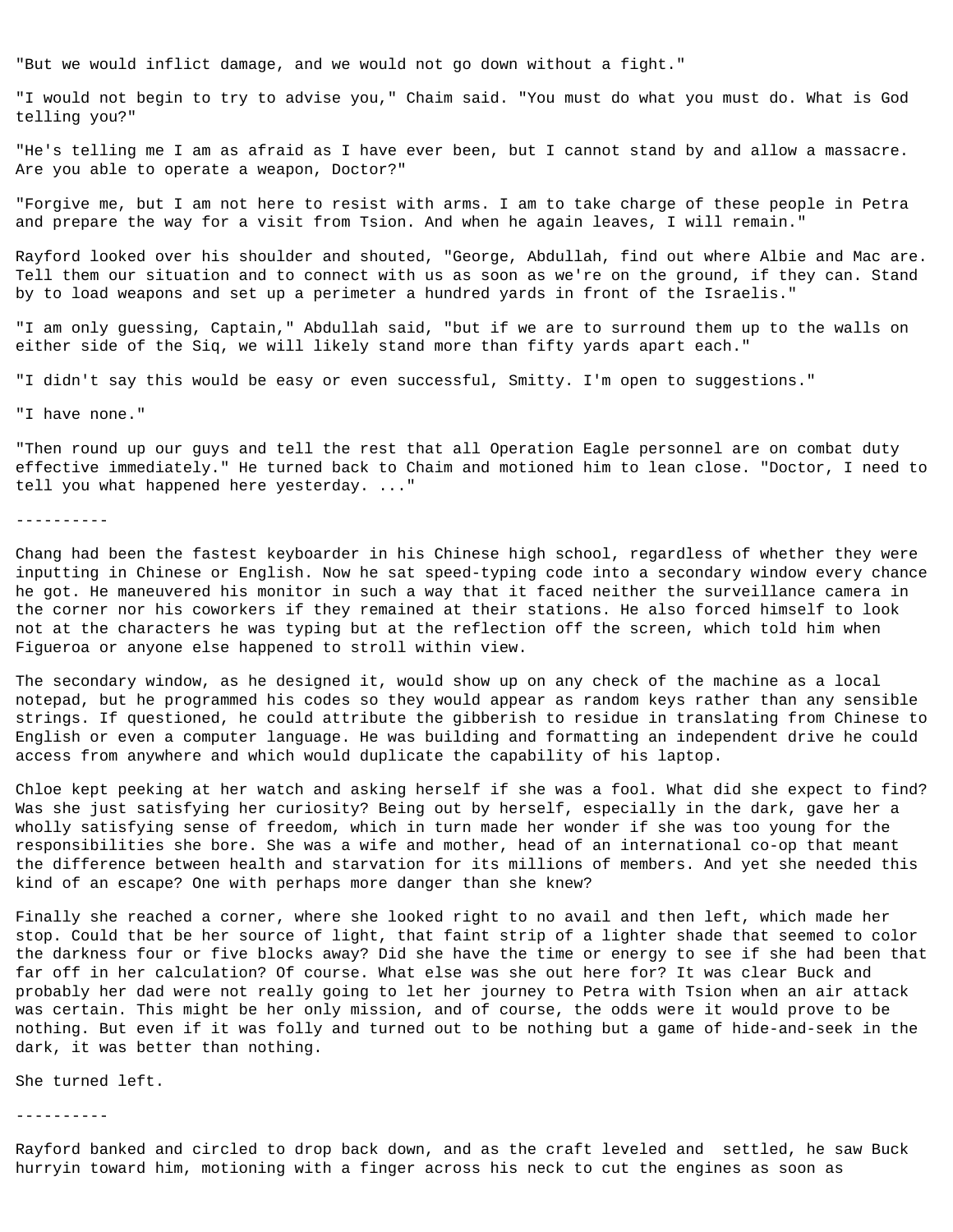"But we would inflict damage, and we would not go down without a fight."

"I would not begin to try to advise you," Chaim said. "You must do what you must do. What is God telling you?"

"He's telling me I am as afraid as I have ever been, but I cannot stand by and allow a massacre. Are you able to operate a weapon, Doctor?"

"Forgive me, but I am not here to resist with arms. I am to take charge of these people in Petra and prepare the way for a visit from Tsion. And when he again leaves, I will remain."

Rayford looked over his shoulder and shouted, "George, Abdullah, find out where Albie and Mac are. Tell them our situation and to connect with us as soon as we're on the ground, if they can. Stand by to load weapons and set up a perimeter a hundred yards in front of the Israelis."

"I am only guessing, Captain," Abdullah said, "but if we are to surround them up to the walls on either side of the Siq, we will likely stand more than fifty yards apart each."

"I didn't say this would be easy or even successful, Smitty. I'm open to suggestions."

"I have none."

"Then round up our guys and tell the rest that all Operation Eagle personnel are on combat duty effective immediately." He turned back to Chaim and motioned him to lean close. "Doctor, I need to tell you what happened here yesterday. ..."

----------

Chang had been the fastest keyboarder in his Chinese high school, regardless of whether they were inputting in Chinese or English. Now he sat speed-typing code into a secondary window every chance he got. He maneuvered his monitor in such a way that it faced neither the surveillance camera in the corner nor his coworkers if they remained at their stations. He also forced himself to look not at the characters he was typing but at the reflection off the screen, which told him when Figueroa or anyone else happened to stroll within view.

The secondary window, as he designed it, would show up on any check of the machine as a local notepad, but he programmed his codes so they would appear as random keys rather than any sensible strings. If questioned, he could attribute the gibberish to residue in translating from Chinese to English or even a computer language. He was building and formatting an independent drive he could access from anywhere and which would duplicate the capability of his laptop.

Chloe kept peeking at her watch and asking herself if she was a fool. What did she expect to find? Was she just satisfying her curiosity? Being out by herself, especially in the dark, gave her a wholly satisfying sense of freedom, which in turn made her wonder if she was too young for the responsibilities she bore. She was a wife and mother, head of an international co-op that meant the difference between health and starvation for its millions of members. And yet she needed this kind of an escape? One with perhaps more danger than she knew?

Finally she reached a corner, where she looked right to no avail and then left, which made her stop. Could that be her source of light, that faint strip of a lighter shade that seemed to color the darkness four or five blocks away? Did she have the time or energy to see if she had been that far off in her calculation? Of course. What else was she out here for? It was clear Buck and probably her dad were not really going to let her journey to Petra with Tsion when an air attack was certain. This might be her only mission, and of course, the odds were it would prove to be nothing. But even if it was folly and turned out to be nothing but a game of hide-and-seek in the dark, it was better than nothing.

She turned left.

----------

Rayford banked and circled to drop back down, and as the craft leveled and settled, he saw Buck hurryin toward him, motioning with a finger across his neck to cut the engines as soon as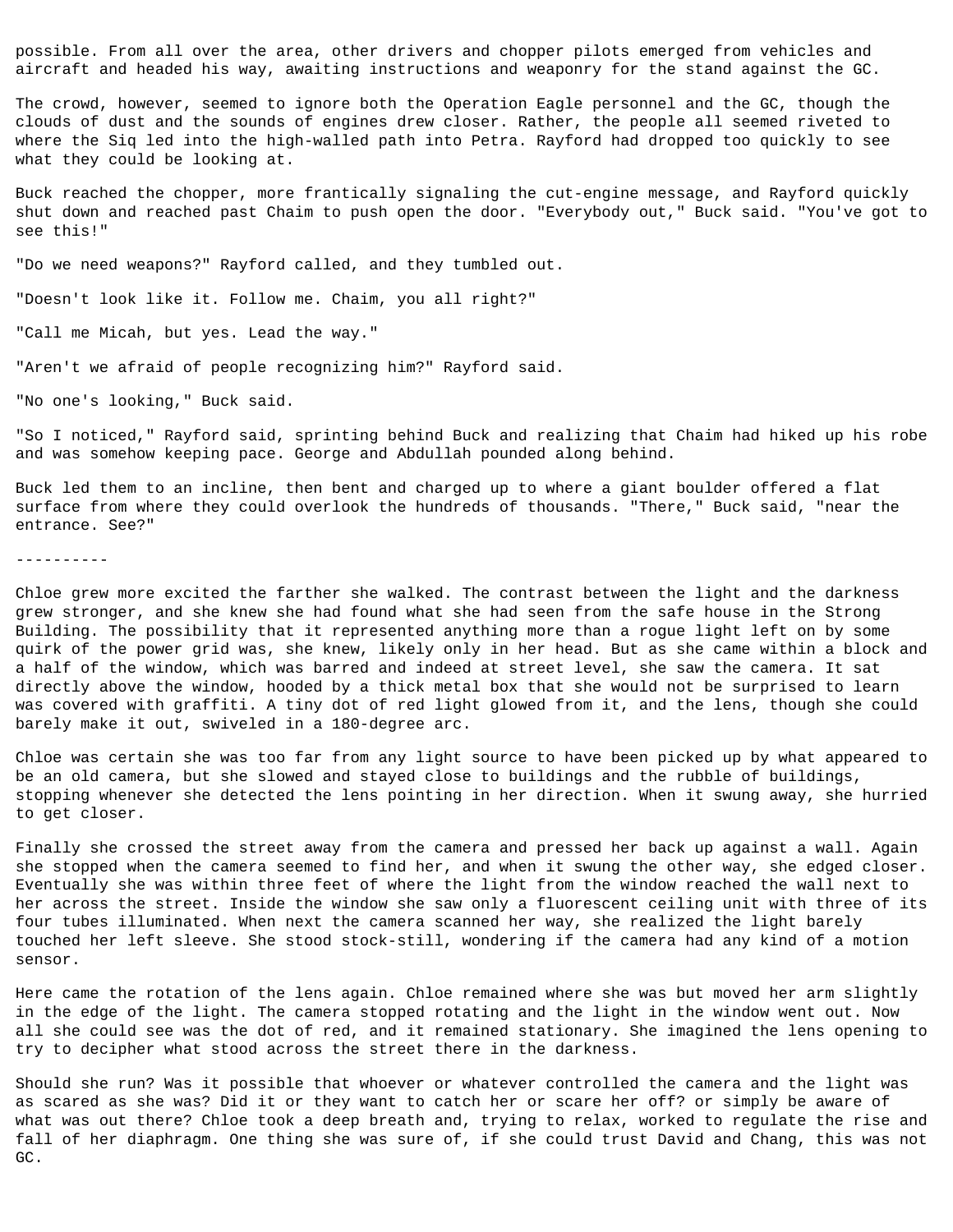possible. From all over the area, other drivers and chopper pilots emerged from vehicles and aircraft and headed his way, awaiting instructions and weaponry for the stand against the GC.

The crowd, however, seemed to ignore both the Operation Eagle personnel and the GC, though the clouds of dust and the sounds of engines drew closer. Rather, the people all seemed riveted to where the Siq led into the high-walled path into Petra. Rayford had dropped too quickly to see what they could be looking at.

Buck reached the chopper, more frantically signaling the cut-engine message, and Rayford quickly shut down and reached past Chaim to push open the door. "Everybody out," Buck said. "You've got to see this!"

"Do we need weapons?" Rayford called, and they tumbled out.

"Doesn't look like it. Follow me. Chaim, you all right?"

"Call me Micah, but yes. Lead the way."

"Aren't we afraid of people recognizing him?" Rayford said.

"No one's looking," Buck said.

"So I noticed," Rayford said, sprinting behind Buck and realizing that Chaim had hiked up his robe and was somehow keeping pace. George and Abdullah pounded along behind.

Buck led them to an incline, then bent and charged up to where a giant boulder offered a flat surface from where they could overlook the hundreds of thousands. "There," Buck said, "near the entrance. See?"

----------

Chloe grew more excited the farther she walked. The contrast between the light and the darkness grew stronger, and she knew she had found what she had seen from the safe house in the Strong Building. The possibility that it represented anything more than a rogue light left on by some quirk of the power grid was, she knew, likely only in her head. But as she came within a block and a half of the window, which was barred and indeed at street level, she saw the camera. It sat directly above the window, hooded by a thick metal box that she would not be surprised to learn was covered with graffiti. A tiny dot of red light glowed from it, and the lens, though she could barely make it out, swiveled in a 180-degree arc.

Chloe was certain she was too far from any light source to have been picked up by what appeared to be an old camera, but she slowed and stayed close to buildings and the rubble of buildings, stopping whenever she detected the lens pointing in her direction. When it swung away, she hurried to get closer.

Finally she crossed the street away from the camera and pressed her back up against a wall. Again she stopped when the camera seemed to find her, and when it swung the other way, she edged closer. Eventually she was within three feet of where the light from the window reached the wall next to her across the street. Inside the window she saw only a fluorescent ceiling unit with three of its four tubes illuminated. When next the camera scanned her way, she realized the light barely touched her left sleeve. She stood stock-still, wondering if the camera had any kind of a motion sensor.

Here came the rotation of the lens again. Chloe remained where she was but moved her arm slightly in the edge of the light. The camera stopped rotating and the light in the window went out. Now all she could see was the dot of red, and it remained stationary. She imagined the lens opening to try to decipher what stood across the street there in the darkness.

Should she run? Was it possible that whoever or whatever controlled the camera and the light was as scared as she was? Did it or they want to catch her or scare her off? or simply be aware of what was out there? Chloe took a deep breath and, trying to relax, worked to regulate the rise and fall of her diaphragm. One thing she was sure of, if she could trust David and Chang, this was not GC.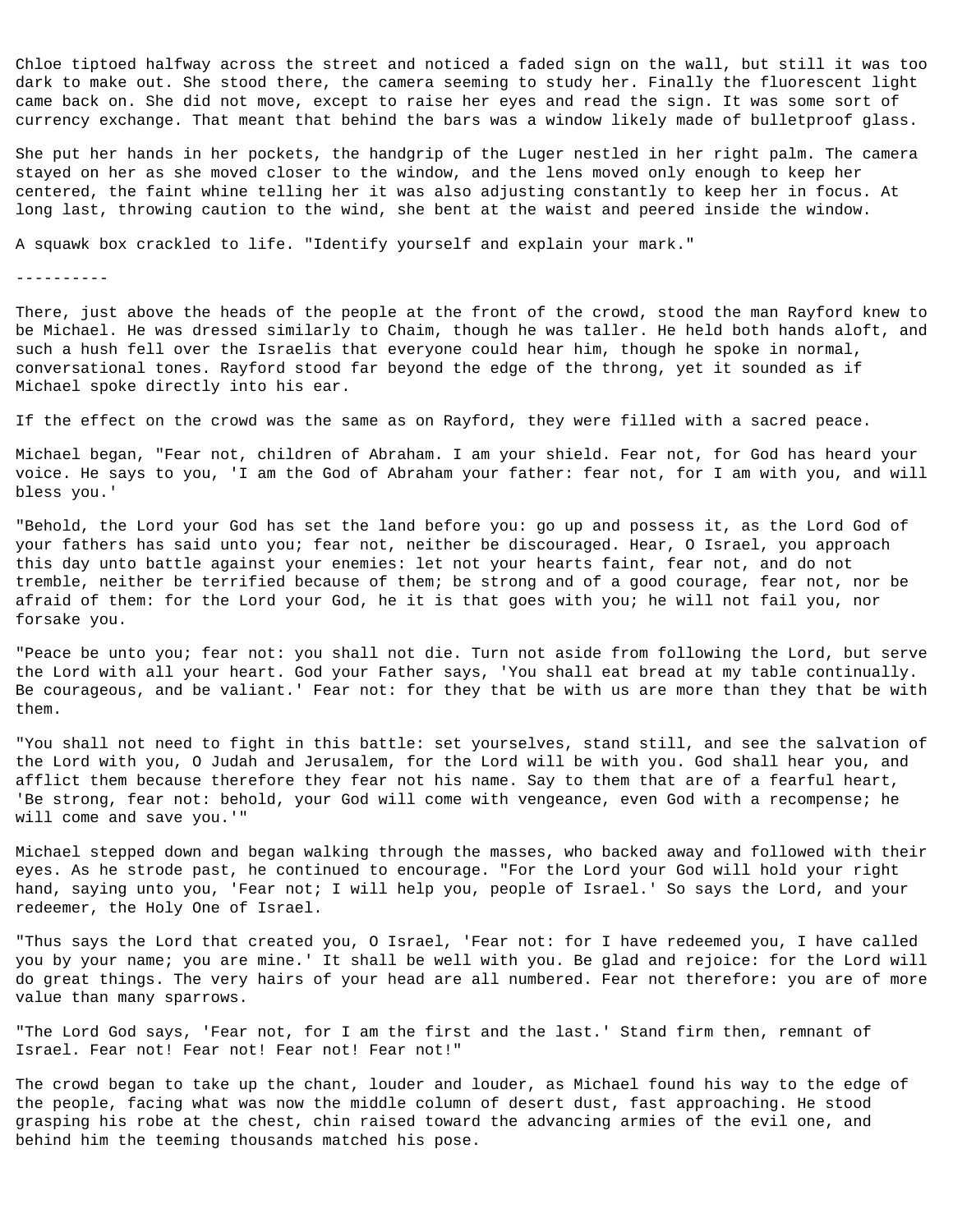Chloe tiptoed halfway across the street and noticed a faded sign on the wall, but still it was too dark to make out. She stood there, the camera seeming to study her. Finally the fluorescent light came back on. She did not move, except to raise her eyes and read the sign. It was some sort of currency exchange. That meant that behind the bars was a window likely made of bulletproof glass.

She put her hands in her pockets, the handgrip of the Luger nestled in her right palm. The camera stayed on her as she moved closer to the window, and the lens moved only enough to keep her centered, the faint whine telling her it was also adjusting constantly to keep her in focus. At long last, throwing caution to the wind, she bent at the waist and peered inside the window.

A squawk box crackled to life. "Identify yourself and explain your mark."

----------

There, just above the heads of the people at the front of the crowd, stood the man Rayford knew to be Michael. He was dressed similarly to Chaim, though he was taller. He held both hands aloft, and such a hush fell over the Israelis that everyone could hear him, though he spoke in normal, conversational tones. Rayford stood far beyond the edge of the throng, yet it sounded as if Michael spoke directly into his ear.

If the effect on the crowd was the same as on Rayford, they were filled with a sacred peace.

Michael began, "Fear not, children of Abraham. I am your shield. Fear not, for God has heard your voice. He says to you, 'I am the God of Abraham your father: fear not, for I am with you, and will bless you.'

"Behold, the Lord your God has set the land before you: go up and possess it, as the Lord God of your fathers has said unto you; fear not, neither be discouraged. Hear, O Israel, you approach this day unto battle against your enemies: let not your hearts faint, fear not, and do not tremble, neither be terrified because of them; be strong and of a good courage, fear not, nor be afraid of them: for the Lord your God, he it is that goes with you; he will not fail you, nor forsake you.

"Peace be unto you; fear not: you shall not die. Turn not aside from following the Lord, but serve the Lord with all your heart. God your Father says, 'You shall eat bread at my table continually. Be courageous, and be valiant.' Fear not: for they that be with us are more than they that be with them.

"You shall not need to fight in this battle: set yourselves, stand still, and see the salvation of the Lord with you, O Judah and Jerusalem, for the Lord will be with you. God shall hear you, and afflict them because therefore they fear not his name. Say to them that are of a fearful heart, 'Be strong, fear not: behold, your God will come with vengeance, even God with a recompense; he will come and save you.'"

Michael stepped down and began walking through the masses, who backed away and followed with their eyes. As he strode past, he continued to encourage. "For the Lord your God will hold your right hand, saying unto you, 'Fear not; I will help you, people of Israel.' So says the Lord, and your redeemer, the Holy One of Israel.

"Thus says the Lord that created you, O Israel, 'Fear not: for I have redeemed you, I have called you by your name; you are mine.' It shall be well with you. Be glad and rejoice: for the Lord will do great things. The very hairs of your head are all numbered. Fear not therefore: you are of more value than many sparrows.

"The Lord God says, 'Fear not, for I am the first and the last.' Stand firm then, remnant of Israel. Fear not! Fear not! Fear not! Fear not!"

The crowd began to take up the chant, louder and louder, as Michael found his way to the edge of the people, facing what was now the middle column of desert dust, fast approaching. He stood grasping his robe at the chest, chin raised toward the advancing armies of the evil one, and behind him the teeming thousands matched his pose.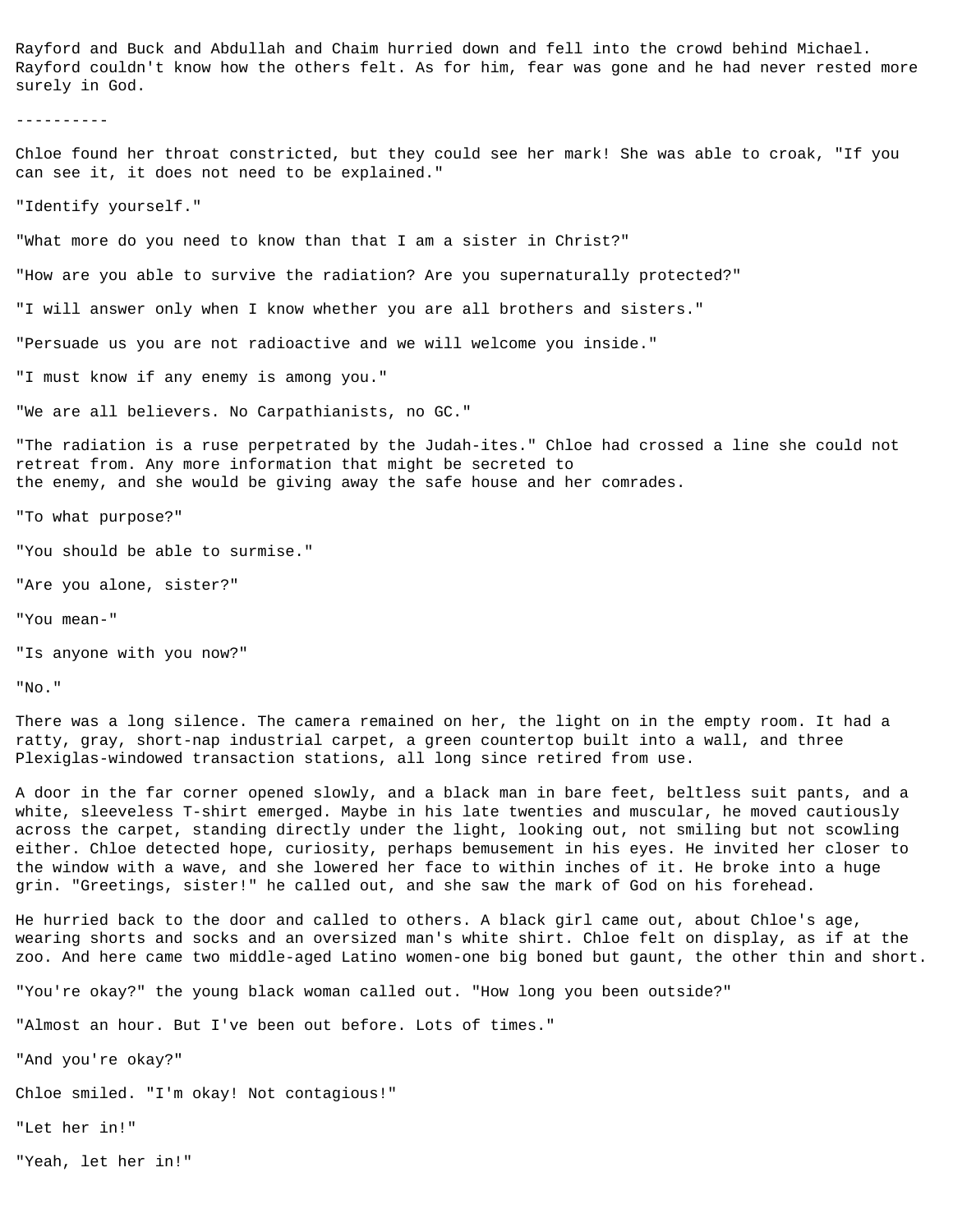Rayford and Buck and Abdullah and Chaim hurried down and fell into the crowd behind Michael. Rayford couldn't know how the others felt. As for him, fear was gone and he had never rested more surely in God.

----------

Chloe found her throat constricted, but they could see her mark! She was able to croak, "If you can see it, it does not need to be explained."

"Identify yourself."

"What more do you need to know than that I am a sister in Christ?"

"How are you able to survive the radiation? Are you supernaturally protected?"

"I will answer only when I know whether you are all brothers and sisters."

"Persuade us you are not radioactive and we will welcome you inside."

"I must know if any enemy is among you."

"We are all believers. No Carpathianists, no GC."

"The radiation is a ruse perpetrated by the Judah-ites." Chloe had crossed a line she could not retreat from. Any more information that might be secreted to the enemy, and she would be giving away the safe house and her comrades.

"To what purpose?"

"You should be able to surmise."

"Are you alone, sister?"

"You mean-"

"Is anyone with you now?"

"No."

There was a long silence. The camera remained on her, the light on in the empty room. It had a ratty, gray, short-nap industrial carpet, a green countertop built into a wall, and three Plexiglas-windowed transaction stations, all long since retired from use.

A door in the far corner opened slowly, and a black man in bare feet, beltless suit pants, and a white, sleeveless T-shirt emerged. Maybe in his late twenties and muscular, he moved cautiously across the carpet, standing directly under the light, looking out, not smiling but not scowling either. Chloe detected hope, curiosity, perhaps bemusement in his eyes. He invited her closer to the window with a wave, and she lowered her face to within inches of it. He broke into a huge grin. "Greetings, sister!" he called out, and she saw the mark of God on his forehead.

He hurried back to the door and called to others. A black girl came out, about Chloe's age, wearing shorts and socks and an oversized man's white shirt. Chloe felt on display, as if at the zoo. And here came two middle-aged Latino women-one big boned but gaunt, the other thin and short.

"You're okay?" the young black woman called out. "How long you been outside?"

"Almost an hour. But I've been out before. Lots of times."

"And you're okay?"

Chloe smiled. "I'm okay! Not contagious!"

"Let her in!"

"Yeah, let her in!"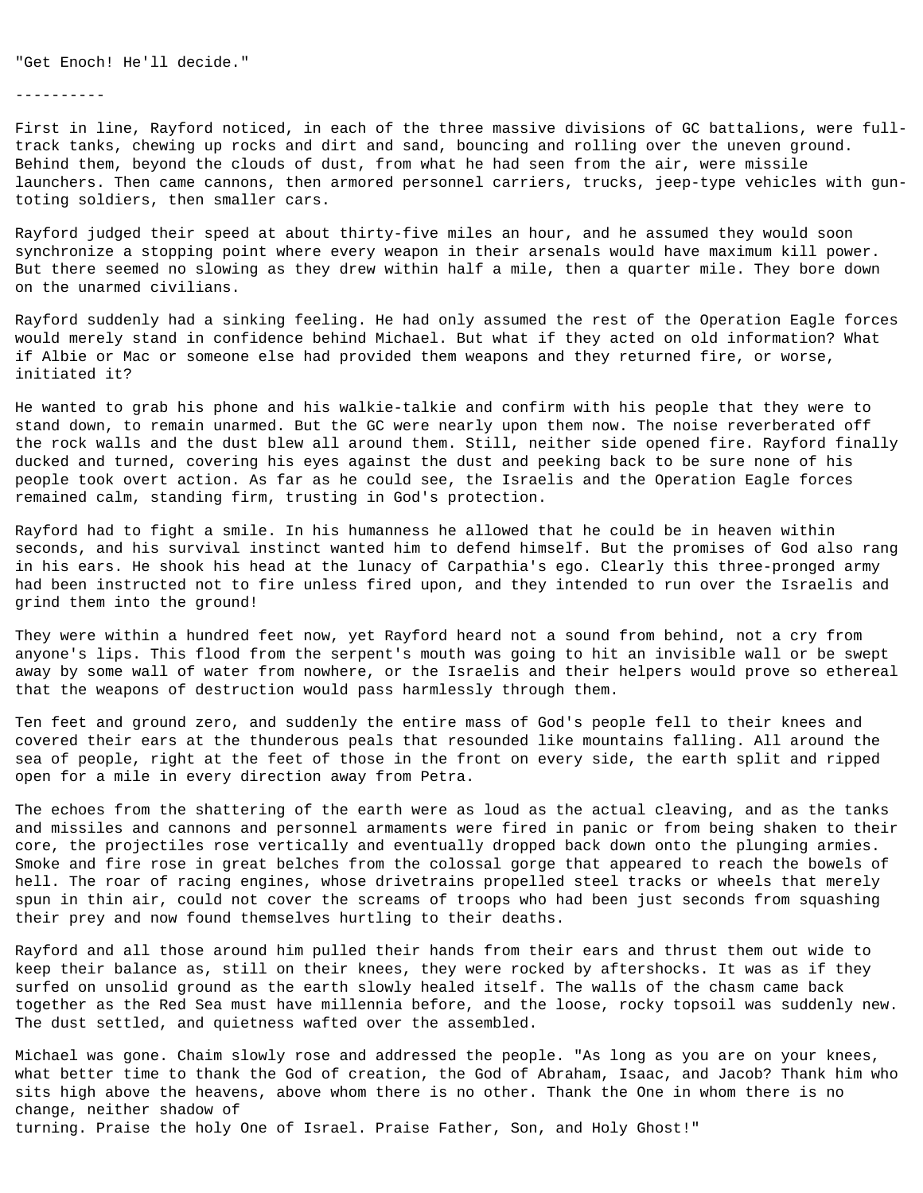"Get Enoch! He'll decide."

----------

First in line, Rayford noticed, in each of the three massive divisions of GC battalions, were full-track tanks, chewing up rocks and dirt and sand, bouncing and rolling over the uneven ground. Behind them, beyond the clouds of dust, from what he had seen from the air, were missile launchers. Then came cannons, then armored personnel carriers, trucks, jeep-type vehicles with gun-toting soldiers, then smaller cars.

Rayford judged their speed at about thirty-five miles an hour, and he assumed they would soon synchronize a stopping point where every weapon in their arsenals would have maximum kill power. But there seemed no slowing as they drew within half a mile, then a quarter mile. They bore down on the unarmed civilians.

Rayford suddenly had a sinking feeling. He had only assumed the rest of the Operation Eagle forces would merely stand in confidence behind Michael. But what if they acted on old information? What if Albie or Mac or someone else had provided them weapons and they returned fire, or worse, initiated it?

He wanted to grab his phone and his walkie-talkie and confirm with his people that they were to stand down, to remain unarmed. But the GC were nearly upon them now. The noise reverberated off the rock walls and the dust blew all around them. Still, neither side opened fire. Rayford finally ducked and turned, covering his eyes against the dust and peeking back to be sure none of his people took overt action. As far as he could see, the Israelis and the Operation Eagle forces remained calm, standing firm, trusting in God's protection.

Rayford had to fight a smile. In his humanness he allowed that he could be in heaven within seconds, and his survival instinct wanted him to defend himself. But the promises of God also rang in his ears. He shook his head at the lunacy of Carpathia's ego. Clearly this three-pronged army had been instructed not to fire unless fired upon, and they intended to run over the Israelis and grind them into the ground!

They were within a hundred feet now, yet Rayford heard not a sound from behind, not a cry from anyone's lips. This flood from the serpent's mouth was going to hit an invisible wall or be swept away by some wall of water from nowhere, or the Israelis and their helpers would prove so ethereal that the weapons of destruction would pass harmlessly through them.

Ten feet and ground zero, and suddenly the entire mass of God's people fell to their knees and covered their ears at the thunderous peals that resounded like mountains falling. All around the sea of people, right at the feet of those in the front on every side, the earth split and ripped open for a mile in every direction away from Petra.

The echoes from the shattering of the earth were as loud as the actual cleaving, and as the tanks and missiles and cannons and personnel armaments were fired in panic or from being shaken to their core, the projectiles rose vertically and eventually dropped back down onto the plunging armies. Smoke and fire rose in great belches from the colossal gorge that appeared to reach the bowels of hell. The roar of racing engines, whose drivetrains propelled steel tracks or wheels that merely spun in thin air, could not cover the screams of troops who had been just seconds from squashing their prey and now found themselves hurtling to their deaths.

Rayford and all those around him pulled their hands from their ears and thrust them out wide to keep their balance as, still on their knees, they were rocked by aftershocks. It was as if they surfed on unsolid ground as the earth slowly healed itself. The walls of the chasm came back together as the Red Sea must have millennia before, and the loose, rocky topsoil was suddenly new. The dust settled, and quietness wafted over the assembled.

Michael was gone. Chaim slowly rose and addressed the people. "As long as you are on your knees, what better time to thank the God of creation, the God of Abraham, Isaac, and Jacob? Thank him who sits high above the heavens, above whom there is no other. Thank the One in whom there is no change, neither shadow of turning. Praise the holy One of Israel. Praise Father, Son, and Holy Ghost!"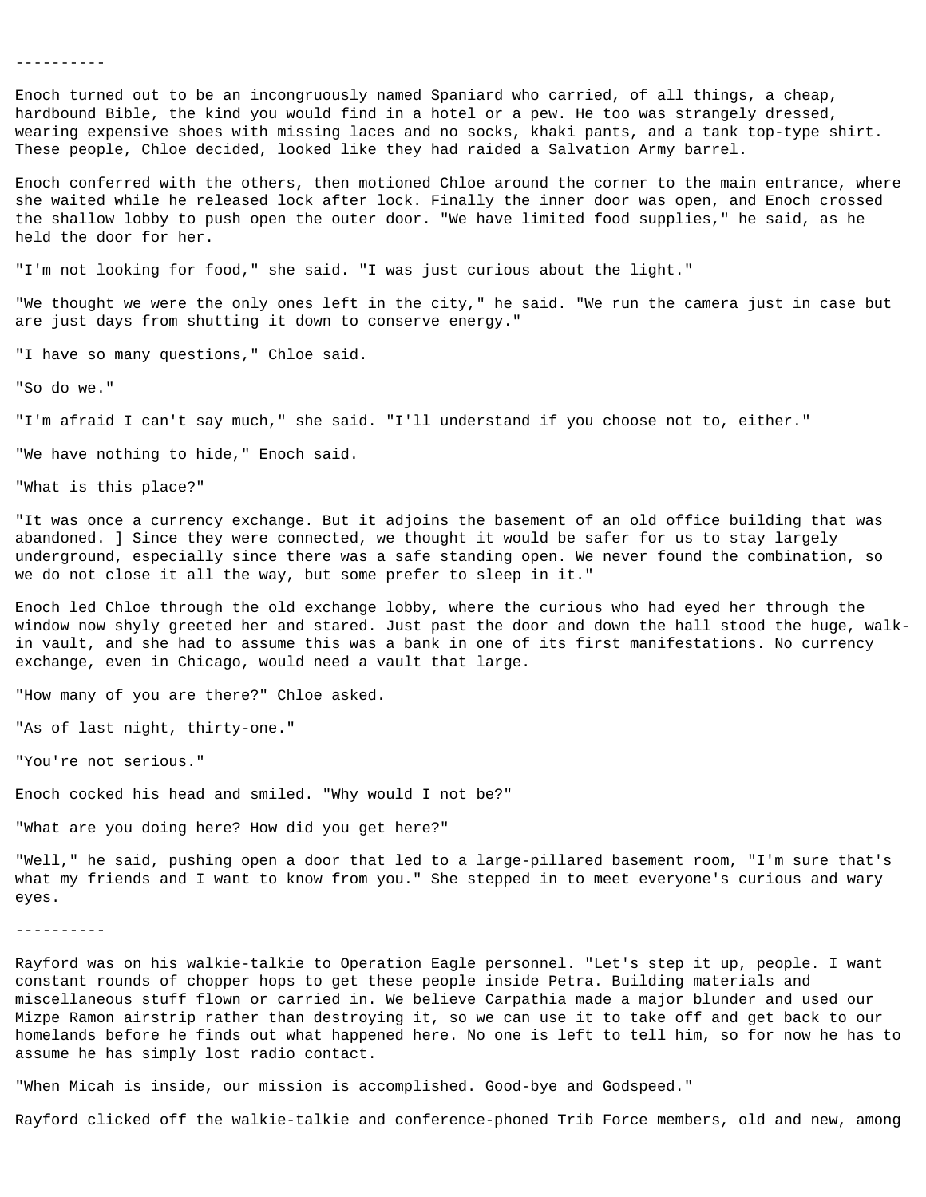----------

Enoch turned out to be an incongruously named Spaniard who carried, of all things, a cheap, hardbound Bible, the kind you would find in a hotel or a pew. He too was strangely dressed, wearing expensive shoes with missing laces and no socks, khaki pants, and a tank top-type shirt. These people, Chloe decided, looked like they had raided a Salvation Army barrel.

Enoch conferred with the others, then motioned Chloe around the corner to the main entrance, where she waited while he released lock after lock. Finally the inner door was open, and Enoch crossed the shallow lobby to push open the outer door. "We have limited food supplies," he said, as he held the door for her.

"I'm not looking for food," she said. "I was just curious about the light."

"We thought we were the only ones left in the city," he said. "We run the camera just in case but are just days from shutting it down to conserve energy."

"I have so many questions," Chloe said.

"So do we."

"I'm afraid I can't say much," she said. "I'll understand if you choose not to, either."

"We have nothing to hide," Enoch said.

"What is this place?"

"It was once a currency exchange. But it adjoins the basement of an old office building that was abandoned. ] Since they were connected, we thought it would be safer for us to stay largely underground, especially since there was a safe standing open. We never found the combination, so we do not close it all the way, but some prefer to sleep in it."

Enoch led Chloe through the old exchange lobby, where the curious who had eyed her through the window now shyly greeted her and stared. Just past the door and down the hall stood the huge, walk-in vault, and she had to assume this was a bank in one of its first manifestations. No currency exchange, even in Chicago, would need a vault that large.

"How many of you are there?" Chloe asked.

"As of last night, thirty-one."

"You're not serious."

Enoch cocked his head and smiled. "Why would I not be?"

"What are you doing here? How did you get here?"

"Well," he said, pushing open a door that led to a large-pillared basement room, "I'm sure that's what my friends and I want to know from you." She stepped in to meet everyone's curious and wary eyes.

----------

Rayford was on his walkie-talkie to Operation Eagle personnel. "Let's step it up, people. I want constant rounds of chopper hops to get these people inside Petra. Building materials and miscellaneous stuff flown or carried in. We believe Carpathia made a major blunder and used our Mizpe Ramon airstrip rather than destroying it, so we can use it to take off and get back to our homelands before he finds out what happened here. No one is left to tell him, so for now he has to assume he has simply lost radio contact.

"When Micah is inside, our mission is accomplished. Good-bye and Godspeed."

Rayford clicked off the walkie-talkie and conference-phoned Trib Force members, old and new, among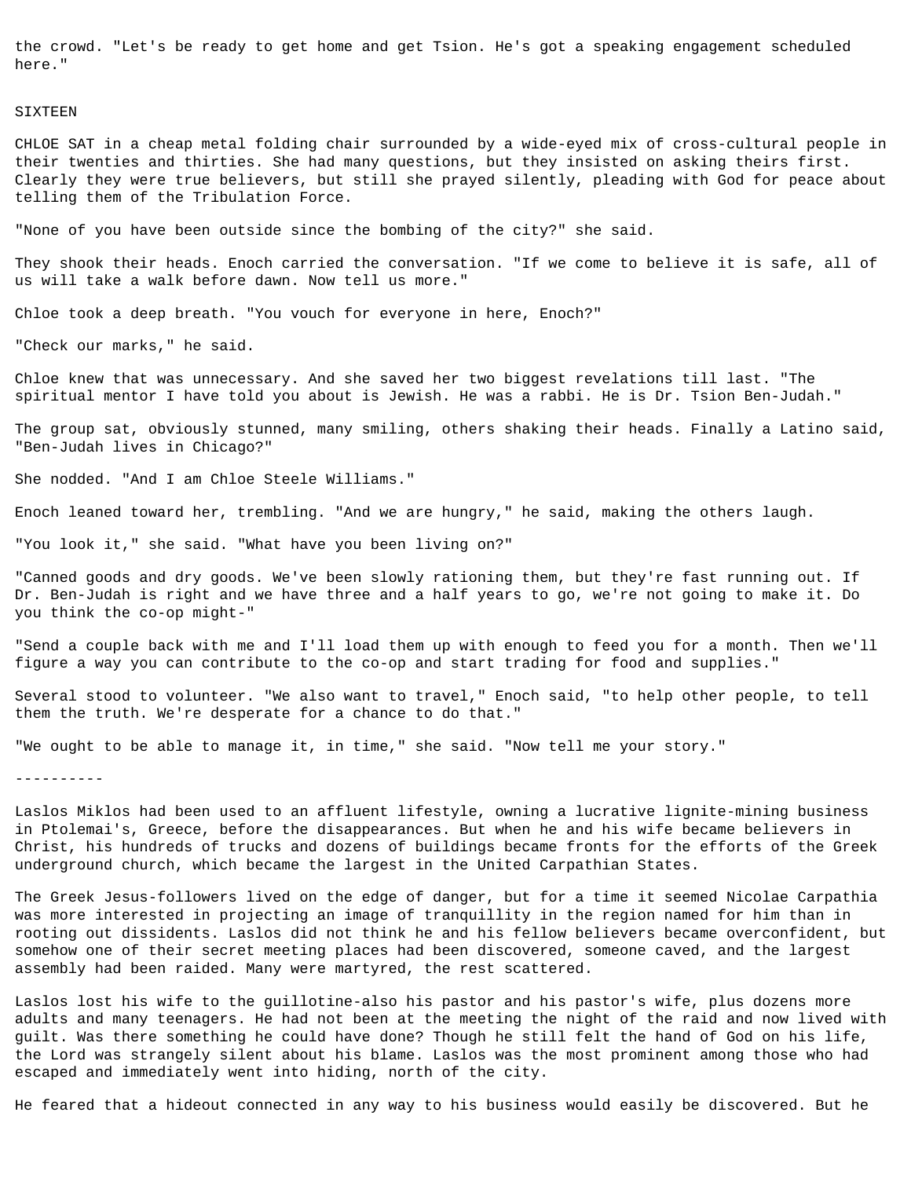the crowd. "Let's be ready to get home and get Tsion. He's got a speaking engagement scheduled here."

## SIXTEEN

CHLOE SAT in a cheap metal folding chair surrounded by a wide-eyed mix of cross-cultural people in their twenties and thirties. She had many questions, but they insisted on asking theirs first. Clearly they were true believers, but still she prayed silently, pleading with God for peace about telling them of the Tribulation Force.

"None of you have been outside since the bombing of the city?" she said.

They shook their heads. Enoch carried the conversation. "If we come to believe it is safe, all of us will take a walk before dawn. Now tell us more."

Chloe took a deep breath. "You vouch for everyone in here, Enoch?"

"Check our marks," he said.

Chloe knew that was unnecessary. And she saved her two biggest revelations till last. "The spiritual mentor I have told you about is Jewish. He was a rabbi. He is Dr. Tsion Ben-Judah."

The group sat, obviously stunned, many smiling, others shaking their heads. Finally a Latino said, "Ben-Judah lives in Chicago?"

She nodded. "And I am Chloe Steele Williams."

Enoch leaned toward her, trembling. "And we are hungry," he said, making the others laugh.

"You look it," she said. "What have you been living on?"

"Canned goods and dry goods. We've been slowly rationing them, but they're fast running out. If Dr. Ben-Judah is right and we have three and a half years to go, we're not going to make it. Do you think the co-op might-"

"Send a couple back with me and I'll load them up with enough to feed you for a month. Then we'll figure a way you can contribute to the co-op and start trading for food and supplies."

Several stood to volunteer. "We also want to travel," Enoch said, "to help other people, to tell them the truth. We're desperate for a chance to do that."

"We ought to be able to manage it, in time," she said. "Now tell me your story."

----------

Laslos Miklos had been used to an affluent lifestyle, owning a lucrative lignite-mining business in Ptolemai's, Greece, before the disappearances. But when he and his wife became believers in Christ, his hundreds of trucks and dozens of buildings became fronts for the efforts of the Greek underground church, which became the largest in the United Carpathian States.

The Greek Jesus-followers lived on the edge of danger, but for a time it seemed Nicolae Carpathia was more interested in projecting an image of tranquillity in the region named for him than in rooting out dissidents. Laslos did not think he and his fellow believers became overconfident, but somehow one of their secret meeting places had been discovered, someone caved, and the largest assembly had been raided. Many were martyred, the rest scattered.

Laslos lost his wife to the guillotine-also his pastor and his pastor's wife, plus dozens more adults and many teenagers. He had not been at the meeting the night of the raid and now lived with guilt. Was there something he could have done? Though he still felt the hand of God on his life, the Lord was strangely silent about his blame. Laslos was the most prominent among those who had escaped and immediately went into hiding, north of the city.

He feared that a hideout connected in any way to his business would easily be discovered. But he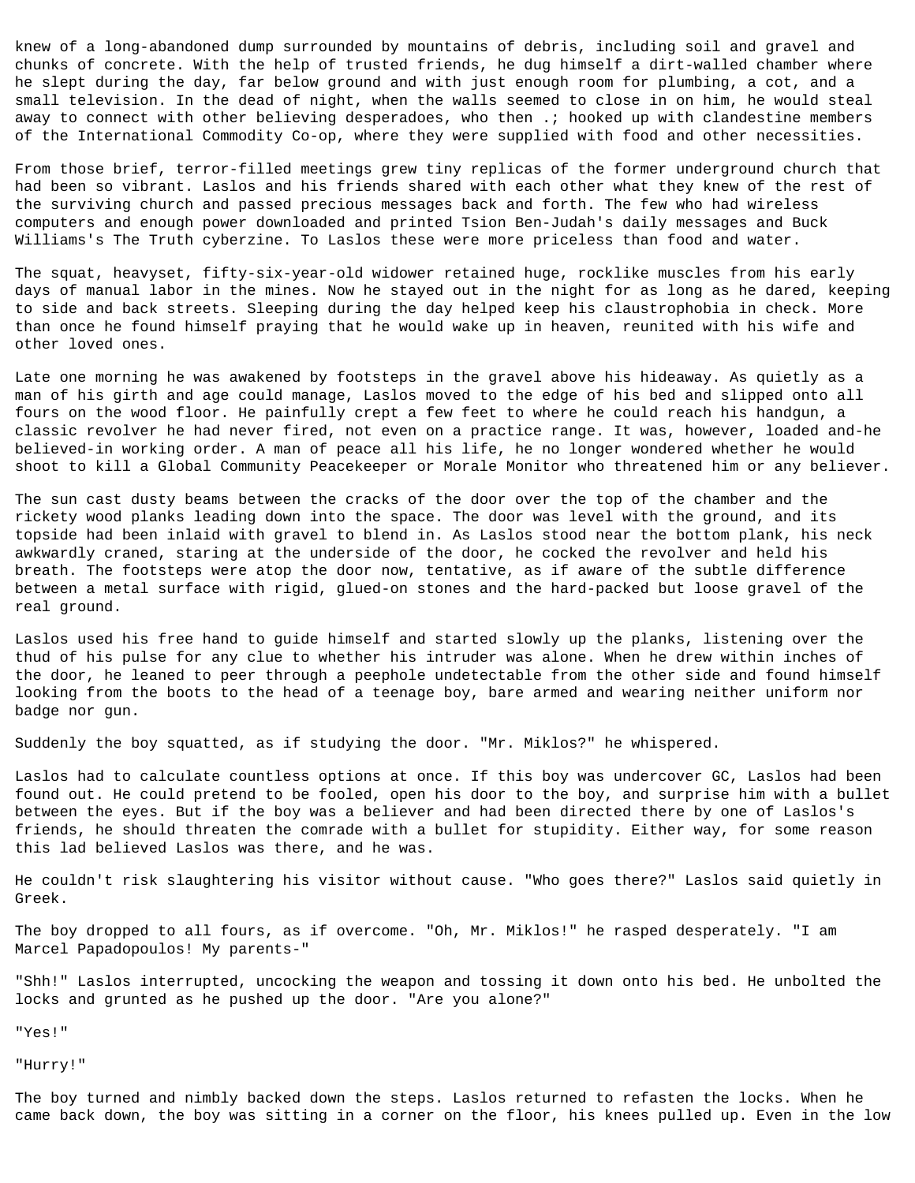knew of a long-abandoned dump surrounded by mountains of debris, including soil and gravel and chunks of concrete. With the help of trusted friends, he dug himself a dirt-walled chamber where he slept during the day, far below ground and with just enough room for plumbing, a cot, and a small television. In the dead of night, when the walls seemed to close in on him, he would steal away to connect with other believing desperadoes, who then .; hooked up with clandestine members of the International Commodity Co-op, where they were supplied with food and other necessities.

From those brief, terror-filled meetings grew tiny replicas of the former underground church that had been so vibrant. Laslos and his friends shared with each other what they knew of the rest of the surviving church and passed precious messages back and forth. The few who had wireless computers and enough power downloaded and printed Tsion Ben-Judah's daily messages and Buck Williams's The Truth cyberzine. To Laslos these were more priceless than food and water.

The squat, heavyset, fifty-six-year-old widower retained huge, rocklike muscles from his early days of manual labor in the mines. Now he stayed out in the night for as long as he dared, keeping to side and back streets. Sleeping during the day helped keep his claustrophobia in check. More than once he found himself praying that he would wake up in heaven, reunited with his wife and other loved ones.

Late one morning he was awakened by footsteps in the gravel above his hideaway. As quietly as a man of his girth and age could manage, Laslos moved to the edge of his bed and slipped onto all fours on the wood floor. He painfully crept a few feet to where he could reach his handgun, a classic revolver he had never fired, not even on a practice range. It was, however, loaded and-he believed-in working order. A man of peace all his life, he no longer wondered whether he would shoot to kill a Global Community Peacekeeper or Morale Monitor who threatened him or any believer.

The sun cast dusty beams between the cracks of the door over the top of the chamber and the rickety wood planks leading down into the space. The door was level with the ground, and its topside had been inlaid with gravel to blend in. As Laslos stood near the bottom plank, his neck awkwardly craned, staring at the underside of the door, he cocked the revolver and held his breath. The footsteps were atop the door now, tentative, as if aware of the subtle difference between a metal surface with rigid, glued-on stones and the hard-packed but loose gravel of the real ground.

Laslos used his free hand to guide himself and started slowly up the planks, listening over the thud of his pulse for any clue to whether his intruder was alone. When he drew within inches of the door, he leaned to peer through a peephole undetectable from the other side and found himself looking from the boots to the head of a teenage boy, bare armed and wearing neither uniform nor badge nor gun.

Suddenly the boy squatted, as if studying the door. "Mr. Miklos?" he whispered.

Laslos had to calculate countless options at once. If this boy was undercover GC, Laslos had been found out. He could pretend to be fooled, open his door to the boy, and surprise him with a bullet between the eyes. But if the boy was a believer and had been directed there by one of Laslos's friends, he should threaten the comrade with a bullet for stupidity. Either way, for some reason this lad believed Laslos was there, and he was.

He couldn't risk slaughtering his visitor without cause. "Who goes there?" Laslos said quietly in Greek.

The boy dropped to all fours, as if overcome. "Oh, Mr. Miklos!" he rasped desperately. "I am Marcel Papadopoulos! My parents-"

"Shh!" Laslos interrupted, uncocking the weapon and tossing it down onto his bed. He unbolted the locks and grunted as he pushed up the door. "Are you alone?"

"Yes!"

"Hurry!"

The boy turned and nimbly backed down the steps. Laslos returned to refasten the locks. When he came back down, the boy was sitting in a corner on the floor, his knees pulled up. Even in the low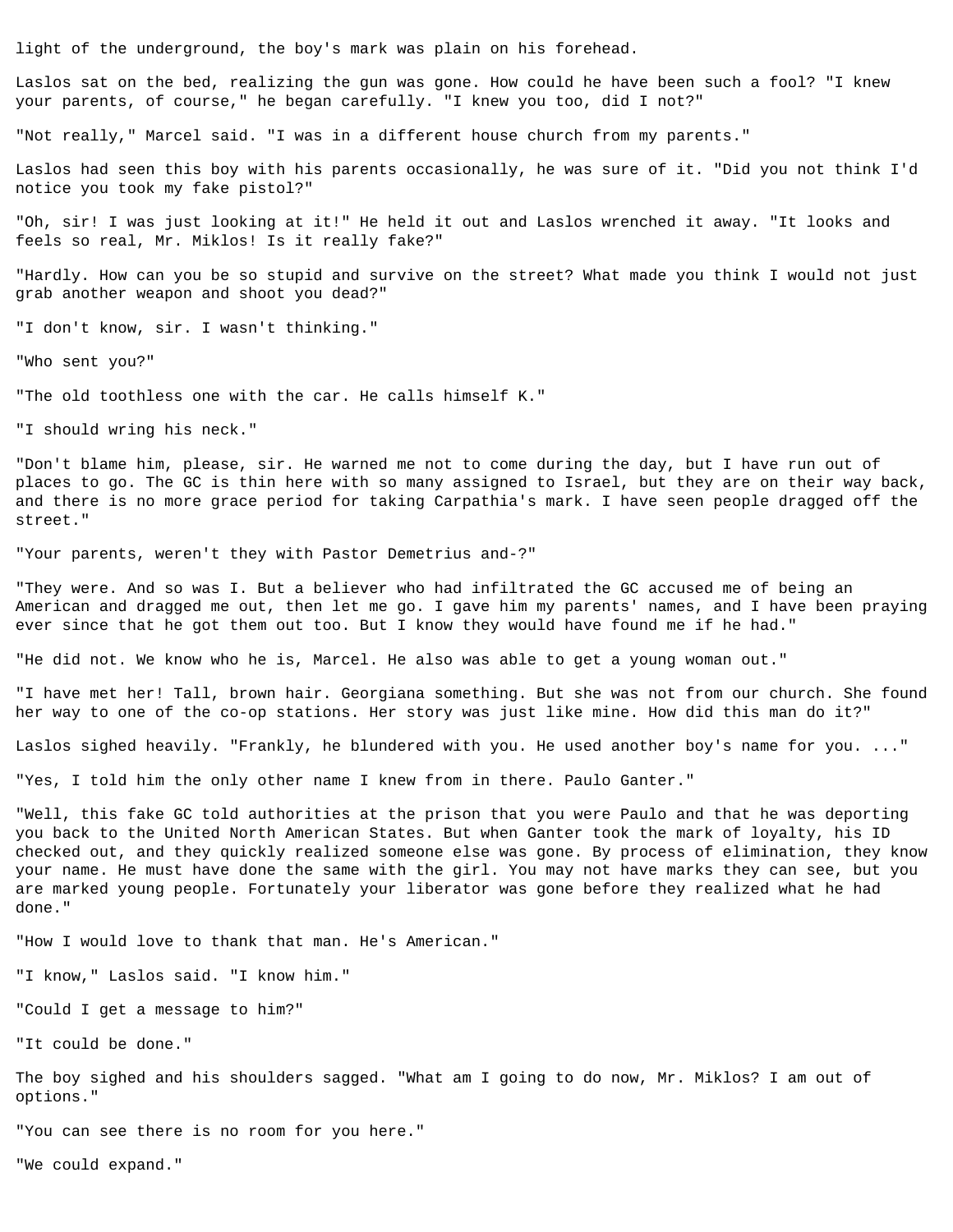light of the underground, the boy's mark was plain on his forehead.

Laslos sat on the bed, realizing the gun was gone. How could he have been such a fool? "I knew your parents, of course," he began carefully. "I knew you too, did I not?"

"Not really," Marcel said. "I was in a different house church from my parents."

Laslos had seen this boy with his parents occasionally, he was sure of it. "Did you not think I'd notice you took my fake pistol?"

"Oh, sir! I was just looking at it!" He held it out and Laslos wrenched it away. "It looks and feels so real, Mr. Miklos! Is it really fake?"

"Hardly. How can you be so stupid and survive on the street? What made you think I would not just grab another weapon and shoot you dead?"

"I don't know, sir. I wasn't thinking."

"Who sent you?"

"The old toothless one with the car. He calls himself K."

"I should wring his neck."

"Don't blame him, please, sir. He warned me not to come during the day, but I have run out of places to go. The GC is thin here with so many assigned to Israel, but they are on their way back, and there is no more grace period for taking Carpathia's mark. I have seen people dragged off the street."

"Your parents, weren't they with Pastor Demetrius and-?"

"They were. And so was I. But a believer who had infiltrated the GC accused me of being an American and dragged me out, then let me go. I gave him my parents' names, and I have been praying ever since that he got them out too. But I know they would have found me if he had."

"He did not. We know who he is, Marcel. He also was able to get a young woman out."

"I have met her! Tall, brown hair. Georgiana something. But she was not from our church. She found her way to one of the co-op stations. Her story was just like mine. How did this man do it?"

Laslos sighed heavily. "Frankly, he blundered with you. He used another boy's name for you. ..."

"Yes, I told him the only other name I knew from in there. Paulo Ganter."

"Well, this fake GC told authorities at the prison that you were Paulo and that he was deporting you back to the United North American States. But when Ganter took the mark of loyalty, his ID checked out, and they quickly realized someone else was gone. By process of elimination, they know your name. He must have done the same with the girl. You may not have marks they can see, but you are marked young people. Fortunately your liberator was gone before they realized what he had done."

"How I would love to thank that man. He's American."

"I know," Laslos said. "I know him."

"Could I get a message to him?"

"It could be done."

The boy sighed and his shoulders sagged. "What am I going to do now, Mr. Miklos? I am out of options."

"You can see there is no room for you here."

"We could expand."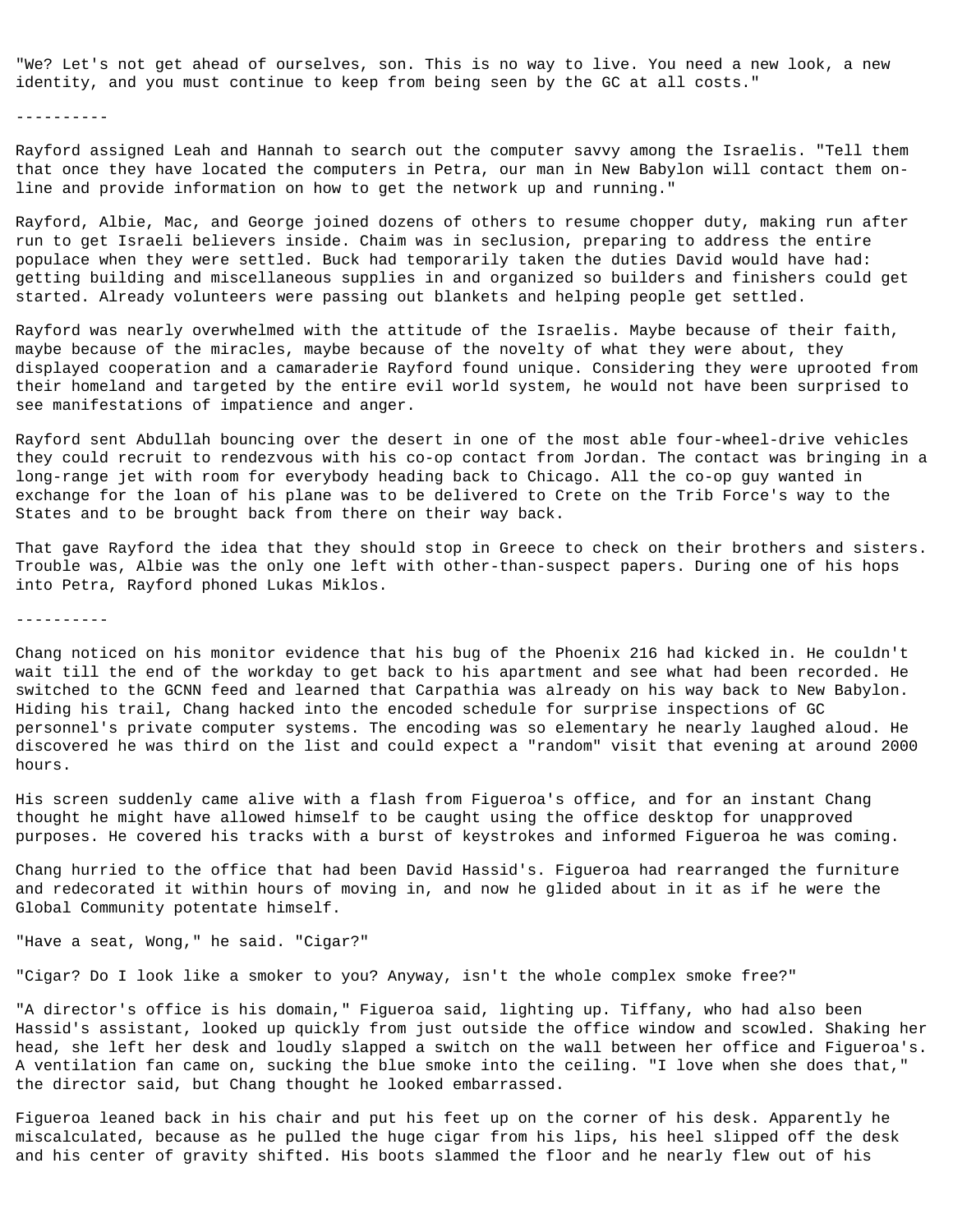"We? Let's not get ahead of ourselves, son. This is no way to live. You need a new look, a new identity, and you must continue to keep from being seen by the GC at all costs."

----------

Rayford assigned Leah and Hannah to search out the computer savvy among the Israelis. "Tell them that once they have located the computers in Petra, our man in New Babylon will contact them on-line and provide information on how to get the network up and running."

Rayford, Albie, Mac, and George joined dozens of others to resume chopper duty, making run after run to get Israeli believers inside. Chaim was in seclusion, preparing to address the entire populace when they were settled. Buck had temporarily taken the duties David would have had: getting building and miscellaneous supplies in and organized so builders and finishers could get started. Already volunteers were passing out blankets and helping people get settled.

Rayford was nearly overwhelmed with the attitude of the Israelis. Maybe because of their faith, maybe because of the miracles, maybe because of the novelty of what they were about, they displayed cooperation and a camaraderie Rayford found unique. Considering they were uprooted from their homeland and targeted by the entire evil world system, he would not have been surprised to see manifestations of impatience and anger.

Rayford sent Abdullah bouncing over the desert in one of the most able four-wheel-drive vehicles they could recruit to rendezvous with his co-op contact from Jordan. The contact was bringing in a long-range jet with room for everybody heading back to Chicago. All the co-op guy wanted in exchange for the loan of his plane was to be delivered to Crete on the Trib Force's way to the States and to be brought back from there on their way back.

That gave Rayford the idea that they should stop in Greece to check on their brothers and sisters. Trouble was, Albie was the only one left with other-than-suspect papers. During one of his hops into Petra, Rayford phoned Lukas Miklos.

----------

Chang noticed on his monitor evidence that his bug of the Phoenix 216 had kicked in. He couldn't wait till the end of the workday to get back to his apartment and see what had been recorded. He switched to the GCNN feed and learned that Carpathia was already on his way back to New Babylon. Hiding his trail, Chang hacked into the encoded schedule for surprise inspections of GC personnel's private computer systems. The encoding was so elementary he nearly laughed aloud. He discovered he was third on the list and could expect a "random" visit that evening at around 2000 hours.

His screen suddenly came alive with a flash from Figueroa's office, and for an instant Chang thought he might have allowed himself to be caught using the office desktop for unapproved purposes. He covered his tracks with a burst of keystrokes and informed Figueroa he was coming.

Chang hurried to the office that had been David Hassid's. Figueroa had rearranged the furniture and redecorated it within hours of moving in, and now he glided about in it as if he were the Global Community potentate himself.

"Have a seat, Wong," he said. "Cigar?"

"Cigar? Do I look like a smoker to you? Anyway, isn't the whole complex smoke free?"

"A director's office is his domain," Figueroa said, lighting up. Tiffany, who had also been Hassid's assistant, looked up quickly from just outside the office window and scowled. Shaking her head, she left her desk and loudly slapped a switch on the wall between her office and Figueroa's. A ventilation fan came on, sucking the blue smoke into the ceiling. "I love when she does that," the director said, but Chang thought he looked embarrassed.

Figueroa leaned back in his chair and put his feet up on the corner of his desk. Apparently he miscalculated, because as he pulled the huge cigar from his lips, his heel slipped off the desk and his center of gravity shifted. His boots slammed the floor and he nearly flew out of his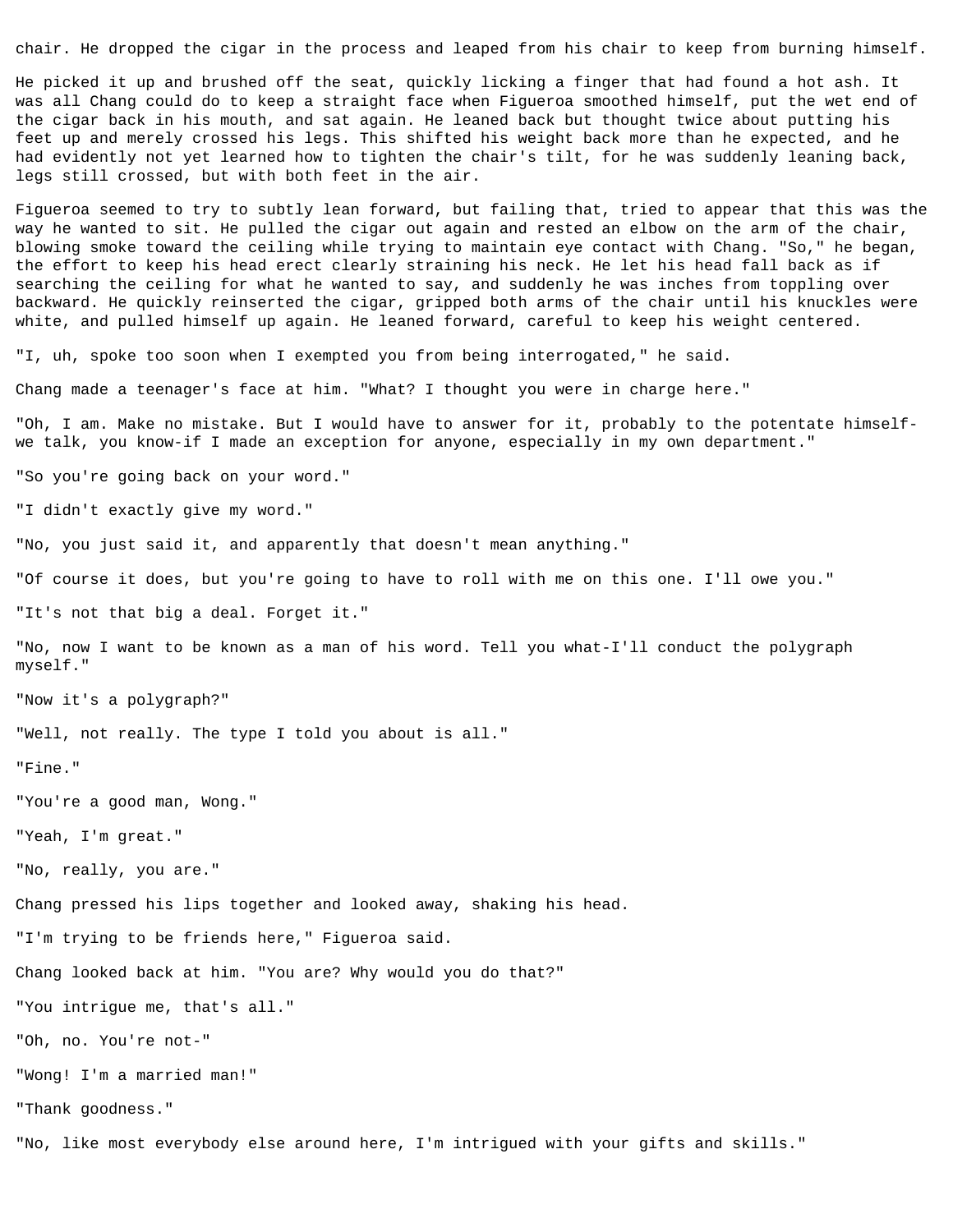chair. He dropped the cigar in the process and leaped from his chair to keep from burning himself.

He picked it up and brushed off the seat, quickly licking a finger that had found a hot ash. It was all Chang could do to keep a straight face when Figueroa smoothed himself, put the wet end of the cigar back in his mouth, and sat again. He leaned back but thought twice about putting his feet up and merely crossed his legs. This shifted his weight back more than he expected, and he had evidently not yet learned how to tighten the chair's tilt, for he was suddenly leaning back, legs still crossed, but with both feet in the air.

Figueroa seemed to try to subtly lean forward, but failing that, tried to appear that this was the way he wanted to sit. He pulled the cigar out again and rested an elbow on the arm of the chair, blowing smoke toward the ceiling while trying to maintain eye contact with Chang. "So," he began, the effort to keep his head erect clearly straining his neck. He let his head fall back as if searching the ceiling for what he wanted to say, and suddenly he was inches from toppling over backward. He quickly reinserted the cigar, gripped both arms of the chair until his knuckles were white, and pulled himself up again. He leaned forward, careful to keep his weight centered.

"I, uh, spoke too soon when I exempted you from being interrogated," he said.

Chang made a teenager's face at him. "What? I thought you were in charge here."

"Oh, I am. Make no mistake. But I would have to answer for it, probably to the potentate himself-we talk, you know-if I made an exception for anyone, especially in my own department."

"So you're going back on your word."

"I didn't exactly give my word."

"No, you just said it, and apparently that doesn't mean anything."

"Of course it does, but you're going to have to roll with me on this one. I'll owe you."

"It's not that big a deal. Forget it."

"No, now I want to be known as a man of his word. Tell you what-I'll conduct the polygraph myself."

"Now it's a polygraph?"

"Well, not really. The type I told you about is all."

"Fine."

"You're a good man, Wong."

"Yeah, I'm great."

"No, really, you are."

Chang pressed his lips together and looked away, shaking his head.

"I'm trying to be friends here," Figueroa said.

Chang looked back at him. "You are? Why would you do that?"

"You intrigue me, that's all."

"Oh, no. You're not-"

"Wong! I'm a married man!"

"Thank goodness."

"No, like most everybody else around here, I'm intrigued with your gifts and skills."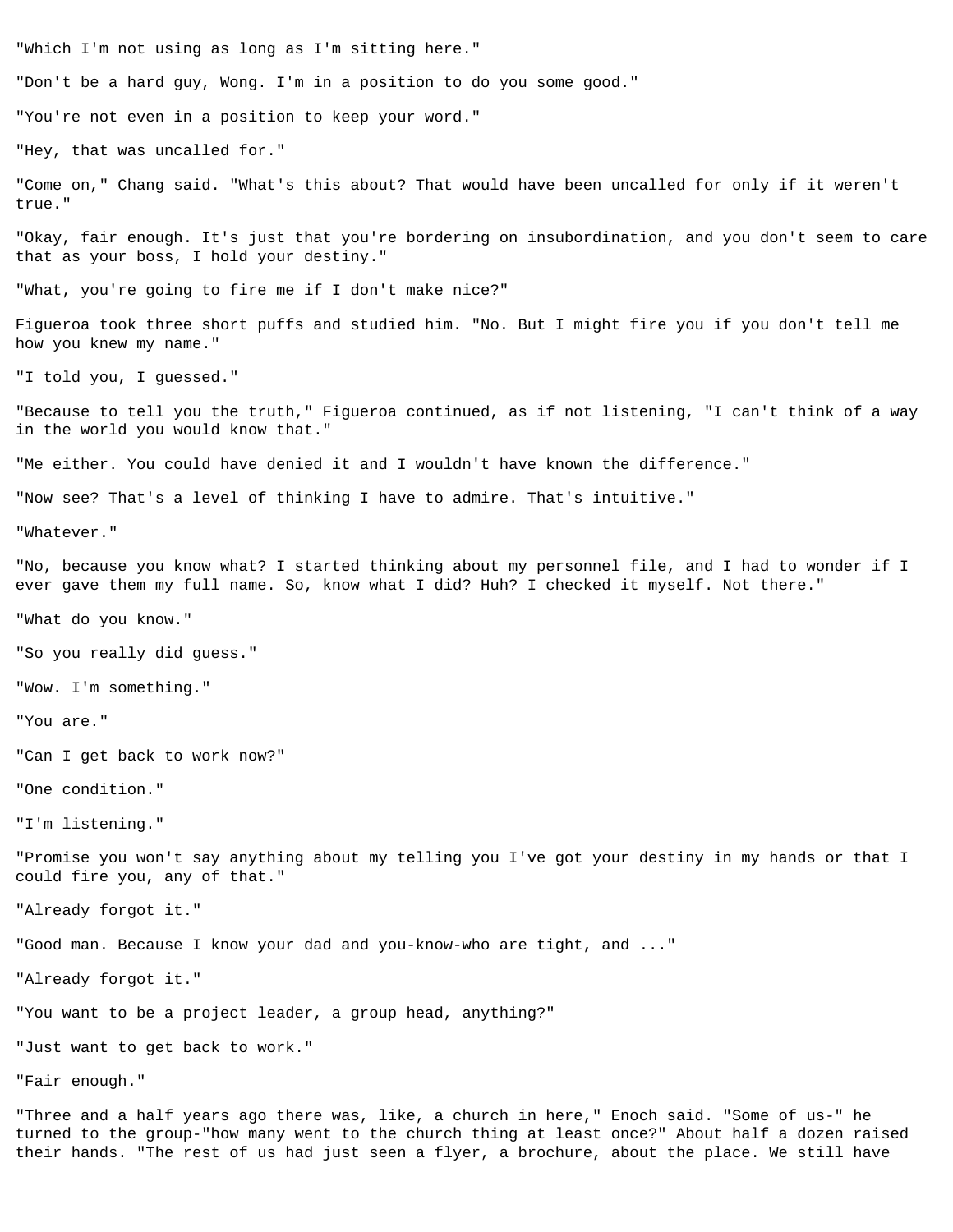"Which I'm not using as long as I'm sitting here."

"Don't be a hard guy, Wong. I'm in a position to do you some good."

"You're not even in a position to keep your word."

"Hey, that was uncalled for."

"Come on," Chang said. "What's this about? That would have been uncalled for only if it weren't true."

"Okay, fair enough. It's just that you're bordering on insubordination, and you don't seem to care that as your boss, I hold your destiny."

"What, you're going to fire me if I don't make nice?"

Figueroa took three short puffs and studied him. "No. But I might fire you if you don't tell me how you knew my name."

"I told you, I guessed."

"Because to tell you the truth," Figueroa continued, as if not listening, "I can't think of a way in the world you would know that."

"Me either. You could have denied it and I wouldn't have known the difference."

"Now see? That's a level of thinking I have to admire. That's intuitive."

"Whatever."

"No, because you know what? I started thinking about my personnel file, and I had to wonder if I ever gave them my full name. So, know what I did? Huh? I checked it myself. Not there."

"What do you know."

"So you really did guess."

"Wow. I'm something."

"You are."

"Can I get back to work now?"

"One condition."

"I'm listening."

"Promise you won't say anything about my telling you I've got your destiny in my hands or that I could fire you, any of that."

"Already forgot it."

"Good man. Because I know your dad and you-know-who are tight, and ..."

"Already forgot it."

"You want to be a project leader, a group head, anything?"

"Just want to get back to work."

"Fair enough."

"Three and a half years ago there was, like, a church in here," Enoch said. "Some of us-" he turned to the group-"how many went to the church thing at least once?" About half a dozen raised their hands. "The rest of us had just seen a flyer, a brochure, about the place. We still have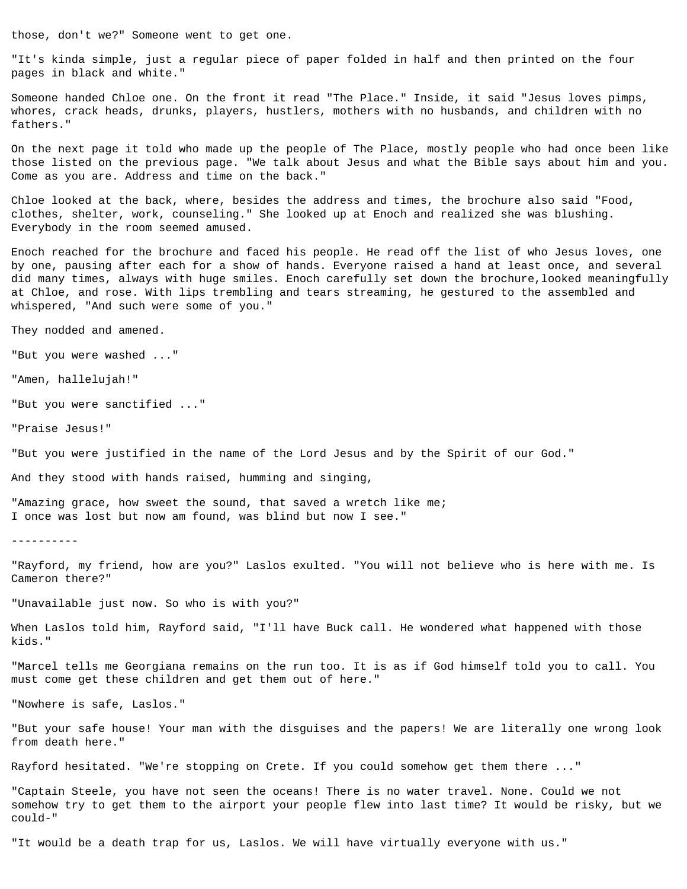those, don't we?" Someone went to get one.

"It's kinda simple, just a regular piece of paper folded in half and then printed on the four pages in black and white."

Someone handed Chloe one. On the front it read "The Place." Inside, it said "Jesus loves pimps, whores, crack heads, drunks, players, hustlers, mothers with no husbands, and children with no fathers."

On the next page it told who made up the people of The Place, mostly people who had once been like those listed on the previous page. "We talk about Jesus and what the Bible says about him and you. Come as you are. Address and time on the back."

Chloe looked at the back, where, besides the address and times, the brochure also said "Food, clothes, shelter, work, counseling." She looked up at Enoch and realized she was blushing. Everybody in the room seemed amused.

Enoch reached for the brochure and faced his people. He read off the list of who Jesus loves, one by one, pausing after each for a show of hands. Everyone raised a hand at least once, and several did many times, always with huge smiles. Enoch carefully set down the brochure,looked meaningfully at Chloe, and rose. With lips trembling and tears streaming, he gestured to the assembled and whispered, "And such were some of you."

They nodded and amened.

"But you were washed ..."

"Amen, hallelujah!"

"But you were sanctified ..."

"Praise Jesus!"

"But you were justified in the name of the Lord Jesus and by the Spirit of our God."

And they stood with hands raised, humming and singing,

"Amazing grace, how sweet the sound, that saved a wretch like me;  
I once was lost but now am found, was blind but now I see."

----------

"Rayford, my friend, how are you?" Laslos exulted. "You will not believe who is here with me. Is Cameron there?"

"Unavailable just now. So who is with you?"

When Laslos told him, Rayford said, "I'll have Buck call. He wondered what happened with those kids."

"Marcel tells me Georgiana remains on the run too. It is as if God himself told you to call. You must come get these children and get them out of here."

"Nowhere is safe, Laslos."

"But your safe house! Your man with the disguises and the papers! We are literally one wrong look from death here."

Rayford hesitated. "We're stopping on Crete. If you could somehow get them there ..."

"Captain Steele, you have not seen the oceans! There is no water travel. None. Could we not somehow try to get them to the airport your people flew into last time? It would be risky, but we could-"

"It would be a death trap for us, Laslos. We will have virtually everyone with us."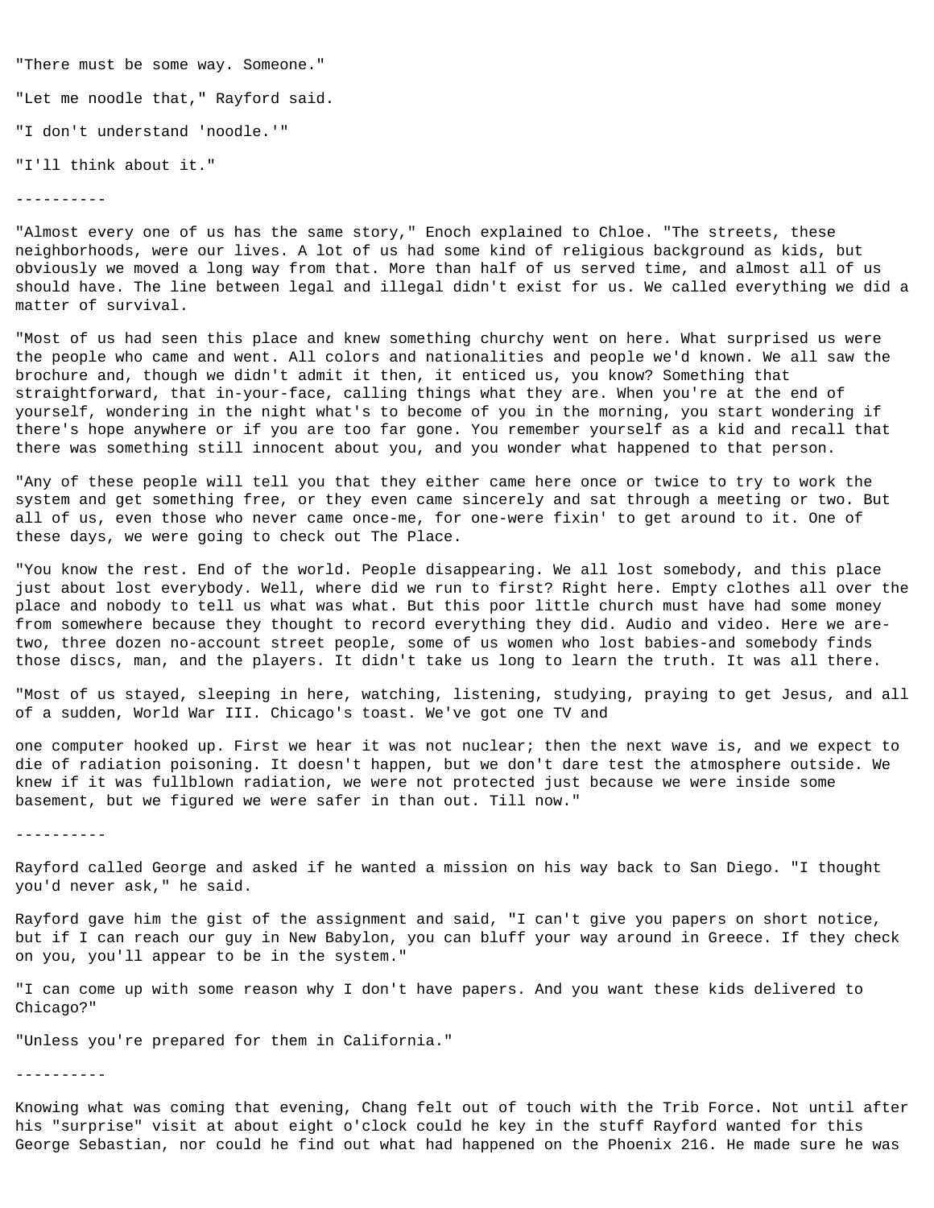"There must be some way. Someone."

"Let me noodle that," Rayford said.

"I don't understand 'noodle.'"

"I'll think about it."

----------

"Almost every one of us has the same story," Enoch explained to Chloe. "The streets, these neighborhoods, were our lives. A lot of us had some kind of religious background as kids, but obviously we moved a long way from that. More than half of us served time, and almost all of us should have. The line between legal and illegal didn't exist for us. We called everything we did a matter of survival.

"Most of us had seen this place and knew something churchy went on here. What surprised us were the people who came and went. All colors and nationalities and people we'd known. We all saw the brochure and, though we didn't admit it then, it enticed us, you know? Something that straightforward, that in-your-face, calling things what they are. When you're at the end of yourself, wondering in the night what's to become of you in the morning, you start wondering if there's hope anywhere or if you are too far gone. You remember yourself as a kid and recall that there was something still innocent about you, and you wonder what happened to that person.

"Any of these people will tell you that they either came here once or twice to try to work the system and get something free, or they even came sincerely and sat through a meeting or two. But all of us, even those who never came once-me, for one-were fixin' to get around to it. One of these days, we were going to check out The Place.

"You know the rest. End of the world. People disappearing. We all lost somebody, and this place just about lost everybody. Well, where did we run to first? Right here. Empty clothes all over the place and nobody to tell us what was what. But this poor little church must have had some money from somewhere because they thought to record everything they did. Audio and video. Here we are-two, three dozen no-account street people, some of us women who lost babies-and somebody finds those discs, man, and the players. It didn't take us long to learn the truth. It was all there.

"Most of us stayed, sleeping in here, watching, listening, studying, praying to get Jesus, and all of a sudden, World War III. Chicago's toast. We've got one TV and one computer hooked up. First we hear it was not nuclear; then the next wave is, and we expect to die of radiation poisoning. It doesn't happen, but we don't dare test the atmosphere outside. We knew if it was fullblown radiation, we were not protected just because we were inside some basement, but we figured we were safer in than out. Till now."

----------

Rayford called George and asked if he wanted a mission on his way back to San Diego. "I thought you'd never ask," he said.

Rayford gave him the gist of the assignment and said, "I can't give you papers on short notice, but if I can reach our guy in New Babylon, you can bluff your way around in Greece. If they check on you, you'll appear to be in the system."

"I can come up with some reason why I don't have papers. And you want these kids delivered to Chicago?"

"Unless you're prepared for them in California."

----------

Knowing what was coming that evening, Chang felt out of touch with the Trib Force. Not until after his "surprise" visit at about eight o'clock could he key in the stuff Rayford wanted for this George Sebastian, nor could he find out what had happened on the Phoenix 216. He made sure he was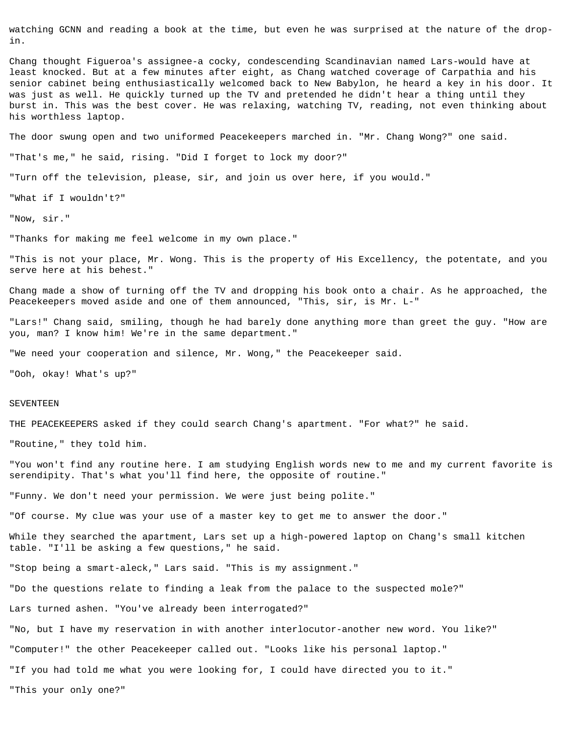watching GCNN and reading a book at the time, but even he was surprised at the nature of the drop-in.

Chang thought Figueroa's assignee-a cocky, condescending Scandinavian named Lars-would have at least knocked. But at a few minutes after eight, as Chang watched coverage of Carpathia and his senior cabinet being enthusiastically welcomed back to New Babylon, he heard a key in his door. It was just as well. He quickly turned up the TV and pretended he didn't hear a thing until they burst in. This was the best cover. He was relaxing, watching TV, reading, not even thinking about his worthless laptop.

The door swung open and two uniformed Peacekeepers marched in. "Mr. Chang Wong?" one said.

"That's me," he said, rising. "Did I forget to lock my door?"

"Turn off the television, please, sir, and join us over here, if you would."

"What if I wouldn't?"

"Now, sir."

"Thanks for making me feel welcome in my own place."

"This is not your place, Mr. Wong. This is the property of His Excellency, the potentate, and you serve here at his behest."

Chang made a show of turning off the TV and dropping his book onto a chair. As he approached, the Peacekeepers moved aside and one of them announced, "This, sir, is Mr. L-"

"Lars!" Chang said, smiling, though he had barely done anything more than greet the guy. "How are you, man? I know him! We're in the same department."

"We need your cooperation and silence, Mr. Wong," the Peacekeeper said.

"Ooh, okay! What's up?"

## SEVENTEEN

THE PEACEKEEPERS asked if they could search Chang's apartment. "For what?" he said.

"Routine," they told him.

"You won't find any routine here. I am studying English words new to me and my current favorite is serendipity. That's what you'll find here, the opposite of routine."

"Funny. We don't need your permission. We were just being polite."

"Of course. My clue was your use of a master key to get me to answer the door."

While they searched the apartment, Lars set up a high-powered laptop on Chang's small kitchen table. "I'll be asking a few questions," he said.

"Stop being a smart-aleck," Lars said. "This is my assignment."

"Do the questions relate to finding a leak from the palace to the suspected mole?"

Lars turned ashen. "You've already been interrogated?"

"No, but I have my reservation in with another interlocutor-another new word. You like?"

"Computer!" the other Peacekeeper called out. "Looks like his personal laptop."

"If you had told me what you were looking for, I could have directed you to it."

"This your only one?"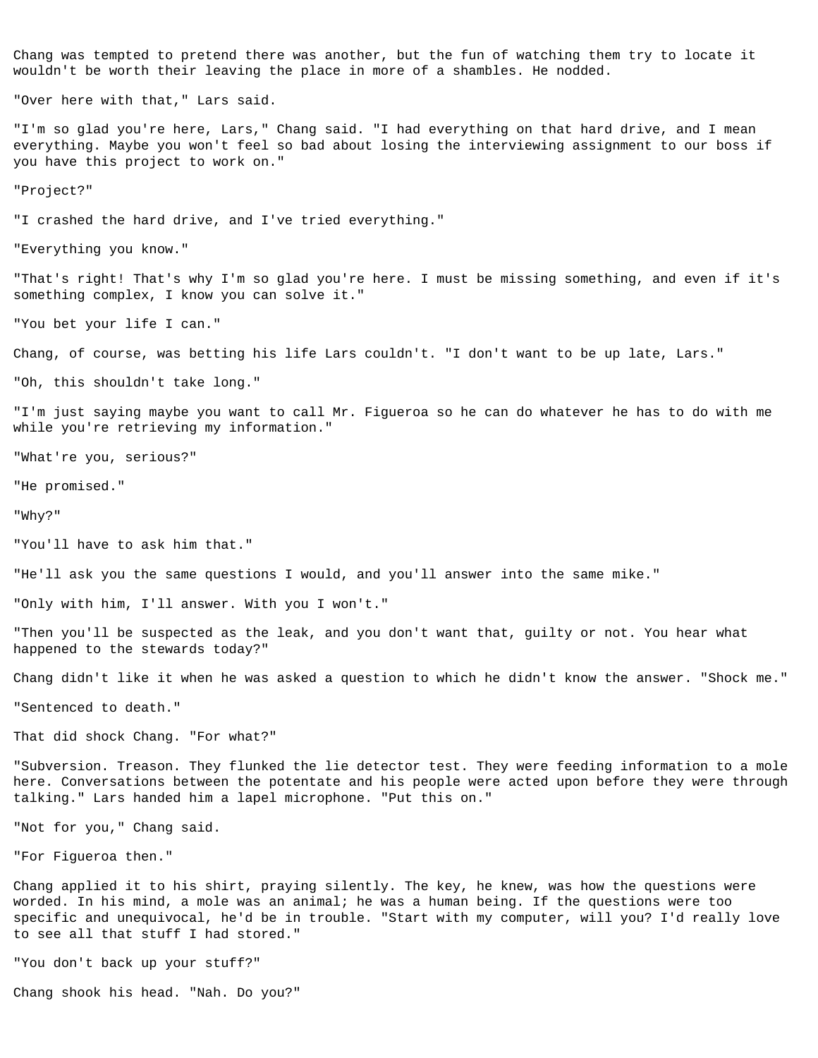Chang was tempted to pretend there was another, but the fun of watching them try to locate it wouldn't be worth their leaving the place in more of a shambles. He nodded.

"Over here with that," Lars said.

"I'm so glad you're here, Lars," Chang said. "I had everything on that hard drive, and I mean everything. Maybe you won't feel so bad about losing the interviewing assignment to our boss if you have this project to work on."

"Project?"

"I crashed the hard drive, and I've tried everything."

"Everything you know."

"That's right! That's why I'm so glad you're here. I must be missing something, and even if it's something complex, I know you can solve it."

"You bet your life I can."

Chang, of course, was betting his life Lars couldn't. "I don't want to be up late, Lars."

"Oh, this shouldn't take long."

"I'm just saying maybe you want to call Mr. Figueroa so he can do whatever he has to do with me while you're retrieving my information."

"What're you, serious?"

"He promised."

"Why?"

"You'll have to ask him that."

"He'll ask you the same questions I would, and you'll answer into the same mike."

"Only with him, I'll answer. With you I won't."

"Then you'll be suspected as the leak, and you don't want that, guilty or not. You hear what happened to the stewards today?"

Chang didn't like it when he was asked a question to which he didn't know the answer. "Shock me."

"Sentenced to death."

That did shock Chang. "For what?"

"Subversion. Treason. They flunked the lie detector test. They were feeding information to a mole here. Conversations between the potentate and his people were acted upon before they were through talking." Lars handed him a lapel microphone. "Put this on."

"Not for you," Chang said.

"For Figueroa then."

Chang applied it to his shirt, praying silently. The key, he knew, was how the questions were worded. In his mind, a mole was an animal; he was a human being. If the questions were too specific and unequivocal, he'd be in trouble. "Start with my computer, will you? I'd really love to see all that stuff I had stored."

"You don't back up your stuff?"

Chang shook his head. "Nah. Do you?"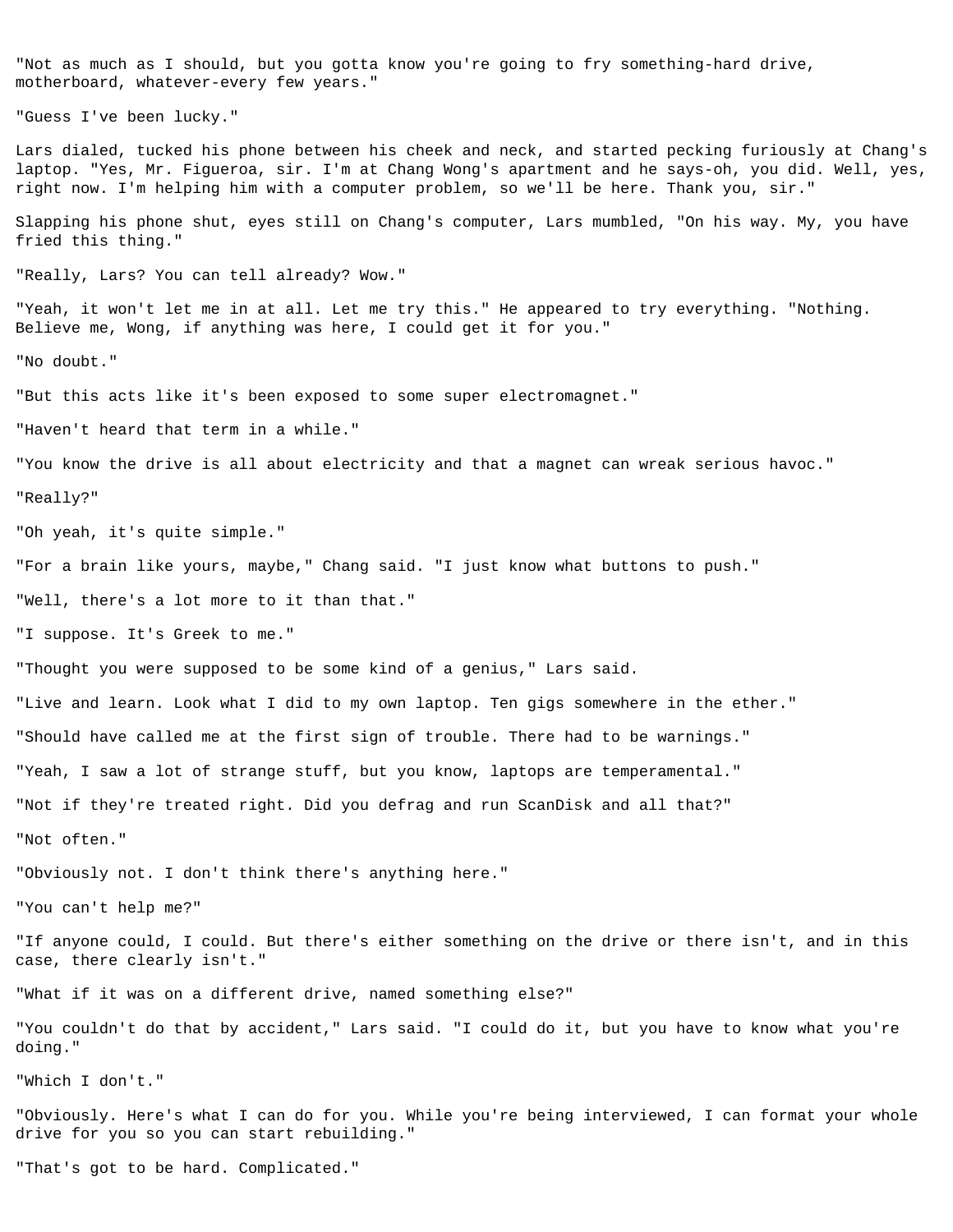"Not as much as I should, but you gotta know you're going to fry something-hard drive, motherboard, whatever-every few years."

"Guess I've been lucky."

Lars dialed, tucked his phone between his cheek and neck, and started pecking furiously at Chang's laptop. "Yes, Mr. Figueroa, sir. I'm at Chang Wong's apartment and he says-oh, you did. Well, yes, right now. I'm helping him with a computer problem, so we'll be here. Thank you, sir."

Slapping his phone shut, eyes still on Chang's computer, Lars mumbled, "On his way. My, you have fried this thing."

"Really, Lars? You can tell already? Wow."

"Yeah, it won't let me in at all. Let me try this." He appeared to try everything. "Nothing. Believe me, Wong, if anything was here, I could get it for you."

"No doubt."

"But this acts like it's been exposed to some super electromagnet."

"Haven't heard that term in a while."

"You know the drive is all about electricity and that a magnet can wreak serious havoc."

"Really?"

"Oh yeah, it's quite simple."

"For a brain like yours, maybe," Chang said. "I just know what buttons to push."

"Well, there's a lot more to it than that."

"I suppose. It's Greek to me."

"Thought you were supposed to be some kind of a genius," Lars said.

"Live and learn. Look what I did to my own laptop. Ten gigs somewhere in the ether."

"Should have called me at the first sign of trouble. There had to be warnings."

"Yeah, I saw a lot of strange stuff, but you know, laptops are temperamental."

"Not if they're treated right. Did you defrag and run ScanDisk and all that?"

"Not often."

"Obviously not. I don't think there's anything here."

"You can't help me?"

"If anyone could, I could. But there's either something on the drive or there isn't, and in this case, there clearly isn't."

"What if it was on a different drive, named something else?"

"You couldn't do that by accident," Lars said. "I could do it, but you have to know what you're doing."

"Which I don't."

"Obviously. Here's what I can do for you. While you're being interviewed, I can format your whole drive for you so you can start rebuilding."

"That's got to be hard. Complicated."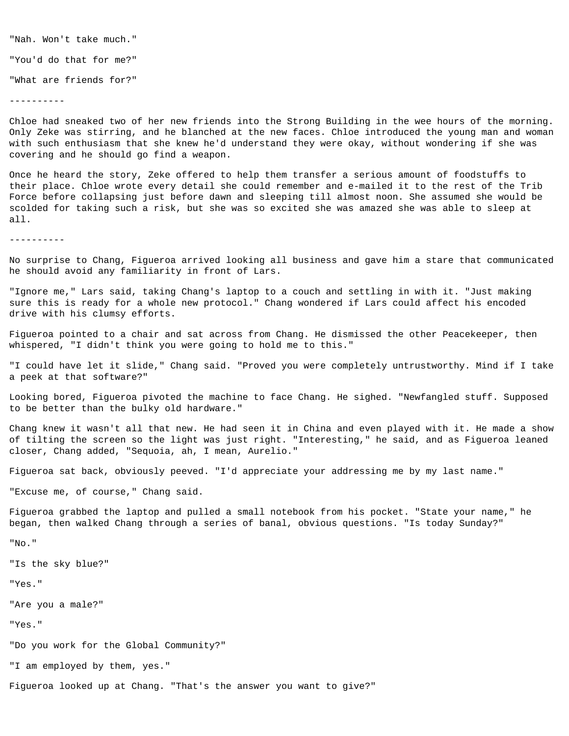"Nah. Won't take much."

"You'd do that for me?"

"What are friends for?"

----------

Chloe had sneaked two of her new friends into the Strong Building in the wee hours of the morning. Only Zeke was stirring, and he blanched at the new faces. Chloe introduced the young man and woman with such enthusiasm that she knew he'd understand they were okay, without wondering if she was covering and he should go find a weapon.

Once he heard the story, Zeke offered to help them transfer a serious amount of foodstuffs to their place. Chloe wrote every detail she could remember and e-mailed it to the rest of the Trib Force before collapsing just before dawn and sleeping till almost noon. She assumed she would be scolded for taking such a risk, but she was so excited she was amazed she was able to sleep at all.

----------

No surprise to Chang, Figueroa arrived looking all business and gave him a stare that communicated he should avoid any familiarity in front of Lars.

"Ignore me," Lars said, taking Chang's laptop to a couch and settling in with it. "Just making sure this is ready for a whole new protocol." Chang wondered if Lars could affect his encoded drive with his clumsy efforts.

Figueroa pointed to a chair and sat across from Chang. He dismissed the other Peacekeeper, then whispered, "I didn't think you were going to hold me to this."

"I could have let it slide," Chang said. "Proved you were completely untrustworthy. Mind if I take a peek at that software?"

Looking bored, Figueroa pivoted the machine to face Chang. He sighed. "Newfangled stuff. Supposed to be better than the bulky old hardware."

Chang knew it wasn't all that new. He had seen it in China and even played with it. He made a show of tilting the screen so the light was just right. "Interesting," he said, and as Figueroa leaned closer, Chang added, "Sequoia, ah, I mean, Aurelio."

Figueroa sat back, obviously peeved. "I'd appreciate your addressing me by my last name."

"Excuse me, of course," Chang said.

Figueroa grabbed the laptop and pulled a small notebook from his pocket. "State your name," he began, then walked Chang through a series of banal, obvious questions. "Is today Sunday?"

"No."

"Is the sky blue?"

"Yes."

"Are you a male?"

"Yes."

"Do you work for the Global Community?"

"I am employed by them, yes."

Figueroa looked up at Chang. "That's the answer you want to give?"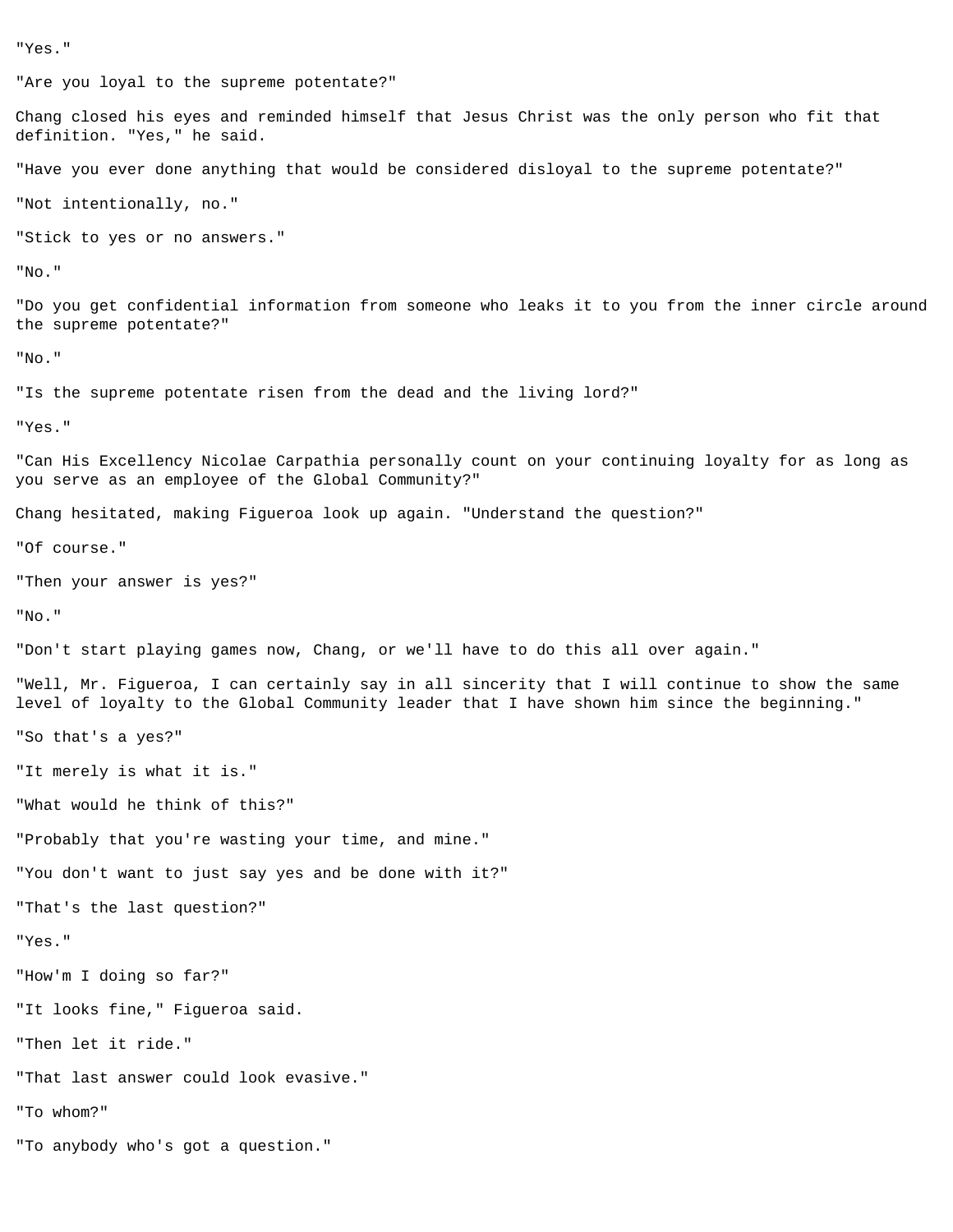"Yes."

"Are you loyal to the supreme potentate?"

Chang closed his eyes and reminded himself that Jesus Christ was the only person who fit that definition. "Yes," he said.

"Have you ever done anything that would be considered disloyal to the supreme potentate?"

"Not intentionally, no."

"Stick to yes or no answers."

"No."

"Do you get confidential information from someone who leaks it to you from the inner circle around the supreme potentate?"

"No."

"Is the supreme potentate risen from the dead and the living lord?"

"Yes."

"Can His Excellency Nicolae Carpathia personally count on your continuing loyalty for as long as you serve as an employee of the Global Community?"

Chang hesitated, making Figueroa look up again. "Understand the question?"

"Of course."

"Then your answer is yes?"

"No."

"Don't start playing games now, Chang, or we'll have to do this all over again."

"Well, Mr. Figueroa, I can certainly say in all sincerity that I will continue to show the same level of loyalty to the Global Community leader that I have shown him since the beginning."

"So that's a yes?"

"It merely is what it is."

"What would he think of this?"

"Probably that you're wasting your time, and mine."

"You don't want to just say yes and be done with it?"

"That's the last question?"

"Yes."

"How'm I doing so far?"

"It looks fine," Figueroa said.

"Then let it ride."

"That last answer could look evasive."

"To whom?"

"To anybody who's got a question."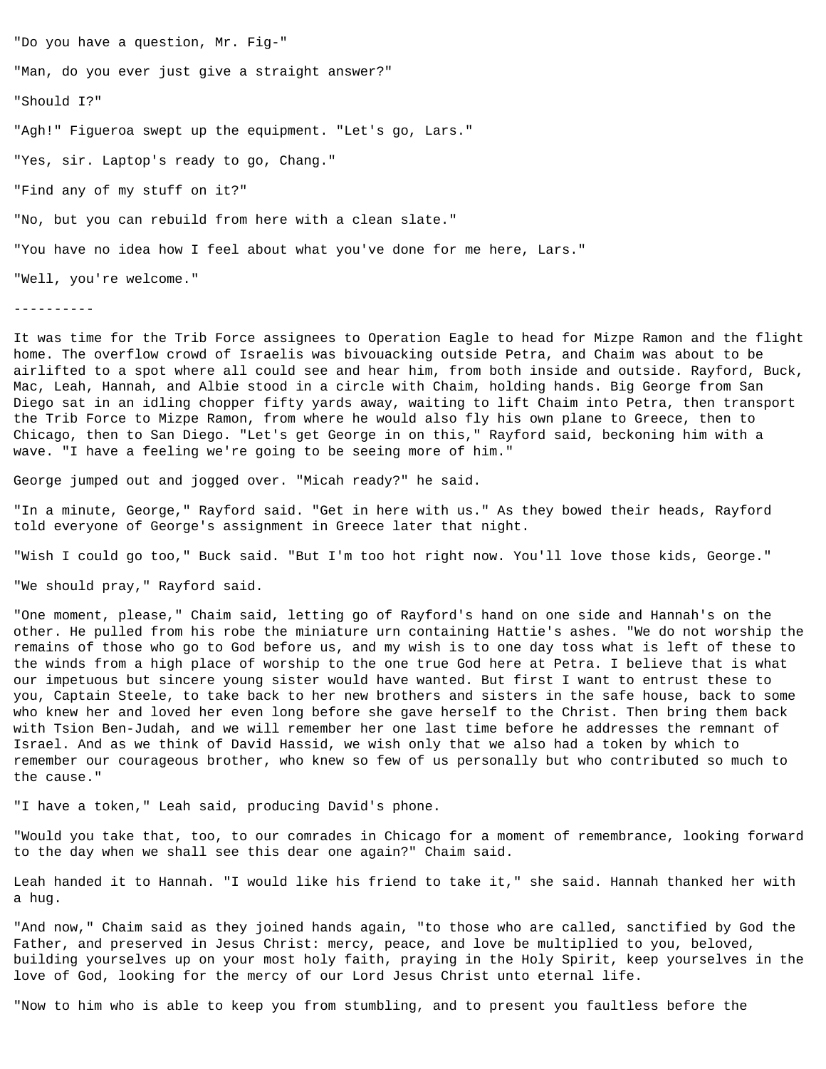"Do you have a question, Mr. Fig-"

"Man, do you ever just give a straight answer?"

"Should I?"

"Agh!" Figueroa swept up the equipment. "Let's go, Lars."

"Yes, sir. Laptop's ready to go, Chang."

"Find any of my stuff on it?"

"No, but you can rebuild from here with a clean slate."

"You have no idea how I feel about what you've done for me here, Lars."

"Well, you're welcome."

----------

It was time for the Trib Force assignees to Operation Eagle to head for Mizpe Ramon and the flight home. The overflow crowd of Israelis was bivouacking outside Petra, and Chaim was about to be airlifted to a spot where all could see and hear him, from both inside and outside. Rayford, Buck, Mac, Leah, Hannah, and Albie stood in a circle with Chaim, holding hands. Big George from San Diego sat in an idling chopper fifty yards away, waiting to lift Chaim into Petra, then transport the Trib Force to Mizpe Ramon, from where he would also fly his own plane to Greece, then to Chicago, then to San Diego. "Let's get George in on this," Rayford said, beckoning him with a wave. "I have a feeling we're going to be seeing more of him."

George jumped out and jogged over. "Micah ready?" he said.

"In a minute, George," Rayford said. "Get in here with us." As they bowed their heads, Rayford told everyone of George's assignment in Greece later that night.

"Wish I could go too," Buck said. "But I'm too hot right now. You'll love those kids, George."

"We should pray," Rayford said.

"One moment, please," Chaim said, letting go of Rayford's hand on one side and Hannah's on the other. He pulled from his robe the miniature urn containing Hattie's ashes. "We do not worship the remains of those who go to God before us, and my wish is to one day toss what is left of these to the winds from a high place of worship to the one true God here at Petra. I believe that is what our impetuous but sincere young sister would have wanted. But first I want to entrust these to you, Captain Steele, to take back to her new brothers and sisters in the safe house, back to some who knew her and loved her even long before she gave herself to the Christ. Then bring them back with Tsion Ben-Judah, and we will remember her one last time before he addresses the remnant of Israel. And as we think of David Hassid, we wish only that we also had a token by which to remember our courageous brother, who knew so few of us personally but who contributed so much to the cause."

"I have a token," Leah said, producing David's phone.

"Would you take that, too, to our comrades in Chicago for a moment of remembrance, looking forward to the day when we shall see this dear one again?" Chaim said.

Leah handed it to Hannah. "I would like his friend to take it," she said. Hannah thanked her with a hug.

"And now," Chaim said as they joined hands again, "to those who are called, sanctified by God the Father, and preserved in Jesus Christ: mercy, peace, and love be multiplied to you, beloved, building yourselves up on your most holy faith, praying in the Holy Spirit, keep yourselves in the love of God, looking for the mercy of our Lord Jesus Christ unto eternal life.

"Now to him who is able to keep you from stumbling, and to present you faultless before the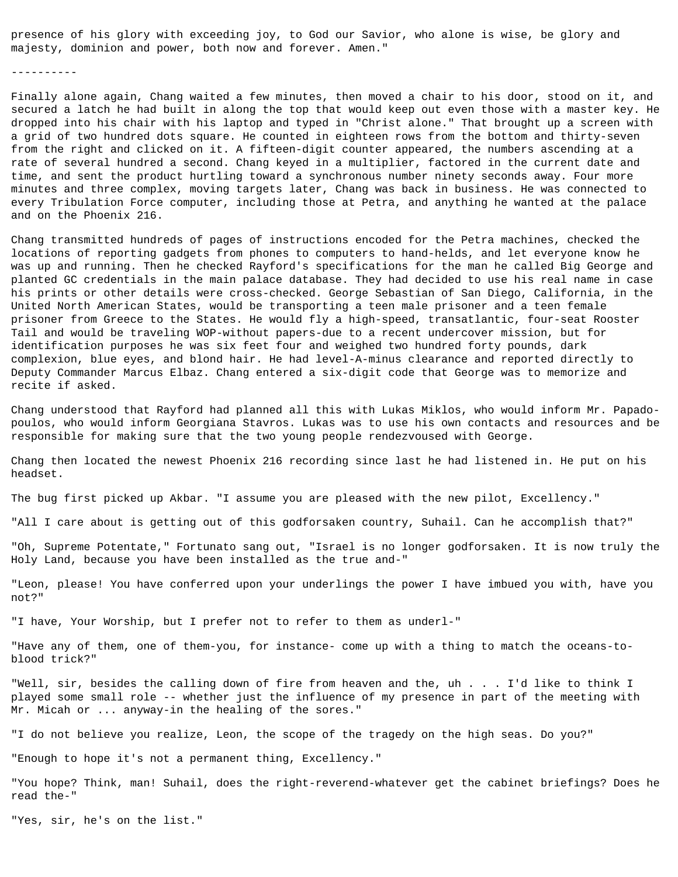presence of his glory with exceeding joy, to God our Savior, who alone is wise, be glory and majesty, dominion and power, both now and forever. Amen."

----------

Finally alone again, Chang waited a few minutes, then moved a chair to his door, stood on it, and secured a latch he had built in along the top that would keep out even those with a master key. He dropped into his chair with his laptop and typed in "Christ alone." That brought up a screen with a grid of two hundred dots square. He counted in eighteen rows from the bottom and thirty-seven from the right and clicked on it. A fifteen-digit counter appeared, the numbers ascending at a rate of several hundred a second. Chang keyed in a multiplier, factored in the current date and time, and sent the product hurtling toward a synchronous number ninety seconds away. Four more minutes and three complex, moving targets later, Chang was back in business. He was connected to every Tribulation Force computer, including those at Petra, and anything he wanted at the palace and on the Phoenix 216.

Chang transmitted hundreds of pages of instructions encoded for the Petra machines, checked the locations of reporting gadgets from phones to computers to hand-helds, and let everyone know he was up and running. Then he checked Rayford's specifications for the man he called Big George and planted GC credentials in the main palace database. They had decided to use his real name in case his prints or other details were cross-checked. George Sebastian of San Diego, California, in the United North American States, would be transporting a teen male prisoner and a teen female prisoner from Greece to the States. He would fly a high-speed, transatlantic, four-seat Rooster Tail and would be traveling WOP-without papers-due to a recent undercover mission, but for identification purposes he was six feet four and weighed two hundred forty pounds, dark complexion, blue eyes, and blond hair. He had level-A-minus clearance and reported directly to Deputy Commander Marcus Elbaz. Chang entered a six-digit code that George was to memorize and recite if asked.

Chang understood that Rayford had planned all this with Lukas Miklos, who would inform Mr. Papadopoulos, who would inform Georgiana Stavros. Lukas was to use his own contacts and resources and be responsible for making sure that the two young people rendezvoused with George.

Chang then located the newest Phoenix 216 recording since last he had listened in. He put on his headset.

The bug first picked up Akbar. "I assume you are pleased with the new pilot, Excellency."

"All I care about is getting out of this godforsaken country, Suhail. Can he accomplish that?"

"Oh, Supreme Potentate," Fortunato sang out, "Israel is no longer godforsaken. It is now truly the Holy Land, because you have been installed as the true and-"

"Leon, please! You have conferred upon your underlings the power I have imbued you with, have you not?"

"I have, Your Worship, but I prefer not to refer to them as underl-"

"Have any of them, one of them-you, for instance- come up with a thing to match the oceans-to-blood trick?"

"Well, sir, besides the calling down of fire from heaven and the, uh . . . I'd like to think I played some small role -- whether just the influence of my presence in part of the meeting with Mr. Micah or ... anyway-in the healing of the sores."

"I do not believe you realize, Leon, the scope of the tragedy on the high seas. Do you?"

"Enough to hope it's not a permanent thing, Excellency."

"You hope? Think, man! Suhail, does the right-reverend-whatever get the cabinet briefings? Does he read the-"

"Yes, sir, he's on the list."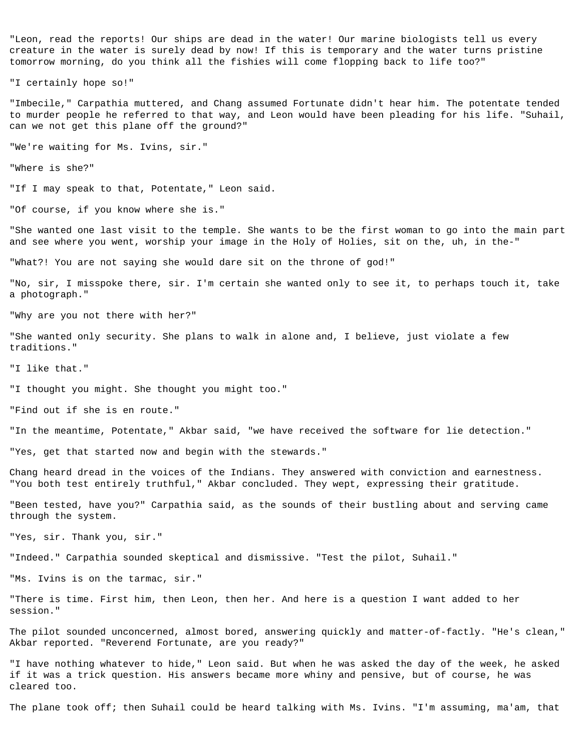"Leon, read the reports! Our ships are dead in the water! Our marine biologists tell us every creature in the water is surely dead by now! If this is temporary and the water turns pristine tomorrow morning, do you think all the fishies will come flopping back to life too?"

"I certainly hope so!"

"Imbecile," Carpathia muttered, and Chang assumed Fortunate didn't hear him. The potentate tended to murder people he referred to that way, and Leon would have been pleading for his life. "Suhail, can we not get this plane off the ground?"

"We're waiting for Ms. Ivins, sir."

"Where is she?"

"If I may speak to that, Potentate," Leon said.

"Of course, if you know where she is."

"She wanted one last visit to the temple. She wants to be the first woman to go into the main part and see where you went, worship your image in the Holy of Holies, sit on the, uh, in the-"

"What?! You are not saying she would dare sit on the throne of god!"

"No, sir, I misspoke there, sir. I'm certain she wanted only to see it, to perhaps touch it, take a photograph."

"Why are you not there with her?"

"She wanted only security. She plans to walk in alone and, I believe, just violate a few traditions."

"I like that."

"I thought you might. She thought you might too."

"Find out if she is en route."

"In the meantime, Potentate," Akbar said, "we have received the software for lie detection."

"Yes, get that started now and begin with the stewards."

Chang heard dread in the voices of the Indians. They answered with conviction and earnestness. "You both test entirely truthful," Akbar concluded. They wept, expressing their gratitude.

"Been tested, have you?" Carpathia said, as the sounds of their bustling about and serving came through the system.

"Yes, sir. Thank you, sir."

"Indeed." Carpathia sounded skeptical and dismissive. "Test the pilot, Suhail."

"Ms. Ivins is on the tarmac, sir."

"There is time. First him, then Leon, then her. And here is a question I want added to her session."

The pilot sounded unconcerned, almost bored, answering quickly and matter-of-factly. "He's clean," Akbar reported. "Reverend Fortunate, are you ready?"

"I have nothing whatever to hide," Leon said. But when he was asked the day of the week, he asked if it was a trick question. His answers became more whiny and pensive, but of course, he was cleared too.

The plane took off; then Suhail could be heard talking with Ms. Ivins. "I'm assuming, ma'am, that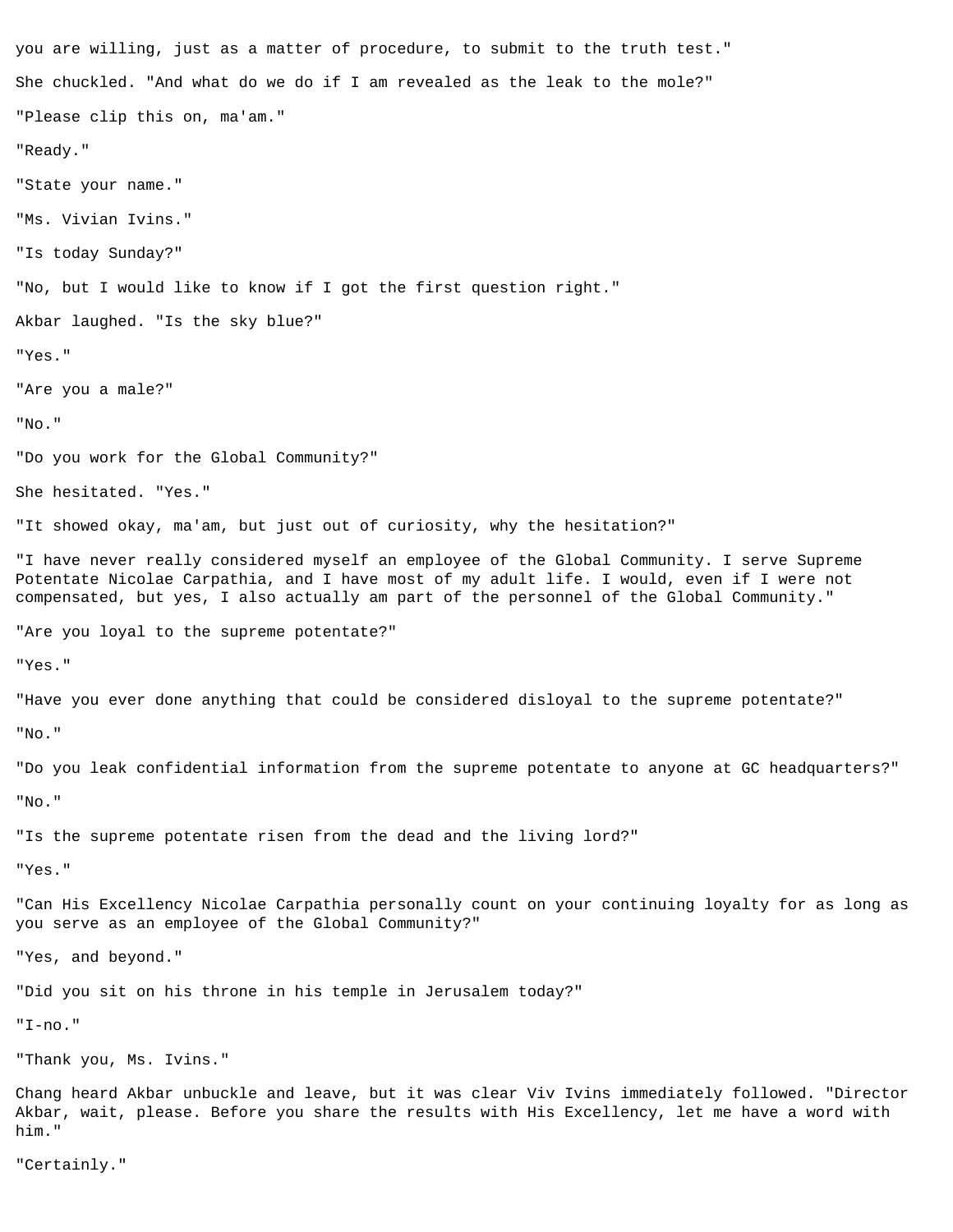you are willing, just as a matter of procedure, to submit to the truth test."

She chuckled. "And what do we do if I am revealed as the leak to the mole?"

"Please clip this on, ma'am."

"Ready."

"State your name."

"Ms. Vivian Ivins."

"Is today Sunday?"

"No, but I would like to know if I got the first question right."

Akbar laughed. "Is the sky blue?"

"Yes."

"Are you a male?"

"No."

"Do you work for the Global Community?"

She hesitated. "Yes."

"It showed okay, ma'am, but just out of curiosity, why the hesitation?"

"I have never really considered myself an employee of the Global Community. I serve Supreme Potentate Nicolae Carpathia, and I have most of my adult life. I would, even if I were not compensated, but yes, I also actually am part of the personnel of the Global Community."

"Are you loyal to the supreme potentate?"

"Yes."

"Have you ever done anything that could be considered disloyal to the supreme potentate?"

"No."

"Do you leak confidential information from the supreme potentate to anyone at GC headquarters?"

"No."

"Is the supreme potentate risen from the dead and the living lord?"

"Yes."

"Can His Excellency Nicolae Carpathia personally count on your continuing loyalty for as long as you serve as an employee of the Global Community?"

"Yes, and beyond."

"Did you sit on his throne in his temple in Jerusalem today?"

"I-no."

"Thank you, Ms. Ivins."

Chang heard Akbar unbuckle and leave, but it was clear Viv Ivins immediately followed. "Director Akbar, wait, please. Before you share the results with His Excellency, let me have a word with him."

"Certainly."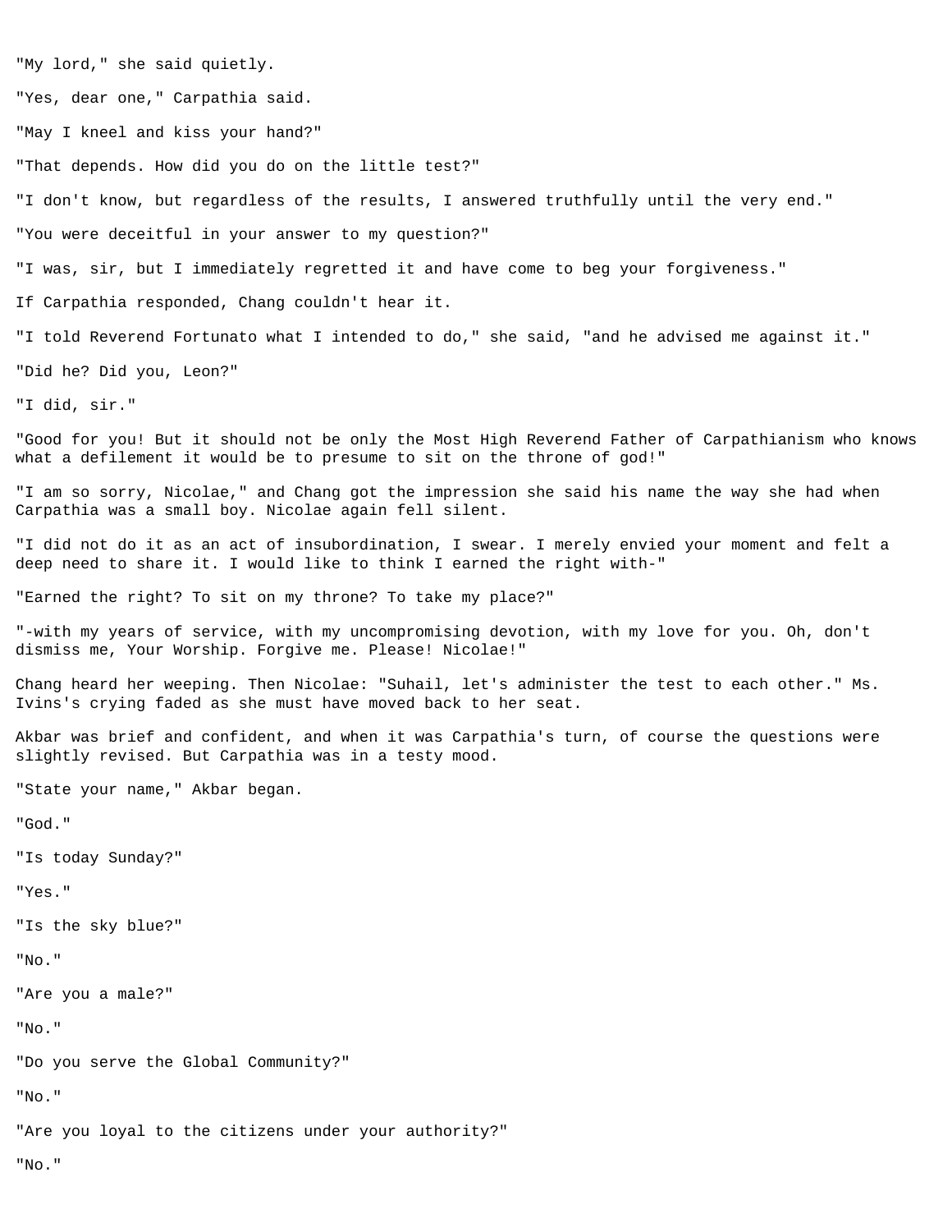"My lord," she said quietly.

"Yes, dear one," Carpathia said.

"May I kneel and kiss your hand?"

"That depends. How did you do on the little test?"

"I don't know, but regardless of the results, I answered truthfully until the very end."

"You were deceitful in your answer to my question?"

"I was, sir, but I immediately regretted it and have come to beg your forgiveness."

If Carpathia responded, Chang couldn't hear it.

"I told Reverend Fortunato what I intended to do," she said, "and he advised me against it."

"Did he? Did you, Leon?"

"I did, sir."

"Good for you! But it should not be only the Most High Reverend Father of Carpathianism who knows what a defilement it would be to presume to sit on the throne of god!"

"I am so sorry, Nicolae," and Chang got the impression she said his name the way she had when Carpathia was a small boy. Nicolae again fell silent.

"I did not do it as an act of insubordination, I swear. I merely envied your moment and felt a deep need to share it. I would like to think I earned the right with-"

"Earned the right? To sit on my throne? To take my place?"

"-with my years of service, with my uncompromising devotion, with my love for you. Oh, don't dismiss me, Your Worship. Forgive me. Please! Nicolae!"

Chang heard her weeping. Then Nicolae: "Suhail, let's administer the test to each other." Ms. Ivins's crying faded as she must have moved back to her seat.

Akbar was brief and confident, and when it was Carpathia's turn, of course the questions were slightly revised. But Carpathia was in a testy mood.

"State your name," Akbar began.

"God."

"Is today Sunday?"

"Yes."

"Is the sky blue?"

"No."

"Are you a male?"

"No."

"Do you serve the Global Community?"

"No."

"Are you loyal to the citizens under your authority?"

"No."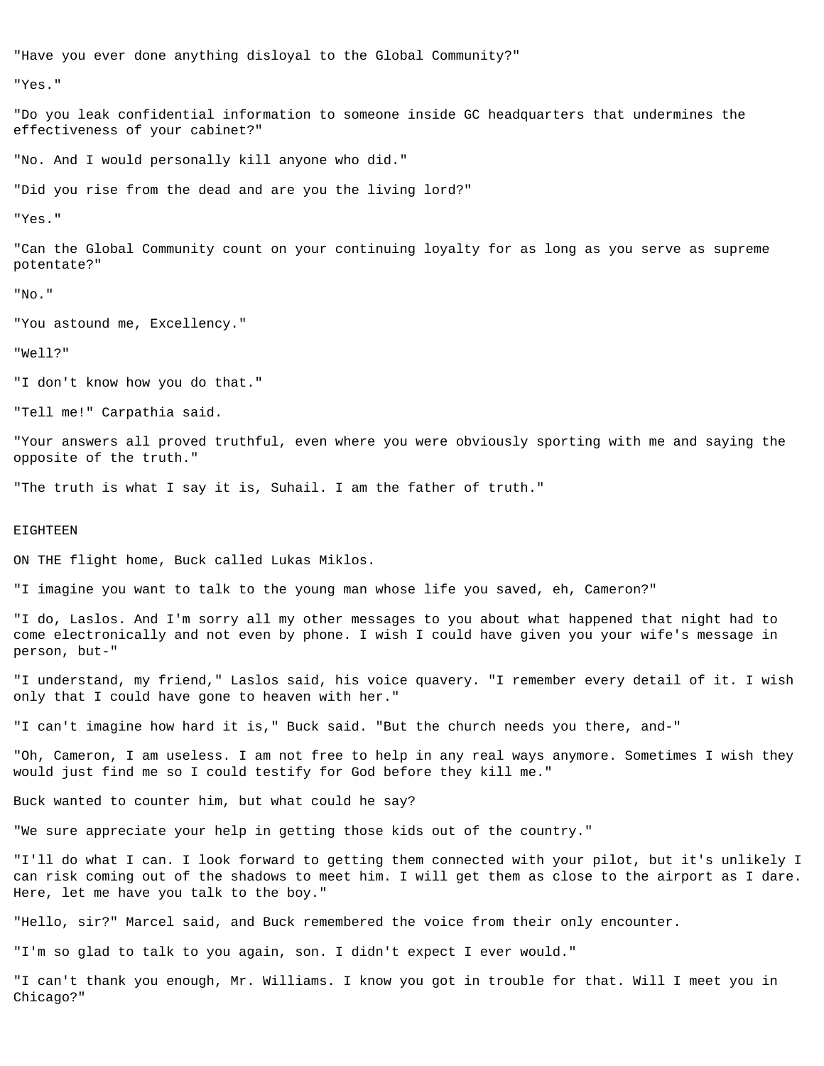"Have you ever done anything disloyal to the Global Community?"

"Yes."

"Do you leak confidential information to someone inside GC headquarters that undermines the effectiveness of your cabinet?"

"No. And I would personally kill anyone who did."

"Did you rise from the dead and are you the living lord?"

"Yes."

"Can the Global Community count on your continuing loyalty for as long as you serve as supreme potentate?"

"No."

"You astound me, Excellency."

"Well?"

"I don't know how you do that."

"Tell me!" Carpathia said.

"Your answers all proved truthful, even where you were obviously sporting with me and saying the opposite of the truth."

"The truth is what I say it is, Suhail. I am the father of truth."

## EIGHTEEN

ON THE flight home, Buck called Lukas Miklos.

"I imagine you want to talk to the young man whose life you saved, eh, Cameron?"

"I do, Laslos. And I'm sorry all my other messages to you about what happened that night had to come electronically and not even by phone. I wish I could have given you your wife's message in person, but-"

"I understand, my friend," Laslos said, his voice quavery. "I remember every detail of it. I wish only that I could have gone to heaven with her."

"I can't imagine how hard it is," Buck said. "But the church needs you there, and-"

"Oh, Cameron, I am useless. I am not free to help in any real ways anymore. Sometimes I wish they would just find me so I could testify for God before they kill me."

Buck wanted to counter him, but what could he say?

"We sure appreciate your help in getting those kids out of the country."

"I'll do what I can. I look forward to getting them connected with your pilot, but it's unlikely I can risk coming out of the shadows to meet him. I will get them as close to the airport as I dare. Here, let me have you talk to the boy."

"Hello, sir?" Marcel said, and Buck remembered the voice from their only encounter.

"I'm so glad to talk to you again, son. I didn't expect I ever would."

"I can't thank you enough, Mr. Williams. I know you got in trouble for that. Will I meet you in Chicago?"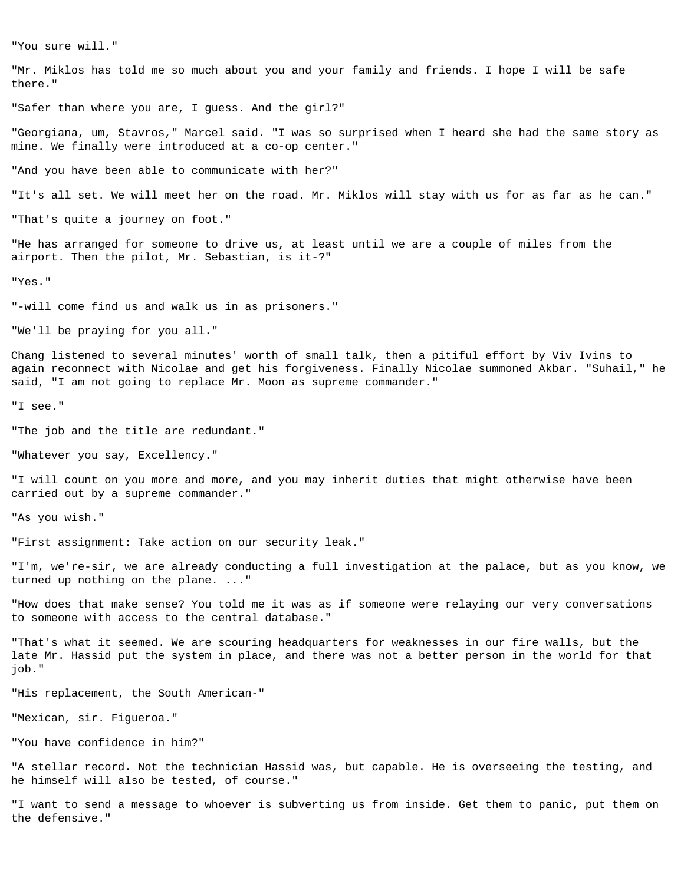"You sure will."

"Mr. Miklos has told me so much about you and your family and friends. I hope I will be safe there."

"Safer than where you are, I guess. And the girl?"

"Georgiana, um, Stavros," Marcel said. "I was so surprised when I heard she had the same story as mine. We finally were introduced at a co-op center."

"And you have been able to communicate with her?"

"It's all set. We will meet her on the road. Mr. Miklos will stay with us for as far as he can."

"That's quite a journey on foot."

"He has arranged for someone to drive us, at least until we are a couple of miles from the airport. Then the pilot, Mr. Sebastian, is it-?"

"Yes."

"-will come find us and walk us in as prisoners."

"We'll be praying for you all."

Chang listened to several minutes' worth of small talk, then a pitiful effort by Viv Ivins to again reconnect with Nicolae and get his forgiveness. Finally Nicolae summoned Akbar. "Suhail," he said, "I am not going to replace Mr. Moon as supreme commander."

"I see."

"The job and the title are redundant."

"Whatever you say, Excellency."

"I will count on you more and more, and you may inherit duties that might otherwise have been carried out by a supreme commander."

"As you wish."

"First assignment: Take action on our security leak."

"I'm, we're-sir, we are already conducting a full investigation at the palace, but as you know, we turned up nothing on the plane. ..."

"How does that make sense? You told me it was as if someone were relaying our very conversations to someone with access to the central database."

"That's what it seemed. We are scouring headquarters for weaknesses in our fire walls, but the late Mr. Hassid put the system in place, and there was not a better person in the world for that job."

"His replacement, the South American-"

"Mexican, sir. Figueroa."

"You have confidence in him?"

"A stellar record. Not the technician Hassid was, but capable. He is overseeing the testing, and he himself will also be tested, of course."

"I want to send a message to whoever is subverting us from inside. Get them to panic, put them on the defensive."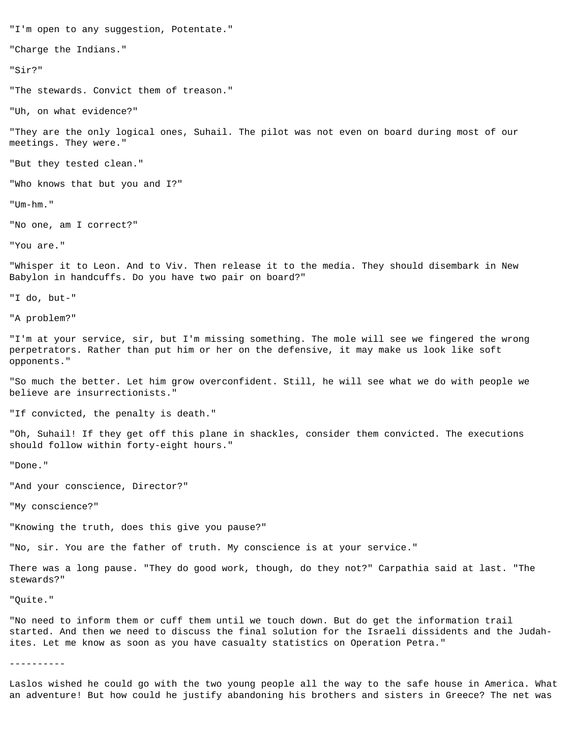"I'm open to any suggestion, Potentate."

"Charge the Indians."

"Sir?"

"The stewards. Convict them of treason."

"Uh, on what evidence?"

"They are the only logical ones, Suhail. The pilot was not even on board during most of our meetings. They were."

"But they tested clean."

"Who knows that but you and I?"

"Um-hm."

"No one, am I correct?"

"You are."

"Whisper it to Leon. And to Viv. Then release it to the media. They should disembark in New Babylon in handcuffs. Do you have two pair on board?"

"I do, but-"

"A problem?"

"I'm at your service, sir, but I'm missing something. The mole will see we fingered the wrong perpetrators. Rather than put him or her on the defensive, it may make us look like soft opponents."

"So much the better. Let him grow overconfident. Still, he will see what we do with people we believe are insurrectionists."

"If convicted, the penalty is death."

"Oh, Suhail! If they get off this plane in shackles, consider them convicted. The executions should follow within forty-eight hours."

"Done."

"And your conscience, Director?"

"My conscience?"

"Knowing the truth, does this give you pause?"

"No, sir. You are the father of truth. My conscience is at your service."

There was a long pause. "They do good work, though, do they not?" Carpathia said at last. "The stewards?"

"Quite."

"No need to inform them or cuff them until we touch down. But do get the information trail started. And then we need to discuss the final solution for the Israeli dissidents and the Judah-ites. Let me know as soon as you have casualty statistics on Operation Petra."

----------

Laslos wished he could go with the two young people all the way to the safe house in America. What an adventure! But how could he justify abandoning his brothers and sisters in Greece? The net was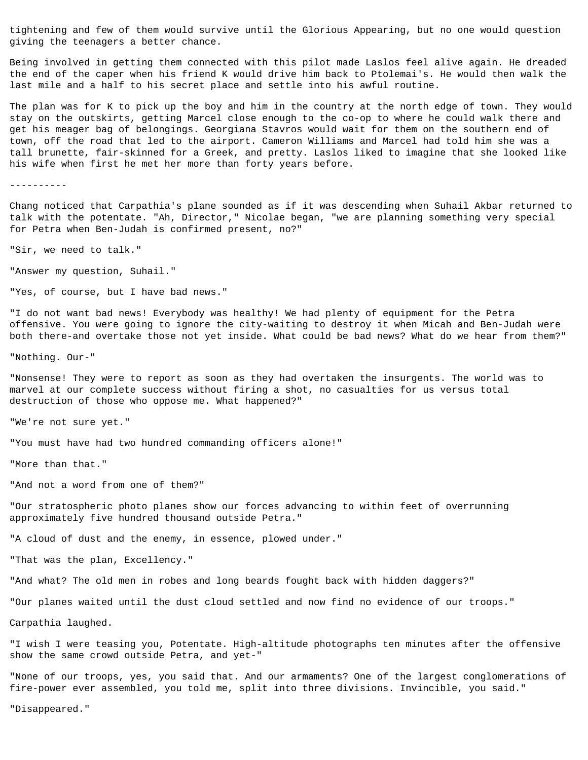tightening and few of them would survive until the Glorious Appearing, but no one would question giving the teenagers a better chance.

Being involved in getting them connected with this pilot made Laslos feel alive again. He dreaded the end of the caper when his friend K would drive him back to Ptolemai's. He would then walk the last mile and a half to his secret place and settle into his awful routine.

The plan was for K to pick up the boy and him in the country at the north edge of town. They would stay on the outskirts, getting Marcel close enough to the co-op to where he could walk there and get his meager bag of belongings. Georgiana Stavros would wait for them on the southern end of town, off the road that led to the airport. Cameron Williams and Marcel had told him she was a tall brunette, fair-skinned for a Greek, and pretty. Laslos liked to imagine that she looked like his wife when first he met her more than forty years before.

----------

Chang noticed that Carpathia's plane sounded as if it was descending when Suhail Akbar returned to talk with the potentate. "Ah, Director," Nicolae began, "we are planning something very special for Petra when Ben-Judah is confirmed present, no?"

"Sir, we need to talk."

"Answer my question, Suhail."

"Yes, of course, but I have bad news."

"I do not want bad news! Everybody was healthy! We had plenty of equipment for the Petra offensive. You were going to ignore the city-waiting to destroy it when Micah and Ben-Judah were both there-and overtake those not yet inside. What could be bad news? What do we hear from them?"

"Nothing. Our-"

"Nonsense! They were to report as soon as they had overtaken the insurgents. The world was to marvel at our complete success without firing a shot, no casualties for us versus total destruction of those who oppose me. What happened?"

"We're not sure yet."

"You must have had two hundred commanding officers alone!"

"More than that."

"And not a word from one of them?"

"Our stratospheric photo planes show our forces advancing to within feet of overrunning approximately five hundred thousand outside Petra."

"A cloud of dust and the enemy, in essence, plowed under."

"That was the plan, Excellency."

"And what? The old men in robes and long beards fought back with hidden daggers?"

"Our planes waited until the dust cloud settled and now find no evidence of our troops."

Carpathia laughed.

"I wish I were teasing you, Potentate. High-altitude photographs ten minutes after the offensive show the same crowd outside Petra, and yet-"

"None of our troops, yes, you said that. And our armaments? One of the largest conglomerations of fire-power ever assembled, you told me, split into three divisions. Invincible, you said."

"Disappeared."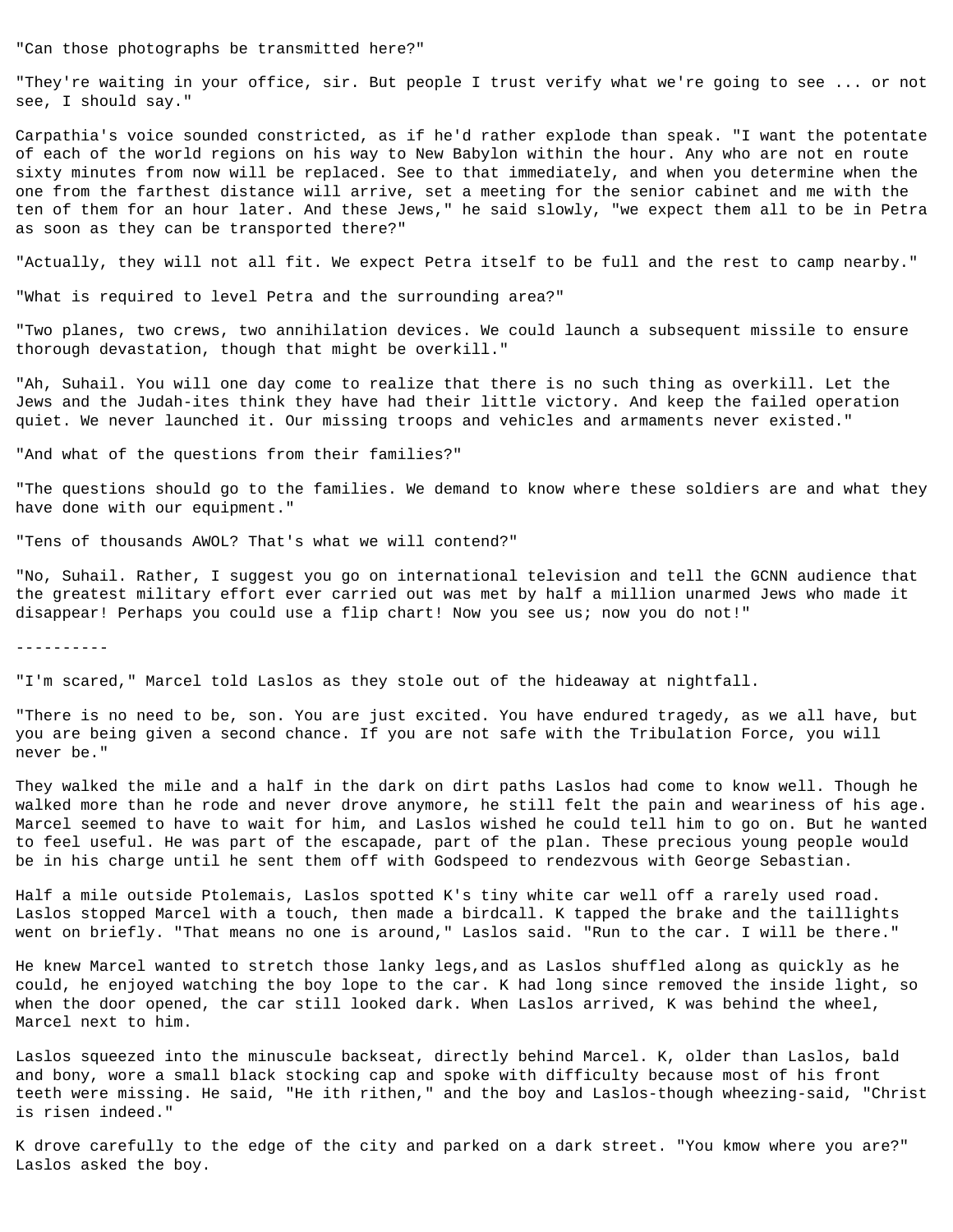"Can those photographs be transmitted here?"

"They're waiting in your office, sir. But people I trust verify what we're going to see ... or not see, I should say."

Carpathia's voice sounded constricted, as if he'd rather explode than speak. "I want the potentate of each of the world regions on his way to New Babylon within the hour. Any who are not en route sixty minutes from now will be replaced. See to that immediately, and when you determine when the one from the farthest distance will arrive, set a meeting for the senior cabinet and me with the ten of them for an hour later. And these Jews," he said slowly, "we expect them all to be in Petra as soon as they can be transported there?"

"Actually, they will not all fit. We expect Petra itself to be full and the rest to camp nearby."

"What is required to level Petra and the surrounding area?"

"Two planes, two crews, two annihilation devices. We could launch a subsequent missile to ensure thorough devastation, though that might be overkill."

"Ah, Suhail. You will one day come to realize that there is no such thing as overkill. Let the Jews and the Judah-ites think they have had their little victory. And keep the failed operation quiet. We never launched it. Our missing troops and vehicles and armaments never existed."

"And what of the questions from their families?"

"The questions should go to the families. We demand to know where these soldiers are and what they have done with our equipment."

"Tens of thousands AWOL? That's what we will contend?"

"No, Suhail. Rather, I suggest you go on international television and tell the GCNN audience that the greatest military effort ever carried out was met by half a million unarmed Jews who made it disappear! Perhaps you could use a flip chart! Now you see us; now you do not!"

----------

"I'm scared," Marcel told Laslos as they stole out of the hideaway at nightfall.

"There is no need to be, son. You are just excited. You have endured tragedy, as we all have, but you are being given a second chance. If you are not safe with the Tribulation Force, you will never be."

They walked the mile and a half in the dark on dirt paths Laslos had come to know well. Though he walked more than he rode and never drove anymore, he still felt the pain and weariness of his age. Marcel seemed to have to wait for him, and Laslos wished he could tell him to go on. But he wanted to feel useful. He was part of the escapade, part of the plan. These precious young people would be in his charge until he sent them off with Godspeed to rendezvous with George Sebastian.

Half a mile outside Ptolemais, Laslos spotted K's tiny white car well off a rarely used road. Laslos stopped Marcel with a touch, then made a birdcall. K tapped the brake and the taillights went on briefly. "That means no one is around," Laslos said. "Run to the car. I will be there."

He knew Marcel wanted to stretch those lanky legs,and as Laslos shuffled along as quickly as he could, he enjoyed watching the boy lope to the car. K had long since removed the inside light, so when the door opened, the car still looked dark. When Laslos arrived, K was behind the wheel, Marcel next to him.

Laslos squeezed into the minuscule backseat, directly behind Marcel. K, older than Laslos, bald and bony, wore a small black stocking cap and spoke with difficulty because most of his front teeth were missing. He said, "He ith rithen," and the boy and Laslos-though wheezing-said, "Christ is risen indeed."

K drove carefully to the edge of the city and parked on a dark street. "You kmow where you are?" Laslos asked the boy.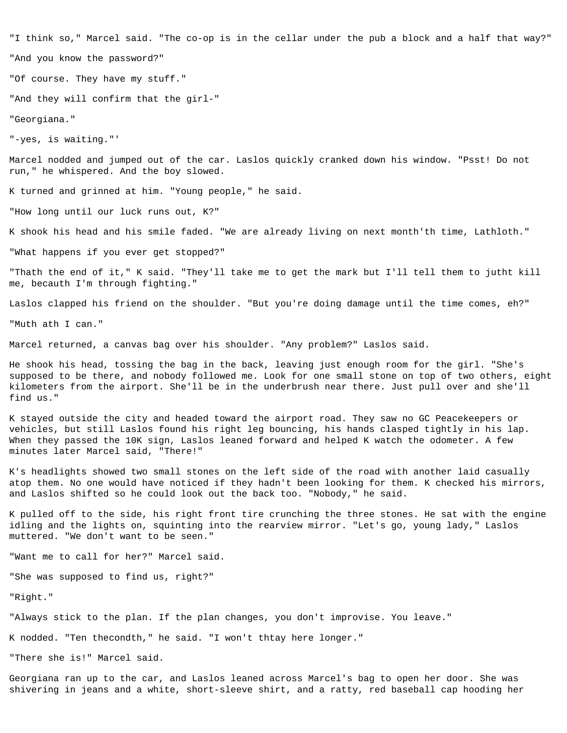"I think so," Marcel said. "The co-op is in the cellar under the pub a block and a half that way?"

"And you know the password?"

"Of course. They have my stuff."

"And they will confirm that the girl-"

"Georgiana."

"-yes, is waiting."'

Marcel nodded and jumped out of the car. Laslos quickly cranked down his window. "Psst! Do not run," he whispered. And the boy slowed.

K turned and grinned at him. "Young people," he said.

"How long until our luck runs out, K?"

K shook his head and his smile faded. "We are already living on next month'th time, Lathloth."

"What happens if you ever get stopped?"

"Thath the end of it," K said. "They'll take me to get the mark but I'll tell them to jutht kill me, becauth I'm through fighting."

Laslos clapped his friend on the shoulder. "But you're doing damage until the time comes, eh?"

"Muth ath I can."

Marcel returned, a canvas bag over his shoulder. "Any problem?" Laslos said.

He shook his head, tossing the bag in the back, leaving just enough room for the girl. "She's supposed to be there, and nobody followed me. Look for one small stone on top of two others, eight kilometers from the airport. She'll be in the underbrush near there. Just pull over and she'll find us."

K stayed outside the city and headed toward the airport road. They saw no GC Peacekeepers or vehicles, but still Laslos found his right leg bouncing, his hands clasped tightly in his lap. When they passed the 10K sign, Laslos leaned forward and helped K watch the odometer. A few minutes later Marcel said, "There!"

K's headlights showed two small stones on the left side of the road with another laid casually atop them. No one would have noticed if they hadn't been looking for them. K checked his mirrors, and Laslos shifted so he could look out the back too. "Nobody," he said.

K pulled off to the side, his right front tire crunching the three stones. He sat with the engine idling and the lights on, squinting into the rearview mirror. "Let's go, young lady," Laslos muttered. "We don't want to be seen."

"Want me to call for her?" Marcel said.

"She was supposed to find us, right?"

"Right."

"Always stick to the plan. If the plan changes, you don't improvise. You leave."

K nodded. "Ten thecondth," he said. "I won't thtay here longer."

"There she is!" Marcel said.

Georgiana ran up to the car, and Laslos leaned across Marcel's bag to open her door. She was shivering in jeans and a white, short-sleeve shirt, and a ratty, red baseball cap hooding her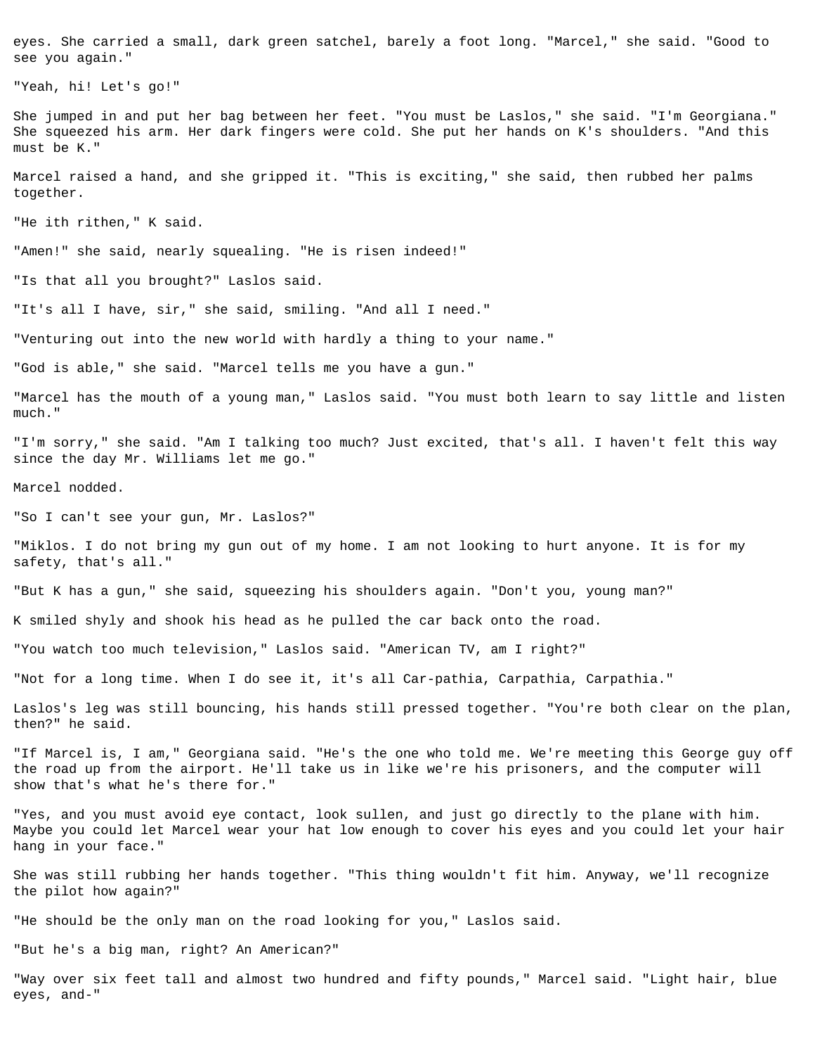eyes. She carried a small, dark green satchel, barely a foot long. "Marcel," she said. "Good to see you again."

"Yeah, hi! Let's go!"

She jumped in and put her bag between her feet. "You must be Laslos," she said. "I'm Georgiana." She squeezed his arm. Her dark fingers were cold. She put her hands on K's shoulders. "And this must be K."

Marcel raised a hand, and she gripped it. "This is exciting," she said, then rubbed her palms together.

"He ith rithen," K said.

"Amen!" she said, nearly squealing. "He is risen indeed!"

"Is that all you brought?" Laslos said.

"It's all I have, sir," she said, smiling. "And all I need."

"Venturing out into the new world with hardly a thing to your name."

"God is able," she said. "Marcel tells me you have a gun."

"Marcel has the mouth of a young man," Laslos said. "You must both learn to say little and listen much."

"I'm sorry," she said. "Am I talking too much? Just excited, that's all. I haven't felt this way since the day Mr. Williams let me go."

Marcel nodded.

"So I can't see your gun, Mr. Laslos?"

"Miklos. I do not bring my gun out of my home. I am not looking to hurt anyone. It is for my safety, that's all."

"But K has a gun," she said, squeezing his shoulders again. "Don't you, young man?"

K smiled shyly and shook his head as he pulled the car back onto the road.

"You watch too much television," Laslos said. "American TV, am I right?"

"Not for a long time. When I do see it, it's all Car-pathia, Carpathia, Carpathia."

Laslos's leg was still bouncing, his hands still pressed together. "You're both clear on the plan, then?" he said.

"If Marcel is, I am," Georgiana said. "He's the one who told me. We're meeting this George guy off the road up from the airport. He'll take us in like we're his prisoners, and the computer will show that's what he's there for."

"Yes, and you must avoid eye contact, look sullen, and just go directly to the plane with him. Maybe you could let Marcel wear your hat low enough to cover his eyes and you could let your hair hang in your face."

She was still rubbing her hands together. "This thing wouldn't fit him. Anyway, we'll recognize the pilot how again?"

"He should be the only man on the road looking for you," Laslos said.

"But he's a big man, right? An American?"

"Way over six feet tall and almost two hundred and fifty pounds," Marcel said. "Light hair, blue eyes, and-"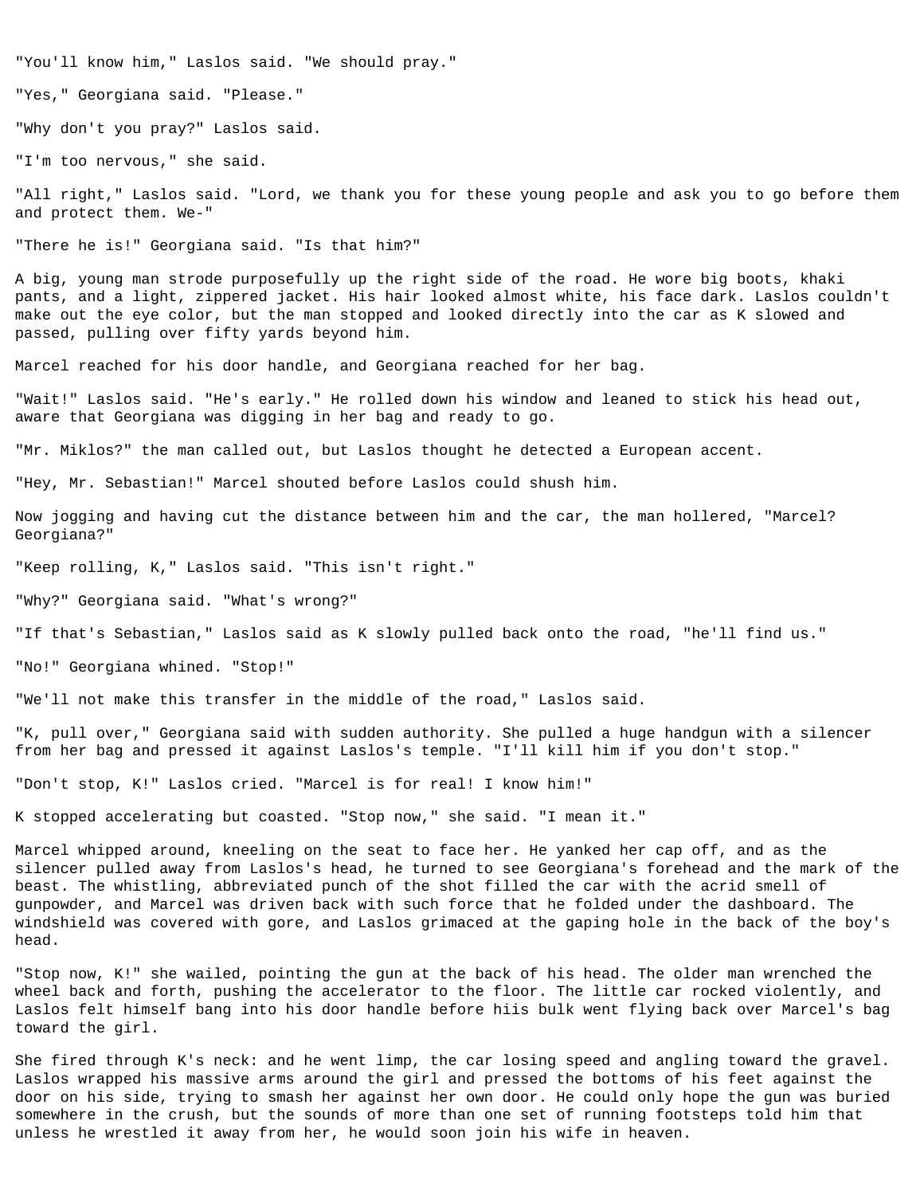"You'll know him," Laslos said. "We should pray."

"Yes," Georgiana said. "Please."

"Why don't you pray?" Laslos said.

"I'm too nervous," she said.

"All right," Laslos said. "Lord, we thank you for these young people and ask you to go before them and protect them. We-"

"There he is!" Georgiana said. "Is that him?"

A big, young man strode purposefully up the right side of the road. He wore big boots, khaki pants, and a light, zippered jacket. His hair looked almost white, his face dark. Laslos couldn't make out the eye color, but the man stopped and looked directly into the car as K slowed and passed, pulling over fifty yards beyond him.

Marcel reached for his door handle, and Georgiana reached for her bag.

"Wait!" Laslos said. "He's early." He rolled down his window and leaned to stick his head out, aware that Georgiana was digging in her bag and ready to go.

"Mr. Miklos?" the man called out, but Laslos thought he detected a European accent.

"Hey, Mr. Sebastian!" Marcel shouted before Laslos could shush him.

Now jogging and having cut the distance between him and the car, the man hollered, "Marcel? Georgiana?"

"Keep rolling, K," Laslos said. "This isn't right."

"Why?" Georgiana said. "What's wrong?"

"If that's Sebastian," Laslos said as K slowly pulled back onto the road, "he'll find us."

"No!" Georgiana whined. "Stop!"

"We'll not make this transfer in the middle of the road," Laslos said.

"K, pull over," Georgiana said with sudden authority. She pulled a huge handgun with a silencer from her bag and pressed it against Laslos's temple. "I'll kill him if you don't stop."

"Don't stop, K!" Laslos cried. "Marcel is for real! I know him!"

K stopped accelerating but coasted. "Stop now," she said. "I mean it."

Marcel whipped around, kneeling on the seat to face her. He yanked her cap off, and as the silencer pulled away from Laslos's head, he turned to see Georgiana's forehead and the mark of the beast. The whistling, abbreviated punch of the shot filled the car with the acrid smell of gunpowder, and Marcel was driven back with such force that he folded under the dashboard. The windshield was covered with gore, and Laslos grimaced at the gaping hole in the back of the boy's head.

"Stop now, K!" she wailed, pointing the gun at the back of his head. The older man wrenched the wheel back and forth, pushing the accelerator to the floor. The little car rocked violently, and Laslos felt himself bang into his door handle before hiis bulk went flying back over Marcel's bag toward the girl.

She fired through K's neck: and he went limp, the car losing speed and angling toward the gravel. Laslos wrapped his massive arms around the girl and pressed the bottoms of his feet against the door on his side, trying to smash her against her own door. He could only hope the gun was buried somewhere in the crush, but the sounds of more than one set of running footsteps told him that unless he wrestled it away from her, he would soon join his wife in heaven.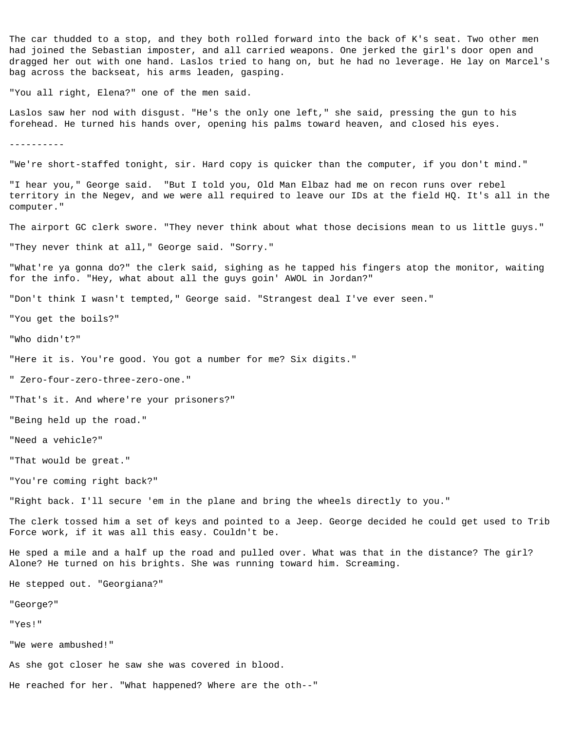The car thudded to a stop, and they both rolled forward into the back of K's seat. Two other men had joined the Sebastian imposter, and all carried weapons. One jerked the girl's door open and dragged her out with one hand. Laslos tried to hang on, but he had no leverage. He lay on Marcel's bag across the backseat, his arms leaden, gasping.

"You all right, Elena?" one of the men said.

Laslos saw her nod with disgust. "He's the only one left," she said, pressing the gun to his forehead. He turned his hands over, opening his palms toward heaven, and closed his eyes.

----------

"We're short-staffed tonight, sir. Hard copy is quicker than the computer, if you don't mind."

"I hear you," George said. "But I told you, Old Man Elbaz had me on recon runs over rebel territory in the Negev, and we were all required to leave our IDs at the field HQ. It's all in the computer."

The airport GC clerk swore. "They never think about what those decisions mean to us little guys."

"They never think at all," George said. "Sorry."

"What're ya gonna do?" the clerk said, sighing as he tapped his fingers atop the monitor, waiting for the info. "Hey, what about all the guys goin' AWOL in Jordan?"

"Don't think I wasn't tempted," George said. "Strangest deal I've ever seen."

"You get the boils?"

"Who didn't?"

"Here it is. You're good. You got a number for me? Six digits."

" Zero-four-zero-three-zero-one."

"That's it. And where're your prisoners?"

"Being held up the road."

"Need a vehicle?"

"That would be great."

"You're coming right back?"

"Right back. I'll secure 'em in the plane and bring the wheels directly to you."

The clerk tossed him a set of keys and pointed to a Jeep. George decided he could get used to Trib Force work, if it was all this easy. Couldn't be.

He sped a mile and a half up the road and pulled over. What was that in the distance? The girl? Alone? He turned on his brights. She was running toward him. Screaming.

He stepped out. "Georgiana?"

"George?"

"Yes!"

"We were ambushed!"

As she got closer he saw she was covered in blood.

He reached for her. "What happened? Where are the oth--"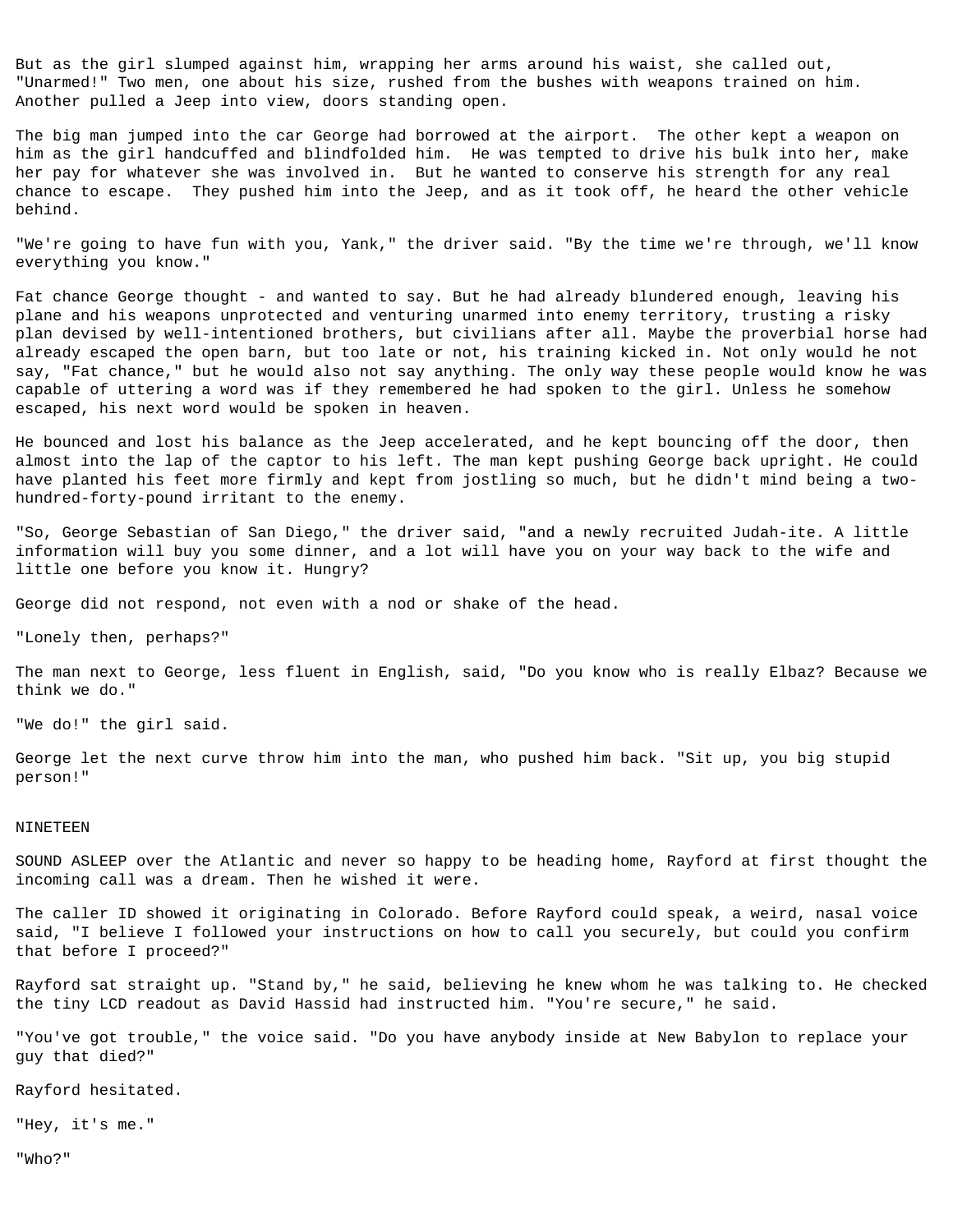But as the girl slumped against him, wrapping her arms around his waist, she called out, "Unarmed!" Two men, one about his size, rushed from the bushes with weapons trained on him. Another pulled a Jeep into view, doors standing open.

The big man jumped into the car George had borrowed at the airport. The other kept a weapon on him as the girl handcuffed and blindfolded him. He was tempted to drive his bulk into her, make her pay for whatever she was involved in. But he wanted to conserve his strength for any real chance to escape. They pushed him into the Jeep, and as it took off, he heard the other vehicle behind.

"We're going to have fun with you, Yank," the driver said. "By the time we're through, we'll know everything you know."

Fat chance George thought - and wanted to say. But he had already blundered enough, leaving his plane and his weapons unprotected and venturing unarmed into enemy territory, trusting a risky plan devised by well-intentioned brothers, but civilians after all. Maybe the proverbial horse had already escaped the open barn, but too late or not, his training kicked in. Not only would he not say, "Fat chance," but he would also not say anything. The only way these people would know he was capable of uttering a word was if they remembered he had spoken to the girl. Unless he somehow escaped, his next word would be spoken in heaven.

He bounced and lost his balance as the Jeep accelerated, and he kept bouncing off the door, then almost into the lap of the captor to his left. The man kept pushing George back upright. He could have planted his feet more firmly and kept from jostling so much, but he didn't mind being a two-hundred-forty-pound irritant to the enemy.

"So, George Sebastian of San Diego," the driver said, "and a newly recruited Judah-ite. A little information will buy you some dinner, and a lot will have you on your way back to the wife and little one before you know it. Hungry?

George did not respond, not even with a nod or shake of the head.

"Lonely then, perhaps?"

The man next to George, less fluent in English, said, "Do you know who is really Elbaz? Because we think we do."

"We do!" the girl said.

George let the next curve throw him into the man, who pushed him back. "Sit up, you big stupid person!"

## NINETEEN

SOUND ASLEEP over the Atlantic and never so happy to be heading home, Rayford at first thought the incoming call was a dream. Then he wished it were.

The caller ID showed it originating in Colorado. Before Rayford could speak, a weird, nasal voice said, "I believe I followed your instructions on how to call you securely, but could you confirm that before I proceed?"

Rayford sat straight up. "Stand by," he said, believing he knew whom he was talking to. He checked the tiny LCD readout as David Hassid had instructed him. "You're secure," he said.

"You've got trouble," the voice said. "Do you have anybody inside at New Babylon to replace your guy that died?"

Rayford hesitated.

"Hey, it's me."

"Who?"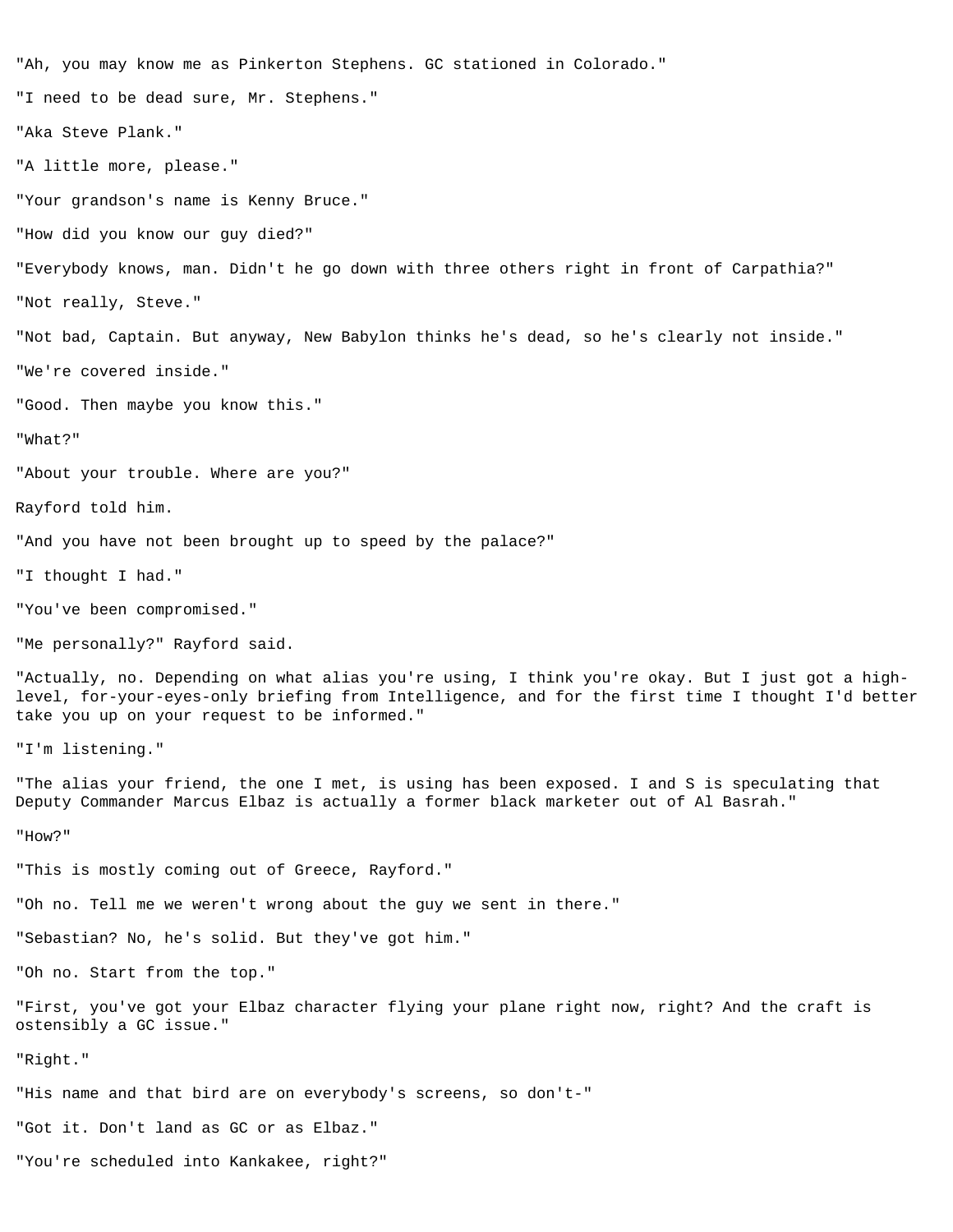"Ah, you may know me as Pinkerton Stephens. GC stationed in Colorado."

"I need to be dead sure, Mr. Stephens."

"Aka Steve Plank."

"A little more, please."

"Your grandson's name is Kenny Bruce."

"How did you know our guy died?"

"Everybody knows, man. Didn't he go down with three others right in front of Carpathia?"

"Not really, Steve."

"Not bad, Captain. But anyway, New Babylon thinks he's dead, so he's clearly not inside."

"We're covered inside."

"Good. Then maybe you know this."

"What?"

"About your trouble. Where are you?"

Rayford told him.

"And you have not been brought up to speed by the palace?"

"I thought I had."

"You've been compromised."

"Me personally?" Rayford said.

"Actually, no. Depending on what alias you're using, I think you're okay. But I just got a high-level, for-your-eyes-only briefing from Intelligence, and for the first time I thought I'd better take you up on your request to be informed."

"I'm listening."

"The alias your friend, the one I met, is using has been exposed. I and S is speculating that Deputy Commander Marcus Elbaz is actually a former black marketer out of Al Basrah."

"How?"

"This is mostly coming out of Greece, Rayford."

"Oh no. Tell me we weren't wrong about the guy we sent in there."

"Sebastian? No, he's solid. But they've got him."

"Oh no. Start from the top."

"First, you've got your Elbaz character flying your plane right now, right? And the craft is ostensibly a GC issue."

"Right."

"His name and that bird are on everybody's screens, so don't-"

"Got it. Don't land as GC or as Elbaz."

"You're scheduled into Kankakee, right?"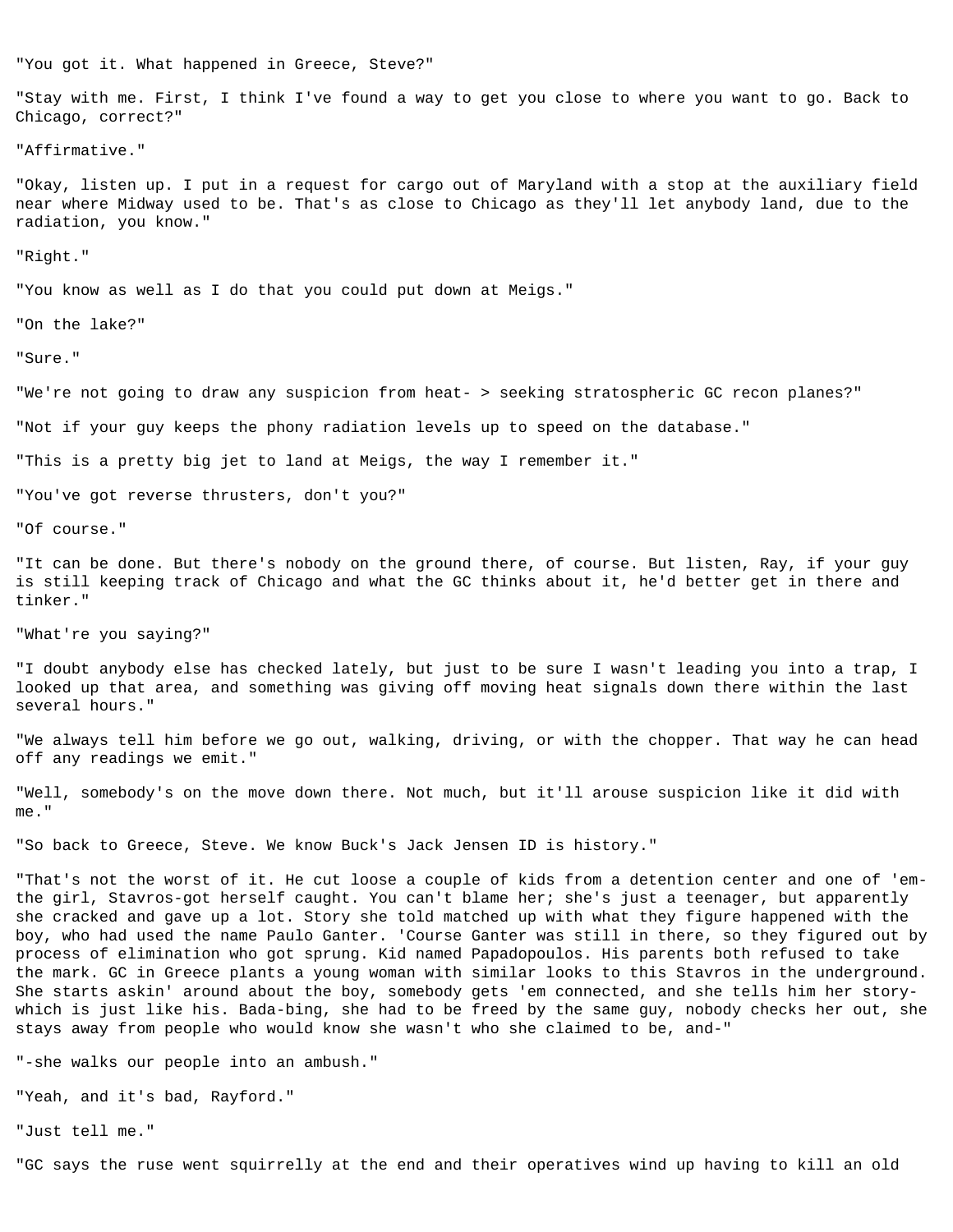"You got it. What happened in Greece, Steve?"

"Stay with me. First, I think I've found a way to get you close to where you want to go. Back to Chicago, correct?"

"Affirmative."

"Okay, listen up. I put in a request for cargo out of Maryland with a stop at the auxiliary field near where Midway used to be. That's as close to Chicago as they'll let anybody land, due to the radiation, you know."

"Right."

"You know as well as I do that you could put down at Meigs."

"On the lake?"

"Sure."

"We're not going to draw any suspicion from heat- > seeking stratospheric GC recon planes?"

"Not if your guy keeps the phony radiation levels up to speed on the database."

"This is a pretty big jet to land at Meigs, the way I remember it."

"You've got reverse thrusters, don't you?"

"Of course."

"It can be done. But there's nobody on the ground there, of course. But listen, Ray, if your guy is still keeping track of Chicago and what the GC thinks about it, he'd better get in there and tinker."

"What're you saying?"

"I doubt anybody else has checked lately, but just to be sure I wasn't leading you into a trap, I looked up that area, and something was giving off moving heat signals down there within the last several hours."

"We always tell him before we go out, walking, driving, or with the chopper. That way he can head off any readings we emit."

"Well, somebody's on the move down there. Not much, but it'll arouse suspicion like it did with me."

"So back to Greece, Steve. We know Buck's Jack Jensen ID is history."

"That's not the worst of it. He cut loose a couple of kids from a detention center and one of 'em-the girl, Stavros-got herself caught. You can't blame her; she's just a teenager, but apparently she cracked and gave up a lot. Story she told matched up with what they figure happened with the boy, who had used the name Paulo Ganter. 'Course Ganter was still in there, so they figured out by process of elimination who got sprung. Kid named Papadopoulos. His parents both refused to take the mark. GC in Greece plants a young woman with similar looks to this Stavros in the underground. She starts askin' around about the boy, somebody gets 'em connected, and she tells him her story-which is just like his. Bada-bing, she had to be freed by the same guy, nobody checks her out, she stays away from people who would know she wasn't who she claimed to be, and-"

"-she walks our people into an ambush."

"Yeah, and it's bad, Rayford."

"Just tell me."

"GC says the ruse went squirrelly at the end and their operatives wind up having to kill an old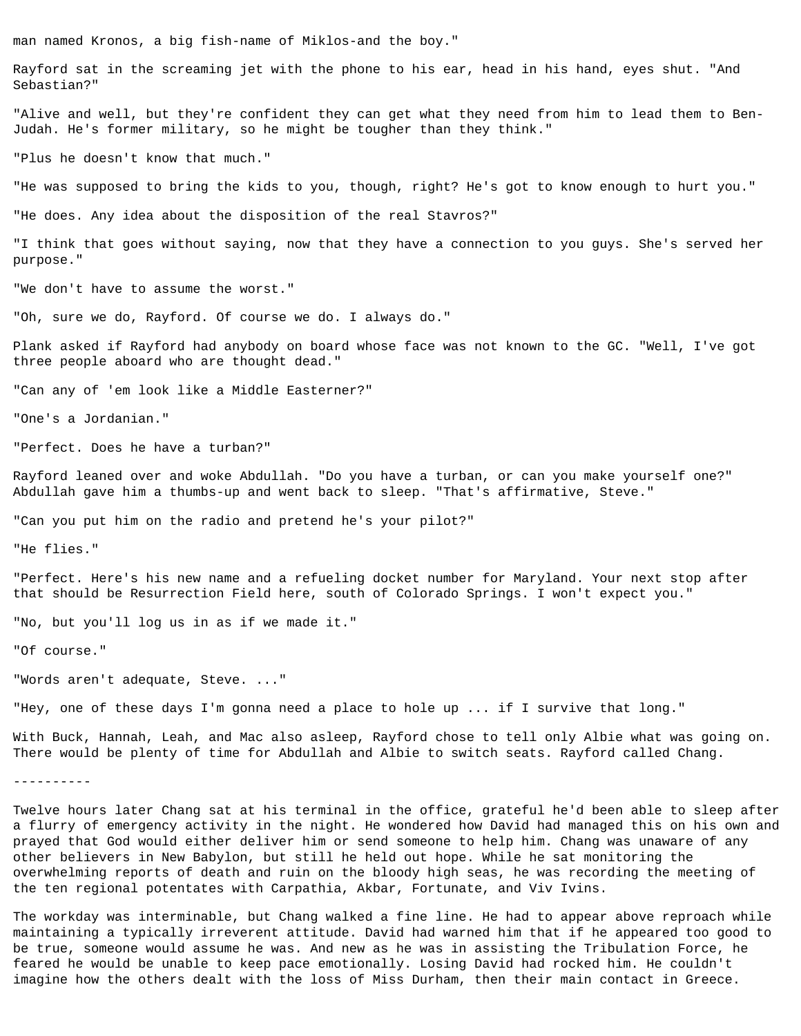man named Kronos, a big fish-name of Miklos-and the boy."

Rayford sat in the screaming jet with the phone to his ear, head in his hand, eyes shut. "And Sebastian?"

"Alive and well, but they're confident they can get what they need from him to lead them to Ben-Judah. He's former military, so he might be tougher than they think."

"Plus he doesn't know that much."

"He was supposed to bring the kids to you, though, right? He's got to know enough to hurt you."

"He does. Any idea about the disposition of the real Stavros?"

"I think that goes without saying, now that they have a connection to you guys. She's served her purpose."

"We don't have to assume the worst."

"Oh, sure we do, Rayford. Of course we do. I always do."

Plank asked if Rayford had anybody on board whose face was not known to the GC. "Well, I've got three people aboard who are thought dead."

"Can any of 'em look like a Middle Easterner?"

"One's a Jordanian."

"Perfect. Does he have a turban?"

Rayford leaned over and woke Abdullah. "Do you have a turban, or can you make yourself one?" Abdullah gave him a thumbs-up and went back to sleep. "That's affirmative, Steve."

"Can you put him on the radio and pretend he's your pilot?"

"He flies."

"Perfect. Here's his new name and a refueling docket number for Maryland. Your next stop after that should be Resurrection Field here, south of Colorado Springs. I won't expect you."

"No, but you'll log us in as if we made it."

"Of course."

"Words aren't adequate, Steve. ..."

"Hey, one of these days I'm gonna need a place to hole up ... if I survive that long."

With Buck, Hannah, Leah, and Mac also asleep, Rayford chose to tell only Albie what was going on. There would be plenty of time for Abdullah and Albie to switch seats. Rayford called Chang.

----------

Twelve hours later Chang sat at his terminal in the office, grateful he'd been able to sleep after a flurry of emergency activity in the night. He wondered how David had managed this on his own and prayed that God would either deliver him or send someone to help him. Chang was unaware of any other believers in New Babylon, but still he held out hope. While he sat monitoring the overwhelming reports of death and ruin on the bloody high seas, he was recording the meeting of the ten regional potentates with Carpathia, Akbar, Fortunate, and Viv Ivins.

The workday was interminable, but Chang walked a fine line. He had to appear above reproach while maintaining a typically irreverent attitude. David had warned him that if he appeared too good to be true, someone would assume he was. And new as he was in assisting the Tribulation Force, he feared he would be unable to keep pace emotionally. Losing David had rocked him. He couldn't imagine how the others dealt with the loss of Miss Durham, then their main contact in Greece.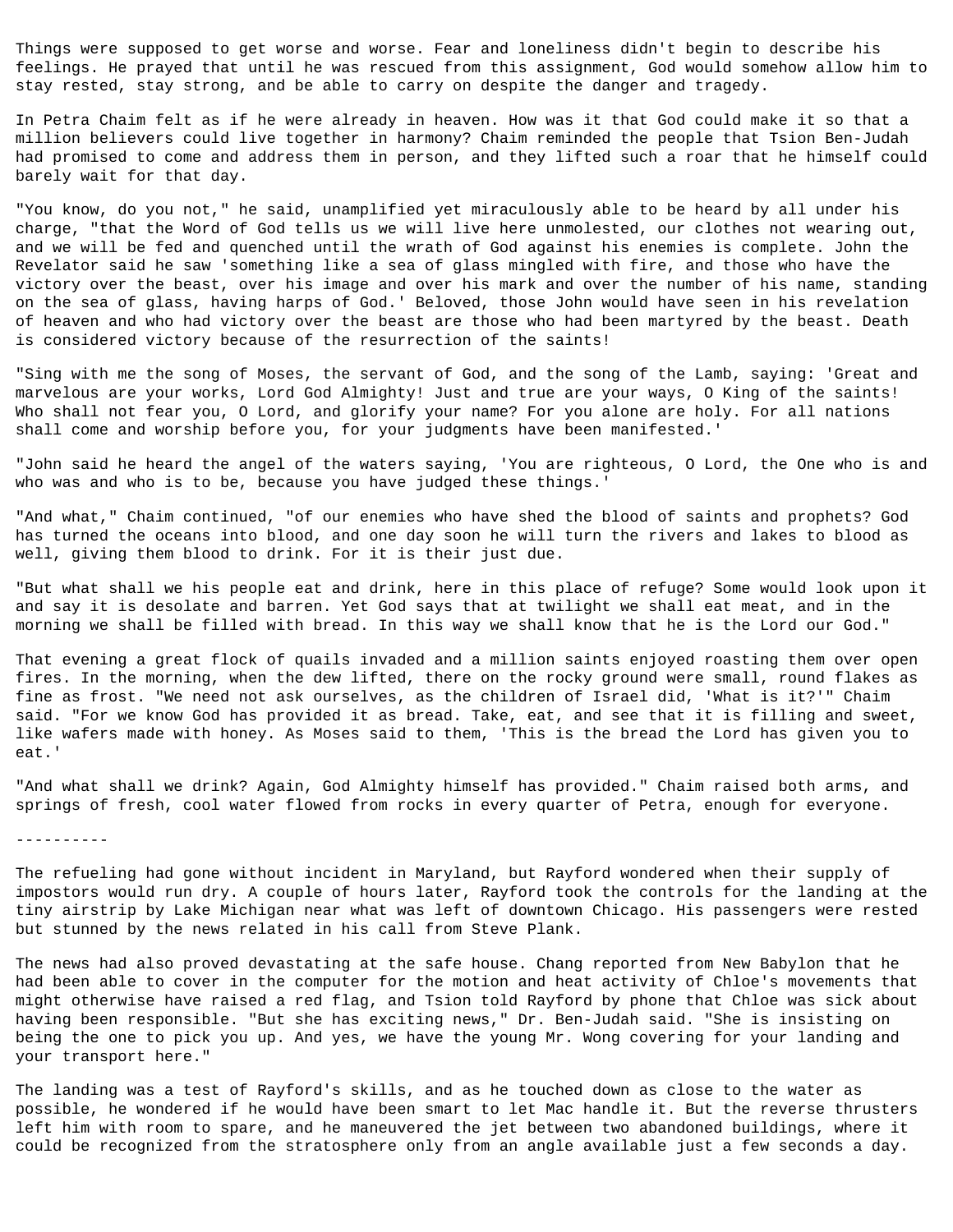Things were supposed to get worse and worse. Fear and loneliness didn't begin to describe his feelings. He prayed that until he was rescued from this assignment, God would somehow allow him to stay rested, stay strong, and be able to carry on despite the danger and tragedy.

In Petra Chaim felt as if he were already in heaven. How was it that God could make it so that a million believers could live together in harmony? Chaim reminded the people that Tsion Ben-Judah had promised to come and address them in person, and they lifted such a roar that he himself could barely wait for that day.

"You know, do you not," he said, unamplified yet miraculously able to be heard by all under his charge, "that the Word of God tells us we will live here unmolested, our clothes not wearing out, and we will be fed and quenched until the wrath of God against his enemies is complete. John the Revelator said he saw 'something like a sea of glass mingled with fire, and those who have the victory over the beast, over his image and over his mark and over the number of his name, standing on the sea of glass, having harps of God.' Beloved, those John would have seen in his revelation of heaven and who had victory over the beast are those who had been martyred by the beast. Death is considered victory because of the resurrection of the saints!

"Sing with me the song of Moses, the servant of God, and the song of the Lamb, saying: 'Great and marvelous are your works, Lord God Almighty! Just and true are your ways, O King of the saints! Who shall not fear you, O Lord, and glorify your name? For you alone are holy. For all nations shall come and worship before you, for your judgments have been manifested.'

"John said he heard the angel of the waters saying, 'You are righteous, O Lord, the One who is and who was and who is to be, because you have judged these things.'

"And what," Chaim continued, "of our enemies who have shed the blood of saints and prophets? God has turned the oceans into blood, and one day soon he will turn the rivers and lakes to blood as well, giving them blood to drink. For it is their just due.

"But what shall we his people eat and drink, here in this place of refuge? Some would look upon it and say it is desolate and barren. Yet God says that at twilight we shall eat meat, and in the morning we shall be filled with bread. In this way we shall know that he is the Lord our God."

That evening a great flock of quails invaded and a million saints enjoyed roasting them over open fires. In the morning, when the dew lifted, there on the rocky ground were small, round flakes as fine as frost. "We need not ask ourselves, as the children of Israel did, 'What is it?'" Chaim said. "For we know God has provided it as bread. Take, eat, and see that it is filling and sweet, like wafers made with honey. As Moses said to them, 'This is the bread the Lord has given you to eat.'

"And what shall we drink? Again, God Almighty himself has provided." Chaim raised both arms, and springs of fresh, cool water flowed from rocks in every quarter of Petra, enough for everyone.

----------

The refueling had gone without incident in Maryland, but Rayford wondered when their supply of impostors would run dry. A couple of hours later, Rayford took the controls for the landing at the tiny airstrip by Lake Michigan near what was left of downtown Chicago. His passengers were rested but stunned by the news related in his call from Steve Plank.

The news had also proved devastating at the safe house. Chang reported from New Babylon that he had been able to cover in the computer for the motion and heat activity of Chloe's movements that might otherwise have raised a red flag, and Tsion told Rayford by phone that Chloe was sick about having been responsible. "But she has exciting news," Dr. Ben-Judah said. "She is insisting on being the one to pick you up. And yes, we have the young Mr. Wong covering for your landing and your transport here."

The landing was a test of Rayford's skills, and as he touched down as close to the water as possible, he wondered if he would have been smart to let Mac handle it. But the reverse thrusters left him with room to spare, and he maneuvered the jet between two abandoned buildings, where it could be recognized from the stratosphere only from an angle available just a few seconds a day.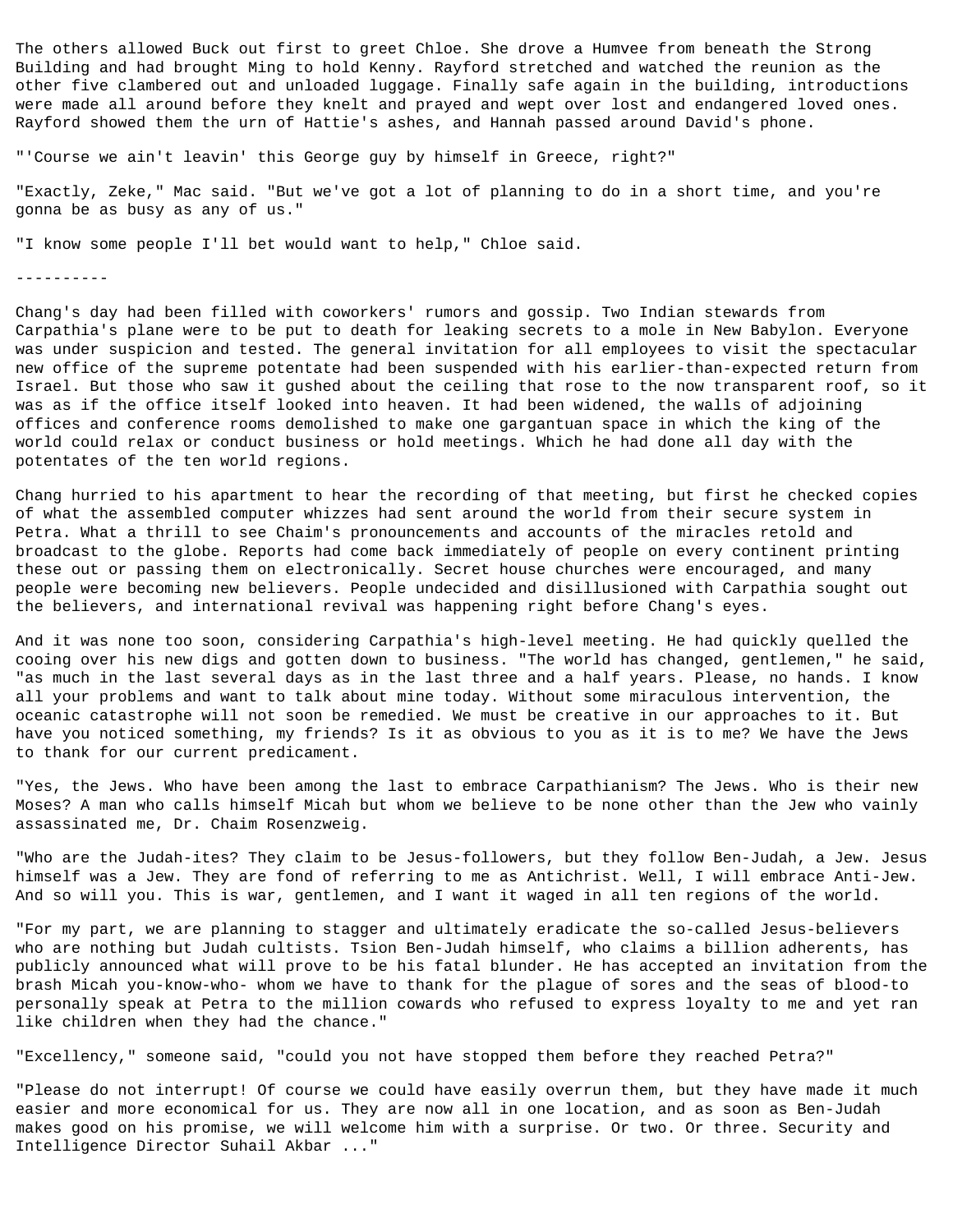The others allowed Buck out first to greet Chloe. She drove a Humvee from beneath the Strong Building and had brought Ming to hold Kenny. Rayford stretched and watched the reunion as the other five clambered out and unloaded luggage. Finally safe again in the building, introductions were made all around before they knelt and prayed and wept over lost and endangered loved ones. Rayford showed them the urn of Hattie's ashes, and Hannah passed around David's phone.

"'Course we ain't leavin' this George guy by himself in Greece, right?"

"Exactly, Zeke," Mac said. "But we've got a lot of planning to do in a short time, and you're gonna be as busy as any of us."

"I know some people I'll bet would want to help," Chloe said.

----------

Chang's day had been filled with coworkers' rumors and gossip. Two Indian stewards from Carpathia's plane were to be put to death for leaking secrets to a mole in New Babylon. Everyone was under suspicion and tested. The general invitation for all employees to visit the spectacular new office of the supreme potentate had been suspended with his earlier-than-expected return from Israel. But those who saw it gushed about the ceiling that rose to the now transparent roof, so it was as if the office itself looked into heaven. It had been widened, the walls of adjoining offices and conference rooms demolished to make one gargantuan space in which the king of the world could relax or conduct business or hold meetings. Which he had done all day with the potentates of the ten world regions.

Chang hurried to his apartment to hear the recording of that meeting, but first he checked copies of what the assembled computer whizzes had sent around the world from their secure system in Petra. What a thrill to see Chaim's pronouncements and accounts of the miracles retold and broadcast to the globe. Reports had come back immediately of people on every continent printing these out or passing them on electronically. Secret house churches were encouraged, and many people were becoming new believers. People undecided and disillusioned with Carpathia sought out the believers, and international revival was happening right before Chang's eyes.

And it was none too soon, considering Carpathia's high-level meeting. He had quickly quelled the cooing over his new digs and gotten down to business. "The world has changed, gentlemen," he said, "as much in the last several days as in the last three and a half years. Please, no hands. I know all your problems and want to talk about mine today. Without some miraculous intervention, the oceanic catastrophe will not soon be remedied. We must be creative in our approaches to it. But have you noticed something, my friends? Is it as obvious to you as it is to me? We have the Jews to thank for our current predicament.

"Yes, the Jews. Who have been among the last to embrace Carpathianism? The Jews. Who is their new Moses? A man who calls himself Micah but whom we believe to be none other than the Jew who vainly assassinated me, Dr. Chaim Rosenzweig.

"Who are the Judah-ites? They claim to be Jesus-followers, but they follow Ben-Judah, a Jew. Jesus himself was a Jew. They are fond of referring to me as Antichrist. Well, I will embrace Anti-Jew. And so will you. This is war, gentlemen, and I want it waged in all ten regions of the world.

"For my part, we are planning to stagger and ultimately eradicate the so-called Jesus-believers who are nothing but Judah cultists. Tsion Ben-Judah himself, who claims a billion adherents, has publicly announced what will prove to be his fatal blunder. He has accepted an invitation from the brash Micah you-know-who- whom we have to thank for the plague of sores and the seas of blood-to personally speak at Petra to the million cowards who refused to express loyalty to me and yet ran like children when they had the chance."

"Excellency," someone said, "could you not have stopped them before they reached Petra?"

"Please do not interrupt! Of course we could have easily overrun them, but they have made it much easier and more economical for us. They are now all in one location, and as soon as Ben-Judah makes good on his promise, we will welcome him with a surprise. Or two. Or three. Security and Intelligence Director Suhail Akbar ..."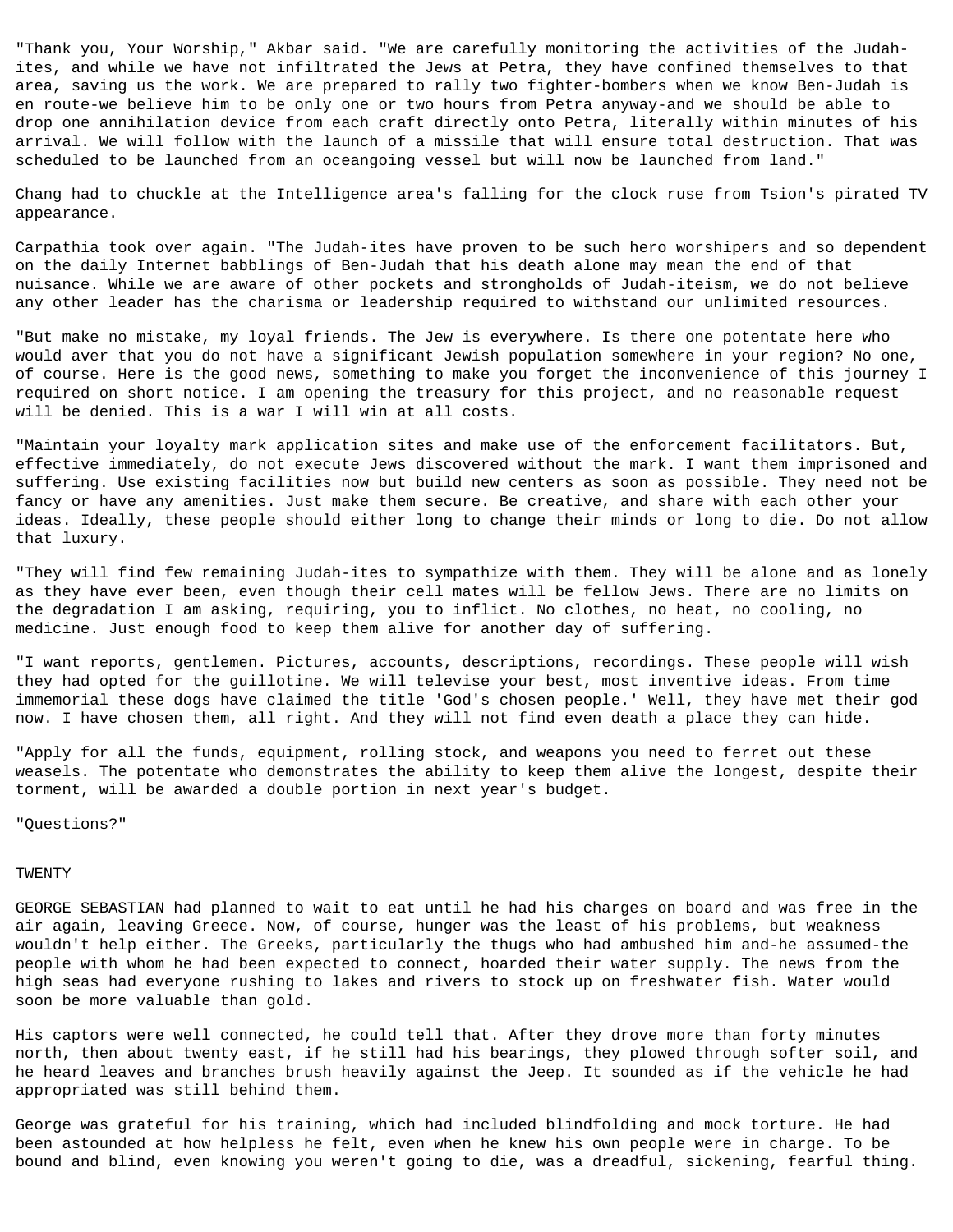"Thank you, Your Worship," Akbar said. "We are carefully monitoring the activities of the Judah-ites, and while we have not infiltrated the Jews at Petra, they have confined themselves to that area, saving us the work. We are prepared to rally two fighter-bombers when we know Ben-Judah is en route-we believe him to be only one or two hours from Petra anyway-and we should be able to drop one annihilation device from each craft directly onto Petra, literally within minutes of his arrival. We will follow with the launch of a missile that will ensure total destruction. That was scheduled to be launched from an oceangoing vessel but will now be launched from land."

Chang had to chuckle at the Intelligence area's falling for the clock ruse from Tsion's pirated TV appearance.

Carpathia took over again. "The Judah-ites have proven to be such hero worshipers and so dependent on the daily Internet babblings of Ben-Judah that his death alone may mean the end of that nuisance. While we are aware of other pockets and strongholds of Judah-iteism, we do not believe any other leader has the charisma or leadership required to withstand our unlimited resources.

"But make no mistake, my loyal friends. The Jew is everywhere. Is there one potentate here who would aver that you do not have a significant Jewish population somewhere in your region? No one, of course. Here is the good news, something to make you forget the inconvenience of this journey I required on short notice. I am opening the treasury for this project, and no reasonable request will be denied. This is a war I will win at all costs.

"Maintain your loyalty mark application sites and make use of the enforcement facilitators. But, effective immediately, do not execute Jews discovered without the mark. I want them imprisoned and suffering. Use existing facilities now but build new centers as soon as possible. They need not be fancy or have any amenities. Just make them secure. Be creative, and share with each other your ideas. Ideally, these people should either long to change their minds or long to die. Do not allow that luxury.

"They will find few remaining Judah-ites to sympathize with them. They will be alone and as lonely as they have ever been, even though their cell mates will be fellow Jews. There are no limits on the degradation I am asking, requiring, you to inflict. No clothes, no heat, no cooling, no medicine. Just enough food to keep them alive for another day of suffering.

"I want reports, gentlemen. Pictures, accounts, descriptions, recordings. These people will wish they had opted for the guillotine. We will televise your best, most inventive ideas. From time immemorial these dogs have claimed the title 'God's chosen people.' Well, they have met their god now. I have chosen them, all right. And they will not find even death a place they can hide.

"Apply for all the funds, equipment, rolling stock, and weapons you need to ferret out these weasels. The potentate who demonstrates the ability to keep them alive the longest, despite their torment, will be awarded a double portion in next year's budget.

"Questions?"

# TWENTY

GEORGE SEBASTIAN had planned to wait to eat until he had his charges on board and was free in the air again, leaving Greece. Now, of course, hunger was the least of his problems, but weakness wouldn't help either. The Greeks, particularly the thugs who had ambushed him and-he assumed-the people with whom he had been expected to connect, hoarded their water supply. The news from the high seas had everyone rushing to lakes and rivers to stock up on freshwater fish. Water would soon be more valuable than gold.

His captors were well connected, he could tell that. After they drove more than forty minutes north, then about twenty east, if he still had his bearings, they plowed through softer soil, and he heard leaves and branches brush heavily against the Jeep. It sounded as if the vehicle he had appropriated was still behind them.

George was grateful for his training, which had included blindfolding and mock torture. He had been astounded at how helpless he felt, even when he knew his own people were in charge. To be bound and blind, even knowing you weren't going to die, was a dreadful, sickening, fearful thing.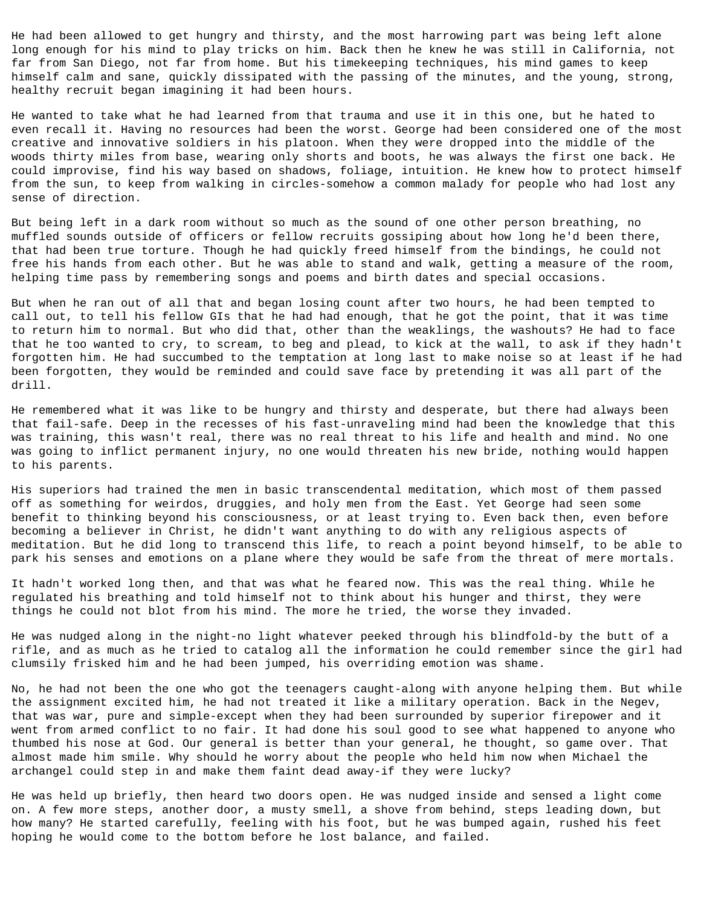He had been allowed to get hungry and thirsty, and the most harrowing part was being left alone long enough for his mind to play tricks on him. Back then he knew he was still in California, not far from San Diego, not far from home. But his timekeeping techniques, his mind games to keep himself calm and sane, quickly dissipated with the passing of the minutes, and the young, strong, healthy recruit began imagining it had been hours.

He wanted to take what he had learned from that trauma and use it in this one, but he hated to even recall it. Having no resources had been the worst. George had been considered one of the most creative and innovative soldiers in his platoon. When they were dropped into the middle of the woods thirty miles from base, wearing only shorts and boots, he was always the first one back. He could improvise, find his way based on shadows, foliage, intuition. He knew how to protect himself from the sun, to keep from walking in circles-somehow a common malady for people who had lost any sense of direction.

But being left in a dark room without so much as the sound of one other person breathing, no muffled sounds outside of officers or fellow recruits gossiping about how long he'd been there, that had been true torture. Though he had quickly freed himself from the bindings, he could not free his hands from each other. But he was able to stand and walk, getting a measure of the room, helping time pass by remembering songs and poems and birth dates and special occasions.

But when he ran out of all that and began losing count after two hours, he had been tempted to call out, to tell his fellow GIs that he had had enough, that he got the point, that it was time to return him to normal. But who did that, other than the weaklings, the washouts? He had to face that he too wanted to cry, to scream, to beg and plead, to kick at the wall, to ask if they hadn't forgotten him. He had succumbed to the temptation at long last to make noise so at least if he had been forgotten, they would be reminded and could save face by pretending it was all part of the drill.

He remembered what it was like to be hungry and thirsty and desperate, but there had always been that fail-safe. Deep in the recesses of his fast-unraveling mind had been the knowledge that this was training, this wasn't real, there was no real threat to his life and health and mind. No one was going to inflict permanent injury, no one would threaten his new bride, nothing would happen to his parents.

His superiors had trained the men in basic transcendental meditation, which most of them passed off as something for weirdos, druggies, and holy men from the East. Yet George had seen some benefit to thinking beyond his consciousness, or at least trying to. Even back then, even before becoming a believer in Christ, he didn't want anything to do with any religious aspects of meditation. But he did long to transcend this life, to reach a point beyond himself, to be able to park his senses and emotions on a plane where they would be safe from the threat of mere mortals.

It hadn't worked long then, and that was what he feared now. This was the real thing. While he regulated his breathing and told himself not to think about his hunger and thirst, they were things he could not blot from his mind. The more he tried, the worse they invaded.

He was nudged along in the night-no light whatever peeked through his blindfold-by the butt of a rifle, and as much as he tried to catalog all the information he could remember since the girl had clumsily frisked him and he had been jumped, his overriding emotion was shame.

No, he had not been the one who got the teenagers caught-along with anyone helping them. But while the assignment excited him, he had not treated it like a military operation. Back in the Negev, that was war, pure and simple-except when they had been surrounded by superior firepower and it went from armed conflict to no fair. It had done his soul good to see what happened to anyone who thumbed his nose at God. Our general is better than your general, he thought, so game over. That almost made him smile. Why should he worry about the people who held him now when Michael the archangel could step in and make them faint dead away-if they were lucky?

He was held up briefly, then heard two doors open. He was nudged inside and sensed a light come on. A few more steps, another door, a musty smell, a shove from behind, steps leading down, but how many? He started carefully, feeling with his foot, but he was bumped again, rushed his feet hoping he would come to the bottom before he lost balance, and failed.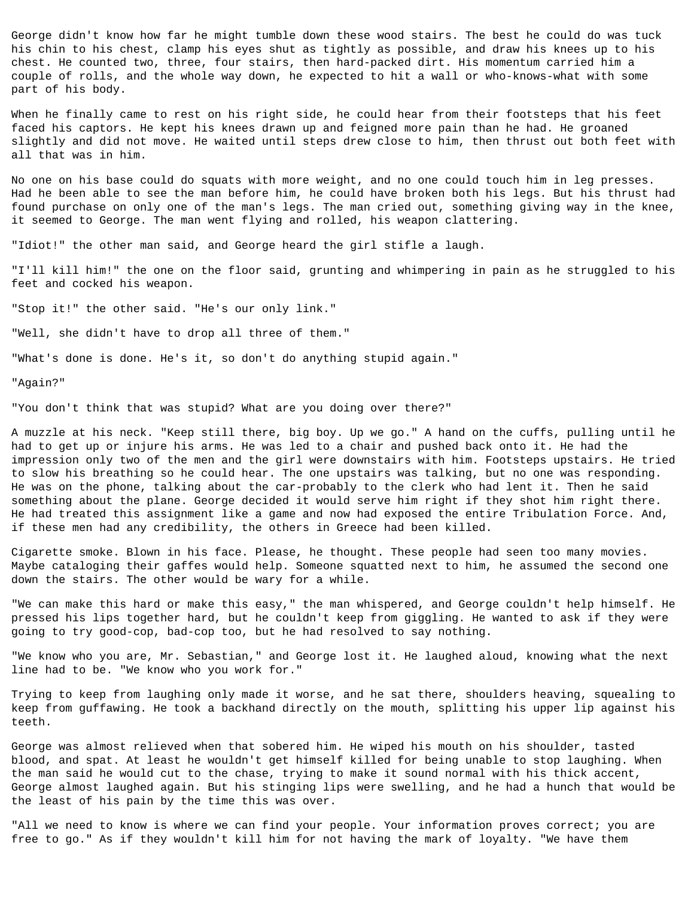George didn't know how far he might tumble down these wood stairs. The best he could do was tuck his chin to his chest, clamp his eyes shut as tightly as possible, and draw his knees up to his chest. He counted two, three, four stairs, then hard-packed dirt. His momentum carried him a couple of rolls, and the whole way down, he expected to hit a wall or who-knows-what with some part of his body.

When he finally came to rest on his right side, he could hear from their footsteps that his feet faced his captors. He kept his knees drawn up and feigned more pain than he had. He groaned slightly and did not move. He waited until steps drew close to him, then thrust out both feet with all that was in him.

No one on his base could do squats with more weight, and no one could touch him in leg presses. Had he been able to see the man before him, he could have broken both his legs. But his thrust had found purchase on only one of the man's legs. The man cried out, something giving way in the knee, it seemed to George. The man went flying and rolled, his weapon clattering.

"Idiot!" the other man said, and George heard the girl stifle a laugh.

"I'll kill him!" the one on the floor said, grunting and whimpering in pain as he struggled to his feet and cocked his weapon.

"Stop it!" the other said. "He's our only link."

"Well, she didn't have to drop all three of them."

"What's done is done. He's it, so don't do anything stupid again."

"Again?"

"You don't think that was stupid? What are you doing over there?"

A muzzle at his neck. "Keep still there, big boy. Up we go." A hand on the cuffs, pulling until he had to get up or injure his arms. He was led to a chair and pushed back onto it. He had the impression only two of the men and the girl were downstairs with him. Footsteps upstairs. He tried to slow his breathing so he could hear. The one upstairs was talking, but no one was responding. He was on the phone, talking about the car-probably to the clerk who had lent it. Then he said something about the plane. George decided it would serve him right if they shot him right there. He had treated this assignment like a game and now had exposed the entire Tribulation Force. And, if these men had any credibility, the others in Greece had been killed.

Cigarette smoke. Blown in his face. Please, he thought. These people had seen too many movies. Maybe cataloging their gaffes would help. Someone squatted next to him, he assumed the second one down the stairs. The other would be wary for a while.

"We can make this hard or make this easy," the man whispered, and George couldn't help himself. He pressed his lips together hard, but he couldn't keep from giggling. He wanted to ask if they were going to try good-cop, bad-cop too, but he had resolved to say nothing.

"We know who you are, Mr. Sebastian," and George lost it. He laughed aloud, knowing what the next line had to be. "We know who you work for."

Trying to keep from laughing only made it worse, and he sat there, shoulders heaving, squealing to keep from guffawing. He took a backhand directly on the mouth, splitting his upper lip against his teeth.

George was almost relieved when that sobered him. He wiped his mouth on his shoulder, tasted blood, and spat. At least he wouldn't get himself killed for being unable to stop laughing. When the man said he would cut to the chase, trying to make it sound normal with his thick accent, George almost laughed again. But his stinging lips were swelling, and he had a hunch that would be the least of his pain by the time this was over.

"All we need to know is where we can find your people. Your information proves correct; you are free to go." As if they wouldn't kill him for not having the mark of loyalty. "We have them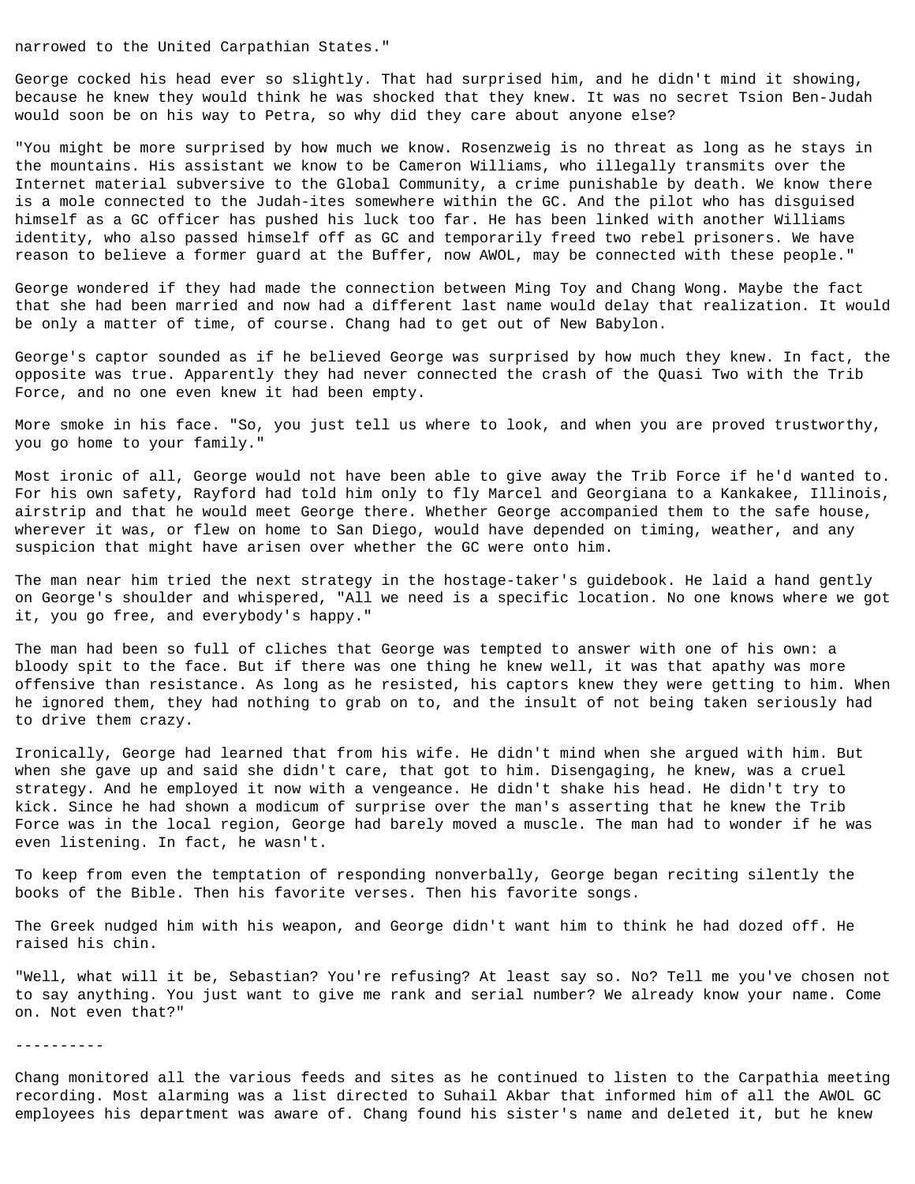narrowed to the United Carpathian States."

George cocked his head ever so slightly. That had surprised him, and he didn't mind it showing, because he knew they would think he was shocked that they knew. It was no secret Tsion Ben-Judah would soon be on his way to Petra, so why did they care about anyone else?

"You might be more surprised by how much we know. Rosenzweig is no threat as long as he stays in the mountains. His assistant we know to be Cameron Williams, who illegally transmits over the Internet material subversive to the Global Community, a crime punishable by death. We know there is a mole connected to the Judah-ites somewhere within the GC. And the pilot who has disguised himself as a GC officer has pushed his luck too far. He has been linked with another Williams identity, who also passed himself off as GC and temporarily freed two rebel prisoners. We have reason to believe a former guard at the Buffer, now AWOL, may be connected with these people."

George wondered if they had made the connection between Ming Toy and Chang Wong. Maybe the fact that she had been married and now had a different last name would delay that realization. It would be only a matter of time, of course. Chang had to get out of New Babylon.

George's captor sounded as if he believed George was surprised by how much they knew. In fact, the opposite was true. Apparently they had never connected the crash of the Quasi Two with the Trib Force, and no one even knew it had been empty.

More smoke in his face. "So, you just tell us where to look, and when you are proved trustworthy, you go home to your family."

Most ironic of all, George would not have been able to give away the Trib Force if he'd wanted to. For his own safety, Rayford had told him only to fly Marcel and Georgiana to a Kankakee, Illinois, airstrip and that he would meet George there. Whether George accompanied them to the safe house, wherever it was, or flew on home to San Diego, would have depended on timing, weather, and any suspicion that might have arisen over whether the GC were onto him.

The man near him tried the next strategy in the hostage-taker's guidebook. He laid a hand gently on George's shoulder and whispered, "All we need is a specific location. No one knows where we got it, you go free, and everybody's happy."

The man had been so full of cliches that George was tempted to answer with one of his own: a bloody spit to the face. But if there was one thing he knew well, it was that apathy was more offensive than resistance. As long as he resisted, his captors knew they were getting to him. When he ignored them, they had nothing to grab on to, and the insult of not being taken seriously had to drive them crazy.

Ironically, George had learned that from his wife. He didn't mind when she argued with him. But when she gave up and said she didn't care, that got to him. Disengaging, he knew, was a cruel strategy. And he employed it now with a vengeance. He didn't shake his head. He didn't try to kick. Since he had shown a modicum of surprise over the man's asserting that he knew the Trib Force was in the local region, George had barely moved a muscle. The man had to wonder if he was even listening. In fact, he wasn't.

To keep from even the temptation of responding nonverbally, George began reciting silently the books of the Bible. Then his favorite verses. Then his favorite songs.

The Greek nudged him with his weapon, and George didn't want him to think he had dozed off. He raised his chin.

"Well, what will it be, Sebastian? You're refusing? At least say so. No? Tell me you've chosen not to say anything. You just want to give me rank and serial number? We already know your name. Come on. Not even that?"

----------

Chang monitored all the various feeds and sites as he continued to listen to the Carpathia meeting recording. Most alarming was a list directed to Suhail Akbar that informed him of all the AWOL GC employees his department was aware of. Chang found his sister's name and deleted it, but he knew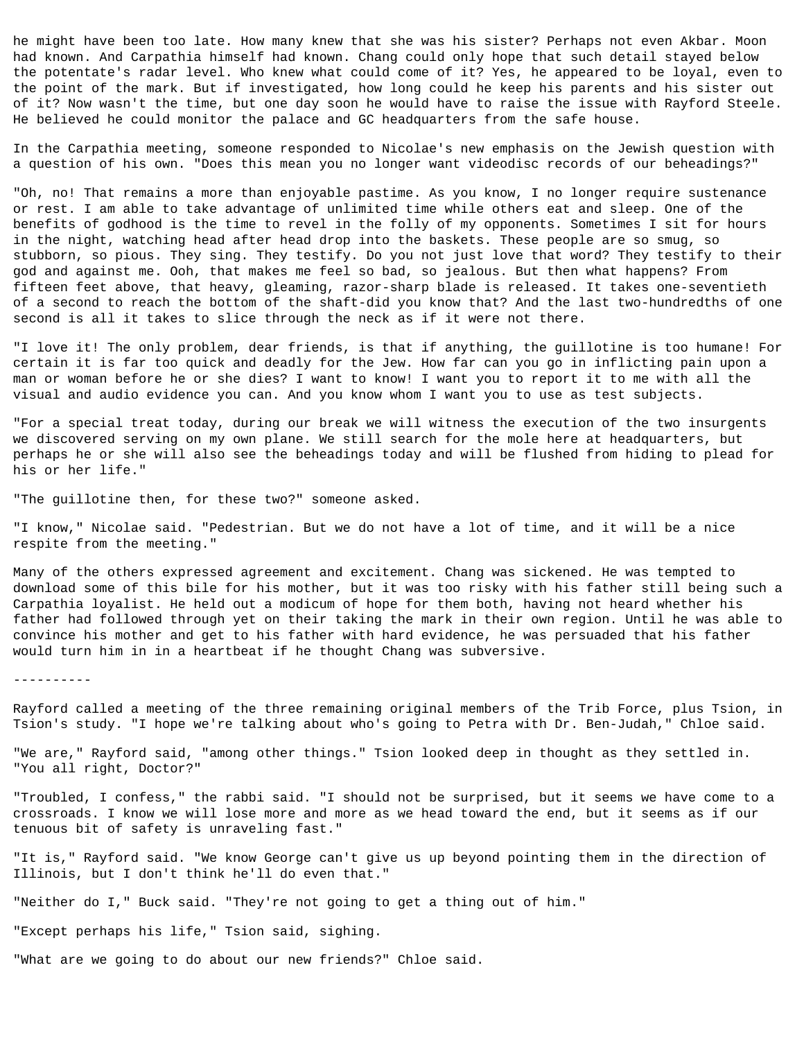he might have been too late. How many knew that she was his sister? Perhaps not even Akbar. Moon had known. And Carpathia himself had known. Chang could only hope that such detail stayed below the potentate's radar level. Who knew what could come of it? Yes, he appeared to be loyal, even to the point of the mark. But if investigated, how long could he keep his parents and his sister out of it? Now wasn't the time, but one day soon he would have to raise the issue with Rayford Steele. He believed he could monitor the palace and GC headquarters from the safe house.

In the Carpathia meeting, someone responded to Nicolae's new emphasis on the Jewish question with a question of his own. "Does this mean you no longer want videodisc records of our beheadings?"

"Oh, no! That remains a more than enjoyable pastime. As you know, I no longer require sustenance or rest. I am able to take advantage of unlimited time while others eat and sleep. One of the benefits of godhood is the time to revel in the folly of my opponents. Sometimes I sit for hours in the night, watching head after head drop into the baskets. These people are so smug, so stubborn, so pious. They sing. They testify. Do you not just love that word? They testify to their god and against me. Ooh, that makes me feel so bad, so jealous. But then what happens? From fifteen feet above, that heavy, gleaming, razor-sharp blade is released. It takes one-seventieth of a second to reach the bottom of the shaft-did you know that? And the last two-hundredths of one second is all it takes to slice through the neck as if it were not there.

"I love it! The only problem, dear friends, is that if anything, the guillotine is too humane! For certain it is far too quick and deadly for the Jew. How far can you go in inflicting pain upon a man or woman before he or she dies? I want to know! I want you to report it to me with all the visual and audio evidence you can. And you know whom I want you to use as test subjects.

"For a special treat today, during our break we will witness the execution of the two insurgents we discovered serving on my own plane. We still search for the mole here at headquarters, but perhaps he or she will also see the beheadings today and will be flushed from hiding to plead for his or her life."

"The guillotine then, for these two?" someone asked.

"I know," Nicolae said. "Pedestrian. But we do not have a lot of time, and it will be a nice respite from the meeting."

Many of the others expressed agreement and excitement. Chang was sickened. He was tempted to download some of this bile for his mother, but it was too risky with his father still being such a Carpathia loyalist. He held out a modicum of hope for them both, having not heard whether his father had followed through yet on their taking the mark in their own region. Until he was able to convince his mother and get to his father with hard evidence, he was persuaded that his father would turn him in in a heartbeat if he thought Chang was subversive.

----------

Rayford called a meeting of the three remaining original members of the Trib Force, plus Tsion, in Tsion's study. "I hope we're talking about who's going to Petra with Dr. Ben-Judah," Chloe said.

"We are," Rayford said, "among other things." Tsion looked deep in thought as they settled in. "You all right, Doctor?"

"Troubled, I confess," the rabbi said. "I should not be surprised, but it seems we have come to a crossroads. I know we will lose more and more as we head toward the end, but it seems as if our tenuous bit of safety is unraveling fast."

"It is," Rayford said. "We know George can't give us up beyond pointing them in the direction of Illinois, but I don't think he'll do even that."

"Neither do I," Buck said. "They're not going to get a thing out of him."

"Except perhaps his life," Tsion said, sighing.

"What are we going to do about our new friends?" Chloe said.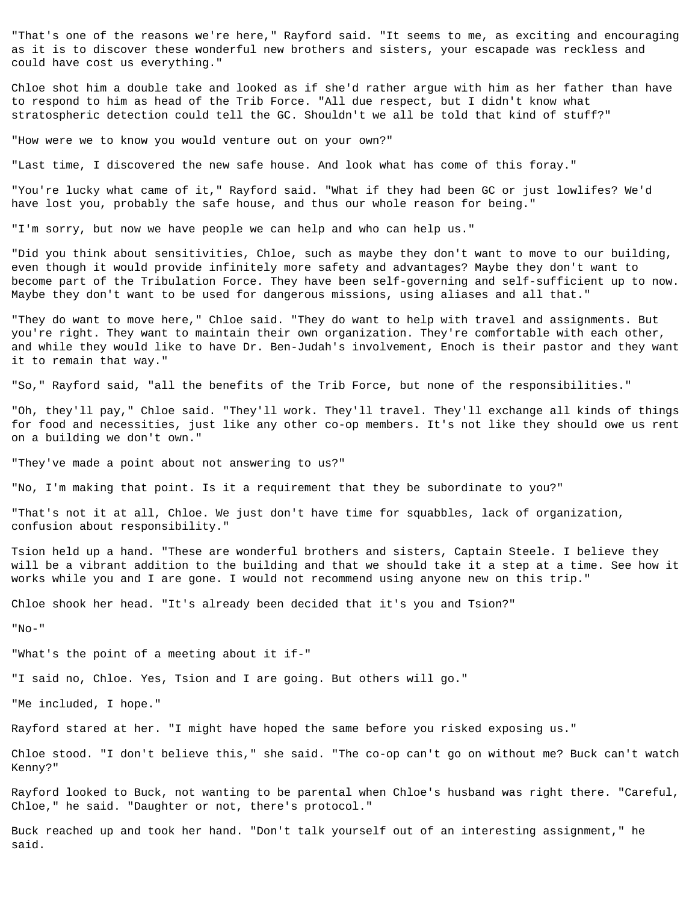"That's one of the reasons we're here," Rayford said. "It seems to me, as exciting and encouraging as it is to discover these wonderful new brothers and sisters, your escapade was reckless and could have cost us everything."

Chloe shot him a double take and looked as if she'd rather argue with him as her father than have to respond to him as head of the Trib Force. "All due respect, but I didn't know what stratospheric detection could tell the GC. Shouldn't we all be told that kind of stuff?"

"How were we to know you would venture out on your own?"

"Last time, I discovered the new safe house. And look what has come of this foray."

"You're lucky what came of it," Rayford said. "What if they had been GC or just lowlifes? We'd have lost you, probably the safe house, and thus our whole reason for being."

"I'm sorry, but now we have people we can help and who can help us."

"Did you think about sensitivities, Chloe, such as maybe they don't want to move to our building, even though it would provide infinitely more safety and advantages? Maybe they don't want to become part of the Tribulation Force. They have been self-governing and self-sufficient up to now. Maybe they don't want to be used for dangerous missions, using aliases and all that."

"They do want to move here," Chloe said. "They do want to help with travel and assignments. But you're right. They want to maintain their own organization. They're comfortable with each other, and while they would like to have Dr. Ben-Judah's involvement, Enoch is their pastor and they want it to remain that way."

"So," Rayford said, "all the benefits of the Trib Force, but none of the responsibilities."

"Oh, they'll pay," Chloe said. "They'll work. They'll travel. They'll exchange all kinds of things for food and necessities, just like any other co-op members. It's not like they should owe us rent on a building we don't own."

"They've made a point about not answering to us?"

"No, I'm making that point. Is it a requirement that they be subordinate to you?"

"That's not it at all, Chloe. We just don't have time for squabbles, lack of organization, confusion about responsibility."

Tsion held up a hand. "These are wonderful brothers and sisters, Captain Steele. I believe they will be a vibrant addition to the building and that we should take it a step at a time. See how it works while you and I are gone. I would not recommend using anyone new on this trip."

Chloe shook her head. "It's already been decided that it's you and Tsion?"

"No-"

"What's the point of a meeting about it if-"

"I said no, Chloe. Yes, Tsion and I are going. But others will go."

"Me included, I hope."

Rayford stared at her. "I might have hoped the same before you risked exposing us."

Chloe stood. "I don't believe this," she said. "The co-op can't go on without me? Buck can't watch Kenny?"

Rayford looked to Buck, not wanting to be parental when Chloe's husband was right there. "Careful, Chloe," he said. "Daughter or not, there's protocol."

Buck reached up and took her hand. "Don't talk yourself out of an interesting assignment," he said.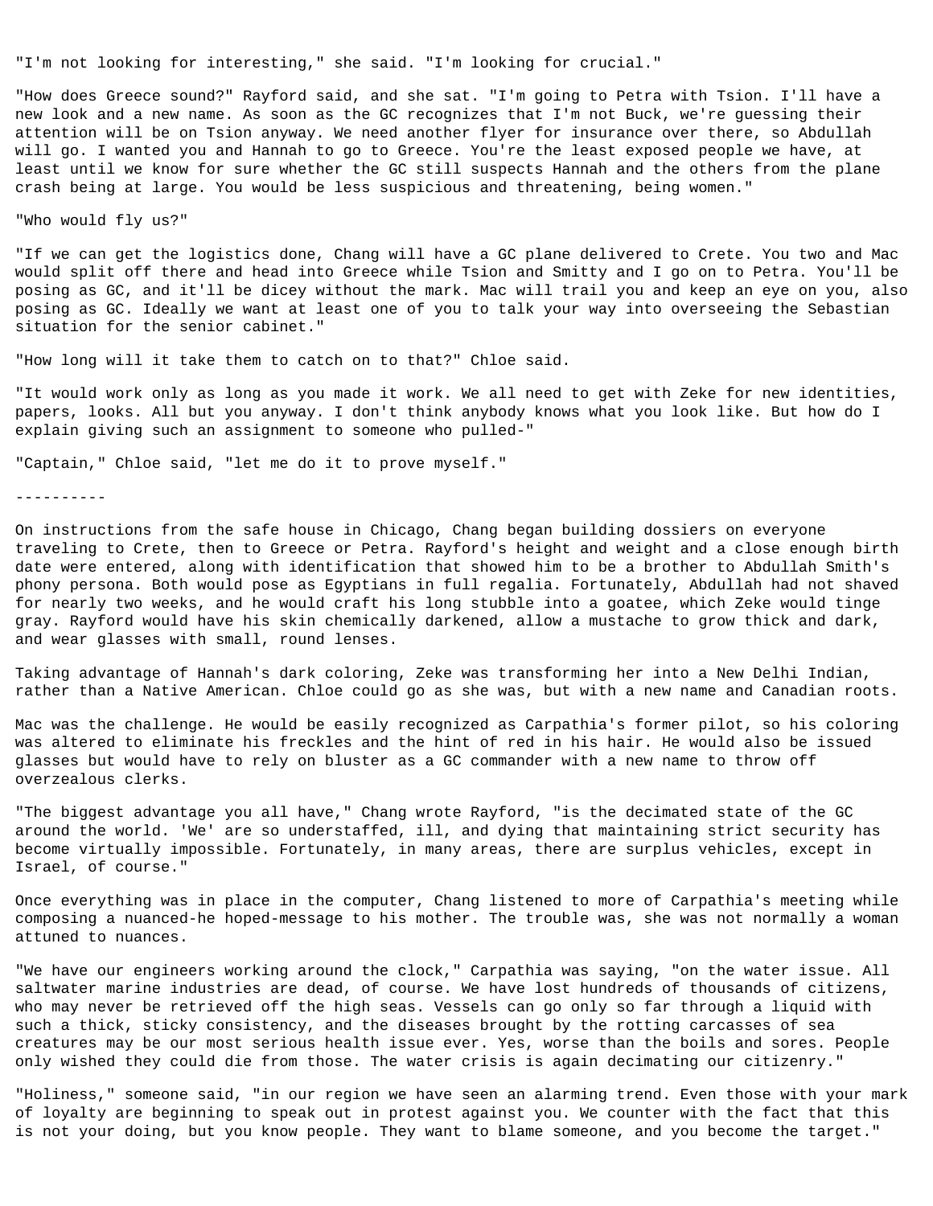"I'm not looking for interesting," she said. "I'm looking for crucial."

"How does Greece sound?" Rayford said, and she sat. "I'm going to Petra with Tsion. I'll have a new look and a new name. As soon as the GC recognizes that I'm not Buck, we're guessing their attention will be on Tsion anyway. We need another flyer for insurance over there, so Abdullah will go. I wanted you and Hannah to go to Greece. You're the least exposed people we have, at least until we know for sure whether the GC still suspects Hannah and the others from the plane crash being at large. You would be less suspicious and threatening, being women."

"Who would fly us?"

"If we can get the logistics done, Chang will have a GC plane delivered to Crete. You two and Mac would split off there and head into Greece while Tsion and Smitty and I go on to Petra. You'll be posing as GC, and it'll be dicey without the mark. Mac will trail you and keep an eye on you, also posing as GC. Ideally we want at least one of you to talk your way into overseeing the Sebastian situation for the senior cabinet."

"How long will it take them to catch on to that?" Chloe said.

"It would work only as long as you made it work. We all need to get with Zeke for new identities, papers, looks. All but you anyway. I don't think anybody knows what you look like. But how do I explain giving such an assignment to someone who pulled-"

"Captain," Chloe said, "let me do it to prove myself."

----------

On instructions from the safe house in Chicago, Chang began building dossiers on everyone traveling to Crete, then to Greece or Petra. Rayford's height and weight and a close enough birth date were entered, along with identification that showed him to be a brother to Abdullah Smith's phony persona. Both would pose as Egyptians in full regalia. Fortunately, Abdullah had not shaved for nearly two weeks, and he would craft his long stubble into a goatee, which Zeke would tinge gray. Rayford would have his skin chemically darkened, allow a mustache to grow thick and dark, and wear glasses with small, round lenses.

Taking advantage of Hannah's dark coloring, Zeke was transforming her into a New Delhi Indian, rather than a Native American. Chloe could go as she was, but with a new name and Canadian roots.

Mac was the challenge. He would be easily recognized as Carpathia's former pilot, so his coloring was altered to eliminate his freckles and the hint of red in his hair. He would also be issued glasses but would have to rely on bluster as a GC commander with a new name to throw off overzealous clerks.

"The biggest advantage you all have," Chang wrote Rayford, "is the decimated state of the GC around the world. 'We' are so understaffed, ill, and dying that maintaining strict security has become virtually impossible. Fortunately, in many areas, there are surplus vehicles, except in Israel, of course."

Once everything was in place in the computer, Chang listened to more of Carpathia's meeting while composing a nuanced-he hoped-message to his mother. The trouble was, she was not normally a woman attuned to nuances.

"We have our engineers working around the clock," Carpathia was saying, "on the water issue. All saltwater marine industries are dead, of course. We have lost hundreds of thousands of citizens, who may never be retrieved off the high seas. Vessels can go only so far through a liquid with such a thick, sticky consistency, and the diseases brought by the rotting carcasses of sea creatures may be our most serious health issue ever. Yes, worse than the boils and sores. People only wished they could die from those. The water crisis is again decimating our citizenry."

"Holiness," someone said, "in our region we have seen an alarming trend. Even those with your mark of loyalty are beginning to speak out in protest against you. We counter with the fact that this is not your doing, but you know people. They want to blame someone, and you become the target."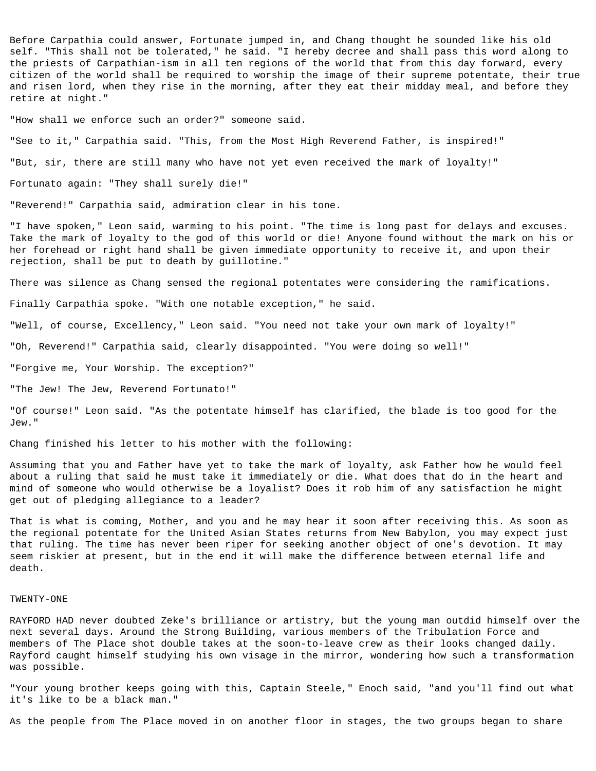Before Carpathia could answer, Fortunate jumped in, and Chang thought he sounded like his old self. "This shall not be tolerated," he said. "I hereby decree and shall pass this word along to the priests of Carpathian-ism in all ten regions of the world that from this day forward, every citizen of the world shall be required to worship the image of their supreme potentate, their true and risen lord, when they rise in the morning, after they eat their midday meal, and before they retire at night."

"How shall we enforce such an order?" someone said.

"See to it," Carpathia said. "This, from the Most High Reverend Father, is inspired!"

"But, sir, there are still many who have not yet even received the mark of loyalty!"

Fortunato again: "They shall surely die!"

"Reverend!" Carpathia said, admiration clear in his tone.

"I have spoken," Leon said, warming to his point. "The time is long past for delays and excuses. Take the mark of loyalty to the god of this world or die! Anyone found without the mark on his or her forehead or right hand shall be given immediate opportunity to receive it, and upon their rejection, shall be put to death by guillotine."

There was silence as Chang sensed the regional potentates were considering the ramifications.

Finally Carpathia spoke. "With one notable exception," he said.

"Well, of course, Excellency," Leon said. "You need not take your own mark of loyalty!"

"Oh, Reverend!" Carpathia said, clearly disappointed. "You were doing so well!"

"Forgive me, Your Worship. The exception?"

"The Jew! The Jew, Reverend Fortunato!"

"Of course!" Leon said. "As the potentate himself has clarified, the blade is too good for the Jew."

Chang finished his letter to his mother with the following:

Assuming that you and Father have yet to take the mark of loyalty, ask Father how he would feel about a ruling that said he must take it immediately or die. What does that do in the heart and mind of someone who would otherwise be a loyalist? Does it rob him of any satisfaction he might get out of pledging allegiance to a leader?

That is what is coming, Mother, and you and he may hear it soon after receiving this. As soon as the regional potentate for the United Asian States returns from New Babylon, you may expect just that ruling. The time has never been riper for seeking another object of one's devotion. It may seem riskier at present, but in the end it will make the difference between eternal life and death.

## TWENTY-ONE

RAYFORD HAD never doubted Zeke's brilliance or artistry, but the young man outdid himself over the next several days. Around the Strong Building, various members of the Tribulation Force and members of The Place shot double takes at the soon-to-leave crew as their looks changed daily. Rayford caught himself studying his own visage in the mirror, wondering how such a transformation was possible.

"Your young brother keeps going with this, Captain Steele," Enoch said, "and you'll find out what it's like to be a black man."

As the people from The Place moved in on another floor in stages, the two groups began to share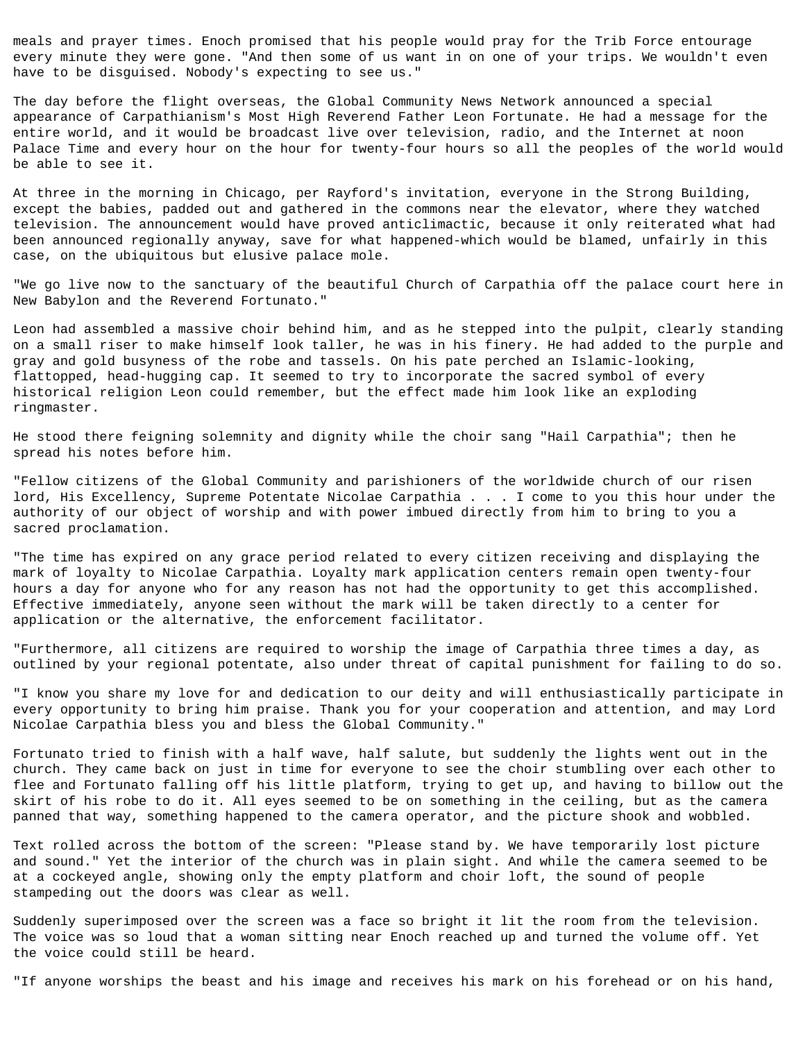meals and prayer times. Enoch promised that his people would pray for the Trib Force entourage every minute they were gone. "And then some of us want in on one of your trips. We wouldn't even have to be disguised. Nobody's expecting to see us."

The day before the flight overseas, the Global Community News Network announced a special appearance of Carpathianism's Most High Reverend Father Leon Fortunate. He had a message for the entire world, and it would be broadcast live over television, radio, and the Internet at noon Palace Time and every hour on the hour for twenty-four hours so all the peoples of the world would be able to see it.

At three in the morning in Chicago, per Rayford's invitation, everyone in the Strong Building, except the babies, padded out and gathered in the commons near the elevator, where they watched television. The announcement would have proved anticlimactic, because it only reiterated what had been announced regionally anyway, save for what happened-which would be blamed, unfairly in this case, on the ubiquitous but elusive palace mole.

"We go live now to the sanctuary of the beautiful Church of Carpathia off the palace court here in New Babylon and the Reverend Fortunato."

Leon had assembled a massive choir behind him, and as he stepped into the pulpit, clearly standing on a small riser to make himself look taller, he was in his finery. He had added to the purple and gray and gold busyness of the robe and tassels. On his pate perched an Islamic-looking, flattopped, head-hugging cap. It seemed to try to incorporate the sacred symbol of every historical religion Leon could remember, but the effect made him look like an exploding ringmaster.

He stood there feigning solemnity and dignity while the choir sang "Hail Carpathia"; then he spread his notes before him.

"Fellow citizens of the Global Community and parishioners of the worldwide church of our risen lord, His Excellency, Supreme Potentate Nicolae Carpathia . . . I come to you this hour under the authority of our object of worship and with power imbued directly from him to bring to you a sacred proclamation.

"The time has expired on any grace period related to every citizen receiving and displaying the mark of loyalty to Nicolae Carpathia. Loyalty mark application centers remain open twenty-four hours a day for anyone who for any reason has not had the opportunity to get this accomplished. Effective immediately, anyone seen without the mark will be taken directly to a center for application or the alternative, the enforcement facilitator.

"Furthermore, all citizens are required to worship the image of Carpathia three times a day, as outlined by your regional potentate, also under threat of capital punishment for failing to do so.

"I know you share my love for and dedication to our deity and will enthusiastically participate in every opportunity to bring him praise. Thank you for your cooperation and attention, and may Lord Nicolae Carpathia bless you and bless the Global Community."

Fortunato tried to finish with a half wave, half salute, but suddenly the lights went out in the church. They came back on just in time for everyone to see the choir stumbling over each other to flee and Fortunato falling off his little platform, trying to get up, and having to billow out the skirt of his robe to do it. All eyes seemed to be on something in the ceiling, but as the camera panned that way, something happened to the camera operator, and the picture shook and wobbled.

Text rolled across the bottom of the screen: "Please stand by. We have temporarily lost picture and sound." Yet the interior of the church was in plain sight. And while the camera seemed to be at a cockeyed angle, showing only the empty platform and choir loft, the sound of people stampeding out the doors was clear as well.

Suddenly superimposed over the screen was a face so bright it lit the room from the television. The voice was so loud that a woman sitting near Enoch reached up and turned the volume off. Yet the voice could still be heard.

"If anyone worships the beast and his image and receives his mark on his forehead or on his hand,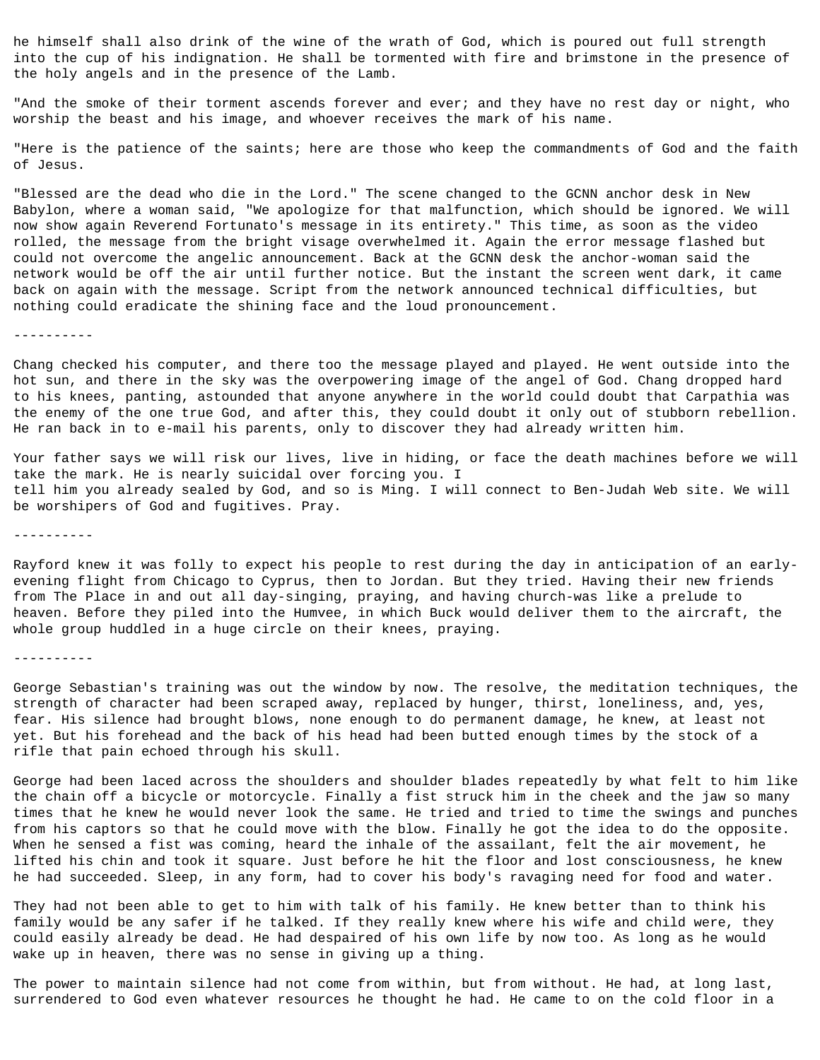he himself shall also drink of the wine of the wrath of God, which is poured out full strength into the cup of his indignation. He shall be tormented with fire and brimstone in the presence of the holy angels and in the presence of the Lamb.

"And the smoke of their torment ascends forever and ever; and they have no rest day or night, who worship the beast and his image, and whoever receives the mark of his name.

"Here is the patience of the saints; here are those who keep the commandments of God and the faith of Jesus.

"Blessed are the dead who die in the Lord." The scene changed to the GCNN anchor desk in New Babylon, where a woman said, "We apologize for that malfunction, which should be ignored. We will now show again Reverend Fortunato's message in its entirety." This time, as soon as the video rolled, the message from the bright visage overwhelmed it. Again the error message flashed but could not overcome the angelic announcement. Back at the GCNN desk the anchor-woman said the network would be off the air until further notice. But the instant the screen went dark, it came back on again with the message. Script from the network announced technical difficulties, but nothing could eradicate the shining face and the loud pronouncement.

----------

Chang checked his computer, and there too the message played and played. He went outside into the hot sun, and there in the sky was the overpowering image of the angel of God. Chang dropped hard to his knees, panting, astounded that anyone anywhere in the world could doubt that Carpathia was the enemy of the one true God, and after this, they could doubt it only out of stubborn rebellion. He ran back in to e-mail his parents, only to discover they had already written him.

Your father says we will risk our lives, live in hiding, or face the death machines before we will take the mark. He is nearly suicidal over forcing you. I tell him you already sealed by God, and so is Ming. I will connect to Ben-Judah Web site. We will be worshipers of God and fugitives. Pray.

----------

Rayford knew it was folly to expect his people to rest during the day in anticipation of an early-evening flight from Chicago to Cyprus, then to Jordan. But they tried. Having their new friends from The Place in and out all day-singing, praying, and having church-was like a prelude to heaven. Before they piled into the Humvee, in which Buck would deliver them to the aircraft, the whole group huddled in a huge circle on their knees, praying.

----------

George Sebastian's training was out the window by now. The resolve, the meditation techniques, the strength of character had been scraped away, replaced by hunger, thirst, loneliness, and, yes, fear. His silence had brought blows, none enough to do permanent damage, he knew, at least not yet. But his forehead and the back of his head had been butted enough times by the stock of a rifle that pain echoed through his skull.

George had been laced across the shoulders and shoulder blades repeatedly by what felt to him like the chain off a bicycle or motorcycle. Finally a fist struck him in the cheek and the jaw so many times that he knew he would never look the same. He tried and tried to time the swings and punches from his captors so that he could move with the blow. Finally he got the idea to do the opposite. When he sensed a fist was coming, heard the inhale of the assailant, felt the air movement, he lifted his chin and took it square. Just before he hit the floor and lost consciousness, he knew he had succeeded. Sleep, in any form, had to cover his body's ravaging need for food and water.

They had not been able to get to him with talk of his family. He knew better than to think his family would be any safer if he talked. If they really knew where his wife and child were, they could easily already be dead. He had despaired of his own life by now too. As long as he would wake up in heaven, there was no sense in giving up a thing.

The power to maintain silence had not come from within, but from without. He had, at long last, surrendered to God even whatever resources he thought he had. He came to on the cold floor in a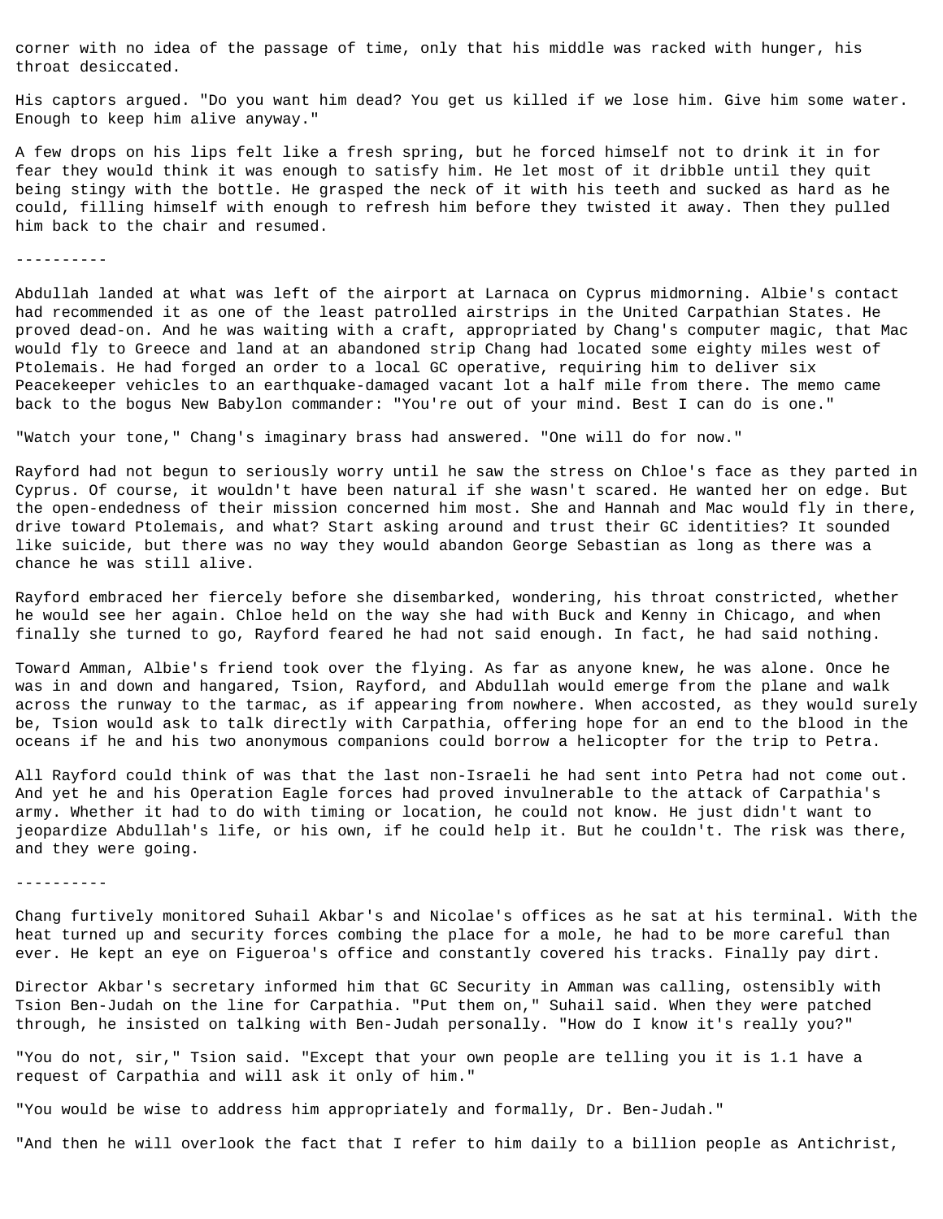corner with no idea of the passage of time, only that his middle was racked with hunger, his throat desiccated.

His captors argued. "Do you want him dead? You get us killed if we lose him. Give him some water. Enough to keep him alive anyway."

A few drops on his lips felt like a fresh spring, but he forced himself not to drink it in for fear they would think it was enough to satisfy him. He let most of it dribble until they quit being stingy with the bottle. He grasped the neck of it with his teeth and sucked as hard as he could, filling himself with enough to refresh him before they twisted it away. Then they pulled him back to the chair and resumed.

----------

Abdullah landed at what was left of the airport at Larnaca on Cyprus midmorning. Albie's contact had recommended it as one of the least patrolled airstrips in the United Carpathian States. He proved dead-on. And he was waiting with a craft, appropriated by Chang's computer magic, that Mac would fly to Greece and land at an abandoned strip Chang had located some eighty miles west of Ptolemais. He had forged an order to a local GC operative, requiring him to deliver six Peacekeeper vehicles to an earthquake-damaged vacant lot a half mile from there. The memo came back to the bogus New Babylon commander: "You're out of your mind. Best I can do is one."

"Watch your tone," Chang's imaginary brass had answered. "One will do for now."

Rayford had not begun to seriously worry until he saw the stress on Chloe's face as they parted in Cyprus. Of course, it wouldn't have been natural if she wasn't scared. He wanted her on edge. But the open-endedness of their mission concerned him most. She and Hannah and Mac would fly in there, drive toward Ptolemais, and what? Start asking around and trust their GC identities? It sounded like suicide, but there was no way they would abandon George Sebastian as long as there was a chance he was still alive.

Rayford embraced her fiercely before she disembarked, wondering, his throat constricted, whether he would see her again. Chloe held on the way she had with Buck and Kenny in Chicago, and when finally she turned to go, Rayford feared he had not said enough. In fact, he had said nothing.

Toward Amman, Albie's friend took over the flying. As far as anyone knew, he was alone. Once he was in and down and hangared, Tsion, Rayford, and Abdullah would emerge from the plane and walk across the runway to the tarmac, as if appearing from nowhere. When accosted, as they would surely be, Tsion would ask to talk directly with Carpathia, offering hope for an end to the blood in the oceans if he and his two anonymous companions could borrow a helicopter for the trip to Petra.

All Rayford could think of was that the last non-Israeli he had sent into Petra had not come out. And yet he and his Operation Eagle forces had proved invulnerable to the attack of Carpathia's army. Whether it had to do with timing or location, he could not know. He just didn't want to jeopardize Abdullah's life, or his own, if he could help it. But he couldn't. The risk was there, and they were going.

----------

Chang furtively monitored Suhail Akbar's and Nicolae's offices as he sat at his terminal. With the heat turned up and security forces combing the place for a mole, he had to be more careful than ever. He kept an eye on Figueroa's office and constantly covered his tracks. Finally pay dirt.

Director Akbar's secretary informed him that GC Security in Amman was calling, ostensibly with Tsion Ben-Judah on the line for Carpathia. "Put them on," Suhail said. When they were patched through, he insisted on talking with Ben-Judah personally. "How do I know it's really you?"

"You do not, sir," Tsion said. "Except that your own people are telling you it is 1.1 have a request of Carpathia and will ask it only of him."

"You would be wise to address him appropriately and formally, Dr. Ben-Judah."

"And then he will overlook the fact that I refer to him daily to a billion people as Antichrist,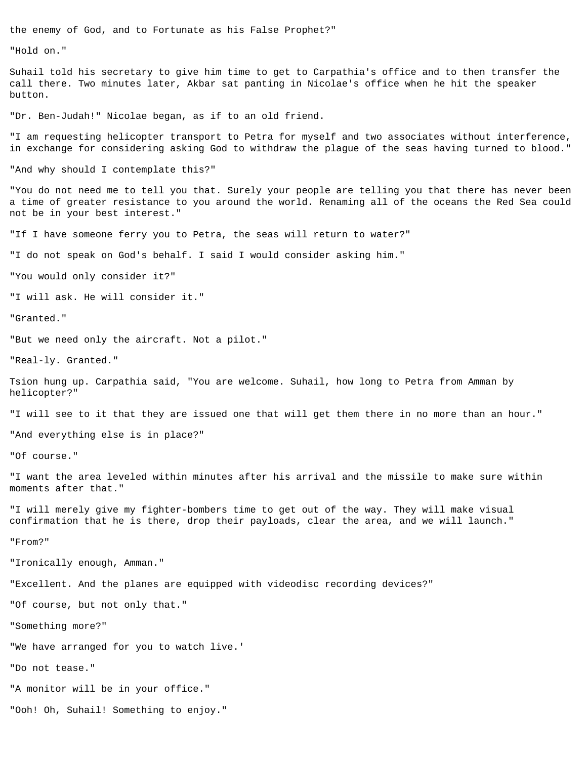the enemy of God, and to Fortunate as his False Prophet?"

"Hold on."

Suhail told his secretary to give him time to get to Carpathia's office and to then transfer the call there. Two minutes later, Akbar sat panting in Nicolae's office when he hit the speaker button.

"Dr. Ben-Judah!" Nicolae began, as if to an old friend.

"I am requesting helicopter transport to Petra for myself and two associates without interference, in exchange for considering asking God to withdraw the plague of the seas having turned to blood."

"And why should I contemplate this?"

"You do not need me to tell you that. Surely your people are telling you that there has never been a time of greater resistance to you around the world. Renaming all of the oceans the Red Sea could not be in your best interest."

"If I have someone ferry you to Petra, the seas will return to water?"

"I do not speak on God's behalf. I said I would consider asking him."

"You would only consider it?"

"I will ask. He will consider it."

"Granted."

"But we need only the aircraft. Not a pilot."

"Real-ly. Granted."

Tsion hung up. Carpathia said, "You are welcome. Suhail, how long to Petra from Amman by helicopter?"

"I will see to it that they are issued one that will get them there in no more than an hour."

"And everything else is in place?"

"Of course."

"I want the area leveled within minutes after his arrival and the missile to make sure within moments after that."

"I will merely give my fighter-bombers time to get out of the way. They will make visual confirmation that he is there, drop their payloads, clear the area, and we will launch."

"From?"

"Ironically enough, Amman."

"Excellent. And the planes are equipped with videodisc recording devices?"

"Of course, but not only that."

"Something more?"

"We have arranged for you to watch live.'

"Do not tease."

"A monitor will be in your office."

"Ooh! Oh, Suhail! Something to enjoy."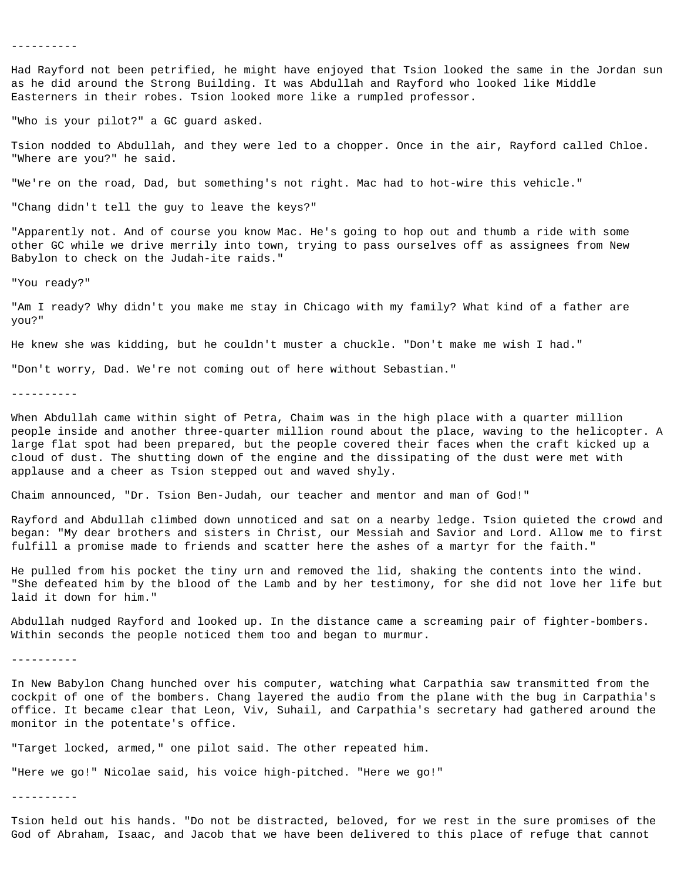----------

Had Rayford not been petrified, he might have enjoyed that Tsion looked the same in the Jordan sun as he did around the Strong Building. It was Abdullah and Rayford who looked like Middle Easterners in their robes. Tsion looked more like a rumpled professor.

"Who is your pilot?" a GC guard asked.

Tsion nodded to Abdullah, and they were led to a chopper. Once in the air, Rayford called Chloe. "Where are you?" he said.

"We're on the road, Dad, but something's not right. Mac had to hot-wire this vehicle."

"Chang didn't tell the guy to leave the keys?"

"Apparently not. And of course you know Mac. He's going to hop out and thumb a ride with some other GC while we drive merrily into town, trying to pass ourselves off as assignees from New Babylon to check on the Judah-ite raids."

"You ready?"

"Am I ready? Why didn't you make me stay in Chicago with my family? What kind of a father are you?"

He knew she was kidding, but he couldn't muster a chuckle. "Don't make me wish I had."

"Don't worry, Dad. We're not coming out of here without Sebastian."

----------

When Abdullah came within sight of Petra, Chaim was in the high place with a quarter million people inside and another three-quarter million round about the place, waving to the helicopter. A large flat spot had been prepared, but the people covered their faces when the craft kicked up a cloud of dust. The shutting down of the engine and the dissipating of the dust were met with applause and a cheer as Tsion stepped out and waved shyly.

Chaim announced, "Dr. Tsion Ben-Judah, our teacher and mentor and man of God!"

Rayford and Abdullah climbed down unnoticed and sat on a nearby ledge. Tsion quieted the crowd and began: "My dear brothers and sisters in Christ, our Messiah and Savior and Lord. Allow me to first fulfill a promise made to friends and scatter here the ashes of a martyr for the faith."

He pulled from his pocket the tiny urn and removed the lid, shaking the contents into the wind. "She defeated him by the blood of the Lamb and by her testimony, for she did not love her life but laid it down for him."

Abdullah nudged Rayford and looked up. In the distance came a screaming pair of fighter-bombers. Within seconds the people noticed them too and began to murmur.

----------

In New Babylon Chang hunched over his computer, watching what Carpathia saw transmitted from the cockpit of one of the bombers. Chang layered the audio from the plane with the bug in Carpathia's office. It became clear that Leon, Viv, Suhail, and Carpathia's secretary had gathered around the monitor in the potentate's office.

"Target locked, armed," one pilot said. The other repeated him.

"Here we go!" Nicolae said, his voice high-pitched. "Here we go!"

----------

Tsion held out his hands. "Do not be distracted, beloved, for we rest in the sure promises of the God of Abraham, Isaac, and Jacob that we have been delivered to this place of refuge that cannot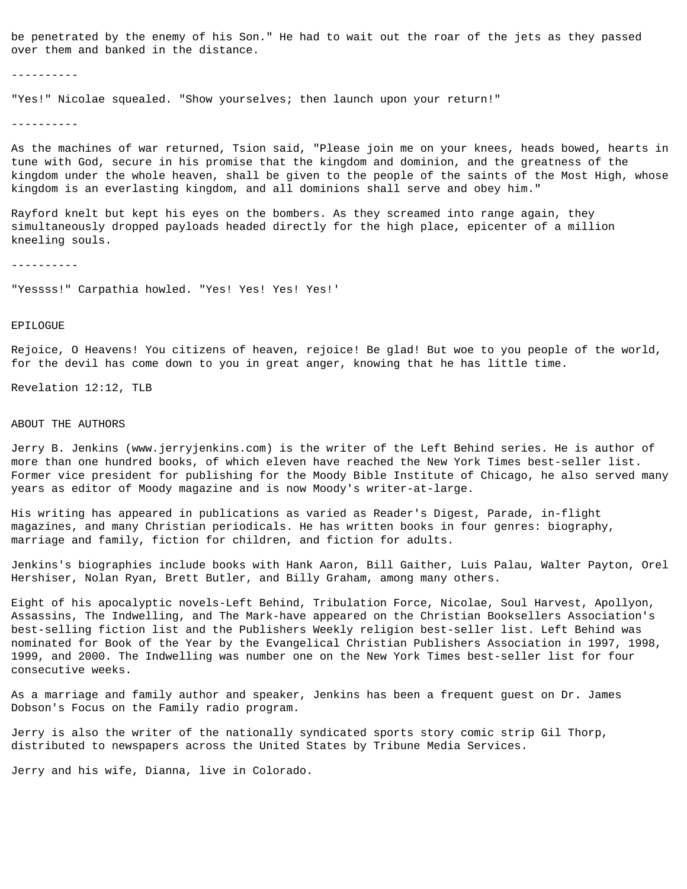be penetrated by the enemy of his Son." He had to wait out the roar of the jets as they passed over them and banked in the distance.

----------

"Yes!" Nicolae squealed. "Show yourselves; then launch upon your return!"

----------

As the machines of war returned, Tsion said, "Please join me on your knees, heads bowed, hearts in tune with God, secure in his promise that the kingdom and dominion, and the greatness of the kingdom under the whole heaven, shall be given to the people of the saints of the Most High, whose kingdom is an everlasting kingdom, and all dominions shall serve and obey him."

Rayford knelt but kept his eyes on the bombers. As they screamed into range again, they simultaneously dropped payloads headed directly for the high place, epicenter of a million kneeling souls.

----------

"Yessss!" Carpathia howled. "Yes! Yes! Yes! Yes!'

## EPILOGUE

Rejoice, O Heavens! You citizens of heaven, rejoice! Be glad! But woe to you people of the world, for the devil has come down to you in great anger, knowing that he has little time.

Revelation 12:12, TLB

## ABOUT THE AUTHORS

Jerry B. Jenkins (www.jerryjenkins.com) is the writer of the Left Behind series. He is author of more than one hundred books, of which eleven have reached the New York Times best-seller list. Former vice president for publishing for the Moody Bible Institute of Chicago, he also served many years as editor of Moody magazine and is now Moody's writer-at-large.

His writing has appeared in publications as varied as Reader's Digest, Parade, in-flight magazines, and many Christian periodicals. He has written books in four genres: biography, marriage and family, fiction for children, and fiction for adults.

Jenkins's biographies include books with Hank Aaron, Bill Gaither, Luis Palau, Walter Payton, Orel Hershiser, Nolan Ryan, Brett Butler, and Billy Graham, among many others.

Eight of his apocalyptic novels-Left Behind, Tribulation Force, Nicolae, Soul Harvest, Apollyon, Assassins, The Indwelling, and The Mark-have appeared on the Christian Booksellers Association's best-selling fiction list and the Publishers Weekly religion best-seller list. Left Behind was nominated for Book of the Year by the Evangelical Christian Publishers Association in 1997, 1998, 1999, and 2000. The Indwelling was number one on the New York Times best-seller list for four consecutive weeks.

As a marriage and family author and speaker, Jenkins has been a frequent guest on Dr. James Dobson's Focus on the Family radio program.

Jerry is also the writer of the nationally syndicated sports story comic strip Gil Thorp, distributed to newspapers across the United States by Tribune Media Services.

Jerry and his wife, Dianna, live in Colorado.